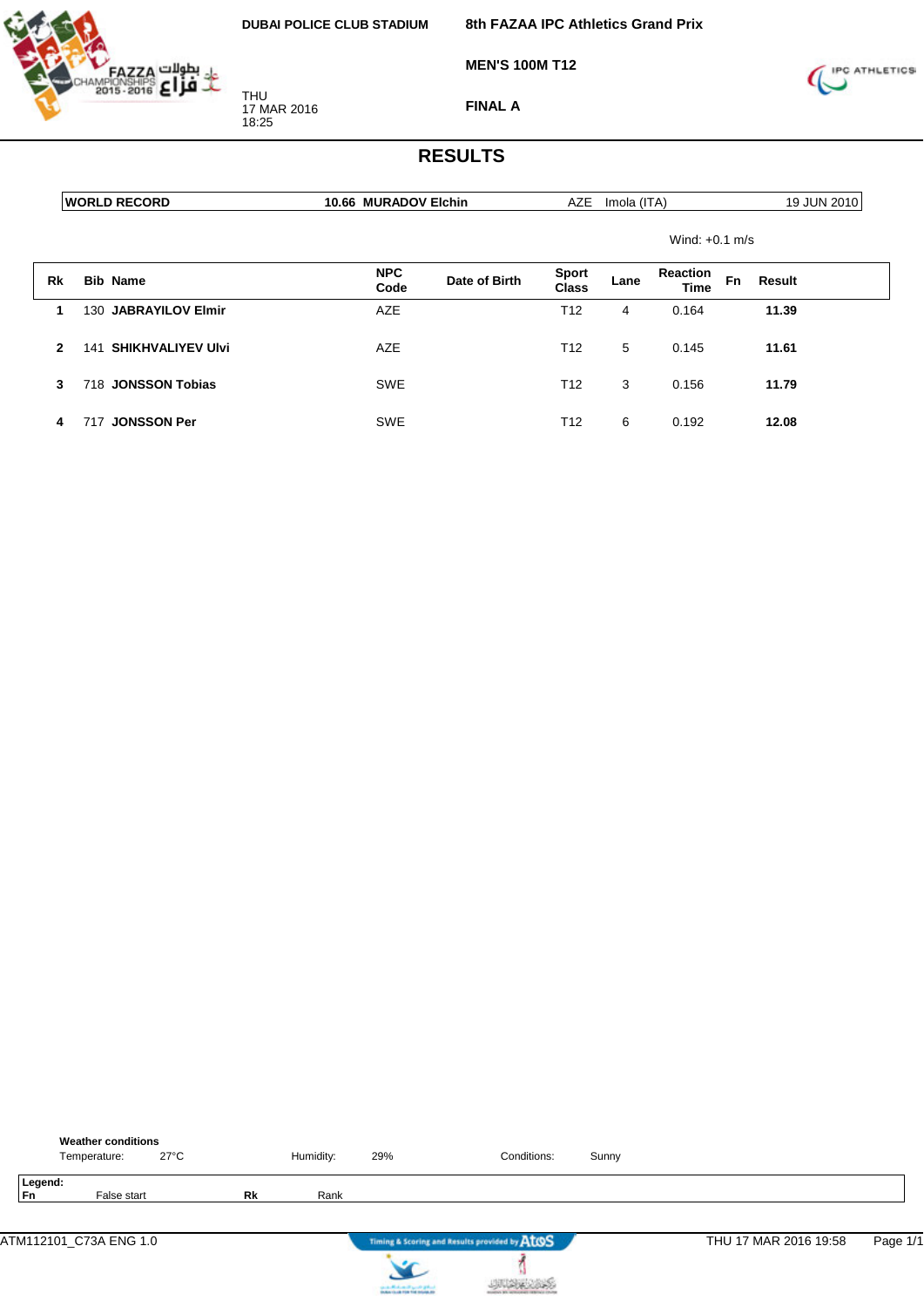DUBAI POLICE CLUB STADIUM

THU
17 MAR 2016
18:25

**8th FAZAA IPC Athletics Grand Prix**

**MEN'S 100M T12**

**FINAL A**

# RESULTS

| WORLD RECORD | 10.66 MURADOV Elchin | AZE | Imola (ITA) | 19 JUN 2010 |
|---|---|---|---|---|

Wind: +0.1 m/s

| Rk | Bib | Name | NPC Code | Date of Birth | Sport Class | Lane | Reaction Time | Fn | Result |
|---|---|---|---|---|---|---|---|---|---|
| 1 | 130 | **JABRAYILOV Elmir** | AZE | | T12 | 4 | 0.164 | | **11.39** |
| 2 | 141 | **SHIKHVALIYEV Ulvi** | AZE | | T12 | 5 | 0.145 | | **11.61** |
| 3 | 718 | **JONSSON Tobias** | SWE | | T12 | 3 | 0.156 | | **11.79** |
| 4 | 717 | **JONSSON Per** | SWE | | T12 | 6 | 0.192 | | **12.08** |

**Weather conditions**

Temperature: 27°C Humidity: 29% Conditions: Sunny

**Legend:**
**Fn** False start **Rk** Rank

ATM112101_C73A ENG 1.0 THU 17 MAR 2016 19:58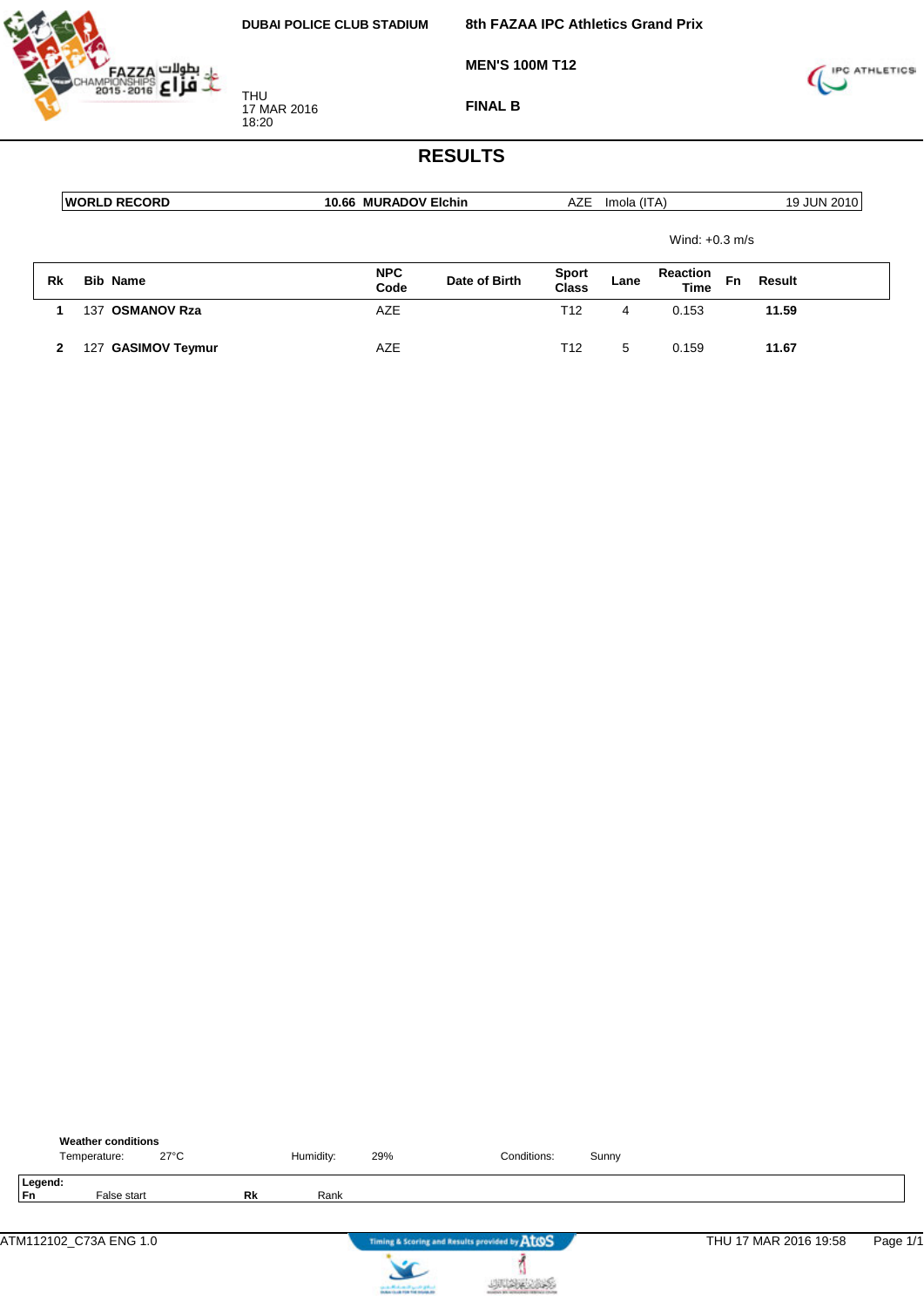**DUBAI POLICE CLUB STADIUM**

THU
17 MAR 2016
18:20

**8th FAZAA IPC Athletics Grand Prix**

**MEN'S 100M T12**

**FINAL B**

# RESULTS

| WORLD RECORD | 10.66 MURADOV Elchin | AZE | Imola (ITA) | 19 JUN 2010 |
|---|---|---|---|---|

Wind: +0.3 m/s

| Rk | Bib | Name | NPC Code | Date of Birth | Sport Class | Lane | Reaction Time | Fn | Result |
|---|---|---|---|---|---|---|---|---|---|
| 1 | 137 | **OSMANOV Rza** | AZE | | T12 | 4 | 0.153 | | **11.59** |
| 2 | 127 | **GASIMOV Teymur** | AZE | | T12 | 5 | 0.159 | | **11.67** |

**Weather conditions**

Temperature: 27°C Humidity: 29% Conditions: Sunny

**Legend:**

| | | | |
|---|---|---|---|
| **Fn** | False start | **Rk** | Rank |

ATM112102_C73A ENG 1.0 THU 17 MAR 2016 19:58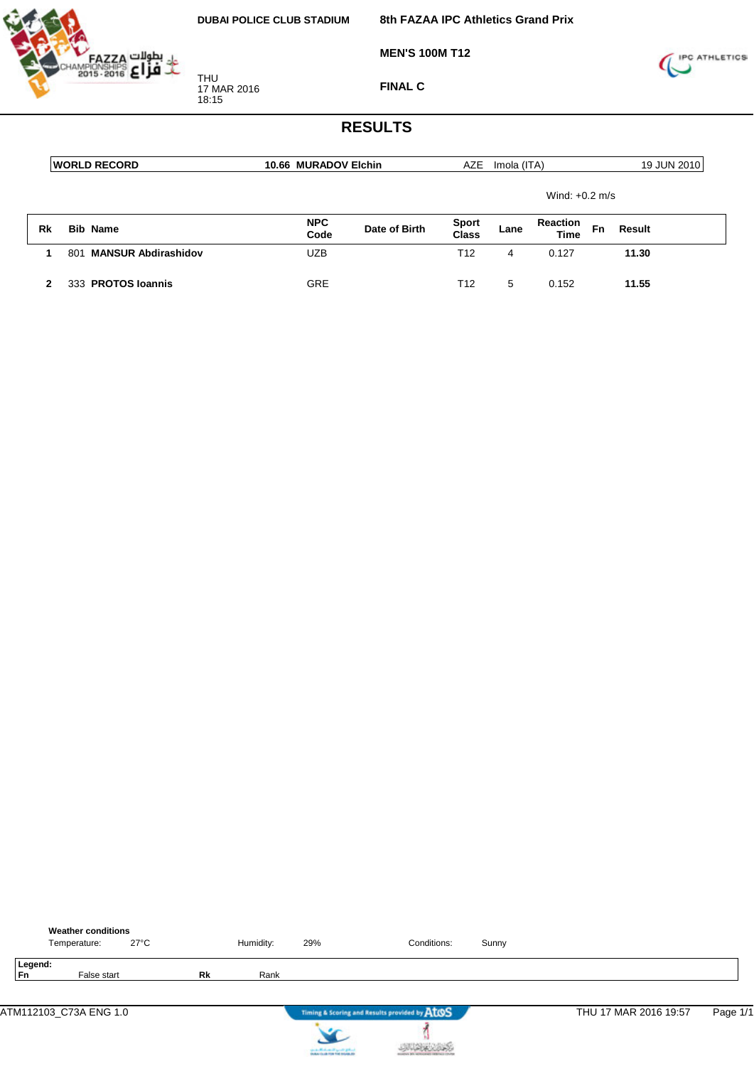DUBAI POLICE CLUB STADIUM

THU
17 MAR 2016
18:15

**8th FAZAA IPC Athletics Grand Prix**

**MEN'S 100M T12**

**FINAL C**

# RESULTS

| WORLD RECORD | 10.66 MURADOV Elchin | AZE | Imola (ITA) | 19 JUN 2010 |
|---|---|---|---|---|

Wind: +0.2 m/s

| Rk | Bib | Name | NPC Code | Date of Birth | Sport Class | Lane | Reaction Time | Fn | Result |
|---|---|---|---|---|---|---|---|---|---|
| 1 | 801 | MANSUR Abdirashidov | UZB | | T12 | 4 | 0.127 | | 11.30 |
| 2 | 333 | PROTOS Ioannis | GRE | | T12 | 5 | 0.152 | | 11.55 |

**Weather conditions**

Temperature: 27°C    Humidity: 29%    Conditions: Sunny

**Legend:**

| Fn | False start | Rk | Rank |
|---|---|---|---|

ATM112103_C73A ENG 1.0    Timing & Scoring and Results provided by AtoS    THU 17 MAR 2016 19:57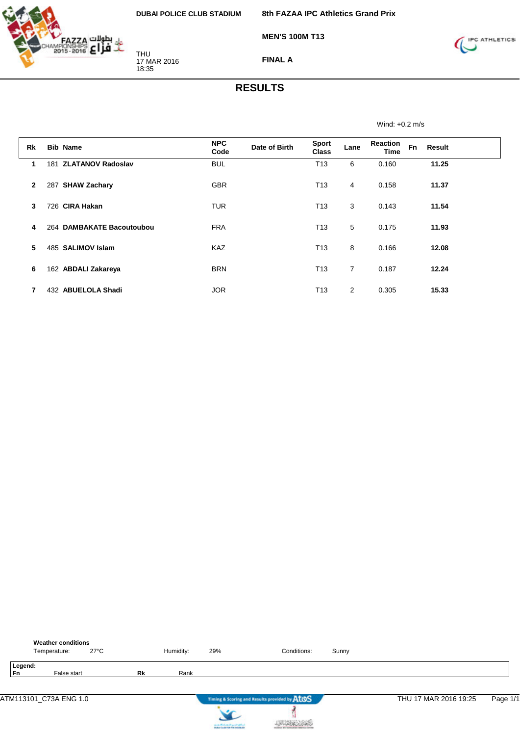DUBAI POLICE CLUB STADIUM

THU
17 MAR 2016
18:35

**8th FAZAA IPC Athletics Grand Prix**

**MEN'S 100M T13**

**FINAL A**

# RESULTS

Wind: +0.2 m/s

| Rk | Bib | Name | NPC Code | Date of Birth | Sport Class | Lane | Reaction Time | Fn | Result |
|---|---|---|---|---|---|---|---|---|---|
| 1 | 181 | **ZLATANOV Radoslav** | BUL | | T13 | 6 | 0.160 | | **11.25** |
| 2 | 287 | **SHAW Zachary** | GBR | | T13 | 4 | 0.158 | | **11.37** |
| 3 | 726 | **CIRA Hakan** | TUR | | T13 | 3 | 0.143 | | **11.54** |
| 4 | 264 | **DAMBAKATE Bacoutoubou** | FRA | | T13 | 5 | 0.175 | | **11.93** |
| 5 | 485 | **SALIMOV Islam** | KAZ | | T13 | 8 | 0.166 | | **12.08** |
| 6 | 162 | **ABDALI Zakareya** | BRN | | T13 | 7 | 0.187 | | **12.24** |
| 7 | 432 | **ABUELOLA Shadi** | JOR | | T13 | 2 | 0.305 | | **15.33** |

**Weather conditions**

Temperature: 27°C    Humidity: 29%    Conditions: Sunny

**Legend:**

**Fn** False start    **Rk** Rank

ATM113101_C73A ENG 1.0    Timing & Scoring and Results provided by Atos    THU 17 MAR 2016 19:25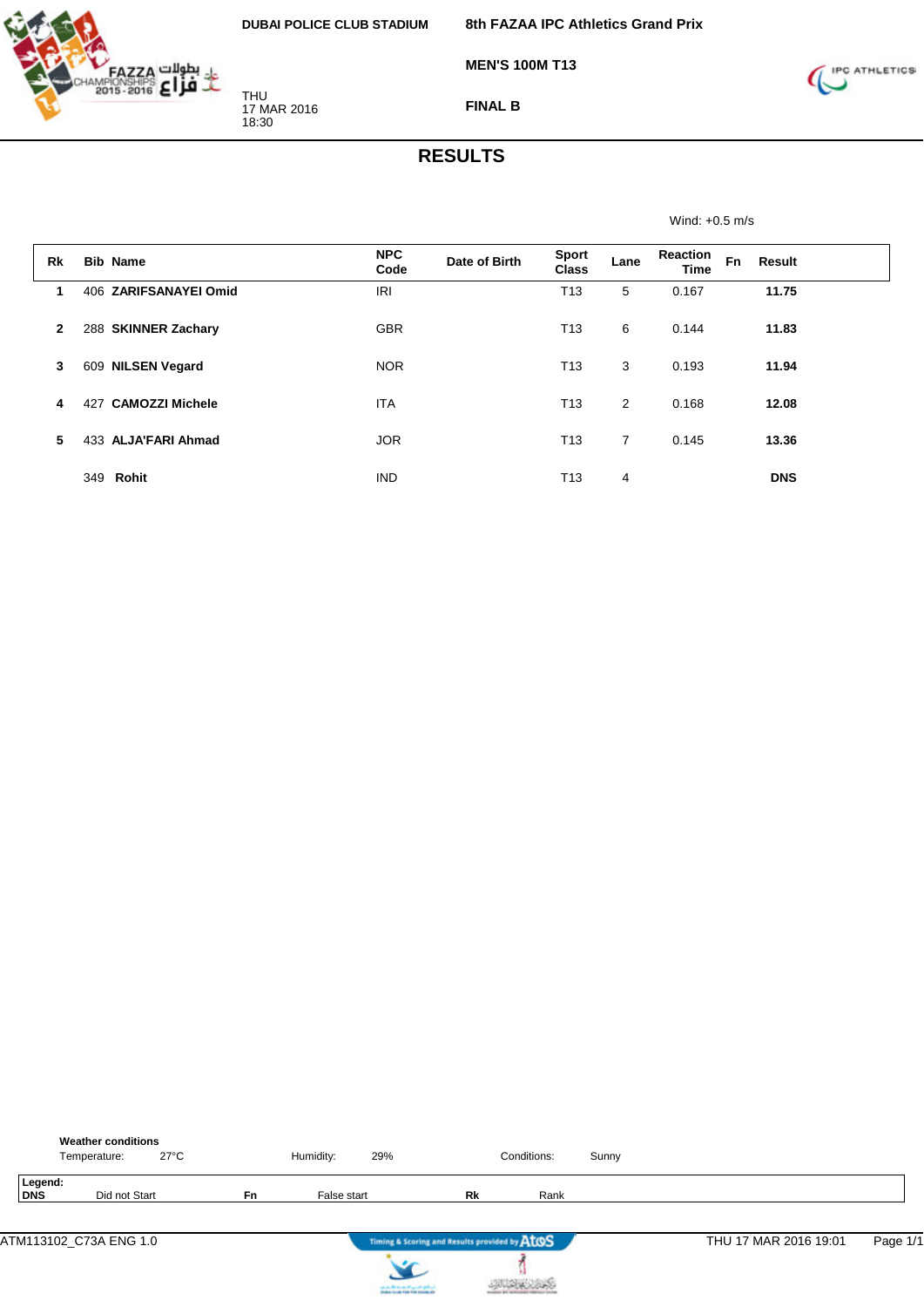DUBAI POLICE CLUB STADIUM

THU
17 MAR 2016
18:30

**8th FAZAA IPC Athletics Grand Prix**

**MEN'S 100M T13**

**FINAL B**

# RESULTS

Wind: +0.5 m/s

| Rk | Bib | Name | NPC Code | Date of Birth | Sport Class | Lane | Reaction Time | Fn | Result |
|---|---|---|---|---|---|---|---|---|---|
| 1 | 406 | **ZARIFSANAYEI Omid** | IRI | | T13 | 5 | 0.167 | | **11.75** |
| 2 | 288 | **SKINNER Zachary** | GBR | | T13 | 6 | 0.144 | | **11.83** |
| 3 | 609 | **NILSEN Vegard** | NOR | | T13 | 3 | 0.193 | | **11.94** |
| 4 | 427 | **CAMOZZI Michele** | ITA | | T13 | 2 | 0.168 | | **12.08** |
| 5 | 433 | **ALJA'FARI Ahmad** | JOR | | T13 | 7 | 0.145 | | **13.36** |
| | 349 | **Rohit** | IND | | T13 | 4 | | | **DNS** |

**Weather conditions**

Temperature: 27°C — Humidity: 29% — Conditions: Sunny

**Legend:**
**DNS** Did not Start — **Fn** False start — **Rk** Rank

ATM113102_C73A ENG 1.0 — THU 17 MAR 2016 19:01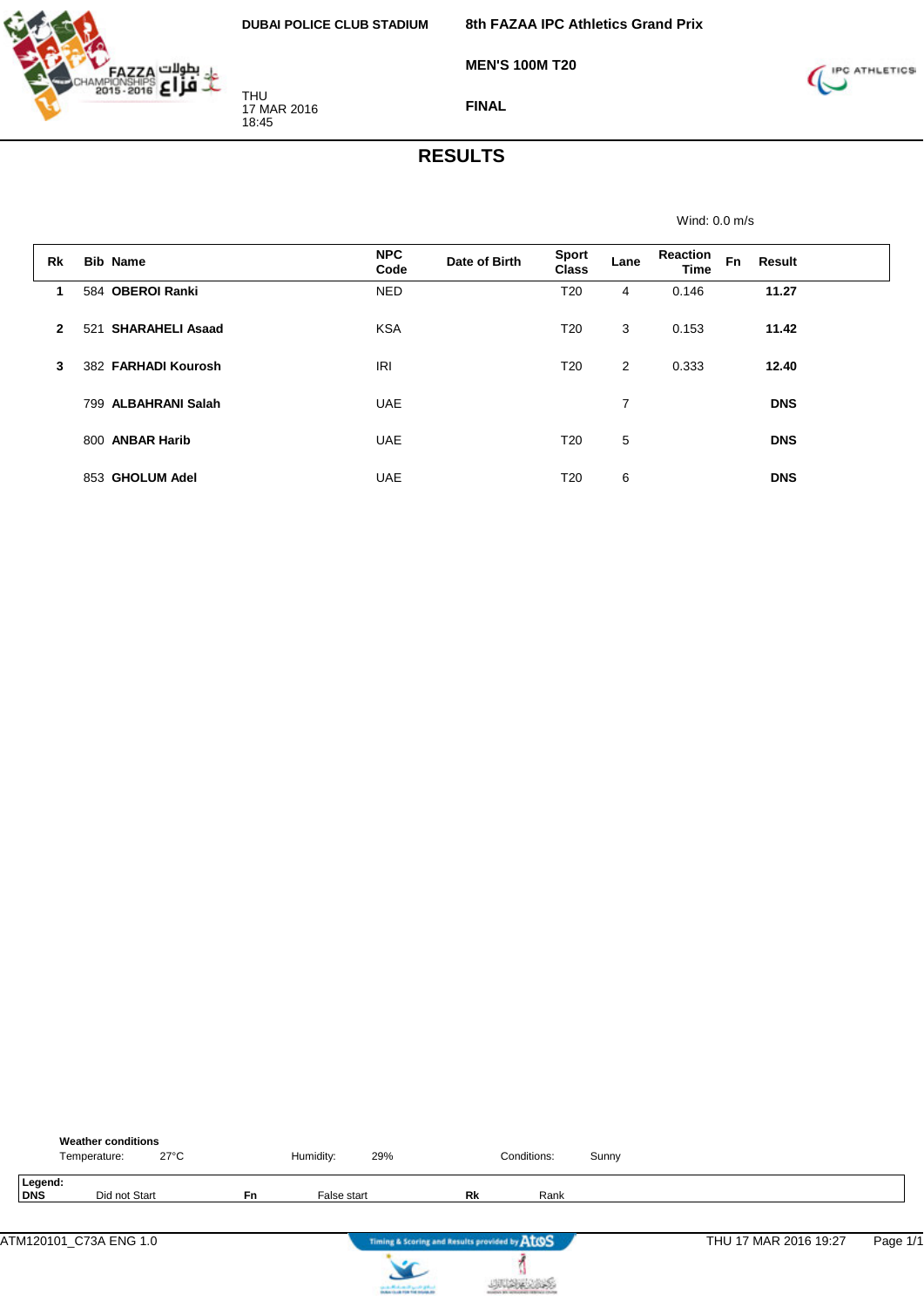DUBAI POLICE CLUB STADIUM

THU
17 MAR 2016
18:45

# 8th FAZAA IPC Athletics Grand Prix

## MEN'S 100M T20

## FINAL

# RESULTS

Wind: 0.0 m/s

| Rk | Bib | Name | NPC Code | Date of Birth | Sport Class | Lane | Reaction Time | Fn | Result |
|---|---|---|---|---|---|---|---|---|---|
| 1 | 584 | **OBEROI Ranki** | NED | | T20 | 4 | 0.146 | | **11.27** |
| 2 | 521 | **SHARAHELI Asaad** | KSA | | T20 | 3 | 0.153 | | **11.42** |
| 3 | 382 | **FARHADI Kourosh** | IRI | | T20 | 2 | 0.333 | | **12.40** |
| | 799 | **ALBAHRANI Salah** | UAE | | | 7 | | | **DNS** |
| | 800 | **ANBAR Harib** | UAE | | T20 | 5 | | | **DNS** |
| | 853 | **GHOLUM Adel** | UAE | | T20 | 6 | | | **DNS** |

**Weather conditions**

Temperature: 27°C — Humidity: 29% — Conditions: Sunny

**Legend:**

| | | | | | |
|---|---|---|---|---|---|
| **DNS** | Did not Start | **Fn** | False start | **Rk** | Rank |

ATM120101_C73A ENG 1.0 — Timing & Scoring and Results provided by AtoS — THU 17 MAR 2016 19:27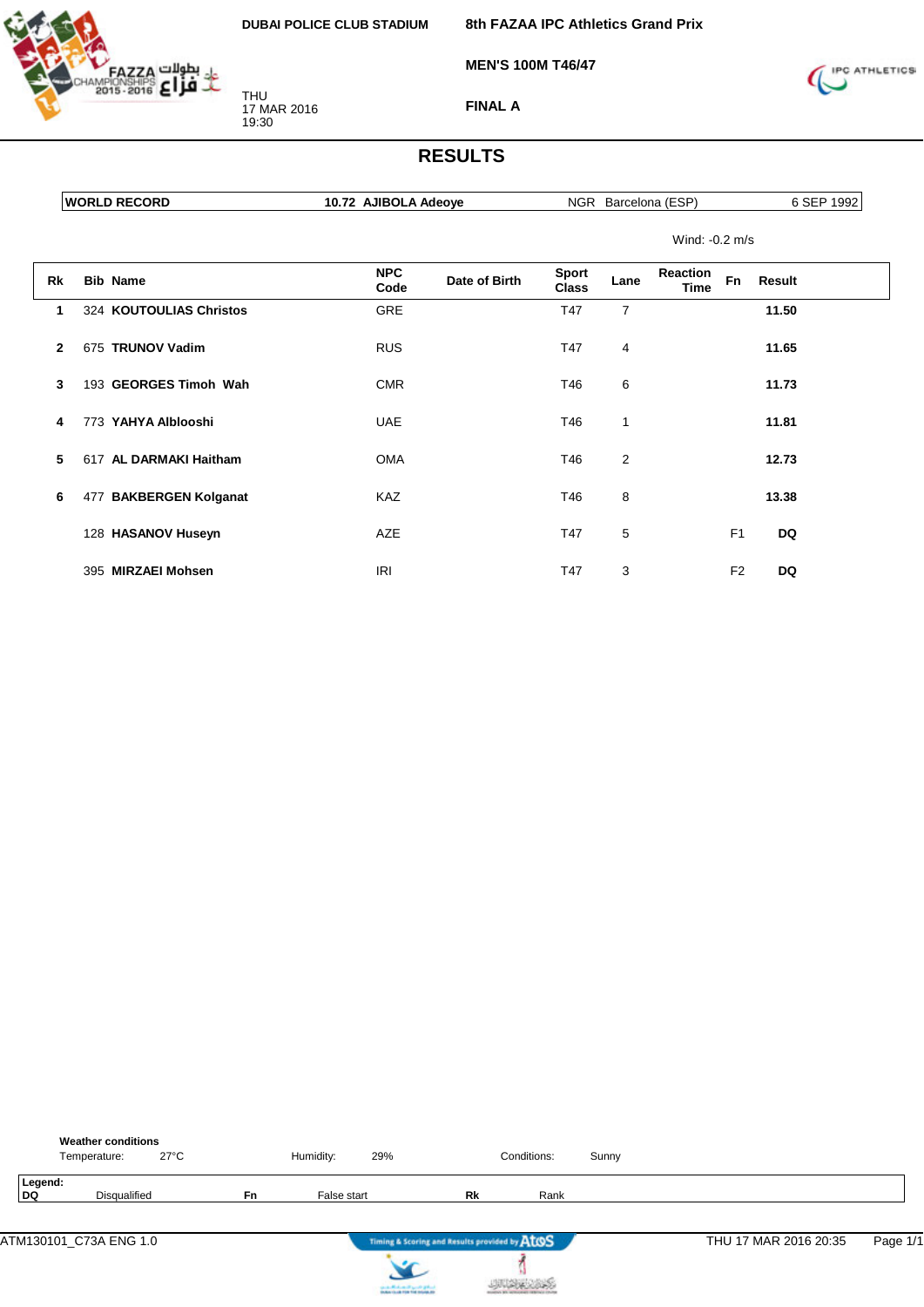DUBAI POLICE CLUB STADIUM

THU
17 MAR 2016
19:30

**8th FAZAA IPC Athletics Grand Prix**

**MEN'S 100M T46/47**

**FINAL A**

# RESULTS

| WORLD RECORD | 10.72 AJIBOLA Adeoye | NGR Barcelona (ESP) | 6 SEP 1992 |
|---|---|---|---|

Wind: -0.2 m/s

| Rk | Bib | Name | NPC Code | Date of Birth | Sport Class | Lane | Reaction Time | Fn | Result |
|---|---|---|---|---|---|---|---|---|---|
| 1 | 324 | **KOUTOULIAS Christos** | GRE | | T47 | 7 | | | **11.50** |
| 2 | 675 | **TRUNOV Vadim** | RUS | | T47 | 4 | | | **11.65** |
| 3 | 193 | **GEORGES Timoh Wah** | CMR | | T46 | 6 | | | **11.73** |
| 4 | 773 | **YAHYA Alblooshi** | UAE | | T46 | 1 | | | **11.81** |
| 5 | 617 | **AL DARMAKI Haitham** | OMA | | T46 | 2 | | | **12.73** |
| 6 | 477 | **BAKBERGEN Kolganat** | KAZ | | T46 | 8 | | | **13.38** |
| | 128 | **HASANOV Huseyn** | AZE | | T47 | 5 | | F1 | **DQ** |
| | 395 | **MIRZAEI Mohsen** | IRI | | T47 | 3 | | F2 | **DQ** |

**Weather conditions**

Temperature: 27°C    Humidity: 29%    Conditions: Sunny

**Legend:**

| DQ | Disqualified | Fn | False start | Rk | Rank |
|---|---|---|---|---|---|

ATM130101_C73A ENG 1.0    Timing & Scoring and Results provided by AtoS    THU 17 MAR 2016 20:35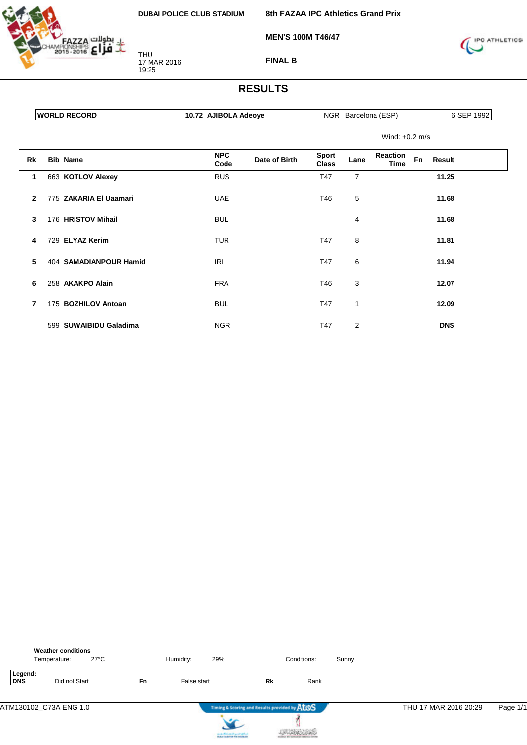DUBAI POLICE CLUB STADIUM

**8th FAZAA IPC Athletics Grand Prix**

**MEN'S 100M T46/47**

**FINAL B**

THU
17 MAR 2016
19:25

# RESULTS

| WORLD RECORD | 10.72 AJIBOLA Adeoye | NGR Barcelona (ESP) | 6 SEP 1992 |
|---|---|---|---|

Wind: +0.2 m/s

| Rk | Bib | Name | NPC Code | Date of Birth | Sport Class | Lane | Reaction Time | Fn | Result |
|---|---|---|---|---|---|---|---|---|---|
| 1 | 663 | **KOTLOV Alexey** | RUS | | T47 | 7 | | | **11.25** |
| 2 | 775 | **ZAKARIA El Uaamari** | UAE | | T46 | 5 | | | **11.68** |
| 3 | 176 | **HRISTOV Mihail** | BUL | | | 4 | | | **11.68** |
| 4 | 729 | **ELYAZ Kerim** | TUR | | T47 | 8 | | | **11.81** |
| 5 | 404 | **SAMADIANPOUR Hamid** | IRI | | T47 | 6 | | | **11.94** |
| 6 | 258 | **AKAKPO Alain** | FRA | | T46 | 3 | | | **12.07** |
| 7 | 175 | **BOZHILOV Antoan** | BUL | | T47 | 1 | | | **12.09** |
| | 599 | **SUWAIBIDU Galadima** | NGR | | T47 | 2 | | | **DNS** |

**Weather conditions**

Temperature: 27°C Humidity: 29% Conditions: Sunny

**Legend:**

| | | | | | |
|---|---|---|---|---|---|
| **DNS** | Did not Start | **Fn** | False start | **Rk** | Rank |

ATM130102_C73A ENG 1.0 THU 17 MAR 2016 20:29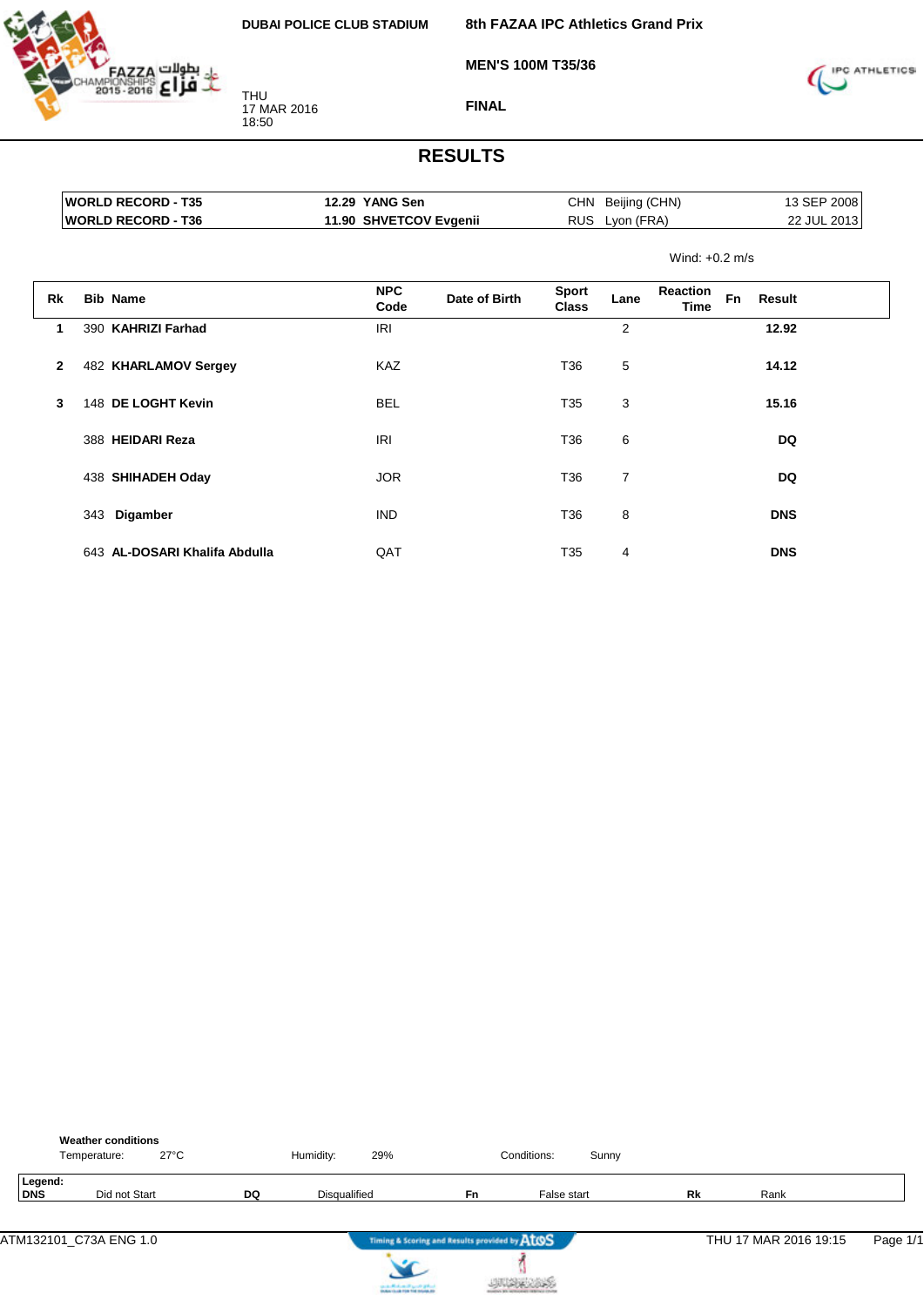DUBAI POLICE CLUB STADIUM

**8th FAZAA IPC Athletics Grand Prix**

**MEN'S 100M T35/36**

**FINAL**

THU
17 MAR 2016
18:50

# RESULTS

| | | | | |
|---|---|---|---|---|
| WORLD RECORD - T35 | 12.29 YANG Sen | CHN | Beijing (CHN) | 13 SEP 2008 |
| WORLD RECORD - T36 | 11.90 SHVETCOV Evgenii | RUS | Lyon (FRA) | 22 JUL 2013 |

Wind: +0.2 m/s

| Rk | Bib | Name | NPC Code | Date of Birth | Sport Class | Lane | Reaction Time | Fn | Result |
|---|---|---|---|---|---|---|---|---|---|
| 1 | 390 | KAHRIZI Farhad | IRI | | | 2 | | | 12.92 |
| 2 | 482 | KHARLAMOV Sergey | KAZ | | T36 | 5 | | | 14.12 |
| 3 | 148 | DE LOGHT Kevin | BEL | | T35 | 3 | | | 15.16 |
| | 388 | HEIDARI Reza | IRI | | T36 | 6 | | | DQ |
| | 438 | SHIHADEH Oday | JOR | | T36 | 7 | | | DQ |
| | 343 | Digamber | IND | | T36 | 8 | | | DNS |
| | 643 | AL-DOSARI Khalifa Abdulla | QAT | | T35 | 4 | | | DNS |

**Weather conditions**

Temperature: 27°C  Humidity: 29%  Conditions: Sunny

**Legend:**

| | | | | | | | |
|---|---|---|---|---|---|---|---|
| **DNS** | Did not Start | **DQ** | Disqualified | **Fn** | False start | **Rk** | Rank |

ATM132101_C73A ENG 1.0  THU 17 MAR 2016 19:15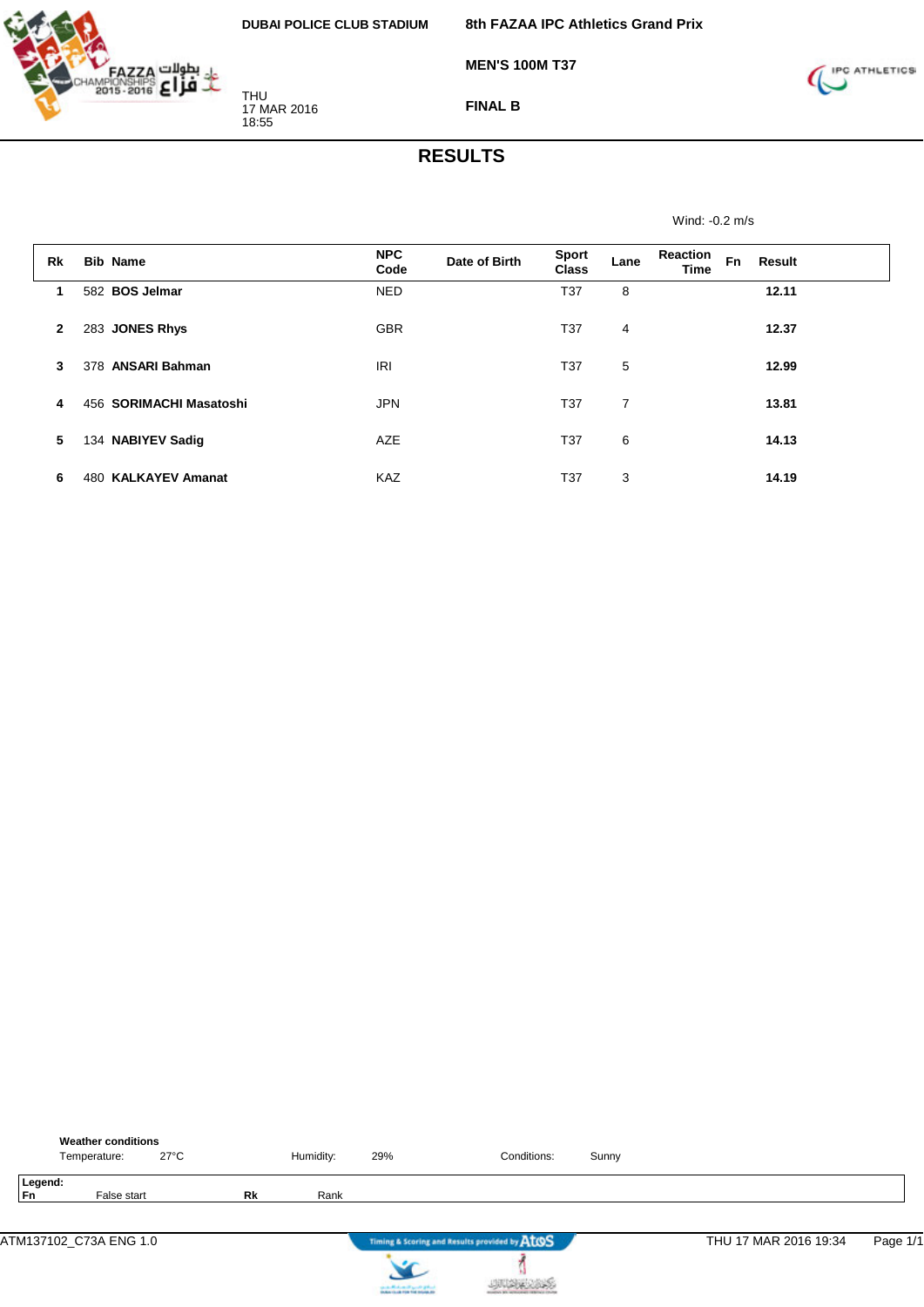DUBAI POLICE CLUB STADIUM

**8th FAZAA IPC Athletics Grand Prix**

**MEN'S 100M T37**

**FINAL B**

THU
17 MAR 2016
18:55

# RESULTS

Wind: -0.2 m/s

| Rk | Bib | Name | NPC Code | Date of Birth | Sport Class | Lane | Reaction Time | Fn | Result |
|---|---|---|---|---|---|---|---|---|---|
| 1 | 582 | **BOS Jelmar** | NED | | T37 | 8 | | | **12.11** |
| 2 | 283 | **JONES Rhys** | GBR | | T37 | 4 | | | **12.37** |
| 3 | 378 | **ANSARI Bahman** | IRI | | T37 | 5 | | | **12.99** |
| 4 | 456 | **SORIMACHI Masatoshi** | JPN | | T37 | 7 | | | **13.81** |
| 5 | 134 | **NABIYEV Sadig** | AZE | | T37 | 6 | | | **14.13** |
| 6 | 480 | **KALKAYEV Amanat** | KAZ | | T37 | 3 | | | **14.19** |

**Weather conditions**

Temperature: 27°C   Humidity: 29%   Conditions: Sunny

**Legend:**

| | | | |
|---|---|---|---|
| **Fn** | False start | **Rk** | Rank |

ATM137102_C73A ENG 1.0   THU 17 MAR 2016 19:34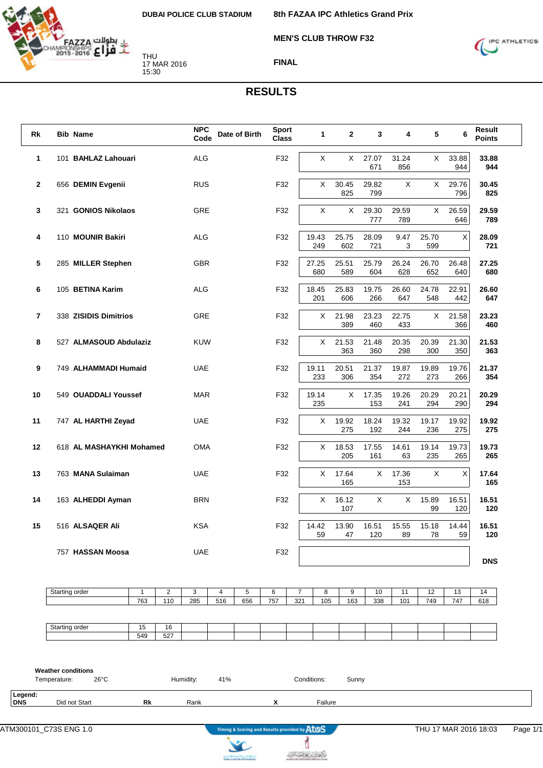DUBAI POLICE CLUB STADIUM

THU
17 MAR 2016
15:30

**8th FAZAA IPC Athletics Grand Prix**

**MEN'S CLUB THROW F32**

**FINAL**

# RESULTS

| Rk | Bib | Name | NPC Code | Date of Birth | Sport Class | 1 | 2 | 3 | 4 | 5 | 6 | Result Points |
|---|---|---|---|---|---|---|---|---|---|---|---|---|
| 1 | 101 | **BAHLAZ Lahouari** | ALG | | F32 | X | X | 27.07 671 | 31.24 856 | X | 33.88 944 | **33.88 944** |
| 2 | 656 | **DEMIN Evgenii** | RUS | | F32 | X | 30.45 825 | 29.82 799 | X | X | 29.76 796 | **30.45 825** |
| 3 | 321 | **GONIOS Nikolaos** | GRE | | F32 | X | X | 29.30 777 | 29.59 789 | X | 26.59 646 | **29.59 789** |
| 4 | 110 | **MOUNIR Bakiri** | ALG | | F32 | 19.43 249 | 25.75 602 | 28.09 721 | 9.47 3 | 25.70 599 | X | **28.09 721** |
| 5 | 285 | **MILLER Stephen** | GBR | | F32 | 27.25 680 | 25.51 589 | 25.79 604 | 26.24 628 | 26.70 652 | 26.48 640 | **27.25 680** |
| 6 | 105 | **BETINA Karim** | ALG | | F32 | 18.45 201 | 25.83 606 | 19.75 266 | 26.60 647 | 24.78 548 | 22.91 442 | **26.60 647** |
| 7 | 338 | **ZISIDIS Dimitrios** | GRE | | F32 | X | 21.98 389 | 23.23 460 | 22.75 433 | X | 21.58 366 | **23.23 460** |
| 8 | 527 | **ALMASOUD Abdulaziz** | KUW | | F32 | X | 21.53 363 | 21.48 360 | 20.35 298 | 20.39 300 | 21.30 350 | **21.53 363** |
| 9 | 749 | **ALHAMMADI Humaid** | UAE | | F32 | 19.11 233 | 20.51 306 | 21.37 354 | 19.87 272 | 19.89 273 | 19.76 266 | **21.37 354** |
| 10 | 549 | **OUADDALI Youssef** | MAR | | F32 | 19.14 235 | X | 17.35 153 | 19.26 241 | 20.29 294 | 20.21 290 | **20.29 294** |
| 11 | 747 | **AL HARTHI Zeyad** | UAE | | F32 | X | 19.92 275 | 18.24 192 | 19.32 244 | 19.17 236 | 19.92 275 | **19.92 275** |
| 12 | 618 | **AL MASHAYKHI Mohamed** | OMA | | F32 | X | 18.53 205 | 17.55 161 | 14.61 63 | 19.14 235 | 19.73 265 | **19.73 265** |
| 13 | 763 | **MANA Sulaiman** | UAE | | F32 | X | 17.64 165 | X | 17.36 153 | X | X | **17.64 165** |
| 14 | 163 | **ALHEDDI Ayman** | BRN | | F32 | X | 16.12 107 | X | X | 15.89 99 | 16.51 120 | **16.51 120** |
| 15 | 516 | **ALSAQER Ali** | KSA | | F32 | 14.42 59 | 13.90 47 | 16.51 120 | 15.55 89 | 15.18 78 | 14.44 59 | **16.51 120** |
| | 757 | **HASSAN Moosa** | UAE | | F32 | | | | | | | **DNS** |

| Starting order | 1 | 2 | 3 | 4 | 5 | 6 | 7 | 8 | 9 | 10 | 11 | 12 | 13 | 14 |
|---|---|---|---|---|---|---|---|---|---|---|---|---|---|---|
| | 763 | 110 | 285 | 516 | 656 | 757 | 321 | 105 | 163 | 338 | 101 | 749 | 747 | 618 |

| Starting order | 15 | 16 |
|---|---|---|
| | 549 | 527 |

**Weather conditions**

Temperature: 26°C    Humidity: 41%    Conditions: Sunny

**Legend:**

| | | | | | |
|---|---|---|---|---|---|
| **DNS** | Did not Start | **Rk** | Rank | **X** | Failure |

ATM300101_C73S ENG 1.0    THU 17 MAR 2016 18:03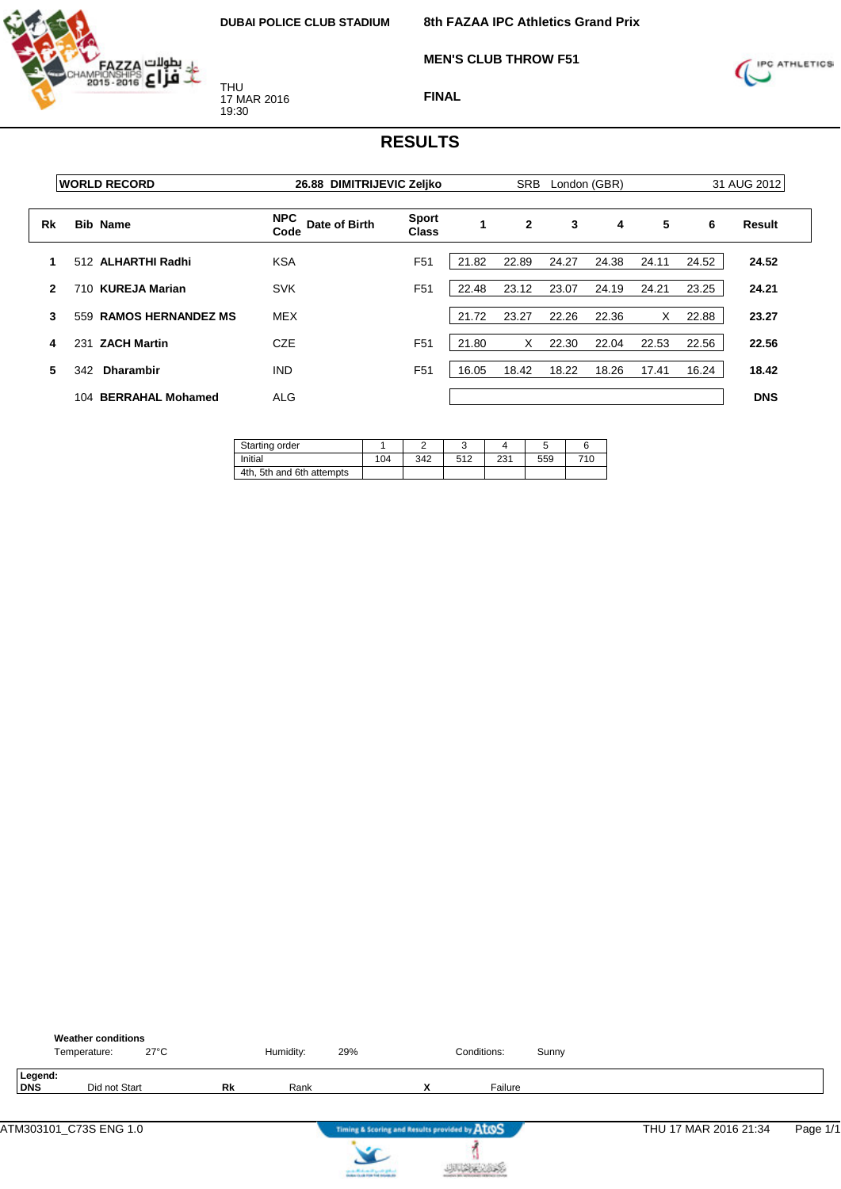DUBAI POLICE CLUB STADIUM

THU
17 MAR 2016
19:30

**8th FAZAA IPC Athletics Grand Prix**

**MEN'S CLUB THROW F51**

**FINAL**

## RESULTS

| WORLD RECORD | 26.88 DIMITRIJEVIC Zeljko | SRB | London (GBR) | 31 AUG 2012 |
|---|---|---|---|---|

| Rk | Bib | Name | NPC Code | Date of Birth | Sport Class | 1 | 2 | 3 | 4 | 5 | 6 | Result |
|---|---|---|---|---|---|---|---|---|---|---|---|---|
| 1 | 512 | **ALHARTHI Radhi** | KSA | | F51 | 21.82 | 22.89 | 24.27 | 24.38 | 24.11 | 24.52 | **24.52** |
| 2 | 710 | **KUREJA Marian** | SVK | | F51 | 22.48 | 23.12 | 23.07 | 24.19 | 24.21 | 23.25 | **24.21** |
| 3 | 559 | **RAMOS HERNANDEZ MS** | MEX | | | 21.72 | 23.27 | 22.26 | 22.36 | X | 22.88 | **23.27** |
| 4 | 231 | **ZACH Martin** | CZE | | F51 | 21.80 | X | 22.30 | 22.04 | 22.53 | 22.56 | **22.56** |
| 5 | 342 | **Dharambir** | IND | | F51 | 16.05 | 18.42 | 18.22 | 18.26 | 17.41 | 16.24 | **18.42** |
| | 104 | **BERRAHAL Mohamed** | ALG | | | | | | | | | **DNS** |

| Starting order | 1 | 2 | 3 | 4 | 5 | 6 |
|---|---|---|---|---|---|---|
| Initial | 104 | 342 | 512 | 231 | 559 | 710 |
| 4th, 5th and 6th attempts | | | | | | |

**Weather conditions**
Temperature: 27°C | Humidity: 29% | Conditions: Sunny

**Legend:**
**DNS** Did not Start | **Rk** Rank | **X** Failure

ATM303101_C73S ENG 1.0 | Timing & Scoring and Results provided by AtoS | THU 17 MAR 2016 21:34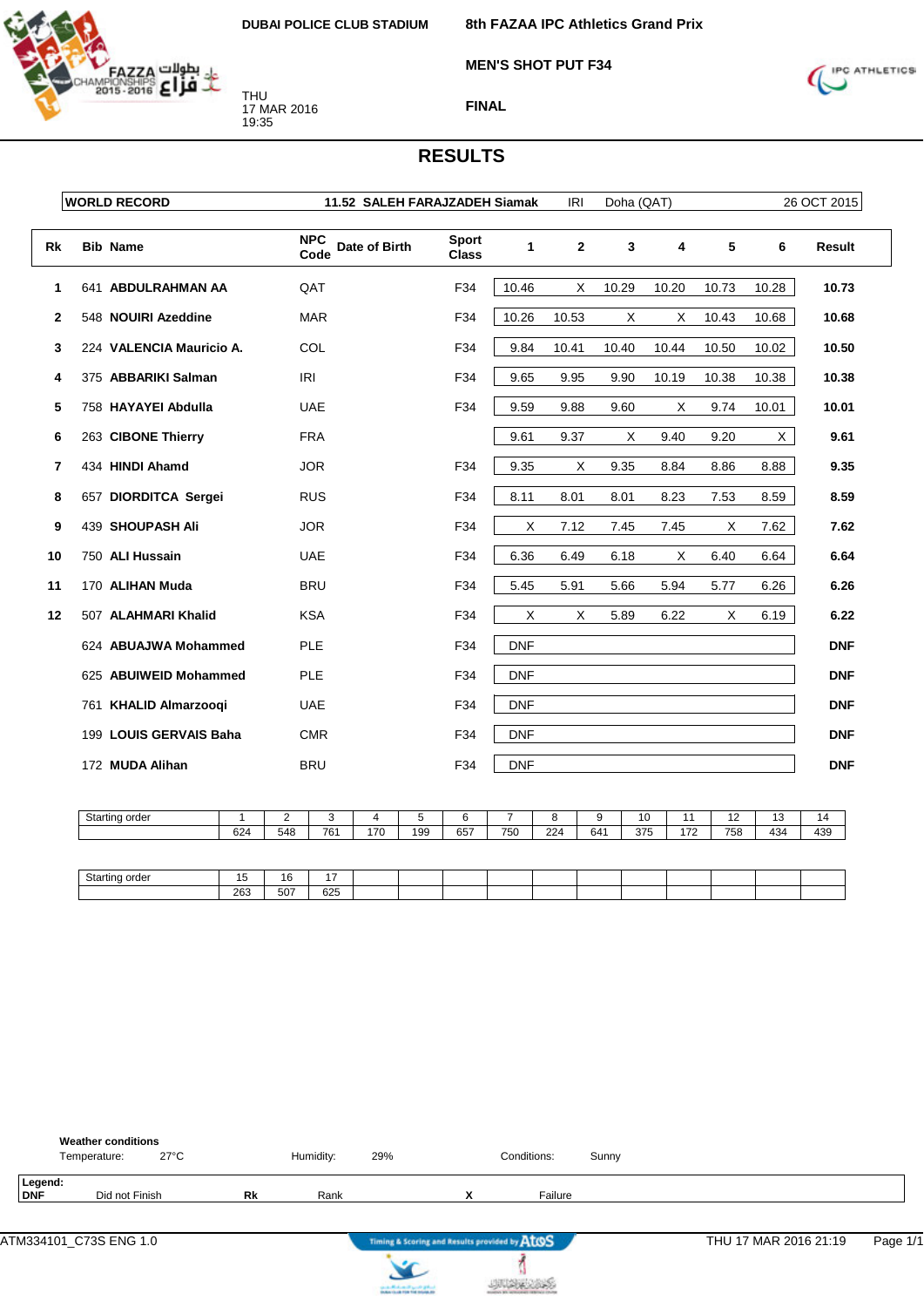DUBAI POLICE CLUB STADIUM

THU
17 MAR 2016
19:35

# 8th FAZAA IPC Athletics Grand Prix

## MEN'S SHOT PUT F34

### FINAL

## RESULTS

| WORLD RECORD | 11.52 | SALEH FARAJZADEH Siamak | IRI | Doha (QAT) | 26 OCT 2015 |
|---|---|---|---|---|---|

| Rk | Bib | Name | NPC Code | Date of Birth | Sport Class | 1 | 2 | 3 | 4 | 5 | 6 | Result |
|---|---|---|---|---|---|---|---|---|---|---|---|---|
| 1 | 641 | ABDULRAHMAN AA | QAT | | F34 | 10.46 | X | 10.29 | 10.20 | 10.73 | 10.28 | 10.73 |
| 2 | 548 | NOUIRI Azeddine | MAR | | F34 | 10.26 | 10.53 | X | X | 10.43 | 10.68 | 10.68 |
| 3 | 224 | VALENCIA Mauricio A. | COL | | F34 | 9.84 | 10.41 | 10.40 | 10.44 | 10.50 | 10.02 | 10.50 |
| 4 | 375 | ABBARIKI Salman | IRI | | F34 | 9.65 | 9.95 | 9.90 | 10.19 | 10.38 | 10.38 | 10.38 |
| 5 | 758 | HAYAYEI Abdulla | UAE | | F34 | 9.59 | 9.88 | 9.60 | X | 9.74 | 10.01 | 10.01 |
| 6 | 263 | CIBONE Thierry | FRA | | | 9.61 | 9.37 | X | 9.40 | 9.20 | X | 9.61 |
| 7 | 434 | HINDI Ahamd | JOR | | F34 | 9.35 | X | 9.35 | 8.84 | 8.86 | 8.88 | 9.35 |
| 8 | 657 | DIORDITCA Sergei | RUS | | F34 | 8.11 | 8.01 | 8.01 | 8.23 | 7.53 | 8.59 | 8.59 |
| 9 | 439 | SHOUPASH Ali | JOR | | F34 | X | 7.12 | 7.45 | 7.45 | X | 7.62 | 7.62 |
| 10 | 750 | ALI Hussain | UAE | | F34 | 6.36 | 6.49 | 6.18 | X | 6.40 | 6.64 | 6.64 |
| 11 | 170 | ALIHAN Muda | BRU | | F34 | 5.45 | 5.91 | 5.66 | 5.94 | 5.77 | 6.26 | 6.26 |
| 12 | 507 | ALAHMARI Khalid | KSA | | F34 | X | X | 5.89 | 6.22 | X | 6.19 | 6.22 |
| | 624 | ABUAJWA Mohammed | PLE | | F34 | DNF | | | | | | DNF |
| | 625 | ABUIWEID Mohammed | PLE | | F34 | DNF | | | | | | DNF |
| | 761 | KHALID Almarzooqi | UAE | | F34 | DNF | | | | | | DNF |
| | 199 | LOUIS GERVAIS Baha | CMR | | F34 | DNF | | | | | | DNF |
| | 172 | MUDA Alihan | BRU | | F34 | DNF | | | | | | DNF |

| Starting order | 1 | 2 | 3 | 4 | 5 | 6 | 7 | 8 | 9 | 10 | 11 | 12 | 13 | 14 |
|---|---|---|---|---|---|---|---|---|---|---|---|---|---|---|
| | 624 | 548 | 761 | 170 | 199 | 657 | 750 | 224 | 641 | 375 | 172 | 758 | 434 | 439 |

| Starting order | 15 | 16 | 17 | | | | | | | | | | | |
|---|---|---|---|---|---|---|---|---|---|---|---|---|---|---|
| | 263 | 507 | 625 | | | | | | | | | | | |

**Weather conditions**

Temperature: 27°C Humidity: 29% Conditions: Sunny

**Legend:**
**DNF** Did not Finish **Rk** Rank **X** Failure

ATM334101_C73S ENG 1.0 Timing & Scoring and Results provided by AtoS THU 17 MAR 2016 21:19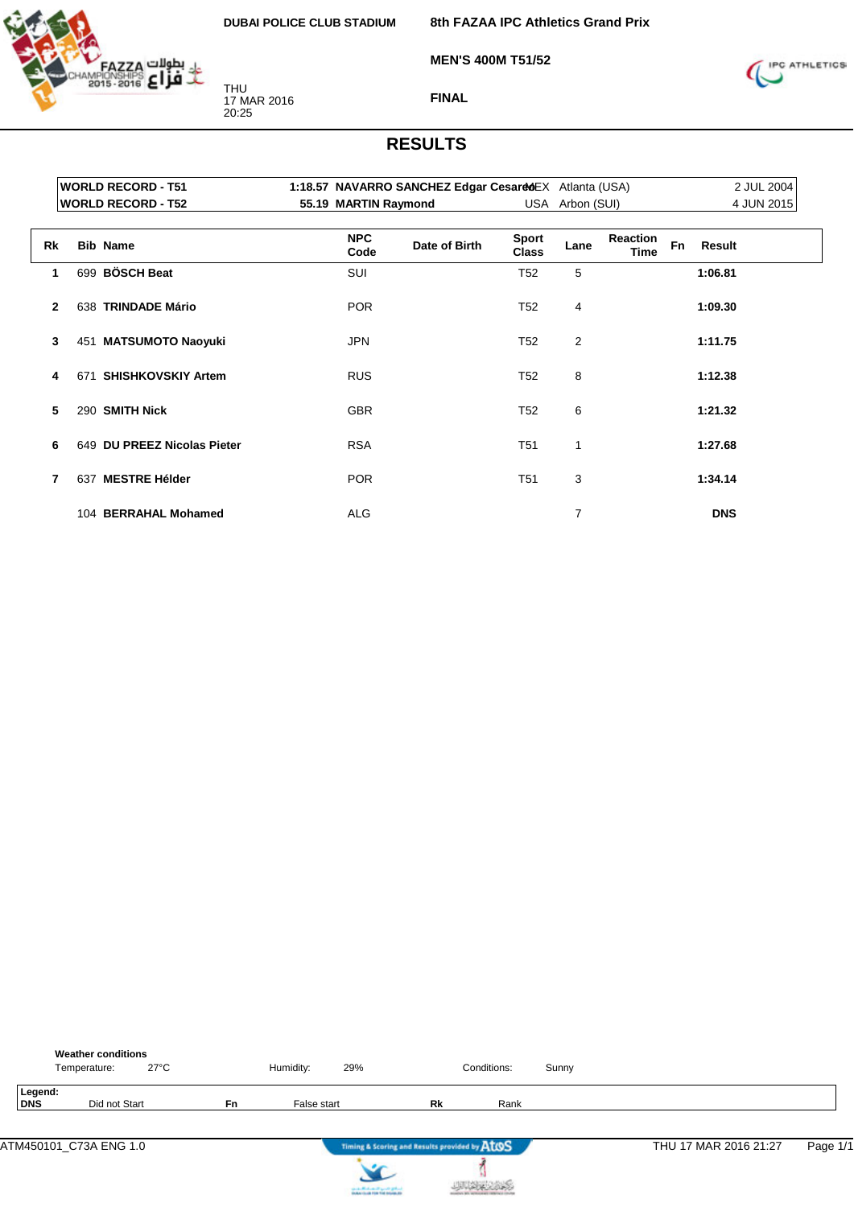DUBAI POLICE CLUB STADIUM

THU
17 MAR 2016
20:25

# 8th FAZAA IPC Athletics Grand Prix

## MEN'S 400M T51/52

## FINAL

## RESULTS

| | | | | | |
|---|---|---|---|---|---|
| **WORLD RECORD - T51** | **1:18.57** | **NAVARRO SANCHEZ Edgar Cesareo** | MEX | Atlanta (USA) | 2 JUL 2004 |
| **WORLD RECORD - T52** | **55.19** | **MARTIN Raymond** | USA | Arbon (SUI) | 4 JUN 2015 |

| Rk | Bib | Name | NPC Code | Date of Birth | Sport Class | Lane | Reaction Time | Fn | Result |
|---|---|---|---|---|---|---|---|---|---|
| 1 | 699 | **BÖSCH Beat** | SUI | | T52 | 5 | | | **1:06.81** |
| 2 | 638 | **TRINDADE Mário** | POR | | T52 | 4 | | | **1:09.30** |
| 3 | 451 | **MATSUMOTO Naoyuki** | JPN | | T52 | 2 | | | **1:11.75** |
| 4 | 671 | **SHISHKOVSKIY Artem** | RUS | | T52 | 8 | | | **1:12.38** |
| 5 | 290 | **SMITH Nick** | GBR | | T52 | 6 | | | **1:21.32** |
| 6 | 649 | **DU PREEZ Nicolas Pieter** | RSA | | T51 | 1 | | | **1:27.68** |
| 7 | 637 | **MESTRE Hélder** | POR | | T51 | 3 | | | **1:34.14** |
| | 104 | **BERRAHAL Mohamed** | ALG | | | 7 | | | **DNS** |

**Weather conditions**

Temperature: 27°C  Humidity: 29%  Conditions: Sunny

**Legend:**

| | | | | | |
|---|---|---|---|---|---|
| **DNS** | Did not Start | **Fn** | False start | **Rk** | Rank |

ATM450101_C73A ENG 1.0  Timing & Scoring and Results provided by AtoS  THU 17 MAR 2016 21:27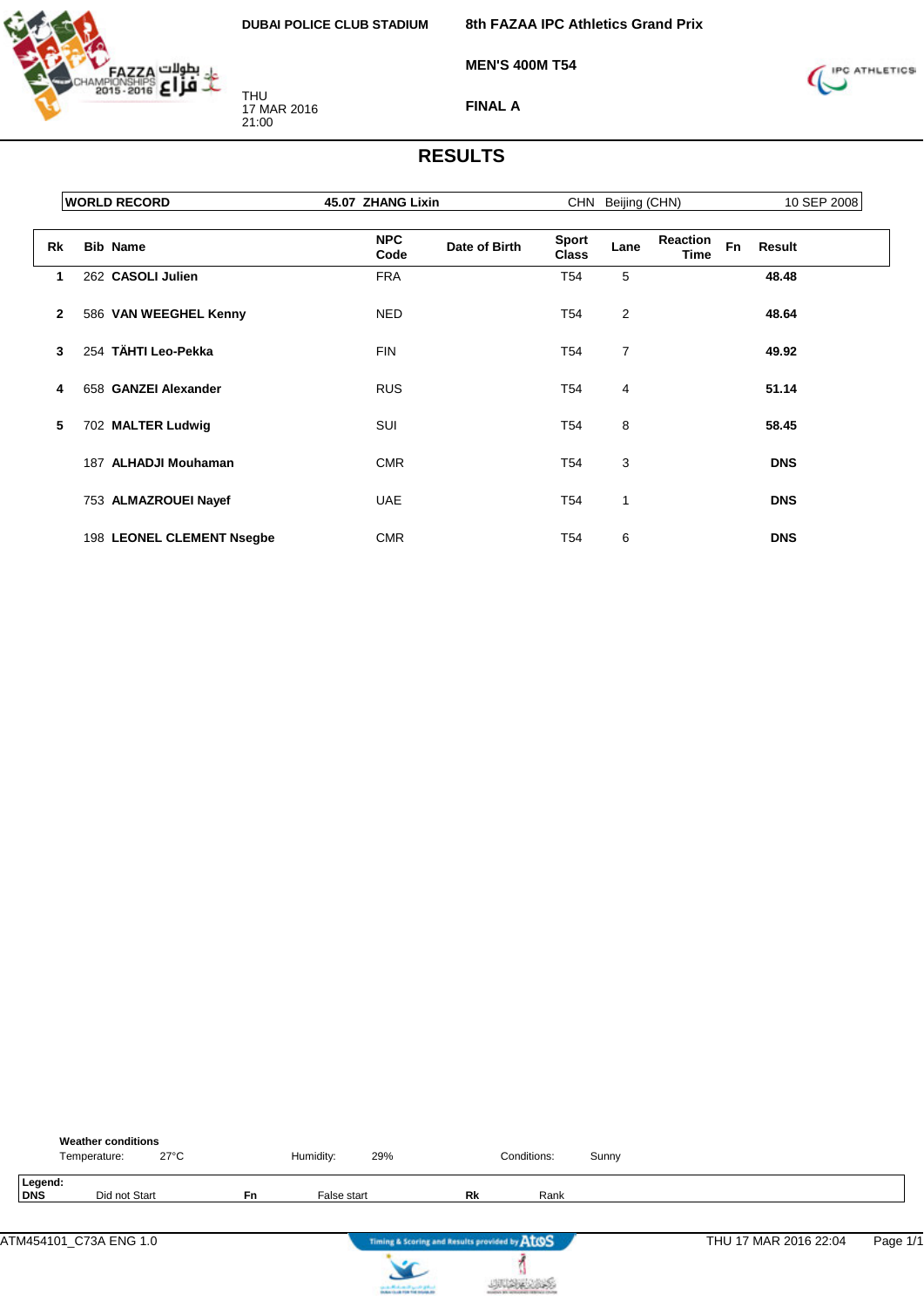DUBAI POLICE CLUB STADIUM

THU
17 MAR 2016
21:00

**8th FAZAA IPC Athletics Grand Prix**

**MEN'S 400M T54**

**FINAL A**

# RESULTS

| WORLD RECORD | 45.07 ZHANG Lixin | CHN Beijing (CHN) | 10 SEP 2008 |
|---|---|---|---|

| Rk | Bib | Name | NPC Code | Date of Birth | Sport Class | Lane | Reaction Time | Fn | Result |
|---|---|---|---|---|---|---|---|---|---|
| 1 | 262 | **CASOLI Julien** | FRA | | T54 | 5 | | | **48.48** |
| 2 | 586 | **VAN WEEGHEL Kenny** | NED | | T54 | 2 | | | **48.64** |
| 3 | 254 | **TÄHTI Leo-Pekka** | FIN | | T54 | 7 | | | **49.92** |
| 4 | 658 | **GANZEI Alexander** | RUS | | T54 | 4 | | | **51.14** |
| 5 | 702 | **MALTER Ludwig** | SUI | | T54 | 8 | | | **58.45** |
| | 187 | **ALHADJI Mouhaman** | CMR | | T54 | 3 | | | **DNS** |
| | 753 | **ALMAZROUEI Nayef** | UAE | | T54 | 1 | | | **DNS** |
| | 198 | **LEONEL CLEMENT Nsegbe** | CMR | | T54 | 6 | | | **DNS** |

**Weather conditions**
Temperature: 27°C Humidity: 29% Conditions: Sunny

**Legend:**
**DNS** Did not Start **Fn** False start **Rk** Rank

ATM454101_C73A ENG 1.0 THU 17 MAR 2016 22:04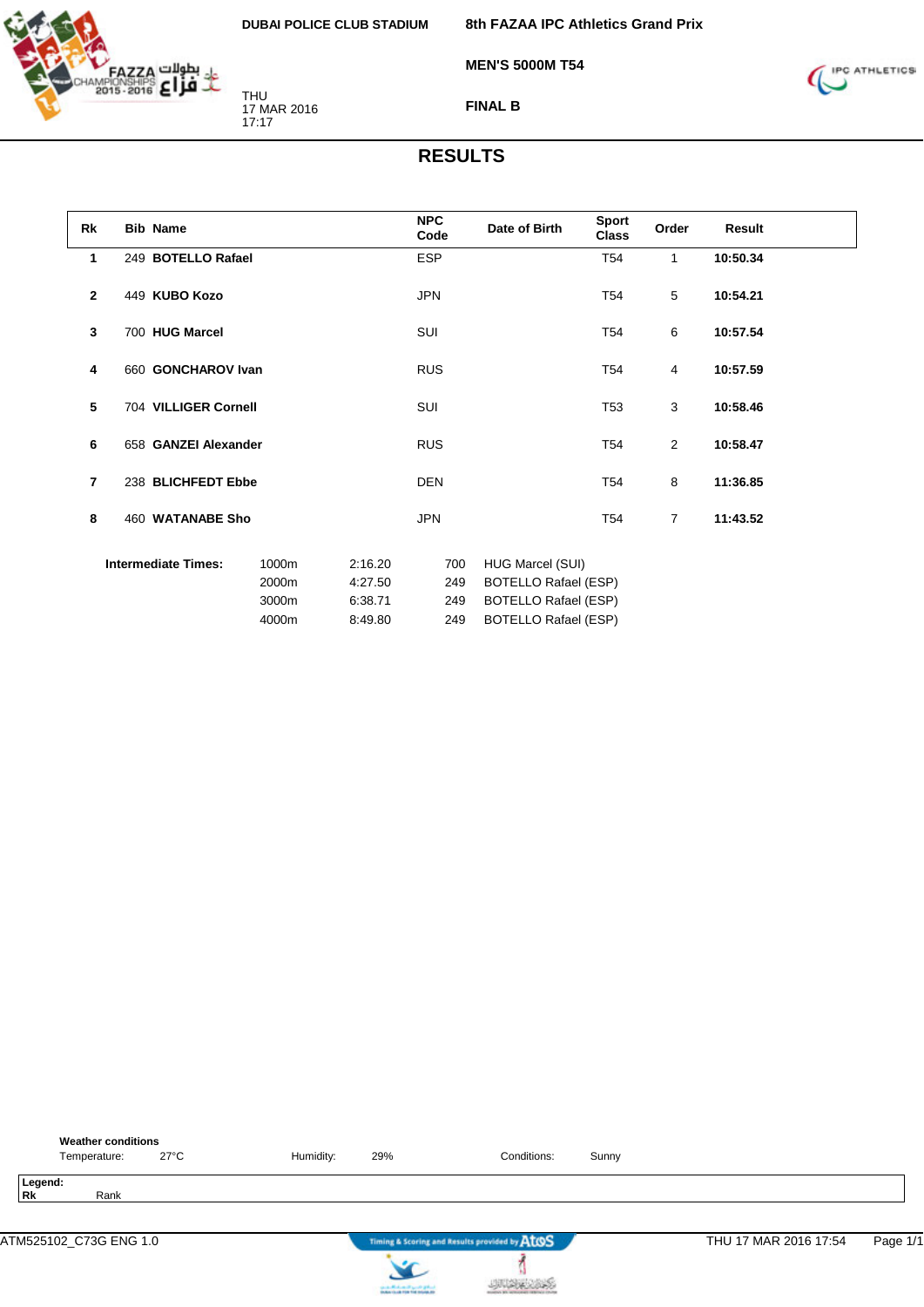DUBAI POLICE CLUB STADIUM

**8th FAZAA IPC Athletics Grand Prix**

**MEN'S 5000M T54**

**FINAL B**

THU
17 MAR 2016
17:17

# RESULTS

| Rk | Bib | Name | NPC Code | Date of Birth | Sport Class | Order | Result |
|---|---|---|---|---|---|---|---|
| 1 | 249 | **BOTELLO Rafael** | ESP | | T54 | 1 | **10:50.34** |
| 2 | 449 | **KUBO Kozo** | JPN | | T54 | 5 | **10:54.21** |
| 3 | 700 | **HUG Marcel** | SUI | | T54 | 6 | **10:57.54** |
| 4 | 660 | **GONCHAROV Ivan** | RUS | | T54 | 4 | **10:57.59** |
| 5 | 704 | **VILLIGER Cornell** | SUI | | T53 | 3 | **10:58.46** |
| 6 | 658 | **GANZEI Alexander** | RUS | | T54 | 2 | **10:58.47** |
| 7 | 238 | **BLICHFEDT Ebbe** | DEN | | T54 | 8 | **11:36.85** |
| 8 | 460 | **WATANABE Sho** | JPN | | T54 | 7 | **11:43.52** |

**Intermediate Times:**

| Distance | Time | Bib | Name |
|---|---|---|---|
| 1000m | 2:16.20 | 700 | HUG Marcel (SUI) |
| 2000m | 4:27.50 | 249 | BOTELLO Rafael (ESP) |
| 3000m | 6:38.71 | 249 | BOTELLO Rafael (ESP) |
| 4000m | 8:49.80 | 249 | BOTELLO Rafael (ESP) |

**Weather conditions**

Temperature: 27°C  Humidity: 29%  Conditions: Sunny

**Legend:**
**Rk** Rank

ATM525102_C73G ENG 1.0  THU 17 MAR 2016 17:54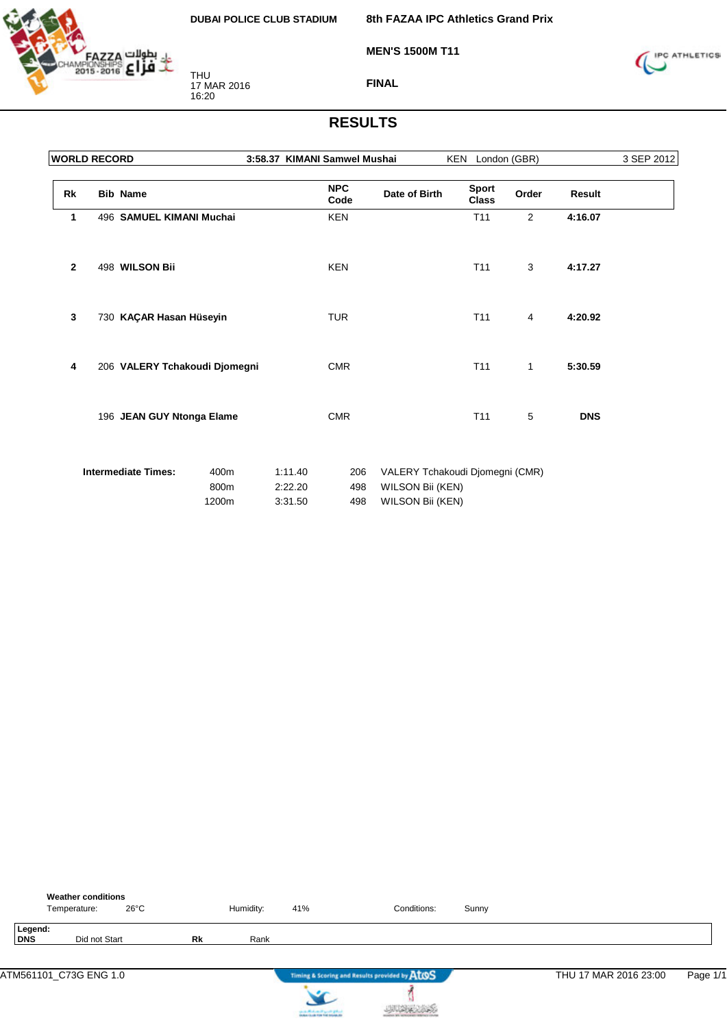DUBAI POLICE CLUB STADIUM

**8th FAZAA IPC Athletics Grand Prix**

**MEN'S 1500M T11**

**FINAL**

THU
17 MAR 2016
16:20

# RESULTS

| WORLD RECORD | 3:58.37 KIMANI Samwel Mushai | KEN London (GBR) | 3 SEP 2012 |
|---|---|---|---|

| Rk | Bib | Name | NPC Code | Date of Birth | Sport Class | Order | Result |
|---|---|---|---|---|---|---|---|
| 1 | 496 | **SAMUEL KIMANI Muchai** | KEN | | T11 | 2 | **4:16.07** |
| 2 | 498 | **WILSON Bii** | KEN | | T11 | 3 | **4:17.27** |
| 3 | 730 | **KAÇAR Hasan Hüseyin** | TUR | | T11 | 4 | **4:20.92** |
| 4 | 206 | **VALERY Tchakoudi Djomegni** | CMR | | T11 | 1 | **5:30.59** |
| | 196 | **JEAN GUY Ntonga Elame** | CMR | | T11 | 5 | **DNS** |

**Intermediate Times:**

| | | | |
|---|---|---|---|
| 400m | 1:11.40 | 206 | VALERY Tchakoudi Djomegni (CMR) |
| 800m | 2:22.20 | 498 | WILSON Bii (KEN) |
| 1200m | 3:31.50 | 498 | WILSON Bii (KEN) |

**Weather conditions**

Temperature: 26°C Humidity: 41% Conditions: Sunny

**Legend:**
**DNS** Did not Start **Rk** Rank

ATM561101_C73G ENG 1.0 THU 17 MAR 2016 23:00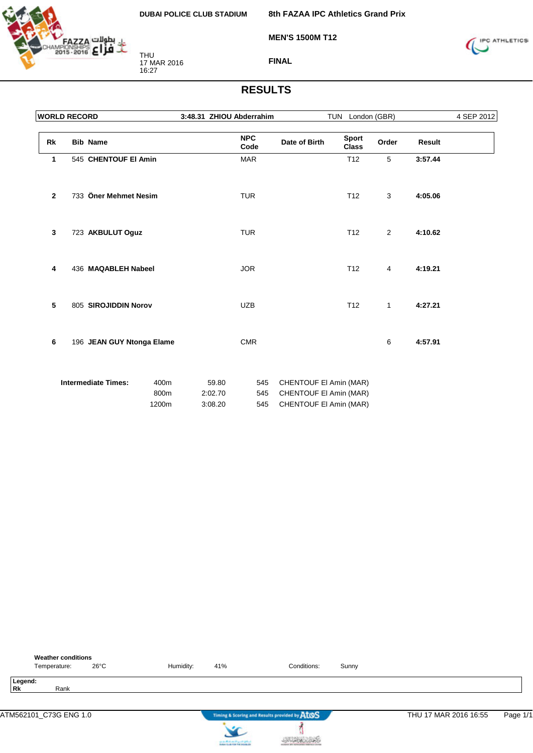DUBAI POLICE CLUB STADIUM

**8th FAZAA IPC Athletics Grand Prix**

**MEN'S 1500M T12**

THU
17 MAR 2016
16:27

**FINAL**

# RESULTS

| WORLD RECORD | 3:48.31 ZHIOU Abderrahim | TUN London (GBR) | 4 SEP 2012 |
|---|---|---|---|

| Rk | Bib | Name | NPC Code | Date of Birth | Sport Class | Order | Result |
|---|---|---|---|---|---|---|---|
| 1 | 545 | **CHENTOUF El Amin** | MAR | | T12 | 5 | **3:57.44** |
| 2 | 733 | **Öner Mehmet Nesim** | TUR | | T12 | 3 | **4:05.06** |
| 3 | 723 | **AKBULUT Oguz** | TUR | | T12 | 2 | **4:10.62** |
| 4 | 436 | **MAQABLEH Nabeel** | JOR | | T12 | 4 | **4:19.21** |
| 5 | 805 | **SIROJIDDIN Norov** | UZB | | T12 | 1 | **4:27.21** |
| 6 | 196 | **JEAN GUY Ntonga Elame** | CMR | | | 6 | **4:57.91** |

**Intermediate Times:**

| | Time | Bib | Name |
|---|---|---|---|
| 400m | 59.80 | 545 | CHENTOUF El Amin (MAR) |
| 800m | 2:02.70 | 545 | CHENTOUF El Amin (MAR) |
| 1200m | 3:08.20 | 545 | CHENTOUF El Amin (MAR) |

**Weather conditions**

Temperature: 26°C    Humidity: 41%    Conditions: Sunny

**Legend:**
**Rk** Rank

ATM562101_C73G ENG 1.0    THU 17 MAR 2016 16:55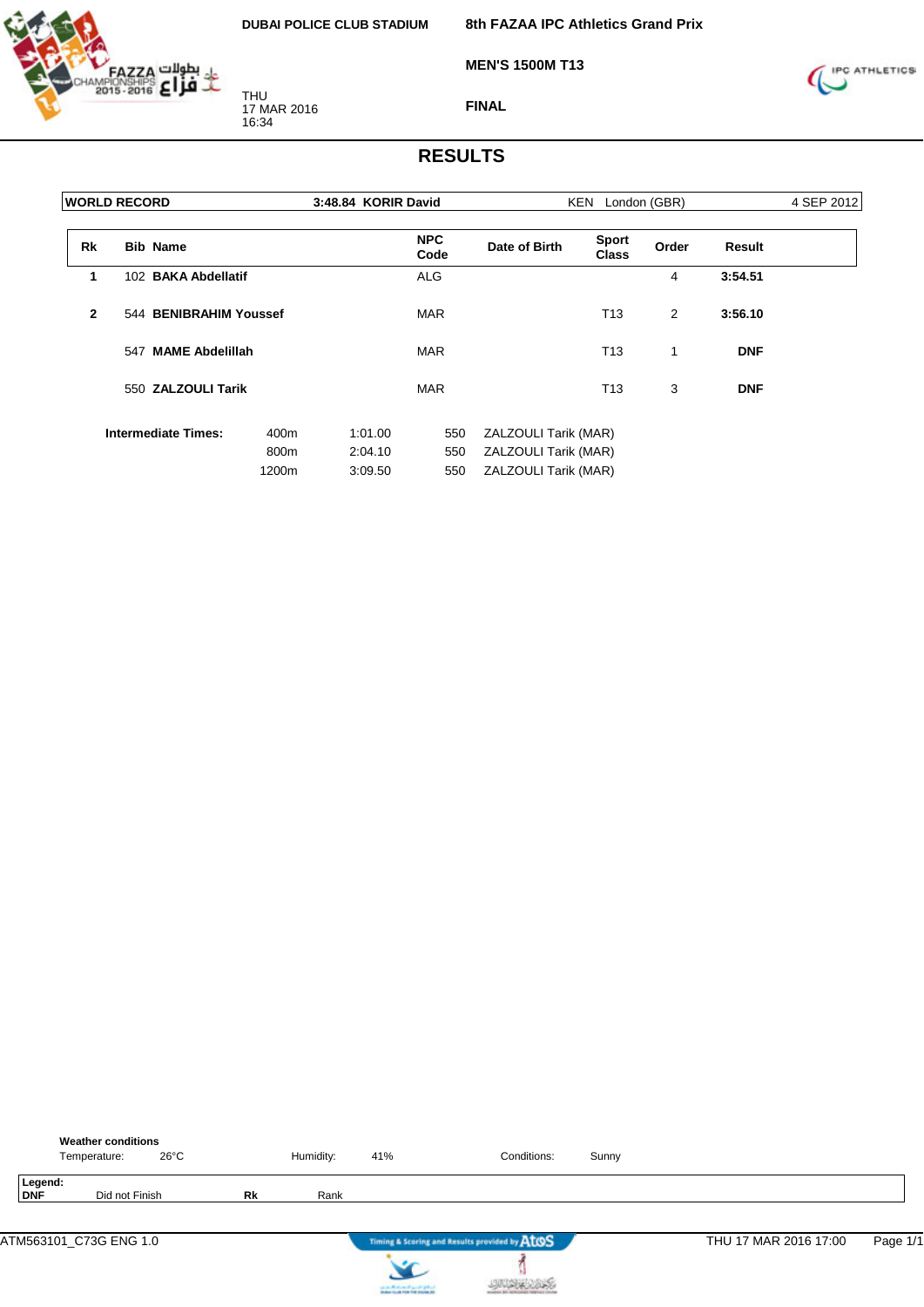DUBAI POLICE CLUB STADIUM

**8th FAZAA IPC Athletics Grand Prix**

**MEN'S 1500M T13**

**FINAL**

THU
17 MAR 2016
16:34

# RESULTS

| WORLD RECORD | 3:48.84 KORIR David | KEN London (GBR) | 4 SEP 2012 |
|---|---|---|---|

| Rk | Bib | Name | NPC Code | Date of Birth | Sport Class | Order | Result |
|---|---|---|---|---|---|---|---|
| 1 | 102 | **BAKA Abdellatif** | ALG | | | 4 | **3:54.51** |
| 2 | 544 | **BENIBRAHIM Youssef** | MAR | | T13 | 2 | **3:56.10** |
| | 547 | **MAME Abdelillah** | MAR | | T13 | 1 | **DNF** |
| | 550 | **ZALZOULI Tarik** | MAR | | T13 | 3 | **DNF** |

**Intermediate Times:**

| Distance | Time | Bib | Name |
|---|---|---|---|
| 400m | 1:01.00 | 550 | ZALZOULI Tarik (MAR) |
| 800m | 2:04.10 | 550 | ZALZOULI Tarik (MAR) |
| 1200m | 3:09.50 | 550 | ZALZOULI Tarik (MAR) |

**Weather conditions**

Temperature: 26°C Humidity: 41% Conditions: Sunny

**Legend:**
**DNF** Did not Finish **Rk** Rank

ATM563101_C73G ENG 1.0 THU 17 MAR 2016 17:00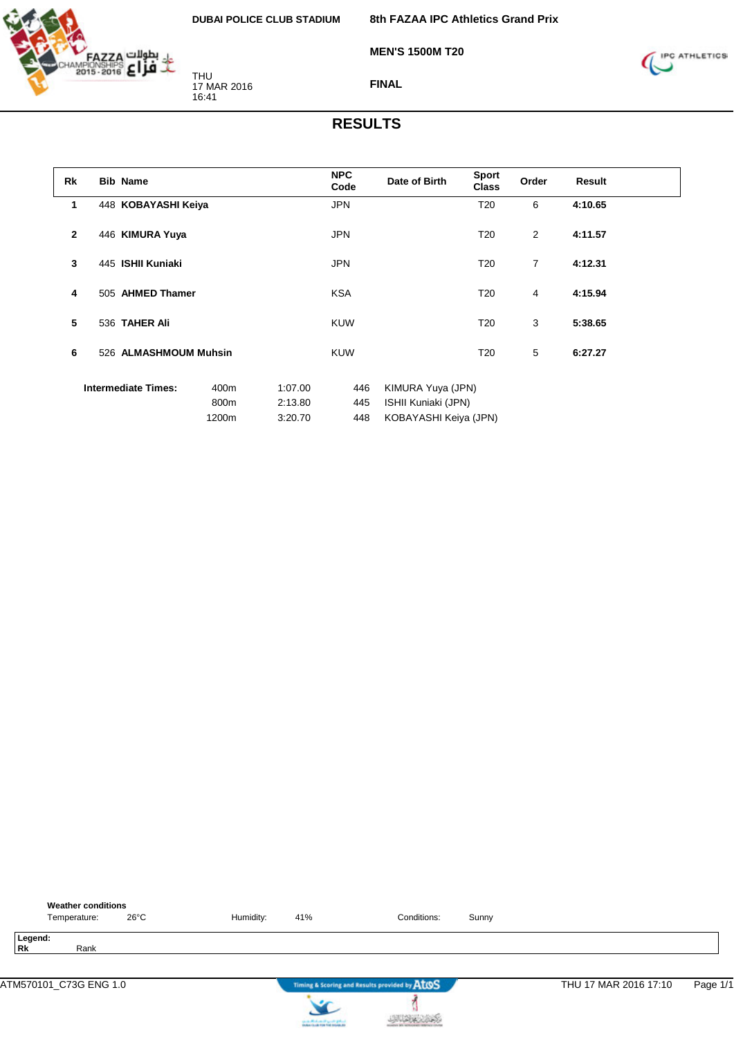DUBAI POLICE CLUB STADIUM

**8th FAZAA IPC Athletics Grand Prix**

**MEN'S 1500M T20**

THU
17 MAR 2016
16:41

**FINAL**

# RESULTS

| Rk | Bib | Name | NPC Code | Date of Birth | Sport Class | Order | Result |
|---|---|---|---|---|---|---|---|
| 1 | 448 | **KOBAYASHI Keiya** | JPN | | T20 | 6 | **4:10.65** |
| 2 | 446 | **KIMURA Yuya** | JPN | | T20 | 2 | **4:11.57** |
| 3 | 445 | **ISHII Kuniaki** | JPN | | T20 | 7 | **4:12.31** |
| 4 | 505 | **AHMED Thamer** | KSA | | T20 | 4 | **4:15.94** |
| 5 | 536 | **TAHER Ali** | KUW | | T20 | 3 | **5:38.65** |
| 6 | 526 | **ALMASHMOUM Muhsin** | KUW | | T20 | 5 | **6:27.27** |

**Intermediate Times:**

| Distance | Time | Bib | Name |
|---|---|---|---|
| 400m | 1:07.00 | 446 | KIMURA Yuya (JPN) |
| 800m | 2:13.80 | 445 | ISHII Kuniaki (JPN) |
| 1200m | 3:20.70 | 448 | KOBAYASHI Keiya (JPN) |

**Weather conditions**

Temperature: 26°C Humidity: 41% Conditions: Sunny

**Legend:**
**Rk** Rank

ATM570101_C73G ENG 1.0 THU 17 MAR 2016 17:10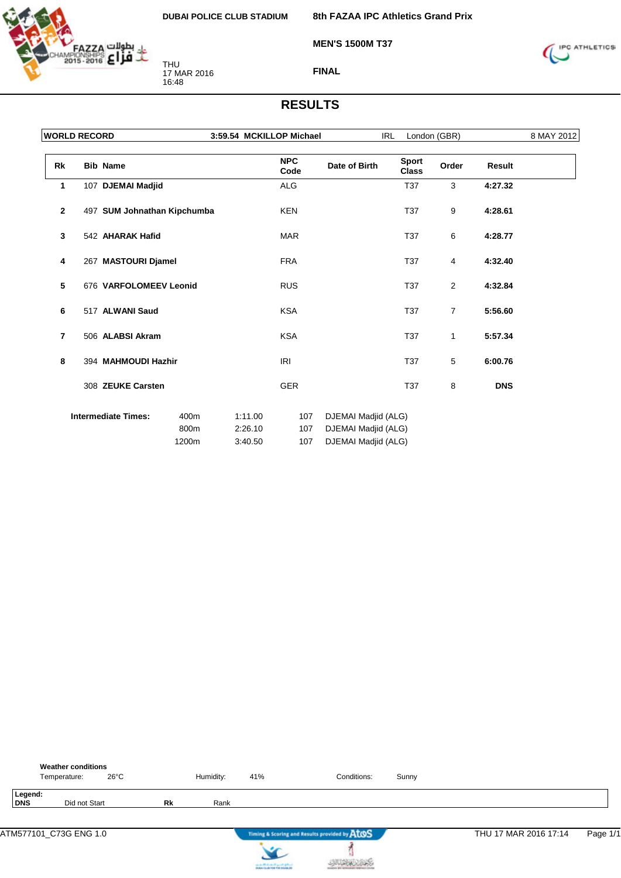DUBAI POLICE CLUB STADIUM

THU
17 MAR 2016
16:48

**8th FAZAA IPC Athletics Grand Prix**

**MEN'S 1500M T37**

**FINAL**

# RESULTS

| WORLD RECORD | 3:59.54 MCKILLOP Michael | IRL | London (GBR) | 8 MAY 2012 |
|---|---|---|---|---|

| Rk | Bib | Name | NPC Code | Date of Birth | Sport Class | Order | Result |
|---|---|---|---|---|---|---|---|
| 1 | 107 | **DJEMAI Madjid** | ALG | | T37 | 3 | **4:27.32** |
| 2 | 497 | **SUM Johnathan Kipchumba** | KEN | | T37 | 9 | **4:28.61** |
| 3 | 542 | **AHARAK Hafid** | MAR | | T37 | 6 | **4:28.77** |
| 4 | 267 | **MASTOURI Djamel** | FRA | | T37 | 4 | **4:32.40** |
| 5 | 676 | **VARFOLOMEEV Leonid** | RUS | | T37 | 2 | **4:32.84** |
| 6 | 517 | **ALWANI Saud** | KSA | | T37 | 7 | **5:56.60** |
| 7 | 506 | **ALABSI Akram** | KSA | | T37 | 1 | **5:57.34** |
| 8 | 394 | **MAHMOUDI Hazhir** | IRI | | T37 | 5 | **6:00.76** |
| | 308 | **ZEUKE Carsten** | GER | | T37 | 8 | **DNS** |

**Intermediate Times:**

| Distance | Time | Bib | Name |
|---|---|---|---|
| 400m | 1:11.00 | 107 | DJEMAI Madjid (ALG) |
| 800m | 2:26.10 | 107 | DJEMAI Madjid (ALG) |
| 1200m | 3:40.50 | 107 | DJEMAI Madjid (ALG) |

**Weather conditions**

Temperature: 26°C    Humidity: 41%    Conditions: Sunny

**Legend:**

| | | | |
|---|---|---|---|
| **DNS** | Did not Start | **Rk** | Rank |

ATM577101_C73G ENG 1.0    Timing & Scoring and Results provided by AtoS    THU 17 MAR 2016 17:14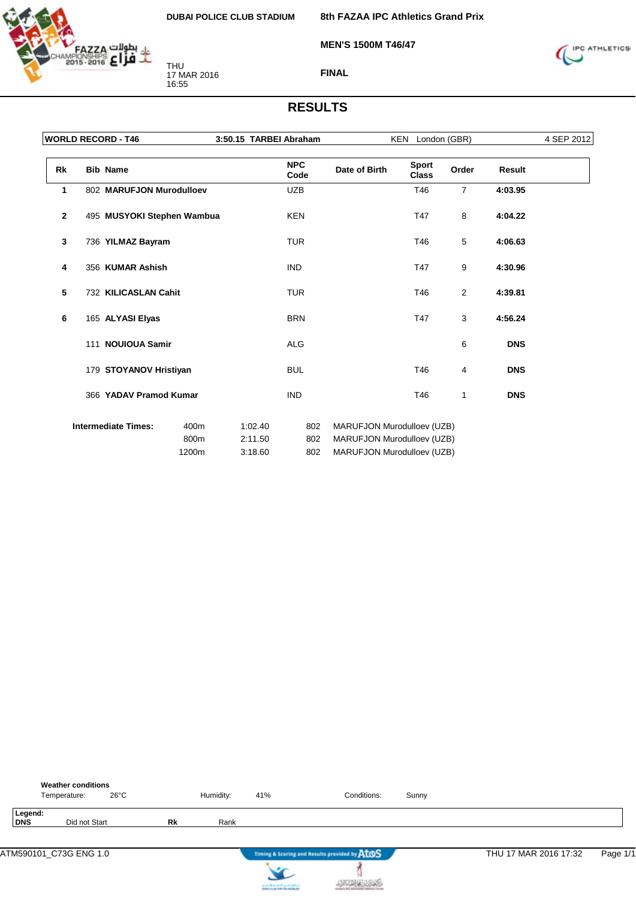DUBAI POLICE CLUB STADIUM

**8th FAZAA IPC Athletics Grand Prix**

**MEN'S 1500M T46/47**

**FINAL**

THU
17 MAR 2016
16:55

# RESULTS

| WORLD RECORD - T46 | 3:50.15 TARBEI Abraham | KEN London (GBR) | 4 SEP 2012 |
|---|---|---|---|

| Rk | Bib | Name | NPC Code | Date of Birth | Sport Class | Order | Result |
|---|---|---|---|---|---|---|---|
| 1 | 802 | **MARUFJON Murodulloev** | UZB | | T46 | 7 | **4:03.95** |
| 2 | 495 | **MUSYOKI Stephen Wambua** | KEN | | T47 | 8 | **4:04.22** |
| 3 | 736 | **YILMAZ Bayram** | TUR | | T46 | 5 | **4:06.63** |
| 4 | 356 | **KUMAR Ashish** | IND | | T47 | 9 | **4:30.96** |
| 5 | 732 | **KILICASLAN Cahit** | TUR | | T46 | 2 | **4:39.81** |
| 6 | 165 | **ALYASI Elyas** | BRN | | T47 | 3 | **4:56.24** |
| | 111 | **NOUIOUA Samir** | ALG | | | 6 | **DNS** |
| | 179 | **STOYANOV Hristiyan** | BUL | | T46 | 4 | **DNS** |
| | 366 | **YADAV Pramod Kumar** | IND | | T46 | 1 | **DNS** |

**Intermediate Times:**

| Distance | Time | Bib | Name |
|---|---|---|---|
| 400m | 1:02.40 | 802 | MARUFJON Murodulloev (UZB) |
| 800m | 2:11.50 | 802 | MARUFJON Murodulloev (UZB) |
| 1200m | 3:18.60 | 802 | MARUFJON Murodulloev (UZB) |

**Weather conditions**

Temperature: 26°C Humidity: 41% Conditions: Sunny

**Legend:**
**DNS** Did not Start **Rk** Rank

ATM590101_C73G ENG 1.0 THU 17 MAR 2016 17:32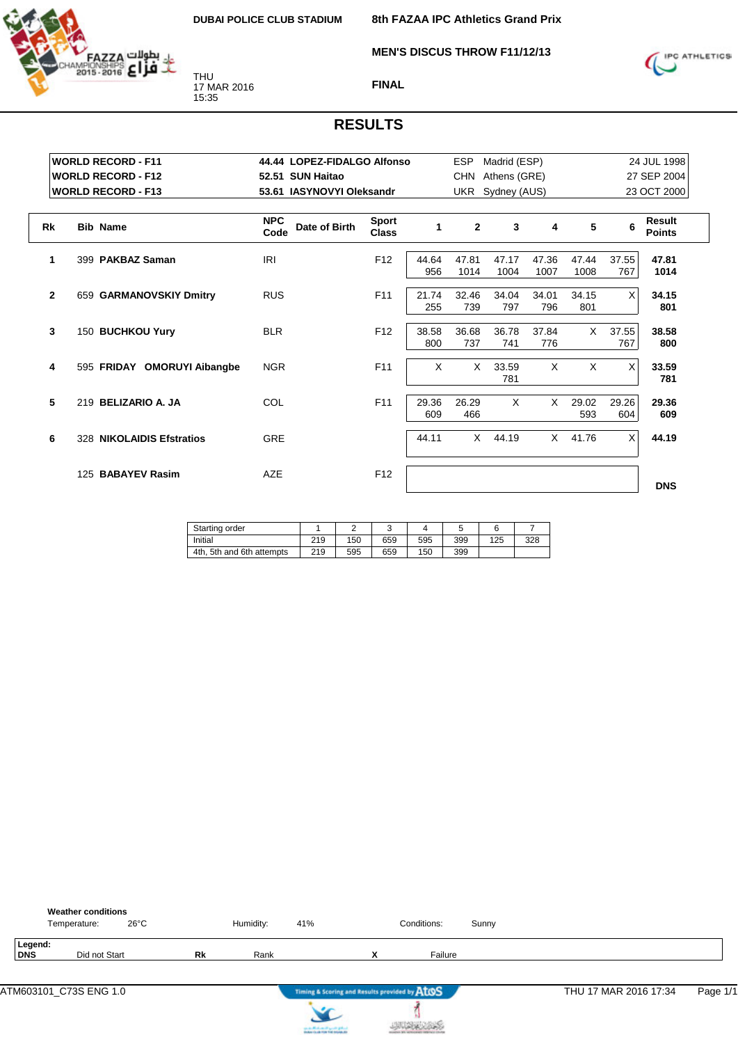DUBAI POLICE CLUB STADIUM

THU
17 MAR 2016
15:35

**8th FAZAA IPC Athletics Grand Prix**

**MEN'S DISCUS THROW F11/12/13**

**FINAL**

# RESULTS

| | | | | |
|---|---|---|---|---|
| WORLD RECORD - F11 | 44.44 LOPEZ-FIDALGO Alfonso | ESP | Madrid (ESP) | 24 JUL 1998 |
| WORLD RECORD - F12 | 52.51 SUN Haitao | CHN | Athens (GRE) | 27 SEP 2004 |
| WORLD RECORD - F13 | 53.61 IASYNOVYI Oleksandr | UKR | Sydney (AUS) | 23 OCT 2000 |

| Rk | Bib | Name | NPC Code | Date of Birth | Sport Class | 1 | 2 | 3 | 4 | 5 | 6 | Result Points |
|---|---|---|---|---|---|---|---|---|---|---|---|---|
| 1 | 399 | PAKBAZ Saman | IRI | | F12 | 44.64 956 | 47.81 1014 | 47.17 1004 | 47.36 1007 | 47.44 1008 | 37.55 767 | 47.81 1014 |
| 2 | 659 | GARMANOVSKIY Dmitry | RUS | | F11 | 21.74 255 | 32.46 739 | 34.04 797 | 34.01 796 | 34.15 801 | X | 34.15 801 |
| 3 | 150 | BUCHKOU Yury | BLR | | F12 | 38.58 800 | 36.68 737 | 36.78 741 | 37.84 776 | X | 37.55 767 | 38.58 800 |
| 4 | 595 | FRIDAY OMORUYI Aibangbe | NGR | | F11 | X | X | 33.59 781 | X | X | X | 33.59 781 |
| 5 | 219 | BELIZARIO A. JA | COL | | F11 | 29.36 609 | 26.29 466 | X | X | 29.02 593 | 29.26 604 | 29.36 609 |
| 6 | 328 | NIKOLAIDIS Efstratios | GRE | | | 44.11 | X | 44.19 | X | 41.76 | X | 44.19 |
| | 125 | BABAYEV Rasim | AZE | | F12 | | | | | | | DNS |

| Starting order | 1 | 2 | 3 | 4 | 5 | 6 | 7 |
|---|---|---|---|---|---|---|---|
| Initial | 219 | 150 | 659 | 595 | 399 | 125 | 328 |
| 4th, 5th and 6th attempts | 219 | 595 | 659 | 150 | 399 | | |

**Weather conditions**
Temperature: 26°C Humidity: 41% Conditions: Sunny

**Legend:**
**DNS** Did not Start **Rk** Rank **X** Failure

ATM603101_C73S ENG 1.0 — Timing & Scoring and Results provided by AtoS — THU 17 MAR 2016 17:34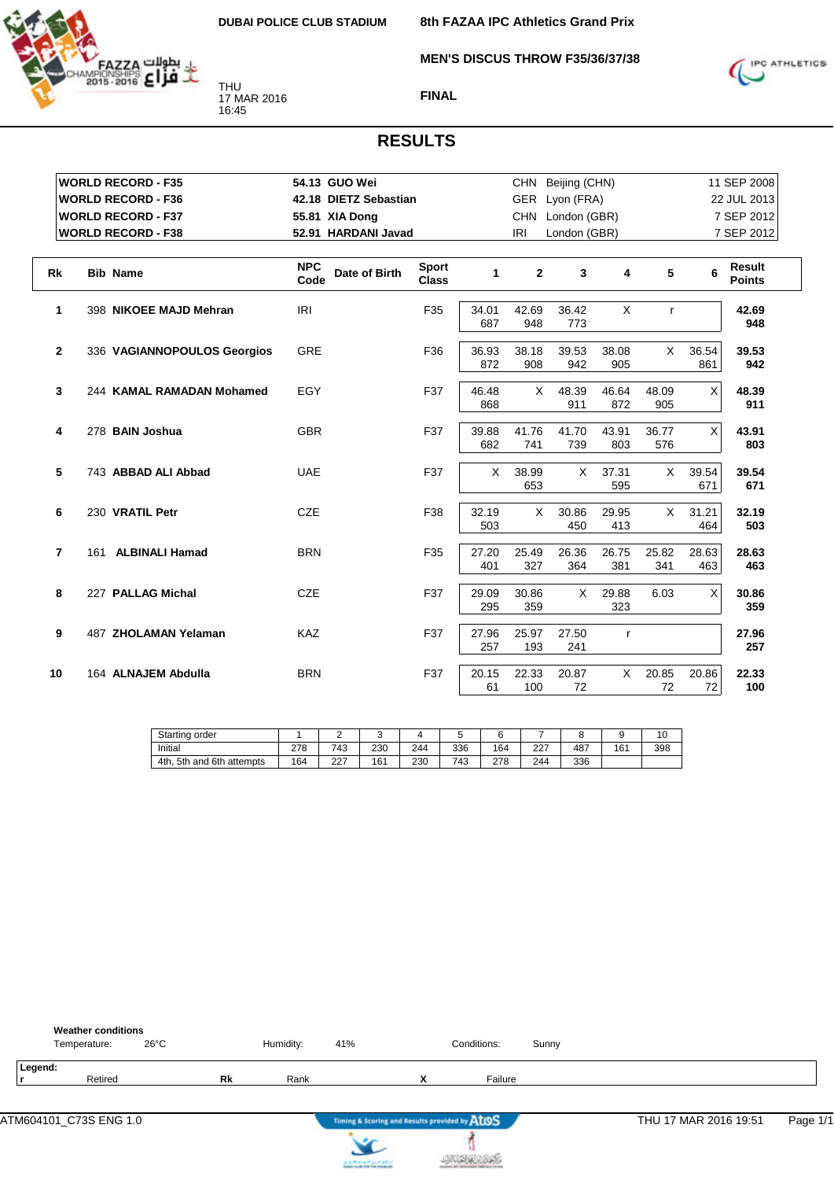DUBAI POLICE CLUB STADIUM

THU
17 MAR 2016
16:45

**8th FAZAA IPC Athletics Grand Prix**

**MEN'S DISCUS THROW F35/36/37/38**

**FINAL**

# RESULTS

| | | | | |
|---|---|---|---|---|
| **WORLD RECORD - F35** | **54.13 GUO Wei** | CHN | Beijing (CHN) | 11 SEP 2008 |
| **WORLD RECORD - F36** | **42.18 DIETZ Sebastian** | GER | Lyon (FRA) | 22 JUL 2013 |
| **WORLD RECORD - F37** | **55.81 XIA Dong** | CHN | London (GBR) | 7 SEP 2012 |
| **WORLD RECORD - F38** | **52.91 HARDANI Javad** | IRI | London (GBR) | 7 SEP 2012 |

| Rk | Bib | Name | NPC Code | Date of Birth | Sport Class | 1 | 2 | 3 | 4 | 5 | 6 | Result Points |
|---|---|---|---|---|---|---|---|---|---|---|---|---|
| 1 | 398 | **NIKOEE MAJD Mehran** | IRI | | F35 | 34.01 687 | 42.69 948 | 36.42 773 | X | r | | **42.69 948** |
| 2 | 336 | **VAGIANNOPOULOS Georgios** | GRE | | F36 | 36.93 872 | 38.18 908 | 39.53 942 | 38.08 905 | X | 36.54 861 | **39.53 942** |
| 3 | 244 | **KAMAL RAMADAN Mohamed** | EGY | | F37 | 46.48 868 | X | 48.39 911 | 46.64 872 | 48.09 905 | X | **48.39 911** |
| 4 | 278 | **BAIN Joshua** | GBR | | F37 | 39.88 682 | 41.76 741 | 41.70 739 | 43.91 803 | 36.77 576 | X | **43.91 803** |
| 5 | 743 | **ABBAD ALI Abbad** | UAE | | F37 | X | 38.99 653 | X | 37.31 595 | X | 39.54 671 | **39.54 671** |
| 6 | 230 | **VRATIL Petr** | CZE | | F38 | 32.19 503 | X | 30.86 450 | 29.95 413 | X | 31.21 464 | **32.19 503** |
| 7 | 161 | **ALBINALI Hamad** | BRN | | F35 | 27.20 401 | 25.49 327 | 26.36 364 | 26.75 381 | 25.82 341 | 28.63 463 | **28.63 463** |
| 8 | 227 | **PALLAG Michal** | CZE | | F37 | 29.09 295 | 30.86 359 | X | 29.88 323 | 6.03 | X | **30.86 359** |
| 9 | 487 | **ZHOLAMAN Yelaman** | KAZ | | F37 | 27.96 257 | 25.97 193 | 27.50 241 | r | | | **27.96 257** |
| 10 | 164 | **ALNAJEM Abdulla** | BRN | | F37 | 20.15 61 | 22.33 100 | 20.87 72 | X | 20.85 72 | 20.86 72 | **22.33 100** |

| Starting order | 1 | 2 | 3 | 4 | 5 | 6 | 7 | 8 | 9 | 10 |
|---|---|---|---|---|---|---|---|---|---|---|
| Initial | 278 | 743 | 230 | 244 | 336 | 164 | 227 | 487 | 161 | 398 |
| 4th, 5th and 6th attempts | 164 | 227 | 161 | 230 | 743 | 278 | 244 | 336 | | |

**Weather conditions**
Temperature: 26°C  Humidity: 41%  Conditions: Sunny

**Legend:**
**r** Retired  **Rk** Rank  **X** Failure

ATM604101_C73S ENG 1.0  THU 17 MAR 2016 19:51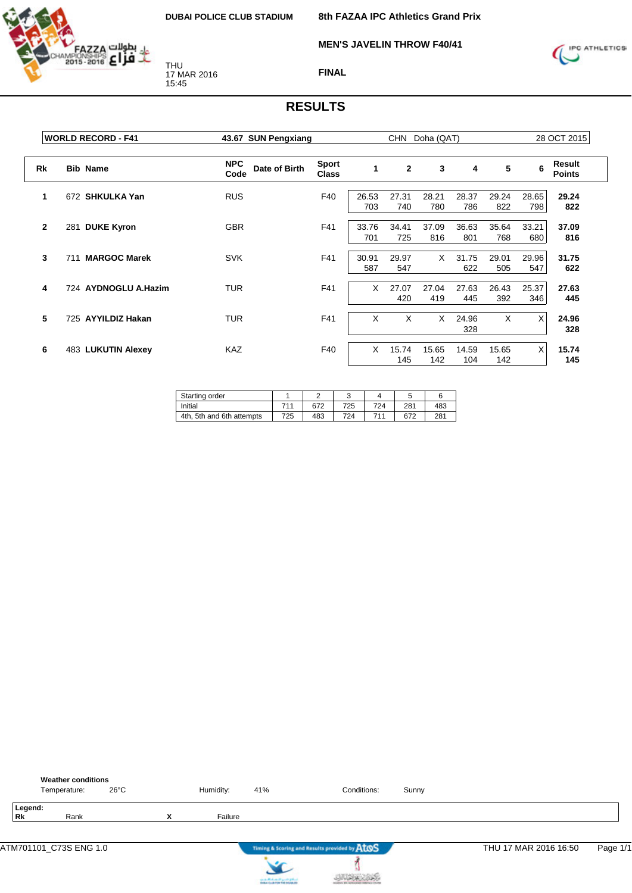DUBAI POLICE CLUB STADIUM

# 8th FAZAA IPC Athletics Grand Prix

## MEN'S JAVELIN THROW F40/41

THU
17 MAR 2016
15:45

FINAL

## RESULTS

| WORLD RECORD - F41 | 43.67 SUN Pengxiang | CHN Doha (QAT) | 28 OCT 2015 |
|---|---|---|---|

| Rk | Bib | Name | NPC Code | Date of Birth | Sport Class | 1 | 2 | 3 | 4 | 5 | 6 | Result Points |
|---|---|---|---|---|---|---|---|---|---|---|---|---|
| 1 | 672 | **SHKULKA Yan** | RUS | | F40 | 26.53 703 | 27.31 740 | 28.21 780 | 28.37 786 | 29.24 822 | 28.65 798 | **29.24 822** |
| 2 | 281 | **DUKE Kyron** | GBR | | F41 | 33.76 701 | 34.41 725 | 37.09 816 | 36.63 801 | 35.64 768 | 33.21 680 | **37.09 816** |
| 3 | 711 | **MARGOC Marek** | SVK | | F41 | 30.91 587 | 29.97 547 | X | 31.75 622 | 29.01 505 | 29.96 547 | **31.75 622** |
| 4 | 724 | **AYDNOGLU A.Hazim** | TUR | | F41 | X | 27.07 420 | 27.04 419 | 27.63 445 | 26.43 392 | 25.37 346 | **27.63 445** |
| 5 | 725 | **AYYILDIZ Hakan** | TUR | | F41 | X | X | X | 24.96 328 | X | X | **24.96 328** |
| 6 | 483 | **LUKUTIN Alexey** | KAZ | | F40 | X | 15.74 145 | 15.65 142 | 14.59 104 | 15.65 142 | X | **15.74 145** |

| Starting order | 1 | 2 | 3 | 4 | 5 | 6 |
|---|---|---|---|---|---|---|
| Initial | 711 | 672 | 725 | 724 | 281 | 483 |
| 4th, 5th and 6th attempts | 725 | 483 | 724 | 711 | 672 | 281 |

**Weather conditions**

Temperature: 26°C  Humidity: 41%  Conditions: Sunny

**Legend:**

**Rk** Rank  **X** Failure

ATM701101_C73S ENG 1.0  Timing & Scoring and Results provided by AtoS  THU 17 MAR 2016 16:50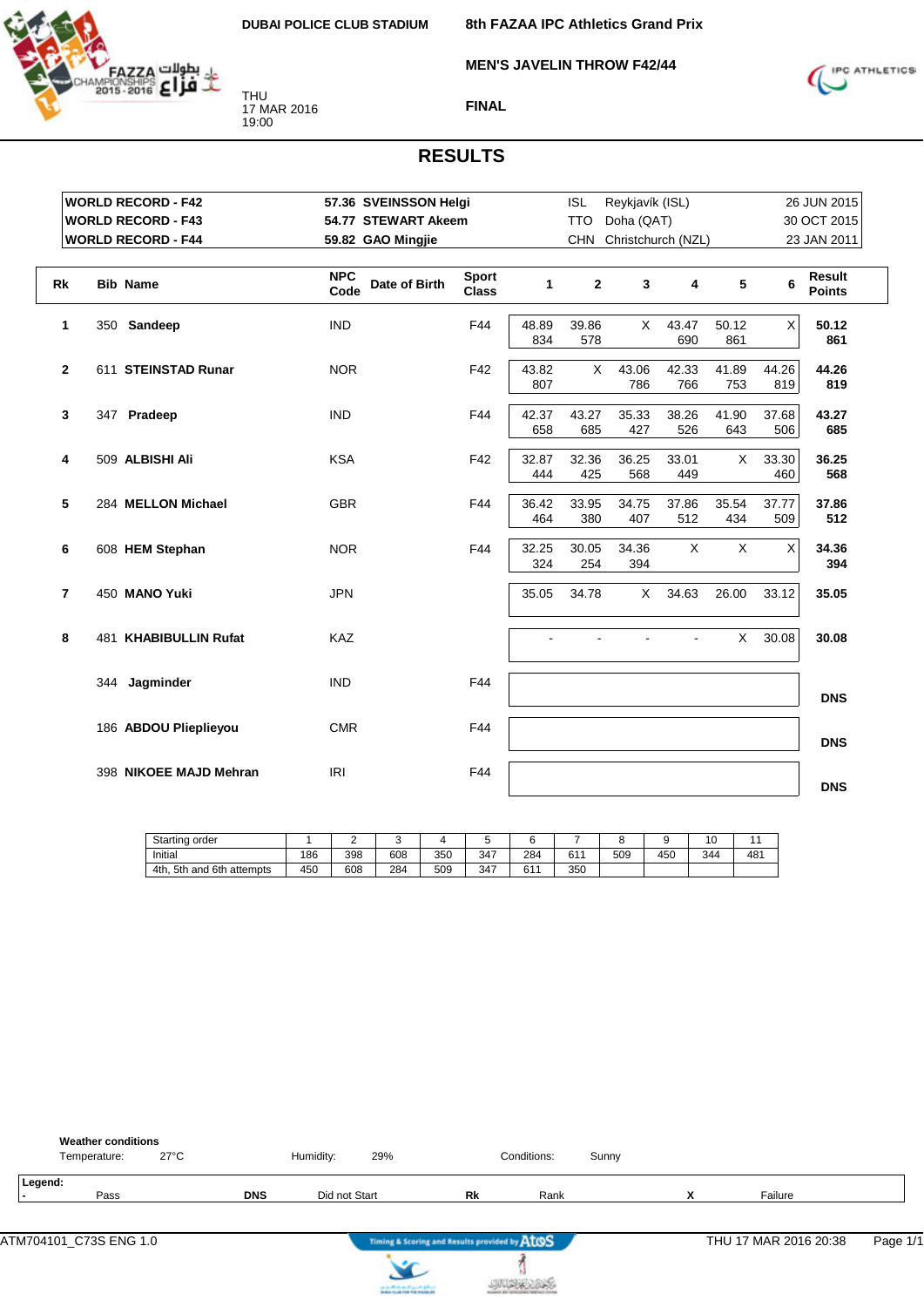DUBAI POLICE CLUB STADIUM

THU
17 MAR 2016
19:00

**8th FAZAA IPC Athletics Grand Prix**

**MEN'S JAVELIN THROW F42/44**

**FINAL**

# RESULTS

| | | | | |
|---|---|---|---|---|
| WORLD RECORD - F42 | 57.36 SVEINSSON Helgi | ISL | Reykjavík (ISL) | 26 JUN 2015 |
| WORLD RECORD - F43 | 54.77 STEWART Akeem | TTO | Doha (QAT) | 30 OCT 2015 |
| WORLD RECORD - F44 | 59.82 GAO Mingjie | CHN | Christchurch (NZL) | 23 JAN 2011 |

| Rk | Bib | Name | NPC Code | Date of Birth | Sport Class | 1 | 2 | 3 | 4 | 5 | 6 | Result Points |
|---|---|---|---|---|---|---|---|---|---|---|---|---|
| 1 | 350 | **Sandeep** | IND | | F44 | 48.89 834 | 39.86 578 | X | 43.47 690 | 50.12 861 | X | **50.12 861** |
| 2 | 611 | **STEINSTAD Runar** | NOR | | F42 | 43.82 807 | X | 43.06 786 | 42.33 766 | 41.89 753 | 44.26 819 | **44.26 819** |
| 3 | 347 | **Pradeep** | IND | | F44 | 42.37 658 | 43.27 685 | 35.33 427 | 38.26 526 | 41.90 643 | 37.68 506 | **43.27 685** |
| 4 | 509 | **ALBISHI Ali** | KSA | | F42 | 32.87 444 | 32.36 425 | 36.25 568 | 33.01 449 | X | 33.30 460 | **36.25 568** |
| 5 | 284 | **MELLON Michael** | GBR | | F44 | 36.42 464 | 33.95 380 | 34.75 407 | 37.86 512 | 35.54 434 | 37.77 509 | **37.86 512** |
| 6 | 608 | **HEM Stephan** | NOR | | F44 | 32.25 324 | 30.05 254 | 34.36 394 | X | X | X | **34.36 394** |
| 7 | 450 | **MANO Yuki** | JPN | | | 35.05 | 34.78 | X | 34.63 | 26.00 | 33.12 | **35.05** |
| 8 | 481 | **KHABIBULLIN Rufat** | KAZ | | | - | - | - | - | X | 30.08 | **30.08** |
| | 344 | **Jagminder** | IND | | F44 | | | | | | | **DNS** |
| | 186 | **ABDOU Plieplieyou** | CMR | | F44 | | | | | | | **DNS** |
| | 398 | **NIKOEE MAJD Mehran** | IRI | | F44 | | | | | | | **DNS** |

| Starting order | 1 | 2 | 3 | 4 | 5 | 6 | 7 | 8 | 9 | 10 | 11 |
|---|---|---|---|---|---|---|---|---|---|---|---|
| Initial | 186 | 398 | 608 | 350 | 347 | 284 | 611 | 509 | 450 | 344 | 481 |
| 4th, 5th and 6th attempts | 450 | 608 | 284 | 509 | 347 | 611 | 350 | | | | |

**Weather conditions**
Temperature: 27°C   Humidity: 29%   Conditions: Sunny

**Legend:**
- Pass   **DNS** Did not Start   **Rk** Rank   **X** Failure

ATM704101_C73S ENG 1.0   THU 17 MAR 2016 20:38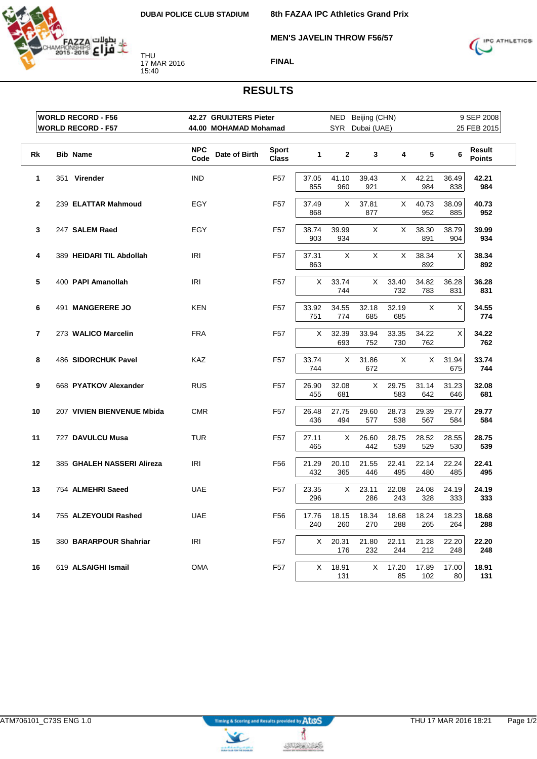DUBAI POLICE CLUB STADIUM

THU
17 MAR 2016
15:40

**8th FAZAA IPC Athletics Grand Prix**

**MEN'S JAVELIN THROW F56/57**

**FINAL**

# RESULTS

| | | | | |
|---|---|---|---|---|
| WORLD RECORD - F56 | 42.27 GRUIJTERS Pieter | NED | Beijing (CHN) | 9 SEP 2008 |
| WORLD RECORD - F57 | 44.00 MOHAMAD Mohamad | SYR | Dubai (UAE) | 25 FEB 2015 |

| Rk | Bib | Name | NPC Code | Date of Birth | Sport Class | 1 | 2 | 3 | 4 | 5 | 6 | Result Points |
|---|---|---|---|---|---|---|---|---|---|---|---|---|
| 1 | 351 | **Virender** | IND | | F57 | 37.05 855 | 41.10 960 | 39.43 921 | X | 42.21 984 | 36.49 838 | **42.21 984** |
| 2 | 239 | **ELATTAR Mahmoud** | EGY | | F57 | 37.49 868 | X | 37.81 877 | X | 40.73 952 | 38.09 885 | **40.73 952** |
| 3 | 247 | **SALEM Raed** | EGY | | F57 | 38.74 903 | 39.99 934 | X | X | 38.30 891 | 38.79 904 | **39.99 934** |
| 4 | 389 | **HEIDARI TIL Abdollah** | IRI | | F57 | 37.31 863 | X | X | X | 38.34 892 | X | **38.34 892** |
| 5 | 400 | **PAPI Amanollah** | IRI | | F57 | X | 33.74 744 | X | 33.40 732 | 34.82 783 | 36.28 831 | **36.28 831** |
| 6 | 491 | **MANGERERE JO** | KEN | | F57 | 33.92 751 | 34.55 774 | 32.18 685 | 32.19 685 | X | X | **34.55 774** |
| 7 | 273 | **WALICO Marcelin** | FRA | | F57 | X | 32.39 693 | 33.94 752 | 33.35 730 | 34.22 762 | X | **34.22 762** |
| 8 | 486 | **SIDORCHUK Pavel** | KAZ | | F57 | 33.74 744 | X | 31.86 672 | X | X | 31.94 675 | **33.74 744** |
| 9 | 668 | **PYATKOV Alexander** | RUS | | F57 | 26.90 455 | 32.08 681 | X | 29.75 583 | 31.14 642 | 31.23 646 | **32.08 681** |
| 10 | 207 | **VIVIEN BIENVENUE Mbida** | CMR | | F57 | 26.48 436 | 27.75 494 | 29.60 577 | 28.73 538 | 29.39 567 | 29.77 584 | **29.77 584** |
| 11 | 727 | **DAVULCU Musa** | TUR | | F57 | 27.11 465 | X | 26.60 442 | 28.75 539 | 28.52 529 | 28.55 530 | **28.75 539** |
| 12 | 385 | **GHALEH NASSERI Alireza** | IRI | | F56 | 21.29 432 | 20.10 365 | 21.55 446 | 22.41 495 | 22.14 480 | 22.24 485 | **22.41 495** |
| 13 | 754 | **ALMEHRI Saeed** | UAE | | F57 | 23.35 296 | X | 23.11 286 | 22.08 243 | 24.08 328 | 24.19 333 | **24.19 333** |
| 14 | 755 | **ALZEYOUDI Rashed** | UAE | | F56 | 17.76 240 | 18.15 260 | 18.34 270 | 18.68 288 | 18.24 265 | 18.23 264 | **18.68 288** |
| 15 | 380 | **BARARPOUR Shahriar** | IRI | | F57 | X | 20.31 176 | 21.80 232 | 22.11 244 | 21.28 212 | 22.20 248 | **22.20 248** |
| 16 | 619 | **ALSAIGHI Ismail** | OMA | | F57 | X | 18.91 131 | X | 17.20 85 | 17.89 102 | 17.00 80 | **18.91 131** |

ATM706101_C73S ENG 1.0 THU 17 MAR 2016 18:21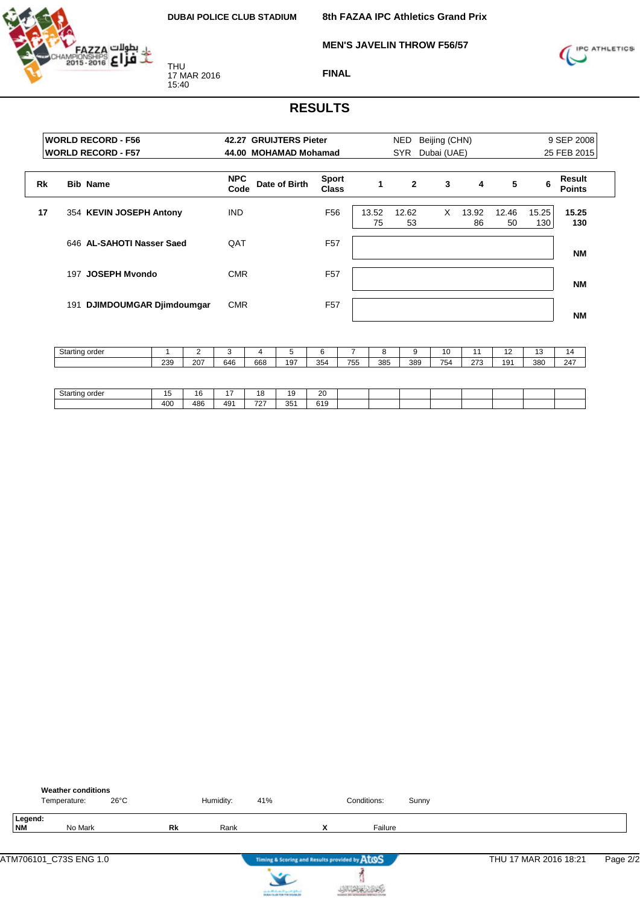DUBAI POLICE CLUB STADIUM

THU
17 MAR 2016
15:40

**8th FAZAA IPC Athletics Grand Prix**

**MEN'S JAVELIN THROW F56/57**

**FINAL**

# RESULTS

| | | | | |
|---|---|---|---|---|
| **WORLD RECORD - F56** | **42.27 GRUIJTERS Pieter** | NED | Beijing (CHN) | 9 SEP 2008 |
| **WORLD RECORD - F57** | **44.00 MOHAMAD Mohamad** | SYR | Dubai (UAE) | 25 FEB 2015 |

| Rk | Bib | Name | NPC Code | Date of Birth | Sport Class | 1 | 2 | 3 | 4 | 5 | 6 | Result Points |
|---|---|---|---|---|---|---|---|---|---|---|---|---|
| **17** | 354 | **KEVIN JOSEPH Antony** | IND | | F56 | 13.52 75 | 12.62 53 | X | 13.92 86 | 12.46 50 | 15.25 130 | **15.25 130** |
| | 646 | **AL-SAHOTI Nasser Saed** | QAT | | F57 | | | | | | | **NM** |
| | 197 | **JOSEPH Mvondo** | CMR | | F57 | | | | | | | **NM** |
| | 191 | **DJIMDOUMGAR Djimdoumgar** | CMR | | F57 | | | | | | | **NM** |

| Starting order | 1 | 2 | 3 | 4 | 5 | 6 | 7 | 8 | 9 | 10 | 11 | 12 | 13 | 14 |
|---|---|---|---|---|---|---|---|---|---|---|---|---|---|---|
| | 239 | 207 | 646 | 668 | 197 | 354 | 755 | 385 | 389 | 754 | 273 | 191 | 380 | 247 |

| Starting order | 15 | 16 | 17 | 18 | 19 | 20 | | | | | | | | |
|---|---|---|---|---|---|---|---|---|---|---|---|---|---|---|
| | 400 | 486 | 491 | 727 | 351 | 619 | | | | | | | | |

**Weather conditions**

Temperature: 26°C | Humidity: 41% | Conditions: Sunny

**Legend:**

**NM** No Mark | **Rk** Rank | **X** Failure

ATM706101_C73S ENG 1.0 | THU 17 MAR 2016 18:21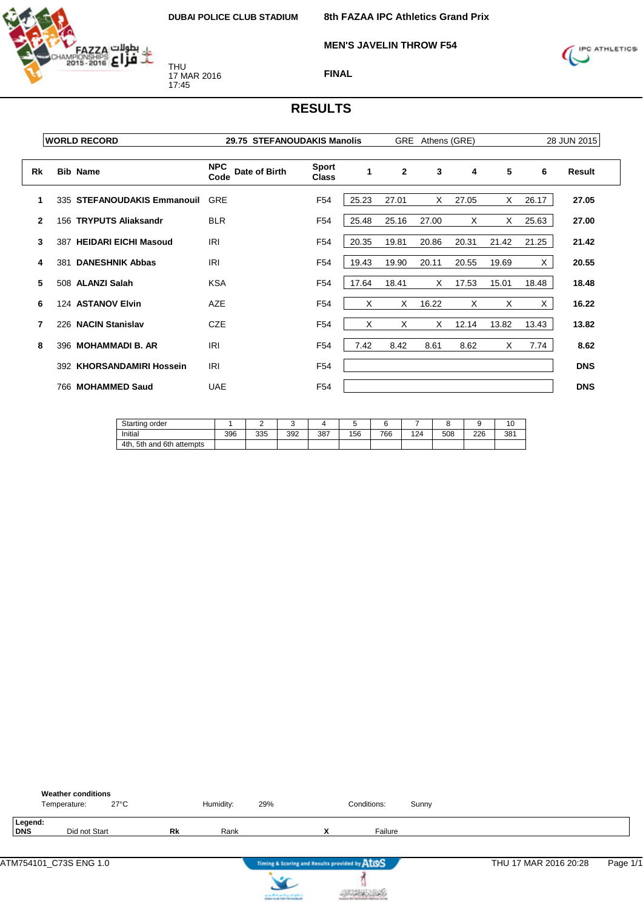DUBAI POLICE CLUB STADIUM

THU
17 MAR 2016
17:45

**8th FAZAA IPC Athletics Grand Prix**

**MEN'S JAVELIN THROW F54**

**FINAL**

# RESULTS

| WORLD RECORD | 29.75 STEFANOUDAKIS Manolis | GRE | Athens (GRE) | 28 JUN 2015 |
|---|---|---|---|---|

| Rk | Bib | Name | NPC Code | Date of Birth | Sport Class | 1 | 2 | 3 | 4 | 5 | 6 | Result |
|---|---|---|---|---|---|---|---|---|---|---|---|---|
| 1 | 335 | STEFANOUDAKIS Emmanouil | GRE | | F54 | 25.23 | 27.01 | X | 27.05 | X | 26.17 | **27.05** |
| 2 | 156 | TRYPUTS Aliaksandr | BLR | | F54 | 25.48 | 25.16 | 27.00 | X | X | 25.63 | **27.00** |
| 3 | 387 | HEIDARI EICHI Masoud | IRI | | F54 | 20.35 | 19.81 | 20.86 | 20.31 | 21.42 | 21.25 | **21.42** |
| 4 | 381 | DANESHNIK Abbas | IRI | | F54 | 19.43 | 19.90 | 20.11 | 20.55 | 19.69 | X | **20.55** |
| 5 | 508 | ALANZI Salah | KSA | | F54 | 17.64 | 18.41 | X | 17.53 | 15.01 | 18.48 | **18.48** |
| 6 | 124 | ASTANOV Elvin | AZE | | F54 | X | X | 16.22 | X | X | X | **16.22** |
| 7 | 226 | NACIN Stanislav | CZE | | F54 | X | X | X | 12.14 | 13.82 | 13.43 | **13.82** |
| 8 | 396 | MOHAMMADI B. AR | IRI | | F54 | 7.42 | 8.42 | 8.61 | 8.62 | X | 7.74 | **8.62** |
| | 392 | KHORSANDAMIRI Hossein | IRI | | F54 | | | | | | | **DNS** |
| | 766 | MOHAMMED Saud | UAE | | F54 | | | | | | | **DNS** |

| Starting order | 1 | 2 | 3 | 4 | 5 | 6 | 7 | 8 | 9 | 10 |
|---|---|---|---|---|---|---|---|---|---|---|
| Initial | 396 | 335 | 392 | 387 | 156 | 766 | 124 | 508 | 226 | 381 |
| 4th, 5th and 6th attempts | | | | | | | | | | |

**Weather conditions**

Temperature: 27°C    Humidity: 29%    Conditions: Sunny

**Legend:**

**DNS** Did not Start    **Rk** Rank    **X** Failure

ATM754101_C73S ENG 1.0    THU 17 MAR 2016 20:28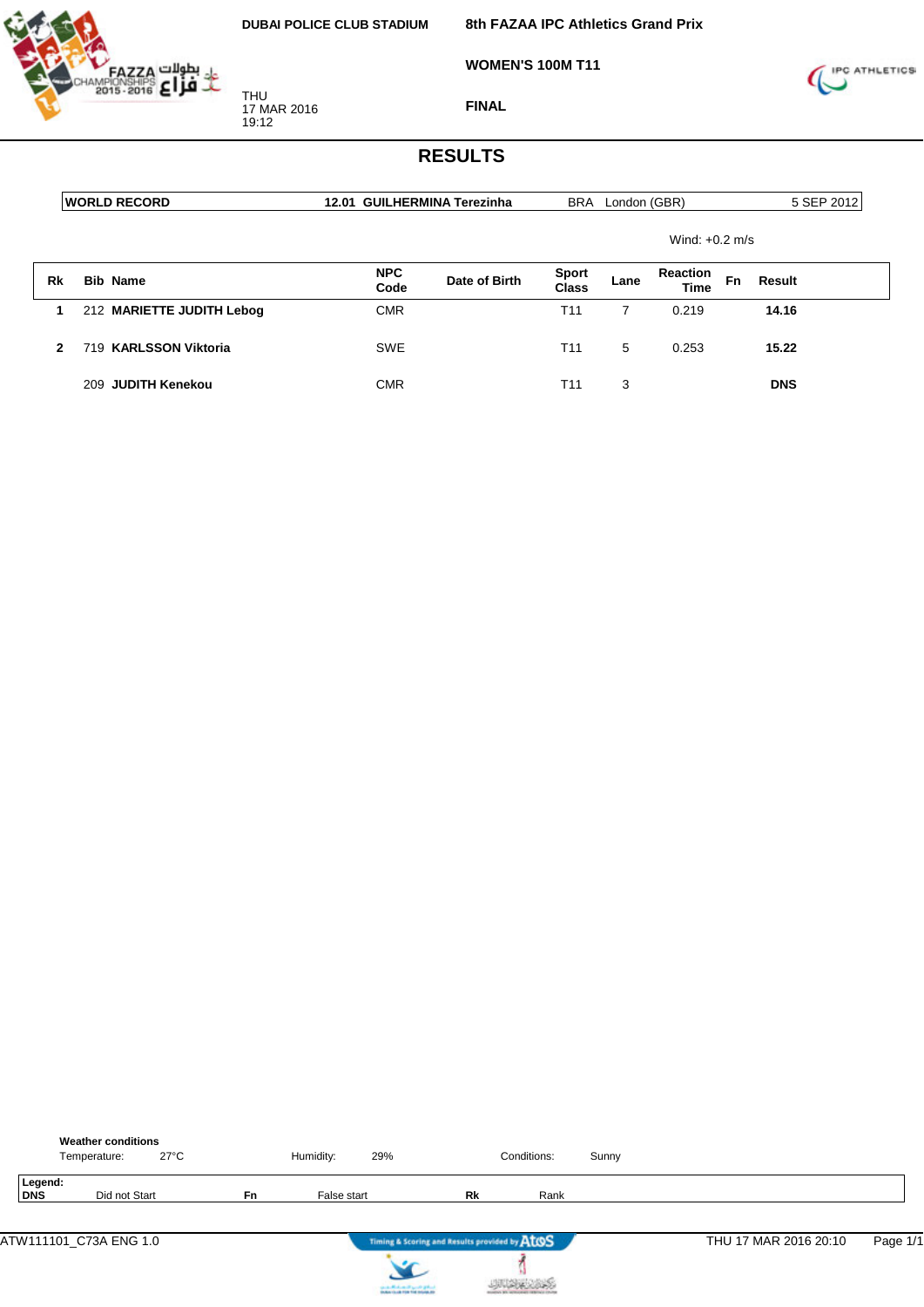DUBAI POLICE CLUB STADIUM

THU
17 MAR 2016
19:12

**8th FAZAA IPC Athletics Grand Prix**

**WOMEN'S 100M T11**

**FINAL**

# RESULTS

| WORLD RECORD | 12.01 GUILHERMINA Terezinha | BRA London (GBR) | 5 SEP 2012 |
|---|---|---|---|

Wind: +0.2 m/s

| Rk | Bib | Name | NPC Code | Date of Birth | Sport Class | Lane | Reaction Time | Fn | Result |
|---|---|---|---|---|---|---|---|---|---|
| 1 | 212 | **MARIETTE JUDITH Lebog** | CMR | | T11 | 7 | 0.219 | | **14.16** |
| 2 | 719 | **KARLSSON Viktoria** | SWE | | T11 | 5 | 0.253 | | **15.22** |
| | 209 | **JUDITH Kenekou** | CMR | | T11 | 3 | | | **DNS** |

**Weather conditions**

Temperature: 27°C Humidity: 29% Conditions: Sunny

**Legend:**

| | | | | | |
|---|---|---|---|---|---|
| **DNS** | Did not Start | **Fn** | False start | **Rk** | Rank |

ATW111101_C73A ENG 1.0

Timing & Scoring and Results provided by AtoS

THU 17 MAR 2016 20:10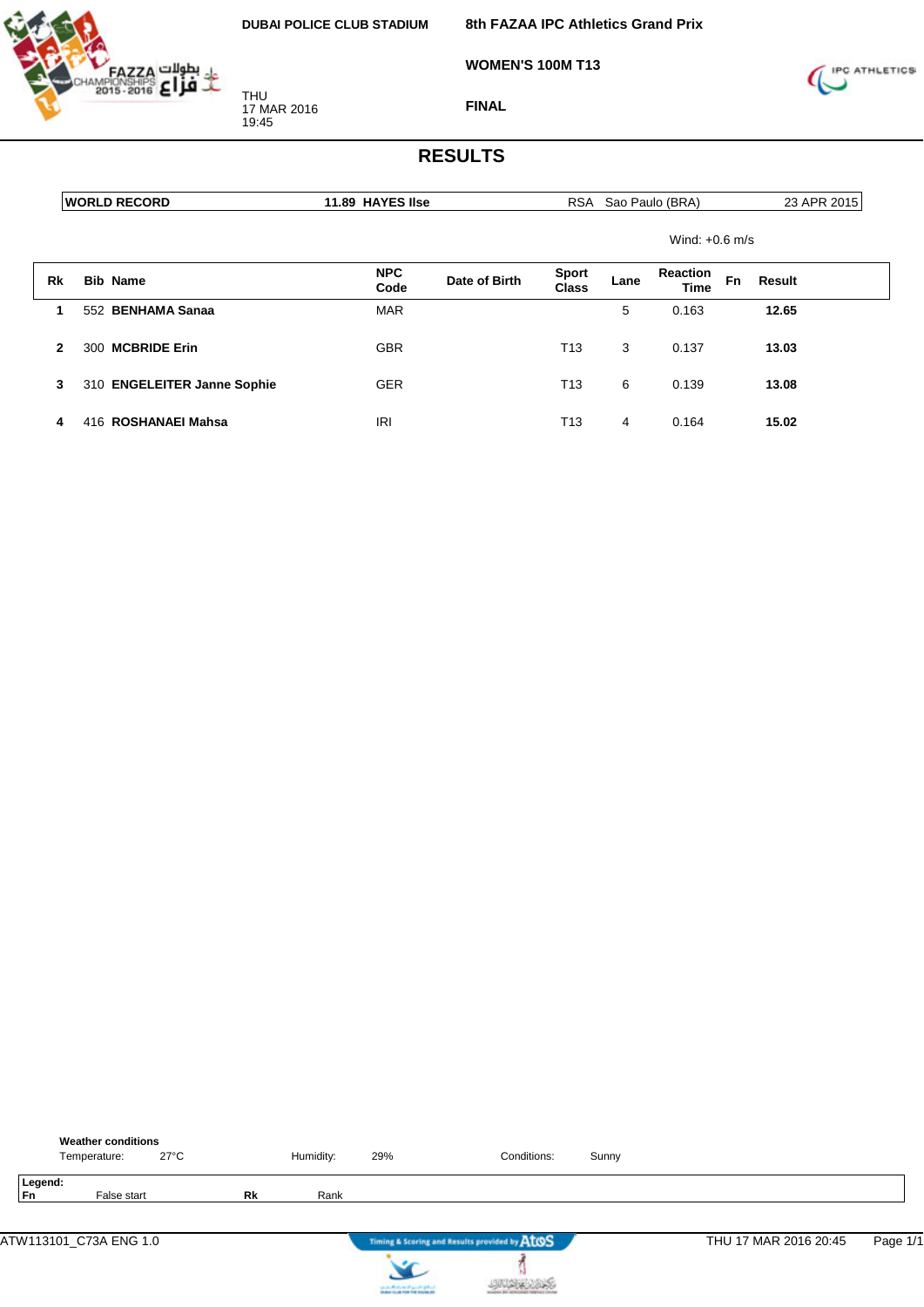DUBAI POLICE CLUB STADIUM

THU
17 MAR 2016
19:45

8th FAZAA IPC Athletics Grand Prix

WOMEN'S 100M T13

FINAL

# RESULTS

| WORLD RECORD | 11.89 HAYES Ilse | RSA Sao Paulo (BRA) | 23 APR 2015 |
|---|---|---|---|

Wind: +0.6 m/s

| Rk | Bib | Name | NPC Code | Date of Birth | Sport Class | Lane | Reaction Time | Fn | Result |
|---|---|---|---|---|---|---|---|---|---|
| 1 | 552 | **BENHAMA Sanaa** | MAR | | | 5 | 0.163 | | **12.65** |
| 2 | 300 | **MCBRIDE Erin** | GBR | | T13 | 3 | 0.137 | | **13.03** |
| 3 | 310 | **ENGELEITER Janne Sophie** | GER | | T13 | 6 | 0.139 | | **13.08** |
| 4 | 416 | **ROSHANAEI Mahsa** | IRI | | T13 | 4 | 0.164 | | **15.02** |

**Weather conditions**

Temperature: 27°C    Humidity: 29%    Conditions: Sunny

**Legend:**

**Fn** False start    **Rk** Rank

ATW113101_C73A ENG 1.0    THU 17 MAR 2016 20:45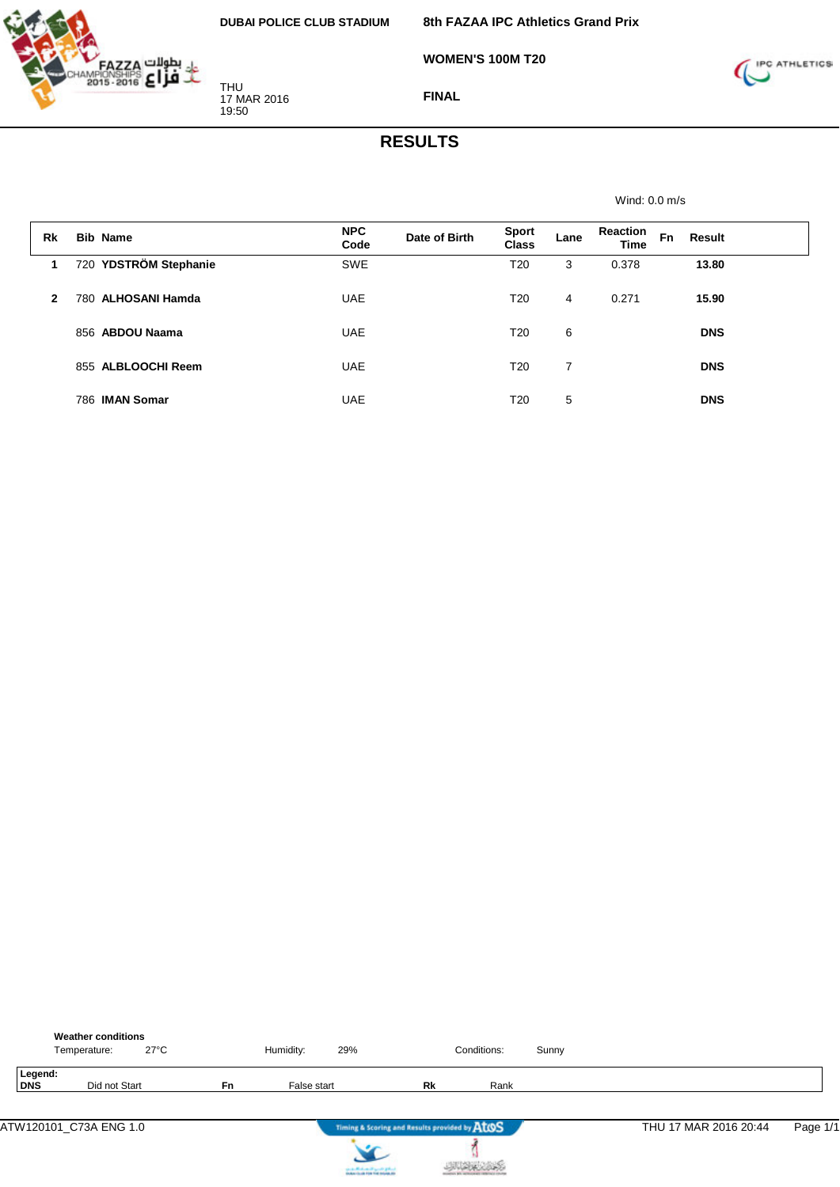DUBAI POLICE CLUB STADIUM

THU
17 MAR 2016
19:50

8th FAZAA IPC Athletics Grand Prix

WOMEN'S 100M T20

FINAL

# RESULTS

Wind: 0.0 m/s

| Rk | Bib | Name | NPC Code | Date of Birth | Sport Class | Lane | Reaction Time | Fn | Result |
|---|---|---|---|---|---|---|---|---|---|
| 1 | 720 | **YDSTRÖM Stephanie** | SWE | | T20 | 3 | 0.378 | | **13.80** |
| 2 | 780 | **ALHOSANI Hamda** | UAE | | T20 | 4 | 0.271 | | **15.90** |
| | 856 | **ABDOU Naama** | UAE | | T20 | 6 | | | **DNS** |
| | 855 | **ALBLOOCHI Reem** | UAE | | T20 | 7 | | | **DNS** |
| | 786 | **IMAN Somar** | UAE | | T20 | 5 | | | **DNS** |

**Weather conditions**

Temperature: 27°C | Humidity: 29% | Conditions: Sunny

**Legend:**

**DNS** Did not Start | **Fn** False start | **Rk** Rank

ATW120101_C73A ENG 1.0 | THU 17 MAR 2016 20:44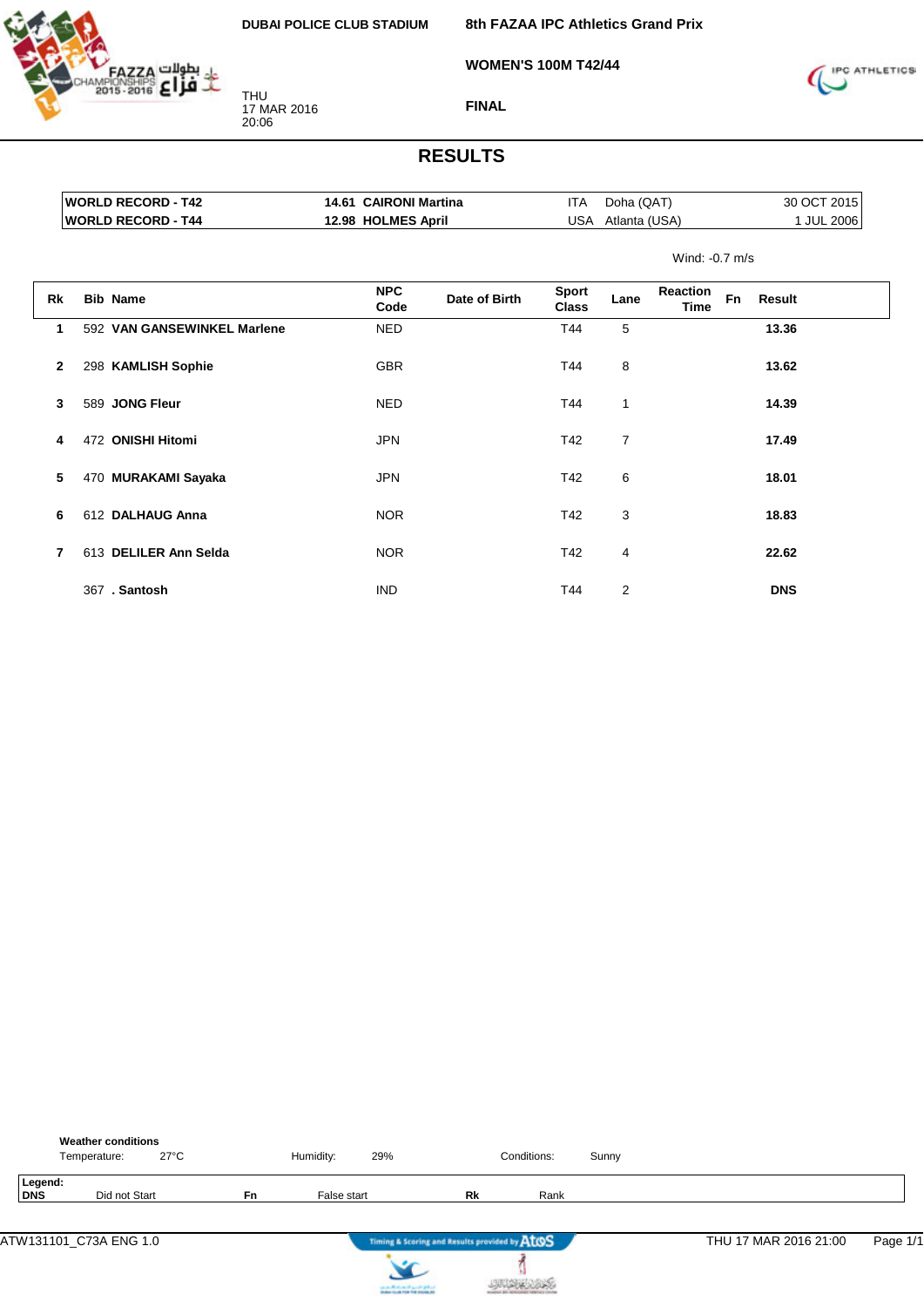DUBAI POLICE CLUB STADIUM

THU
17 MAR 2016
20:06

**8th FAZAA IPC Athletics Grand Prix**

**WOMEN'S 100M T42/44**

**FINAL**

# RESULTS

| | | | | |
|---|---|---|---|---|
| **WORLD RECORD - T42** | **14.61 CAIRONI Martina** | ITA | Doha (QAT) | 30 OCT 2015 |
| **WORLD RECORD - T44** | **12.98 HOLMES April** | USA | Atlanta (USA) | 1 JUL 2006 |

Wind: -0.7 m/s

| Rk | Bib | Name | NPC Code | Date of Birth | Sport Class | Lane | Reaction Time | Fn | Result |
|---|---|---|---|---|---|---|---|---|---|
| 1 | 592 | **VAN GANSEWINKEL Marlene** | NED | | T44 | 5 | | | **13.36** |
| 2 | 298 | **KAMLISH Sophie** | GBR | | T44 | 8 | | | **13.62** |
| 3 | 589 | **JONG Fleur** | NED | | T44 | 1 | | | **14.39** |
| 4 | 472 | **ONISHI Hitomi** | JPN | | T42 | 7 | | | **17.49** |
| 5 | 470 | **MURAKAMI Sayaka** | JPN | | T42 | 6 | | | **18.01** |
| 6 | 612 | **DALHAUG Anna** | NOR | | T42 | 3 | | | **18.83** |
| 7 | 613 | **DELILER Ann Selda** | NOR | | T42 | 4 | | | **22.62** |
| | 367 | **. Santosh** | IND | | T44 | 2 | | | **DNS** |

**Weather conditions**
Temperature: 27°C    Humidity: 29%    Conditions: Sunny

**Legend:**
**DNS** Did not Start    **Fn** False start    **Rk** Rank

ATW131101_C73A ENG 1.0    Timing & Scoring and Results provided by AtoS    THU 17 MAR 2016 21:00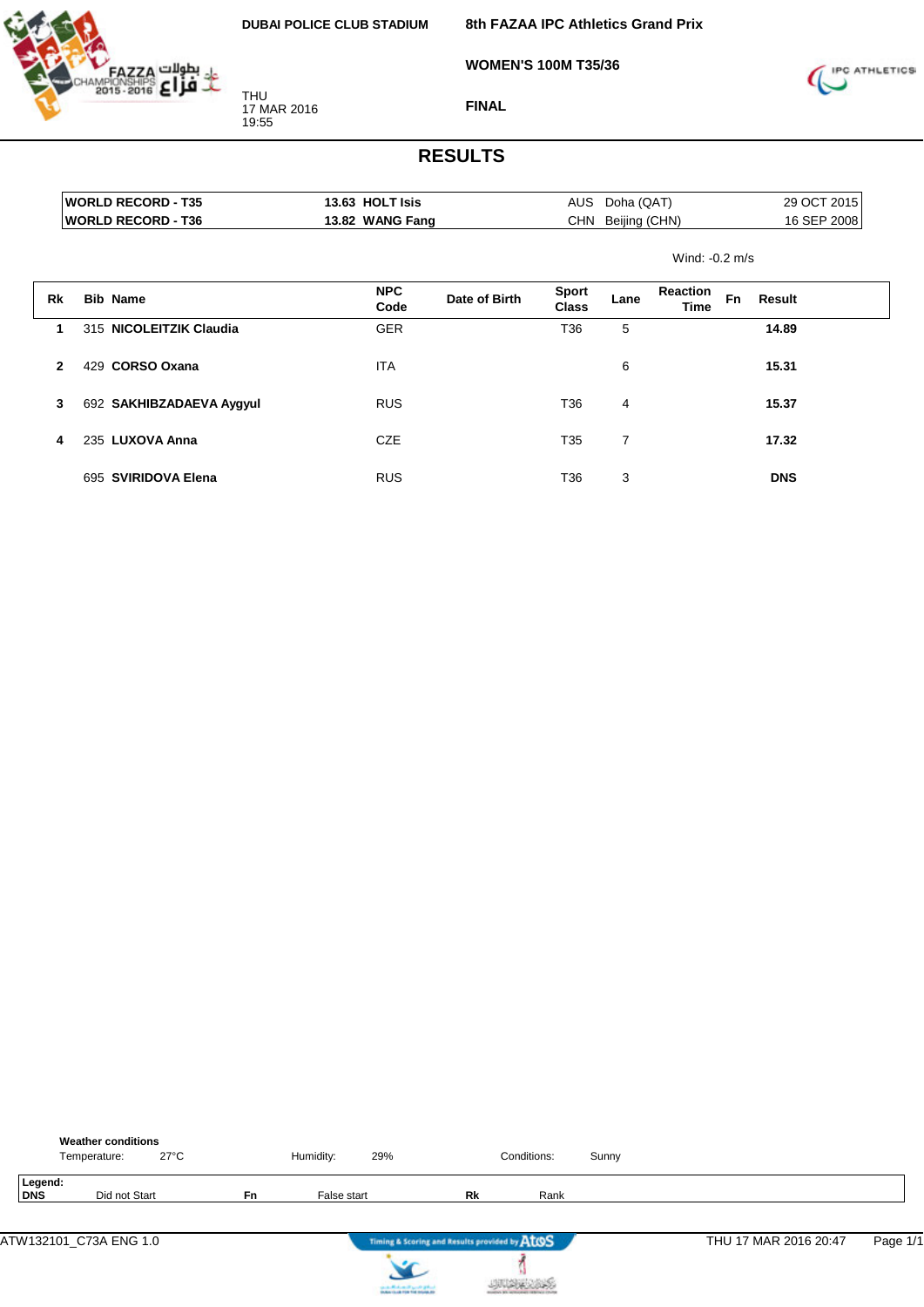DUBAI POLICE CLUB STADIUM

THU
17 MAR 2016
19:55

**8th FAZAA IPC Athletics Grand Prix**

**WOMEN'S 100M T35/36**

**FINAL**

# RESULTS

| | | | | |
|---|---|---|---|---|
| **WORLD RECORD - T35** | **13.63 HOLT Isis** | AUS | Doha (QAT) | 29 OCT 2015 |
| **WORLD RECORD - T36** | **13.82 WANG Fang** | CHN | Beijing (CHN) | 16 SEP 2008 |

Wind: -0.2 m/s

| Rk | Bib | Name | NPC Code | Date of Birth | Sport Class | Lane | Reaction Time | Fn | Result |
|---|---|---|---|---|---|---|---|---|---|
| 1 | 315 | **NICOLEITZIK Claudia** | GER | | T36 | 5 | | | **14.89** |
| 2 | 429 | **CORSO Oxana** | ITA | | | 6 | | | **15.31** |
| 3 | 692 | **SAKHIBZADAEVA Aygyul** | RUS | | T36 | 4 | | | **15.37** |
| 4 | 235 | **LUXOVA Anna** | CZE | | T35 | 7 | | | **17.32** |
| | 695 | **SVIRIDOVA Elena** | RUS | | T36 | 3 | | | **DNS** |

**Weather conditions**

Temperature: 27°C    Humidity: 29%    Conditions: Sunny

**Legend:**

| | | | | | |
|---|---|---|---|---|---|
| **DNS** | Did not Start | **Fn** | False start | **Rk** | Rank |

ATW132101_C73A ENG 1.0    Timing & Scoring and Results provided by AtoS    THU 17 MAR 2016 20:47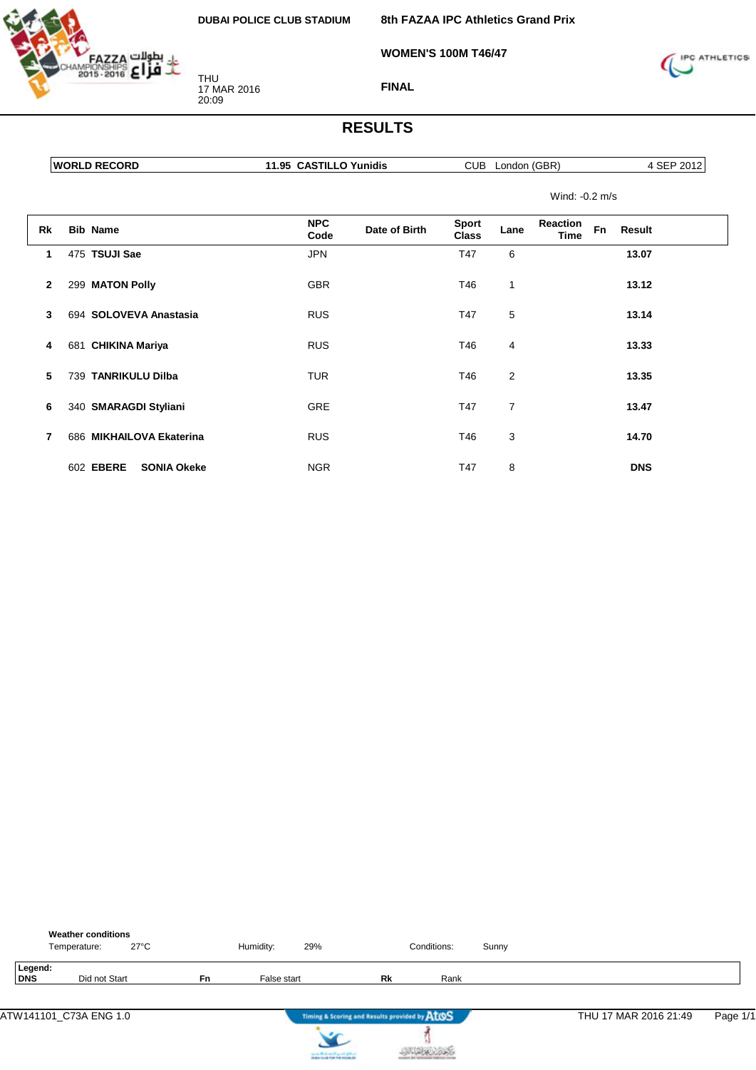DUBAI POLICE CLUB STADIUM

THU
17 MAR 2016
20:09

8th FAZAA IPC Athletics Grand Prix

WOMEN'S 100M T46/47

FINAL

# RESULTS

| WORLD RECORD | 11.95 CASTILLO Yunidis | CUB London (GBR) | 4 SEP 2012 |
|---|---|---|---|

Wind: -0.2 m/s

| Rk | Bib | Name | NPC Code | Date of Birth | Sport Class | Lane | Reaction Time | Fn | Result |
|---|---|---|---|---|---|---|---|---|---|
| 1 | 475 | **TSUJI Sae** | JPN | | T47 | 6 | | | **13.07** |
| 2 | 299 | **MATON Polly** | GBR | | T46 | 1 | | | **13.12** |
| 3 | 694 | **SOLOVEVA Anastasia** | RUS | | T47 | 5 | | | **13.14** |
| 4 | 681 | **CHIKINA Mariya** | RUS | | T46 | 4 | | | **13.33** |
| 5 | 739 | **TANRIKULU Dilba** | TUR | | T46 | 2 | | | **13.35** |
| 6 | 340 | **SMARAGDI Styliani** | GRE | | T47 | 7 | | | **13.47** |
| 7 | 686 | **MIKHAILOVA Ekaterina** | RUS | | T46 | 3 | | | **14.70** |
| | 602 | **EBERE SONIA Okeke** | NGR | | T47 | 8 | | | **DNS** |

**Weather conditions**
Temperature: 27°C    Humidity: 29%    Conditions: Sunny

**Legend:**
**DNS** Did not Start    **Fn** False start    **Rk** Rank

ATW141101_C73A ENG 1.0    THU 17 MAR 2016 21:49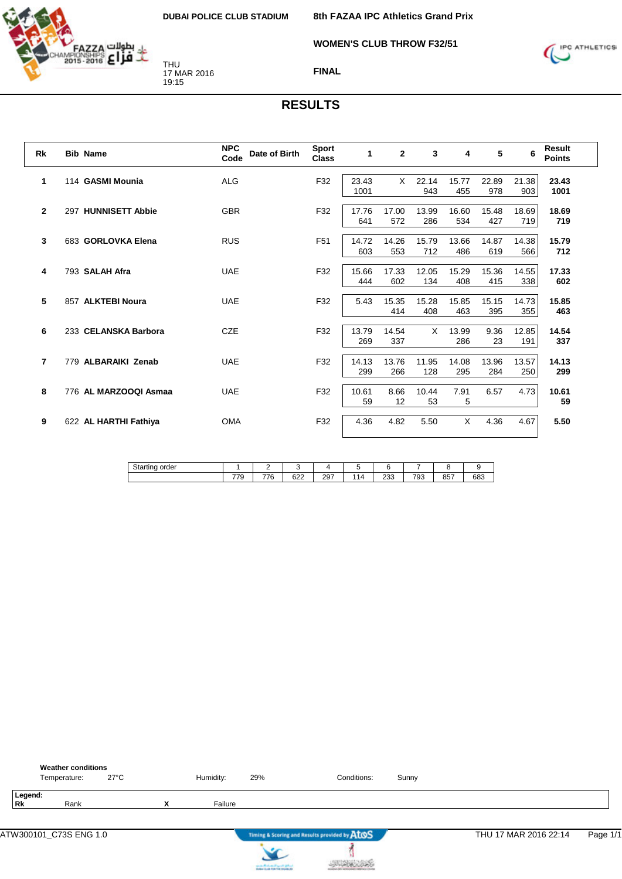DUBAI POLICE CLUB STADIUM

THU
17 MAR 2016
19:15

8th FAZAA IPC Athletics Grand Prix

WOMEN'S CLUB THROW F32/51

FINAL

# RESULTS

| Rk | Bib | Name | NPC Code | Date of Birth | Sport Class | 1 | 2 | 3 | 4 | 5 | 6 | Result Points |
|---|---|---|---|---|---|---|---|---|---|---|---|---|
| 1 | 114 | **GASMI Mounia** | ALG | | F32 | 23.43 1001 | X | 22.14 943 | 15.77 455 | 22.89 978 | 21.38 903 | **23.43 1001** |
| 2 | 297 | **HUNNISETT Abbie** | GBR | | F32 | 17.76 641 | 17.00 572 | 13.99 286 | 16.60 534 | 15.48 427 | 18.69 719 | **18.69 719** |
| 3 | 683 | **GORLOVKA Elena** | RUS | | F51 | 14.72 603 | 14.26 553 | 15.79 712 | 13.66 486 | 14.87 619 | 14.38 566 | **15.79 712** |
| 4 | 793 | **SALAH Afra** | UAE | | F32 | 15.66 444 | 17.33 602 | 12.05 134 | 15.29 408 | 15.36 415 | 14.55 338 | **17.33 602** |
| 5 | 857 | **ALKTEBI Noura** | UAE | | F32 | 5.43 | 15.35 414 | 15.28 408 | 15.85 463 | 15.15 395 | 14.73 355 | **15.85 463** |
| 6 | 233 | **CELANSKA Barbora** | CZE | | F32 | 13.79 269 | 14.54 337 | X | 13.99 286 | 9.36 23 | 12.85 191 | **14.54 337** |
| 7 | 779 | **ALBARAIKI Zenab** | UAE | | F32 | 14.13 299 | 13.76 266 | 11.95 128 | 14.08 295 | 13.96 284 | 13.57 250 | **14.13 299** |
| 8 | 776 | **AL MARZOOQI Asmaa** | UAE | | F32 | 10.61 59 | 8.66 12 | 10.44 53 | 7.91 5 | 6.57 | 4.73 | **10.61 59** |
| 9 | 622 | **AL HARTHI Fathiya** | OMA | | F32 | 4.36 | 4.82 | 5.50 | X | 4.36 | 4.67 | **5.50** |

| Starting order | 1 | 2 | 3 | 4 | 5 | 6 | 7 | 8 | 9 |
|---|---|---|---|---|---|---|---|---|---|
| | 779 | 776 | 622 | 297 | 114 | 233 | 793 | 857 | 683 |

**Weather conditions**
Temperature: 27°C Humidity: 29% Conditions: Sunny

**Legend:**
**Rk** Rank **X** Failure

ATW300101_C73S ENG 1.0 THU 17 MAR 2016 22:14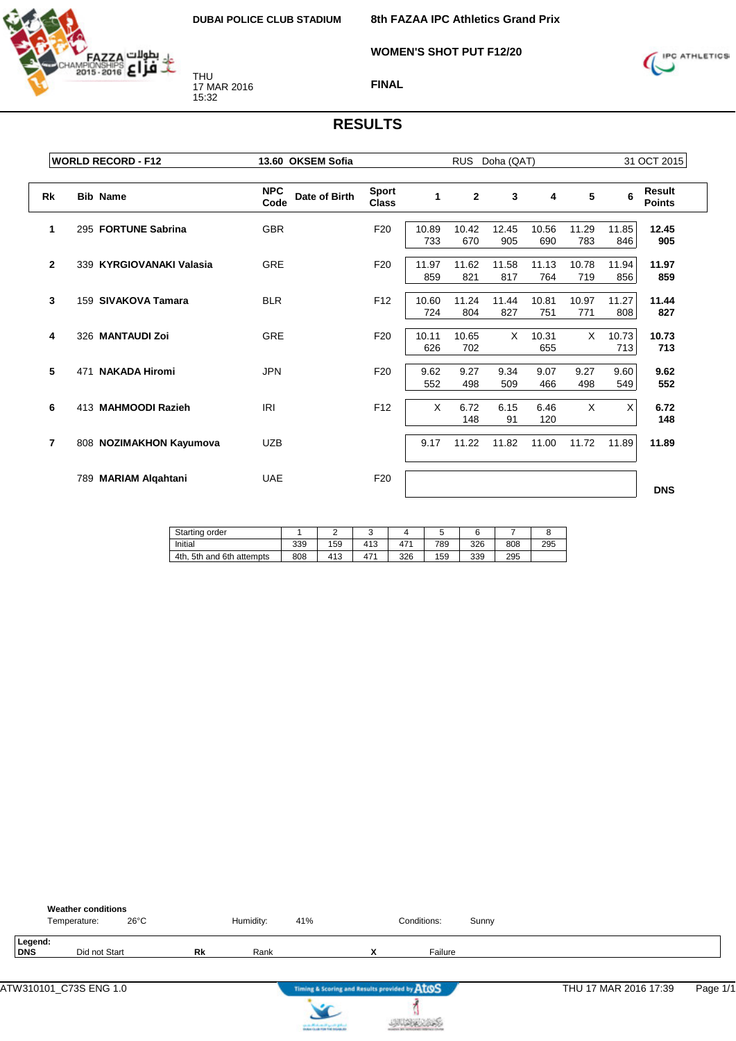DUBAI POLICE CLUB STADIUM

THU
17 MAR 2016
15:32

**8th FAZAA IPC Athletics Grand Prix**

**WOMEN'S SHOT PUT F12/20**

**FINAL**

# RESULTS

| WORLD RECORD - F12 | 13.60 OKSEM Sofia | RUS | Doha (QAT) | 31 OCT 2015 |
|---|---|---|---|---|

| Rk | Bib | Name | NPC Code | Date of Birth | Sport Class | 1 | 2 | 3 | 4 | 5 | 6 | Result Points |
|---|---|---|---|---|---|---|---|---|---|---|---|---|
| 1 | 295 | **FORTUNE Sabrina** | GBR | | F20 | 10.89 733 | 10.42 670 | 12.45 905 | 10.56 690 | 11.29 783 | 11.85 846 | **12.45 905** |
| 2 | 339 | **KYRGIOVANAKI Valasia** | GRE | | F20 | 11.97 859 | 11.62 821 | 11.58 817 | 11.13 764 | 10.78 719 | 11.94 856 | **11.97 859** |
| 3 | 159 | **SIVAKOVA Tamara** | BLR | | F12 | 10.60 724 | 11.24 804 | 11.44 827 | 10.81 751 | 10.97 771 | 11.27 808 | **11.44 827** |
| 4 | 326 | **MANTAUDI Zoi** | GRE | | F20 | 10.11 626 | 10.65 702 | X | 10.31 655 | X | 10.73 713 | **10.73 713** |
| 5 | 471 | **NAKADA Hiromi** | JPN | | F20 | 9.62 552 | 9.27 498 | 9.34 509 | 9.07 466 | 9.27 498 | 9.60 549 | **9.62 552** |
| 6 | 413 | **MAHMOODI Razieh** | IRI | | F12 | X | 6.72 148 | 6.15 91 | 6.46 120 | X | X | **6.72 148** |
| 7 | 808 | **NOZIMAKHON Kayumova** | UZB | | | 9.17 | 11.22 | 11.82 | 11.00 | 11.72 | 11.89 | **11.89** |
| | 789 | **MARIAM Alqahtani** | UAE | | F20 | | | | | | | **DNS** |

| Starting order | 1 | 2 | 3 | 4 | 5 | 6 | 7 | 8 |
|---|---|---|---|---|---|---|---|---|
| Initial | 339 | 159 | 413 | 471 | 789 | 326 | 808 | 295 |
| 4th, 5th and 6th attempts | 808 | 413 | 471 | 326 | 159 | 339 | 295 | |

**Weather conditions**
Temperature: 26°C    Humidity: 41%    Conditions: Sunny

**Legend:**
**DNS** Did not Start    **Rk** Rank    **X** Failure

ATW310101_C73S ENG 1.0    Timing & Scoring and Results provided by AtoS    THU 17 MAR 2016 17:39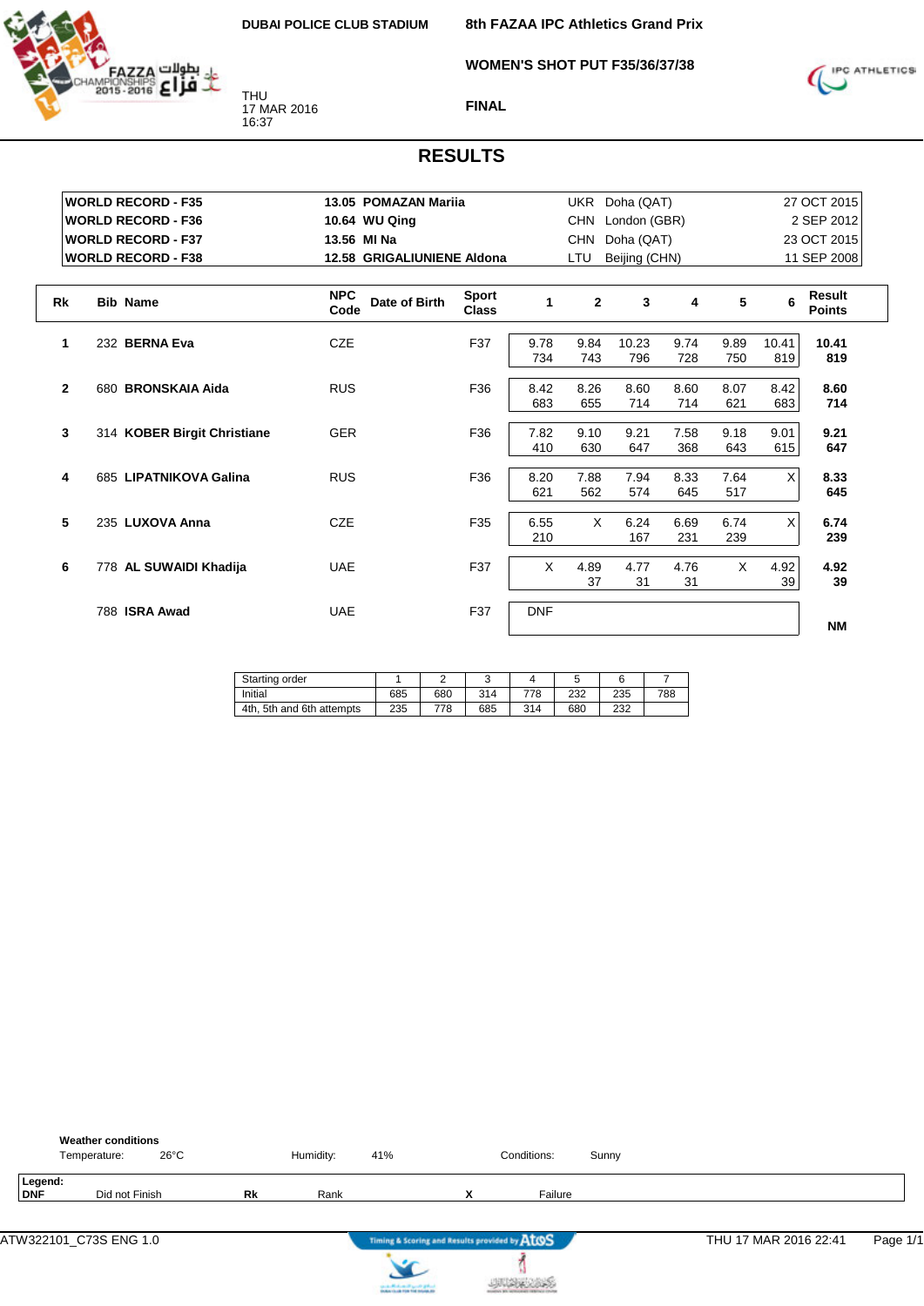DUBAI POLICE CLUB STADIUM

THU
17 MAR 2016
16:37

# 8th FAZAA IPC Athletics Grand Prix

## WOMEN'S SHOT PUT F35/36/37/38

### FINAL

## RESULTS

| | | | | |
|---|---|---|---|---|
| **WORLD RECORD - F35** | **13.05 POMAZAN Mariia** | UKR | Doha (QAT) | 27 OCT 2015 |
| **WORLD RECORD - F36** | **10.64 WU Qing** | CHN | London (GBR) | 2 SEP 2012 |
| **WORLD RECORD - F37** | **13.56 MI Na** | CHN | Doha (QAT) | 23 OCT 2015 |
| **WORLD RECORD - F38** | **12.58 GRIGALIUNIENE Aldona** | LTU | Beijing (CHN) | 11 SEP 2008 |

| Rk | Bib | Name | NPC Code | Date of Birth | Sport Class | 1 | 2 | 3 | 4 | 5 | 6 | Result Points |
|---|---|---|---|---|---|---|---|---|---|---|---|---|
| 1 | 232 | **BERNA Eva** | CZE | | F37 | 9.78 734 | 9.84 743 | 10.23 796 | 9.74 728 | 9.89 750 | 10.41 819 | **10.41 819** |
| 2 | 680 | **BRONSKAIA Aida** | RUS | | F36 | 8.42 683 | 8.26 655 | 8.60 714 | 8.60 714 | 8.07 621 | 8.42 683 | **8.60 714** |
| 3 | 314 | **KOBER Birgit Christiane** | GER | | F36 | 7.82 410 | 9.10 630 | 9.21 647 | 7.58 368 | 9.18 643 | 9.01 615 | **9.21 647** |
| 4 | 685 | **LIPATNIKOVA Galina** | RUS | | F36 | 8.20 621 | 7.88 562 | 7.94 574 | 8.33 645 | 7.64 517 | X | **8.33 645** |
| 5 | 235 | **LUXOVA Anna** | CZE | | F35 | 6.55 210 | X | 6.24 167 | 6.69 231 | 6.74 239 | X | **6.74 239** |
| 6 | 778 | **AL SUWAIDI Khadija** | UAE | | F37 | X | 4.89 37 | 4.77 31 | 4.76 31 | X | 4.92 39 | **4.92 39** |
| | 788 | **ISRA Awad** | UAE | | F37 | DNF | | | | | | **NM** |

| Starting order | 1 | 2 | 3 | 4 | 5 | 6 | 7 |
|---|---|---|---|---|---|---|---|
| Initial | 685 | 680 | 314 | 778 | 232 | 235 | 788 |
| 4th, 5th and 6th attempts | 235 | 778 | 685 | 314 | 680 | 232 | |

**Weather conditions**
Temperature: 26°C Humidity: 41% Conditions: Sunny

**Legend:**
**DNF** Did not Finish **Rk** Rank **X** Failure

ATW322101_C73S ENG 1.0 THU 17 MAR 2016 22:41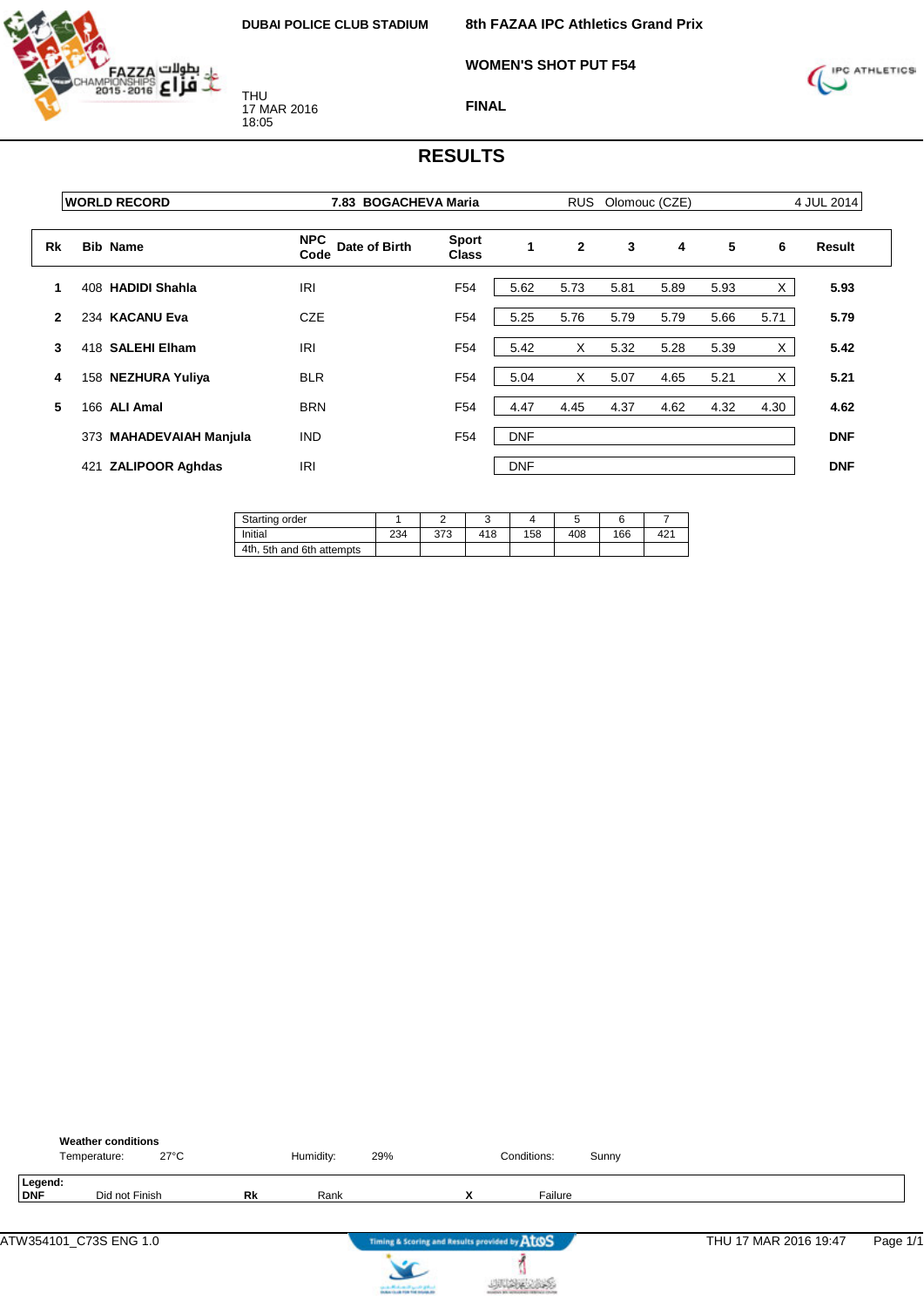DUBAI POLICE CLUB STADIUM

THU
17 MAR 2016
18:05

# 8th FAZAA IPC Athletics Grand Prix

## WOMEN'S SHOT PUT F54

### FINAL

## RESULTS

| WORLD RECORD | 7.83 BOGACHEVA Maria | RUS | Olomouc (CZE) | 4 JUL 2014 |
|---|---|---|---|---|

| Rk | Bib | Name | NPC Code | Date of Birth | Sport Class | 1 | 2 | 3 | 4 | 5 | 6 | Result |
|---|---|---|---|---|---|---|---|---|---|---|---|---|
| 1 | 408 | **HADIDI Shahla** | IRI | | F54 | 5.62 | 5.73 | 5.81 | 5.89 | 5.93 | X | **5.93** |
| 2 | 234 | **KACANU Eva** | CZE | | F54 | 5.25 | 5.76 | 5.79 | 5.79 | 5.66 | 5.71 | **5.79** |
| 3 | 418 | **SALEHI Elham** | IRI | | F54 | 5.42 | X | 5.32 | 5.28 | 5.39 | X | **5.42** |
| 4 | 158 | **NEZHURA Yuliya** | BLR | | F54 | 5.04 | X | 5.07 | 4.65 | 5.21 | X | **5.21** |
| 5 | 166 | **ALI Amal** | BRN | | F54 | 4.47 | 4.45 | 4.37 | 4.62 | 4.32 | 4.30 | **4.62** |
| | 373 | **MAHADEVAIAH Manjula** | IND | | F54 | DNF | | | | | | **DNF** |
| | 421 | **ZALIPOOR Aghdas** | IRI | | | DNF | | | | | | **DNF** |

| Starting order | 1 | 2 | 3 | 4 | 5 | 6 | 7 |
|---|---|---|---|---|---|---|---|
| Initial | 234 | 373 | 418 | 158 | 408 | 166 | 421 |
| 4th, 5th and 6th attempts | | | | | | | |

**Weather conditions**

Temperature: 27°C    Humidity: 29%    Conditions: Sunny

**Legend:**

| DNF | Did not Finish | Rk | Rank | X | Failure |
|---|---|---|---|---|---|

ATW354101_C73S ENG 1.0    THU 17 MAR 2016 19:47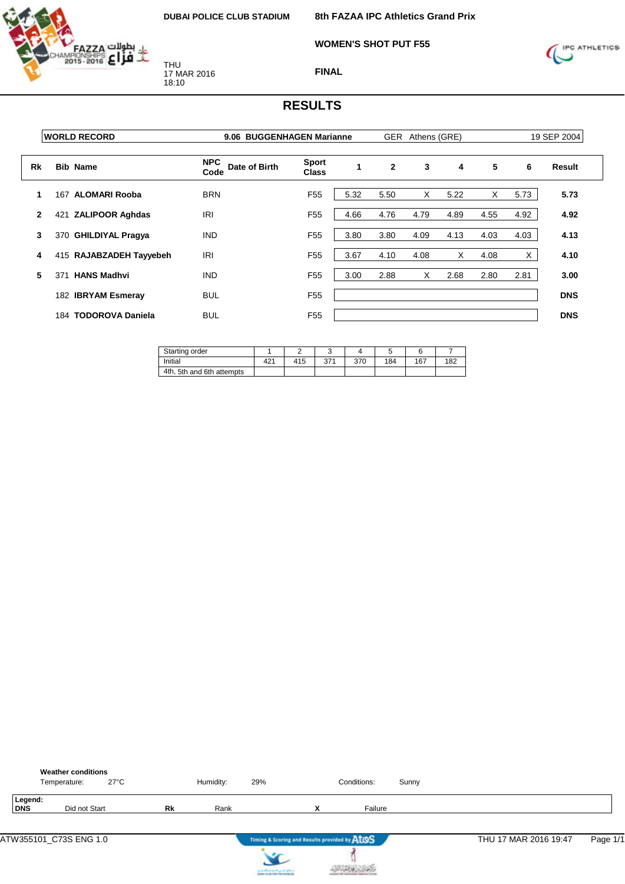DUBAI POLICE CLUB STADIUM

THU
17 MAR 2016
18:10

**8th FAZAA IPC Athletics Grand Prix**

**WOMEN'S SHOT PUT F55**

**FINAL**

# RESULTS

| WORLD RECORD | 9.06 BUGGENHAGEN Marianne | GER Athens (GRE) | 19 SEP 2004 |
|---|---|---|---|

| Rk | Bib | Name | NPC Code | Date of Birth | Sport Class | 1 | 2 | 3 | 4 | 5 | 6 | Result |
|---|---|---|---|---|---|---|---|---|---|---|---|---|
| 1 | 167 | **ALOMARI Rooba** | BRN | | F55 | 5.32 | 5.50 | X | 5.22 | X | 5.73 | **5.73** |
| 2 | 421 | **ZALIPOOR Aghdas** | IRI | | F55 | 4.66 | 4.76 | 4.79 | 4.89 | 4.55 | 4.92 | **4.92** |
| 3 | 370 | **GHILDIYAL Pragya** | IND | | F55 | 3.80 | 3.80 | 4.09 | 4.13 | 4.03 | 4.03 | **4.13** |
| 4 | 415 | **RAJABZADEH Tayyebeh** | IRI | | F55 | 3.67 | 4.10 | 4.08 | X | 4.08 | X | **4.10** |
| 5 | 371 | **HANS Madhvi** | IND | | F55 | 3.00 | 2.88 | X | 2.68 | 2.80 | 2.81 | **3.00** |
| | 182 | **IBRYAM Esmeray** | BUL | | F55 | | | | | | | **DNS** |
| | 184 | **TODOROVA Daniela** | BUL | | F55 | | | | | | | **DNS** |

| Starting order | 1 | 2 | 3 | 4 | 5 | 6 | 7 |
|---|---|---|---|---|---|---|---|
| Initial | 421 | 415 | 371 | 370 | 184 | 167 | 182 |
| 4th, 5th and 6th attempts | | | | | | | |

**Weather conditions**

Temperature: 27°C    Humidity: 29%    Conditions: Sunny

**Legend:**
**DNS** Did not Start    **Rk** Rank    **X** Failure

ATW355101_C73S ENG 1.0    Timing & Scoring and Results provided by AtoS    THU 17 MAR 2016 19:47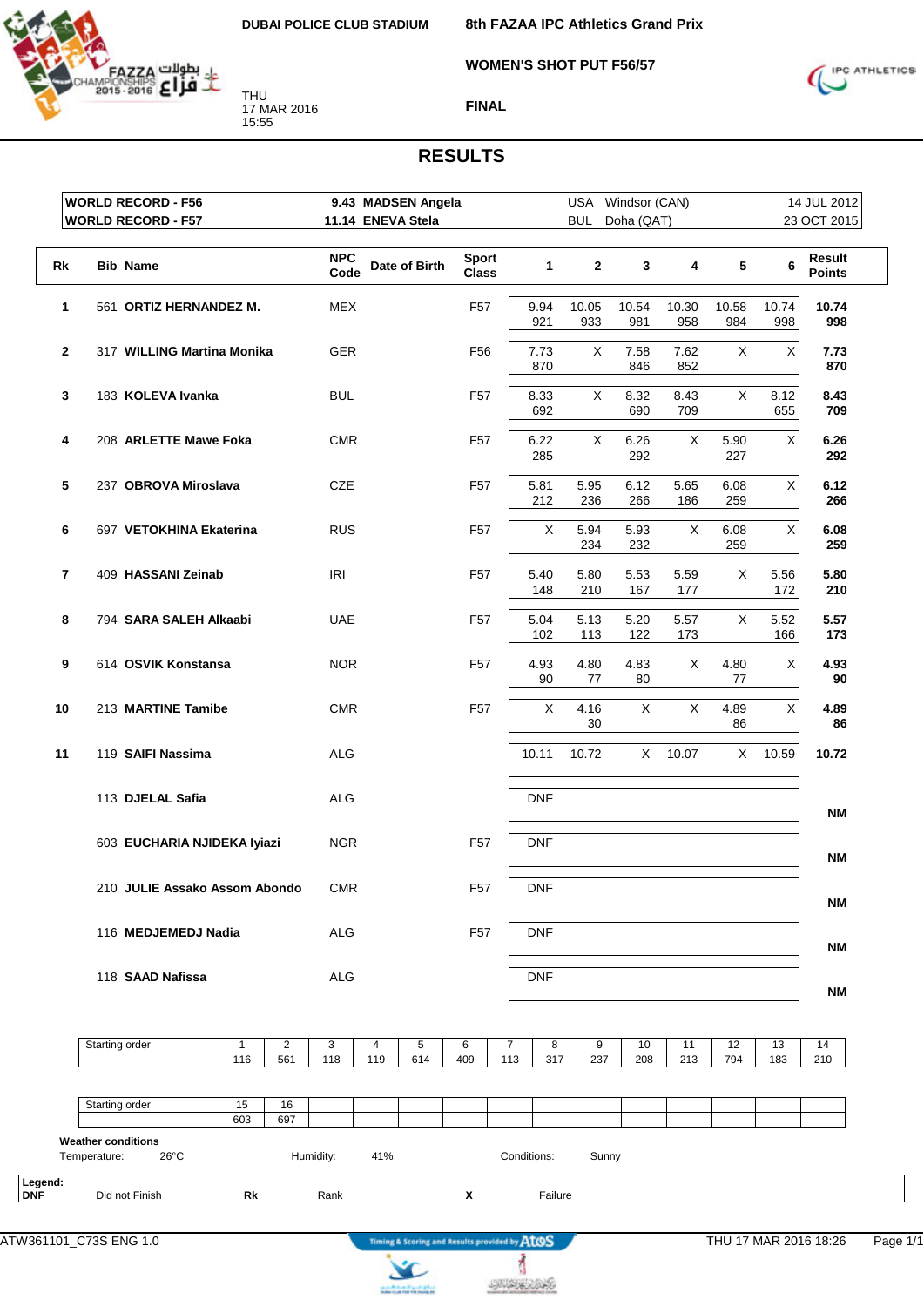DUBAI POLICE CLUB STADIUM

THU
17 MAR 2016
15:55

8th FAZAA IPC Athletics Grand Prix

WOMEN'S SHOT PUT F56/57

FINAL

# RESULTS

| | | | | |
|---|---|---|---|---|
| WORLD RECORD - F56 | 9.43 MADSEN Angela | USA | Windsor (CAN) | 14 JUL 2012 |
| WORLD RECORD - F57 | 11.14 ENEVA Stela | BUL | Doha (QAT) | 23 OCT 2015 |

| Rk | Bib | Name | NPC Code | Date of Birth | Sport Class | 1 | 2 | 3 | 4 | 5 | 6 | Result Points |
|---|---|---|---|---|---|---|---|---|---|---|---|---|
| 1 | 561 | **ORTIZ HERNANDEZ M.** | MEX | | F57 | 9.94 921 | 10.05 933 | 10.54 981 | 10.30 958 | 10.58 984 | 10.74 998 | **10.74 998** |
| 2 | 317 | **WILLING Martina Monika** | GER | | F56 | 7.73 870 | X | 7.58 846 | 7.62 852 | X | X | **7.73 870** |
| 3 | 183 | **KOLEVA Ivanka** | BUL | | F57 | 8.33 692 | X | 8.32 690 | 8.43 709 | X | 8.12 655 | **8.43 709** |
| 4 | 208 | **ARLETTE Mawe Foka** | CMR | | F57 | 6.22 285 | X | 6.26 292 | X | 5.90 227 | X | **6.26 292** |
| 5 | 237 | **OBROVA Miroslava** | CZE | | F57 | 5.81 212 | 5.95 236 | 6.12 266 | 5.65 186 | 6.08 259 | X | **6.12 266** |
| 6 | 697 | **VETOKHINA Ekaterina** | RUS | | F57 | X | 5.94 234 | 5.93 232 | X | 6.08 259 | X | **6.08 259** |
| 7 | 409 | **HASSANI Zeinab** | IRI | | F57 | 5.40 148 | 5.80 210 | 5.53 167 | 5.59 177 | X | 5.56 172 | **5.80 210** |
| 8 | 794 | **SARA SALEH Alkaabi** | UAE | | F57 | 5.04 102 | 5.13 113 | 5.20 122 | 5.57 173 | X | 5.52 166 | **5.57 173** |
| 9 | 614 | **OSVIK Konstansa** | NOR | | F57 | 4.93 90 | 4.80 77 | 4.83 80 | X | 4.80 77 | X | **4.93 90** |
| 10 | 213 | **MARTINE Tamibe** | CMR | | F57 | X | 4.16 30 | X | X | 4.89 86 | X | **4.89 86** |
| 11 | 119 | **SAIFI Nassima** | ALG | | | 10.11 | 10.72 | X | 10.07 | X | 10.59 | **10.72** |
| | 113 | **DJELAL Safia** | ALG | | | DNF | | | | | | **NM** |
| | 603 | **EUCHARIA NJIDEKA Iyiazi** | NGR | | F57 | DNF | | | | | | **NM** |
| | 210 | **JULIE Assako Assom Abondo** | CMR | | F57 | DNF | | | | | | **NM** |
| | 116 | **MEDJEMEDJ Nadia** | ALG | | F57 | DNF | | | | | | **NM** |
| | 118 | **SAAD Nafissa** | ALG | | | DNF | | | | | | **NM** |

| Starting order | 1 | 2 | 3 | 4 | 5 | 6 | 7 | 8 | 9 | 10 | 11 | 12 | 13 | 14 |
|---|---|---|---|---|---|---|---|---|---|---|---|---|---|---|
| | 116 | 561 | 118 | 119 | 614 | 409 | 113 | 317 | 237 | 208 | 213 | 794 | 183 | 210 |

| Starting order | 15 | 16 |
|---|---|---|
| | 603 | 697 |

**Weather conditions**
Temperature: 26°C Humidity: 41% Conditions: Sunny

**Legend:**
**DNF** Did not Finish **Rk** Rank **X** Failure

ATW361101_C73S ENG 1.0 THU 17 MAR 2016 18:26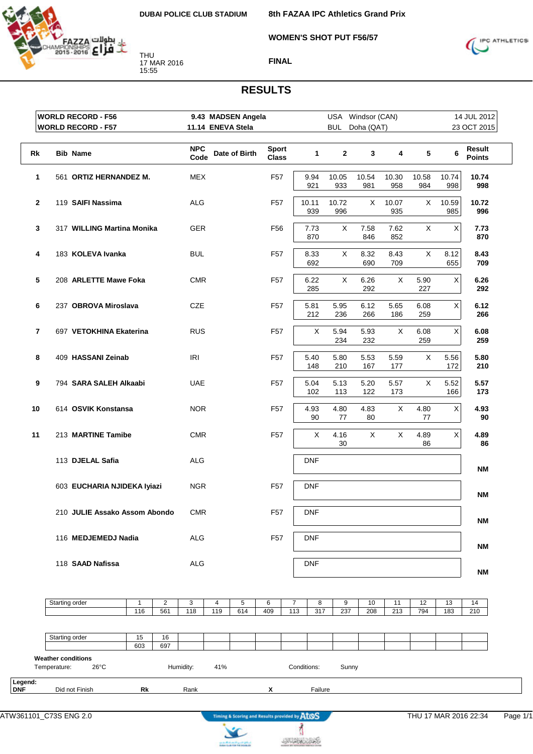DUBAI POLICE CLUB STADIUM

THU
17 MAR 2016
15:55

## 8th FAZAA IPC Athletics Grand Prix

### WOMEN'S SHOT PUT F56/57

### FINAL

## RESULTS

| | | | | | |
|---|---|---|---|---|---|
| WORLD RECORD - F56 | 9.43 | MADSEN Angela | USA | Windsor (CAN) | 14 JUL 2012 |
| WORLD RECORD - F57 | 11.14 | ENEVA Stela | BUL | Doha (QAT) | 23 OCT 2015 |

| Rk | Bib | Name | NPC Code | Date of Birth | Sport Class | 1 | 2 | 3 | 4 | 5 | 6 | Result Points |
|---|---|---|---|---|---|---|---|---|---|---|---|---|
| 1 | 561 | **ORTIZ HERNANDEZ M.** | MEX | | F57 | 9.94 921 | 10.05 933 | 10.54 981 | 10.30 958 | 10.58 984 | 10.74 998 | **10.74 998** |
| 2 | 119 | **SAIFI Nassima** | ALG | | F57 | 10.11 939 | 10.72 996 | X | 10.07 935 | X | 10.59 985 | **10.72 996** |
| 3 | 317 | **WILLING Martina Monika** | GER | | F56 | 7.73 870 | X | 7.58 846 | 7.62 852 | X | X | **7.73 870** |
| 4 | 183 | **KOLEVA Ivanka** | BUL | | F57 | 8.33 692 | X | 8.32 690 | 8.43 709 | X | 8.12 655 | **8.43 709** |
| 5 | 208 | **ARLETTE Mawe Foka** | CMR | | F57 | 6.22 285 | X | 6.26 292 | X | 5.90 227 | X | **6.26 292** |
| 6 | 237 | **OBROVA Miroslava** | CZE | | F57 | 5.81 212 | 5.95 236 | 6.12 266 | 5.65 186 | 6.08 259 | X | **6.12 266** |
| 7 | 697 | **VETOKHINA Ekaterina** | RUS | | F57 | X | 5.94 234 | 5.93 232 | X | 6.08 259 | X | **6.08 259** |
| 8 | 409 | **HASSANI Zeinab** | IRI | | F57 | 5.40 148 | 5.80 210 | 5.53 167 | 5.59 177 | X | 5.56 172 | **5.80 210** |
| 9 | 794 | **SARA SALEH Alkaabi** | UAE | | F57 | 5.04 102 | 5.13 113 | 5.20 122 | 5.57 173 | X | 5.52 166 | **5.57 173** |
| 10 | 614 | **OSVIK Konstansa** | NOR | | F57 | 4.93 90 | 4.80 77 | 4.83 80 | X | 4.80 77 | X | **4.93 90** |
| 11 | 213 | **MARTINE Tamibe** | CMR | | F57 | X | 4.16 30 | X | X | 4.89 86 | X | **4.89 86** |
| | 113 | **DJELAL Safia** | ALG | | | DNF | | | | | | **NM** |
| | 603 | **EUCHARIA NJIDEKA Iyiazi** | NGR | | F57 | DNF | | | | | | **NM** |
| | 210 | **JULIE Assako Assom Abondo** | CMR | | F57 | DNF | | | | | | **NM** |
| | 116 | **MEDJEMEDJ Nadia** | ALG | | F57 | DNF | | | | | | **NM** |
| | 118 | **SAAD Nafissa** | ALG | | | DNF | | | | | | **NM** |

| Starting order | 1 | 2 | 3 | 4 | 5 | 6 | 7 | 8 | 9 | 10 | 11 | 12 | 13 | 14 |
|---|---|---|---|---|---|---|---|---|---|---|---|---|---|---|
| | 116 | 561 | 118 | 119 | 614 | 409 | 113 | 317 | 237 | 208 | 213 | 794 | 183 | 210 |

| Starting order | 15 | 16 |
|---|---|---|
| | 603 | 697 |

**Weather conditions**
Temperature: 26°C Humidity: 41% Conditions: Sunny

**Legend:**
**DNF** Did not Finish **Rk** Rank **X** Failure

ATW361101_C73S ENG 2.0 THU 17 MAR 2016 22:34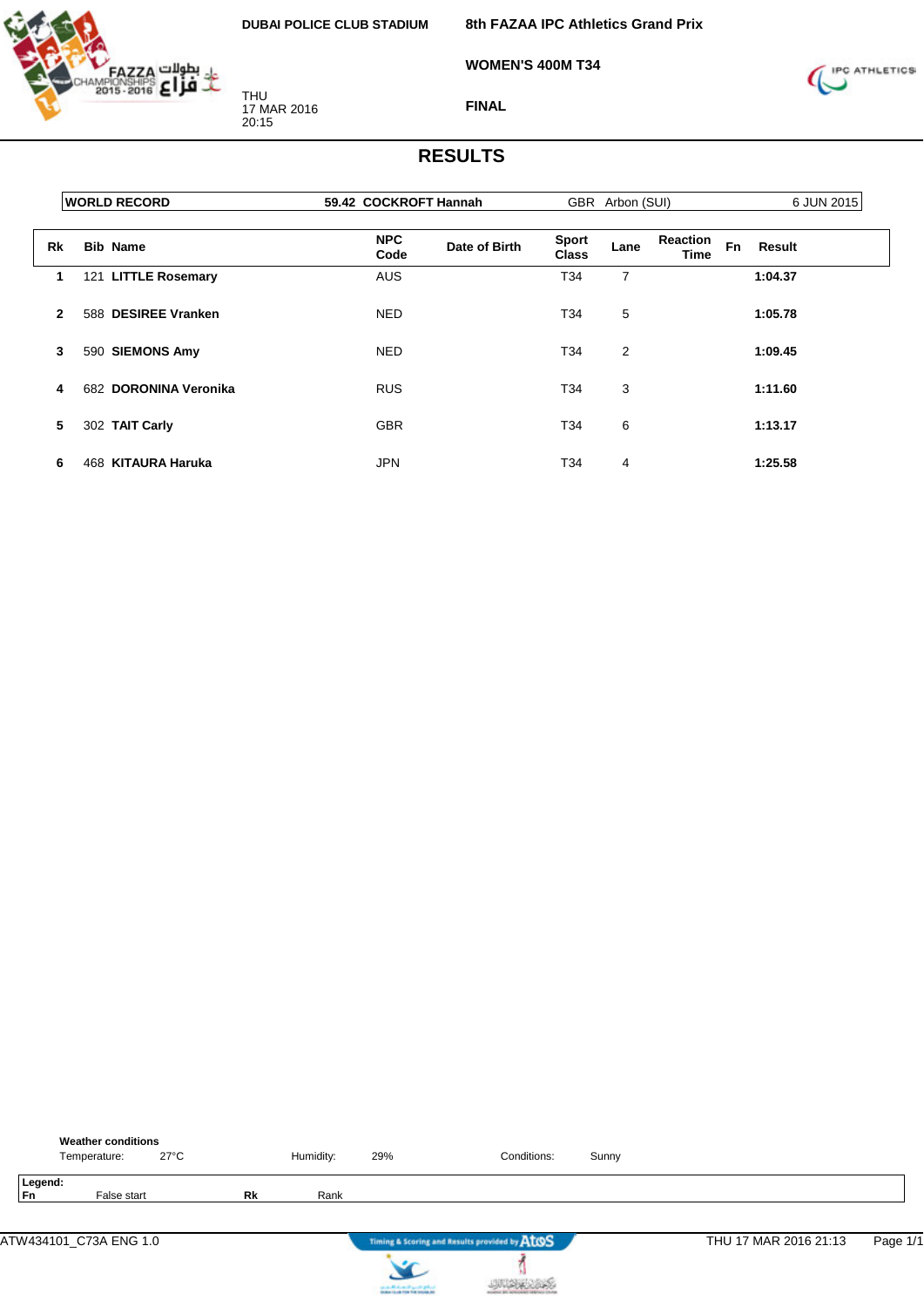DUBAI POLICE CLUB STADIUM

THU
17 MAR 2016
20:15

**8th FAZAA IPC Athletics Grand Prix**

**WOMEN'S 400M T34**

**FINAL**

# RESULTS

| WORLD RECORD | 59.42 COCKROFT Hannah | GBR Arbon (SUI) | 6 JUN 2015 |
|---|---|---|---|

| Rk | Bib | Name | NPC Code | Date of Birth | Sport Class | Lane | Reaction Time | Fn | Result |
|---|---|---|---|---|---|---|---|---|---|
| 1 | 121 | **LITTLE Rosemary** | AUS | | T34 | 7 | | | **1:04.37** |
| 2 | 588 | **DESIREE Vranken** | NED | | T34 | 5 | | | **1:05.78** |
| 3 | 590 | **SIEMONS Amy** | NED | | T34 | 2 | | | **1:09.45** |
| 4 | 682 | **DORONINA Veronika** | RUS | | T34 | 3 | | | **1:11.60** |
| 5 | 302 | **TAIT Carly** | GBR | | T34 | 6 | | | **1:13.17** |
| 6 | 468 | **KITAURA Haruka** | JPN | | T34 | 4 | | | **1:25.58** |

**Weather conditions**
Temperature: 27°C Humidity: 29% Conditions: Sunny

**Legend:**
**Fn** False start **Rk** Rank

ATW434101_C73A ENG 1.0 THU 17 MAR 2016 21:13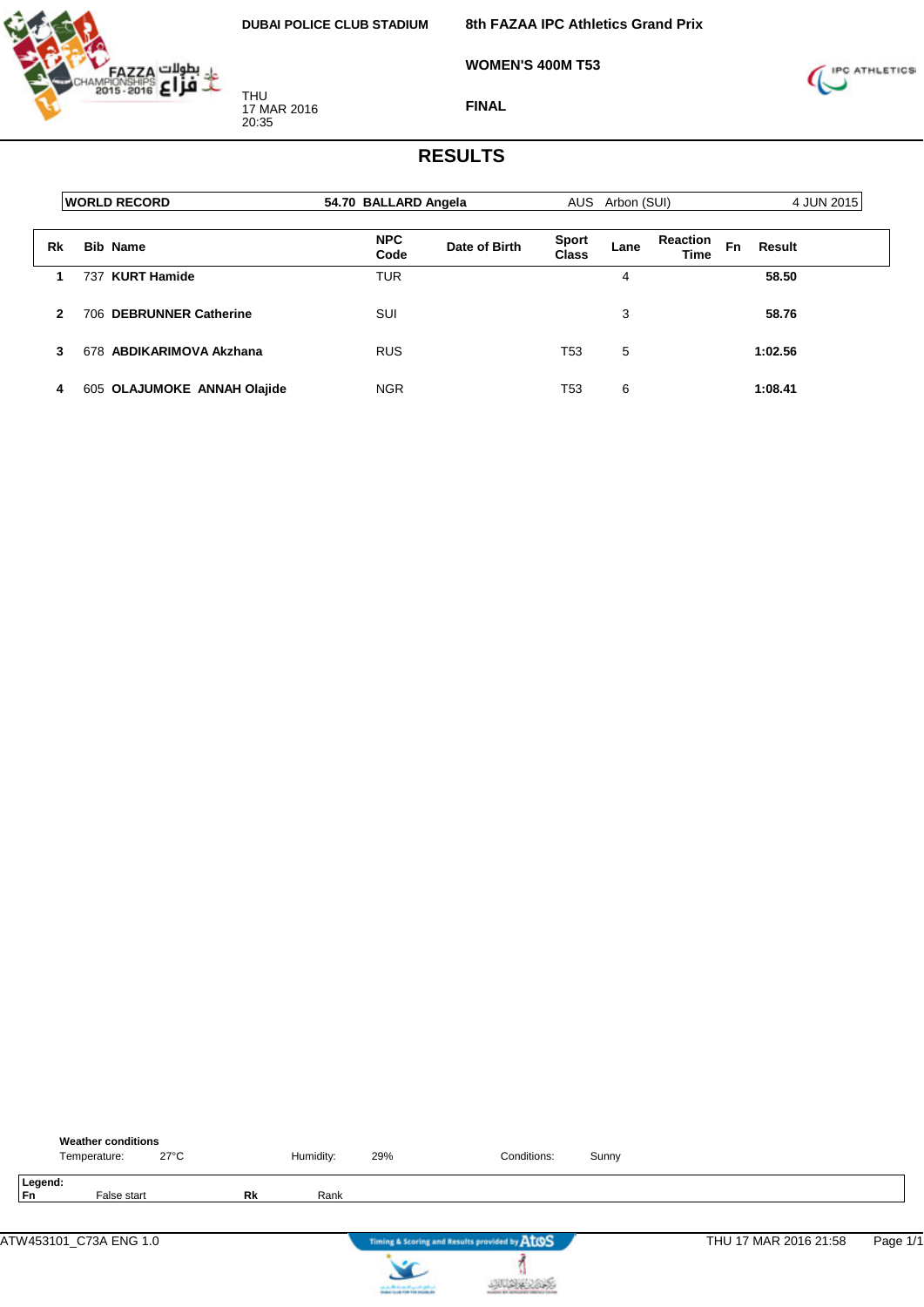DUBAI POLICE CLUB STADIUM

8th FAZAA IPC Athletics Grand Prix

WOMEN'S 400M T53

THU
17 MAR 2016
20:35

FINAL

# RESULTS

| WORLD RECORD | 54.70 BALLARD Angela | AUS Arbon (SUI) | 4 JUN 2015 |
|---|---|---|---|

| Rk | Bib | Name | NPC Code | Date of Birth | Sport Class | Lane | Reaction Time | Fn | Result |
|---|---|---|---|---|---|---|---|---|---|
| 1 | 737 | **KURT Hamide** | TUR | | | 4 | | | **58.50** |
| 2 | 706 | **DEBRUNNER Catherine** | SUI | | | 3 | | | **58.76** |
| 3 | 678 | **ABDIKARIMOVA Akzhana** | RUS | | T53 | 5 | | | **1:02.56** |
| 4 | 605 | **OLAJUMOKE ANNAH Olajide** | NGR | | T53 | 6 | | | **1:08.41** |

**Weather conditions**

Temperature: 27°C    Humidity: 29%    Conditions: Sunny

**Legend:**
**Fn** False start    **Rk** Rank

ATW453101_C73A ENG 1.0    THU 17 MAR 2016 21:58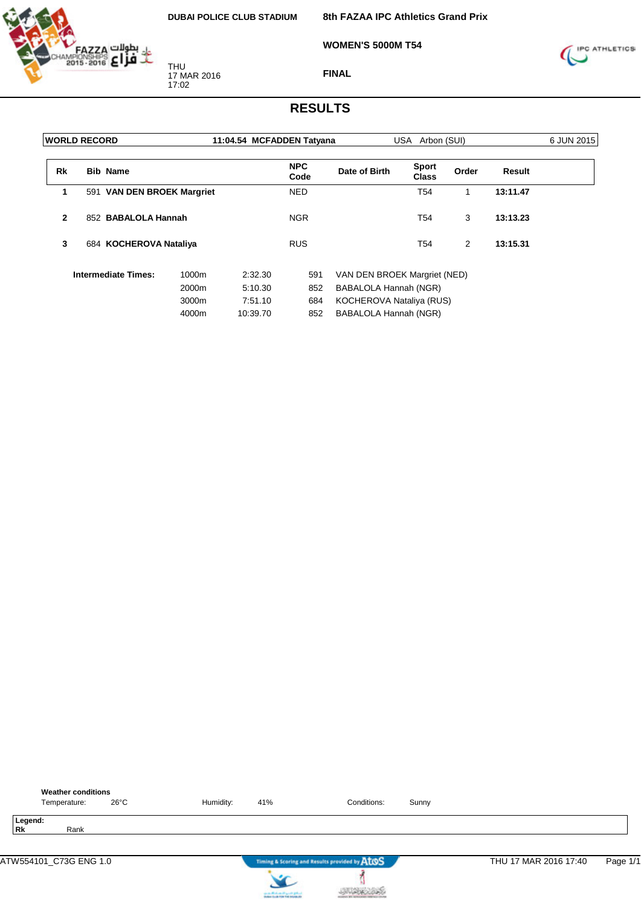DUBAI POLICE CLUB STADIUM

THU
17 MAR 2016
17:02

**8th FAZAA IPC Athletics Grand Prix**

**WOMEN'S 5000M T54**

**FINAL**

# RESULTS

| WORLD RECORD | 11:04.54 MCFADDEN Tatyana | USA Arbon (SUI) | 6 JUN 2015 |
|---|---|---|---|

| Rk | Bib | Name | NPC Code | Date of Birth | Sport Class | Order | Result |
|---|---|---|---|---|---|---|---|
| 1 | 591 | **VAN DEN BROEK Margriet** | NED | | T54 | 1 | **13:11.47** |
| 2 | 852 | **BABALOLA Hannah** | NGR | | T54 | 3 | **13:13.23** |
| 3 | 684 | **KOCHEROVA Nataliya** | RUS | | T54 | 2 | **13:15.31** |

**Intermediate Times:**

| Distance | Time | Bib | Name |
|---|---|---|---|
| 1000m | 2:32.30 | 591 | VAN DEN BROEK Margriet (NED) |
| 2000m | 5:10.30 | 852 | BABALOLA Hannah (NGR) |
| 3000m | 7:51.10 | 684 | KOCHEROVA Nataliya (RUS) |
| 4000m | 10:39.70 | 852 | BABALOLA Hannah (NGR) |

**Weather conditions**

Temperature: 26°C    Humidity: 41%    Conditions: Sunny

**Legend:**
**Rk** Rank

ATW554101_C73G ENG 1.0    Timing & Scoring and Results provided by AtoS    THU 17 MAR 2016 17:40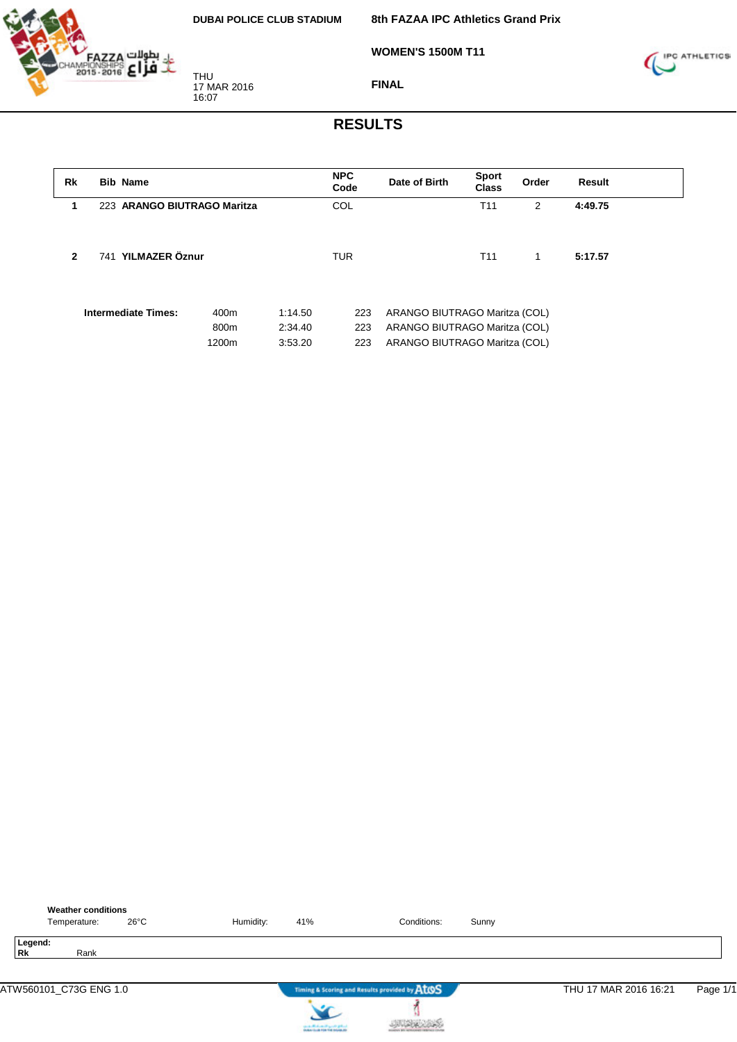DUBAI POLICE CLUB STADIUM

THU
17 MAR 2016
16:07

**8th FAZAA IPC Athletics Grand Prix**

**WOMEN'S 1500M T11**

**FINAL**

# RESULTS

| Rk | Bib | Name | NPC Code | Date of Birth | Sport Class | Order | Result |
|---|---|---|---|---|---|---|---|
| 1 | 223 | **ARANGO BIUTRAGO Maritza** | COL | | T11 | 2 | **4:49.75** |
| 2 | 741 | **YILMAZER Öznur** | TUR | | T11 | 1 | **5:17.57** |

**Intermediate Times:**

| Distance | Time | Bib | Name |
|---|---|---|---|
| 400m | 1:14.50 | 223 | ARANGO BIUTRAGO Maritza (COL) |
| 800m | 2:34.40 | 223 | ARANGO BIUTRAGO Maritza (COL) |
| 1200m | 3:53.20 | 223 | ARANGO BIUTRAGO Maritza (COL) |

**Weather conditions**

Temperature: 26°C    Humidity: 41%    Conditions: Sunny

**Legend:**
**Rk** Rank

ATW560101_C73G ENG 1.0    THU 17 MAR 2016 16:21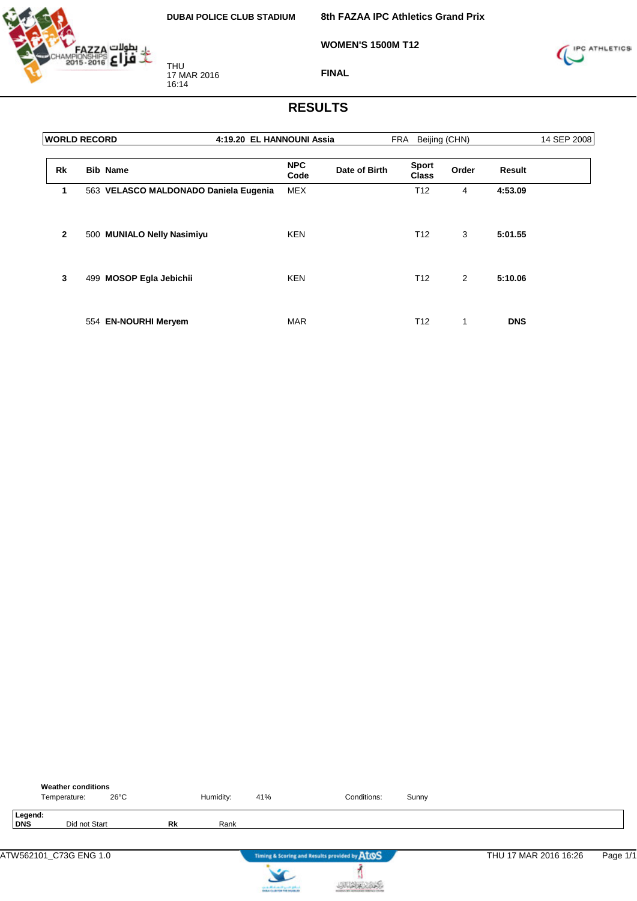DUBAI POLICE CLUB STADIUM

**8th FAZAA IPC Athletics Grand Prix**

**WOMEN'S 1500M T12**

**FINAL**

THU
17 MAR 2016
16:14

# RESULTS

| WORLD RECORD | 4:19.20 EL HANNOUNI Assia | FRA | Beijing (CHN) | 14 SEP 2008 |
|---|---|---|---|---|

| Rk | Bib | Name | NPC Code | Date of Birth | Sport Class | Order | Result |
|---|---|---|---|---|---|---|---|
| 1 | 563 | **VELASCO MALDONADO Daniela Eugenia** | MEX | | T12 | 4 | **4:53.09** |
| 2 | 500 | **MUNIALO Nelly Nasimiyu** | KEN | | T12 | 3 | **5:01.55** |
| 3 | 499 | **MOSOP Egla Jebichii** | KEN | | T12 | 2 | **5:10.06** |
| | 554 | **EN-NOURHI Meryem** | MAR | | T12 | 1 | **DNS** |

**Weather conditions**

Temperature: 26°C    Humidity: 41%    Conditions: Sunny

**Legend:**
**DNS** Did not Start    **Rk** Rank

ATW562101_C73G ENG 1.0    Timing & Scoring and Results provided by AtoS    THU 17 MAR 2016 16:26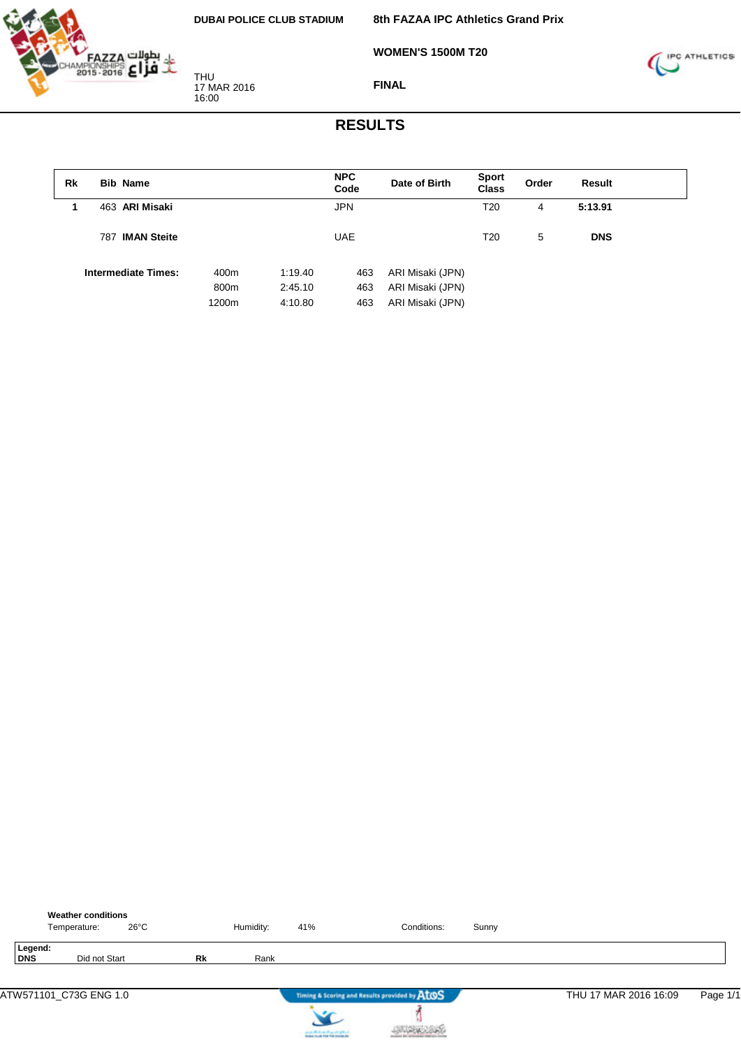DUBAI POLICE CLUB STADIUM

THU
17 MAR 2016
16:00

**8th FAZAA IPC Athletics Grand Prix**

**WOMEN'S 1500M T20**

**FINAL**

# RESULTS

| Rk | Bib | Name | NPC Code | Date of Birth | Sport Class | Order | Result |
|---|---|---|---|---|---|---|---|
| 1 | 463 | **ARI Misaki** | JPN | | T20 | 4 | **5:13.91** |
| | 787 | **IMAN Steite** | UAE | | T20 | 5 | **DNS** |

**Intermediate Times:**

| Distance | Time | Bib | Name |
|---|---|---|---|
| 400m | 1:19.40 | 463 | ARI Misaki (JPN) |
| 800m | 2:45.10 | 463 | ARI Misaki (JPN) |
| 1200m | 4:10.80 | 463 | ARI Misaki (JPN) |

**Weather conditions**

Temperature: 26°C    Humidity: 41%    Conditions: Sunny

**Legend:**

**DNS** Did not Start    **Rk** Rank

ATW571101_C73G ENG 1.0    Timing & Scoring and Results provided by AtoS    THU 17 MAR 2016 16:09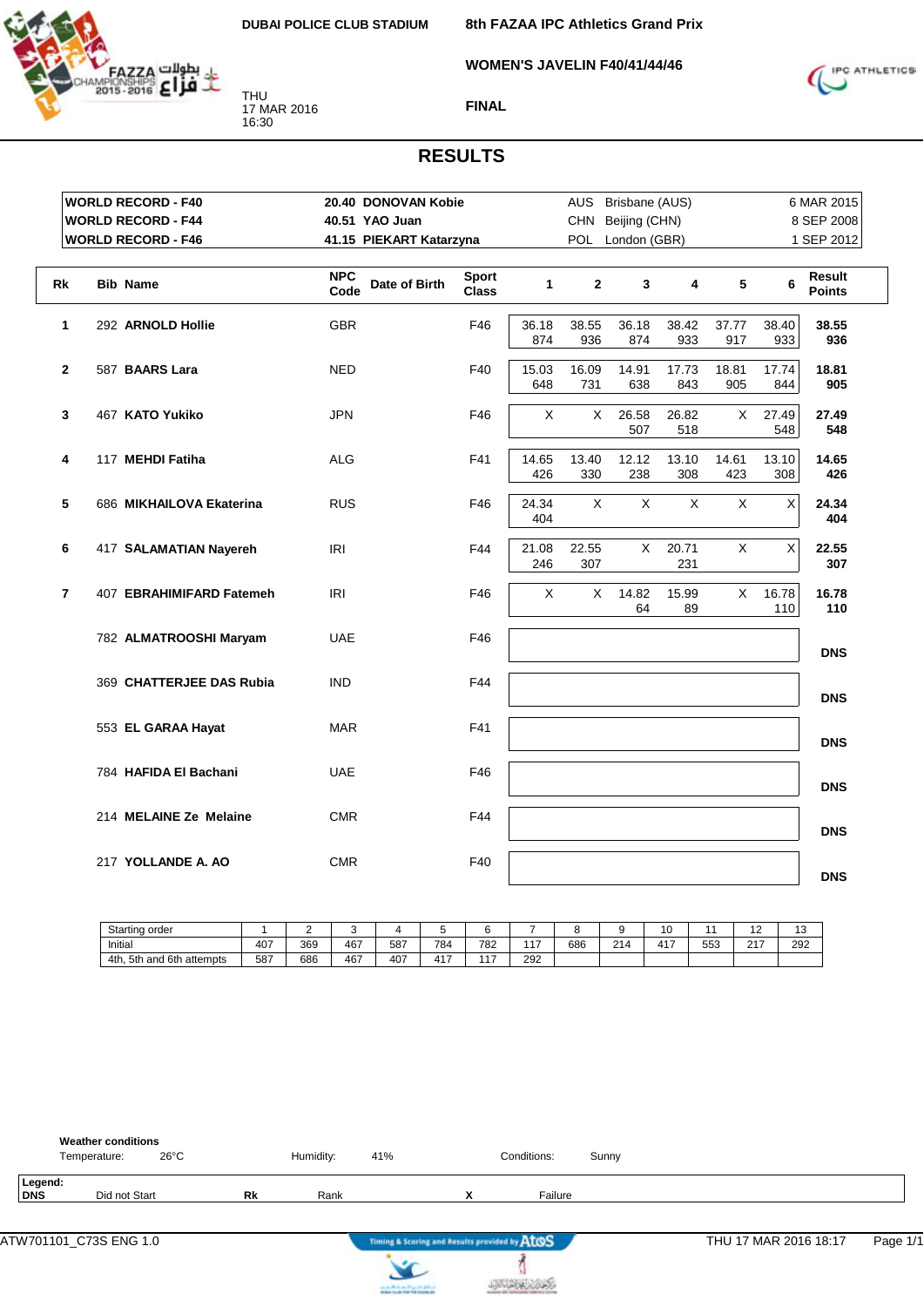DUBAI POLICE CLUB STADIUM

# 8th FAZAA IPC Athletics Grand Prix

## WOMEN'S JAVELIN F40/41/44/46

THU
17 MAR 2016
16:30

## FINAL

## RESULTS

| | | | | |
|---|---|---|---|---|
| **WORLD RECORD - F40** | **20.40 DONOVAN Kobie** | AUS | Brisbane (AUS) | 6 MAR 2015 |
| **WORLD RECORD - F44** | **40.51 YAO Juan** | CHN | Beijing (CHN) | 8 SEP 2008 |
| **WORLD RECORD - F46** | **41.15 PIEKART Katarzyna** | POL | London (GBR) | 1 SEP 2012 |

| Rk | Bib | Name | NPC Code | Date of Birth | Sport Class | 1 | 2 | 3 | 4 | 5 | 6 | Result Points |
|---|---|---|---|---|---|---|---|---|---|---|---|---|
| 1 | 292 | **ARNOLD Hollie** | GBR | | F46 | 36.18 874 | 38.55 936 | 36.18 874 | 38.42 933 | 37.77 917 | 38.40 933 | **38.55 936** |
| 2 | 587 | **BAARS Lara** | NED | | F40 | 15.03 648 | 16.09 731 | 14.91 638 | 17.73 843 | 18.81 905 | 17.74 844 | **18.81 905** |
| 3 | 467 | **KATO Yukiko** | JPN | | F46 | X | X | 26.58 507 | 26.82 518 | X | 27.49 548 | **27.49 548** |
| 4 | 117 | **MEHDI Fatiha** | ALG | | F41 | 14.65 426 | 13.40 330 | 12.12 238 | 13.10 308 | 14.61 423 | 13.10 308 | **14.65 426** |
| 5 | 686 | **MIKHAILOVA Ekaterina** | RUS | | F46 | 24.34 404 | X | X | X | X | X | **24.34 404** |
| 6 | 417 | **SALAMATIAN Nayereh** | IRI | | F44 | 21.08 246 | 22.55 307 | X | 20.71 231 | X | X | **22.55 307** |
| 7 | 407 | **EBRAHIMIFARD Fatemeh** | IRI | | F46 | X | X | 14.82 64 | 15.99 89 | X | 16.78 110 | **16.78 110** |
| | 782 | **ALMATROOSHI Maryam** | UAE | | F46 | | | | | | | **DNS** |
| | 369 | **CHATTERJEE DAS Rubia** | IND | | F44 | | | | | | | **DNS** |
| | 553 | **EL GARAA Hayat** | MAR | | F41 | | | | | | | **DNS** |
| | 784 | **HAFIDA El Bachani** | UAE | | F46 | | | | | | | **DNS** |
| | 214 | **MELAINE Ze Melaine** | CMR | | F44 | | | | | | | **DNS** |
| | 217 | **YOLLANDE A. AO** | CMR | | F40 | | | | | | | **DNS** |

| Starting order | 1 | 2 | 3 | 4 | 5 | 6 | 7 | 8 | 9 | 10 | 11 | 12 | 13 |
|---|---|---|---|---|---|---|---|---|---|---|---|---|---|
| Initial | 407 | 369 | 467 | 587 | 784 | 782 | 117 | 686 | 214 | 417 | 553 | 217 | 292 |
| 4th, 5th and 6th attempts | 587 | 686 | 467 | 407 | 417 | 117 | 292 | | | | | | |

**Weather conditions**
Temperature: 26°C    Humidity: 41%    Conditions: Sunny

**Legend:**
**DNS** Did not Start    **Rk** Rank    **X** Failure

ATW701101_C73S ENG 1.0    Timing & Scoring and Results provided by AtoS    THU 17 MAR 2016 18:17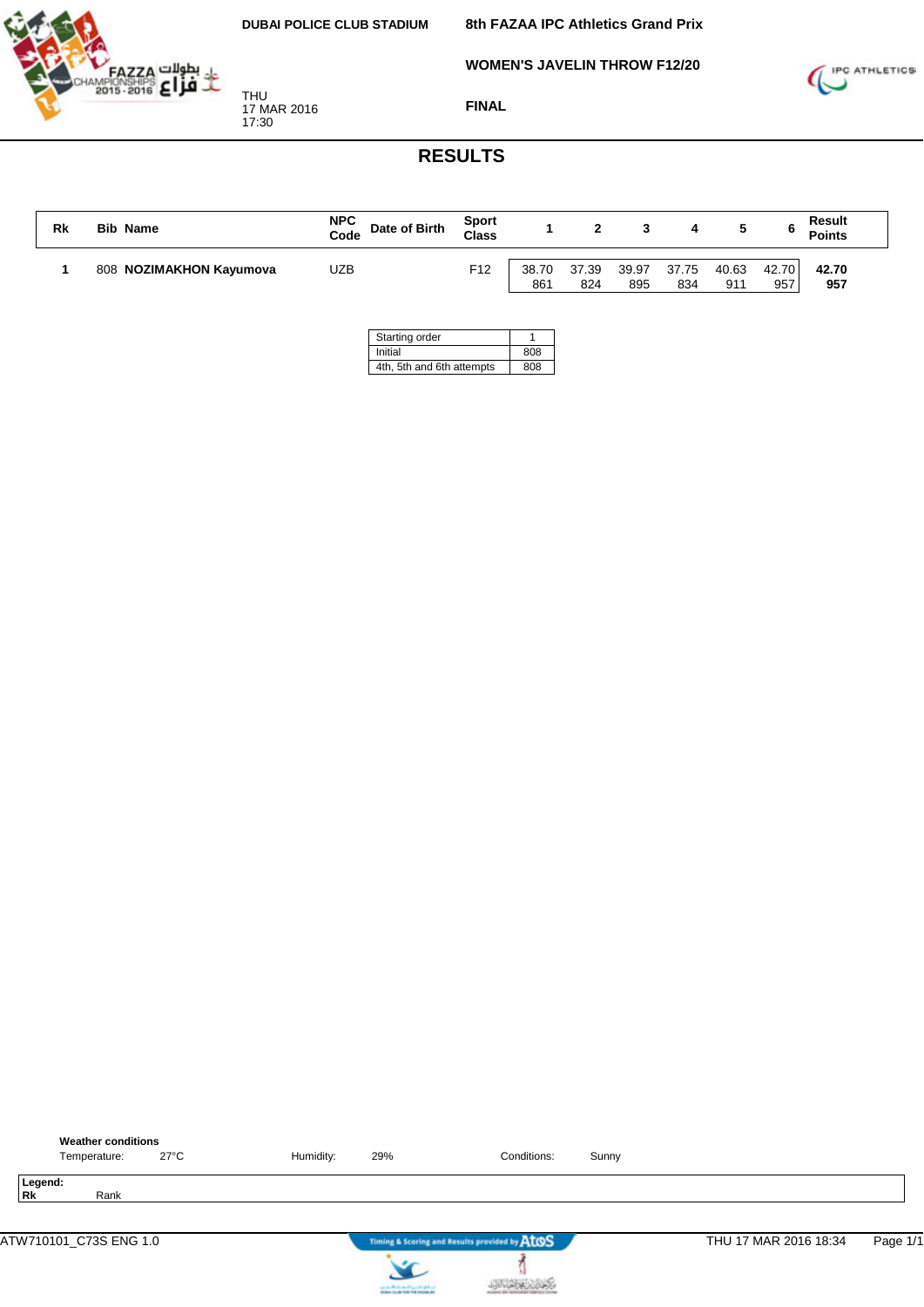DUBAI POLICE CLUB STADIUM

THU
17 MAR 2016
17:30

8th FAZAA IPC Athletics Grand Prix

WOMEN'S JAVELIN THROW F12/20

FINAL

# RESULTS

| Rk | Bib | Name | NPC Code | Date of Birth | Sport Class | 1 | 2 | 3 | 4 | 5 | 6 | Result Points |
|---|---|---|---|---|---|---|---|---|---|---|---|---|
| 1 | 808 | **NOZIMAKHON Kayumova** | UZB | | F12 | 38.70 861 | 37.39 824 | 39.97 895 | 37.75 834 | 40.63 911 | 42.70 957 | **42.70 957** |

| Starting order | 1 |
|---|---|
| Initial | 808 |
| 4th, 5th and 6th attempts | 808 |

**Weather conditions**

Temperature: 27°C    Humidity: 29%    Conditions: Sunny

**Legend:**
**Rk** Rank

ATW710101_C73S ENG 1.0    THU 17 MAR 2016 18:34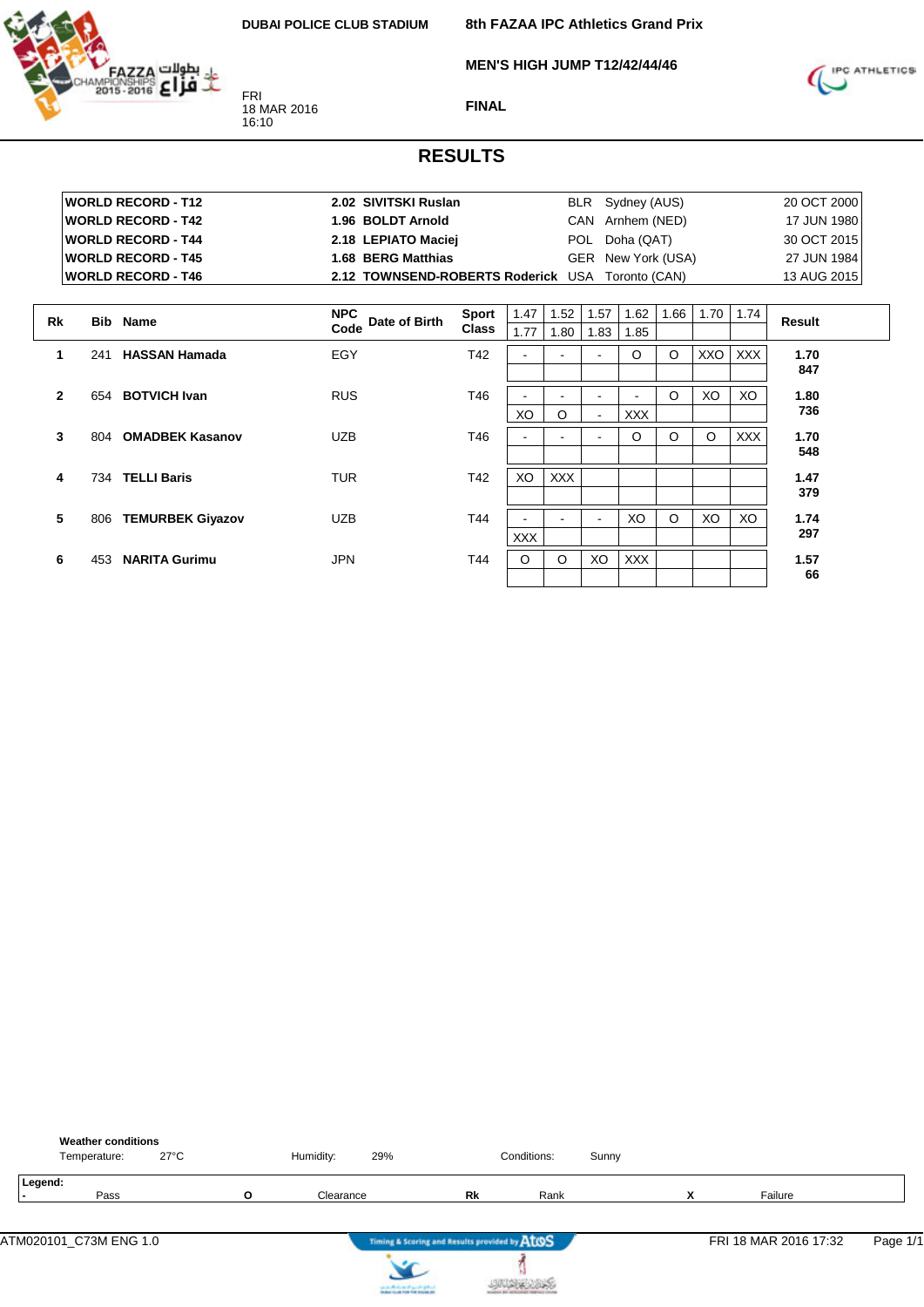DUBAI POLICE CLUB STADIUM

FRI
18 MAR 2016
16:10

**8th FAZAA IPC Athletics Grand Prix**

**MEN'S HIGH JUMP T12/42/44/46**

**FINAL**

# RESULTS

| | | | | | |
|---|---|---|---|---|---|
| **WORLD RECORD - T12** | **2.02** | **SIVITSKI Ruslan** | BLR | Sydney (AUS) | 20 OCT 2000 |
| **WORLD RECORD - T42** | **1.96** | **BOLDT Arnold** | CAN | Arnhem (NED) | 17 JUN 1980 |
| **WORLD RECORD - T44** | **2.18** | **LEPIATO Maciej** | POL | Doha (QAT) | 30 OCT 2015 |
| **WORLD RECORD - T45** | **1.68** | **BERG Matthias** | GER | New York (USA) | 27 JUN 1984 |
| **WORLD RECORD - T46** | **2.12** | **TOWNSEND-ROBERTS Roderick** | USA | Toronto (CAN) | 13 AUG 2015 |

| Rk | Bib | Name | NPC Code | Date of Birth | Sport Class | 1.47 / 1.77 | 1.52 / 1.80 | 1.57 / 1.83 | 1.62 / 1.85 | 1.66 | 1.70 | 1.74 | Result |
|---|---|---|---|---|---|---|---|---|---|---|---|---|---|
| 1 | 241 | **HASSAN Hamada** | EGY | | T42 | - | - | - | O | O | XXO | XXX | **1.70** **847** |
| 2 | 654 | **BOTVICH Ivan** | RUS | | T46 | - / XO | - / O | - / - | - / XXX | O | XO | XO | **1.80** **736** |
| 3 | 804 | **OMADBEK Kasanov** | UZB | | T46 | - | - | - | O | O | O | XXX | **1.70** **548** |
| 4 | 734 | **TELLI Baris** | TUR | | T42 | XO | XXX | | | | | | **1.47** **379** |
| 5 | 806 | **TEMURBEK Giyazov** | UZB | | T44 | - / XXX | - | - | XO | O | XO | XO | **1.74** **297** |
| 6 | 453 | **NARITA Gurimu** | JPN | | T44 | O | O | XO | XXX | | | | **1.57** **66** |

**Weather conditions**
Temperature: 27°C    Humidity: 29%    Conditions: Sunny

**Legend:**
**-** Pass    **O** Clearance    **Rk** Rank    **X** Failure

ATM020101_C73M ENG 1.0    FRI 18 MAR 2016 17:32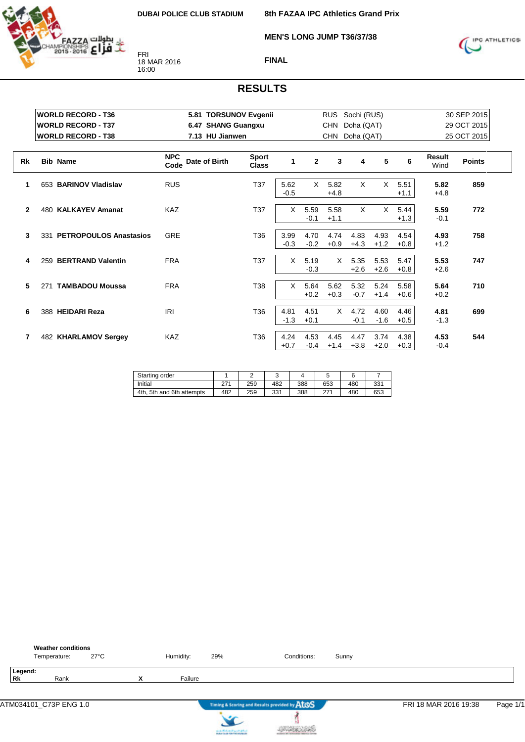DUBAI POLICE CLUB STADIUM

**8th FAZAA IPC Athletics Grand Prix**

**MEN'S LONG JUMP T36/37/38**

FRI 18 MAR 2016 16:00

**FINAL**

# RESULTS

| | | | | |
|---|---|---|---|---|
| **WORLD RECORD - T36** | **5.81 TORSUNOV Evgenii** | RUS | Sochi (RUS) | 30 SEP 2015 |
| **WORLD RECORD - T37** | **6.47 SHANG Guangxu** | CHN | Doha (QAT) | 29 OCT 2015 |
| **WORLD RECORD - T38** | **7.13 HU Jianwen** | CHN | Doha (QAT) | 25 OCT 2015 |

| Rk | Bib | Name | NPC Code | Date of Birth | Sport Class | 1 | 2 | 3 | 4 | 5 | 6 | Result Wind | Points |
|---|---|---|---|---|---|---|---|---|---|---|---|---|---|
| 1 | 653 | **BARINOV Vladislav** | RUS | | T37 | 5.62 -0.5 | X | 5.82 +4.8 | X | X | 5.51 +1.1 | **5.82** +4.8 | **859** |
| 2 | 480 | **KALKAYEV Amanat** | KAZ | | T37 | X | 5.59 -0.1 | 5.58 +1.1 | X | X | 5.44 +1.3 | **5.59** -0.1 | **772** |
| 3 | 331 | **PETROPOULOS Anastasios** | GRE | | T36 | 3.99 -0.3 | 4.70 -0.2 | 4.74 +0.9 | 4.83 +4.3 | 4.93 +1.2 | 4.54 +0.8 | **4.93** +1.2 | **758** |
| 4 | 259 | **BERTRAND Valentin** | FRA | | T37 | X | 5.19 -0.3 | X | 5.35 +2.6 | 5.53 +2.6 | 5.47 +0.8 | **5.53** +2.6 | **747** |
| 5 | 271 | **TAMBADOU Moussa** | FRA | | T38 | X | 5.64 +0.2 | 5.62 +0.3 | 5.32 -0.7 | 5.24 +1.4 | 5.58 +0.6 | **5.64** +0.2 | **710** |
| 6 | 388 | **HEIDARI Reza** | IRI | | T36 | 4.81 -1.3 | 4.51 +0.1 | X | 4.72 -0.1 | 4.60 -1.6 | 4.46 +0.5 | **4.81** -1.3 | **699** |
| 7 | 482 | **KHARLAMOV Sergey** | KAZ | | T36 | 4.24 +0.7 | 4.53 -0.4 | 4.45 +1.4 | 4.47 +3.8 | 3.74 +2.0 | 4.38 +0.3 | **4.53** -0.4 | **544** |

| Starting order | 1 | 2 | 3 | 4 | 5 | 6 | 7 |
|---|---|---|---|---|---|---|---|
| Initial | 271 | 259 | 482 | 388 | 653 | 480 | 331 |
| 4th, 5th and 6th attempts | 482 | 259 | 331 | 388 | 271 | 480 | 653 |

**Weather conditions**
Temperature: 27°C  Humidity: 29%  Conditions: Sunny

**Legend:**
**Rk** Rank  **X** Failure

ATM034101_C73P ENG 1.0  FRI 18 MAR 2016 19:38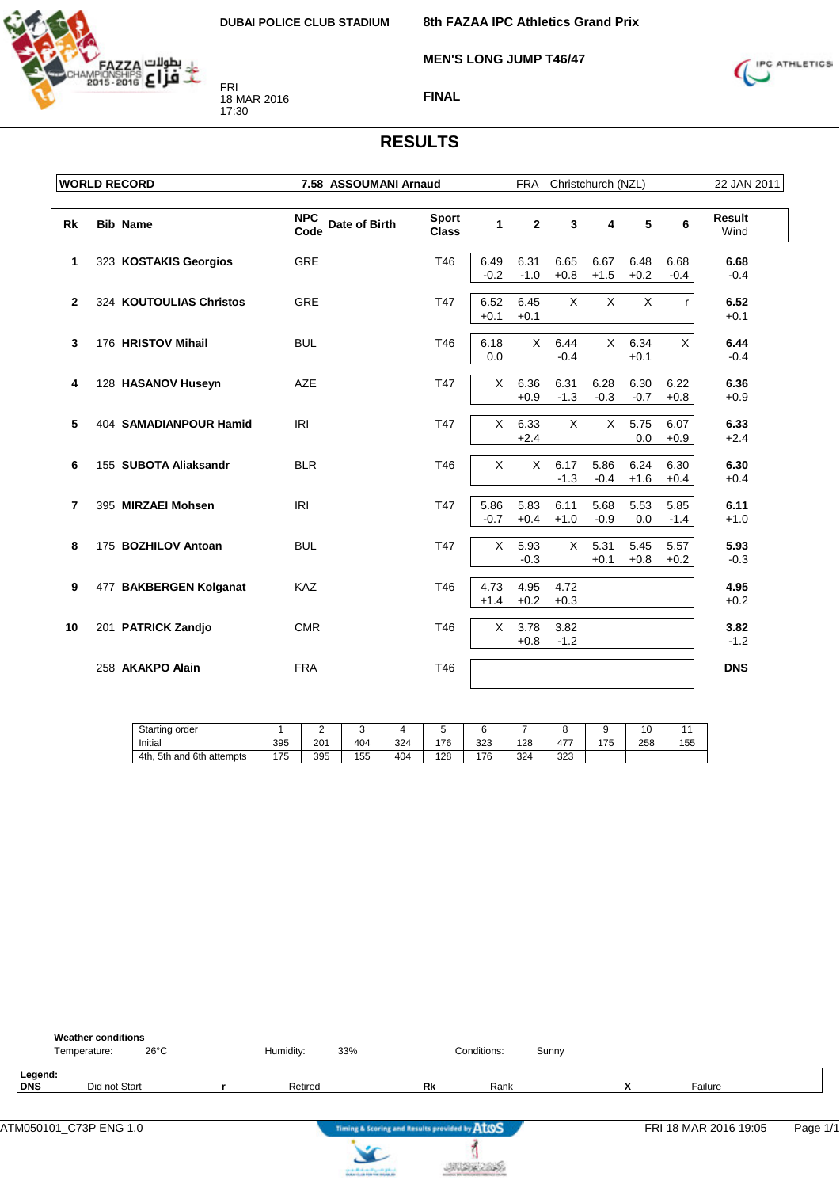DUBAI POLICE CLUB STADIUM

FRI
18 MAR 2016
17:30

# 8th FAZAA IPC Athletics Grand Prix

## MEN'S LONG JUMP T46/47

### FINAL

## RESULTS

| WORLD RECORD | 7.58 ASSOUMANI Arnaud | FRA | Christchurch (NZL) | 22 JAN 2011 |
|---|---|---|---|---|

| Rk | Bib | Name | NPC Code | Date of Birth | Sport Class | 1 | 2 | 3 | 4 | 5 | 6 | Result Wind |
|---|---|---|---|---|---|---|---|---|---|---|---|---|
| 1 | 323 | **KOSTAKIS Georgios** | GRE | | T46 | 6.49 -0.2 | 6.31 -1.0 | 6.65 +0.8 | 6.67 +1.5 | 6.48 +0.2 | 6.68 -0.4 | **6.68** -0.4 |
| 2 | 324 | **KOUTOULIAS Christos** | GRE | | T47 | 6.52 +0.1 | 6.45 +0.1 | X | X | X | r | **6.52** +0.1 |
| 3 | 176 | **HRISTOV Mihail** | BUL | | T46 | 6.18 0.0 | X | 6.44 -0.4 | X | 6.34 +0.1 | X | **6.44** -0.4 |
| 4 | 128 | **HASANOV Huseyn** | AZE | | T47 | X | 6.36 +0.9 | 6.31 -1.3 | 6.28 -0.3 | 6.30 -0.7 | 6.22 +0.8 | **6.36** +0.9 |
| 5 | 404 | **SAMADIANPOUR Hamid** | IRI | | T47 | X | 6.33 +2.4 | X | X | 5.75 0.0 | 6.07 +0.9 | **6.33** +2.4 |
| 6 | 155 | **SUBOTA Aliaksandr** | BLR | | T46 | X | X | 6.17 -1.3 | 5.86 -0.4 | 6.24 +1.6 | 6.30 +0.4 | **6.30** +0.4 |
| 7 | 395 | **MIRZAEI Mohsen** | IRI | | T47 | 5.86 -0.7 | 5.83 +0.4 | 6.11 +1.0 | 5.68 -0.9 | 5.53 0.0 | 5.85 -1.4 | **6.11** +1.0 |
| 8 | 175 | **BOZHILOV Antoan** | BUL | | T47 | X | 5.93 -0.3 | X | 5.31 +0.1 | 5.45 +0.8 | 5.57 +0.2 | **5.93** -0.3 |
| 9 | 477 | **BAKBERGEN Kolganat** | KAZ | | T46 | 4.73 +1.4 | 4.95 +0.2 | 4.72 +0.3 | | | | **4.95** +0.2 |
| 10 | 201 | **PATRICK Zandjo** | CMR | | T46 | X | 3.78 +0.8 | 3.82 -1.2 | | | | **3.82** -1.2 |
| | 258 | **AKAKPO Alain** | FRA | | T46 | | | | | | | **DNS** |

| Starting order | 1 | 2 | 3 | 4 | 5 | 6 | 7 | 8 | 9 | 10 | 11 |
|---|---|---|---|---|---|---|---|---|---|---|---|
| Initial | 395 | 201 | 404 | 324 | 176 | 323 | 128 | 477 | 175 | 258 | 155 |
| 4th, 5th and 6th attempts | 175 | 395 | 155 | 404 | 128 | 176 | 324 | 323 | | | |

**Weather conditions**
Temperature: 26°C Humidity: 33% Conditions: Sunny

| **Legend:** | | | | | | | |
|---|---|---|---|---|---|---|---|
| **DNS** | Did not Start | **r** | Retired | **Rk** | Rank | **X** | Failure |

ATM050101_C73P ENG 1.0 — Timing & Scoring and Results provided by AtoS — FRI 18 MAR 2016 19:05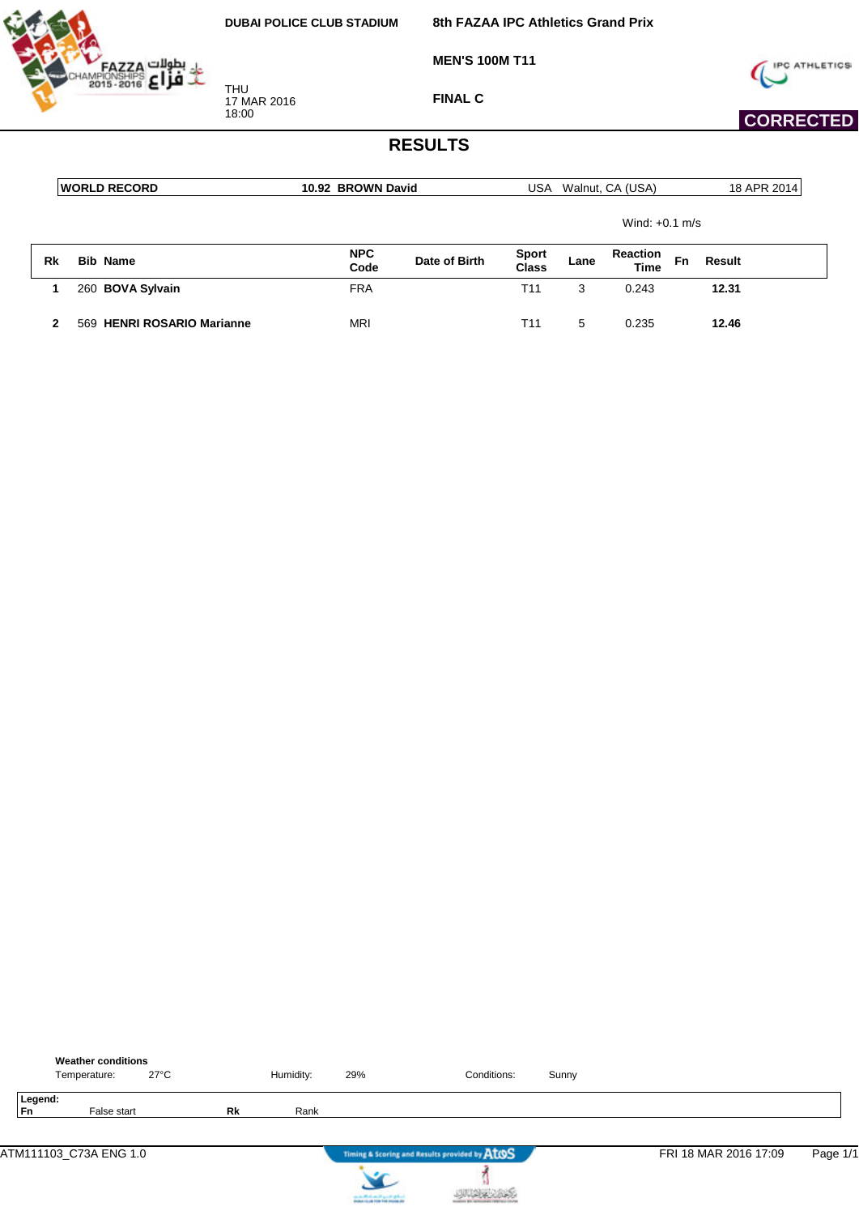DUBAI POLICE CLUB STADIUM

THU
17 MAR 2016
18:00

**8th FAZAA IPC Athletics Grand Prix**

**MEN'S 100M T11**

**FINAL C**

**CORRECTED**

# RESULTS

| WORLD RECORD | 10.92 BROWN David | USA | Walnut, CA (USA) | 18 APR 2014 |
|---|---|---|---|---|

Wind: +0.1 m/s

| Rk | Bib | Name | NPC Code | Date of Birth | Sport Class | Lane | Reaction Time | Fn | Result |
|---|---|---|---|---|---|---|---|---|---|
| 1 | 260 | **BOVA Sylvain** | FRA | | T11 | 3 | 0.243 | | **12.31** |
| 2 | 569 | **HENRI ROSARIO Marianne** | MRI | | T11 | 5 | 0.235 | | **12.46** |

**Weather conditions**

Temperature: 27°C | Humidity: 29% | Conditions: Sunny

**Legend:**

| | | | |
|---|---|---|---|
| **Fn** | False start | **Rk** | Rank |

ATM111103_C73A ENG 1.0

Timing & Scoring and Results provided by AtoS

FRI 18 MAR 2016 17:09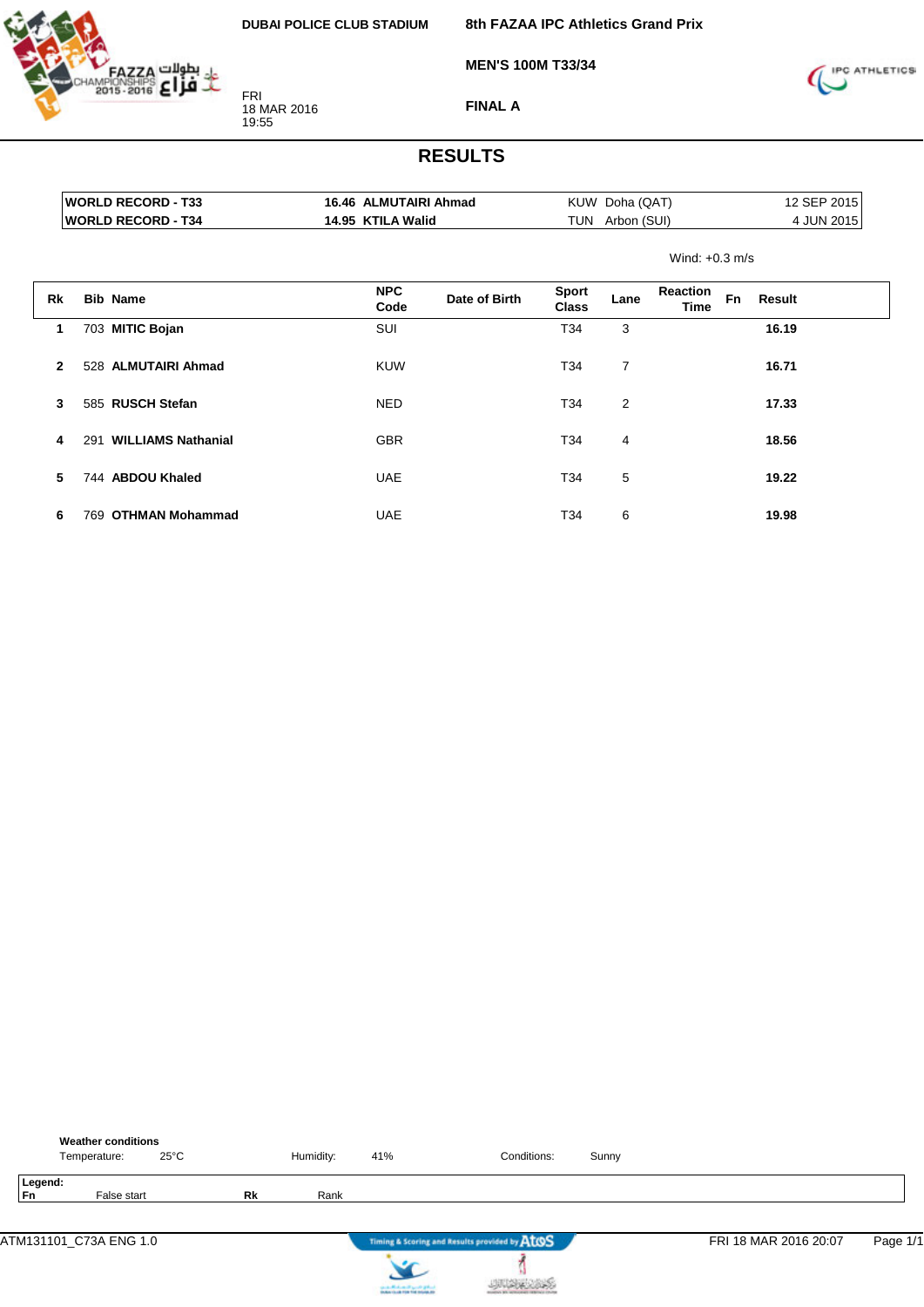DUBAI POLICE CLUB STADIUM

**8th FAZAA IPC Athletics Grand Prix**

**MEN'S 100M T33/34**

**FINAL A**

FRI
18 MAR 2016
19:55

# RESULTS

| | | | | |
|---|---|---|---|---|
| **WORLD RECORD - T33** | **16.46 ALMUTAIRI Ahmad** | KUW | Doha (QAT) | 12 SEP 2015 |
| **WORLD RECORD - T34** | **14.95 KTILA Walid** | TUN | Arbon (SUI) | 4 JUN 2015 |

Wind: +0.3 m/s

| Rk | Bib | Name | NPC Code | Date of Birth | Sport Class | Lane | Reaction Time | Fn | Result |
|---|---|---|---|---|---|---|---|---|---|
| 1 | 703 | **MITIC Bojan** | SUI | | T34 | 3 | | | **16.19** |
| 2 | 528 | **ALMUTAIRI Ahmad** | KUW | | T34 | 7 | | | **16.71** |
| 3 | 585 | **RUSCH Stefan** | NED | | T34 | 2 | | | **17.33** |
| 4 | 291 | **WILLIAMS Nathanial** | GBR | | T34 | 4 | | | **18.56** |
| 5 | 744 | **ABDOU Khaled** | UAE | | T34 | 5 | | | **19.22** |
| 6 | 769 | **OTHMAN Mohammad** | UAE | | T34 | 6 | | | **19.98** |

**Weather conditions**

Temperature: 25°C    Humidity: 41%    Conditions: Sunny

**Legend:**
**Fn** False start    **Rk** Rank

ATM131101_C73A ENG 1.0    FRI 18 MAR 2016 20:07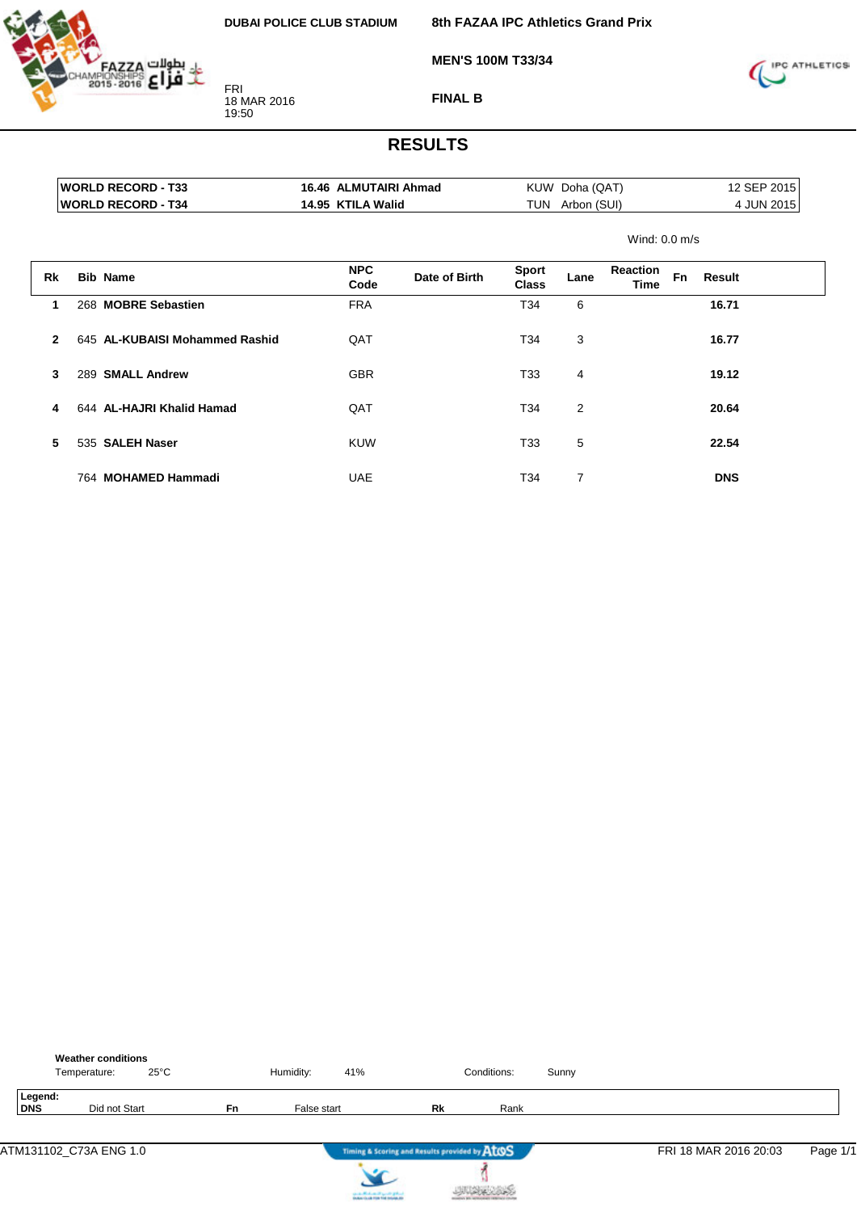DUBAI POLICE CLUB STADIUM

FRI
18 MAR 2016
19:50

**8th FAZAA IPC Athletics Grand Prix**

**MEN'S 100M T33/34**

**FINAL B**

# RESULTS

| | | | | |
|---|---|---|---|---|
| **WORLD RECORD - T33** | **16.46 ALMUTAIRI Ahmad** | KUW | Doha (QAT) | 12 SEP 2015 |
| **WORLD RECORD - T34** | **14.95 KTILA Walid** | TUN | Arbon (SUI) | 4 JUN 2015 |

Wind: 0.0 m/s

| Rk | Bib | Name | NPC Code | Date of Birth | Sport Class | Lane | Reaction Time | Fn | Result |
|---|---|---|---|---|---|---|---|---|---|
| 1 | 268 | **MOBRE Sebastien** | FRA | | T34 | 6 | | | **16.71** |
| 2 | 645 | **AL-KUBAISI Mohammed Rashid** | QAT | | T34 | 3 | | | **16.77** |
| 3 | 289 | **SMALL Andrew** | GBR | | T33 | 4 | | | **19.12** |
| 4 | 644 | **AL-HAJRI Khalid Hamad** | QAT | | T34 | 2 | | | **20.64** |
| 5 | 535 | **SALEH Naser** | KUW | | T33 | 5 | | | **22.54** |
| | 764 | **MOHAMED Hammadi** | UAE | | T34 | 7 | | | **DNS** |

**Weather conditions**

Temperature: 25°C    Humidity: 41%    Conditions: Sunny

**Legend:**

| | | | | | |
|---|---|---|---|---|---|
| **DNS** | Did not Start | **Fn** | False start | **Rk** | Rank |

ATM131102_C73A ENG 1.0    FRI 18 MAR 2016 20:03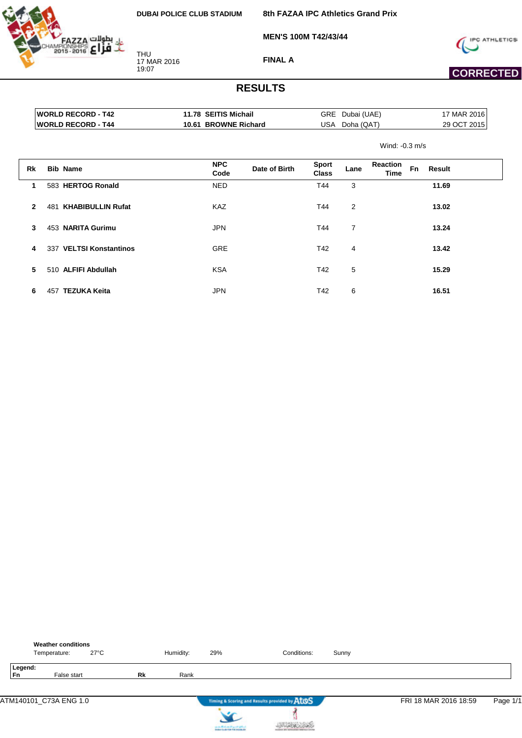DUBAI POLICE CLUB STADIUM

THU
17 MAR 2016
19:07

**8th FAZAA IPC Athletics Grand Prix**

**MEN'S 100M T42/43/44**

**FINAL A**

**CORRECTED**

# RESULTS

| | | | | |
|---|---|---|---|---|
| **WORLD RECORD - T42** | **11.78 SEITIS Michail** | GRE | Dubai (UAE) | 17 MAR 2016 |
| **WORLD RECORD - T44** | **10.61 BROWNE Richard** | USA | Doha (QAT) | 29 OCT 2015 |

Wind: -0.3 m/s

| Rk | Bib | Name | NPC Code | Date of Birth | Sport Class | Lane | Reaction Time | Fn | Result |
|---|---|---|---|---|---|---|---|---|---|
| 1 | 583 | **HERTOG Ronald** | NED | | T44 | 3 | | | **11.69** |
| 2 | 481 | **KHABIBULLIN Rufat** | KAZ | | T44 | 2 | | | **13.02** |
| 3 | 453 | **NARITA Gurimu** | JPN | | T44 | 7 | | | **13.24** |
| 4 | 337 | **VELTSI Konstantinos** | GRE | | T42 | 4 | | | **13.42** |
| 5 | 510 | **ALFIFI Abdullah** | KSA | | T42 | 5 | | | **15.29** |
| 6 | 457 | **TEZUKA Keita** | JPN | | T42 | 6 | | | **16.51** |

**Weather conditions**

Temperature: 27°C — Humidity: 29% — Conditions: Sunny

**Legend:**
**Fn** False start — **Rk** Rank

ATM140101_C73A ENG 1.0 — Timing & Scoring and Results provided by AtoS — FRI 18 MAR 2016 18:59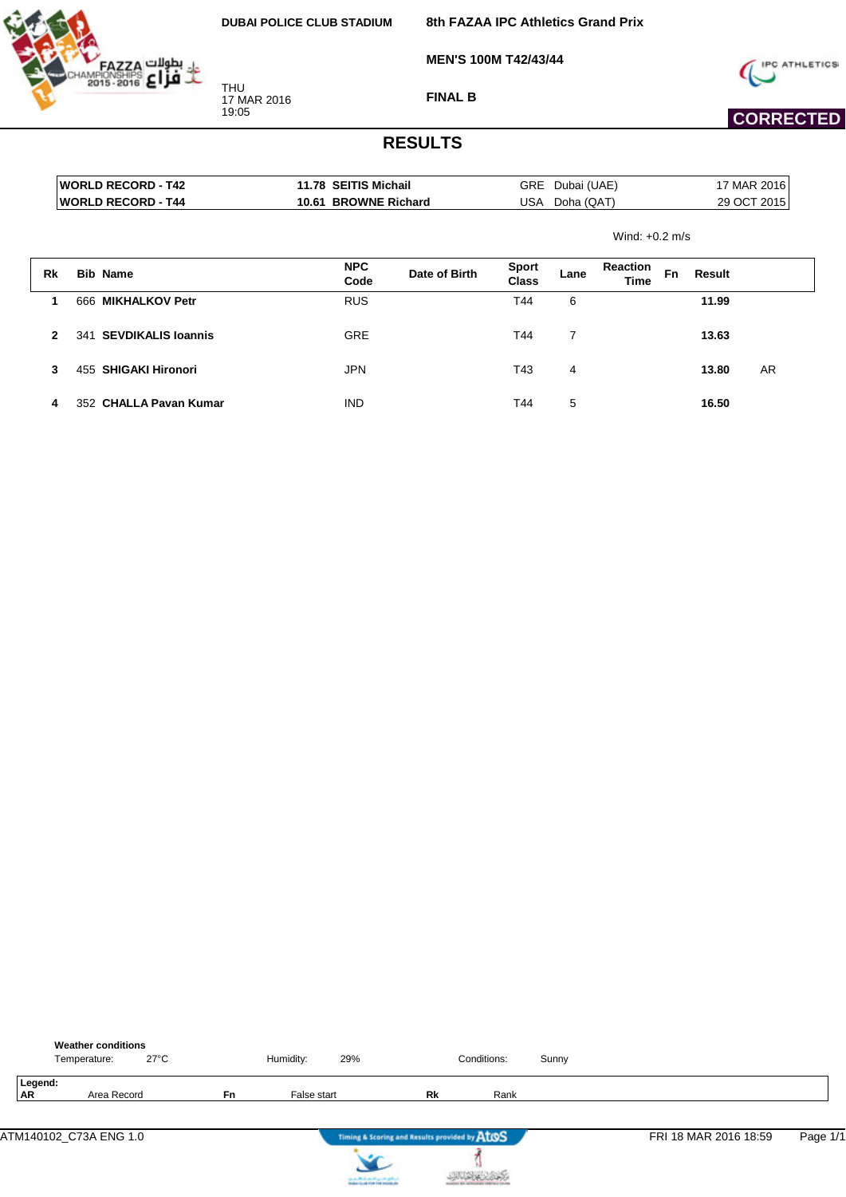DUBAI POLICE CLUB STADIUM

THU
17 MAR 2016
19:05

8th FAZAA IPC Athletics Grand Prix

MEN'S 100M T42/43/44

FINAL B

CORRECTED

# RESULTS

| | | | | |
|---|---|---|---|---|
| **WORLD RECORD - T42** | **11.78 SEITIS Michail** | GRE | Dubai (UAE) | 17 MAR 2016 |
| **WORLD RECORD - T44** | **10.61 BROWNE Richard** | USA | Doha (QAT) | 29 OCT 2015 |

Wind: +0.2 m/s

| Rk | Bib | Name | NPC Code | Date of Birth | Sport Class | Lane | Reaction Time | Fn | Result | |
|---|---|---|---|---|---|---|---|---|---|---|
| 1 | 666 | **MIKHALKOV Petr** | RUS | | T44 | 6 | | | **11.99** | |
| 2 | 341 | **SEVDIKALIS Ioannis** | GRE | | T44 | 7 | | | **13.63** | |
| 3 | 455 | **SHIGAKI Hironori** | JPN | | T43 | 4 | | | **13.80** | AR |
| 4 | 352 | **CHALLA Pavan Kumar** | IND | | T44 | 5 | | | **16.50** | |

**Weather conditions**
Temperature: 27°C Humidity: 29% Conditions: Sunny

**Legend:**
**AR** Area Record **Fn** False start **Rk** Rank

ATM140102_C73A ENG 1.0 FRI 18 MAR 2016 18:59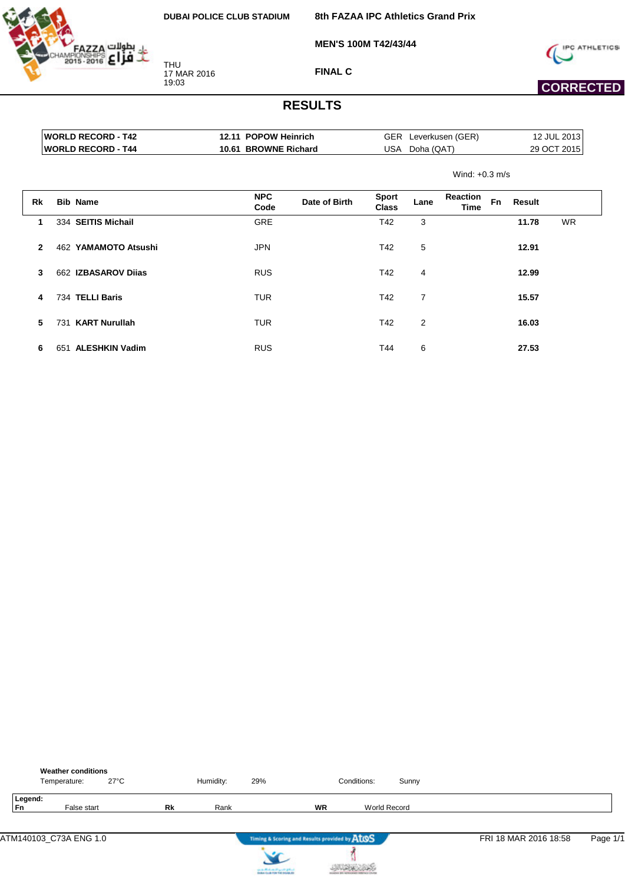**DUBAI POLICE CLUB STADIUM**

**8th FAZAA IPC Athletics Grand Prix**

**MEN'S 100M T42/43/44**

THU
17 MAR 2016
19:03

**FINAL C**

**CORRECTED**

# RESULTS

| | | | | |
|---|---|---|---|---|
| **WORLD RECORD - T42** | **12.11 POPOW Heinrich** | GER | Leverkusen (GER) | 12 JUL 2013 |
| **WORLD RECORD - T44** | **10.61 BROWNE Richard** | USA | Doha (QAT) | 29 OCT 2015 |

Wind: +0.3 m/s

| Rk | Bib | Name | NPC Code | Date of Birth | Sport Class | Lane | Reaction Time | Fn | Result | |
|---|---|---|---|---|---|---|---|---|---|---|
| 1 | 334 | **SEITIS Michail** | GRE | | T42 | 3 | | | **11.78** | WR |
| 2 | 462 | **YAMAMOTO Atsushi** | JPN | | T42 | 5 | | | **12.91** | |
| 3 | 662 | **IZBASAROV Diias** | RUS | | T42 | 4 | | | **12.99** | |
| 4 | 734 | **TELLI Baris** | TUR | | T42 | 7 | | | **15.57** | |
| 5 | 731 | **KART Nurullah** | TUR | | T42 | 2 | | | **16.03** | |
| 6 | 651 | **ALESHKIN Vadim** | RUS | | T44 | 6 | | | **27.53** | |

**Weather conditions**

Temperature: 27°C   Humidity: 29%   Conditions: Sunny

**Legend:**

| | | | | | |
|---|---|---|---|---|---|
| **Fn** | False start | **Rk** | Rank | **WR** | World Record |

ATM140103_C73A ENG 1.0   FRI 18 MAR 2016 18:58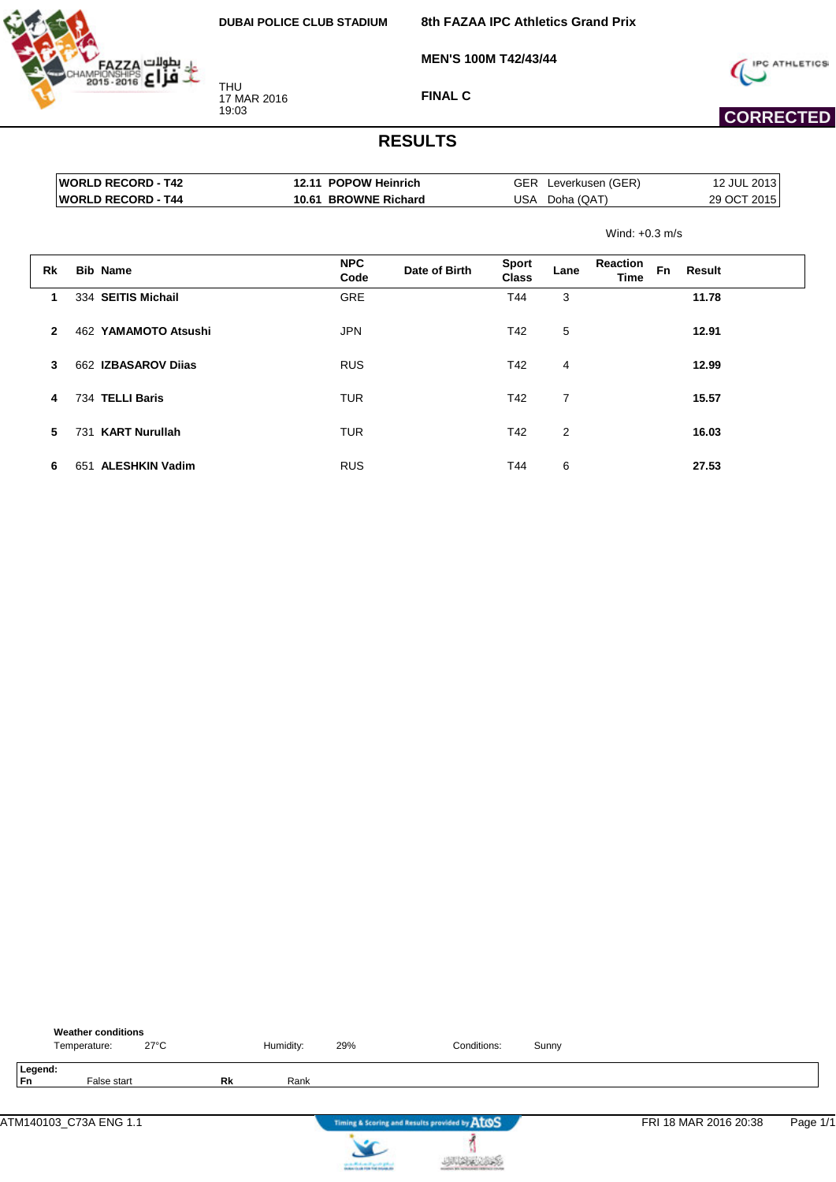**DUBAI POLICE CLUB STADIUM**

**8th FAZAA IPC Athletics Grand Prix**

**MEN'S 100M T42/43/44**

THU
17 MAR 2016
19:03

**FINAL C**

**CORRECTED**

# RESULTS

| | | | | |
|---|---|---|---|---|
| **WORLD RECORD - T42** | **12.11 POPOW Heinrich** | GER | Leverkusen (GER) | 12 JUL 2013 |
| **WORLD RECORD - T44** | **10.61 BROWNE Richard** | USA | Doha (QAT) | 29 OCT 2015 |

Wind: +0.3 m/s

| Rk | Bib | Name | NPC Code | Date of Birth | Sport Class | Lane | Reaction Time | Fn | Result |
|---|---|---|---|---|---|---|---|---|---|
| 1 | 334 | **SEITIS Michail** | GRE | | T44 | 3 | | | **11.78** |
| 2 | 462 | **YAMAMOTO Atsushi** | JPN | | T42 | 5 | | | **12.91** |
| 3 | 662 | **IZBASAROV Diias** | RUS | | T42 | 4 | | | **12.99** |
| 4 | 734 | **TELLI Baris** | TUR | | T42 | 7 | | | **15.57** |
| 5 | 731 | **KART Nurullah** | TUR | | T42 | 2 | | | **16.03** |
| 6 | 651 | **ALESHKIN Vadim** | RUS | | T44 | 6 | | | **27.53** |

**Weather conditions**

Temperature: 27°C  Humidity: 29%  Conditions: Sunny

**Legend:**
**Fn** False start  **Rk** Rank

ATM140103_C73A ENG 1.1  FRI 18 MAR 2016 20:38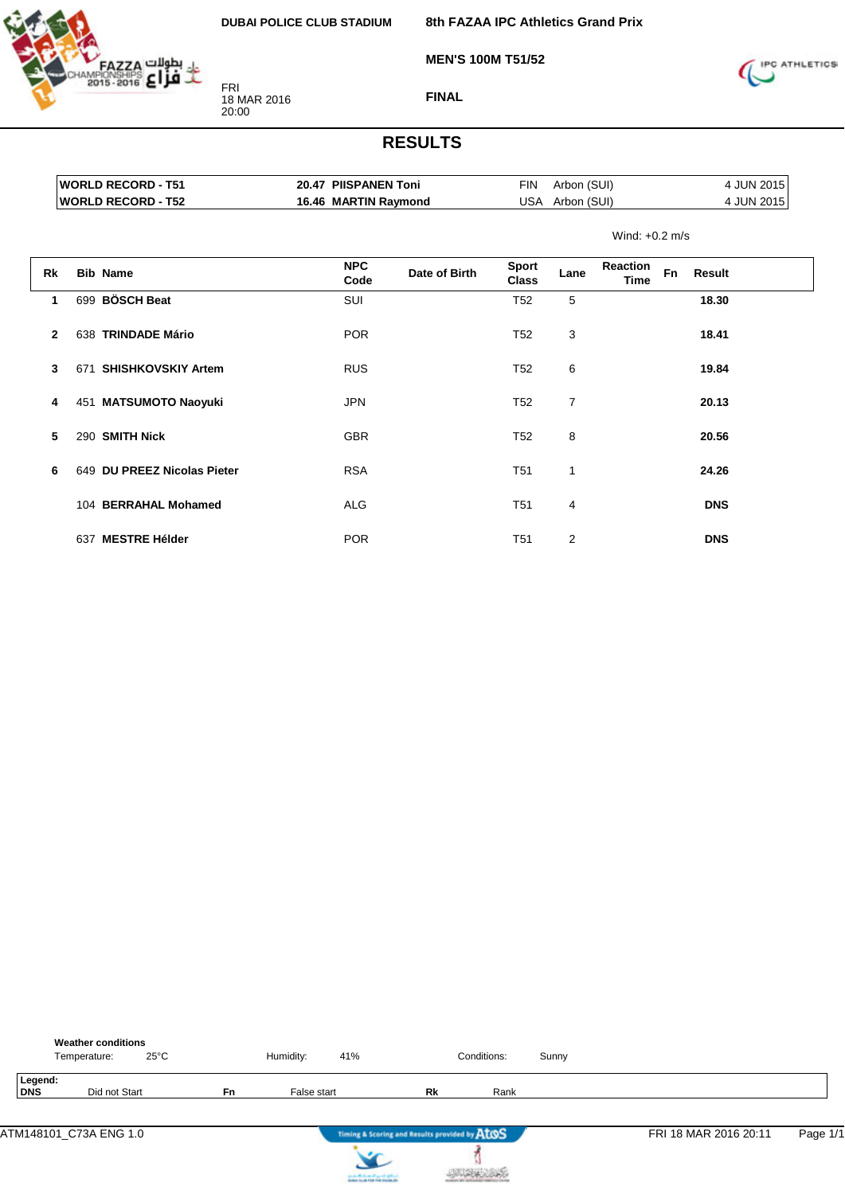DUBAI POLICE CLUB STADIUM

FRI
18 MAR 2016
20:00

**8th FAZAA IPC Athletics Grand Prix**

**MEN'S 100M T51/52**

**FINAL**

# RESULTS

| | | | | |
|---|---|---|---|---|
| **WORLD RECORD - T51** | **20.47 PIISPANEN Toni** | FIN | Arbon (SUI) | 4 JUN 2015 |
| **WORLD RECORD - T52** | **16.46 MARTIN Raymond** | USA | Arbon (SUI) | 4 JUN 2015 |

Wind: +0.2 m/s

| Rk | Bib | Name | NPC Code | Date of Birth | Sport Class | Lane | Reaction Time | Fn | Result |
|---|---|---|---|---|---|---|---|---|---|
| 1 | 699 | **BÖSCH Beat** | SUI | | T52 | 5 | | | **18.30** |
| 2 | 638 | **TRINDADE Mário** | POR | | T52 | 3 | | | **18.41** |
| 3 | 671 | **SHISHKOVSKIY Artem** | RUS | | T52 | 6 | | | **19.84** |
| 4 | 451 | **MATSUMOTO Naoyuki** | JPN | | T52 | 7 | | | **20.13** |
| 5 | 290 | **SMITH Nick** | GBR | | T52 | 8 | | | **20.56** |
| 6 | 649 | **DU PREEZ Nicolas Pieter** | RSA | | T51 | 1 | | | **24.26** |
| | 104 | **BERRAHAL Mohamed** | ALG | | T51 | 4 | | | **DNS** |
| | 637 | **MESTRE Hélder** | POR | | T51 | 2 | | | **DNS** |

**Weather conditions**

Temperature: 25°C    Humidity: 41%    Conditions: Sunny

**Legend:**

| | | | | | |
|---|---|---|---|---|---|
| **DNS** | Did not Start | **Fn** | False start | **Rk** | Rank |

ATM148101_C73A ENG 1.0    FRI 18 MAR 2016 20:11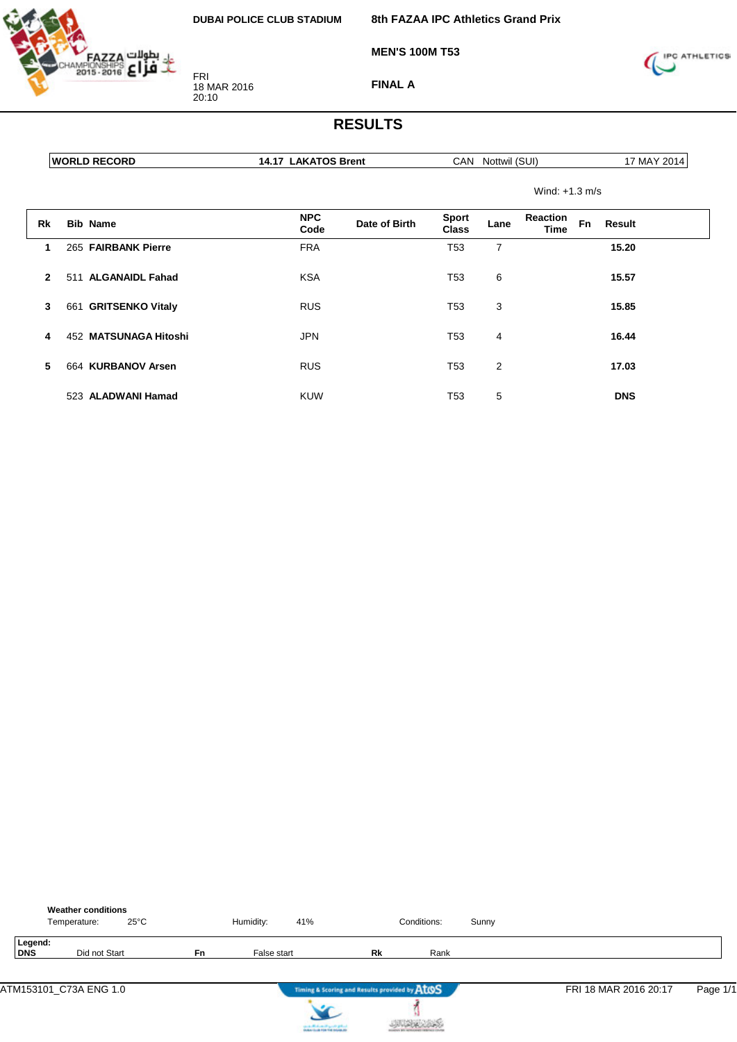DUBAI POLICE CLUB STADIUM

FRI
18 MAR 2016
20:10

**8th FAZAA IPC Athletics Grand Prix**

**MEN'S 100M T53**

**FINAL A**

# RESULTS

| WORLD RECORD | 14.17 LAKATOS Brent | CAN Nottwil (SUI) | 17 MAY 2014 |
|---|---|---|---|

Wind: +1.3 m/s

| Rk | Bib | Name | NPC Code | Date of Birth | Sport Class | Lane | Reaction Time | Fn | Result |
|---|---|---|---|---|---|---|---|---|---|
| 1 | 265 | **FAIRBANK Pierre** | FRA | | T53 | 7 | | | **15.20** |
| 2 | 511 | **ALGANAIDL Fahad** | KSA | | T53 | 6 | | | **15.57** |
| 3 | 661 | **GRITSENKO Vitaly** | RUS | | T53 | 3 | | | **15.85** |
| 4 | 452 | **MATSUNAGA Hitoshi** | JPN | | T53 | 4 | | | **16.44** |
| 5 | 664 | **KURBANOV Arsen** | RUS | | T53 | 2 | | | **17.03** |
| | 523 | **ALADWANI Hamad** | KUW | | T53 | 5 | | | **DNS** |

**Weather conditions**

Temperature: 25°C | Humidity: 41% | Conditions: Sunny

**Legend:**

| DNS | Did not Start | Fn | False start | Rk | Rank |
|---|---|---|---|---|---|

ATM153101_C73A ENG 1.0 | FRI 18 MAR 2016 20:17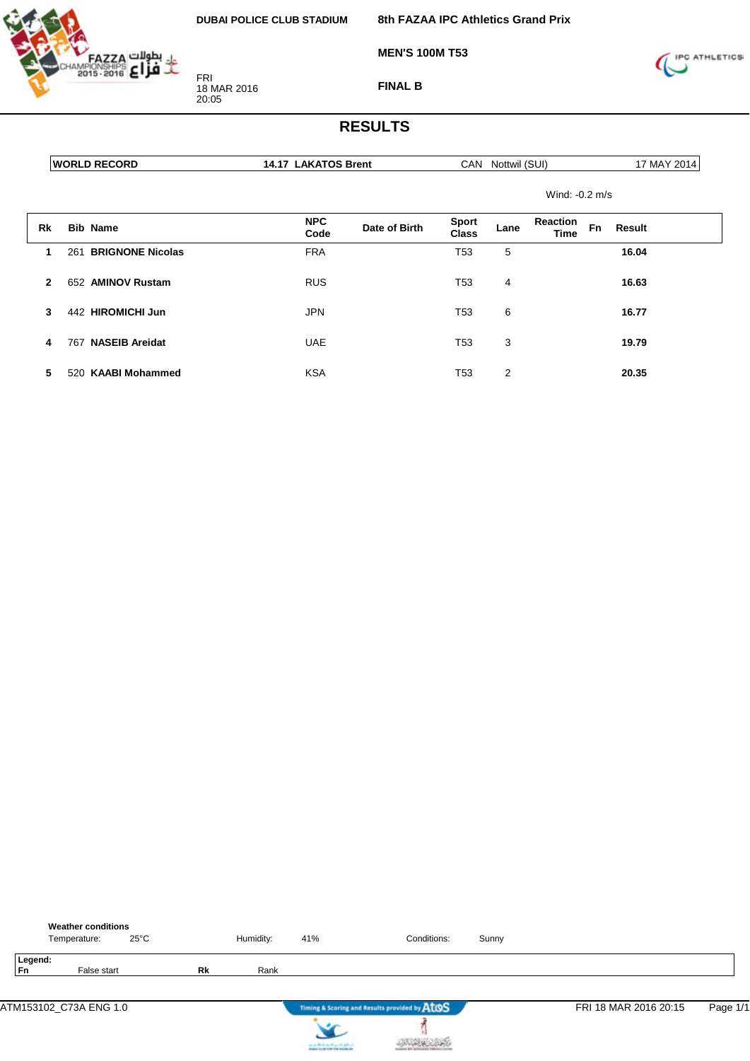**DUBAI POLICE CLUB STADIUM**

FRI
18 MAR 2016
20:05

**8th FAZAA IPC Athletics Grand Prix**

**MEN'S 100M T53**

**FINAL B**

# RESULTS

| WORLD RECORD | 14.17 LAKATOS Brent | CAN Nottwil (SUI) | 17 MAY 2014 |
|---|---|---|---|

Wind: -0.2 m/s

| Rk | Bib | Name | NPC Code | Date of Birth | Sport Class | Lane | Reaction Time | Fn | Result |
|---|---|---|---|---|---|---|---|---|---|
| 1 | 261 | **BRIGNONE Nicolas** | FRA | | T53 | 5 | | | **16.04** |
| 2 | 652 | **AMINOV Rustam** | RUS | | T53 | 4 | | | **16.63** |
| 3 | 442 | **HIROMICHI Jun** | JPN | | T53 | 6 | | | **16.77** |
| 4 | 767 | **NASEIB Areidat** | UAE | | T53 | 3 | | | **19.79** |
| 5 | 520 | **KAABI Mohammed** | KSA | | T53 | 2 | | | **20.35** |

**Weather conditions**

Temperature: 25°C    Humidity: 41%    Conditions: Sunny

**Legend:**

| Fn | False start | Rk | Rank |
|---|---|---|---|

ATM153102_C73A ENG 1.0    Timing & Scoring and Results provided by AtoS    FRI 18 MAR 2016 20:15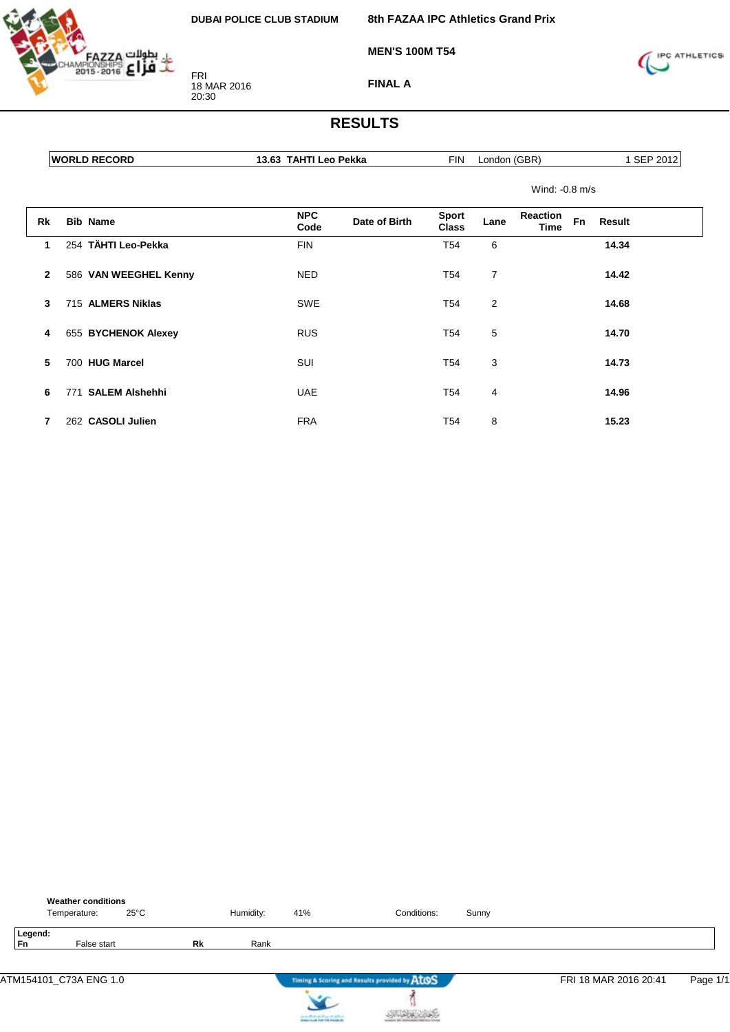DUBAI POLICE CLUB STADIUM

FRI
18 MAR 2016
20:30

**8th FAZAA IPC Athletics Grand Prix**

**MEN'S 100M T54**

**FINAL A**

# RESULTS

| WORLD RECORD | 13.63 TAHTI Leo Pekka | FIN | London (GBR) | 1 SEP 2012 |
|---|---|---|---|---|

Wind: -0.8 m/s

| Rk | Bib | Name | NPC Code | Date of Birth | Sport Class | Lane | Reaction Time | Fn | Result |
|---|---|---|---|---|---|---|---|---|---|
| 1 | 254 | **TÄHTI Leo-Pekka** | FIN | | T54 | 6 | | | **14.34** |
| 2 | 586 | **VAN WEEGHEL Kenny** | NED | | T54 | 7 | | | **14.42** |
| 3 | 715 | **ALMERS Niklas** | SWE | | T54 | 2 | | | **14.68** |
| 4 | 655 | **BYCHENOK Alexey** | RUS | | T54 | 5 | | | **14.70** |
| 5 | 700 | **HUG Marcel** | SUI | | T54 | 3 | | | **14.73** |
| 6 | 771 | **SALEM Alshehhi** | UAE | | T54 | 4 | | | **14.96** |
| 7 | 262 | **CASOLI Julien** | FRA | | T54 | 8 | | | **15.23** |

**Weather conditions**

Temperature: 25°C Humidity: 41% Conditions: Sunny

**Legend:**

| Fn | False start | Rk | Rank |
|---|---|---|---|

ATM154101_C73A ENG 1.0 FRI 18 MAR 2016 20:41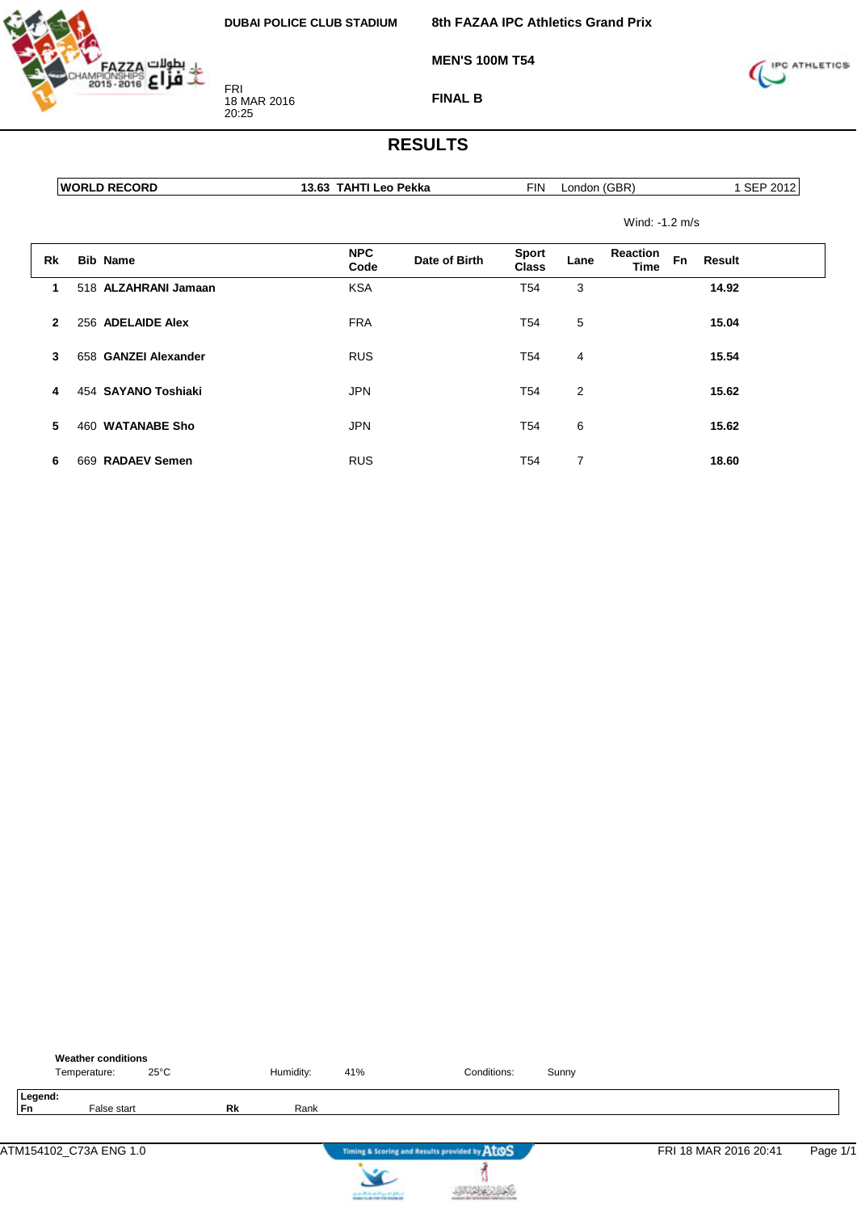**DUBAI POLICE CLUB STADIUM**

FRI
18 MAR 2016
20:25

**8th FAZAA IPC Athletics Grand Prix**

**MEN'S 100M T54**

**FINAL B**

# RESULTS

| WORLD RECORD | 13.63 TAHTI Leo Pekka | FIN | London (GBR) | 1 SEP 2012 |
|---|---|---|---|---|

Wind: -1.2 m/s

| Rk | Bib | Name | NPC Code | Date of Birth | Sport Class | Lane | Reaction Time | Fn | Result |
|---|---|---|---|---|---|---|---|---|---|
| 1 | 518 | **ALZAHRANI Jamaan** | KSA | | T54 | 3 | | | **14.92** |
| 2 | 256 | **ADELAIDE Alex** | FRA | | T54 | 5 | | | **15.04** |
| 3 | 658 | **GANZEI Alexander** | RUS | | T54 | 4 | | | **15.54** |
| 4 | 454 | **SAYANO Toshiaki** | JPN | | T54 | 2 | | | **15.62** |
| 5 | 460 | **WATANABE Sho** | JPN | | T54 | 6 | | | **15.62** |
| 6 | 669 | **RADAEV Semen** | RUS | | T54 | 7 | | | **18.60** |

**Weather conditions**

Temperature: 25°C    Humidity: 41%    Conditions: Sunny

**Legend:**

| Fn | False start | Rk | Rank |
|---|---|---|---|

ATM154102_C73A ENG 1.0    Timing & Scoring and Results provided by Atos    FRI 18 MAR 2016 20:41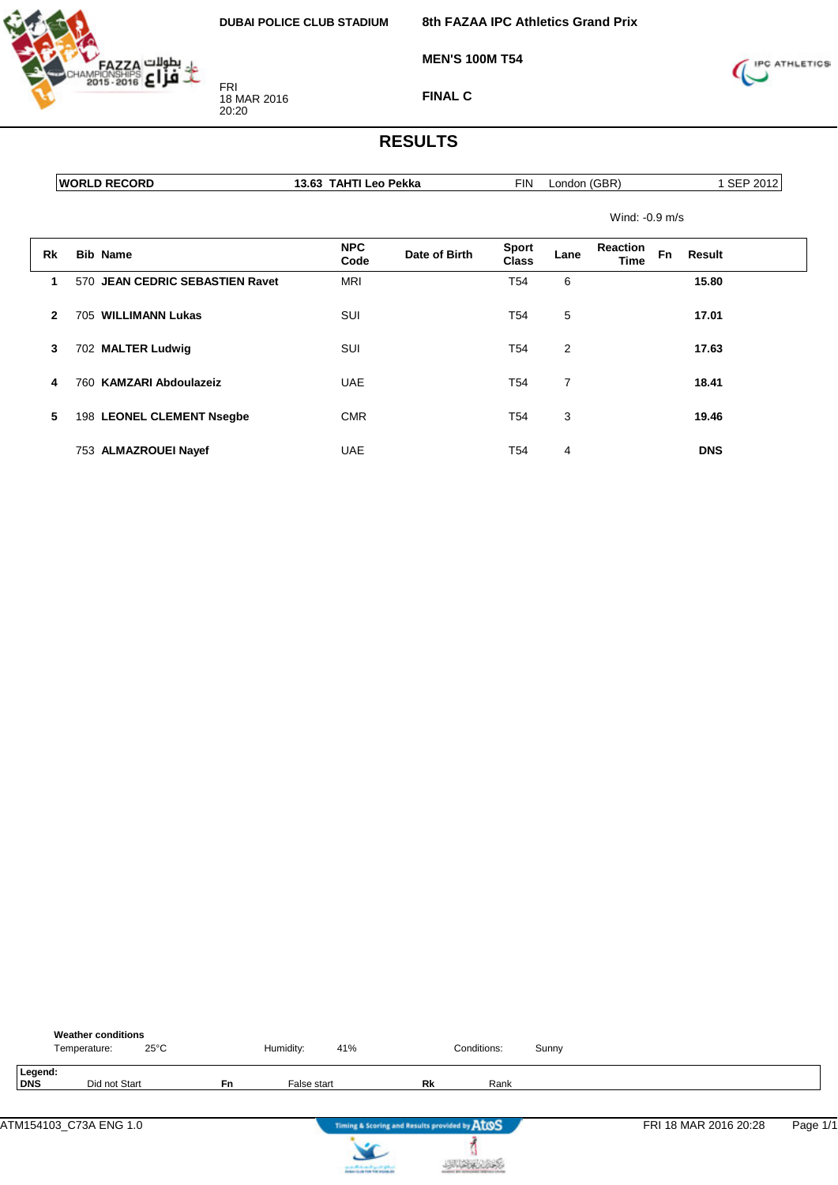DUBAI POLICE CLUB STADIUM

FRI
18 MAR 2016
20:20

**8th FAZAA IPC Athletics Grand Prix**

**MEN'S 100M T54**

**FINAL C**

# RESULTS

| WORLD RECORD | 13.63 TAHTI Leo Pekka | FIN | London (GBR) | 1 SEP 2012 |
|---|---|---|---|---|

Wind: -0.9 m/s

| Rk | Bib | Name | NPC Code | Date of Birth | Sport Class | Lane | Reaction Time | Fn | Result |
|---|---|---|---|---|---|---|---|---|---|
| 1 | 570 | **JEAN CEDRIC SEBASTIEN Ravet** | MRI | | T54 | 6 | | | **15.80** |
| 2 | 705 | **WILLIMANN Lukas** | SUI | | T54 | 5 | | | **17.01** |
| 3 | 702 | **MALTER Ludwig** | SUI | | T54 | 2 | | | **17.63** |
| 4 | 760 | **KAMZARI Abdoulazeiz** | UAE | | T54 | 7 | | | **18.41** |
| 5 | 198 | **LEONEL CLEMENT Nsegbe** | CMR | | T54 | 3 | | | **19.46** |
| | 753 | **ALMAZROUEI Nayef** | UAE | | T54 | 4 | | | **DNS** |

**Weather conditions**

Temperature: 25°C Humidity: 41% Conditions: Sunny

**Legend:**

| DNS | Did not Start | Fn | False start | Rk | Rank |
|---|---|---|---|---|---|

ATM154103_C73A ENG 1.0 — FRI 18 MAR 2016 20:28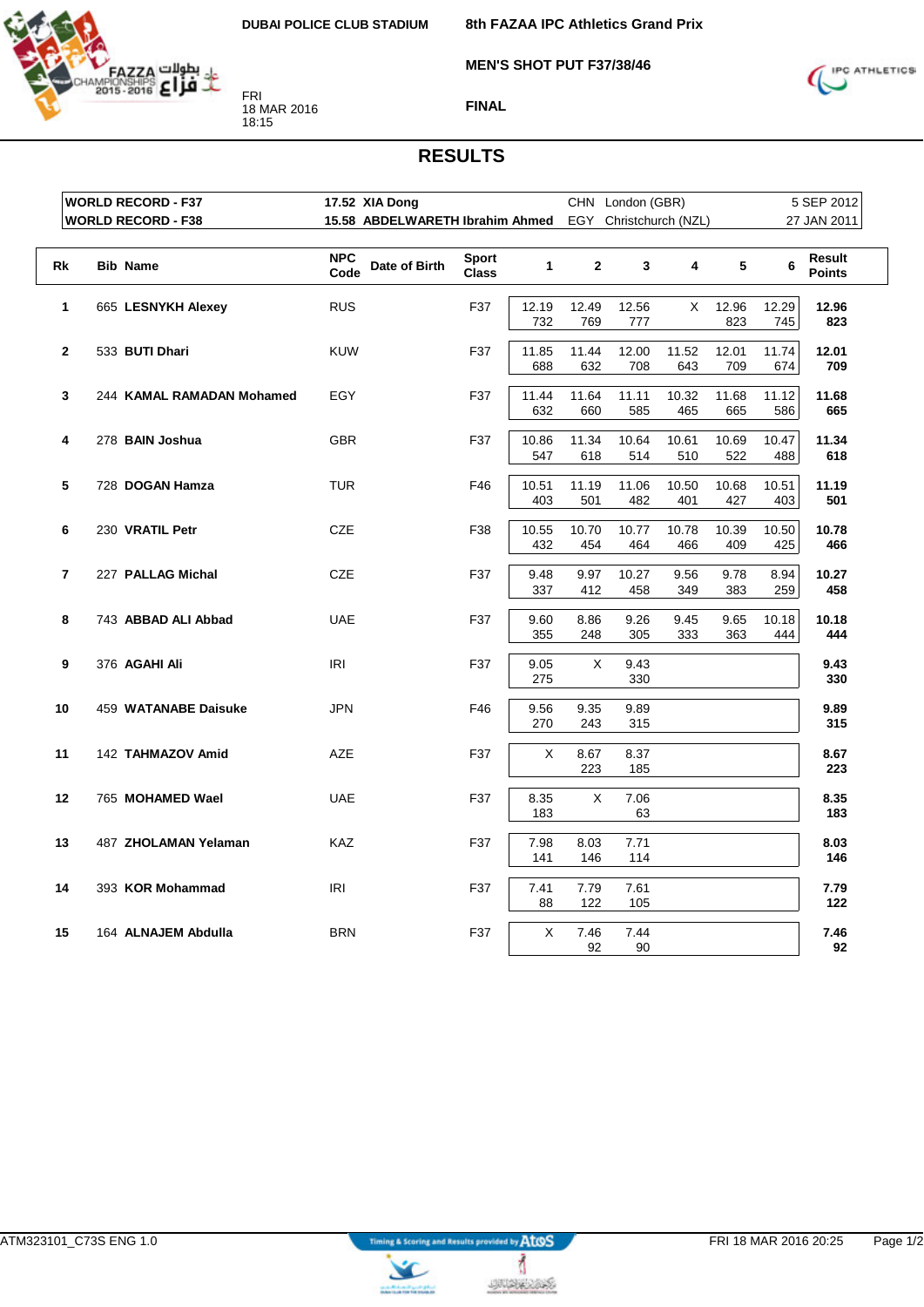DUBAI POLICE CLUB STADIUM

FRI
18 MAR 2016
18:15

**8th FAZAA IPC Athletics Grand Prix**

**MEN'S SHOT PUT F37/38/46**

**FINAL**

# RESULTS

| | | | | |
|---|---|---|---|---|
| **WORLD RECORD - F37** | **17.52 XIA Dong** | CHN | London (GBR) | 5 SEP 2012 |
| **WORLD RECORD - F38** | **15.58 ABDELWARETH Ibrahim Ahmed** | EGY | Christchurch (NZL) | 27 JAN 2011 |

| Rk | Bib | Name | NPC Code | Date of Birth | Sport Class | 1 | 2 | 3 | 4 | 5 | 6 | Result Points |
|---|---|---|---|---|---|---|---|---|---|---|---|---|
| 1 | 665 | **LESNYKH Alexey** | RUS | | F37 | 12.19 732 | 12.49 769 | 12.56 777 | X | 12.96 823 | 12.29 745 | **12.96 823** |
| 2 | 533 | **BUTI Dhari** | KUW | | F37 | 11.85 688 | 11.44 632 | 12.00 708 | 11.52 643 | 12.01 709 | 11.74 674 | **12.01 709** |
| 3 | 244 | **KAMAL RAMADAN Mohamed** | EGY | | F37 | 11.44 632 | 11.64 660 | 11.11 585 | 10.32 465 | 11.68 665 | 11.12 586 | **11.68 665** |
| 4 | 278 | **BAIN Joshua** | GBR | | F37 | 10.86 547 | 11.34 618 | 10.64 514 | 10.61 510 | 10.69 522 | 10.47 488 | **11.34 618** |
| 5 | 728 | **DOGAN Hamza** | TUR | | F46 | 10.51 403 | 11.19 501 | 11.06 482 | 10.50 401 | 10.68 427 | 10.51 403 | **11.19 501** |
| 6 | 230 | **VRATIL Petr** | CZE | | F38 | 10.55 432 | 10.70 454 | 10.77 464 | 10.78 466 | 10.39 409 | 10.50 425 | **10.78 466** |
| 7 | 227 | **PALLAG Michal** | CZE | | F37 | 9.48 337 | 9.97 412 | 10.27 458 | 9.56 349 | 9.78 383 | 8.94 259 | **10.27 458** |
| 8 | 743 | **ABBAD ALI Abbad** | UAE | | F37 | 9.60 355 | 8.86 248 | 9.26 305 | 9.45 333 | 9.65 363 | 10.18 444 | **10.18 444** |
| 9 | 376 | **AGAHI Ali** | IRI | | F37 | 9.05 275 | X | 9.43 330 | | | | **9.43 330** |
| 10 | 459 | **WATANABE Daisuke** | JPN | | F46 | 9.56 270 | 9.35 243 | 9.89 315 | | | | **9.89 315** |
| 11 | 142 | **TAHMAZOV Amid** | AZE | | F37 | X | 8.67 223 | 8.37 185 | | | | **8.67 223** |
| 12 | 765 | **MOHAMED Wael** | UAE | | F37 | 8.35 183 | X | 7.06 63 | | | | **8.35 183** |
| 13 | 487 | **ZHOLAMAN Yelaman** | KAZ | | F37 | 7.98 141 | 8.03 146 | 7.71 114 | | | | **8.03 146** |
| 14 | 393 | **KOR Mohammad** | IRI | | F37 | 7.41 88 | 7.79 122 | 7.61 105 | | | | **7.79 122** |
| 15 | 164 | **ALNAJEM Abdulla** | BRN | | F37 | X | 7.46 92 | 7.44 90 | | | | **7.46 92** |

ATM323101_C73S ENG 1.0 — Timing & Scoring and Results provided by AtoS — FRI 18 MAR 2016 20:25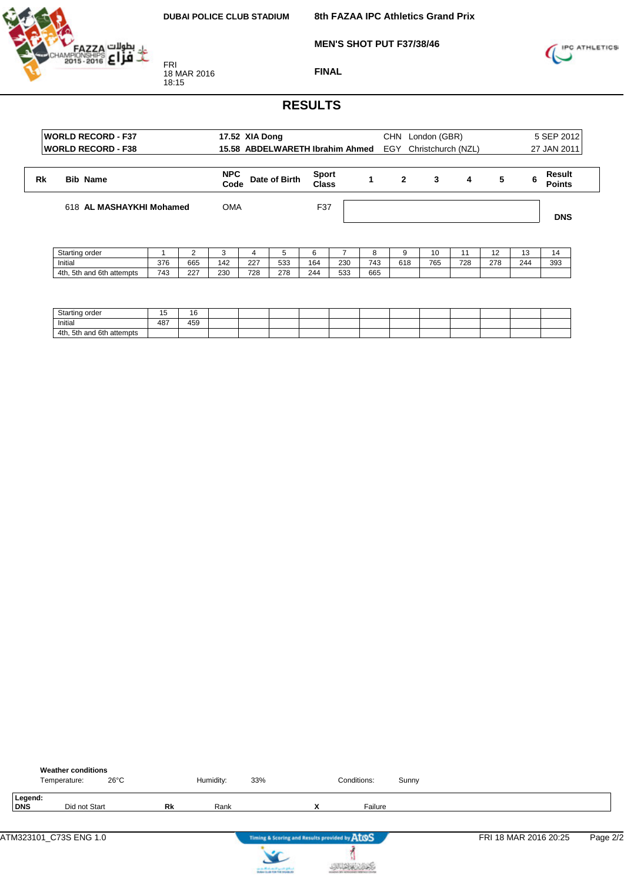**DUBAI POLICE CLUB STADIUM**

**8th FAZAA IPC Athletics Grand Prix**

**MEN'S SHOT PUT F37/38/46**

**FINAL**

FRI
18 MAR 2016
18:15

# RESULTS

| | | | | |
|---|---|---|---|---|
| **WORLD RECORD - F37** | **17.52 XIA Dong** | CHN | London (GBR) | 5 SEP 2012 |
| **WORLD RECORD - F38** | **15.58 ABDELWARETH Ibrahim Ahmed** | EGY | Christchurch (NZL) | 27 JAN 2011 |

| Rk | Bib | Name | NPC Code | Date of Birth | Sport Class | 1 | 2 | 3 | 4 | 5 | 6 | Result Points |
|---|---|---|---|---|---|---|---|---|---|---|---|---|
| | 618 | **AL MASHAYKHI Mohamed** | OMA | | F37 | | | | | | | **DNS** |

| Starting order | 1 | 2 | 3 | 4 | 5 | 6 | 7 | 8 | 9 | 10 | 11 | 12 | 13 | 14 |
|---|---|---|---|---|---|---|---|---|---|---|---|---|---|---|
| Initial | 376 | 665 | 142 | 227 | 533 | 164 | 230 | 743 | 618 | 765 | 728 | 278 | 244 | 393 |
| 4th, 5th and 6th attempts | 743 | 227 | 230 | 728 | 278 | 244 | 533 | 665 | | | | | | |

| Starting order | 15 | 16 | | | | | | | | | | | | |
|---|---|---|---|---|---|---|---|---|---|---|---|---|---|---|
| Initial | 487 | 459 | | | | | | | | | | | | |
| 4th, 5th and 6th attempts | | | | | | | | | | | | | | |

**Weather conditions**
Temperature: 26°C Humidity: 33% Conditions: Sunny

**Legend:**
**DNS** Did not Start **Rk** Rank **X** Failure

ATM323101_C73S ENG 1.0 FRI 18 MAR 2016 20:25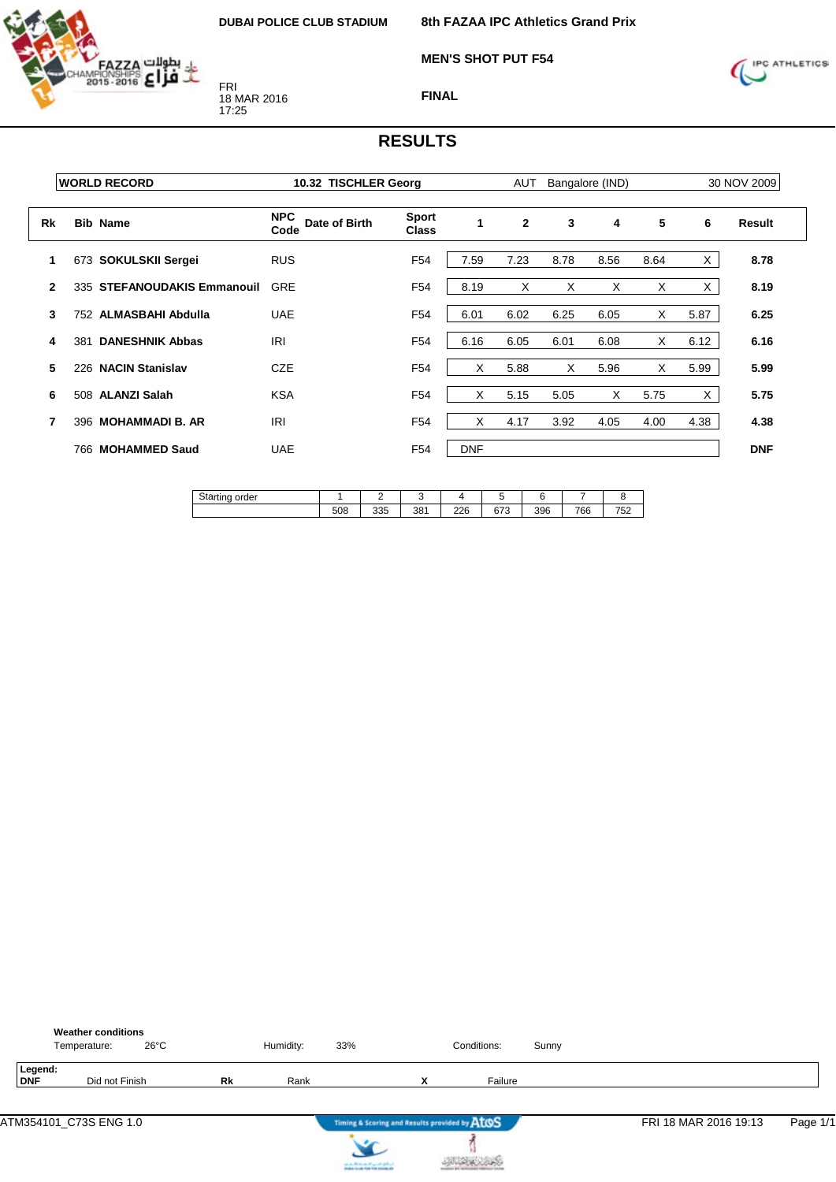DUBAI POLICE CLUB STADIUM

**8th FAZAA IPC Athletics Grand Prix**

**MEN'S SHOT PUT F54**

**FINAL**

FRI
18 MAR 2016
17:25

# RESULTS

| WORLD RECORD | 10.32 TISCHLER Georg | AUT | Bangalore (IND) | 30 NOV 2009 |
|---|---|---|---|---|

| Rk | Bib | Name | NPC Code | Date of Birth | Sport Class | 1 | 2 | 3 | 4 | 5 | 6 | Result |
|---|---|---|---|---|---|---|---|---|---|---|---|---|
| 1 | 673 | **SOKULSKII Sergei** | RUS | | F54 | 7.59 | 7.23 | 8.78 | 8.56 | 8.64 | X | **8.78** |
| 2 | 335 | **STEFANOUDAKIS Emmanouil** | GRE | | F54 | 8.19 | X | X | X | X | X | **8.19** |
| 3 | 752 | **ALMASBAHI Abdulla** | UAE | | F54 | 6.01 | 6.02 | 6.25 | 6.05 | X | 5.87 | **6.25** |
| 4 | 381 | **DANESHNIK Abbas** | IRI | | F54 | 6.16 | 6.05 | 6.01 | 6.08 | X | 6.12 | **6.16** |
| 5 | 226 | **NACIN Stanislav** | CZE | | F54 | X | 5.88 | X | 5.96 | X | 5.99 | **5.99** |
| 6 | 508 | **ALANZI Salah** | KSA | | F54 | X | 5.15 | 5.05 | X | 5.75 | X | **5.75** |
| 7 | 396 | **MOHAMMADI B. AR** | IRI | | F54 | X | 4.17 | 3.92 | 4.05 | 4.00 | 4.38 | **4.38** |
| | 766 | **MOHAMMED Saud** | UAE | | F54 | DNF | | | | | | **DNF** |

| Starting order | 1 | 2 | 3 | 4 | 5 | 6 | 7 | 8 |
|---|---|---|---|---|---|---|---|---|
| | 508 | 335 | 381 | 226 | 673 | 396 | 766 | 752 |

**Weather conditions**
Temperature: 26°C    Humidity: 33%    Conditions: Sunny

**Legend:**
**DNF** Did not Finish    **Rk** Rank    **X** Failure

ATM354101_C73S ENG 1.0    Timing & Scoring and Results provided by AtoS    FRI 18 MAR 2016 19:13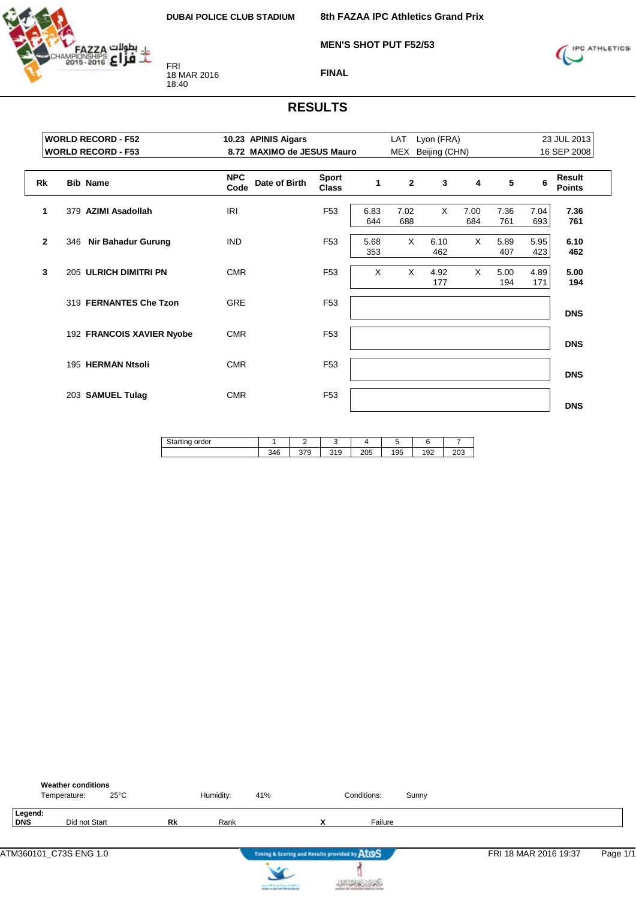DUBAI POLICE CLUB STADIUM

FRI
18 MAR 2016
18:40

**8th FAZAA IPC Athletics Grand Prix**

**MEN'S SHOT PUT F52/53**

**FINAL**

# RESULTS

| | | | | |
|---|---|---|---|---|
| **WORLD RECORD - F52** | **10.23 APINIS Aigars** | LAT | Lyon (FRA) | 23 JUL 2013 |
| **WORLD RECORD - F53** | **8.72 MAXIMO de JESUS Mauro** | MEX | Beijing (CHN) | 16 SEP 2008 |

| Rk | Bib | Name | NPC Code | Date of Birth | Sport Class | 1 | 2 | 3 | 4 | 5 | 6 | Result Points |
|---|---|---|---|---|---|---|---|---|---|---|---|---|
| 1 | 379 | **AZIMI Asadollah** | IRI | | F53 | 6.83 644 | 7.02 688 | X | 7.00 684 | 7.36 761 | 7.04 693 | **7.36 761** |
| 2 | 346 | **Nir Bahadur Gurung** | IND | | F53 | 5.68 353 | X | 6.10 462 | X | 5.89 407 | 5.95 423 | **6.10 462** |
| 3 | 205 | **ULRICH DIMITRI PN** | CMR | | F53 | X | X | 4.92 177 | X | 5.00 194 | 4.89 171 | **5.00 194** |
| | 319 | **FERNANTES Che Tzon** | GRE | | F53 | | | | | | | **DNS** |
| | 192 | **FRANCOIS XAVIER Nyobe** | CMR | | F53 | | | | | | | **DNS** |
| | 195 | **HERMAN Ntsoli** | CMR | | F53 | | | | | | | **DNS** |
| | 203 | **SAMUEL Tulag** | CMR | | F53 | | | | | | | **DNS** |

| Starting order | 1 | 2 | 3 | 4 | 5 | 6 | 7 |
|---|---|---|---|---|---|---|---|
| | 346 | 379 | 319 | 205 | 195 | 192 | 203 |

**Weather conditions**
Temperature: 25°C Humidity: 41% Conditions: Sunny

**Legend:**

| | | | | | |
|---|---|---|---|---|---|
| **DNS** | Did not Start | **Rk** | Rank | **X** | Failure |

ATM360101_C73S ENG 1.0 — FRI 18 MAR 2016 19:37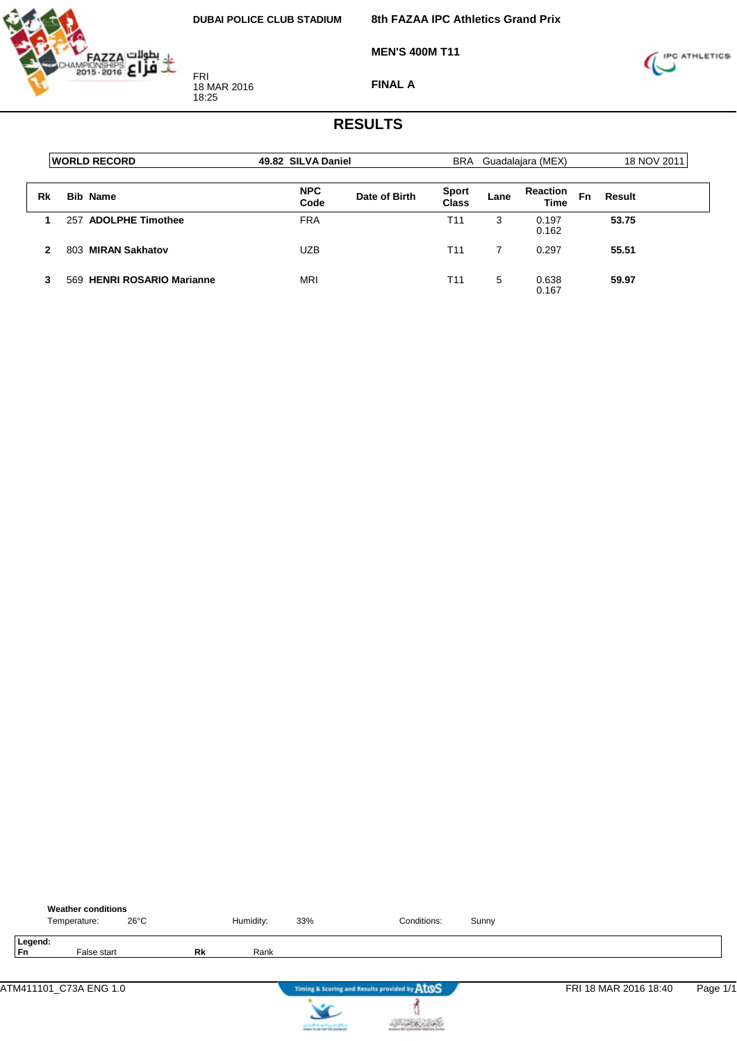DUBAI POLICE CLUB STADIUM

**8th FAZAA IPC Athletics Grand Prix**

**MEN'S 400M T11**

**FINAL A**

FRI
18 MAR 2016
18:25

# RESULTS

| WORLD RECORD | 49.82 SILVA Daniel | BRA | Guadalajara (MEX) | 18 NOV 2011 |
|---|---|---|---|---|

| Rk | Bib | Name | NPC Code | Date of Birth | Sport Class | Lane | Reaction Time | Fn | Result |
|---|---|---|---|---|---|---|---|---|---|
| 1 | 257 | **ADOLPHE Timothee** | FRA | | T11 | 3 | 0.197<br>0.162 | | **53.75** |
| 2 | 803 | **MIRAN Sakhatov** | UZB | | T11 | 7 | 0.297 | | **55.51** |
| 3 | 569 | **HENRI ROSARIO Marianne** | MRI | | T11 | 5 | 0.638<br>0.167 | | **59.97** |

**Weather conditions**

Temperature: 26°C Humidity: 33% Conditions: Sunny

**Legend:**
**Fn** False start **Rk** Rank

ATM411101_C73A ENG 1.0 FRI 18 MAR 2016 18:40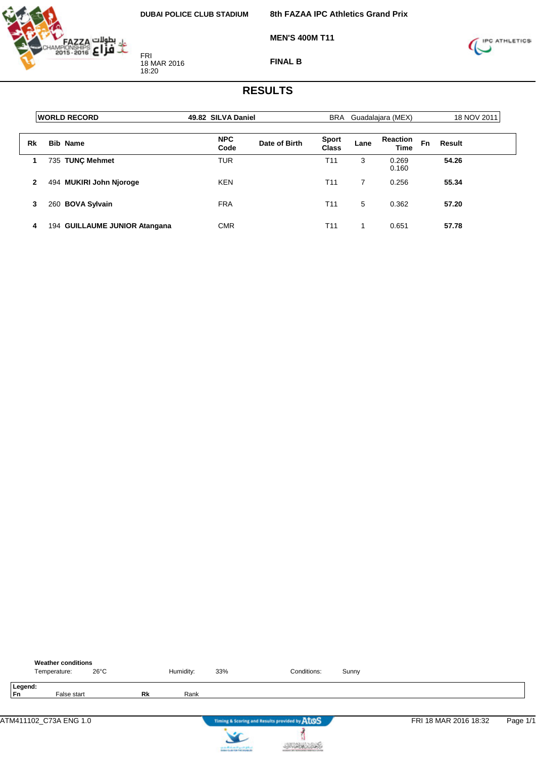DUBAI POLICE CLUB STADIUM

FRI
18 MAR 2016
18:20

**8th FAZAA IPC Athletics Grand Prix**

**MEN'S 400M T11**

**FINAL B**

# RESULTS

| WORLD RECORD | 49.82 SILVA Daniel | BRA | Guadalajara (MEX) | 18 NOV 2011 |
|---|---|---|---|---|

| Rk | Bib | Name | NPC Code | Date of Birth | Sport Class | Lane | Reaction Time | Fn | Result |
|---|---|---|---|---|---|---|---|---|---|
| 1 | 735 | **TUNÇ Mehmet** | TUR | | T11 | 3 | 0.269<br>0.160 | | **54.26** |
| 2 | 494 | **MUKIRI John Njoroge** | KEN | | T11 | 7 | 0.256 | | **55.34** |
| 3 | 260 | **BOVA Sylvain** | FRA | | T11 | 5 | 0.362 | | **57.20** |
| 4 | 194 | **GUILLAUME JUNIOR Atangana** | CMR | | T11 | 1 | 0.651 | | **57.78** |

**Weather conditions**

Temperature: 26°C Humidity: 33% Conditions: Sunny

**Legend:**

**Fn** False start **Rk** Rank

ATM411102_C73A ENG 1.0 FRI 18 MAR 2016 18:32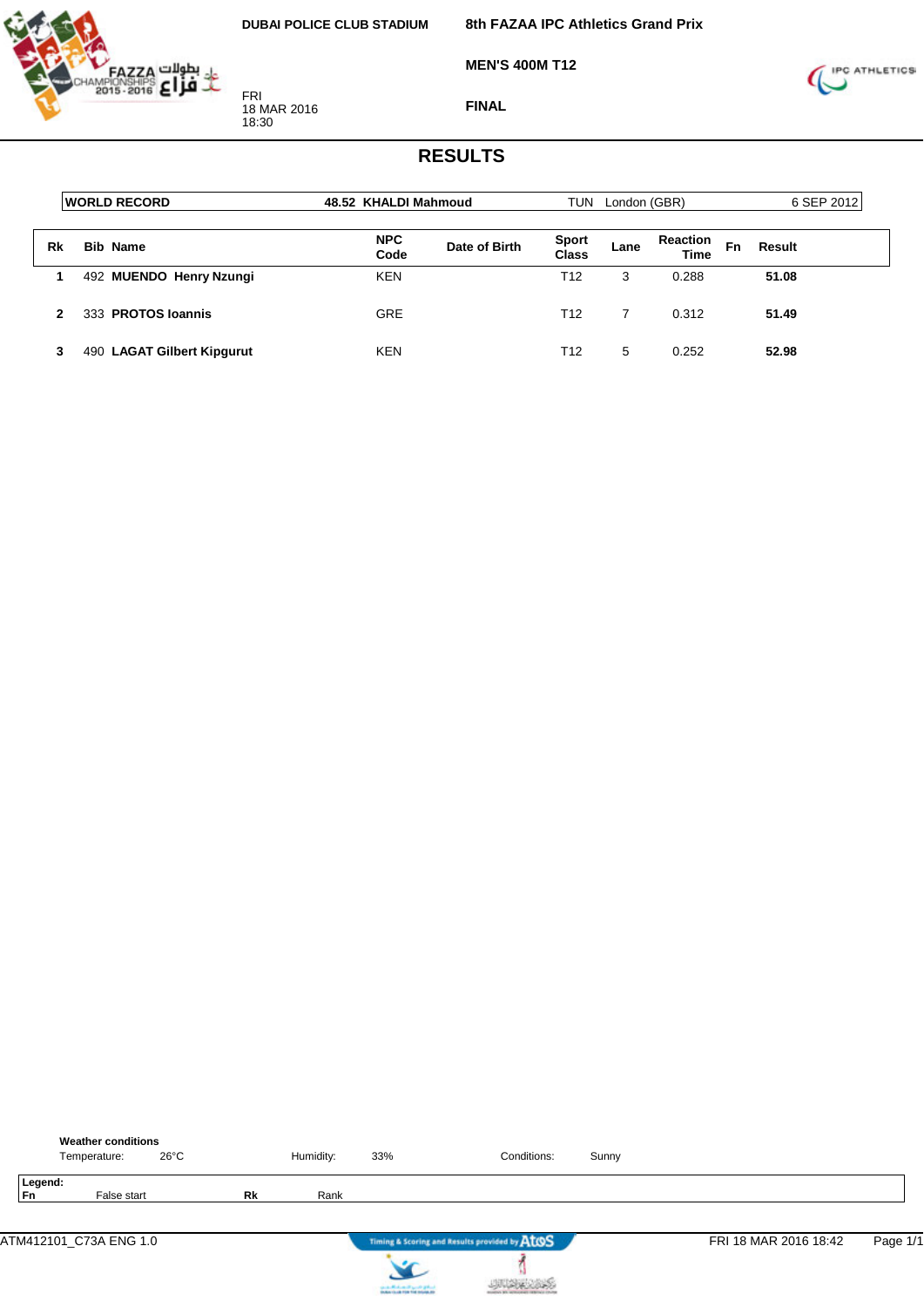DUBAI POLICE CLUB STADIUM

FRI
18 MAR 2016
18:30

**8th FAZAA IPC Athletics Grand Prix**

**MEN'S 400M T12**

**FINAL**

# RESULTS

| WORLD RECORD | 48.52 KHALDI Mahmoud | TUN | London (GBR) | 6 SEP 2012 |
|---|---|---|---|---|

| Rk | Bib | Name | NPC Code | Date of Birth | Sport Class | Lane | Reaction Time | Fn | Result |
|---|---|---|---|---|---|---|---|---|---|
| 1 | 492 | **MUENDO Henry Nzungi** | KEN | | T12 | 3 | 0.288 | | **51.08** |
| 2 | 333 | **PROTOS Ioannis** | GRE | | T12 | 7 | 0.312 | | **51.49** |
| 3 | 490 | **LAGAT Gilbert Kipgurut** | KEN | | T12 | 5 | 0.252 | | **52.98** |

**Weather conditions**

Temperature: 26°C Humidity: 33% Conditions: Sunny

**Legend:**

| | | | |
|---|---|---|---|
| **Fn** | False start | **Rk** | Rank |

ATM412101_C73A ENG 1.0 — Timing & Scoring and Results provided by AtoS — FRI 18 MAR 2016 18:42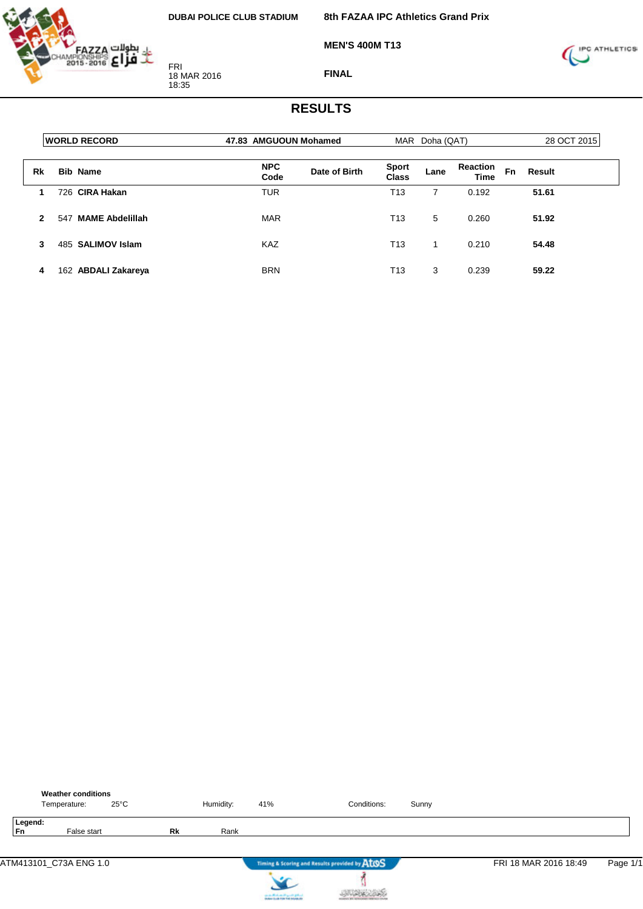DUBAI POLICE CLUB STADIUM

FRI
18 MAR 2016
18:35

**8th FAZAA IPC Athletics Grand Prix**

**MEN'S 400M T13**

**FINAL**

# RESULTS

| WORLD RECORD | 47.83 AMGUOUN Mohamed | MAR | Doha (QAT) | 28 OCT 2015 |
|---|---|---|---|---|

| Rk | Bib | Name | NPC Code | Date of Birth | Sport Class | Lane | Reaction Time | Fn | Result |
|---|---|---|---|---|---|---|---|---|---|
| 1 | 726 | CIRA Hakan | TUR | | T13 | 7 | 0.192 | | 51.61 |
| 2 | 547 | MAME Abdelillah | MAR | | T13 | 5 | 0.260 | | 51.92 |
| 3 | 485 | SALIMOV Islam | KAZ | | T13 | 1 | 0.210 | | 54.48 |
| 4 | 162 | ABDALI Zakareya | BRN | | T13 | 3 | 0.239 | | 59.22 |

**Weather conditions**
Temperature: 25°C Humidity: 41% Conditions: Sunny

**Legend:**
**Fn** False start **Rk** Rank

ATM413101_C73A ENG 1.0 FRI 18 MAR 2016 18:49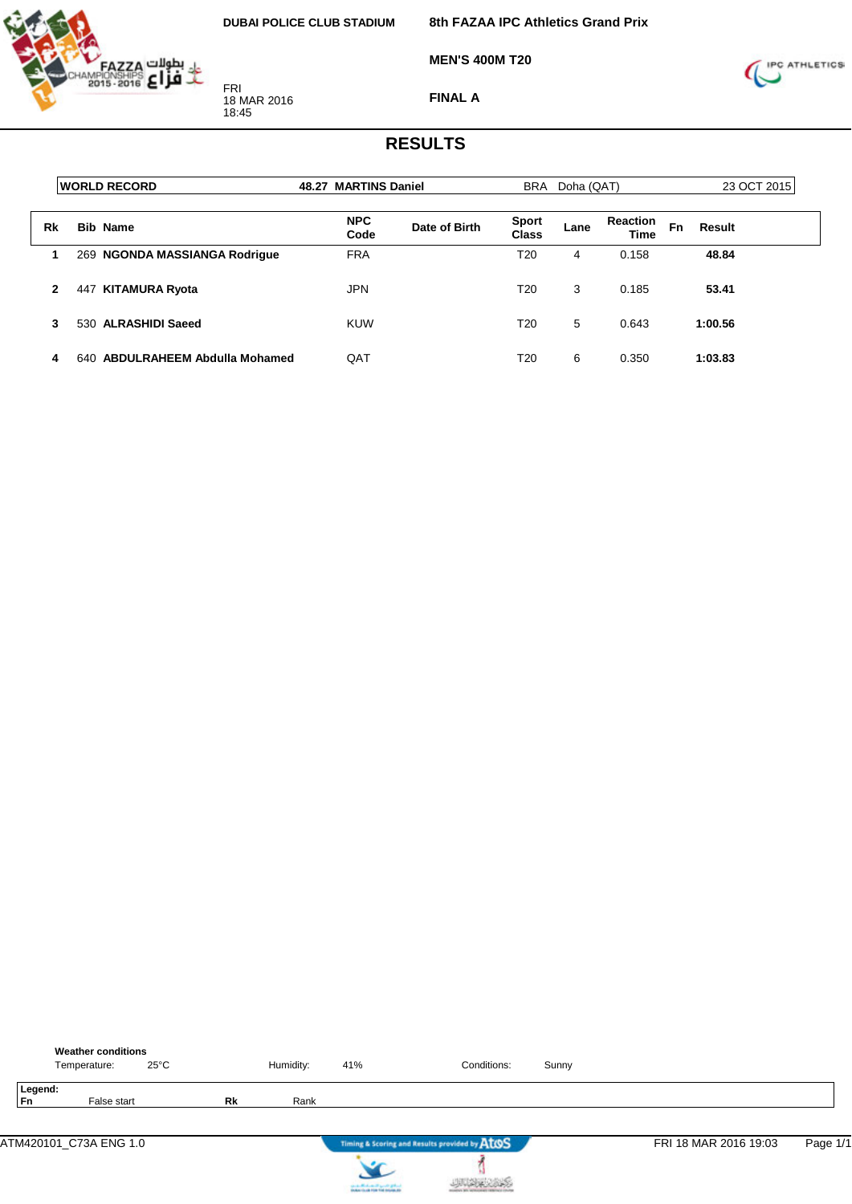DUBAI POLICE CLUB STADIUM

FRI
18 MAR 2016
18:45

**8th FAZAA IPC Athletics Grand Prix**

**MEN'S 400M T20**

**FINAL A**

# RESULTS

| WORLD RECORD | 48.27 MARTINS Daniel | BRA Doha (QAT) | 23 OCT 2015 |
|---|---|---|---|

| Rk | Bib | Name | NPC Code | Date of Birth | Sport Class | Lane | Reaction Time | Fn | Result |
|---|---|---|---|---|---|---|---|---|---|
| 1 | 269 | **NGONDA MASSIANGA Rodrigue** | FRA | | T20 | 4 | 0.158 | | **48.84** |
| 2 | 447 | **KITAMURA Ryota** | JPN | | T20 | 3 | 0.185 | | **53.41** |
| 3 | 530 | **ALRASHIDI Saeed** | KUW | | T20 | 5 | 0.643 | | **1:00.56** |
| 4 | 640 | **ABDULRAHEEM Abdulla Mohamed** | QAT | | T20 | 6 | 0.350 | | **1:03.83** |

**Weather conditions**

Temperature: 25°C    Humidity: 41%    Conditions: Sunny

**Legend:**
**Fn** False start    **Rk** Rank

ATM420101_C73A ENG 1.0    Timing & Scoring and Results provided by AtoS    FRI 18 MAR 2016 19:03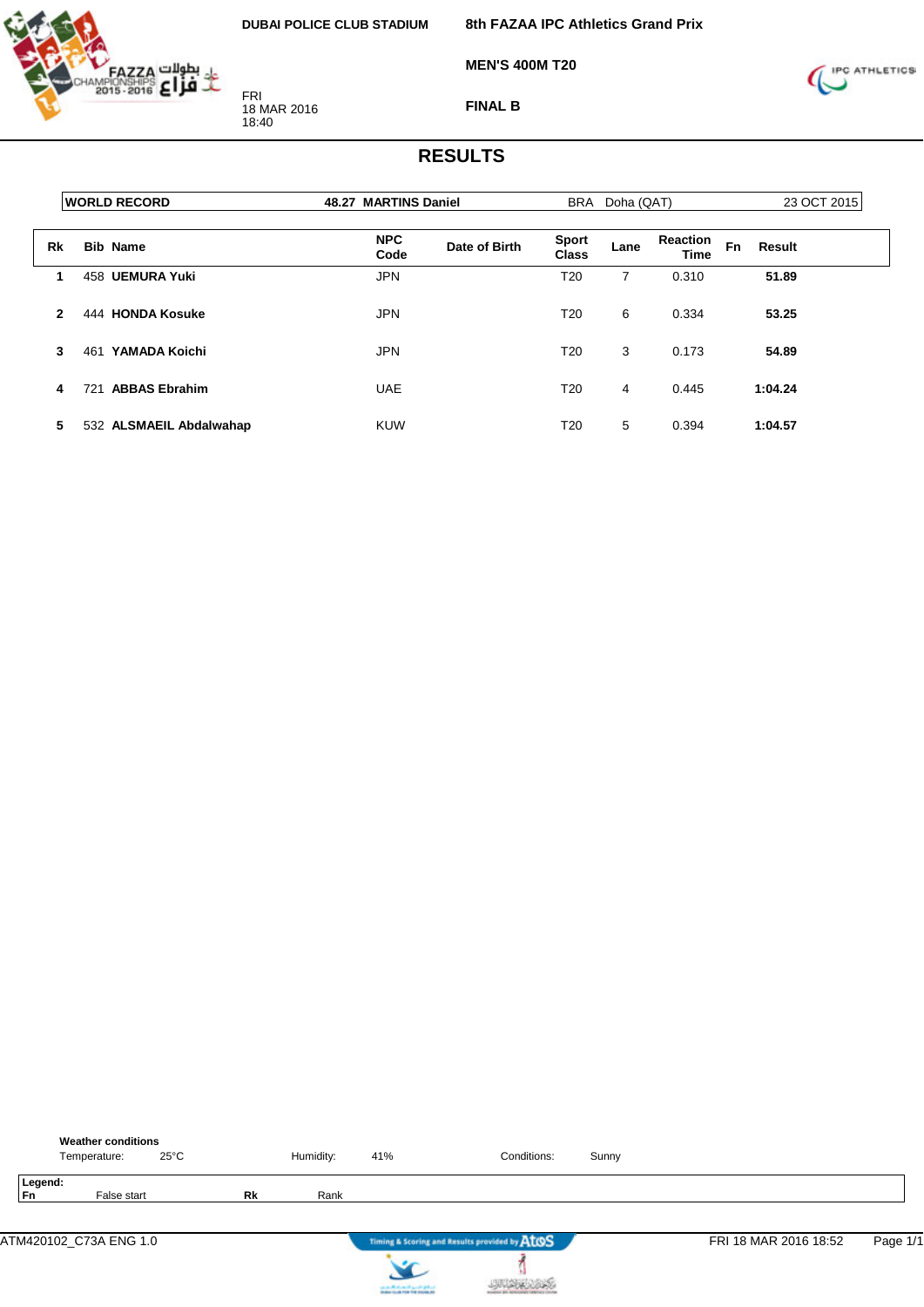DUBAI POLICE CLUB STADIUM

FRI
18 MAR 2016
18:40

**8th FAZAA IPC Athletics Grand Prix**

**MEN'S 400M T20**

**FINAL B**

# RESULTS

| WORLD RECORD | 48.27 MARTINS Daniel | BRA | Doha (QAT) | 23 OCT 2015 |
|---|---|---|---|---|

| Rk | Bib | Name | NPC Code | Date of Birth | Sport Class | Lane | Reaction Time | Fn | Result |
|---|---|---|---|---|---|---|---|---|---|
| 1 | 458 | **UEMURA Yuki** | JPN | | T20 | 7 | 0.310 | | **51.89** |
| 2 | 444 | **HONDA Kosuke** | JPN | | T20 | 6 | 0.334 | | **53.25** |
| 3 | 461 | **YAMADA Koichi** | JPN | | T20 | 3 | 0.173 | | **54.89** |
| 4 | 721 | **ABBAS Ebrahim** | UAE | | T20 | 4 | 0.445 | | **1:04.24** |
| 5 | 532 | **ALSMAEIL Abdalwahap** | KUW | | T20 | 5 | 0.394 | | **1:04.57** |

**Weather conditions**
Temperature: 25°C    Humidity: 41%    Conditions: Sunny

**Legend:**
**Fn** False start    **Rk** Rank

ATM420102_C73A ENG 1.0    Timing & Scoring and Results provided by AtoS    FRI 18 MAR 2016 18:52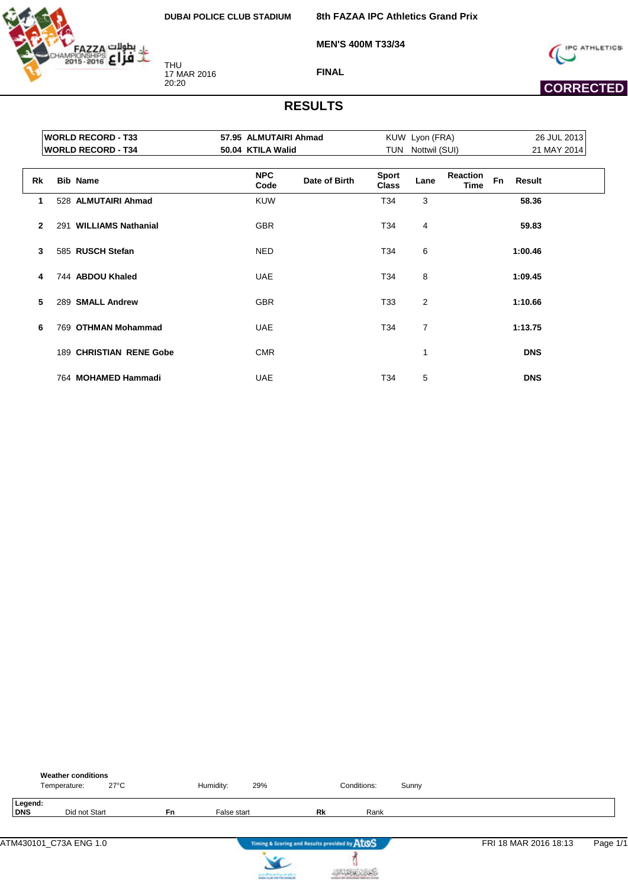DUBAI POLICE CLUB STADIUM

THU
17 MAR 2016
20:20

**8th FAZAA IPC Athletics Grand Prix**

**MEN'S 400M T33/34**

**FINAL**

**CORRECTED**

# RESULTS

| | | | | |
|---|---|---|---|---|
| **WORLD RECORD - T33** | **57.95 ALMUTAIRI Ahmad** | KUW | Lyon (FRA) | 26 JUL 2013 |
| **WORLD RECORD - T34** | **50.04 KTILA Walid** | TUN | Nottwil (SUI) | 21 MAY 2014 |

| Rk | Bib | Name | NPC Code | Date of Birth | Sport Class | Lane | Reaction Time | Fn | Result |
|---|---|---|---|---|---|---|---|---|---|
| 1 | 528 | **ALMUTAIRI Ahmad** | KUW | | T34 | 3 | | | **58.36** |
| 2 | 291 | **WILLIAMS Nathanial** | GBR | | T34 | 4 | | | **59.83** |
| 3 | 585 | **RUSCH Stefan** | NED | | T34 | 6 | | | **1:00.46** |
| 4 | 744 | **ABDOU Khaled** | UAE | | T34 | 8 | | | **1:09.45** |
| 5 | 289 | **SMALL Andrew** | GBR | | T33 | 2 | | | **1:10.66** |
| 6 | 769 | **OTHMAN Mohammad** | UAE | | T34 | 7 | | | **1:13.75** |
| | 189 | **CHRISTIAN RENE Gobe** | CMR | | | 1 | | | **DNS** |
| | 764 | **MOHAMED Hammadi** | UAE | | T34 | 5 | | | **DNS** |

**Weather conditions**

Temperature: 27°C Humidity: 29% Conditions: Sunny

**Legend:**

| | | | | | |
|---|---|---|---|---|---|
| **DNS** | Did not Start | **Fn** | False start | **Rk** | Rank |

ATM430101_C73A ENG 1.0 FRI 18 MAR 2016 18:13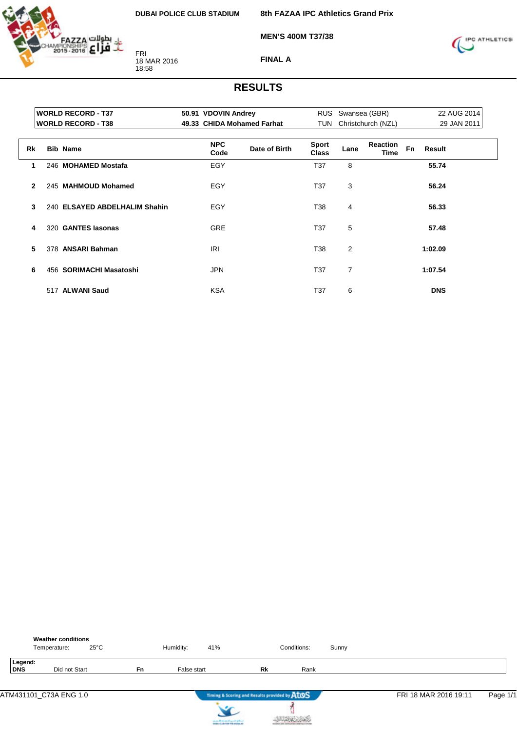DUBAI POLICE CLUB STADIUM

FRI
18 MAR 2016
18:58

**8th FAZAA IPC Athletics Grand Prix**

**MEN'S 400M T37/38**

**FINAL A**

# RESULTS

| | | | | |
|---|---|---|---|---|
| **WORLD RECORD - T37** | **50.91 VDOVIN Andrey** | RUS | Swansea (GBR) | 22 AUG 2014 |
| **WORLD RECORD - T38** | **49.33 CHIDA Mohamed Farhat** | TUN | Christchurch (NZL) | 29 JAN 2011 |

| Rk | Bib | Name | NPC Code | Date of Birth | Sport Class | Lane | Reaction Time | Fn | Result |
|---|---|---|---|---|---|---|---|---|---|
| 1 | 246 | **MOHAMED Mostafa** | EGY | | T37 | 8 | | | **55.74** |
| 2 | 245 | **MAHMOUD Mohamed** | EGY | | T37 | 3 | | | **56.24** |
| 3 | 240 | **ELSAYED ABDELHALIM Shahin** | EGY | | T38 | 4 | | | **56.33** |
| 4 | 320 | **GANTES Iasonas** | GRE | | T37 | 5 | | | **57.48** |
| 5 | 378 | **ANSARI Bahman** | IRI | | T38 | 2 | | | **1:02.09** |
| 6 | 456 | **SORIMACHI Masatoshi** | JPN | | T37 | 7 | | | **1:07.54** |
| | 517 | **ALWANI Saud** | KSA | | T37 | 6 | | | **DNS** |

**Weather conditions**

Temperature: 25°C | Humidity: 41% | Conditions: Sunny

**Legend:**

**DNS** Did not Start | **Fn** False start | **Rk** Rank

ATM431101_C73A ENG 1.0 | FRI 18 MAR 2016 19:11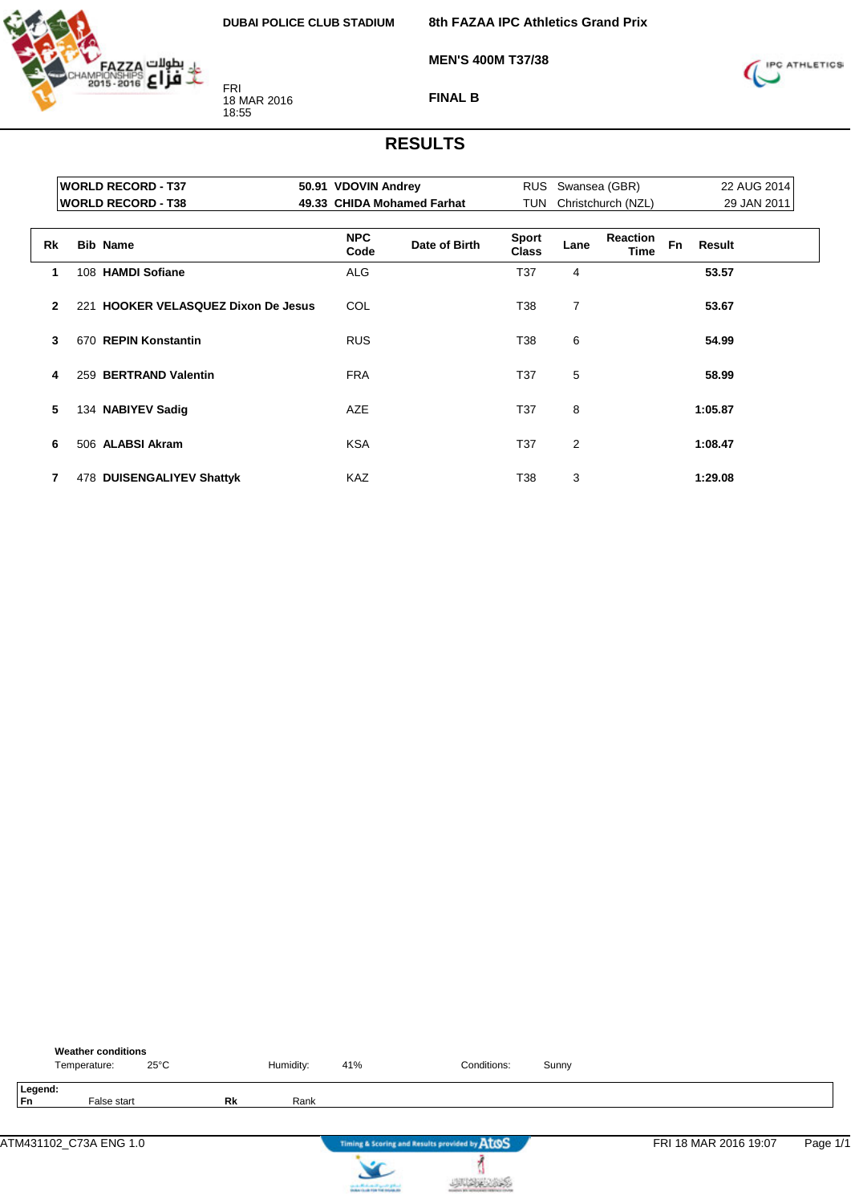DUBAI POLICE CLUB STADIUM

# 8th FAZAA IPC Athletics Grand Prix

## MEN'S 400M T37/38

## FINAL B

FRI
18 MAR 2016
18:55

# RESULTS

| | | | | |
|---|---|---|---|---|
| **WORLD RECORD - T37** | **50.91 VDOVIN Andrey** | RUS | Swansea (GBR) | 22 AUG 2014 |
| **WORLD RECORD - T38** | **49.33 CHIDA Mohamed Farhat** | TUN | Christchurch (NZL) | 29 JAN 2011 |

| Rk | Bib | Name | NPC Code | Date of Birth | Sport Class | Lane | Reaction Time | Fn | Result |
|---|---|---|---|---|---|---|---|---|---|
| 1 | 108 | **HAMDI Sofiane** | ALG | | T37 | 4 | | | **53.57** |
| 2 | 221 | **HOOKER VELASQUEZ Dixon De Jesus** | COL | | T38 | 7 | | | **53.67** |
| 3 | 670 | **REPIN Konstantin** | RUS | | T38 | 6 | | | **54.99** |
| 4 | 259 | **BERTRAND Valentin** | FRA | | T37 | 5 | | | **58.99** |
| 5 | 134 | **NABIYEV Sadig** | AZE | | T37 | 8 | | | **1:05.87** |
| 6 | 506 | **ALABSI Akram** | KSA | | T37 | 2 | | | **1:08.47** |
| 7 | 478 | **DUISENGALIYEV Shattyk** | KAZ | | T38 | 3 | | | **1:29.08** |

**Weather conditions**
Temperature: 25°C Humidity: 41% Conditions: Sunny

**Legend:**
**Fn** False start **Rk** Rank

ATM431102_C73A ENG 1.0 FRI 18 MAR 2016 19:07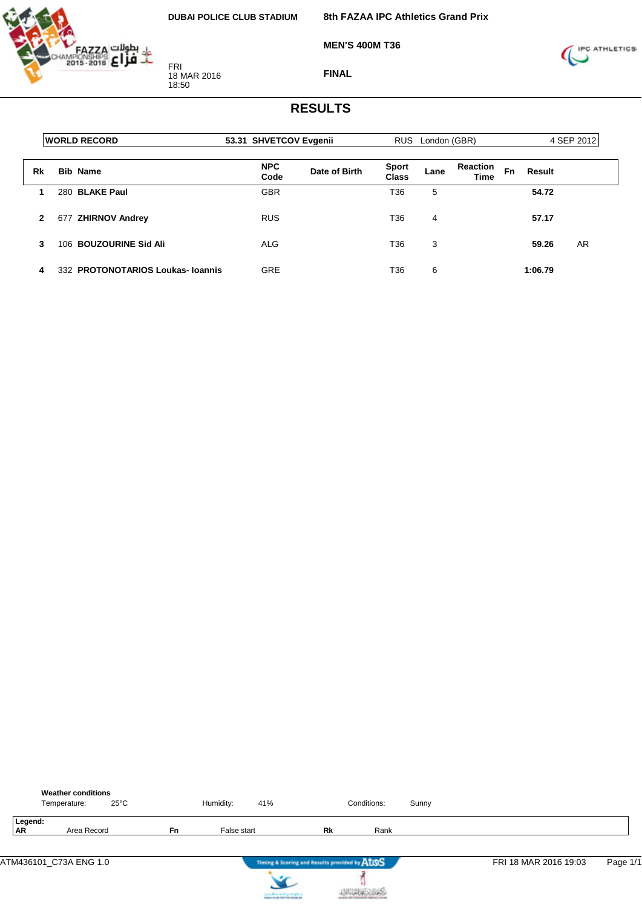**DUBAI POLICE CLUB STADIUM**

FRI
18 MAR 2016
18:50

**8th FAZAA IPC Athletics Grand Prix**

**MEN'S 400M T36**

**FINAL**

# RESULTS

| **WORLD RECORD** | **53.31** | **SHVETCOV Evgenii** | RUS | London (GBR) | 4 SEP 2012 |
|---|---|---|---|---|---|

| Rk | Bib | Name | NPC Code | Date of Birth | Sport Class | Lane | Reaction Time | Fn | Result | |
|---|---|---|---|---|---|---|---|---|---|---|
| 1 | 280 | **BLAKE Paul** | GBR | | T36 | 5 | | | **54.72** | |
| 2 | 677 | **ZHIRNOV Andrey** | RUS | | T36 | 4 | | | **57.17** | |
| 3 | 106 | **BOUZOURINE Sid Ali** | ALG | | T36 | 3 | | | **59.26** | AR |
| 4 | 332 | **PROTONOTARIOS Loukas- Ioannis** | GRE | | T36 | 6 | | | **1:06.79** | |

**Weather conditions**
Temperature: 25°C    Humidity: 41%    Conditions: Sunny

**Legend:**
**AR** Area Record    **Fn** False start    **Rk** Rank

ATM436101_C73A ENG 1.0    Timing & Scoring and Results provided by AtoS    FRI 18 MAR 2016 19:03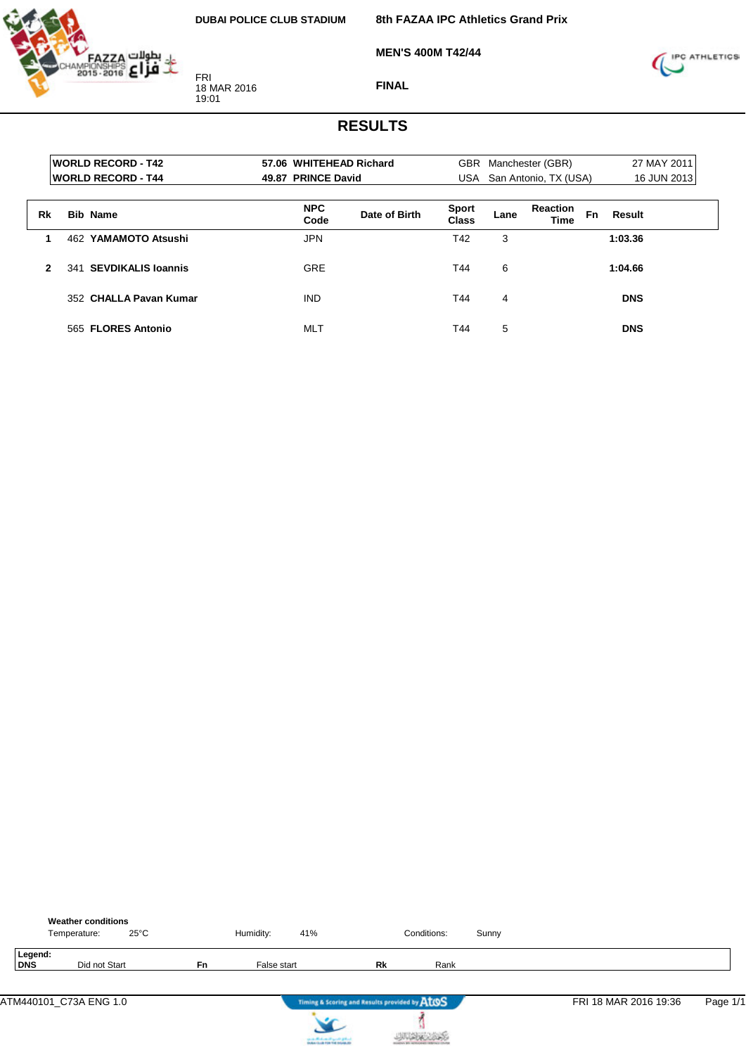DUBAI POLICE CLUB STADIUM

**8th FAZAA IPC Athletics Grand Prix**

**MEN'S 400M T42/44**

**FINAL**

FRI
18 MAR 2016
19:01

# RESULTS

| | | | | |
|---|---|---|---|---|
| **WORLD RECORD - T42** | **57.06 WHITEHEAD Richard** | GBR | Manchester (GBR) | 27 MAY 2011 |
| **WORLD RECORD - T44** | **49.87 PRINCE David** | USA | San Antonio, TX (USA) | 16 JUN 2013 |

| Rk | Bib | Name | NPC Code | Date of Birth | Sport Class | Lane | Reaction Time | Fn | Result |
|---|---|---|---|---|---|---|---|---|---|
| 1 | 462 | **YAMAMOTO Atsushi** | JPN | | T42 | 3 | | | **1:03.36** |
| 2 | 341 | **SEVDIKALIS Ioannis** | GRE | | T44 | 6 | | | **1:04.66** |
| | 352 | **CHALLA Pavan Kumar** | IND | | T44 | 4 | | | **DNS** |
| | 565 | **FLORES Antonio** | MLT | | T44 | 5 | | | **DNS** |

**Weather conditions**

Temperature: 25°C Humidity: 41% Conditions: Sunny

**Legend:**

| | | | | | |
|---|---|---|---|---|---|
| **DNS** | Did not Start | **Fn** | False start | **Rk** | Rank |

ATM440101_C73A ENG 1.0 — Timing & Scoring and Results provided by AtoS — FRI 18 MAR 2016 19:36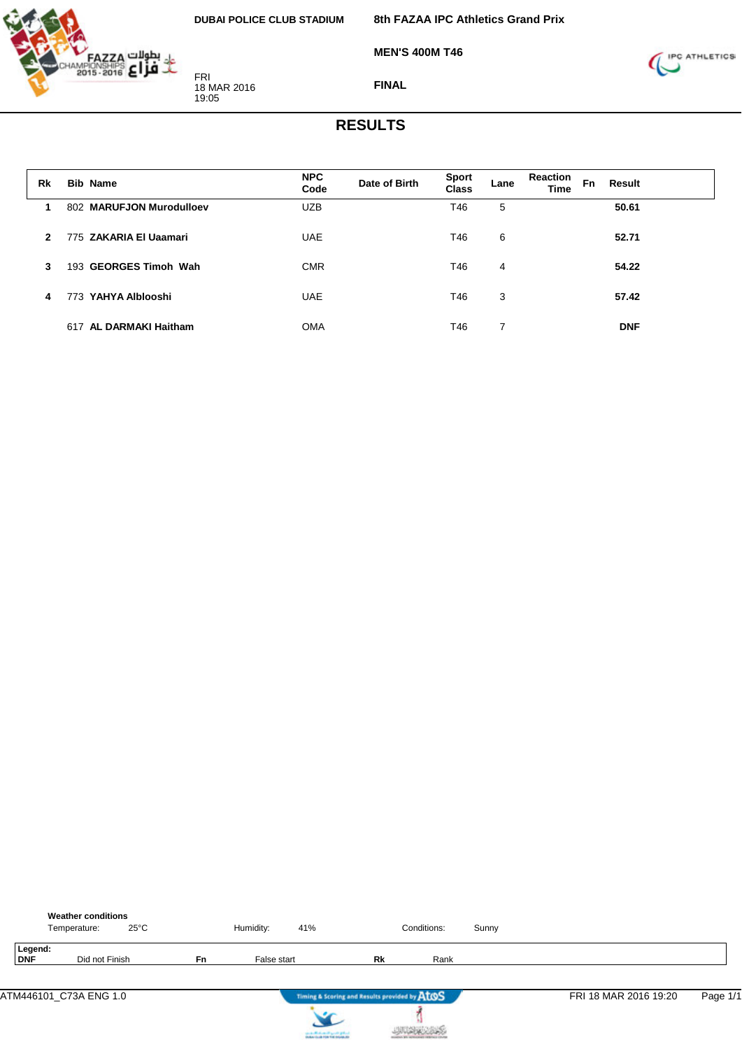DUBAI POLICE CLUB STADIUM

FRI
18 MAR 2016
19:05

**8th FAZAA IPC Athletics Grand Prix**

**MEN'S 400M T46**

**FINAL**

# RESULTS

| Rk | Bib | Name | NPC Code | Date of Birth | Sport Class | Lane | Reaction Time | Fn | Result |
|---|---|---|---|---|---|---|---|---|---|
| 1 | 802 | MARUFJON Murodulloev | UZB | | T46 | 5 | | | 50.61 |
| 2 | 775 | ZAKARIA El Uaamari | UAE | | T46 | 6 | | | 52.71 |
| 3 | 193 | GEORGES Timoh Wah | CMR | | T46 | 4 | | | 54.22 |
| 4 | 773 | YAHYA Alblooshi | UAE | | T46 | 3 | | | 57.42 |
| | 617 | AL DARMAKI Haitham | OMA | | T46 | 7 | | | DNF |

**Weather conditions**

Temperature: 25°C | Humidity: 41% | Conditions: Sunny

**Legend:**

| | | | | | |
|---|---|---|---|---|---|
| **DNF** | Did not Finish | **Fn** | False start | **Rk** | Rank |

ATM446101_C73A ENG 1.0 — FRI 18 MAR 2016 19:20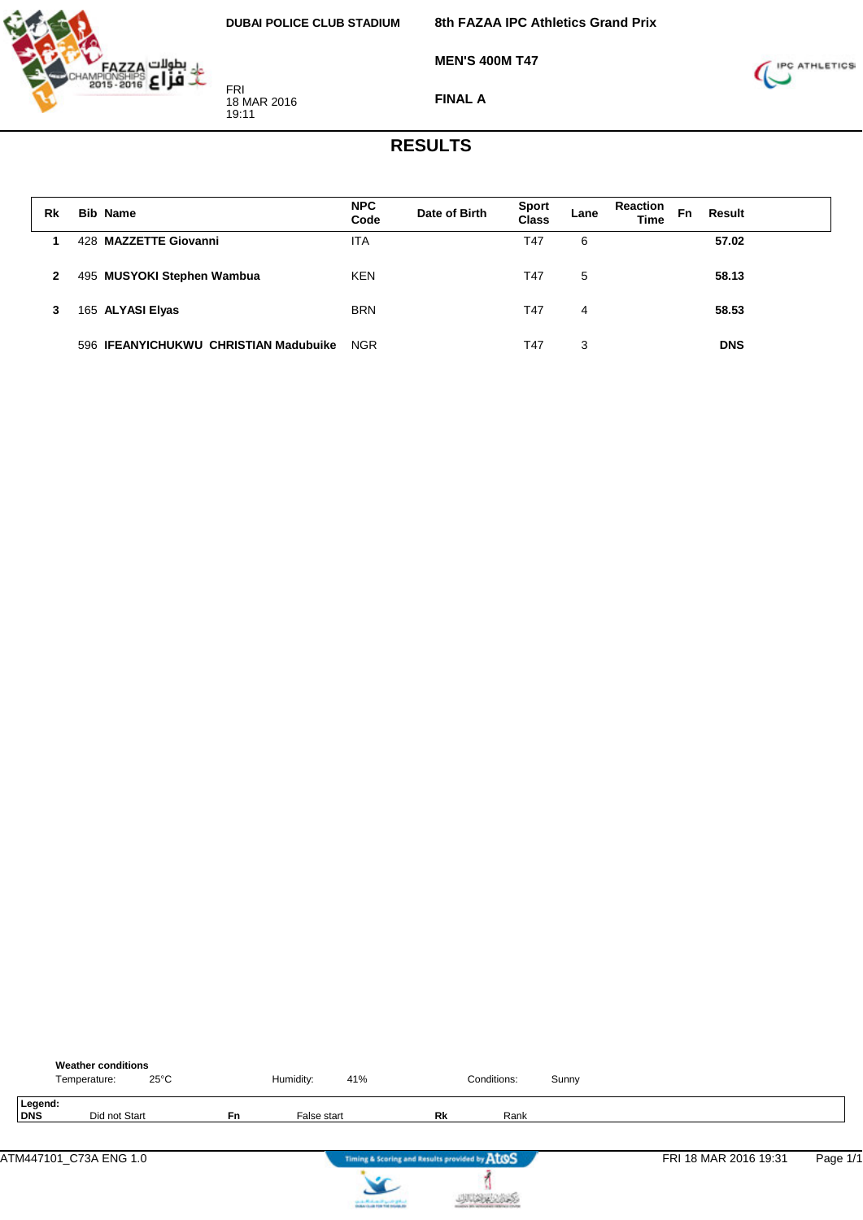DUBAI POLICE CLUB STADIUM

FRI
18 MAR 2016
19:11

**8th FAZAA IPC Athletics Grand Prix**

**MEN'S 400M T47**

**FINAL A**

## RESULTS

| Rk | Bib | Name | NPC Code | Date of Birth | Sport Class | Lane | Reaction Time | Fn | Result |
|---|---|---|---|---|---|---|---|---|---|
| 1 | 428 | **MAZZETTE Giovanni** | ITA | | T47 | 6 | | | **57.02** |
| 2 | 495 | **MUSYOKI Stephen Wambua** | KEN | | T47 | 5 | | | **58.13** |
| 3 | 165 | **ALYASI Elyas** | BRN | | T47 | 4 | | | **58.53** |
| | 596 | **IFEANYICHUKWU CHRISTIAN Madubuike** | NGR | | T47 | 3 | | | **DNS** |

**Weather conditions**

Temperature: 25°C    Humidity: 41%    Conditions: Sunny

**Legend:**

| | | | | | |
|---|---|---|---|---|---|
| **DNS** | Did not Start | **Fn** | False start | **Rk** | Rank |

ATM447101_C73A ENG 1.0    Timing & Scoring and Results provided by AtoS    FRI 18 MAR 2016 19:31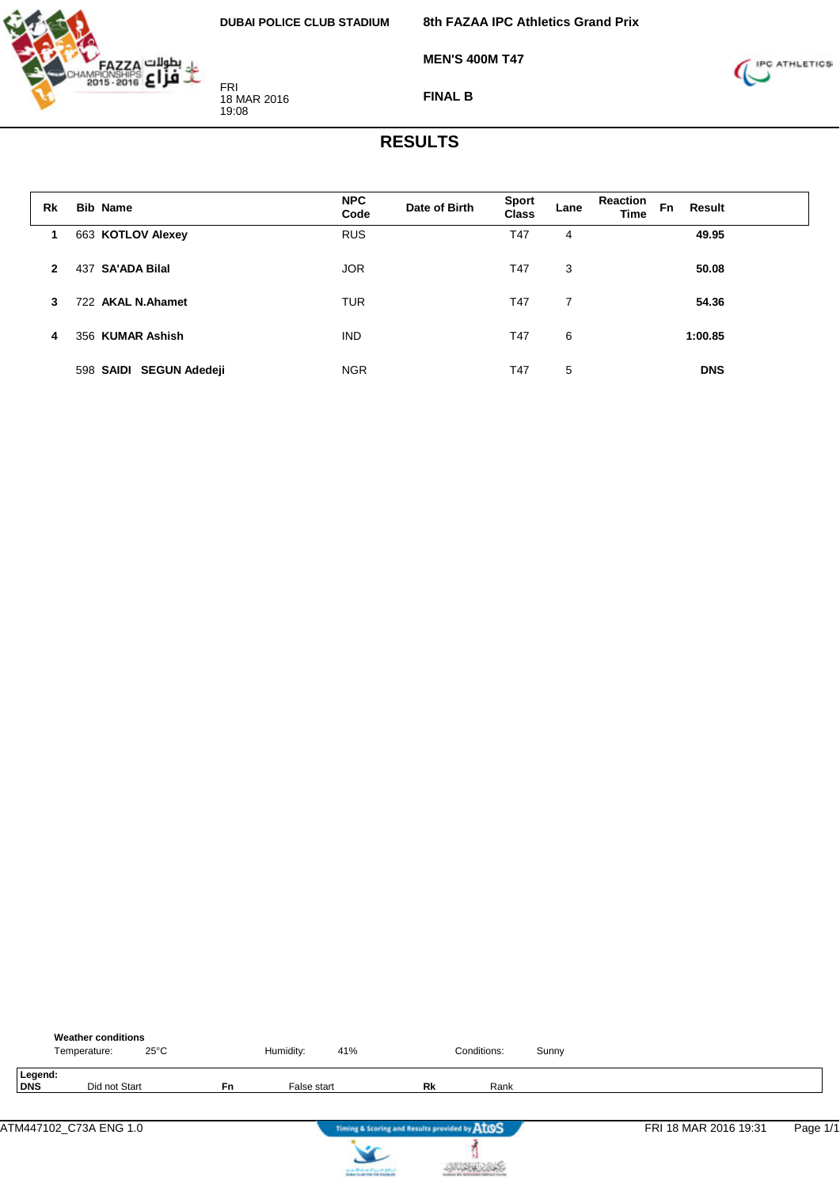DUBAI POLICE CLUB STADIUM

**8th FAZAA IPC Athletics Grand Prix**

**MEN'S 400M T47**

FRI
18 MAR 2016
19:08

**FINAL B**

# RESULTS

| Rk | Bib | Name | NPC Code | Date of Birth | Sport Class | Lane | Reaction Time | Fn | Result |
|---|---|---|---|---|---|---|---|---|---|
| 1 | 663 | **KOTLOV Alexey** | RUS | | T47 | 4 | | | **49.95** |
| 2 | 437 | **SA'ADA Bilal** | JOR | | T47 | 3 | | | **50.08** |
| 3 | 722 | **AKAL N.Ahamet** | TUR | | T47 | 7 | | | **54.36** |
| 4 | 356 | **KUMAR Ashish** | IND | | T47 | 6 | | | **1:00.85** |
| | 598 | **SAIDI SEGUN Adedeji** | NGR | | T47 | 5 | | | **DNS** |

**Weather conditions**

Temperature: 25°C    Humidity: 41%    Conditions: Sunny

**Legend:**

| | | | | | |
|---|---|---|---|---|---|
| **DNS** | Did not Start | **Fn** | False start | **Rk** | Rank |

ATM447102_C73A ENG 1.0    FRI 18 MAR 2016 19:31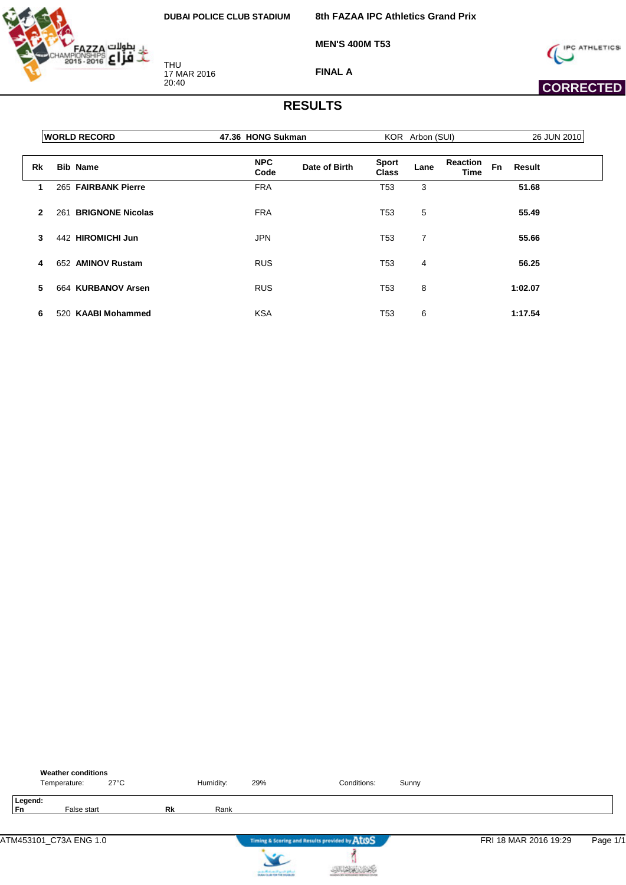DUBAI POLICE CLUB STADIUM

THU
17 MAR 2016
20:40

**8th FAZAA IPC Athletics Grand Prix**

**MEN'S 400M T53**

**FINAL A**

**CORRECTED**

# RESULTS

| WORLD RECORD | 47.36 HONG Sukman | KOR Arbon (SUI) | 26 JUN 2010 |
|---|---|---|---|

| Rk | Bib | Name | NPC Code | Date of Birth | Sport Class | Lane | Reaction Time | Fn | Result |
|---|---|---|---|---|---|---|---|---|---|
| 1 | 265 | FAIRBANK Pierre | FRA | | T53 | 3 | | | 51.68 |
| 2 | 261 | BRIGNONE Nicolas | FRA | | T53 | 5 | | | 55.49 |
| 3 | 442 | HIROMICHI Jun | JPN | | T53 | 7 | | | 55.66 |
| 4 | 652 | AMINOV Rustam | RUS | | T53 | 4 | | | 56.25 |
| 5 | 664 | KURBANOV Arsen | RUS | | T53 | 8 | | | 1:02.07 |
| 6 | 520 | KAABI Mohammed | KSA | | T53 | 6 | | | 1:17.54 |

**Weather conditions**
Temperature: 27°C Humidity: 29% Conditions: Sunny

**Legend:**
**Fn** False start **Rk** Rank

ATM453101_C73A ENG 1.0 FRI 18 MAR 2016 19:29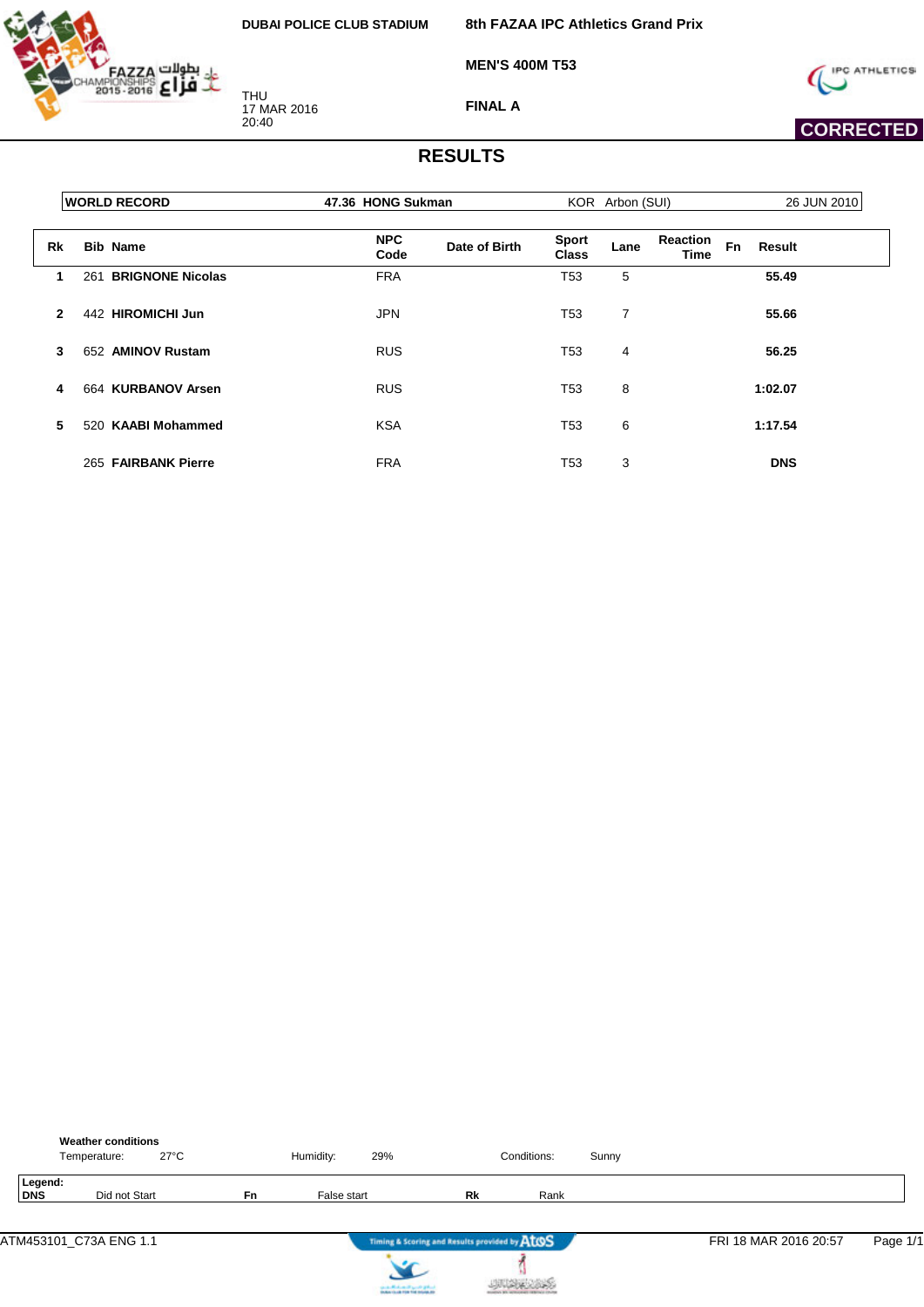DUBAI POLICE CLUB STADIUM

**8th FAZAA IPC Athletics Grand Prix**

**MEN'S 400M T53**

**FINAL A**

THU
17 MAR 2016
20:40

**CORRECTED**

# RESULTS

| WORLD RECORD | 47.36 HONG Sukman | KOR Arbon (SUI) | 26 JUN 2010 |
|---|---|---|---|

| Rk | Bib | Name | NPC Code | Date of Birth | Sport Class | Lane | Reaction Time | Fn | Result |
|---|---|---|---|---|---|---|---|---|---|
| 1 | 261 | **BRIGNONE Nicolas** | FRA | | T53 | 5 | | | **55.49** |
| 2 | 442 | **HIROMICHI Jun** | JPN | | T53 | 7 | | | **55.66** |
| 3 | 652 | **AMINOV Rustam** | RUS | | T53 | 4 | | | **56.25** |
| 4 | 664 | **KURBANOV Arsen** | RUS | | T53 | 8 | | | **1:02.07** |
| 5 | 520 | **KAABI Mohammed** | KSA | | T53 | 6 | | | **1:17.54** |
| | 265 | **FAIRBANK Pierre** | FRA | | T53 | 3 | | | **DNS** |

**Weather conditions**

Temperature: 27°C Humidity: 29% Conditions: Sunny

**Legend:**

| | | | | | |
|---|---|---|---|---|---|
| **DNS** | Did not Start | **Fn** | False start | **Rk** | Rank |

ATM453101_C73A ENG 1.1 — Timing & Scoring and Results provided by AtoS — FRI 18 MAR 2016 20:57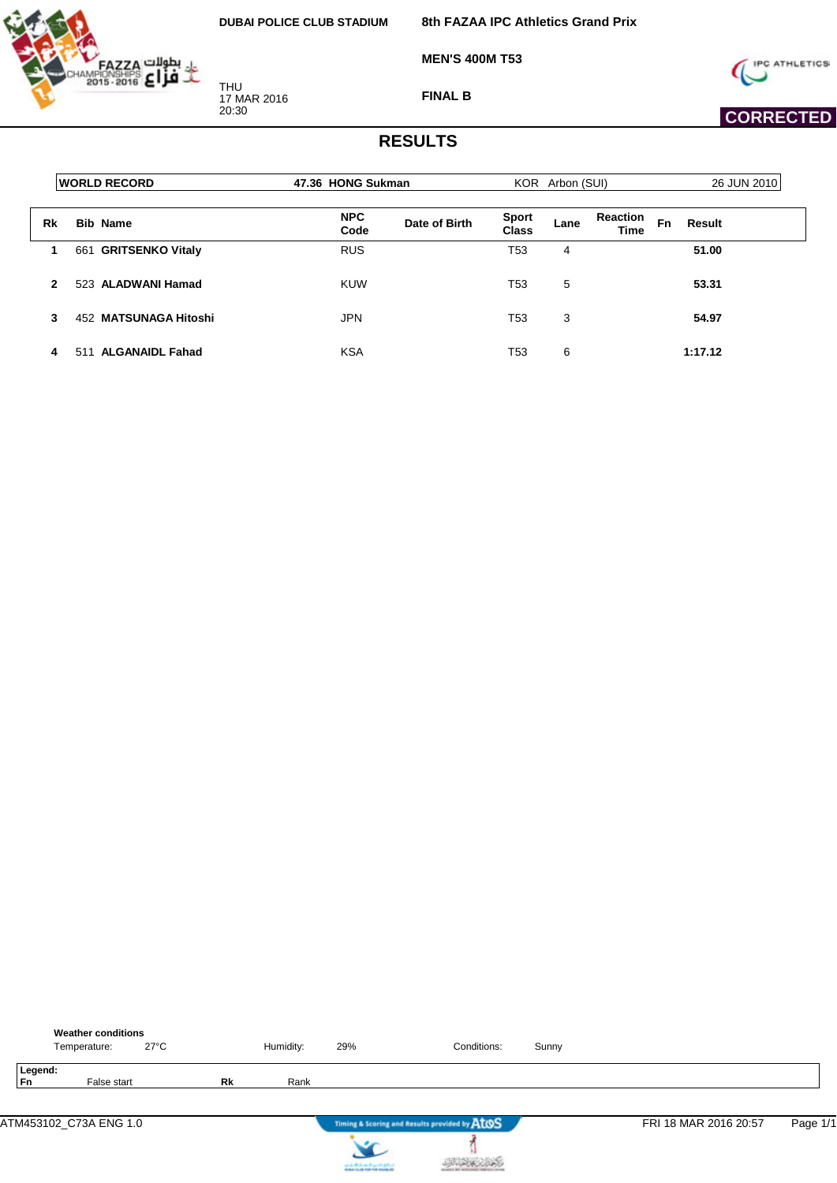DUBAI POLICE CLUB STADIUM

THU
17 MAR 2016
20:30

**8th FAZAA IPC Athletics Grand Prix**

**MEN'S 400M T53**

**FINAL B**

**CORRECTED**

# RESULTS

| WORLD RECORD | 47.36 HONG Sukman | KOR Arbon (SUI) | 26 JUN 2010 |
|---|---|---|---|

| Rk | Bib | Name | NPC Code | Date of Birth | Sport Class | Lane | Reaction Time | Fn | Result |
|---|---|---|---|---|---|---|---|---|---|
| 1 | 661 | **GRITSENKO Vitaly** | RUS | | T53 | 4 | | | **51.00** |
| 2 | 523 | **ALADWANI Hamad** | KUW | | T53 | 5 | | | **53.31** |
| 3 | 452 | **MATSUNAGA Hitoshi** | JPN | | T53 | 3 | | | **54.97** |
| 4 | 511 | **ALGANAIDL Fahad** | KSA | | T53 | 6 | | | **1:17.12** |

**Weather conditions**

Temperature: 27°C Humidity: 29% Conditions: Sunny

**Legend:**

**Fn** False start **Rk** Rank

ATM453102_C73A ENG 1.0 FRI 18 MAR 2016 20:57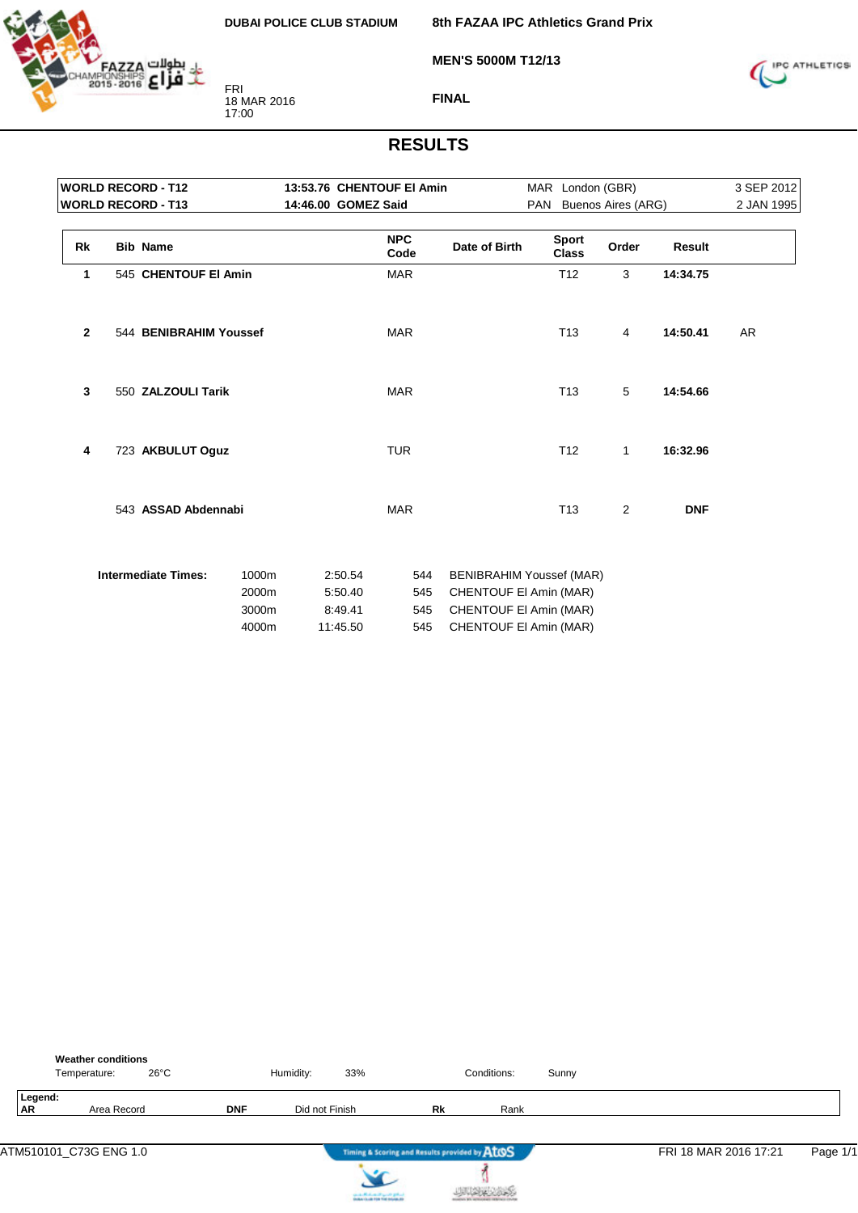DUBAI POLICE CLUB STADIUM

**8th FAZAA IPC Athletics Grand Prix**

**MEN'S 5000M T12/13**

**FINAL**

FRI
18 MAR 2016
17:00

# RESULTS

| | | | | |
|---|---|---|---|---|
| **WORLD RECORD - T12** | **13:53.76 CHENTOUF El Amin** | MAR | London (GBR) | 3 SEP 2012 |
| **WORLD RECORD - T13** | **14:46.00 GOMEZ Said** | PAN | Buenos Aires (ARG) | 2 JAN 1995 |

| Rk | Bib | Name | NPC Code | Date of Birth | Sport Class | Order | Result | |
|---|---|---|---|---|---|---|---|---|
| 1 | 545 | **CHENTOUF El Amin** | MAR | | T12 | 3 | **14:34.75** | |
| 2 | 544 | **BENIBRAHIM Youssef** | MAR | | T13 | 4 | **14:50.41** | AR |
| 3 | 550 | **ZALZOULI Tarik** | MAR | | T13 | 5 | **14:54.66** | |
| 4 | 723 | **AKBULUT Oguz** | TUR | | T12 | 1 | **16:32.96** | |
| | 543 | **ASSAD Abdennabi** | MAR | | T13 | 2 | **DNF** | |

**Intermediate Times:**

| Distance | Time | Bib | Name |
|---|---|---|---|
| 1000m | 2:50.54 | 544 | BENIBRAHIM Youssef (MAR) |
| 2000m | 5:50.40 | 545 | CHENTOUF El Amin (MAR) |
| 3000m | 8:49.41 | 545 | CHENTOUF El Amin (MAR) |
| 4000m | 11:45.50 | 545 | CHENTOUF El Amin (MAR) |

**Weather conditions**

Temperature: 26°C | Humidity: 33% | Conditions: Sunny

**Legend:**

**AR** Area Record | **DNF** Did not Finish | **Rk** Rank

ATM510101_C73G ENG 1.0 — FRI 18 MAR 2016 17:21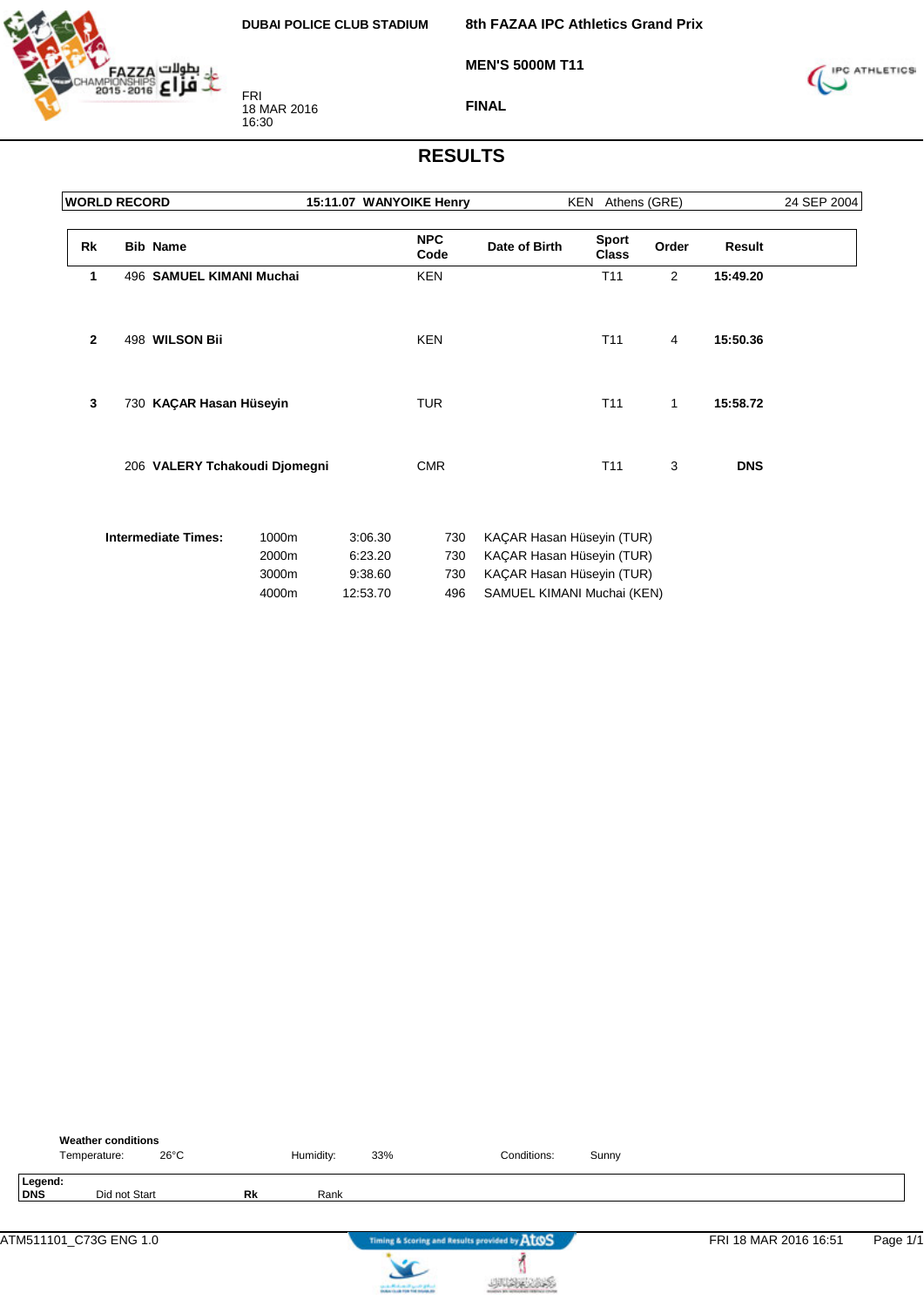DUBAI POLICE CLUB STADIUM

FRI
18 MAR 2016
16:30

**8th FAZAA IPC Athletics Grand Prix**

**MEN'S 5000M T11**

**FINAL**

# RESULTS

| WORLD RECORD | 15:11.07 WANYOIKE Henry | KEN Athens (GRE) | 24 SEP 2004 |
|---|---|---|---|

| Rk | Bib | Name | NPC Code | Date of Birth | Sport Class | Order | Result |
|---|---|---|---|---|---|---|---|
| 1 | 496 | **SAMUEL KIMANI Muchai** | KEN | | T11 | 2 | **15:49.20** |
| 2 | 498 | **WILSON Bii** | KEN | | T11 | 4 | **15:50.36** |
| 3 | 730 | **KAÇAR Hasan Hüseyin** | TUR | | T11 | 1 | **15:58.72** |
| | 206 | **VALERY Tchakoudi Djomegni** | CMR | | T11 | 3 | **DNS** |

**Intermediate Times:**

| Distance | Time | Bib | Name |
|---|---|---|---|
| 1000m | 3:06.30 | 730 | KAÇAR Hasan Hüseyin (TUR) |
| 2000m | 6:23.20 | 730 | KAÇAR Hasan Hüseyin (TUR) |
| 3000m | 9:38.60 | 730 | KAÇAR Hasan Hüseyin (TUR) |
| 4000m | 12:53.70 | 496 | SAMUEL KIMANI Muchai (KEN) |

**Weather conditions**

Temperature: 26°C    Humidity: 33%    Conditions: Sunny

**Legend:**
**DNS** Did not Start    **Rk** Rank

ATM511101_C73G ENG 1.0    FRI 18 MAR 2016 16:51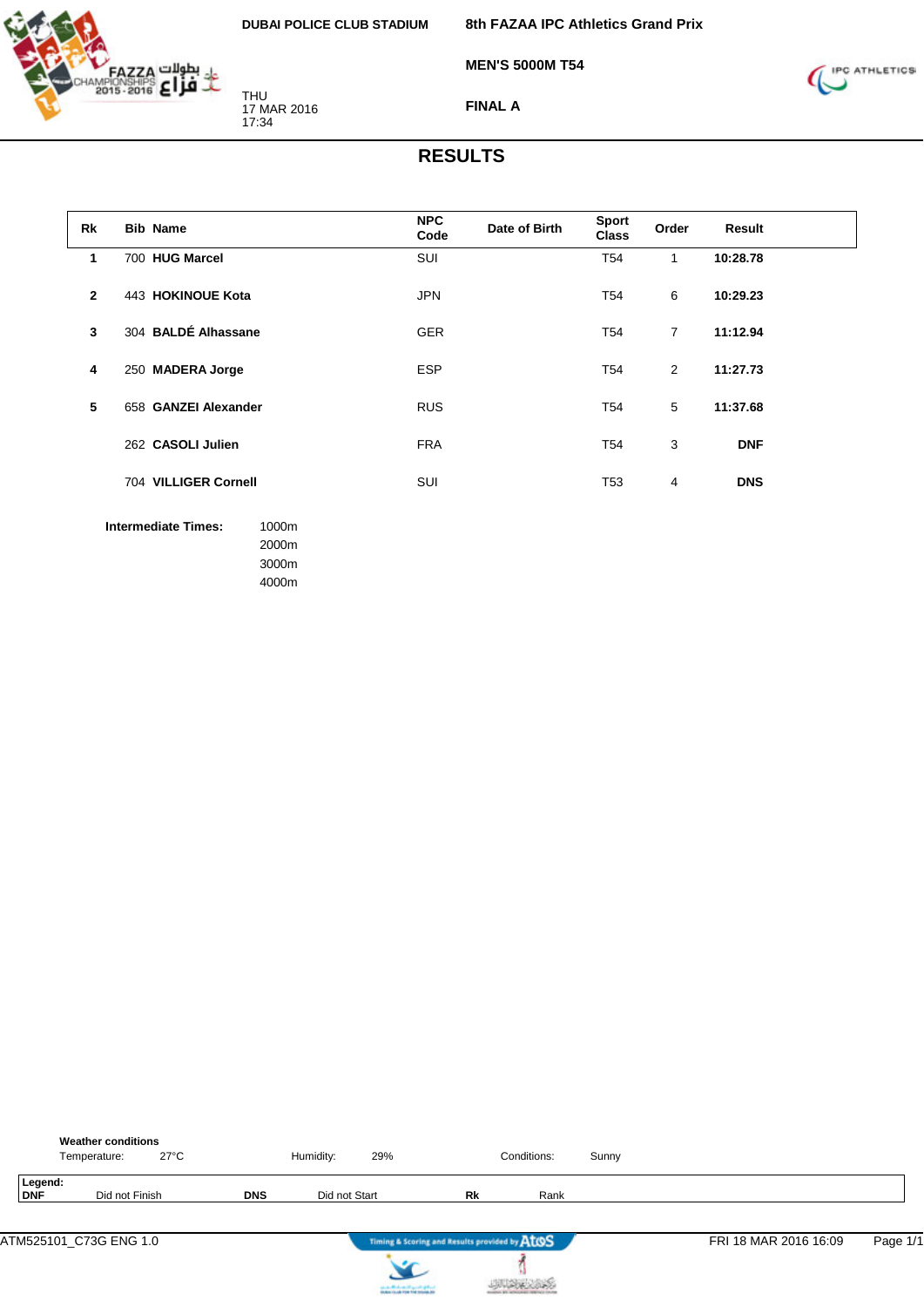DUBAI POLICE CLUB STADIUM

THU
17 MAR 2016
17:34

**8th FAZAA IPC Athletics Grand Prix**

**MEN'S 5000M T54**

**FINAL A**

# RESULTS

| Rk | Bib | Name | NPC Code | Date of Birth | Sport Class | Order | Result |
|---|---|---|---|---|---|---|---|
| 1 | 700 | **HUG Marcel** | SUI | | T54 | 1 | **10:28.78** |
| 2 | 443 | **HOKINOUE Kota** | JPN | | T54 | 6 | **10:29.23** |
| 3 | 304 | **BALDÉ Alhassane** | GER | | T54 | 7 | **11:12.94** |
| 4 | 250 | **MADERA Jorge** | ESP | | T54 | 2 | **11:27.73** |
| 5 | 658 | **GANZEI Alexander** | RUS | | T54 | 5 | **11:37.68** |
| | 262 | **CASOLI Julien** | FRA | | T54 | 3 | **DNF** |
| | 704 | **VILLIGER Cornell** | SUI | | T53 | 4 | **DNS** |

**Intermediate Times:**
1000m
2000m
3000m
4000m

**Weather conditions**
Temperature: 27°C    Humidity: 29%    Conditions: Sunny

**Legend:**
**DNF** Did not Finish    **DNS** Did not Start    **Rk** Rank

ATM525101_C73G ENG 1.0    FRI 18 MAR 2016 16:09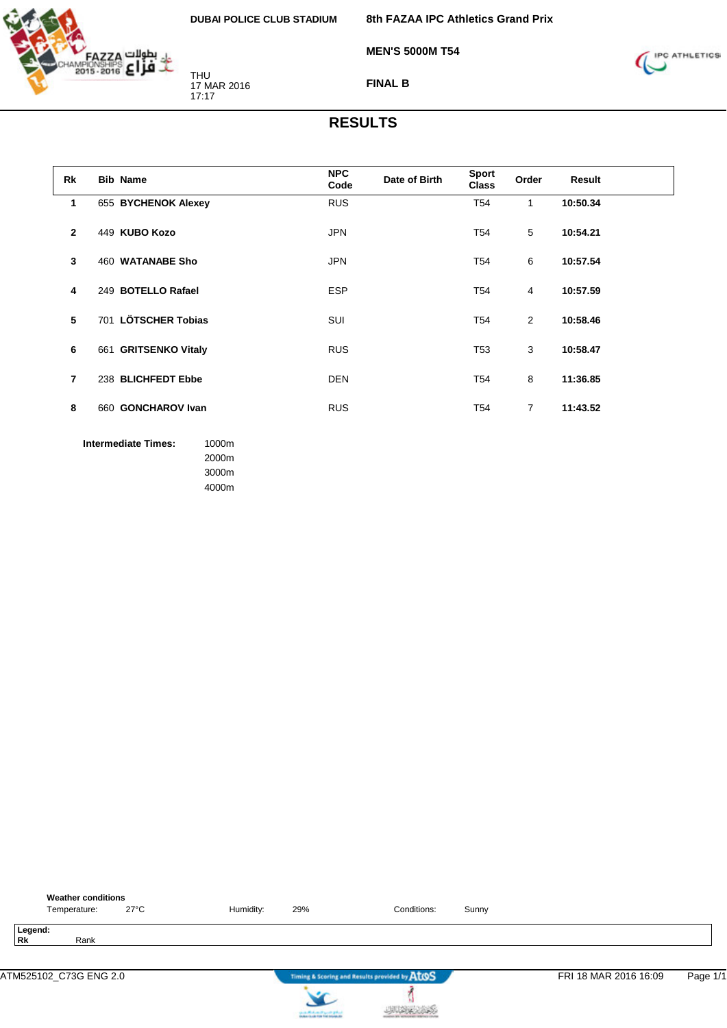DUBAI POLICE CLUB STADIUM

THU
17 MAR 2016
17:17

**8th FAZAA IPC Athletics Grand Prix**

**MEN'S 5000M T54**

**FINAL B**

# RESULTS

| Rk | Bib | Name | NPC Code | Date of Birth | Sport Class | Order | Result |
|---|---|---|---|---|---|---|---|
| 1 | 655 | **BYCHENOK Alexey** | RUS | | T54 | 1 | **10:50.34** |
| 2 | 449 | **KUBO Kozo** | JPN | | T54 | 5 | **10:54.21** |
| 3 | 460 | **WATANABE Sho** | JPN | | T54 | 6 | **10:57.54** |
| 4 | 249 | **BOTELLO Rafael** | ESP | | T54 | 4 | **10:57.59** |
| 5 | 701 | **LÖTSCHER Tobias** | SUI | | T54 | 2 | **10:58.46** |
| 6 | 661 | **GRITSENKO Vitaly** | RUS | | T53 | 3 | **10:58.47** |
| 7 | 238 | **BLICHFEDT Ebbe** | DEN | | T54 | 8 | **11:36.85** |
| 8 | 660 | **GONCHAROV Ivan** | RUS | | T54 | 7 | **11:43.52** |

**Intermediate Times:**
1000m
2000m
3000m
4000m

**Weather conditions**

Temperature: 27°C | Humidity: 29% | Conditions: Sunny

**Legend:**
**Rk** Rank

ATM525102_C73G ENG 2.0 | FRI 18 MAR 2016 16:09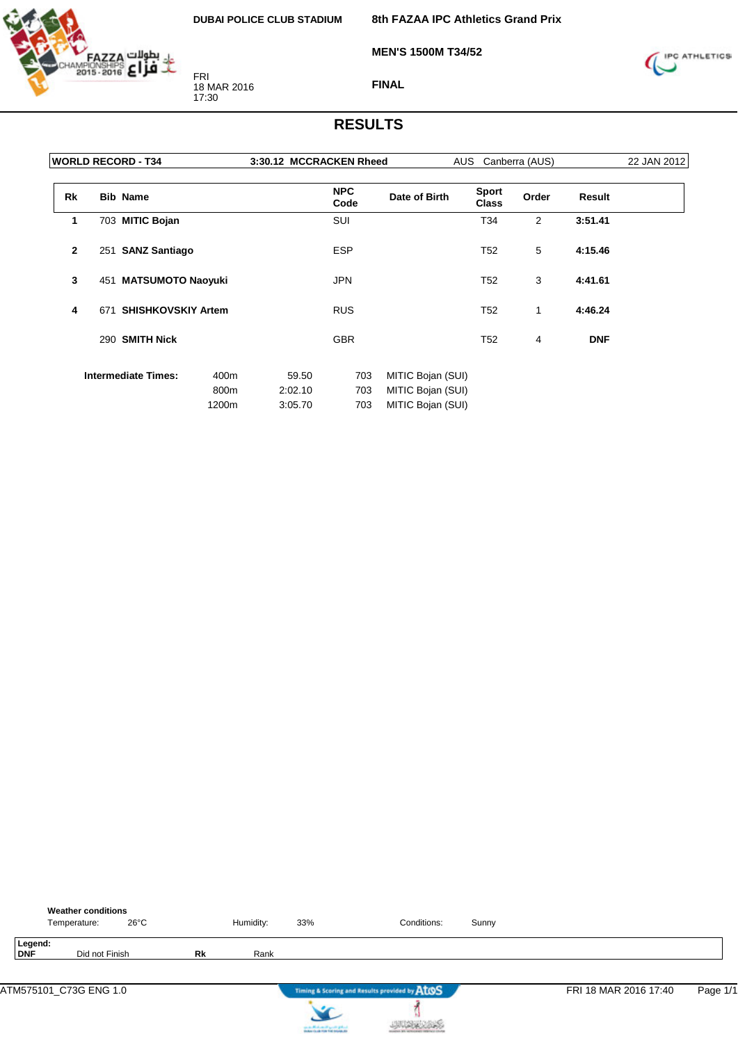DUBAI POLICE CLUB STADIUM

FRI
18 MAR 2016
17:30

**8th FAZAA IPC Athletics Grand Prix**

**MEN'S 1500M T34/52**

**FINAL**

# RESULTS

| WORLD RECORD - T34 | 3:30.12 MCCRACKEN Rheed | AUS | Canberra (AUS) | 22 JAN 2012 |
|---|---|---|---|---|

| Rk | Bib | Name | NPC Code | Date of Birth | Sport Class | Order | Result |
|---|---|---|---|---|---|---|---|
| 1 | 703 | **MITIC Bojan** | SUI | | T34 | 2 | **3:51.41** |
| 2 | 251 | **SANZ Santiago** | ESP | | T52 | 5 | **4:15.46** |
| 3 | 451 | **MATSUMOTO Naoyuki** | JPN | | T52 | 3 | **4:41.61** |
| 4 | 671 | **SHISHKOVSKIY Artem** | RUS | | T52 | 1 | **4:46.24** |
| | 290 | **SMITH Nick** | GBR | | T52 | 4 | **DNF** |

| Intermediate Times: | | | | |
|---|---|---|---|---|
| | 400m | 59.50 | 703 | MITIC Bojan (SUI) |
| | 800m | 2:02.10 | 703 | MITIC Bojan (SUI) |
| | 1200m | 3:05.70 | 703 | MITIC Bojan (SUI) |

**Weather conditions**

Temperature: 26°C | Humidity: 33% | Conditions: Sunny

**Legend:**

| DNF | Did not Finish | Rk | Rank |
|---|---|---|---|

ATM575101_C73G ENG 1.0 — FRI 18 MAR 2016 17:40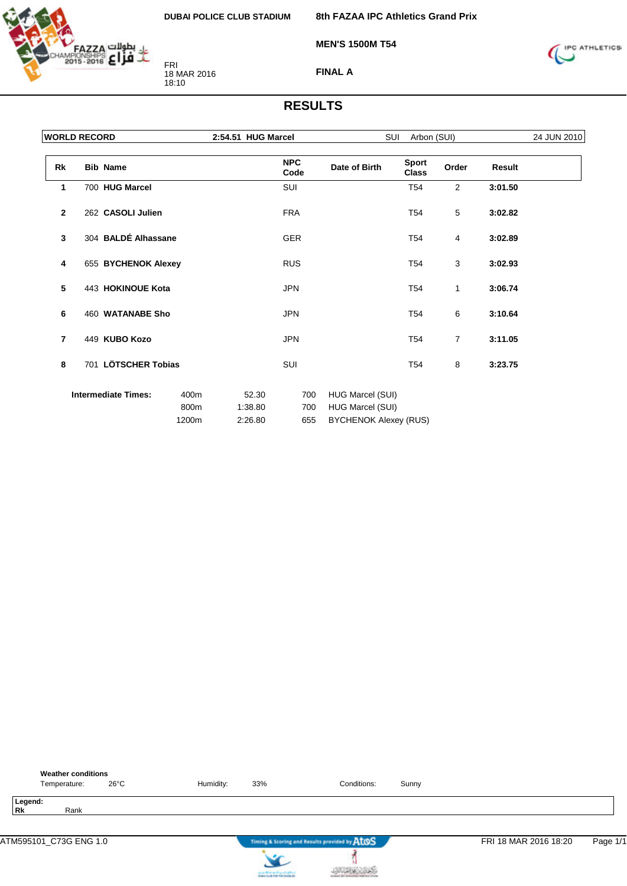DUBAI POLICE CLUB STADIUM

FRI
18 MAR 2016
18:10

**8th FAZAA IPC Athletics Grand Prix**

**MEN'S 1500M T54**

**FINAL A**

# RESULTS

| WORLD RECORD | 2:54.51 HUG Marcel | SUI | Arbon (SUI) | 24 JUN 2010 |
|---|---|---|---|---|

| Rk | Bib | Name | NPC Code | Date of Birth | Sport Class | Order | Result |
|---|---|---|---|---|---|---|---|
| 1 | 700 | **HUG Marcel** | SUI | | T54 | 2 | **3:01.50** |
| 2 | 262 | **CASOLI Julien** | FRA | | T54 | 5 | **3:02.82** |
| 3 | 304 | **BALDÉ Alhassane** | GER | | T54 | 4 | **3:02.89** |
| 4 | 655 | **BYCHENOK Alexey** | RUS | | T54 | 3 | **3:02.93** |
| 5 | 443 | **HOKINOUE Kota** | JPN | | T54 | 1 | **3:06.74** |
| 6 | 460 | **WATANABE Sho** | JPN | | T54 | 6 | **3:10.64** |
| 7 | 449 | **KUBO Kozo** | JPN | | T54 | 7 | **3:11.05** |
| 8 | 701 | **LÖTSCHER Tobias** | SUI | | T54 | 8 | **3:23.75** |

**Intermediate Times:**

| Distance | Time | Bib | Name |
|---|---|---|---|
| 400m | 52.30 | 700 | HUG Marcel (SUI) |
| 800m | 1:38.80 | 700 | HUG Marcel (SUI) |
| 1200m | 2:26.80 | 655 | BYCHENOK Alexey (RUS) |

**Weather conditions**

Temperature: 26°C Humidity: 33% Conditions: Sunny

**Legend:**
**Rk** Rank

ATM595101_C73G ENG 1.0 FRI 18 MAR 2016 18:20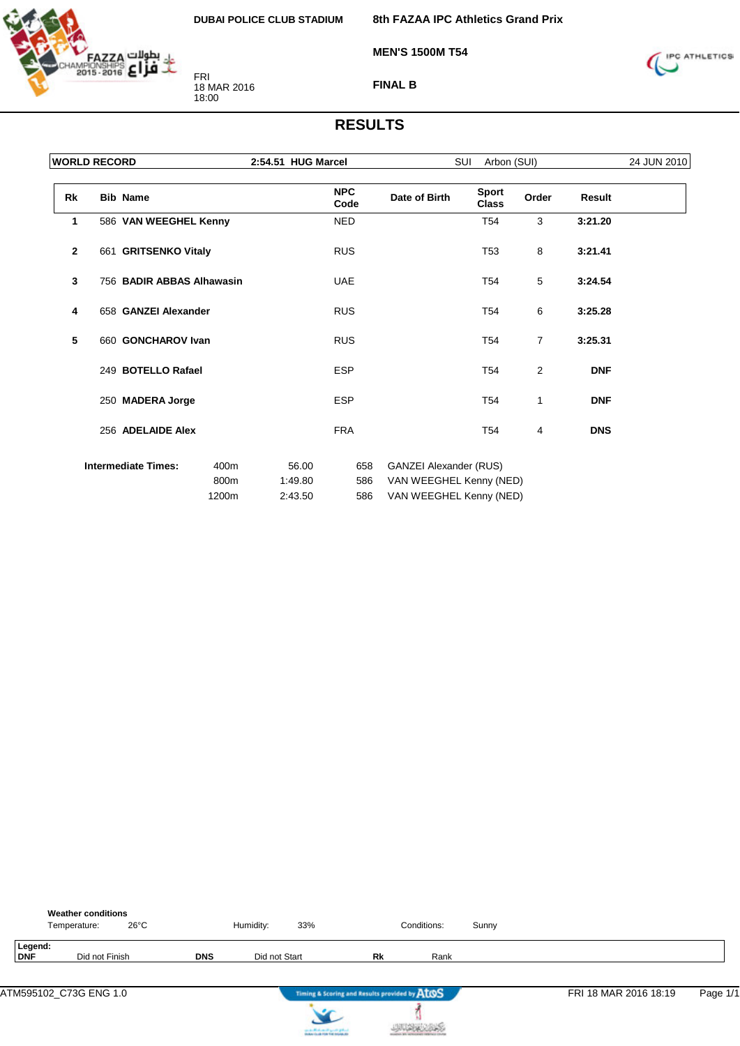DUBAI POLICE CLUB STADIUM

FRI
18 MAR 2016
18:00

**8th FAZAA IPC Athletics Grand Prix**

**MEN'S 1500M T54**

**FINAL B**

# RESULTS

| WORLD RECORD | 2:54.51 HUG Marcel | SUI | Arbon (SUI) | 24 JUN 2010 |
|---|---|---|---|---|

| Rk | Bib | Name | NPC Code | Date of Birth | Sport Class | Order | Result |
|---|---|---|---|---|---|---|---|
| 1 | 586 | **VAN WEEGHEL Kenny** | NED | | T54 | 3 | **3:21.20** |
| 2 | 661 | **GRITSENKO Vitaly** | RUS | | T53 | 8 | **3:21.41** |
| 3 | 756 | **BADIR ABBAS Alhawasin** | UAE | | T54 | 5 | **3:24.54** |
| 4 | 658 | **GANZEI Alexander** | RUS | | T54 | 6 | **3:25.28** |
| 5 | 660 | **GONCHAROV Ivan** | RUS | | T54 | 7 | **3:25.31** |
| | 249 | **BOTELLO Rafael** | ESP | | T54 | 2 | **DNF** |
| | 250 | **MADERA Jorge** | ESP | | T54 | 1 | **DNF** |
| | 256 | **ADELAIDE Alex** | FRA | | T54 | 4 | **DNS** |

**Intermediate Times:**

| Distance | Time | Bib | Name |
|---|---|---|---|
| 400m | 56.00 | 658 | GANZEI Alexander (RUS) |
| 800m | 1:49.80 | 586 | VAN WEEGHEL Kenny (NED) |
| 1200m | 2:43.50 | 586 | VAN WEEGHEL Kenny (NED) |

**Weather conditions**

Temperature: 26°C    Humidity: 33%    Conditions: Sunny

**Legend:**
**DNF** Did not Finish    **DNS** Did not Start    **Rk** Rank

ATM595102_C73G ENG 1.0    FRI 18 MAR 2016 18:19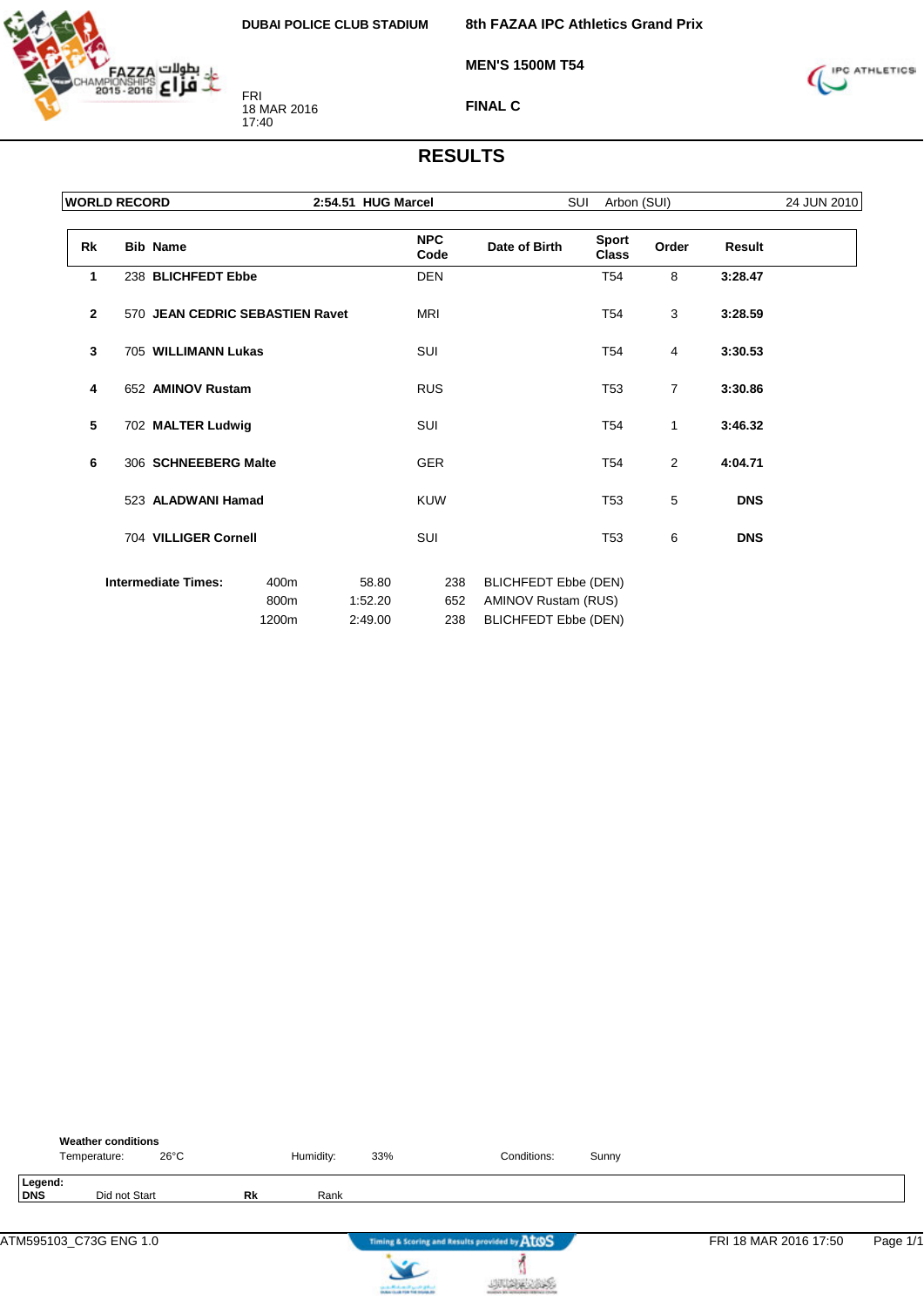DUBAI POLICE CLUB STADIUM

FRI
18 MAR 2016
17:40

**8th FAZAA IPC Athletics Grand Prix**

**MEN'S 1500M T54**

**FINAL C**

# RESULTS

| WORLD RECORD | 2:54.51 HUG Marcel | SUI | Arbon (SUI) | 24 JUN 2010 |
|---|---|---|---|---|

| Rk | Bib | Name | NPC Code | Date of Birth | Sport Class | Order | Result |
|---|---|---|---|---|---|---|---|
| 1 | 238 | **BLICHFEDT Ebbe** | DEN | | T54 | 8 | **3:28.47** |
| 2 | 570 | **JEAN CEDRIC SEBASTIEN Ravet** | MRI | | T54 | 3 | **3:28.59** |
| 3 | 705 | **WILLIMANN Lukas** | SUI | | T54 | 4 | **3:30.53** |
| 4 | 652 | **AMINOV Rustam** | RUS | | T53 | 7 | **3:30.86** |
| 5 | 702 | **MALTER Ludwig** | SUI | | T54 | 1 | **3:46.32** |
| 6 | 306 | **SCHNEEBERG Malte** | GER | | T54 | 2 | **4:04.71** |
| | 523 | **ALADWANI Hamad** | KUW | | T53 | 5 | **DNS** |
| | 704 | **VILLIGER Cornell** | SUI | | T53 | 6 | **DNS** |

**Intermediate Times:**

| Distance | Time | Bib | Name |
|---|---|---|---|
| 400m | 58.80 | 238 | BLICHFEDT Ebbe (DEN) |
| 800m | 1:52.20 | 652 | AMINOV Rustam (RUS) |
| 1200m | 2:49.00 | 238 | BLICHFEDT Ebbe (DEN) |

**Weather conditions**
Temperature: 26°C    Humidity: 33%    Conditions: Sunny

**Legend:**
**DNS** Did not Start    **Rk** Rank

ATM595103_C73G ENG 1.0    Timing & Scoring and Results provided by AtoS    FRI 18 MAR 2016 17:50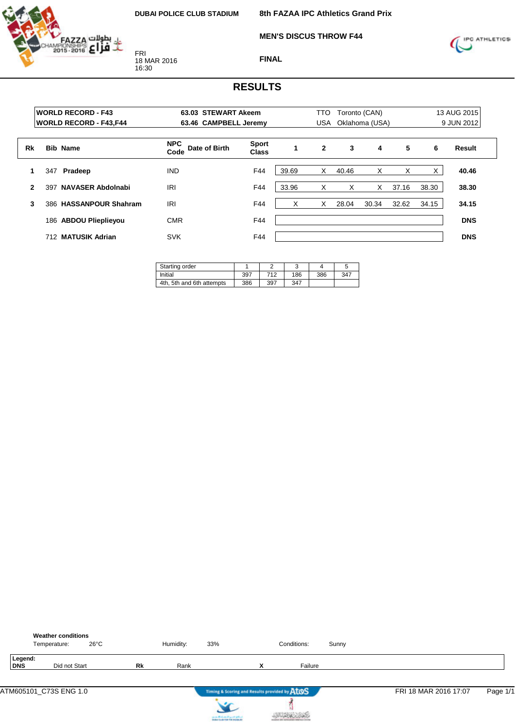DUBAI POLICE CLUB STADIUM

FRI
18 MAR 2016
16:30

**8th FAZAA IPC Athletics Grand Prix**

**MEN'S DISCUS THROW F44**

**FINAL**

# RESULTS

| | | | | |
|---|---|---|---|---|
| **WORLD RECORD - F43** | **63.03 STEWART Akeem** | TTO | Toronto (CAN) | 13 AUG 2015 |
| **WORLD RECORD - F43,F44** | **63.46 CAMPBELL Jeremy** | USA | Oklahoma (USA) | 9 JUN 2012 |

| Rk | Bib | Name | NPC Code | Date of Birth | Sport Class | 1 | 2 | 3 | 4 | 5 | 6 | Result |
|---|---|---|---|---|---|---|---|---|---|---|---|---|
| 1 | 347 | **Pradeep** | IND | | F44 | 39.69 | X | 40.46 | X | X | X | **40.46** |
| 2 | 397 | **NAVASER Abdolnabi** | IRI | | F44 | 33.96 | X | X | X | 37.16 | 38.30 | **38.30** |
| 3 | 386 | **HASSANPOUR Shahram** | IRI | | F44 | X | X | 28.04 | 30.34 | 32.62 | 34.15 | **34.15** |
| | 186 | **ABDOU Pliepliéyou** | CMR | | F44 | | | | | | | **DNS** |
| | 712 | **MATUSIK Adrian** | SVK | | F44 | | | | | | | **DNS** |

| Starting order | 1 | 2 | 3 | 4 | 5 |
|---|---|---|---|---|---|
| Initial | 397 | 712 | 186 | 386 | 347 |
| 4th, 5th and 6th attempts | 386 | 397 | 347 | | |

**Weather conditions**

Temperature: 26°C | Humidity: 33% | Conditions: Sunny

**Legend:**
**DNS** Did not Start | **Rk** Rank | **X** Failure

ATM605101_C73S ENG 1.0 — Timing & Scoring and Results provided by AtoS — FRI 18 MAR 2016 17:07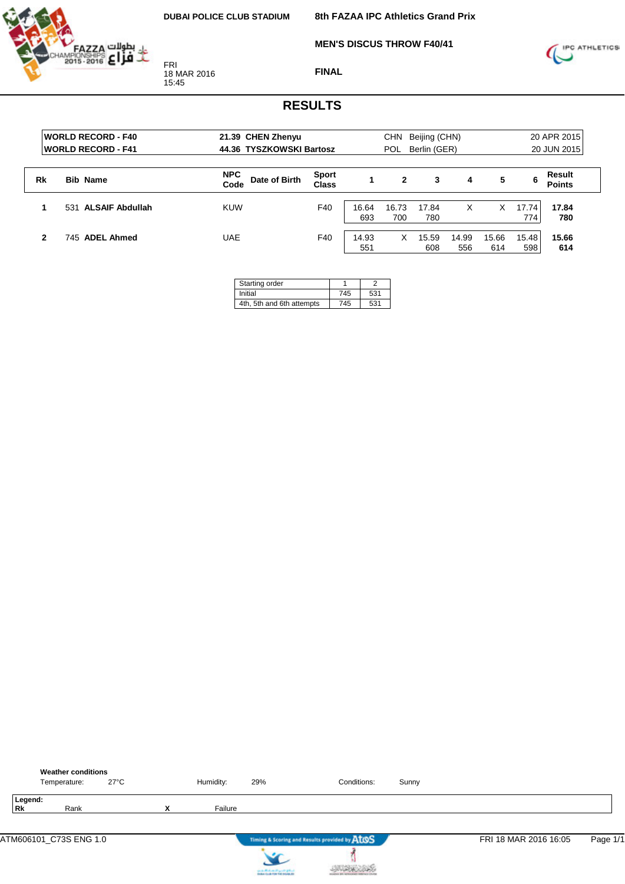DUBAI POLICE CLUB STADIUM

FRI
18 MAR 2016
15:45

**8th FAZAA IPC Athletics Grand Prix**

**MEN'S DISCUS THROW F40/41**

**FINAL**

# RESULTS

| | | | | |
|---|---|---|---|---|
| **WORLD RECORD - F40** | **21.39 CHEN Zhenyu** | CHN | Beijing (CHN) | 20 APR 2015 |
| **WORLD RECORD - F41** | **44.36 TYSZKOWSKI Bartosz** | POL | Berlin (GER) | 20 JUN 2015 |

| Rk | Bib | Name | NPC Code | Date of Birth | Sport Class | 1 | 2 | 3 | 4 | 5 | 6 | Result Points |
|---|---|---|---|---|---|---|---|---|---|---|---|---|
| **1** | 531 | **ALSAIF Abdullah** | KUW | | F40 | 16.64<br>693 | 16.73<br>700 | 17.84<br>780 | X | X | 17.74<br>774 | **17.84**<br>**780** |
| **2** | 745 | **ADEL Ahmed** | UAE | | F40 | 14.93<br>551 | X | 15.59<br>608 | 14.99<br>556 | 15.66<br>614 | 15.48<br>598 | **15.66**<br>**614** |

| Starting order | 1 | 2 |
|---|---|---|
| Initial | 745 | 531 |
| 4th, 5th and 6th attempts | 745 | 531 |

**Weather conditions**

Temperature: 27°C    Humidity: 29%    Conditions: Sunny

**Legend:**
**Rk** Rank    **X** Failure

ATM606101_C73S ENG 1.0    FRI 18 MAR 2016 16:05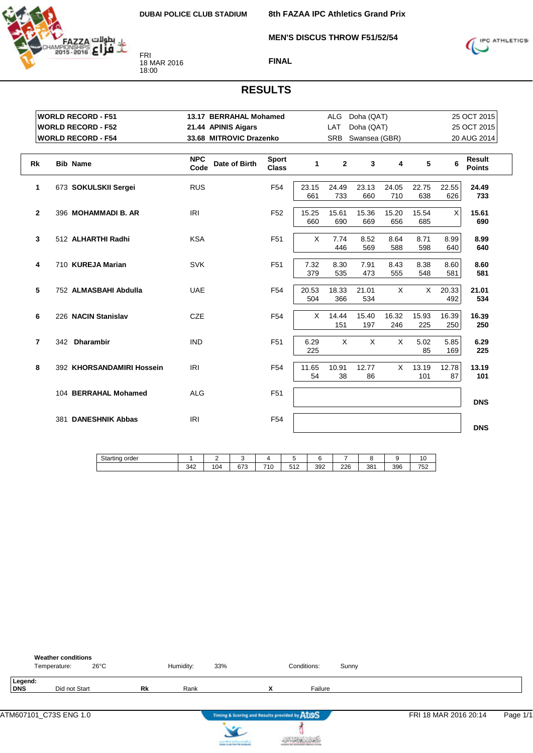DUBAI POLICE CLUB STADIUM

FRI
18 MAR 2016
18:00

**8th FAZAA IPC Athletics Grand Prix**

**MEN'S DISCUS THROW F51/52/54**

**FINAL**

# RESULTS

| | | | | | |
|---|---|---|---|---|---|
| **WORLD RECORD - F51** | **13.17** | **BERRAHAL Mohamed** | ALG | Doha (QAT) | 25 OCT 2015 |
| **WORLD RECORD - F52** | **21.44** | **APINIS Aigars** | LAT | Doha (QAT) | 25 OCT 2015 |
| **WORLD RECORD - F54** | **33.68** | **MITROVIC Drazenko** | SRB | Swansea (GBR) | 20 AUG 2014 |

| Rk | Bib | Name | NPC Code | Date of Birth | Sport Class | 1 | 2 | 3 | 4 | 5 | 6 | Result Points |
|---|---|---|---|---|---|---|---|---|---|---|---|---|
| 1 | 673 | **SOKULSKII Sergei** | RUS | | F54 | 23.15 661 | 24.49 733 | 23.13 660 | 24.05 710 | 22.75 638 | 22.55 626 | **24.49 733** |
| 2 | 396 | **MOHAMMADI B. AR** | IRI | | F52 | 15.25 660 | 15.61 690 | 15.36 669 | 15.20 656 | 15.54 685 | X | **15.61 690** |
| 3 | 512 | **ALHARTHI Radhi** | KSA | | F51 | X | 7.74 446 | 8.52 569 | 8.64 588 | 8.71 598 | 8.99 640 | **8.99 640** |
| 4 | 710 | **KUREJA Marian** | SVK | | F51 | 7.32 379 | 8.30 535 | 7.91 473 | 8.43 555 | 8.38 548 | 8.60 581 | **8.60 581** |
| 5 | 752 | **ALMASBAHI Abdulla** | UAE | | F54 | 20.53 504 | 18.33 366 | 21.01 534 | X | X | 20.33 492 | **21.01 534** |
| 6 | 226 | **NACIN Stanislav** | CZE | | F54 | X | 14.44 151 | 15.40 197 | 16.32 246 | 15.93 225 | 16.39 250 | **16.39 250** |
| 7 | 342 | **Dharambir** | IND | | F51 | 6.29 225 | X | X | X | 5.02 85 | 5.85 169 | **6.29 225** |
| 8 | 392 | **KHORSANDAMIRI Hossein** | IRI | | F54 | 11.65 54 | 10.91 38 | 12.77 86 | X | 13.19 101 | 12.78 87 | **13.19 101** |
| | 104 | **BERRAHAL Mohamed** | ALG | | F51 | | | | | | | **DNS** |
| | 381 | **DANESHNIK Abbas** | IRI | | F54 | | | | | | | **DNS** |

| Starting order | 1 | 2 | 3 | 4 | 5 | 6 | 7 | 8 | 9 | 10 |
|---|---|---|---|---|---|---|---|---|---|---|
| | 342 | 104 | 673 | 710 | 512 | 392 | 226 | 381 | 396 | 752 |

**Weather conditions**
Temperature: 26°C Humidity: 33% Conditions: Sunny

**Legend:**
**DNS** Did not Start **Rk** Rank **X** Failure

ATM607101_C73S ENG 1.0 FRI 18 MAR 2016 20:14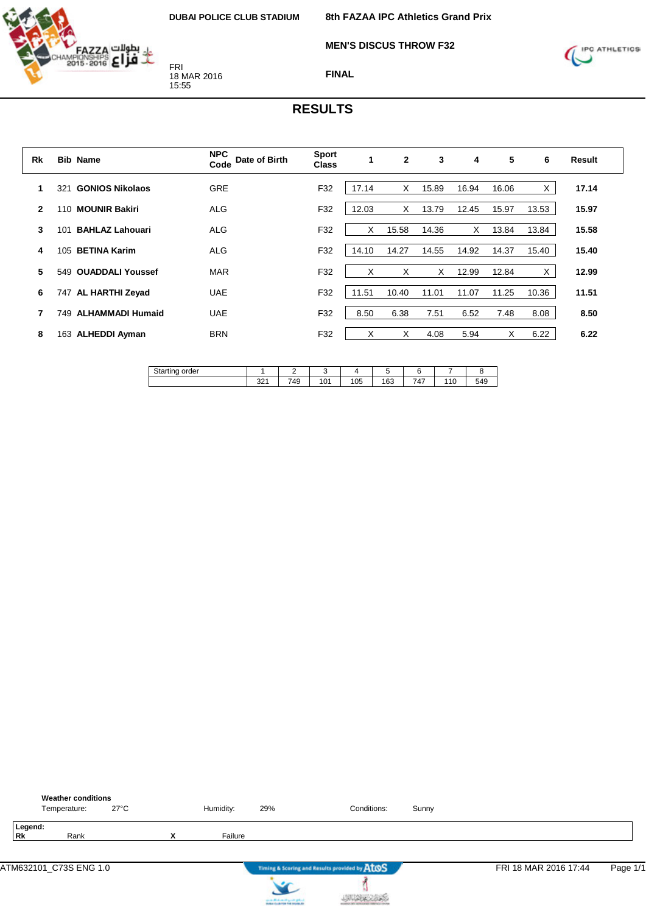DUBAI POLICE CLUB STADIUM

**8th FAZAA IPC Athletics Grand Prix**

**MEN'S DISCUS THROW F32**

FRI
18 MAR 2016
15:55

**FINAL**

# RESULTS

| Rk | Bib | Name | NPC Code | Date of Birth | Sport Class | 1 | 2 | 3 | 4 | 5 | 6 | Result |
|---|---|---|---|---|---|---|---|---|---|---|---|---|
| 1 | 321 | **GONIOS Nikolaos** | GRE | | F32 | 17.14 | X | 15.89 | 16.94 | 16.06 | X | **17.14** |
| 2 | 110 | **MOUNIR Bakiri** | ALG | | F32 | 12.03 | X | 13.79 | 12.45 | 15.97 | 13.53 | **15.97** |
| 3 | 101 | **BAHLAZ Lahouari** | ALG | | F32 | X | 15.58 | 14.36 | X | 13.84 | 13.84 | **15.58** |
| 4 | 105 | **BETINA Karim** | ALG | | F32 | 14.10 | 14.27 | 14.55 | 14.92 | 14.37 | 15.40 | **15.40** |
| 5 | 549 | **OUADDALI Youssef** | MAR | | F32 | X | X | X | 12.99 | 12.84 | X | **12.99** |
| 6 | 747 | **AL HARTHI Zeyad** | UAE | | F32 | 11.51 | 10.40 | 11.01 | 11.07 | 11.25 | 10.36 | **11.51** |
| 7 | 749 | **ALHAMMADI Humaid** | UAE | | F32 | 8.50 | 6.38 | 7.51 | 6.52 | 7.48 | 8.08 | **8.50** |
| 8 | 163 | **ALHEDDI Ayman** | BRN | | F32 | X | X | 4.08 | 5.94 | X | 6.22 | **6.22** |

| Starting order | 1 | 2 | 3 | 4 | 5 | 6 | 7 | 8 |
|---|---|---|---|---|---|---|---|---|
| | 321 | 749 | 101 | 105 | 163 | 747 | 110 | 549 |

**Weather conditions**

Temperature: 27°C | Humidity: 29% | Conditions: Sunny

**Legend:**
**Rk** Rank | **X** Failure

ATM632101_C73S ENG 1.0 | FRI 18 MAR 2016 17:44

Timing & Scoring and Results provided by AtoS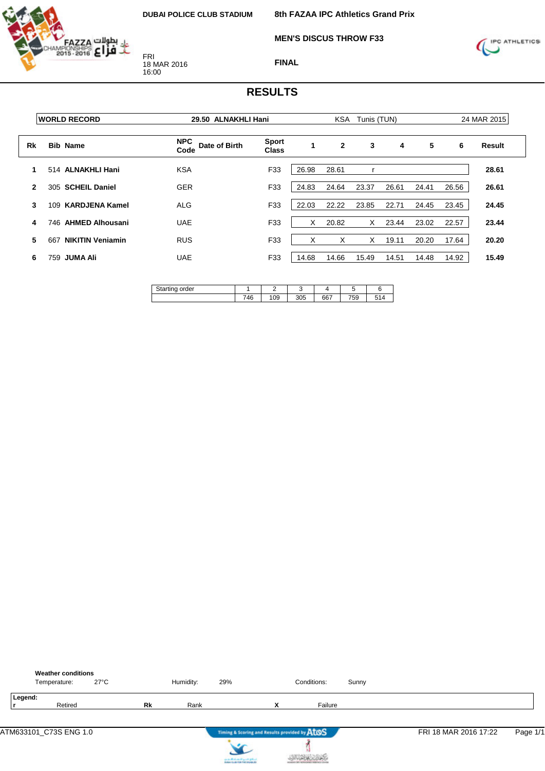DUBAI POLICE CLUB STADIUM

FRI
18 MAR 2016
16:00

**8th FAZAA IPC Athletics Grand Prix**

**MEN'S DISCUS THROW F33**

**FINAL**

# RESULTS

| WORLD RECORD | 29.50 ALNAKHLI Hani | KSA | Tunis (TUN) | 24 MAR 2015 |
|---|---|---|---|---|

| Rk | Bib | Name | NPC Code | Date of Birth | Sport Class | 1 | 2 | 3 | 4 | 5 | 6 | Result |
|---|---|---|---|---|---|---|---|---|---|---|---|---|
| 1 | 514 | **ALNAKHLI Hani** | KSA | | F33 | 26.98 | 28.61 | r | | | | **28.61** |
| 2 | 305 | **SCHEIL Daniel** | GER | | F33 | 24.83 | 24.64 | 23.37 | 26.61 | 24.41 | 26.56 | **26.61** |
| 3 | 109 | **KARDJENA Kamel** | ALG | | F33 | 22.03 | 22.22 | 23.85 | 22.71 | 24.45 | 23.45 | **24.45** |
| 4 | 746 | **AHMED Alhousani** | UAE | | F33 | X | 20.82 | X | 23.44 | 23.02 | 22.57 | **23.44** |
| 5 | 667 | **NIKITIN Veniamin** | RUS | | F33 | X | X | X | 19.11 | 20.20 | 17.64 | **20.20** |
| 6 | 759 | **JUMA Ali** | UAE | | F33 | 14.68 | 14.66 | 15.49 | 14.51 | 14.48 | 14.92 | **15.49** |

| Starting order | 1 | 2 | 3 | 4 | 5 | 6 |
|---|---|---|---|---|---|---|
| | 746 | 109 | 305 | 667 | 759 | 514 |

**Weather conditions**
Temperature: 27°C  Humidity: 29%  Conditions: Sunny

**Legend:**
r Retired  **Rk** Rank  **X** Failure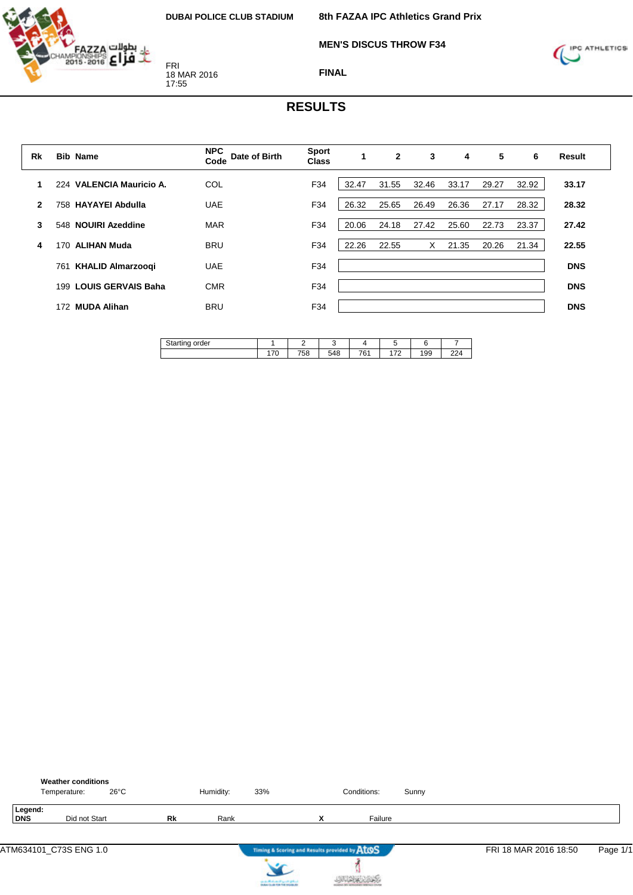DUBAI POLICE CLUB STADIUM

**8th FAZAA IPC Athletics Grand Prix**

**MEN'S DISCUS THROW F34**

**FINAL**

FRI
18 MAR 2016
17:55

# RESULTS

| Rk | Bib | Name | NPC Code | Date of Birth | Sport Class | 1 | 2 | 3 | 4 | 5 | 6 | Result |
|---|---|---|---|---|---|---|---|---|---|---|---|---|
| 1 | 224 | **VALENCIA Mauricio A.** | COL | | F34 | 32.47 | 31.55 | 32.46 | 33.17 | 29.27 | 32.92 | **33.17** |
| 2 | 758 | **HAYAYEI Abdulla** | UAE | | F34 | 26.32 | 25.65 | 26.49 | 26.36 | 27.17 | 28.32 | **28.32** |
| 3 | 548 | **NOUIRI Azeddine** | MAR | | F34 | 20.06 | 24.18 | 27.42 | 25.60 | 22.73 | 23.37 | **27.42** |
| 4 | 170 | **ALIHAN Muda** | BRU | | F34 | 22.26 | 22.55 | X | 21.35 | 20.26 | 21.34 | **22.55** |
| | 761 | **KHALID Almarzooqi** | UAE | | F34 | | | | | | | **DNS** |
| | 199 | **LOUIS GERVAIS Baha** | CMR | | F34 | | | | | | | **DNS** |
| | 172 | **MUDA Alihan** | BRU | | F34 | | | | | | | **DNS** |

| Starting order | 1 | 2 | 3 | 4 | 5 | 6 | 7 |
|---|---|---|---|---|---|---|---|
| | 170 | 758 | 548 | 761 | 172 | 199 | 224 |

**Weather conditions**

Temperature: 26°C    Humidity: 33%    Conditions: Sunny

**Legend:**
**DNS** Did not Start    **Rk** Rank    **X** Failure

ATM634101_C73S ENG 1.0    Timing & Scoring and Results provided by AtoS    FRI 18 MAR 2016 18:50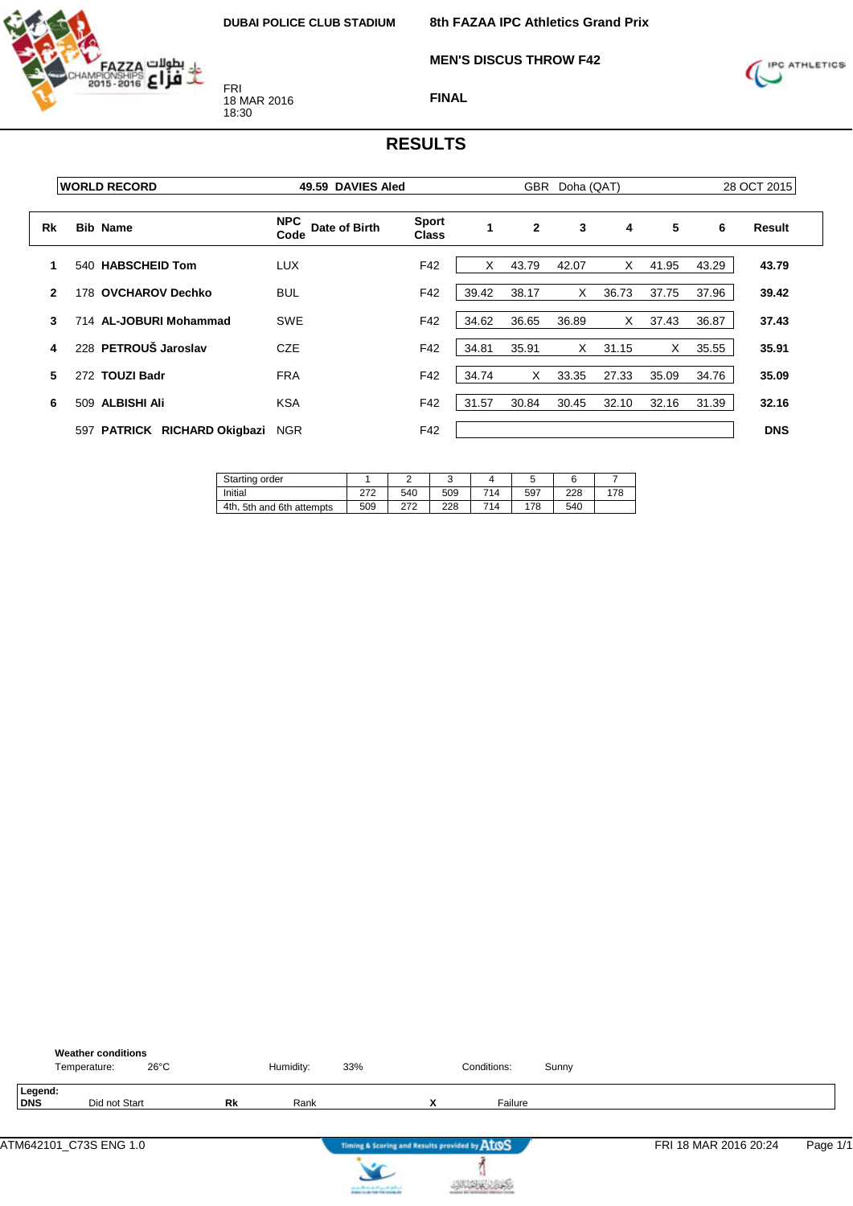DUBAI POLICE CLUB STADIUM

FRI
18 MAR 2016
18:30

**8th FAZAA IPC Athletics Grand Prix**

**MEN'S DISCUS THROW F42**

**FINAL**

# RESULTS

| WORLD RECORD | 49.59 DAVIES Aled | GBR Doha (QAT) | 28 OCT 2015 |
|---|---|---|---|

| Rk | Bib | Name | NPC Code | Date of Birth | Sport Class | 1 | 2 | 3 | 4 | 5 | 6 | Result |
|---|---|---|---|---|---|---|---|---|---|---|---|---|
| 1 | 540 | **HABSCHEID Tom** | LUX | | F42 | X | 43.79 | 42.07 | X | 41.95 | 43.29 | **43.79** |
| 2 | 178 | **OVCHAROV Dechko** | BUL | | F42 | 39.42 | 38.17 | X | 36.73 | 37.75 | 37.96 | **39.42** |
| 3 | 714 | **AL-JOBURI Mohammad** | SWE | | F42 | 34.62 | 36.65 | 36.89 | X | 37.43 | 36.87 | **37.43** |
| 4 | 228 | **PETROUŠ Jaroslav** | CZE | | F42 | 34.81 | 35.91 | X | 31.15 | X | 35.55 | **35.91** |
| 5 | 272 | **TOUZI Badr** | FRA | | F42 | 34.74 | X | 33.35 | 27.33 | 35.09 | 34.76 | **35.09** |
| 6 | 509 | **ALBISHI Ali** | KSA | | F42 | 31.57 | 30.84 | 30.45 | 32.10 | 32.16 | 31.39 | **32.16** |
| | 597 | **PATRICK RICHARD Okigbazi** | NGR | | F42 | | | | | | | **DNS** |

| Starting order | 1 | 2 | 3 | 4 | 5 | 6 | 7 |
|---|---|---|---|---|---|---|---|
| Initial | 272 | 540 | 509 | 714 | 597 | 228 | 178 |
| 4th, 5th and 6th attempts | 509 | 272 | 228 | 714 | 178 | 540 | |

**Weather conditions**
Temperature: 26°C  Humidity: 33%  Conditions: Sunny

**Legend:**
**DNS** Did not Start  **Rk** Rank  **X** Failure

ATM642101_C73S ENG 1.0  FRI 18 MAR 2016 20:24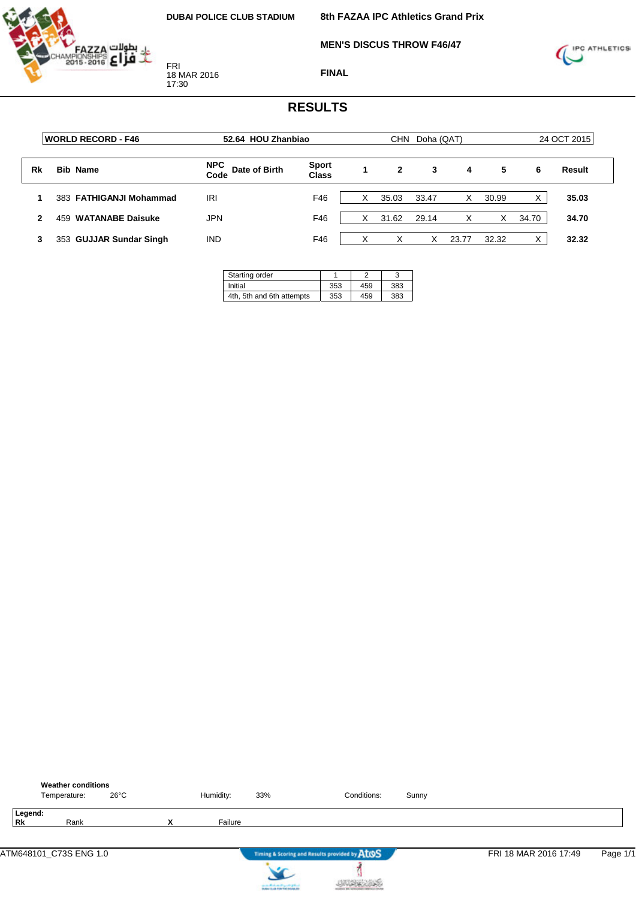DUBAI POLICE CLUB STADIUM

FRI
18 MAR 2016
17:30

**8th FAZAA IPC Athletics Grand Prix**

**MEN'S DISCUS THROW F46/47**

**FINAL**

# RESULTS

| WORLD RECORD - F46 | 52.64 HOU Zhanbiao | CHN | Doha (QAT) | 24 OCT 2015 |
|---|---|---|---|---|

| Rk | Bib | Name | NPC Code | Date of Birth | Sport Class | 1 | 2 | 3 | 4 | 5 | 6 | Result |
|---|---|---|---|---|---|---|---|---|---|---|---|---|
| 1 | 383 | **FATHIGANJI Mohammad** | IRI | | F46 | X | 35.03 | 33.47 | X | 30.99 | X | **35.03** |
| 2 | 459 | **WATANABE Daisuke** | JPN | | F46 | X | 31.62 | 29.14 | X | X | 34.70 | **34.70** |
| 3 | 353 | **GUJJAR Sundar Singh** | IND | | F46 | X | X | X | 23.77 | 32.32 | X | **32.32** |

| Starting order | 1 | 2 | 3 |
|---|---|---|---|
| Initial | 353 | 459 | 383 |
| 4th, 5th and 6th attempts | 353 | 459 | 383 |

**Weather conditions**

Temperature: 26°C Humidity: 33% Conditions: Sunny

**Legend:**

| | | | |
|---|---|---|---|
| **Rk** | Rank | **X** | Failure |

ATM648101_C73S ENG 1.0 FRI 18 MAR 2016 17:49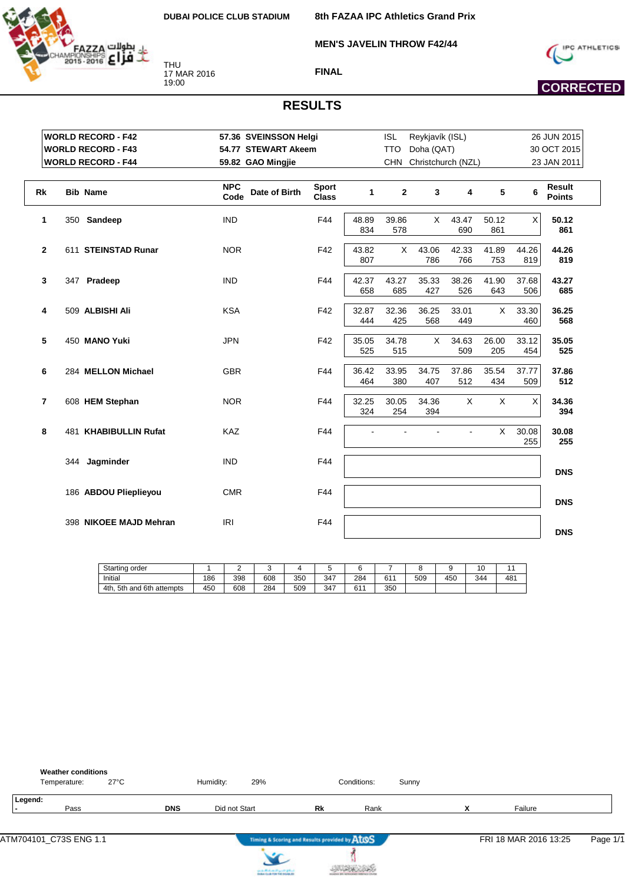DUBAI POLICE CLUB STADIUM

THU
17 MAR 2016
19:00

8th FAZAA IPC Athletics Grand Prix

MEN'S JAVELIN THROW F42/44

FINAL

CORRECTED

# RESULTS

| | | | | |
|---|---|---|---|---|
| WORLD RECORD - F42 | 57.36 SVEINSSON Helgi | ISL | Reykjavík (ISL) | 26 JUN 2015 |
| WORLD RECORD - F43 | 54.77 STEWART Akeem | TTO | Doha (QAT) | 30 OCT 2015 |
| WORLD RECORD - F44 | 59.82 GAO Mingjie | CHN | Christchurch (NZL) | 23 JAN 2011 |

| Rk | Bib | Name | NPC Code | Date of Birth | Sport Class | 1 | 2 | 3 | 4 | 5 | 6 | Result Points |
|---|---|---|---|---|---|---|---|---|---|---|---|---|
| 1 | 350 | **Sandeep** | IND | | F44 | 48.89 834 | 39.86 578 | X | 43.47 690 | 50.12 861 | X | **50.12 861** |
| 2 | 611 | **STEINSTAD Runar** | NOR | | F42 | 43.82 807 | X | 43.06 786 | 42.33 766 | 41.89 753 | 44.26 819 | **44.26 819** |
| 3 | 347 | **Pradeep** | IND | | F44 | 42.37 658 | 43.27 685 | 35.33 427 | 38.26 526 | 41.90 643 | 37.68 506 | **43.27 685** |
| 4 | 509 | **ALBISHI Ali** | KSA | | F42 | 32.87 444 | 32.36 425 | 36.25 568 | 33.01 449 | X | 33.30 460 | **36.25 568** |
| 5 | 450 | **MANO Yuki** | JPN | | F42 | 35.05 525 | 34.78 515 | X | 34.63 509 | 26.00 205 | 33.12 454 | **35.05 525** |
| 6 | 284 | **MELLON Michael** | GBR | | F44 | 36.42 464 | 33.95 380 | 34.75 407 | 37.86 512 | 35.54 434 | 37.77 509 | **37.86 512** |
| 7 | 608 | **HEM Stephan** | NOR | | F44 | 32.25 324 | 30.05 254 | 34.36 394 | X | X | X | **34.36 394** |
| 8 | 481 | **KHABIBULLIN Rufat** | KAZ | | F44 | - | - | - | - | X | 30.08 255 | **30.08 255** |
| | 344 | **Jagminder** | IND | | F44 | | | | | | | **DNS** |
| | 186 | **ABDOU Plieplieyou** | CMR | | F44 | | | | | | | **DNS** |
| | 398 | **NIKOEE MAJD Mehran** | IRI | | F44 | | | | | | | **DNS** |

| Starting order | 1 | 2 | 3 | 4 | 5 | 6 | 7 | 8 | 9 | 10 | 11 |
|---|---|---|---|---|---|---|---|---|---|---|---|
| Initial | 186 | 398 | 608 | 350 | 347 | 284 | 611 | 509 | 450 | 344 | 481 |
| 4th, 5th and 6th attempts | 450 | 608 | 284 | 509 | 347 | 611 | 350 | | | | |

**Weather conditions**
Temperature: 27°C    Humidity: 29%    Conditions: Sunny

**Legend:**

| | | | |
|---|---|---|---|
| - | Pass | **DNS** | Did not Start |
| **Rk** | Rank | **X** | Failure |

ATM704101_C73S ENG 1.1    FRI 18 MAR 2016 13:25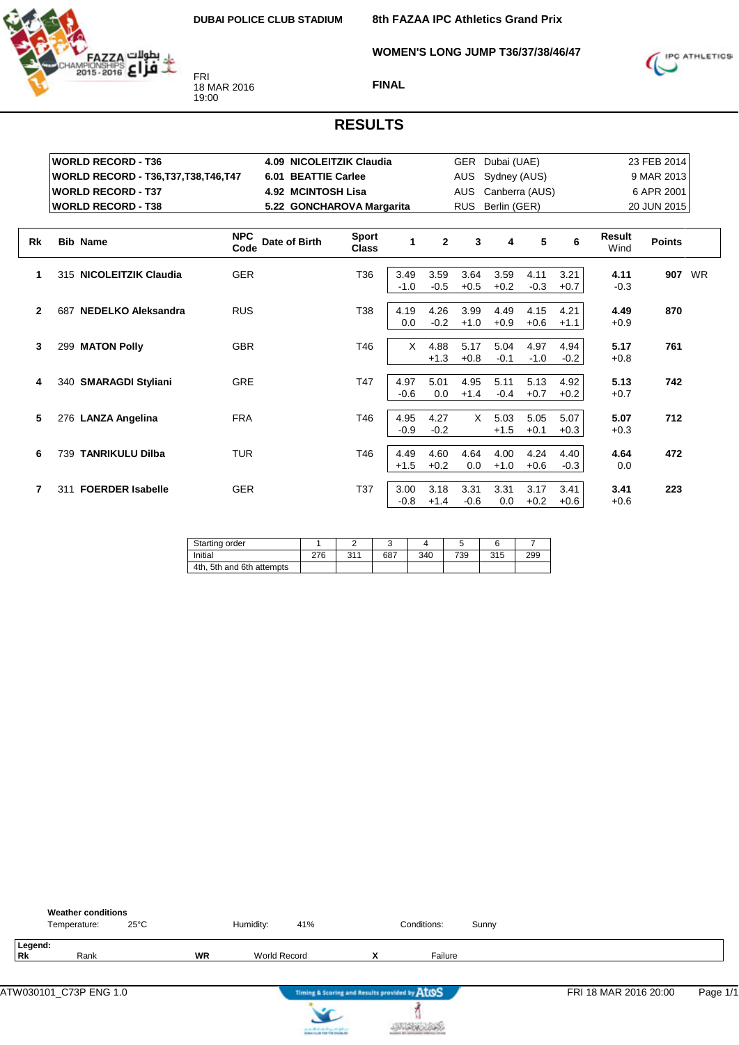DUBAI POLICE CLUB STADIUM

**8th FAZAA IPC Athletics Grand Prix**

**WOMEN'S LONG JUMP T36/37/38/46/47**

FRI
18 MAR 2016
19:00

**FINAL**

# RESULTS

| | | | | |
|---|---|---|---|---|
| **WORLD RECORD - T36** | **4.09 NICOLEITZIK Claudia** | GER | Dubai (UAE) | 23 FEB 2014 |
| **WORLD RECORD - T36,T37,T38,T46,T47** | **6.01 BEATTIE Carlee** | AUS | Sydney (AUS) | 9 MAR 2013 |
| **WORLD RECORD - T37** | **4.92 MCINTOSH Lisa** | AUS | Canberra (AUS) | 6 APR 2001 |
| **WORLD RECORD - T38** | **5.22 GONCHAROVA Margarita** | RUS | Berlin (GER) | 20 JUN 2015 |

| Rk | Bib | Name | NPC Code | Date of Birth | Sport Class | 1 | 2 | 3 | 4 | 5 | 6 | Result Wind | Points | |
|---|---|---|---|---|---|---|---|---|---|---|---|---|---|---|
| 1 | 315 | **NICOLEITZIK Claudia** | GER | | T36 | 3.49 -1.0 | 3.59 -0.5 | 3.64 +0.5 | 3.59 +0.2 | 4.11 -0.3 | 3.21 +0.7 | **4.11** -0.3 | **907** | WR |
| 2 | 687 | **NEDELKO Aleksandra** | RUS | | T38 | 4.19 0.0 | 4.26 -0.2 | 3.99 +1.0 | 4.49 +0.9 | 4.15 +0.6 | 4.21 +1.1 | **4.49** +0.9 | **870** | |
| 3 | 299 | **MATON Polly** | GBR | | T46 | X | 4.88 +1.3 | 5.17 +0.8 | 5.04 -0.1 | 4.97 -1.0 | 4.94 -0.2 | **5.17** +0.8 | **761** | |
| 4 | 340 | **SMARAGDI Styliani** | GRE | | T47 | 4.97 -0.6 | 5.01 0.0 | 4.95 +1.4 | 5.11 -0.4 | 5.13 +0.7 | 4.92 +0.2 | **5.13** +0.7 | **742** | |
| 5 | 276 | **LANZA Angelina** | FRA | | T46 | 4.95 -0.9 | 4.27 -0.2 | X | 5.03 +1.5 | 5.05 +0.1 | 5.07 +0.3 | **5.07** +0.3 | **712** | |
| 6 | 739 | **TANRIKULU Dilba** | TUR | | T46 | 4.49 +1.5 | 4.60 +0.2 | 4.64 0.0 | 4.00 +1.0 | 4.24 +0.6 | 4.40 -0.3 | **4.64** 0.0 | **472** | |
| 7 | 311 | **FOERDER Isabelle** | GER | | T37 | 3.00 -0.8 | 3.18 +1.4 | 3.31 -0.6 | 3.31 0.0 | 3.17 +0.2 | 3.41 +0.6 | **3.41** +0.6 | **223** | |

| Starting order | 1 | 2 | 3 | 4 | 5 | 6 | 7 |
|---|---|---|---|---|---|---|---|
| Initial | 276 | 311 | 687 | 340 | 739 | 315 | 299 |
| 4th, 5th and 6th attempts | | | | | | | |

**Weather conditions**
Temperature: 25°C    Humidity: 41%    Conditions: Sunny

**Legend:**
**Rk** Rank    **WR** World Record    **X** Failure

ATW030101_C73P ENG 1.0    Timing & Scoring and Results provided by AtoS    FRI 18 MAR 2016 20:00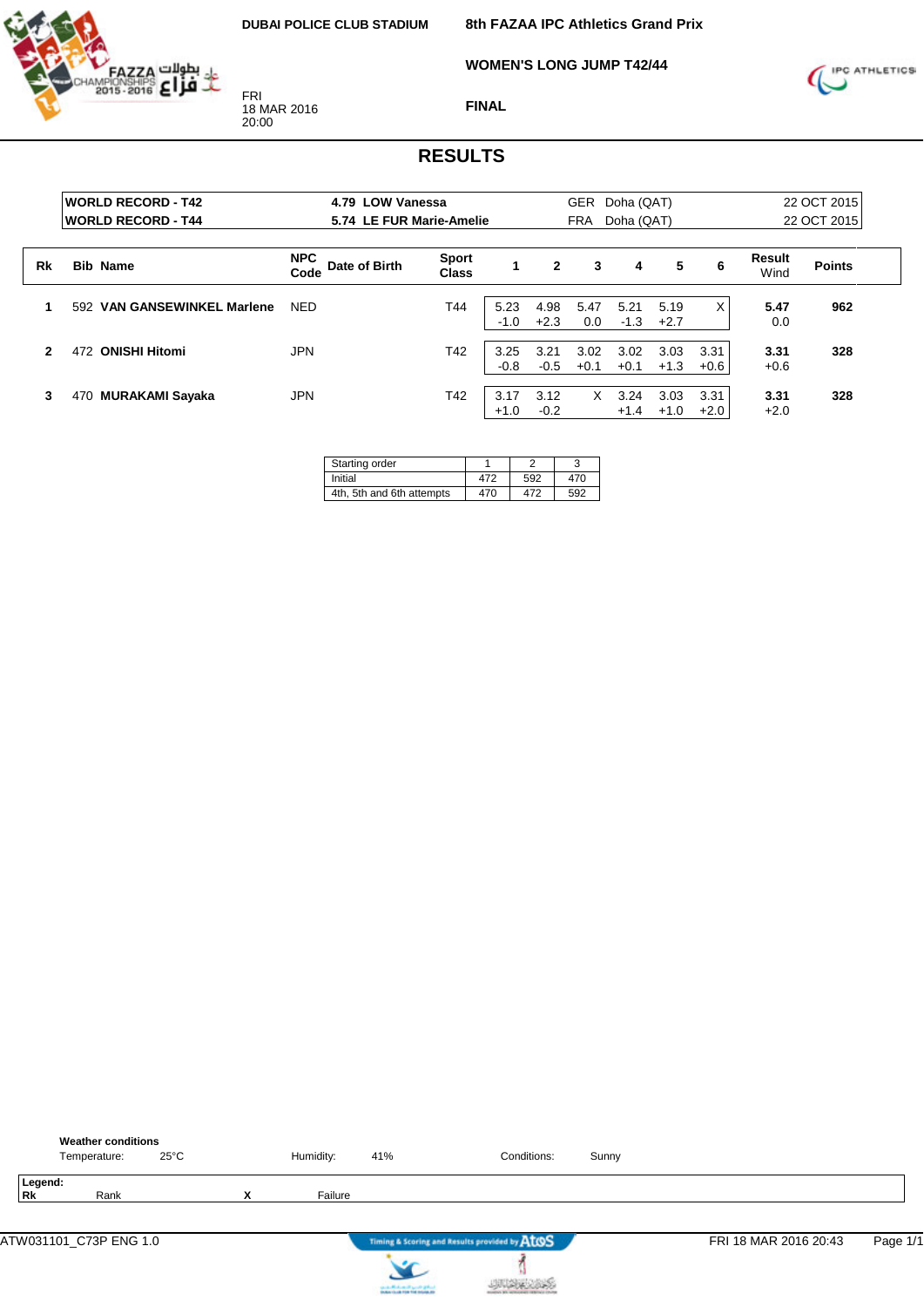DUBAI POLICE CLUB STADIUM

FRI
18 MAR 2016
20:00

**8th FAZAA IPC Athletics Grand Prix**

**WOMEN'S LONG JUMP T42/44**

**FINAL**

# RESULTS

| | | | | |
|---|---|---|---|---|
| **WORLD RECORD - T42** | **4.79 LOW Vanessa** | GER | Doha (QAT) | 22 OCT 2015 |
| **WORLD RECORD - T44** | **5.74 LE FUR Marie-Amelie** | FRA | Doha (QAT) | 22 OCT 2015 |

| Rk | Bib | Name | NPC Code | Date of Birth | Sport Class | 1 | 2 | 3 | 4 | 5 | 6 | Result Wind | Points |
|---|---|---|---|---|---|---|---|---|---|---|---|---|---|
| 1 | 592 | **VAN GANSEWINKEL Marlene** | NED | | T44 | 5.23 -1.0 | 4.98 +2.3 | 5.47 0.0 | 5.21 -1.3 | 5.19 +2.7 | X | **5.47** 0.0 | **962** |
| 2 | 472 | **ONISHI Hitomi** | JPN | | T42 | 3.25 -0.8 | 3.21 -0.5 | 3.02 +0.1 | 3.02 +0.1 | 3.03 +1.3 | 3.31 +0.6 | **3.31** +0.6 | **328** |
| 3 | 470 | **MURAKAMI Sayaka** | JPN | | T42 | 3.17 +1.0 | 3.12 -0.2 | X | 3.24 +1.4 | 3.03 +1.0 | 3.31 +2.0 | **3.31** +2.0 | **328** |

| Starting order | 1 | 2 | 3 |
|---|---|---|---|
| Initial | 472 | 592 | 470 |
| 4th, 5th and 6th attempts | 470 | 472 | 592 |

**Weather conditions**

Temperature: 25°C  Humidity: 41%  Conditions: Sunny

**Legend:**

**Rk** Rank  **X** Failure

ATW031101_C73P ENG 1.0  Timing & Scoring and Results provided by AtoS  FRI 18 MAR 2016 20:43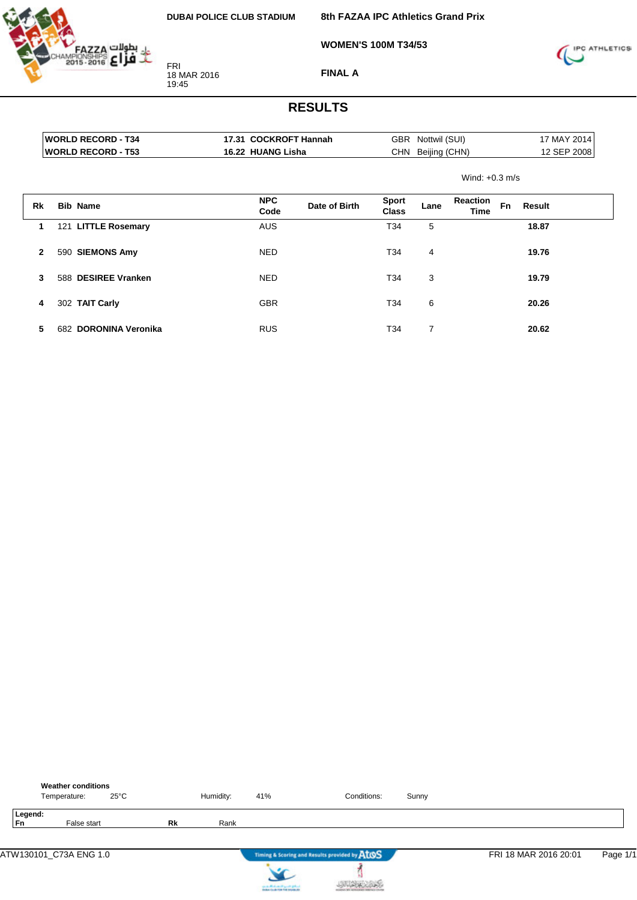DUBAI POLICE CLUB STADIUM

FRI
18 MAR 2016
19:45

**8th FAZAA IPC Athletics Grand Prix**

**WOMEN'S 100M T34/53**

**FINAL A**

# RESULTS

| | | | | |
|---|---|---|---|---|
| **WORLD RECORD - T34** | **17.31 COCKROFT Hannah** | GBR | Nottwil (SUI) | 17 MAY 2014 |
| **WORLD RECORD - T53** | **16.22 HUANG Lisha** | CHN | Beijing (CHN) | 12 SEP 2008 |

Wind: +0.3 m/s

| Rk | Bib | Name | NPC Code | Date of Birth | Sport Class | Lane | Reaction Time | Fn | Result |
|---|---|---|---|---|---|---|---|---|---|
| 1 | 121 | **LITTLE Rosemary** | AUS | | T34 | 5 | | | **18.87** |
| 2 | 590 | **SIEMONS Amy** | NED | | T34 | 4 | | | **19.76** |
| 3 | 588 | **DESIREE Vranken** | NED | | T34 | 3 | | | **19.79** |
| 4 | 302 | **TAIT Carly** | GBR | | T34 | 6 | | | **20.26** |
| 5 | 682 | **DORONINA Veronika** | RUS | | T34 | 7 | | | **20.62** |

**Weather conditions**

Temperature: 25°C Humidity: 41% Conditions: Sunny

**Legend:**
**Fn** False start **Rk** Rank

ATW130101_C73A ENG 1.0 — FRI 18 MAR 2016 20:01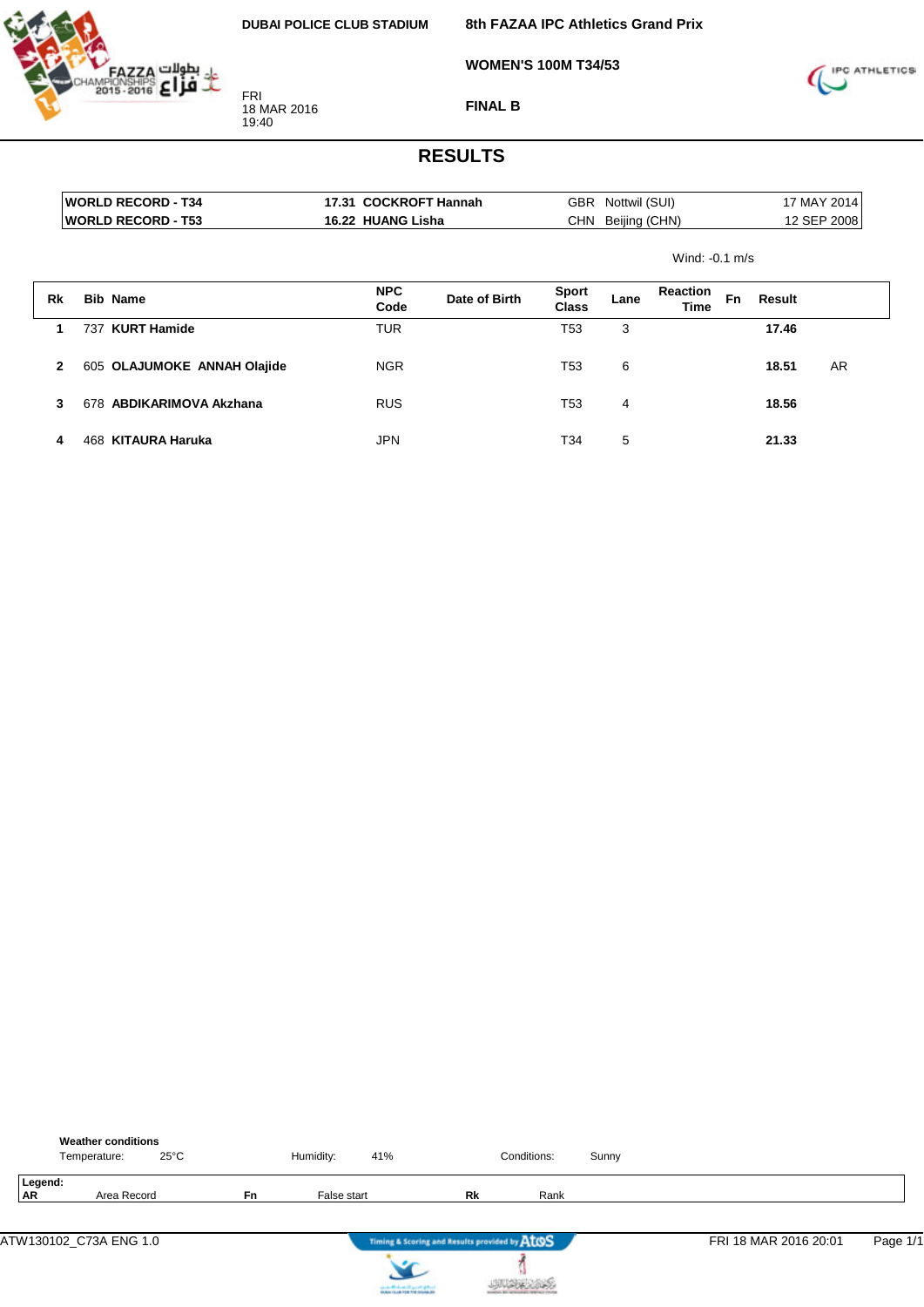DUBAI POLICE CLUB STADIUM

**8th FAZAA IPC Athletics Grand Prix**

**WOMEN'S 100M T34/53**

**FINAL B**

FRI
18 MAR 2016
19:40

# RESULTS

| | | | | |
|---|---|---|---|---|
| WORLD RECORD - T34 | 17.31 COCKROFT Hannah | GBR | Nottwil (SUI) | 17 MAY 2014 |
| WORLD RECORD - T53 | 16.22 HUANG Lisha | CHN | Beijing (CHN) | 12 SEP 2008 |

Wind: -0.1 m/s

| Rk | Bib | Name | NPC Code | Date of Birth | Sport Class | Lane | Reaction Time | Fn | Result | |
|---|---|---|---|---|---|---|---|---|---|---|
| 1 | 737 | **KURT Hamide** | TUR | | T53 | 3 | | | **17.46** | |
| 2 | 605 | **OLAJUMOKE ANNAH Olajide** | NGR | | T53 | 6 | | | **18.51** | AR |
| 3 | 678 | **ABDIKARIMOVA Akzhana** | RUS | | T53 | 4 | | | **18.56** | |
| 4 | 468 | **KITAURA Haruka** | JPN | | T34 | 5 | | | **21.33** | |

**Weather conditions**

Temperature: 25°C | Humidity: 41% | Conditions: Sunny

**Legend:**

| | | | | | |
|---|---|---|---|---|---|
| AR | Area Record | Fn | False start | Rk | Rank |

ATW130102_C73A ENG 1.0 — Timing & Scoring and Results provided by AtoS — FRI 18 MAR 2016 20:01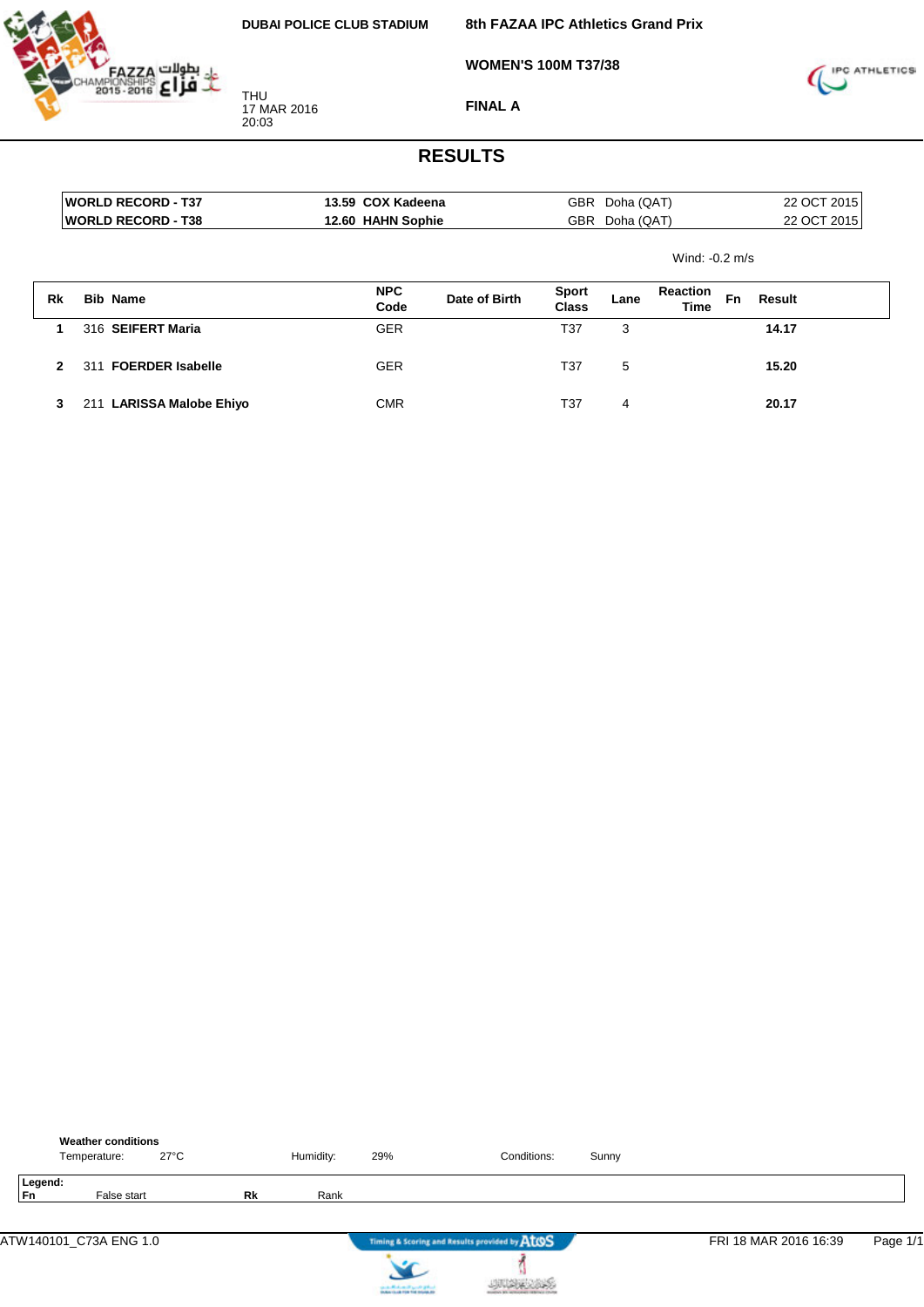DUBAI POLICE CLUB STADIUM

THU
17 MAR 2016
20:03

**8th FAZAA IPC Athletics Grand Prix**

**WOMEN'S 100M T37/38**

**FINAL A**

# RESULTS

| | | | | |
|---|---|---|---|---|
| **WORLD RECORD - T37** | **13.59 COX Kadeena** | GBR | Doha (QAT) | 22 OCT 2015 |
| **WORLD RECORD - T38** | **12.60 HAHN Sophie** | GBR | Doha (QAT) | 22 OCT 2015 |

Wind: -0.2 m/s

| Rk | Bib | Name | NPC Code | Date of Birth | Sport Class | Lane | Reaction Time | Fn | Result |
|---|---|---|---|---|---|---|---|---|---|
| 1 | 316 | **SEIFERT Maria** | GER | | T37 | 3 | | | **14.17** |
| 2 | 311 | **FOERDER Isabelle** | GER | | T37 | 5 | | | **15.20** |
| 3 | 211 | **LARISSA Malobe Ehiyo** | CMR | | T37 | 4 | | | **20.17** |

**Weather conditions**

Temperature: 27°C | Humidity: 29% | Conditions: Sunny

**Legend:**

**Fn** False start | **Rk** Rank

ATW140101_C73A ENG 1.0 | FRI 18 MAR 2016 16:39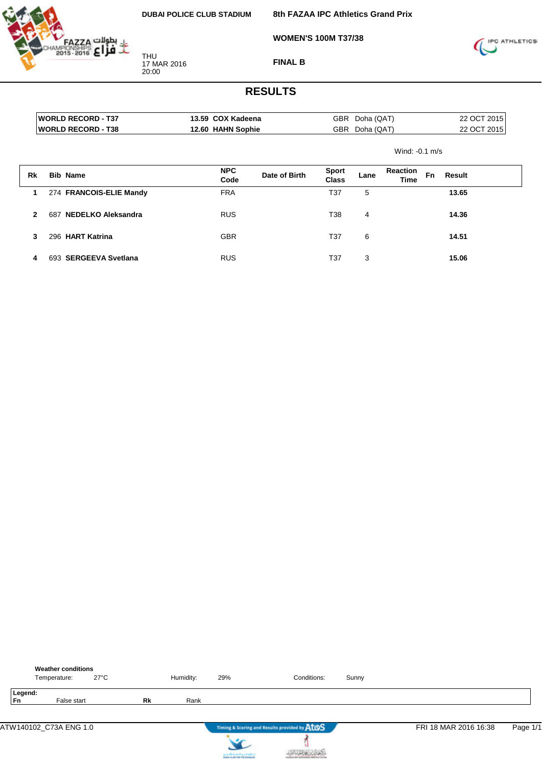DUBAI POLICE CLUB STADIUM

**8th FAZAA IPC Athletics Grand Prix**

**WOMEN'S 100M T37/38**

**FINAL B**

THU
17 MAR 2016
20:00

# RESULTS

| | | | | |
|---|---|---|---|---|
| WORLD RECORD - T37 | 13.59 COX Kadeena | GBR | Doha (QAT) | 22 OCT 2015 |
| WORLD RECORD - T38 | 12.60 HAHN Sophie | GBR | Doha (QAT) | 22 OCT 2015 |

Wind: -0.1 m/s

| Rk | Bib | Name | NPC Code | Date of Birth | Sport Class | Lane | Reaction Time | Fn | Result |
|---|---|---|---|---|---|---|---|---|---|
| 1 | 274 | **FRANCOIS-ELIE Mandy** | FRA | | T37 | 5 | | | **13.65** |
| 2 | 687 | **NEDELKO Aleksandra** | RUS | | T38 | 4 | | | **14.36** |
| 3 | 296 | **HART Katrina** | GBR | | T37 | 6 | | | **14.51** |
| 4 | 693 | **SERGEEVA Svetlana** | RUS | | T37 | 3 | | | **15.06** |

**Weather conditions**

Temperature: 27°C    Humidity: 29%    Conditions: Sunny

**Legend:**
**Fn** False start    **Rk** Rank

ATW140102_C73A ENG 1.0    FRI 18 MAR 2016 16:38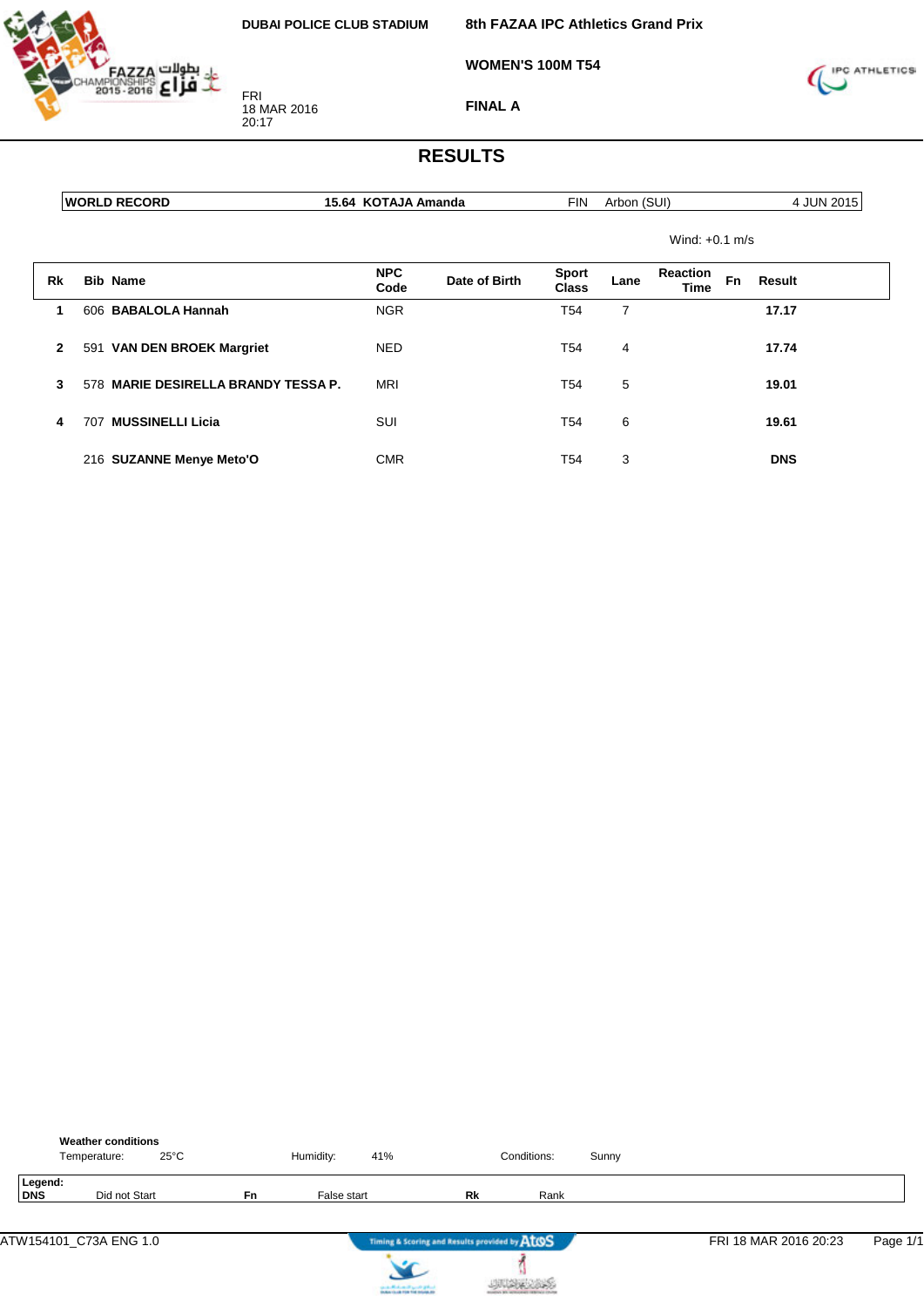DUBAI POLICE CLUB STADIUM

FRI
18 MAR 2016
20:17

**8th FAZAA IPC Athletics Grand Prix**

**WOMEN'S 100M T54**

**FINAL A**

# RESULTS

| WORLD RECORD | 15.64 KOTAJA Amanda | FIN | Arbon (SUI) | 4 JUN 2015 |
|---|---|---|---|---|

Wind: +0.1 m/s

| Rk | Bib | Name | NPC Code | Date of Birth | Sport Class | Lane | Reaction Time | Fn | Result |
|---|---|---|---|---|---|---|---|---|---|
| 1 | 606 | **BABALOLA Hannah** | NGR | | T54 | 7 | | | **17.17** |
| 2 | 591 | **VAN DEN BROEK Margriet** | NED | | T54 | 4 | | | **17.74** |
| 3 | 578 | **MARIE DESIRELLA BRANDY TESSA P.** | MRI | | T54 | 5 | | | **19.01** |
| 4 | 707 | **MUSSINELLI Licia** | SUI | | T54 | 6 | | | **19.61** |
| | 216 | **SUZANNE Menye Meto'O** | CMR | | T54 | 3 | | | **DNS** |

**Weather conditions**

Temperature: 25°C  Humidity: 41%  Conditions: Sunny

**Legend:**

| | | | | | |
|---|---|---|---|---|---|
| **DNS** | Did not Start | **Fn** | False start | **Rk** | Rank |

ATW154101_C73A ENG 1.0  FRI 18 MAR 2016 20:23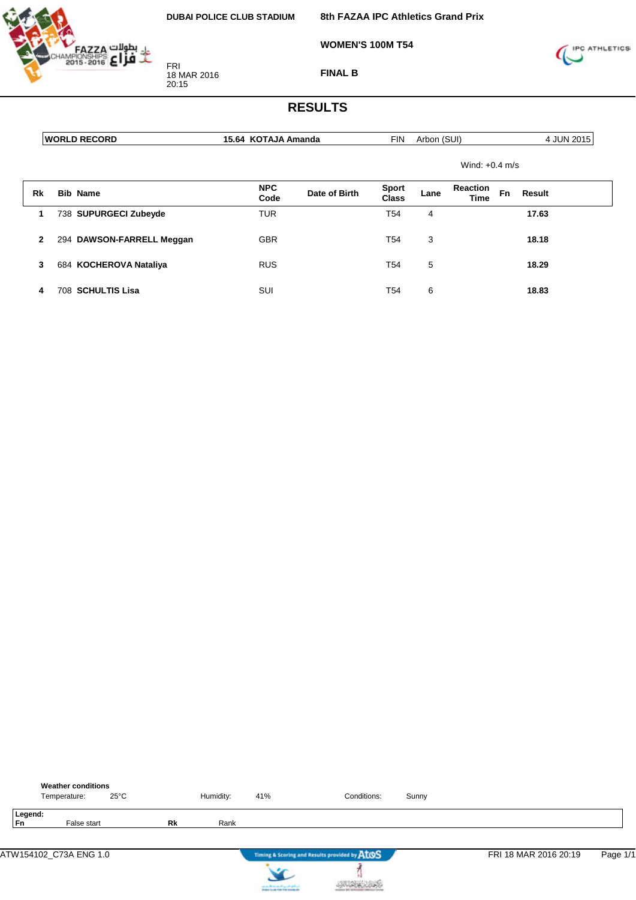DUBAI POLICE CLUB STADIUM

FRI
18 MAR 2016
20:15

**8th FAZAA IPC Athletics Grand Prix**

**WOMEN'S 100M T54**

**FINAL B**

# RESULTS

| WORLD RECORD | 15.64 KOTAJA Amanda | FIN | Arbon (SUI) | 4 JUN 2015 |
|---|---|---|---|---|

Wind: +0.4 m/s

| Rk | Bib | Name | NPC Code | Date of Birth | Sport Class | Lane | Reaction Time | Fn | Result |
|---|---|---|---|---|---|---|---|---|---|
| 1 | 738 | **SUPURGECI Zubeyde** | TUR | | T54 | 4 | | | **17.63** |
| 2 | 294 | **DAWSON-FARRELL Meggan** | GBR | | T54 | 3 | | | **18.18** |
| 3 | 684 | **KOCHEROVA Nataliya** | RUS | | T54 | 5 | | | **18.29** |
| 4 | 708 | **SCHULTIS Lisa** | SUI | | T54 | 6 | | | **18.83** |

**Weather conditions**

Temperature: 25°C  Humidity: 41%  Conditions: Sunny

**Legend:**

| | | | |
|---|---|---|---|
| **Fn** | False start | **Rk** | Rank |

ATW154102_C73A ENG 1.0  FRI 18 MAR 2016 20:19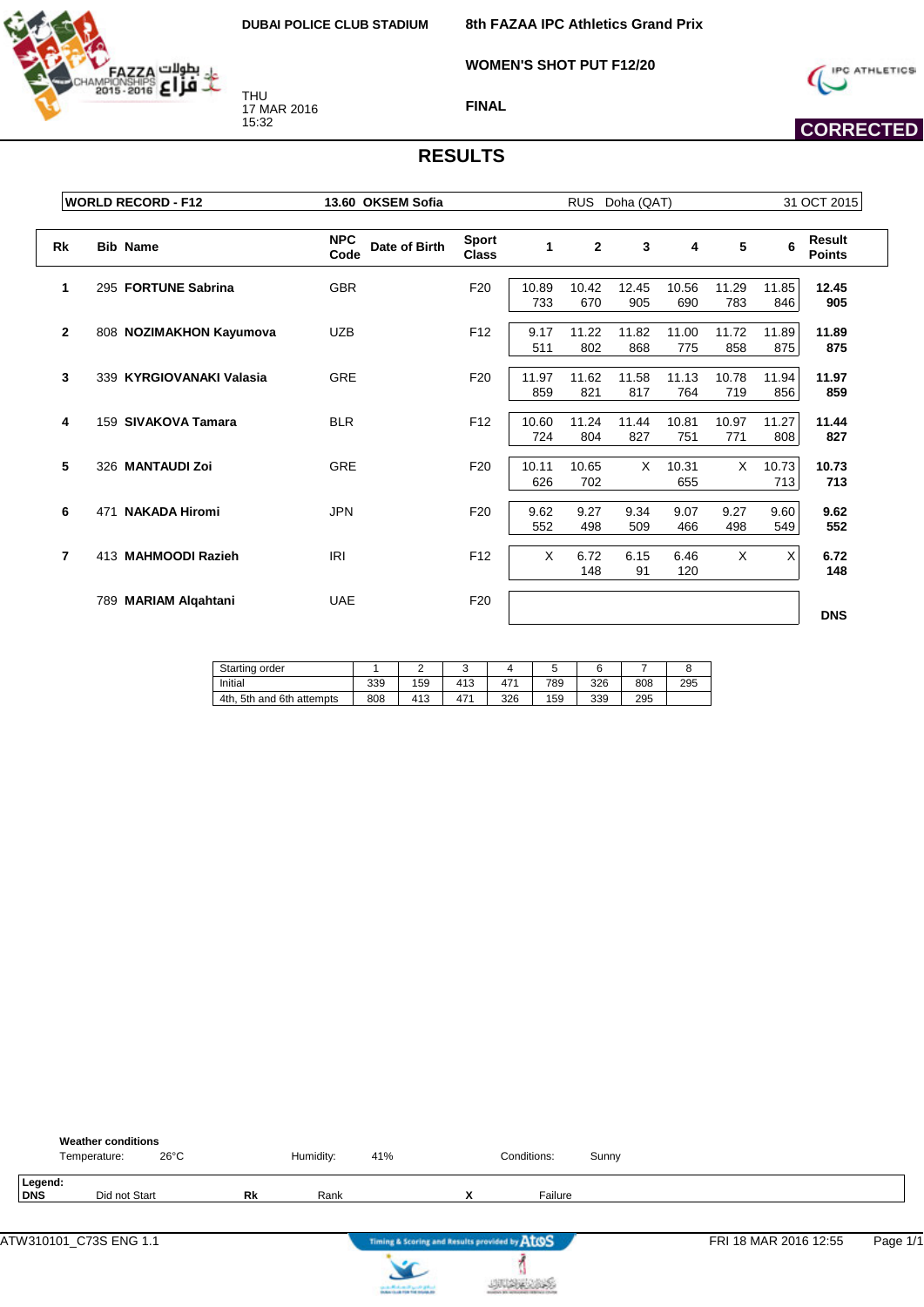DUBAI POLICE CLUB STADIUM

THU
17 MAR 2016
15:32

# 8th FAZAA IPC Athletics Grand Prix

## WOMEN'S SHOT PUT F12/20

### FINAL

CORRECTED

## RESULTS

| WORLD RECORD - F12 | 13.60 OKSEM Sofia | RUS | Doha (QAT) | 31 OCT 2015 |
|---|---|---|---|---|

| Rk | Bib | Name | NPC Code | Date of Birth | Sport Class | 1 | 2 | 3 | 4 | 5 | 6 | Result Points |
|---|---|---|---|---|---|---|---|---|---|---|---|---|
| 1 | 295 | **FORTUNE Sabrina** | GBR | | F20 | 10.89 733 | 10.42 670 | 12.45 905 | 10.56 690 | 11.29 783 | 11.85 846 | **12.45 905** |
| 2 | 808 | **NOZIMAKHON Kayumova** | UZB | | F12 | 9.17 511 | 11.22 802 | 11.82 868 | 11.00 775 | 11.72 858 | 11.89 875 | **11.89 875** |
| 3 | 339 | **KYRGIOVANAKI Valasia** | GRE | | F20 | 11.97 859 | 11.62 821 | 11.58 817 | 11.13 764 | 10.78 719 | 11.94 856 | **11.97 859** |
| 4 | 159 | **SIVAKOVA Tamara** | BLR | | F12 | 10.60 724 | 11.24 804 | 11.44 827 | 10.81 751 | 10.97 771 | 11.27 808 | **11.44 827** |
| 5 | 326 | **MANTAUDI Zoi** | GRE | | F20 | 10.11 626 | 10.65 702 | X | 10.31 655 | X | 10.73 713 | **10.73 713** |
| 6 | 471 | **NAKADA Hiromi** | JPN | | F20 | 9.62 552 | 9.27 498 | 9.34 509 | 9.07 466 | 9.27 498 | 9.60 549 | **9.62 552** |
| 7 | 413 | **MAHMOODI Razieh** | IRI | | F12 | X | 6.72 148 | 6.15 91 | 6.46 120 | X | X | **6.72 148** |
| | 789 | **MARIAM Alqahtani** | UAE | | F20 | | | | | | | **DNS** |

| Starting order | 1 | 2 | 3 | 4 | 5 | 6 | 7 | 8 |
|---|---|---|---|---|---|---|---|---|
| Initial | 339 | 159 | 413 | 471 | 789 | 326 | 808 | 295 |
| 4th, 5th and 6th attempts | 808 | 413 | 471 | 326 | 159 | 339 | 295 | |

**Weather conditions**
Temperature: 26°C    Humidity: 41%    Conditions: Sunny

**Legend:**
**DNS** Did not Start    **Rk** Rank    **X** Failure

ATW310101_C73S ENG 1.1    FRI 18 MAR 2016 12:55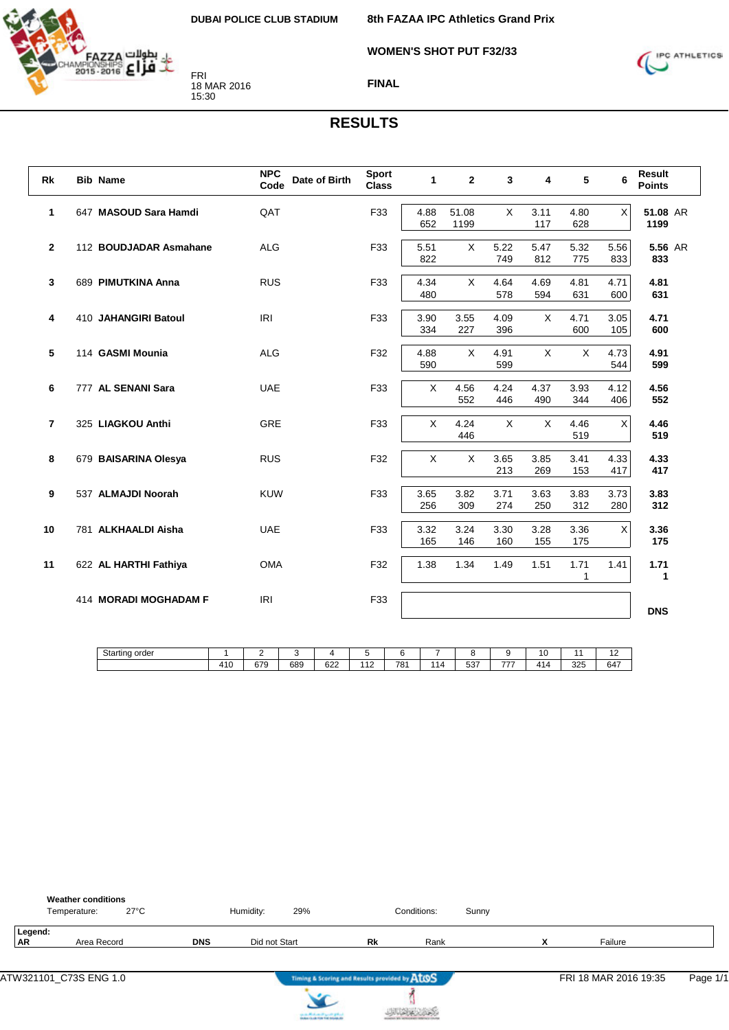DUBAI POLICE CLUB STADIUM

FRI
18 MAR 2016
15:30

# 8th FAZAA IPC Athletics Grand Prix

## WOMEN'S SHOT PUT F32/33

### FINAL

## RESULTS

| Rk | Bib | Name | NPC Code | Date of Birth | Sport Class | 1 | 2 | 3 | 4 | 5 | 6 | Result Points | |
|---|---|---|---|---|---|---|---|---|---|---|---|---|---|
| 1 | 647 | **MASOUD Sara Hamdi** | QAT | | F33 | 4.88 652 | 51.08 1199 | X | 3.11 117 | 4.80 628 | X | **51.08 1199** | AR |
| 2 | 112 | **BOUDJADAR Asmahane** | ALG | | F33 | 5.51 822 | X | 5.22 749 | 5.47 812 | 5.32 775 | 5.56 833 | **5.56 833** | AR |
| 3 | 689 | **PIMUTKINA Anna** | RUS | | F33 | 4.34 480 | X | 4.64 578 | 4.69 594 | 4.81 631 | 4.71 600 | **4.81 631** | |
| 4 | 410 | **JAHANGIRI Batoul** | IRI | | F33 | 3.90 334 | 3.55 227 | 4.09 396 | X | 4.71 600 | 3.05 105 | **4.71 600** | |
| 5 | 114 | **GASMI Mounia** | ALG | | F32 | 4.88 590 | X | 4.91 599 | X | X | 4.73 544 | **4.91 599** | |
| 6 | 777 | **AL SENANI Sara** | UAE | | F33 | X | 4.56 552 | 4.24 446 | 4.37 490 | 3.93 344 | 4.12 406 | **4.56 552** | |
| 7 | 325 | **LIAGKOU Anthi** | GRE | | F33 | X | 4.24 446 | X | X | 4.46 519 | X | **4.46 519** | |
| 8 | 679 | **BAISARINA Olesya** | RUS | | F32 | X | X | 3.65 213 | 3.85 269 | 3.41 153 | 4.33 417 | **4.33 417** | |
| 9 | 537 | **ALMAJDI Noorah** | KUW | | F33 | 3.65 256 | 3.82 309 | 3.71 274 | 3.63 250 | 3.83 312 | 3.73 280 | **3.83 312** | |
| 10 | 781 | **ALKHAALDI Aisha** | UAE | | F33 | 3.32 165 | 3.24 146 | 3.30 160 | 3.28 155 | 3.36 175 | X | **3.36 175** | |
| 11 | 622 | **AL HARTHI Fathiya** | OMA | | F32 | 1.38 | 1.34 | 1.49 | 1.51 | 1.71 1 | 1.41 | **1.71 1** | |
| | 414 | **MORADI MOGHADAM F** | IRI | | F33 | | | | | | | **DNS** | |

| Starting order | 1 | 2 | 3 | 4 | 5 | 6 | 7 | 8 | 9 | 10 | 11 | 12 |
|---|---|---|---|---|---|---|---|---|---|---|---|---|
| | 410 | 679 | 689 | 622 | 112 | 781 | 114 | 537 | 777 | 414 | 325 | 647 |

**Weather conditions**
Temperature: 27°C　Humidity: 29%　Conditions: Sunny

**Legend:**
**AR** Area Record　**DNS** Did not Start　**Rk** Rank　**X** Failure

ATW321101_C73S ENG 1.0　Timing & Scoring and Results provided by AtoS　FRI 18 MAR 2016 19:35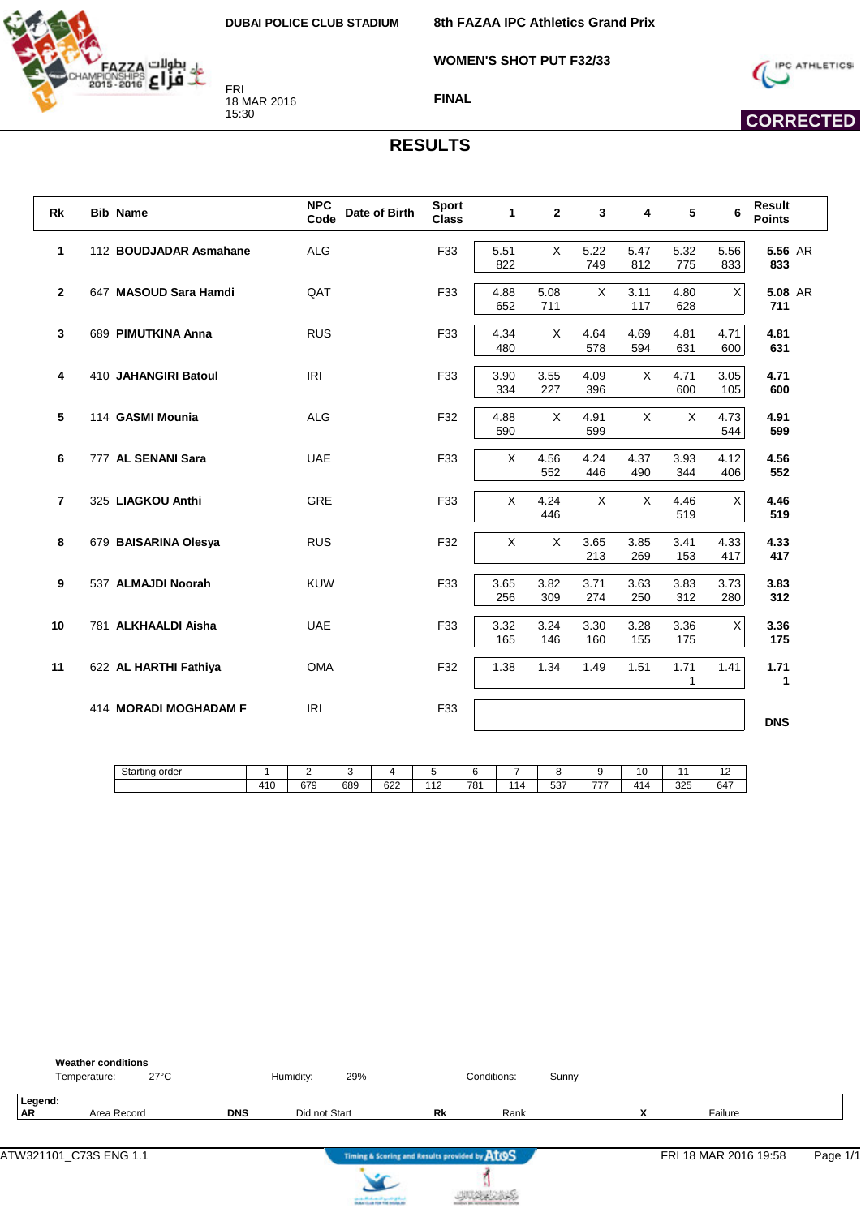DUBAI POLICE CLUB STADIUM

FRI
18 MAR 2016
15:30

# 8th FAZAA IPC Athletics Grand Prix

## WOMEN'S SHOT PUT F32/33

### FINAL

**CORRECTED**

## RESULTS

| Rk | Bib | Name | NPC Code | Date of Birth | Sport Class | 1 | 2 | 3 | 4 | 5 | 6 | Result Points |
|---|---|---|---|---|---|---|---|---|---|---|---|---|
| 1 | 112 | **BOUDJADAR Asmahane** | ALG | | F33 | 5.51 822 | X | 5.22 749 | 5.47 812 | 5.32 775 | 5.56 833 | **5.56** AR **833** |
| 2 | 647 | **MASOUD Sara Hamdi** | QAT | | F33 | 4.88 652 | 5.08 711 | X | 3.11 117 | 4.80 628 | X | **5.08** AR **711** |
| 3 | 689 | **PIMUTKINA Anna** | RUS | | F33 | 4.34 480 | X | 4.64 578 | 4.69 594 | 4.81 631 | 4.71 600 | **4.81** **631** |
| 4 | 410 | **JAHANGIRI Batoul** | IRI | | F33 | 3.90 334 | 3.55 227 | 4.09 396 | X | 4.71 600 | 3.05 105 | **4.71** **600** |
| 5 | 114 | **GASMI Mounia** | ALG | | F32 | 4.88 590 | X | 4.91 599 | X | X | 4.73 544 | **4.91** **599** |
| 6 | 777 | **AL SENANI Sara** | UAE | | F33 | X | 4.56 552 | 4.24 446 | 4.37 490 | 3.93 344 | 4.12 406 | **4.56** **552** |
| 7 | 325 | **LIAGKOU Anthi** | GRE | | F33 | X | 4.24 446 | X | X | 4.46 519 | X | **4.46** **519** |
| 8 | 679 | **BAISARINA Olesya** | RUS | | F32 | X | X | 3.65 213 | 3.85 269 | 3.41 153 | 4.33 417 | **4.33** **417** |
| 9 | 537 | **ALMAJDI Noorah** | KUW | | F33 | 3.65 256 | 3.82 309 | 3.71 274 | 3.63 250 | 3.83 312 | 3.73 280 | **3.83** **312** |
| 10 | 781 | **ALKHAALDI Aisha** | UAE | | F33 | 3.32 165 | 3.24 146 | 3.30 160 | 3.28 155 | 3.36 175 | X | **3.36** **175** |
| 11 | 622 | **AL HARTHI Fathiya** | OMA | | F32 | 1.38 | 1.34 | 1.49 | 1.51 | 1.71 1 | 1.41 | **1.71** **1** |
| | 414 | **MORADI MOGHADAM F** | IRI | | F33 | | | | | | | **DNS** |

| Starting order | 1 | 2 | 3 | 4 | 5 | 6 | 7 | 8 | 9 | 10 | 11 | 12 |
|---|---|---|---|---|---|---|---|---|---|---|---|---|
| | 410 | 679 | 689 | 622 | 112 | 781 | 114 | 537 | 777 | 414 | 325 | 647 |

**Weather conditions**

Temperature: 27°C    Humidity: 29%    Conditions: Sunny

**Legend:**

| | | | | | | | |
|---|---|---|---|---|---|---|---|
| **AR** | Area Record | **DNS** | Did not Start | **Rk** | Rank | **X** | Failure |

ATW321101_C73S ENG 1.1    Timing & Scoring and Results provided by AtoS    FRI 18 MAR 2016 19:58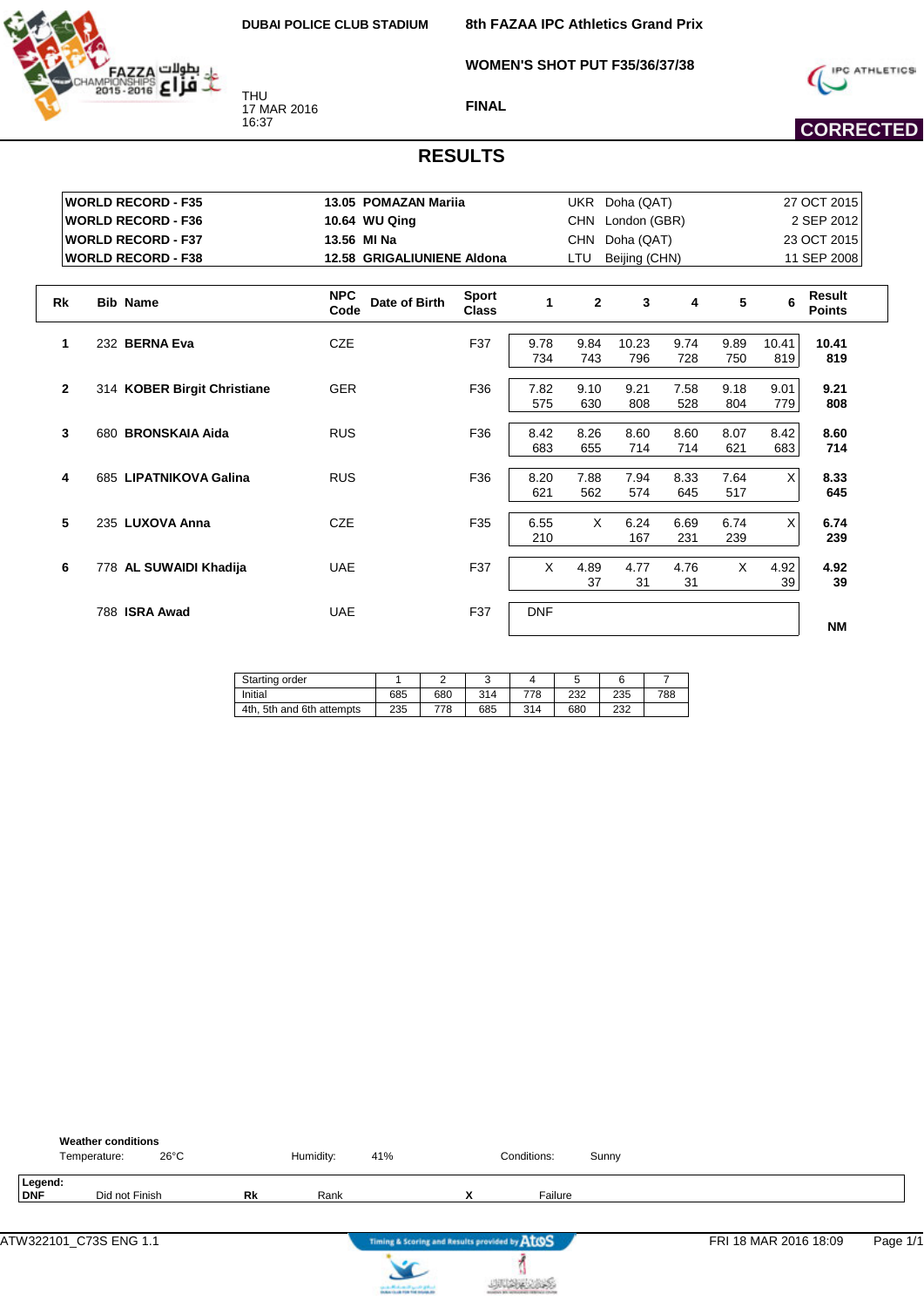DUBAI POLICE CLUB STADIUM

THU
17 MAR 2016
16:37

# 8th FAZAA IPC Athletics Grand Prix

## WOMEN'S SHOT PUT F35/36/37/38

### FINAL

**CORRECTED**

## RESULTS

| | | | | |
|---|---|---|---|---|
| **WORLD RECORD - F35** | **13.05 POMAZAN Mariia** | UKR | Doha (QAT) | 27 OCT 2015 |
| **WORLD RECORD - F36** | **10.64 WU Qing** | CHN | London (GBR) | 2 SEP 2012 |
| **WORLD RECORD - F37** | **13.56 MI Na** | CHN | Doha (QAT) | 23 OCT 2015 |
| **WORLD RECORD - F38** | **12.58 GRIGALIUNIENE Aldona** | LTU | Beijing (CHN) | 11 SEP 2008 |

| Rk | Bib | Name | NPC Code | Date of Birth | Sport Class | 1 | 2 | 3 | 4 | 5 | 6 | Result Points |
|---|---|---|---|---|---|---|---|---|---|---|---|---|
| 1 | 232 | **BERNA Eva** | CZE | | F37 | 9.78 734 | 9.84 743 | 10.23 796 | 9.74 728 | 9.89 750 | 10.41 819 | **10.41 819** |
| 2 | 314 | **KOBER Birgit Christiane** | GER | | F36 | 7.82 575 | 9.10 630 | 9.21 808 | 7.58 528 | 9.18 804 | 9.01 779 | **9.21 808** |
| 3 | 680 | **BRONSKAIA Aida** | RUS | | F36 | 8.42 683 | 8.26 655 | 8.60 714 | 8.60 714 | 8.07 621 | 8.42 683 | **8.60 714** |
| 4 | 685 | **LIPATNIKOVA Galina** | RUS | | F36 | 8.20 621 | 7.88 562 | 7.94 574 | 8.33 645 | 7.64 517 | X | **8.33 645** |
| 5 | 235 | **LUXOVA Anna** | CZE | | F35 | 6.55 210 | X | 6.24 167 | 6.69 231 | 6.74 239 | X | **6.74 239** |
| 6 | 778 | **AL SUWAIDI Khadija** | UAE | | F37 | X | 4.89 37 | 4.77 31 | 4.76 31 | X | 4.92 39 | **4.92 39** |
| | 788 | **ISRA Awad** | UAE | | F37 | DNF | | | | | | **NM** |

| Starting order | 1 | 2 | 3 | 4 | 5 | 6 | 7 |
|---|---|---|---|---|---|---|---|
| Initial | 685 | 680 | 314 | 778 | 232 | 235 | 788 |
| 4th, 5th and 6th attempts | 235 | 778 | 685 | 314 | 680 | 232 | |

**Weather conditions**
Temperature: 26°C Humidity: 41% Conditions: Sunny

**Legend:**
**DNF** Did not Finish **Rk** Rank **X** Failure

ATW322101_C73S ENG 1.1 FRI 18 MAR 2016 18:09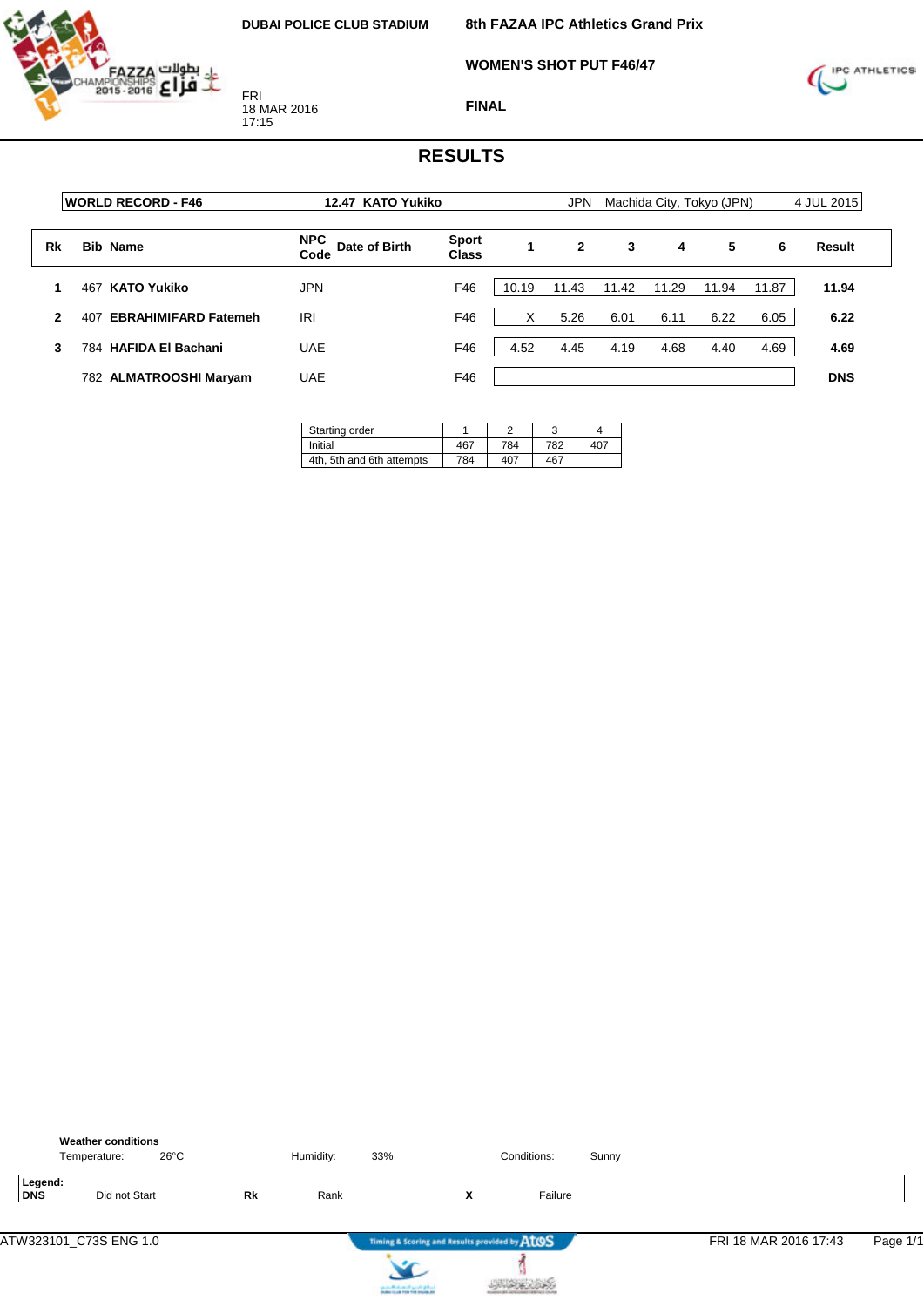DUBAI POLICE CLUB STADIUM

FRI
18 MAR 2016
17:15

**8th FAZAA IPC Athletics Grand Prix**

**WOMEN'S SHOT PUT F46/47**

**FINAL**

# RESULTS

| WORLD RECORD - F46 | 12.47 KATO Yukiko | JPN | Machida City, Tokyo (JPN) | 4 JUL 2015 |
|---|---|---|---|---|

| Rk | Bib | Name | NPC Code | Date of Birth | Sport Class | 1 | 2 | 3 | 4 | 5 | 6 | Result |
|---|---|---|---|---|---|---|---|---|---|---|---|---|
| 1 | 467 | **KATO Yukiko** | JPN | | F46 | 10.19 | 11.43 | 11.42 | 11.29 | 11.94 | 11.87 | **11.94** |
| 2 | 407 | **EBRAHIMIFARD Fatemeh** | IRI | | F46 | X | 5.26 | 6.01 | 6.11 | 6.22 | 6.05 | **6.22** |
| 3 | 784 | **HAFIDA El Bachani** | UAE | | F46 | 4.52 | 4.45 | 4.19 | 4.68 | 4.40 | 4.69 | **4.69** |
| | 782 | **ALMATROOSHI Maryam** | UAE | | F46 | | | | | | | **DNS** |

| Starting order | 1 | 2 | 3 | 4 |
|---|---|---|---|---|
| Initial | 467 | 784 | 782 | 407 |
| 4th, 5th and 6th attempts | 784 | 407 | 467 | |

**Weather conditions**

Temperature: 26°C    Humidity: 33%    Conditions: Sunny

**Legend:**

**DNS** Did not Start    **Rk** Rank    **X** Failure

ATW323101_C73S ENG 1.0    Timing & Scoring and Results provided by AtoS    FRI 18 MAR 2016 17:43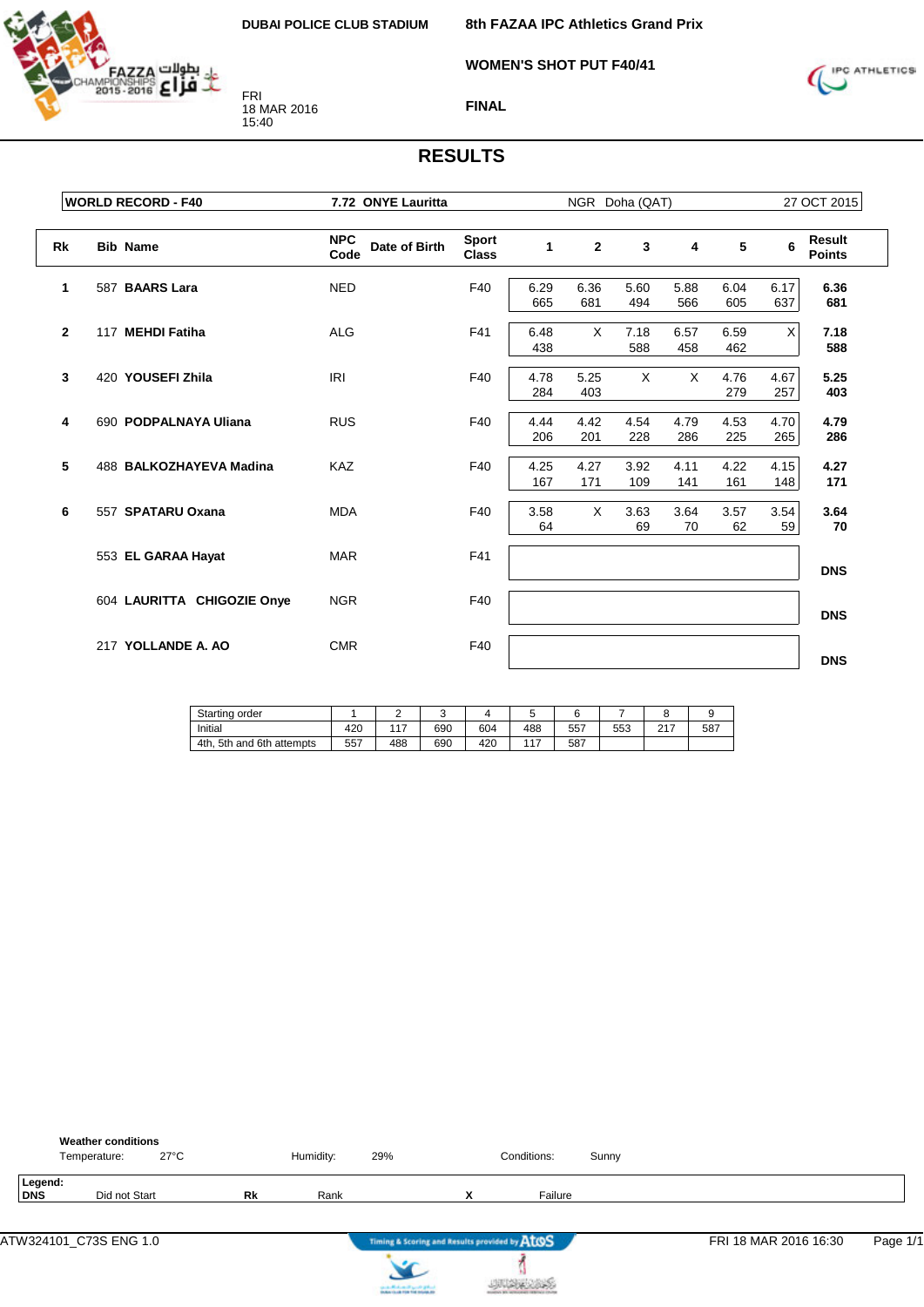DUBAI POLICE CLUB STADIUM

**8th FAZAA IPC Athletics Grand Prix**

**WOMEN'S SHOT PUT F40/41**

FRI
18 MAR 2016
15:40

**FINAL**

# RESULTS

| WORLD RECORD - F40 | 7.72 ONYE Lauritta | NGR Doha (QAT) | 27 OCT 2015 |
|---|---|---|---|

| Rk | Bib | Name | NPC Code | Date of Birth | Sport Class | 1 | 2 | 3 | 4 | 5 | 6 | Result Points |
|---|---|---|---|---|---|---|---|---|---|---|---|---|
| 1 | 587 | **BAARS Lara** | NED | | F40 | 6.29 665 | 6.36 681 | 5.60 494 | 5.88 566 | 6.04 605 | 6.17 637 | **6.36 681** |
| 2 | 117 | **MEHDI Fatiha** | ALG | | F41 | 6.48 438 | X | 7.18 588 | 6.57 458 | 6.59 462 | X | **7.18 588** |
| 3 | 420 | **YOUSEFI Zhila** | IRI | | F40 | 4.78 284 | 5.25 403 | X | X | 4.76 279 | 4.67 257 | **5.25 403** |
| 4 | 690 | **PODPALNAYA Uliana** | RUS | | F40 | 4.44 206 | 4.42 201 | 4.54 228 | 4.79 286 | 4.53 225 | 4.70 265 | **4.79 286** |
| 5 | 488 | **BALKOZHAYEVA Madina** | KAZ | | F40 | 4.25 167 | 4.27 171 | 3.92 109 | 4.11 141 | 4.22 161 | 4.15 148 | **4.27 171** |
| 6 | 557 | **SPATARU Oxana** | MDA | | F40 | 3.58 64 | X | 3.63 69 | 3.64 70 | 3.57 62 | 3.54 59 | **3.64 70** |
| | 553 | **EL GARAA Hayat** | MAR | | F41 | | | | | | | **DNS** |
| | 604 | **LAURITTA CHIGOZIE Onye** | NGR | | F40 | | | | | | | **DNS** |
| | 217 | **YOLLANDE A. AO** | CMR | | F40 | | | | | | | **DNS** |

| Starting order | 1 | 2 | 3 | 4 | 5 | 6 | 7 | 8 | 9 |
|---|---|---|---|---|---|---|---|---|---|
| Initial | 420 | 117 | 690 | 604 | 488 | 557 | 553 | 217 | 587 |
| 4th, 5th and 6th attempts | 557 | 488 | 690 | 420 | 117 | 587 | | | |

**Weather conditions**

Temperature: 27°C    Humidity: 29%    Conditions: Sunny

**Legend:**

| **DNS** | Did not Start | **Rk** | Rank | **X** | Failure |
|---|---|---|---|---|---|

ATW324101_C73S ENG 1.0    Timing & Scoring and Results provided by AtoS    FRI 18 MAR 2016 16:30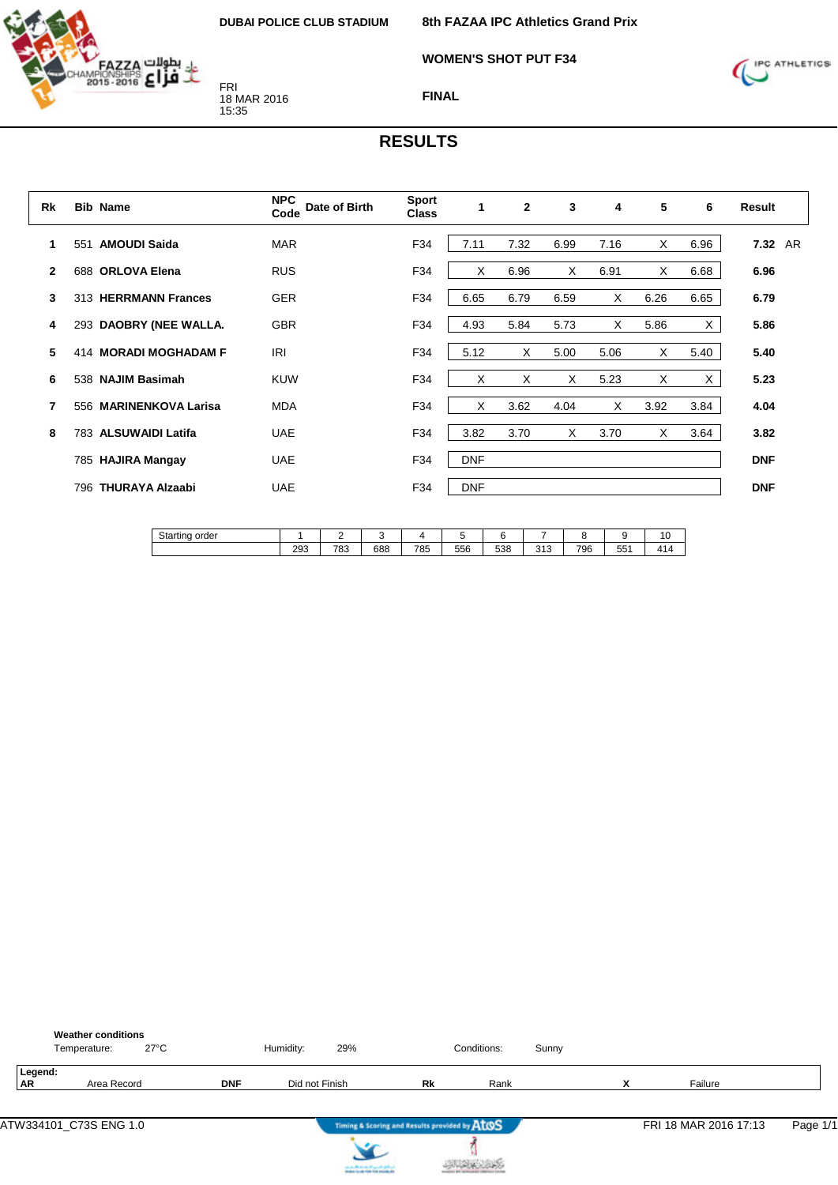DUBAI POLICE CLUB STADIUM

8th FAZAA IPC Athletics Grand Prix

WOMEN'S SHOT PUT F34

FINAL

FRI
18 MAR 2016
15:35

# RESULTS

| Rk | Bib | Name | NPC Code | Date of Birth | Sport Class | 1 | 2 | 3 | 4 | 5 | 6 | Result | |
|---|---|---|---|---|---|---|---|---|---|---|---|---|---|
| 1 | 551 | **AMOUDI Saida** | MAR | | F34 | 7.11 | 7.32 | 6.99 | 7.16 | X | 6.96 | **7.32** | AR |
| 2 | 688 | **ORLOVA Elena** | RUS | | F34 | X | 6.96 | X | 6.91 | X | 6.68 | **6.96** | |
| 3 | 313 | **HERRMANN Frances** | GER | | F34 | 6.65 | 6.79 | 6.59 | X | 6.26 | 6.65 | **6.79** | |
| 4 | 293 | **DAOBRY (NEE WALLA.** | GBR | | F34 | 4.93 | 5.84 | 5.73 | X | 5.86 | X | **5.86** | |
| 5 | 414 | **MORADI MOGHADAM F** | IRI | | F34 | 5.12 | X | 5.00 | 5.06 | X | 5.40 | **5.40** | |
| 6 | 538 | **NAJIM Basimah** | KUW | | F34 | X | X | X | 5.23 | X | X | **5.23** | |
| 7 | 556 | **MARINENKOVA Larisa** | MDA | | F34 | X | 3.62 | 4.04 | X | 3.92 | 3.84 | **4.04** | |
| 8 | 783 | **ALSUWAIDI Latifa** | UAE | | F34 | 3.82 | 3.70 | X | 3.70 | X | 3.64 | **3.82** | |
| | 785 | **HAJIRA Mangay** | UAE | | F34 | DNF | | | | | | **DNF** | |
| | 796 | **THURAYA Alzaabi** | UAE | | F34 | DNF | | | | | | **DNF** | |

| Starting order | 1 | 2 | 3 | 4 | 5 | 6 | 7 | 8 | 9 | 10 |
|---|---|---|---|---|---|---|---|---|---|---|
| | 293 | 783 | 688 | 785 | 556 | 538 | 313 | 796 | 551 | 414 |

**Weather conditions**
Temperature: 27°C Humidity: 29% Conditions: Sunny

**Legend:**
**AR** Area Record **DNF** Did not Finish **Rk** Rank **X** Failure

ATW334101_C73S ENG 1.0 Timing & Scoring and Results provided by AtoS FRI 18 MAR 2016 17:13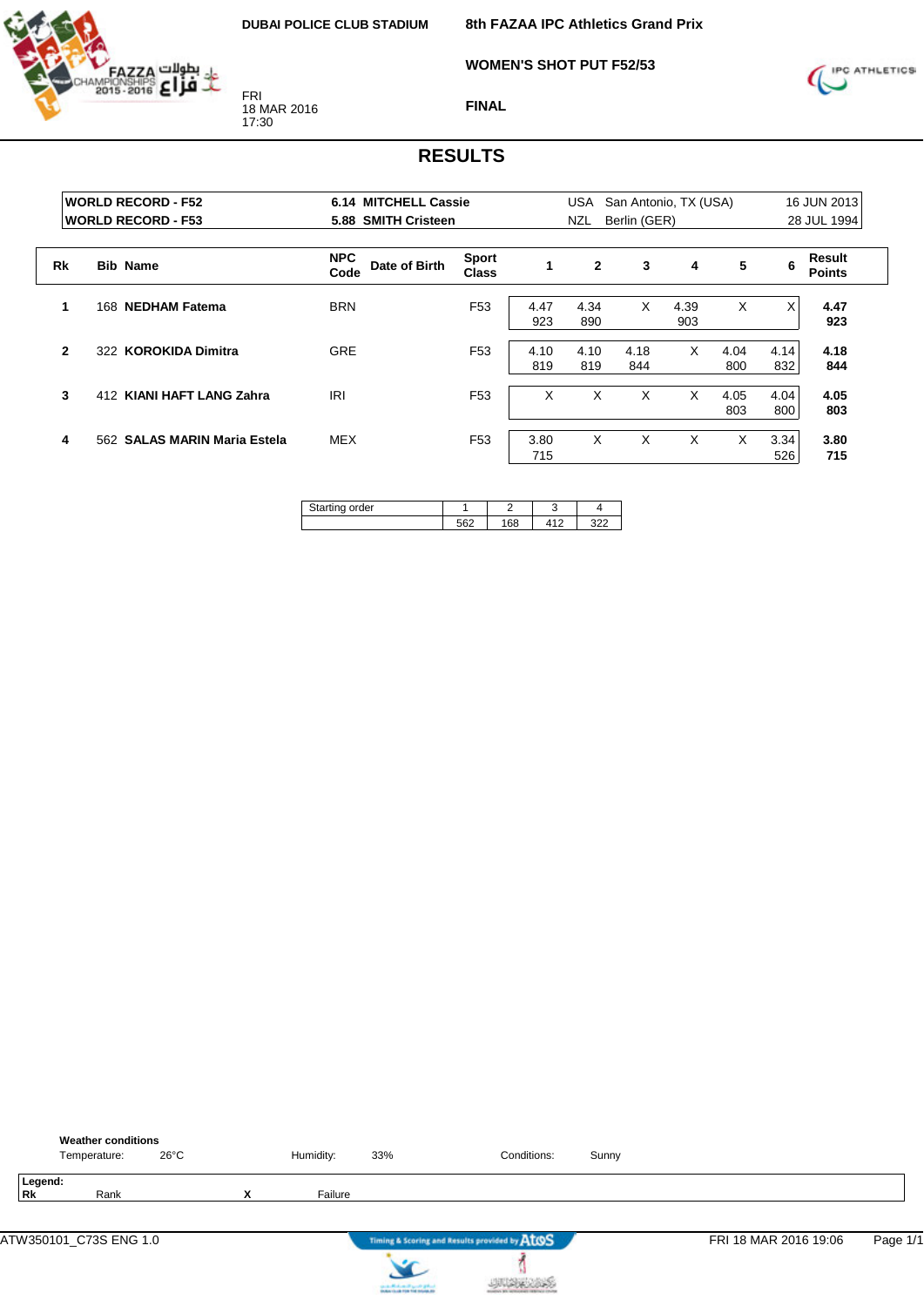DUBAI POLICE CLUB STADIUM

FRI
18 MAR 2016
17:30

**8th FAZAA IPC Athletics Grand Prix**

**WOMEN'S SHOT PUT F52/53**

**FINAL**

# RESULTS

| | | | | |
|---|---|---|---|---|
| **WORLD RECORD - F52** | **6.14 MITCHELL Cassie** | USA | San Antonio, TX (USA) | 16 JUN 2013 |
| **WORLD RECORD - F53** | **5.88 SMITH Cristeen** | NZL | Berlin (GER) | 28 JUL 1994 |

| Rk | Bib | Name | NPC Code | Date of Birth | Sport Class | 1 | 2 | 3 | 4 | 5 | 6 | Result Points |
|---|---|---|---|---|---|---|---|---|---|---|---|---|
| 1 | 168 | **NEDHAM Fatema** | BRN | | F53 | 4.47 923 | 4.34 890 | X | 4.39 903 | X | X | **4.47 923** |
| 2 | 322 | **KOROKIDA Dimitra** | GRE | | F53 | 4.10 819 | 4.10 819 | 4.18 844 | X | 4.04 800 | 4.14 832 | **4.18 844** |
| 3 | 412 | **KIANI HAFT LANG Zahra** | IRI | | F53 | X | X | X | X | 4.05 803 | 4.04 800 | **4.05 803** |
| 4 | 562 | **SALAS MARIN Maria Estela** | MEX | | F53 | 3.80 715 | X | X | X | X | 3.34 526 | **3.80 715** |

| Starting order | 1 | 2 | 3 | 4 |
|---|---|---|---|---|
| | 562 | 168 | 412 | 322 |

**Weather conditions**

Temperature: 26°C Humidity: 33% Conditions: Sunny

**Legend:**
**Rk** Rank **X** Failure

ATW350101_C73S ENG 1.0 FRI 18 MAR 2016 19:06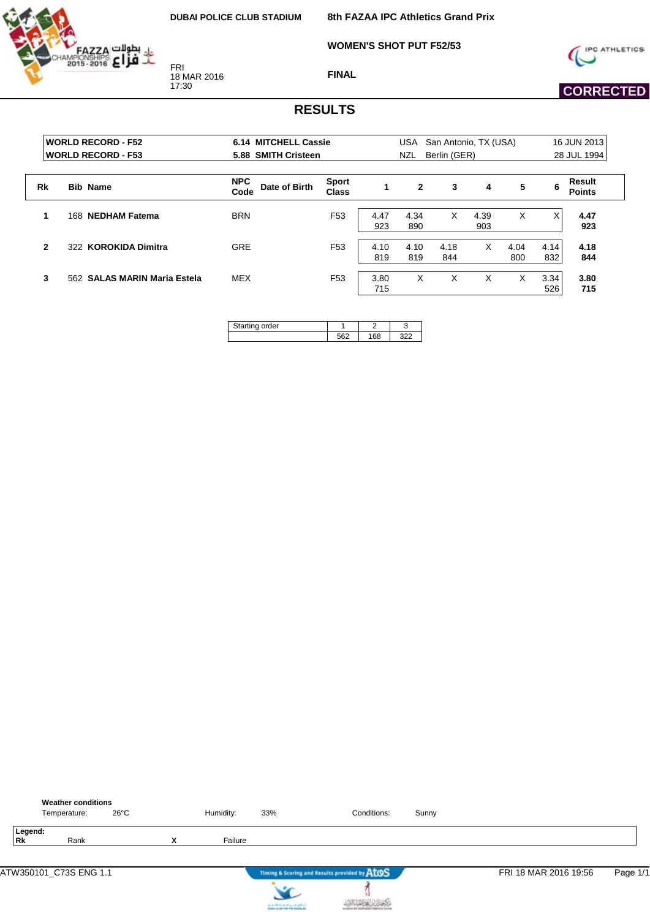DUBAI POLICE CLUB STADIUM

FRI
18 MAR 2016
17:30

**8th FAZAA IPC Athletics Grand Prix**

**WOMEN'S SHOT PUT F52/53**

**FINAL**

**CORRECTED**

# RESULTS

| | | | | | |
|---|---|---|---|---|---|
| **WORLD RECORD - F52** | **6.14** | **MITCHELL Cassie** | USA | San Antonio, TX (USA) | 16 JUN 2013 |
| **WORLD RECORD - F53** | **5.88** | **SMITH Cristeen** | NZL | Berlin (GER) | 28 JUL 1994 |

| Rk | Bib | Name | NPC Code | Date of Birth | Sport Class | 1 | 2 | 3 | 4 | 5 | 6 | Result Points |
|---|---|---|---|---|---|---|---|---|---|---|---|---|
| **1** | 168 | **NEDHAM Fatema** | BRN | | F53 | 4.47 923 | 4.34 890 | X | 4.39 903 | X | X | **4.47 923** |
| **2** | 322 | **KOROKIDA Dimitra** | GRE | | F53 | 4.10 819 | 4.10 819 | 4.18 844 | X | 4.04 800 | 4.14 832 | **4.18 844** |
| **3** | 562 | **SALAS MARIN Maria Estela** | MEX | | F53 | 3.80 715 | X | X | X | X | 3.34 526 | **3.80 715** |

| Starting order | 1 | 2 | 3 |
|---|---|---|---|
| | 562 | 168 | 322 |

**Weather conditions**

Temperature: 26°C Humidity: 33% Conditions: Sunny

**Legend:**

| | | | |
|---|---|---|---|
| **Rk** | Rank | **X** | Failure |

ATW350101_C73S ENG 1.1 FRI 18 MAR 2016 19:56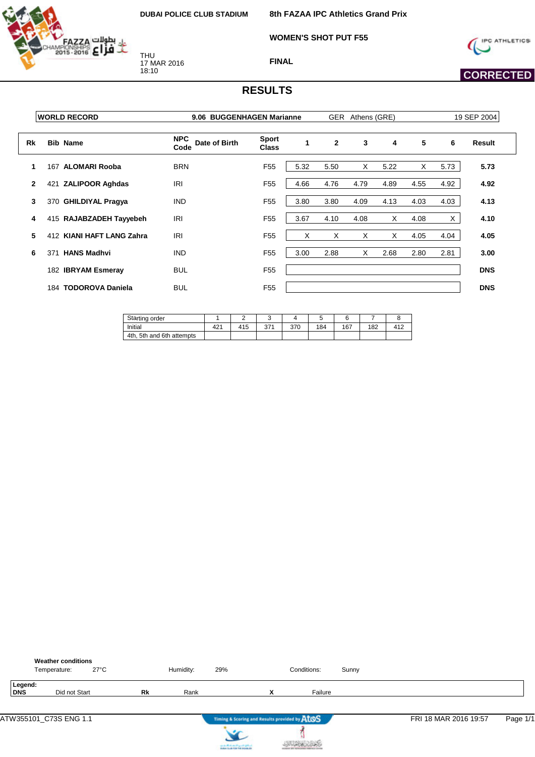DUBAI POLICE CLUB STADIUM

THU
17 MAR 2016
18:10

# 8th FAZAA IPC Athletics Grand Prix

## WOMEN'S SHOT PUT F55

### FINAL

**CORRECTED**

## RESULTS

| WORLD RECORD | 9.06 BUGGENHAGEN Marianne | GER Athens (GRE) | 19 SEP 2004 |
|---|---|---|---|

| Rk | Bib | Name | NPC Code | Date of Birth | Sport Class | 1 | 2 | 3 | 4 | 5 | 6 | Result |
|---|---|---|---|---|---|---|---|---|---|---|---|---|
| 1 | 167 | **ALOMARI Rooba** | BRN | | F55 | 5.32 | 5.50 | X | 5.22 | X | 5.73 | **5.73** |
| 2 | 421 | **ZALIPOOR Aghdas** | IRI | | F55 | 4.66 | 4.76 | 4.79 | 4.89 | 4.55 | 4.92 | **4.92** |
| 3 | 370 | **GHILDIYAL Pragya** | IND | | F55 | 3.80 | 3.80 | 4.09 | 4.13 | 4.03 | 4.03 | **4.13** |
| 4 | 415 | **RAJABZADEH Tayyebeh** | IRI | | F55 | 3.67 | 4.10 | 4.08 | X | 4.08 | X | **4.10** |
| 5 | 412 | **KIANI HAFT LANG Zahra** | IRI | | F55 | X | X | X | X | 4.05 | 4.04 | **4.05** |
| 6 | 371 | **HANS Madhvi** | IND | | F55 | 3.00 | 2.88 | X | 2.68 | 2.80 | 2.81 | **3.00** |
| | 182 | **IBRYAM Esmeray** | BUL | | F55 | | | | | | | **DNS** |
| | 184 | **TODOROVA Daniela** | BUL | | F55 | | | | | | | **DNS** |

| Starting order | 1 | 2 | 3 | 4 | 5 | 6 | 7 | 8 |
|---|---|---|---|---|---|---|---|---|
| Initial | 421 | 415 | 371 | 370 | 184 | 167 | 182 | 412 |
| 4th, 5th and 6th attempts | | | | | | | | |

**Weather conditions**
Temperature: 27°C | Humidity: 29% | Conditions: Sunny

**Legend:**

| | | | | | |
|---|---|---|---|---|---|
| **DNS** | Did not Start | **Rk** | Rank | **X** | Failure |

ATW355101_C73S ENG 1.1 — Timing & Scoring and Results provided by AtoS — FRI 18 MAR 2016 19:57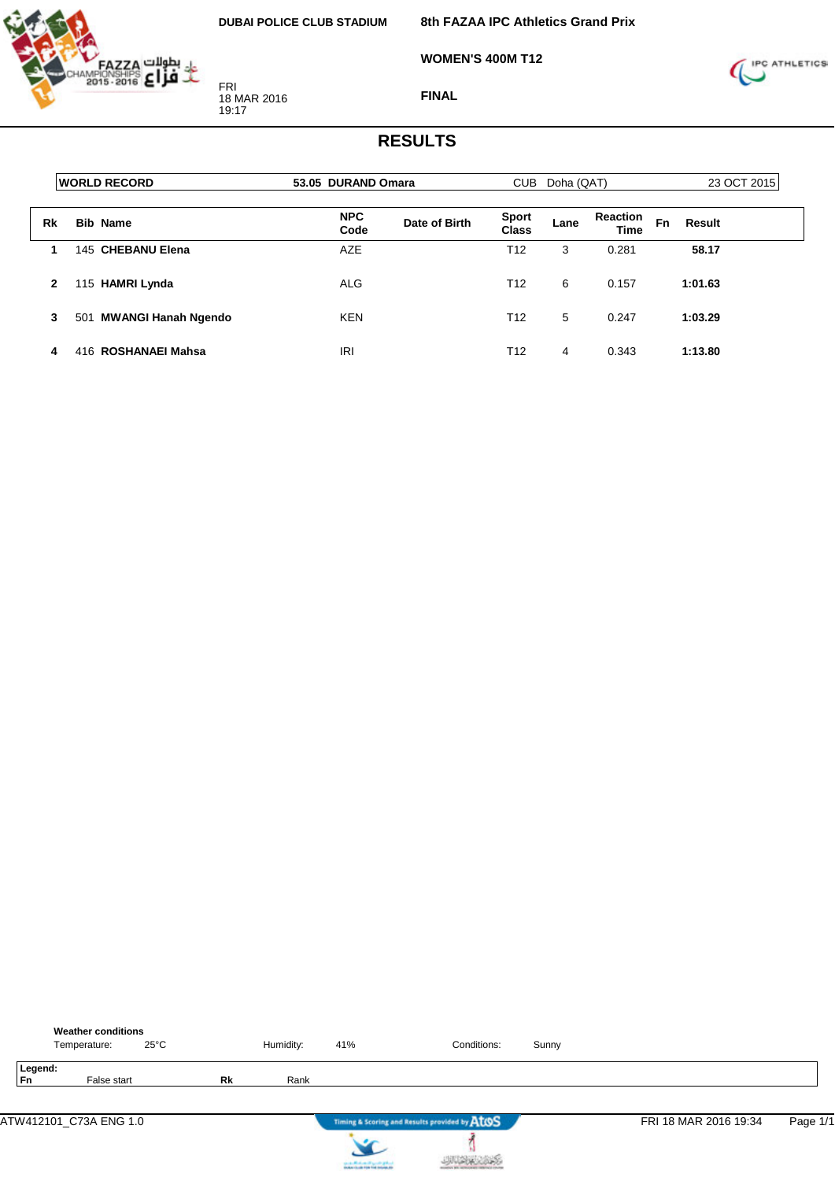DUBAI POLICE CLUB STADIUM

FRI
18 MAR 2016
19:17

**8th FAZAA IPC Athletics Grand Prix**

**WOMEN'S 400M T12**

**FINAL**

# RESULTS

| WORLD RECORD | 53.05 DURAND Omara | CUB Doha (QAT) | 23 OCT 2015 |
|---|---|---|---|

| Rk | Bib | Name | NPC Code | Date of Birth | Sport Class | Lane | Reaction Time | Fn | Result |
|---|---|---|---|---|---|---|---|---|---|
| 1 | 145 | **CHEBANU Elena** | AZE | | T12 | 3 | 0.281 | | **58.17** |
| 2 | 115 | **HAMRI Lynda** | ALG | | T12 | 6 | 0.157 | | **1:01.63** |
| 3 | 501 | **MWANGI Hanah Ngendo** | KEN | | T12 | 5 | 0.247 | | **1:03.29** |
| 4 | 416 | **ROSHANAEI Mahsa** | IRI | | T12 | 4 | 0.343 | | **1:13.80** |

**Weather conditions**
Temperature: 25°C    Humidity: 41%    Conditions: Sunny

**Legend:**
**Fn** False start    **Rk** Rank

ATW412101_C73A ENG 1.0    Timing & Scoring and Results provided by AtoS    FRI 18 MAR 2016 19:34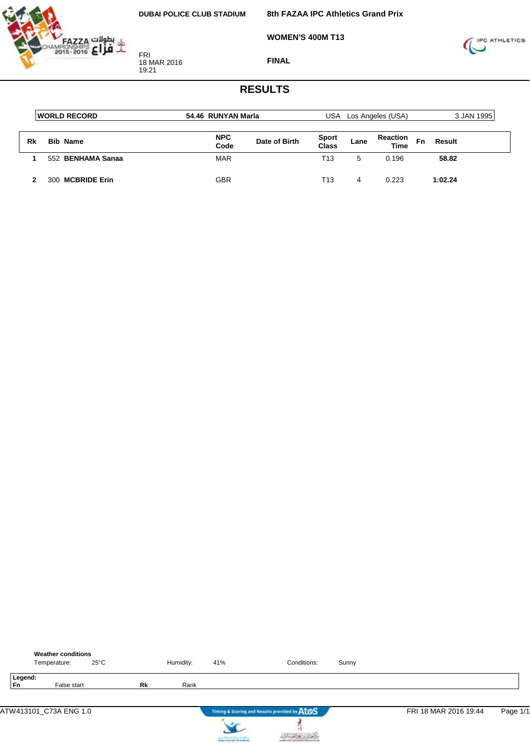DUBAI POLICE CLUB STADIUM

FRI
18 MAR 2016
19:21

8th FAZAA IPC Athletics Grand Prix

WOMEN'S 400M T13

FINAL

# RESULTS

| WORLD RECORD | 54.46 RUNYAN Marla | USA | Los Angeles (USA) | 3 JAN 1995 |
|---|---|---|---|---|

| Rk | Bib | Name | NPC Code | Date of Birth | Sport Class | Lane | Reaction Time | Fn | Result |
|---|---|---|---|---|---|---|---|---|---|
| 1 | 552 | **BENHAMA Sanaa** | MAR | | T13 | 5 | 0.196 | | **58.82** |
| 2 | 300 | **MCBRIDE Erin** | GBR | | T13 | 4 | 0.223 | | **1:02.24** |

**Weather conditions**

Temperature: 25°C  Humidity: 41%  Conditions: Sunny

**Legend:**

| | | | |
|---|---|---|---|
| **Fn** | False start | **Rk** | Rank |

ATW413101_C73A ENG 1.0  Timing & Scoring and Results provided by AtoS  FRI 18 MAR 2016 19:44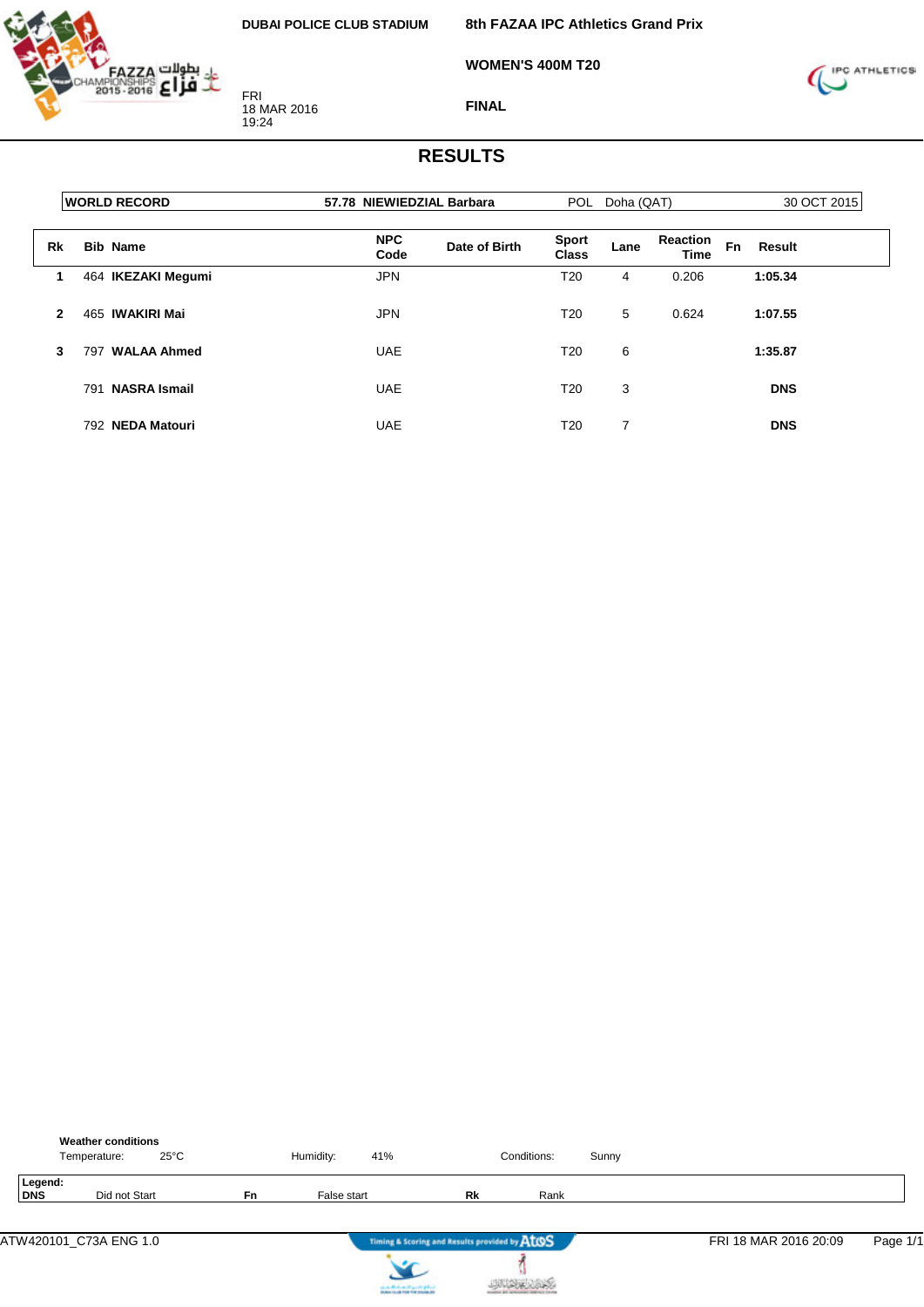DUBAI POLICE CLUB STADIUM

FRI
18 MAR 2016
19:24

**8th FAZAA IPC Athletics Grand Prix**

**WOMEN'S 400M T20**

**FINAL**

# RESULTS

| WORLD RECORD | 57.78 NIEWIEDZIAL Barbara | POL | Doha (QAT) | 30 OCT 2015 |
|---|---|---|---|---|

| Rk | Bib | Name | NPC Code | Date of Birth | Sport Class | Lane | Reaction Time | Fn | Result |
|---|---|---|---|---|---|---|---|---|---|
| 1 | 464 | IKEZAKI Megumi | JPN | | T20 | 4 | 0.206 | | 1:05.34 |
| 2 | 465 | IWAKIRI Mai | JPN | | T20 | 5 | 0.624 | | 1:07.55 |
| 3 | 797 | WALAA Ahmed | UAE | | T20 | 6 | | | 1:35.87 |
| | 791 | NASRA Ismail | UAE | | T20 | 3 | | | DNS |
| | 792 | NEDA Matouri | UAE | | T20 | 7 | | | DNS |

**Weather conditions**

Temperature: 25°C Humidity: 41% Conditions: Sunny

**Legend:**

| | | | | | |
|---|---|---|---|---|---|
| DNS | Did not Start | Fn | False start | Rk | Rank |

ATW420101_C73A ENG 1.0 — Timing & Scoring and Results provided by AtoS — FRI 18 MAR 2016 20:09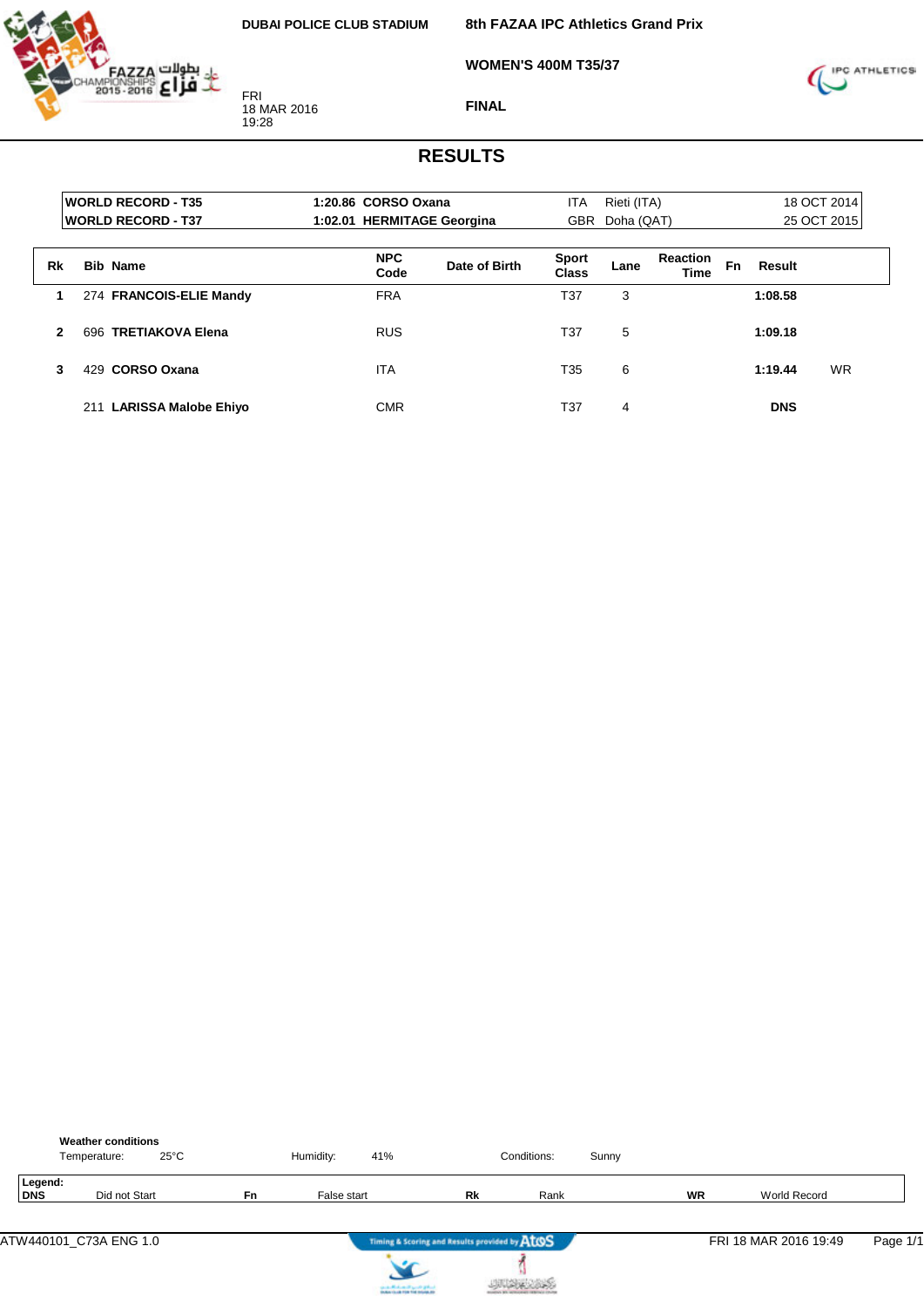DUBAI POLICE CLUB STADIUM

**8th FAZAA IPC Athletics Grand Prix**

**WOMEN'S 400M T35/37**

FRI
18 MAR 2016
19:28

**FINAL**

# RESULTS

| | | | | |
|---|---|---|---|---|
| **WORLD RECORD - T35** | **1:20.86 CORSO Oxana** | ITA | Rieti (ITA) | 18 OCT 2014 |
| **WORLD RECORD - T37** | **1:02.01 HERMITAGE Georgina** | GBR | Doha (QAT) | 25 OCT 2015 |

| Rk | Bib | Name | NPC Code | Date of Birth | Sport Class | Lane | Reaction Time | Fn | Result | |
|---|---|---|---|---|---|---|---|---|---|---|
| 1 | 274 | **FRANCOIS-ELIE Mandy** | FRA | | T37 | 3 | | | **1:08.58** | |
| 2 | 696 | **TRETIAKOVA Elena** | RUS | | T37 | 5 | | | **1:09.18** | |
| 3 | 429 | **CORSO Oxana** | ITA | | T35 | 6 | | | **1:19.44** | WR |
| | 211 | **LARISSA Malobe Ehiyo** | CMR | | T37 | 4 | | | **DNS** | |

**Weather conditions**
Temperature: 25°C    Humidity: 41%    Conditions: Sunny

**Legend:**

| | | | | | | | |
|---|---|---|---|---|---|---|---|
| **DNS** | Did not Start | **Fn** | False start | **Rk** | Rank | **WR** | World Record |

ATW440101_C73A ENG 1.0    Timing & Scoring and Results provided by AtoS    FRI 18 MAR 2016 19:49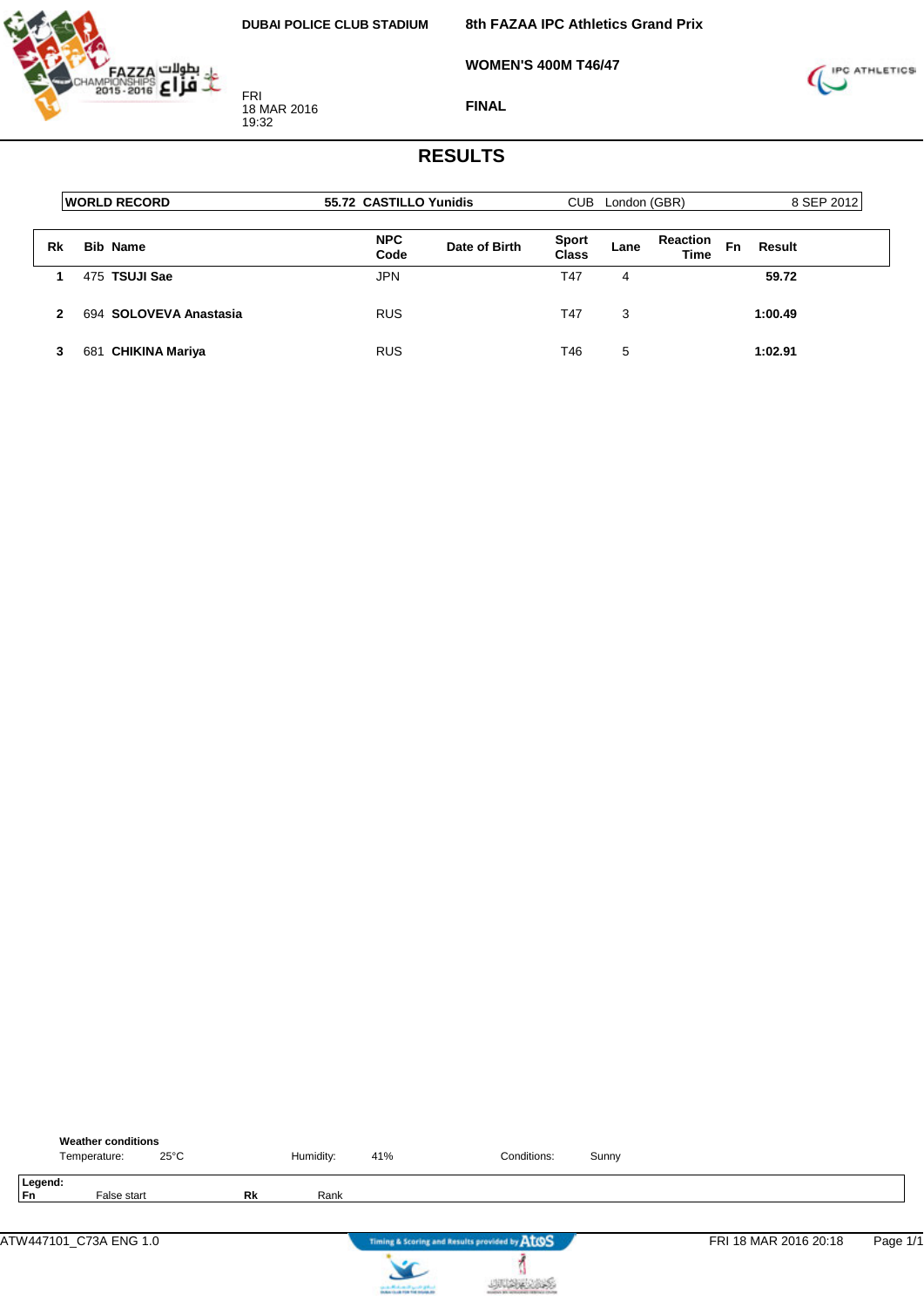DUBAI POLICE CLUB STADIUM

FRI
18 MAR 2016
19:32

**8th FAZAA IPC Athletics Grand Prix**

**WOMEN'S 400M T46/47**

**FINAL**

# RESULTS

| WORLD RECORD | 55.72 CASTILLO Yunidis | CUB | London (GBR) | 8 SEP 2012 |
|---|---|---|---|---|

| Rk | Bib | Name | NPC Code | Date of Birth | Sport Class | Lane | Reaction Time | Fn | Result |
|---|---|---|---|---|---|---|---|---|---|
| 1 | 475 | **TSUJI Sae** | JPN | | T47 | 4 | | | **59.72** |
| 2 | 694 | **SOLOVEVA Anastasia** | RUS | | T47 | 3 | | | **1:00.49** |
| 3 | 681 | **CHIKINA Mariya** | RUS | | T46 | 5 | | | **1:02.91** |

**Weather conditions**

Temperature: 25°C    Humidity: 41%    Conditions: Sunny

**Legend:**
**Fn** False start    **Rk** Rank

ATW447101_C73A ENG 1.0    Timing & Scoring and Results provided by AtoS    FRI 18 MAR 2016 20:18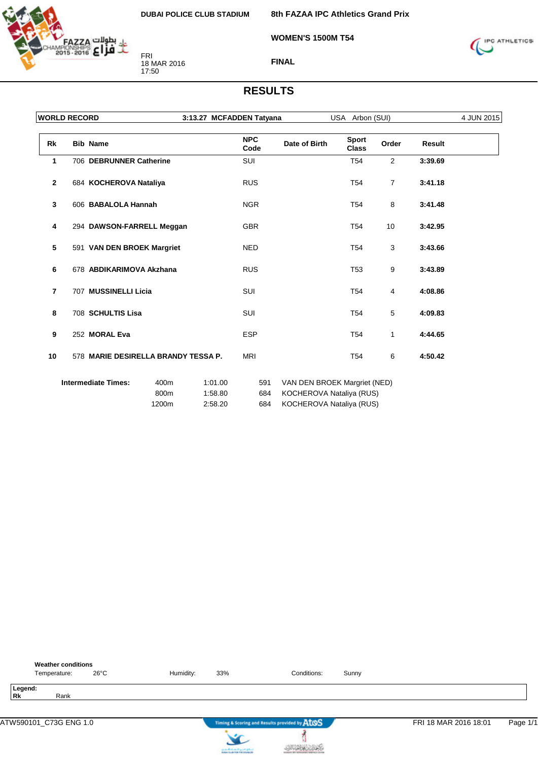DUBAI POLICE CLUB STADIUM

FRI
18 MAR 2016
17:50

**8th FAZAA IPC Athletics Grand Prix**

**WOMEN'S 1500M T54**

**FINAL**

# RESULTS

| WORLD RECORD | 3:13.27 MCFADDEN Tatyana | USA Arbon (SUI) | 4 JUN 2015 |
|---|---|---|---|

| Rk | Bib | Name | NPC Code | Date of Birth | Sport Class | Order | Result |
|---|---|---|---|---|---|---|---|
| 1 | 706 | **DEBRUNNER Catherine** | SUI | | T54 | 2 | **3:39.69** |
| 2 | 684 | **KOCHEROVA Nataliya** | RUS | | T54 | 7 | **3:41.18** |
| 3 | 606 | **BABALOLA Hannah** | NGR | | T54 | 8 | **3:41.48** |
| 4 | 294 | **DAWSON-FARRELL Meggan** | GBR | | T54 | 10 | **3:42.95** |
| 5 | 591 | **VAN DEN BROEK Margriet** | NED | | T54 | 3 | **3:43.66** |
| 6 | 678 | **ABDIKARIMOVA Akzhana** | RUS | | T53 | 9 | **3:43.89** |
| 7 | 707 | **MUSSINELLI Licia** | SUI | | T54 | 4 | **4:08.86** |
| 8 | 708 | **SCHULTIS Lisa** | SUI | | T54 | 5 | **4:09.83** |
| 9 | 252 | **MORAL Eva** | ESP | | T54 | 1 | **4:44.65** |
| 10 | 578 | **MARIE DESIRELLA BRANDY TESSA P.** | MRI | | T54 | 6 | **4:50.42** |

| **Intermediate Times:** | 400m | 1:01.00 | 591 | VAN DEN BROEK Margriet (NED) |
|---|---|---|---|---|
| | 800m | 1:58.80 | 684 | KOCHEROVA Nataliya (RUS) |
| | 1200m | 2:58.20 | 684 | KOCHEROVA Nataliya (RUS) |

**Weather conditions**
Temperature: 26°C Humidity: 33% Conditions: Sunny

**Legend:**
**Rk** Rank

ATW590101_C73G ENG 1.0 — Timing & Scoring and Results provided by AtoS — FRI 18 MAR 2016 18:01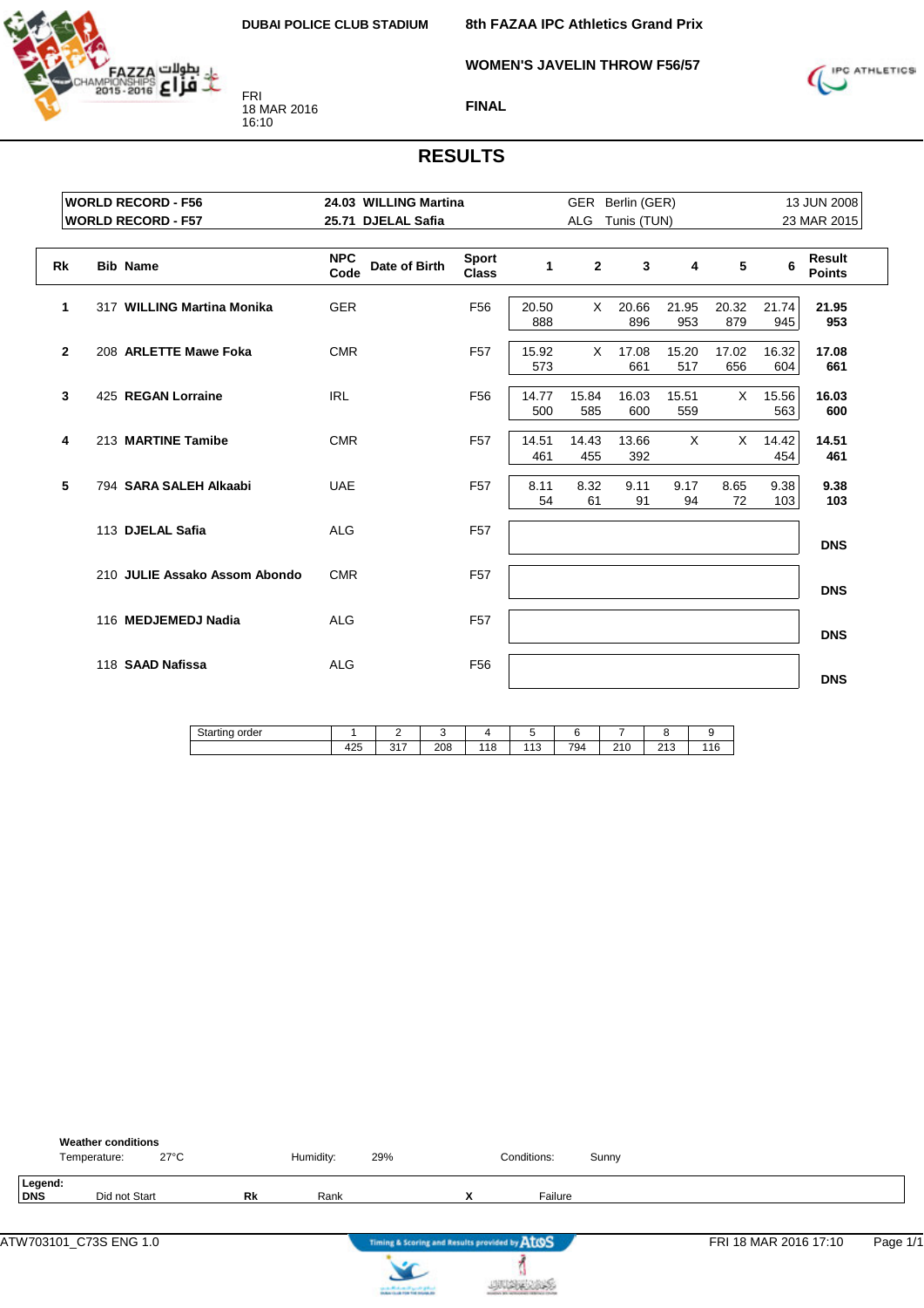DUBAI POLICE CLUB STADIUM

FRI
18 MAR 2016
16:10

**8th FAZAA IPC Athletics Grand Prix**

**WOMEN'S JAVELIN THROW F56/57**

**FINAL**

# RESULTS

| | | | | |
|---|---|---|---|---|
| **WORLD RECORD - F56** | **24.03 WILLING Martina** | GER | Berlin (GER) | 13 JUN 2008 |
| **WORLD RECORD - F57** | **25.71 DJELAL Safia** | ALG | Tunis (TUN) | 23 MAR 2015 |

| Rk | Bib | Name | NPC Code | Date of Birth | Sport Class | 1 | 2 | 3 | 4 | 5 | 6 | Result Points |
|---|---|---|---|---|---|---|---|---|---|---|---|---|
| 1 | 317 | **WILLING Martina Monika** | GER | | F56 | 20.50 888 | X | 20.66 896 | 21.95 953 | 20.32 879 | 21.74 945 | **21.95 953** |
| 2 | 208 | **ARLETTE Mawe Foka** | CMR | | F57 | 15.92 573 | X | 17.08 661 | 15.20 517 | 17.02 656 | 16.32 604 | **17.08 661** |
| 3 | 425 | **REGAN Lorraine** | IRL | | F56 | 14.77 500 | 15.84 585 | 16.03 600 | 15.51 559 | X | 15.56 563 | **16.03 600** |
| 4 | 213 | **MARTINE Tamibe** | CMR | | F57 | 14.51 461 | 14.43 455 | 13.66 392 | X | X | 14.42 454 | **14.51 461** |
| 5 | 794 | **SARA SALEH Alkaabi** | UAE | | F57 | 8.11 54 | 8.32 61 | 9.11 91 | 9.17 94 | 8.65 72 | 9.38 103 | **9.38 103** |
| | 113 | **DJELAL Safia** | ALG | | F57 | | | | | | | **DNS** |
| | 210 | **JULIE Assako Assom Abondo** | CMR | | F57 | | | | | | | **DNS** |
| | 116 | **MEDJEMEDJ Nadia** | ALG | | F57 | | | | | | | **DNS** |
| | 118 | **SAAD Nafissa** | ALG | | F56 | | | | | | | **DNS** |

| Starting order | 1 | 2 | 3 | 4 | 5 | 6 | 7 | 8 | 9 |
|---|---|---|---|---|---|---|---|---|---|
| | 425 | 317 | 208 | 118 | 113 | 794 | 210 | 213 | 116 |

**Weather conditions**
Temperature: 27°C  Humidity: 29%  Conditions: Sunny

**Legend:**
**DNS** Did not Start  **Rk** Rank  **X** Failure

ATW703101_C73S ENG 1.0  FRI 18 MAR 2016 17:10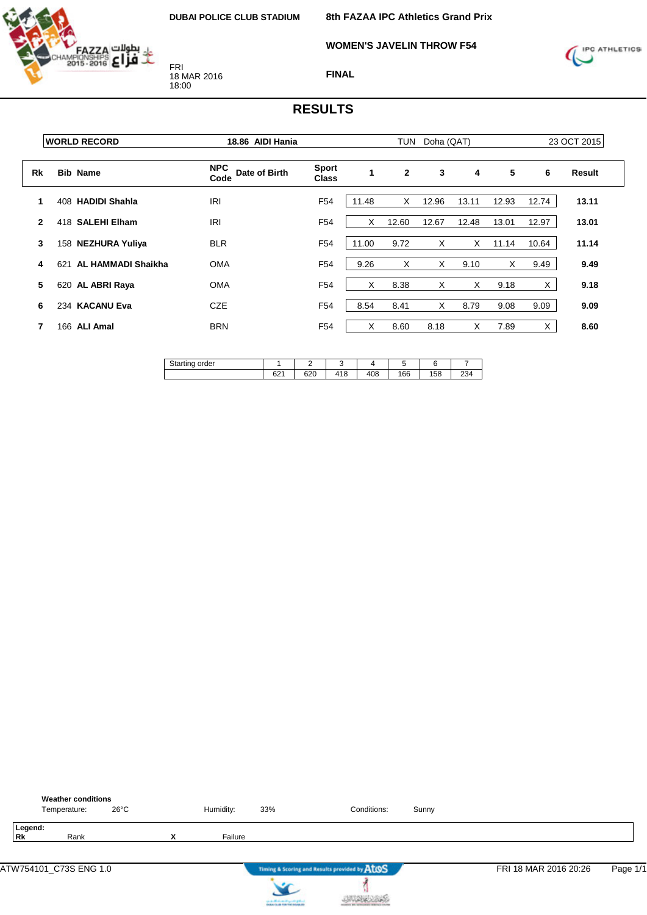DUBAI POLICE CLUB STADIUM

FRI
18 MAR 2016
18:00

# 8th FAZAA IPC Athletics Grand Prix

## WOMEN'S JAVELIN THROW F54

## FINAL

# RESULTS

| WORLD RECORD | 18.86 AIDI Hania | TUN | Doha (QAT) | 23 OCT 2015 |
|---|---|---|---|---|

| Rk | Bib | Name | NPC Code | Date of Birth | Sport Class | 1 | 2 | 3 | 4 | 5 | 6 | Result |
|---|---|---|---|---|---|---|---|---|---|---|---|---|
| 1 | 408 | **HADIDI Shahla** | IRI | | F54 | 11.48 | X | 12.96 | 13.11 | 12.93 | 12.74 | **13.11** |
| 2 | 418 | **SALEHI Elham** | IRI | | F54 | X | 12.60 | 12.67 | 12.48 | 13.01 | 12.97 | **13.01** |
| 3 | 158 | **NEZHURA Yuliya** | BLR | | F54 | 11.00 | 9.72 | X | X | 11.14 | 10.64 | **11.14** |
| 4 | 621 | **AL HAMMADI Shaikha** | OMA | | F54 | 9.26 | X | X | 9.10 | X | 9.49 | **9.49** |
| 5 | 620 | **AL ABRI Raya** | OMA | | F54 | X | 8.38 | X | X | 9.18 | X | **9.18** |
| 6 | 234 | **KACANU Eva** | CZE | | F54 | 8.54 | 8.41 | X | 8.79 | 9.08 | 9.09 | **9.09** |
| 7 | 166 | **ALI Amal** | BRN | | F54 | X | 8.60 | 8.18 | X | 7.89 | X | **8.60** |

| Starting order | 1 | 2 | 3 | 4 | 5 | 6 | 7 |
|---|---|---|---|---|---|---|---|
| | 621 | 620 | 418 | 408 | 166 | 158 | 234 |

**Weather conditions**
Temperature: 26°C Humidity: 33% Conditions: Sunny

**Legend:**
**Rk** Rank **X** Failure

ATW754101_C73S ENG 1.0 FRI 18 MAR 2016 20:26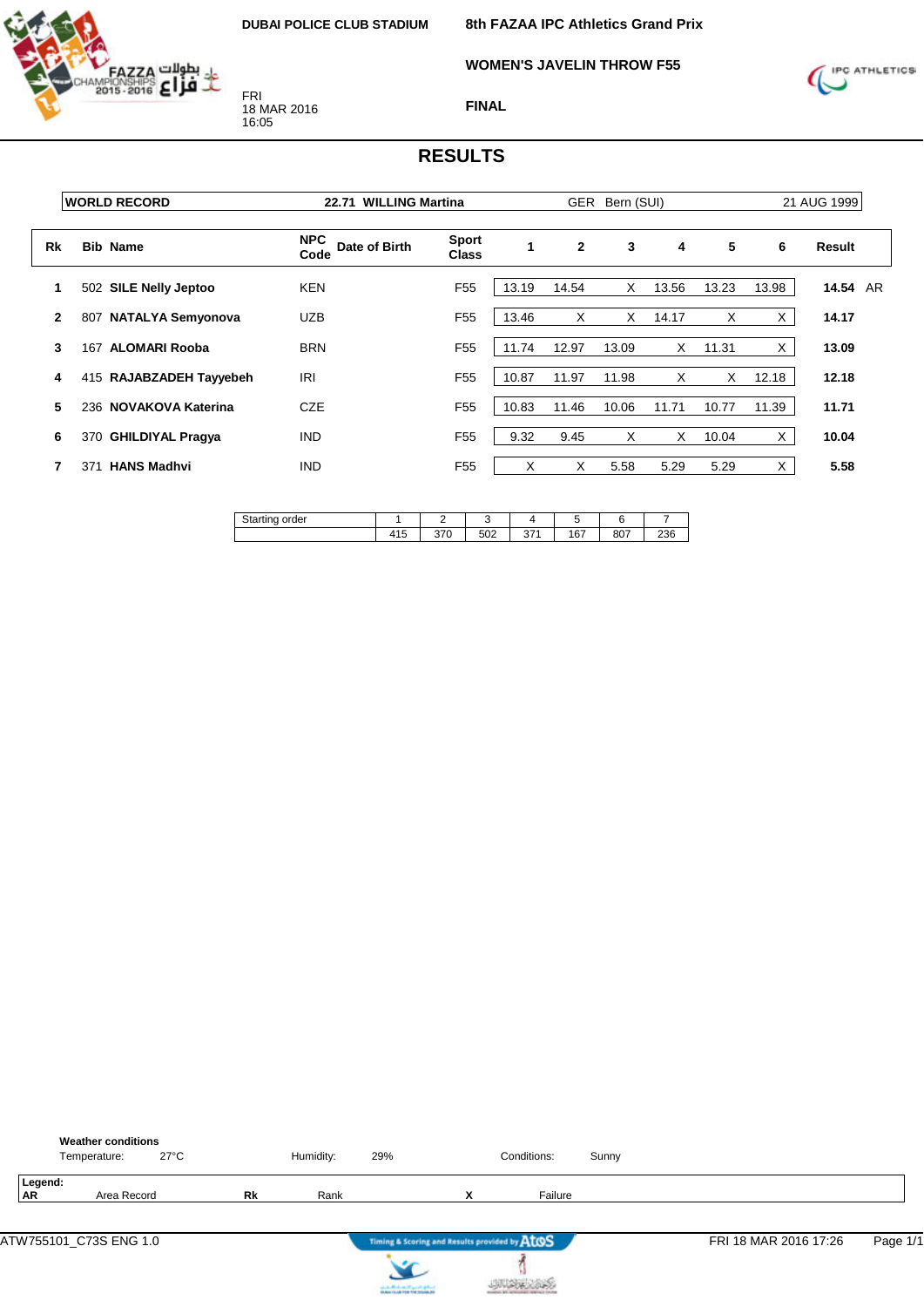**DUBAI POLICE CLUB STADIUM**

FRI
18 MAR 2016
16:05

**8th FAZAA IPC Athletics Grand Prix**

**WOMEN'S JAVELIN THROW F55**

**FINAL**

# RESULTS

| WORLD RECORD | 22.71 WILLING Martina | GER Bern (SUI) | 21 AUG 1999 |
|---|---|---|---|

| Rk | Bib | Name | NPC Code | Date of Birth | Sport Class | 1 | 2 | 3 | 4 | 5 | 6 | Result | |
|---|---|---|---|---|---|---|---|---|---|---|---|---|---|
| 1 | 502 | **SILE Nelly Jeptoo** | KEN | | F55 | 13.19 | 14.54 | X | 13.56 | 13.23 | 13.98 | **14.54** | AR |
| 2 | 807 | **NATALYA Semyonova** | UZB | | F55 | 13.46 | X | X | 14.17 | X | X | **14.17** | |
| 3 | 167 | **ALOMARI Rooba** | BRN | | F55 | 11.74 | 12.97 | 13.09 | X | 11.31 | X | **13.09** | |
| 4 | 415 | **RAJABZADEH Tayyebeh** | IRI | | F55 | 10.87 | 11.97 | 11.98 | X | X | 12.18 | **12.18** | |
| 5 | 236 | **NOVAKOVA Katerina** | CZE | | F55 | 10.83 | 11.46 | 10.06 | 11.71 | 10.77 | 11.39 | **11.71** | |
| 6 | 370 | **GHILDIYAL Pragya** | IND | | F55 | 9.32 | 9.45 | X | X | 10.04 | X | **10.04** | |
| 7 | 371 | **HANS Madhvi** | IND | | F55 | X | X | 5.58 | 5.29 | 5.29 | X | **5.58** | |

| Starting order | 1 | 2 | 3 | 4 | 5 | 6 | 7 |
|---|---|---|---|---|---|---|---|
| | 415 | 370 | 502 | 371 | 167 | 807 | 236 |

**Weather conditions**

Temperature: 27°C &nbsp;&nbsp; Humidity: 29% &nbsp;&nbsp; Conditions: Sunny

**Legend:**

| **AR** | Area Record | **Rk** | Rank | **X** | Failure |
|---|---|---|---|---|---|

ATW755101_C73S ENG 1.0 &nbsp;&nbsp; Timing & Scoring and Results provided by AtoS &nbsp;&nbsp; FRI 18 MAR 2016 17:26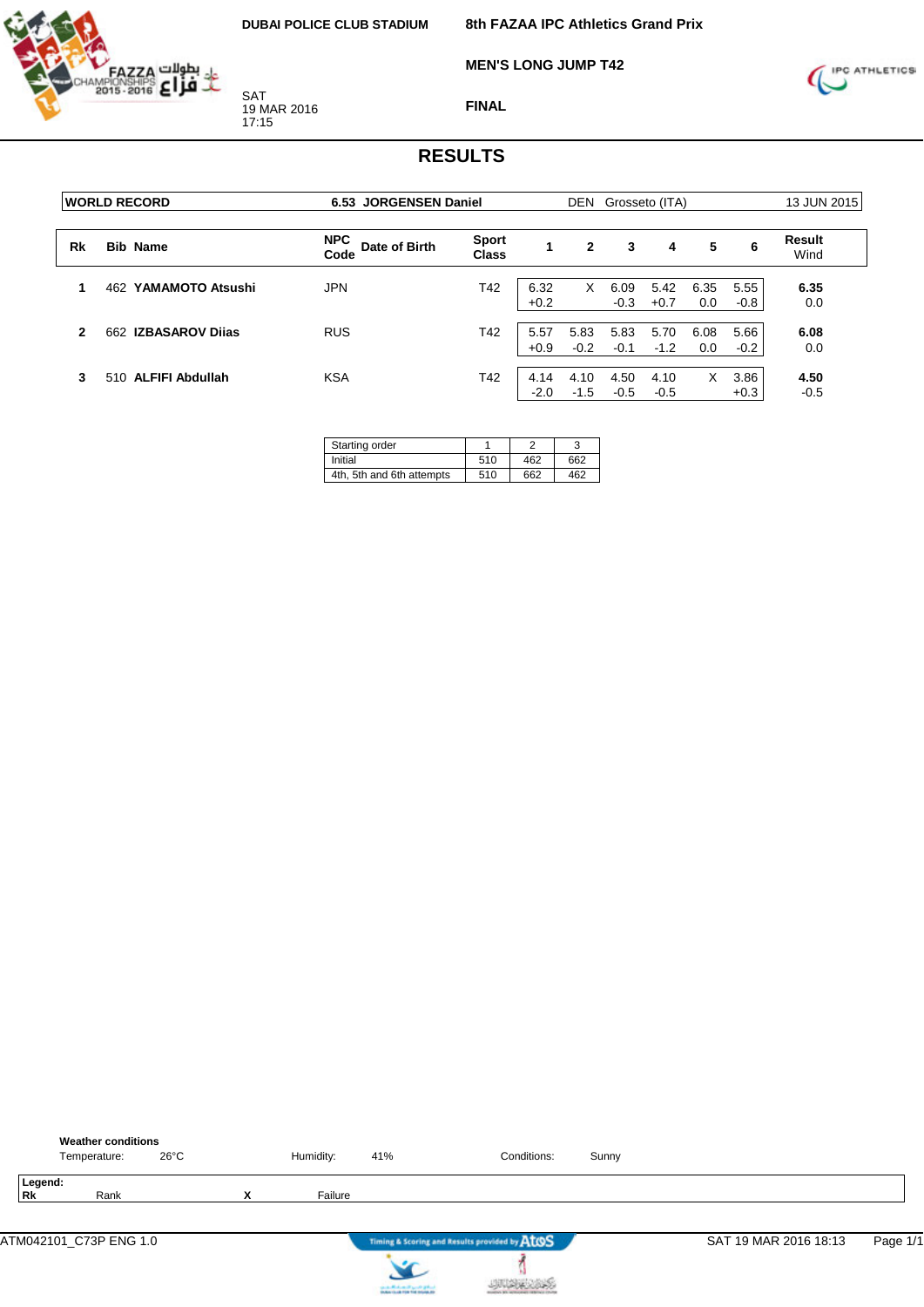DUBAI POLICE CLUB STADIUM

SAT
19 MAR 2016
17:15

**8th FAZAA IPC Athletics Grand Prix**

**MEN'S LONG JUMP T42**

**FINAL**

# RESULTS

| WORLD RECORD | 6.53 JORGENSEN Daniel | DEN | Grosseto (ITA) | 13 JUN 2015 |
|---|---|---|---|---|

| Rk | Bib | Name | NPC Code | Date of Birth | Sport Class | 1 | 2 | 3 | 4 | 5 | 6 | Result Wind |
|---|---|---|---|---|---|---|---|---|---|---|---|---|
| 1 | 462 | **YAMAMOTO Atsushi** | JPN | | T42 | 6.32 +0.2 | X | 6.09 -0.3 | 5.42 +0.7 | 6.35 0.0 | 5.55 -0.8 | **6.35** 0.0 |
| 2 | 662 | **IZBASAROV Diias** | RUS | | T42 | 5.57 +0.9 | 5.83 -0.2 | 5.83 -0.1 | 5.70 -1.2 | 6.08 0.0 | 5.66 -0.2 | **6.08** 0.0 |
| 3 | 510 | **ALFIFI Abdullah** | KSA | | T42 | 4.14 -2.0 | 4.10 -1.5 | 4.50 -0.5 | 4.10 -0.5 | X | 3.86 +0.3 | **4.50** -0.5 |

| Starting order | 1 | 2 | 3 |
|---|---|---|---|
| Initial | 510 | 462 | 662 |
| 4th, 5th and 6th attempts | 510 | 662 | 462 |

**Weather conditions**

Temperature: 26°C    Humidity: 41%    Conditions: Sunny

**Legend:**

**Rk** Rank    **X** Failure

ATM042101_C73P ENG 1.0    SAT 19 MAR 2016 18:13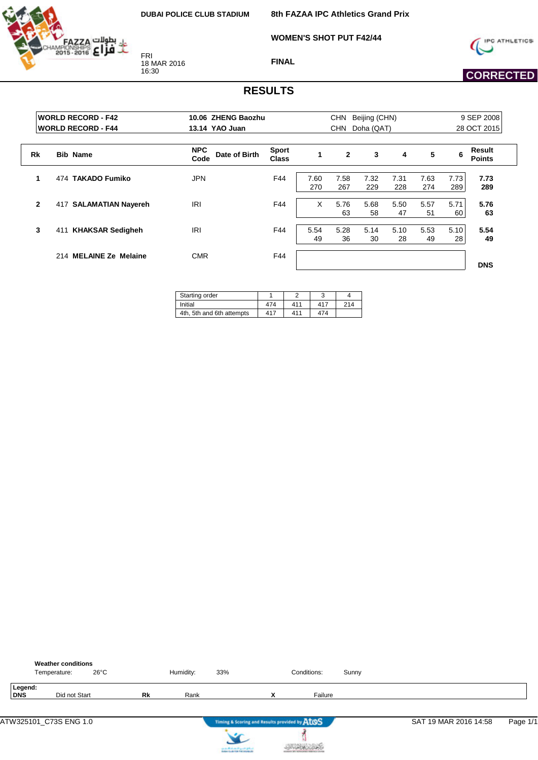DUBAI POLICE CLUB STADIUM

FRI
18 MAR 2016
16:30

# 8th FAZAA IPC Athletics Grand Prix

## WOMEN'S SHOT PUT F42/44

### FINAL

**CORRECTED**

## RESULTS

| | | | | |
|---|---|---|---|---|
| **WORLD RECORD - F42** | **10.06 ZHENG Baozhu** | CHN | Beijing (CHN) | 9 SEP 2008 |
| **WORLD RECORD - F44** | **13.14 YAO Juan** | CHN | Doha (QAT) | 28 OCT 2015 |

| Rk | Bib | Name | NPC Code | Date of Birth | Sport Class | 1 | 2 | 3 | 4 | 5 | 6 | Result Points |
|---|---|---|---|---|---|---|---|---|---|---|---|---|
| 1 | 474 | **TAKADO Fumiko** | JPN | | F44 | 7.60 270 | 7.58 267 | 7.32 229 | 7.31 228 | 7.63 274 | 7.73 289 | **7.73 289** |
| 2 | 417 | **SALAMATIAN Nayereh** | IRI | | F44 | X | 5.76 63 | 5.68 58 | 5.50 47 | 5.57 51 | 5.71 60 | **5.76 63** |
| 3 | 411 | **KHAKSAR Sedigheh** | IRI | | F44 | 5.54 49 | 5.28 36 | 5.14 30 | 5.10 28 | 5.53 49 | 5.10 28 | **5.54 49** |
| | 214 | **MELAINE Ze Melaine** | CMR | | F44 | | | | | | | **DNS** |

| Starting order | 1 | 2 | 3 | 4 |
|---|---|---|---|---|
| Initial | 474 | 411 | 417 | 214 |
| 4th, 5th and 6th attempts | 417 | 411 | 474 | |

**Weather conditions**
Temperature: 26°C &nbsp;&nbsp; Humidity: 33% &nbsp;&nbsp; Conditions: Sunny

**Legend:**
**DNS** Did not Start &nbsp;&nbsp; **Rk** Rank &nbsp;&nbsp; **X** Failure

ATW325101_C73S ENG 1.0 &nbsp;&nbsp; SAT 19 MAR 2016 14:58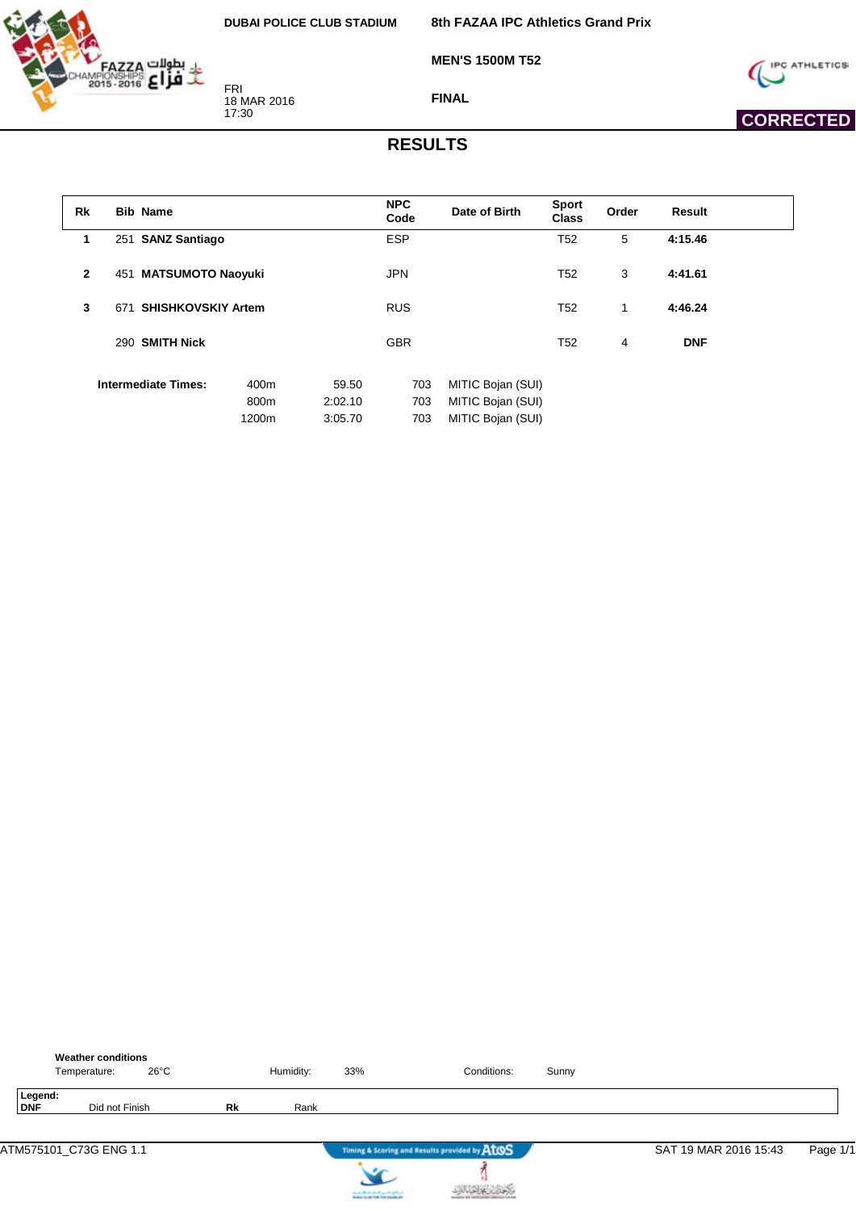DUBAI POLICE CLUB STADIUM

**8th FAZAA IPC Athletics Grand Prix**

**MEN'S 1500M T52**

**FINAL**

FRI
18 MAR 2016
17:30

**CORRECTED**

# RESULTS

| Rk | Bib | Name | NPC Code | Date of Birth | Sport Class | Order | Result |
|---|---|---|---|---|---|---|---|
| 1 | 251 | **SANZ Santiago** | ESP | | T52 | 5 | **4:15.46** |
| 2 | 451 | **MATSUMOTO Naoyuki** | JPN | | T52 | 3 | **4:41.61** |
| 3 | 671 | **SHISHKOVSKIY Artem** | RUS | | T52 | 1 | **4:46.24** |
| | 290 | **SMITH Nick** | GBR | | T52 | 4 | **DNF** |

| **Intermediate Times:** | | | | |
|---|---|---|---|---|
| | 400m | 59.50 | 703 | MITIC Bojan (SUI) |
| | 800m | 2:02.10 | 703 | MITIC Bojan (SUI) |
| | 1200m | 3:05.70 | 703 | MITIC Bojan (SUI) |

**Weather conditions**

Temperature: 26°C Humidity: 33% Conditions: Sunny

**Legend:**
**DNF** Did not Finish **Rk** Rank

ATM575101_C73G ENG 1.1 — SAT 19 MAR 2016 15:43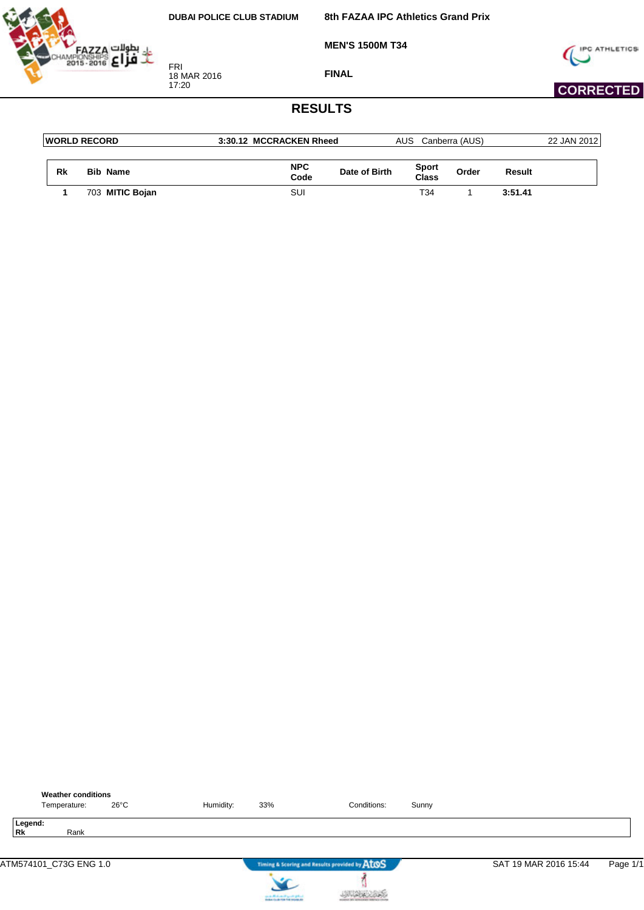DUBAI POLICE CLUB STADIUM

**8th FAZAA IPC Athletics Grand Prix**

**MEN'S 1500M T34**

FRI
18 MAR 2016
17:20

**FINAL**

**CORRECTED**

# RESULTS

| WORLD RECORD | 3:30.12 MCCRACKEN Rheed | AUS | Canberra (AUS) | 22 JAN 2012 |
|---|---|---|---|---|

| Rk | Bib | Name | NPC Code | Date of Birth | Sport Class | Order | Result |
|---|---|---|---|---|---|---|---|
| 1 | 703 | **MITIC Bojan** | SUI | | T34 | 1 | **3:51.41** |

**Weather conditions**

Temperature: 26°C | Humidity: 33% | Conditions: Sunny

**Legend:**
**Rk** Rank

ATM574101_C73G ENG 1.0 — SAT 19 MAR 2016 15:44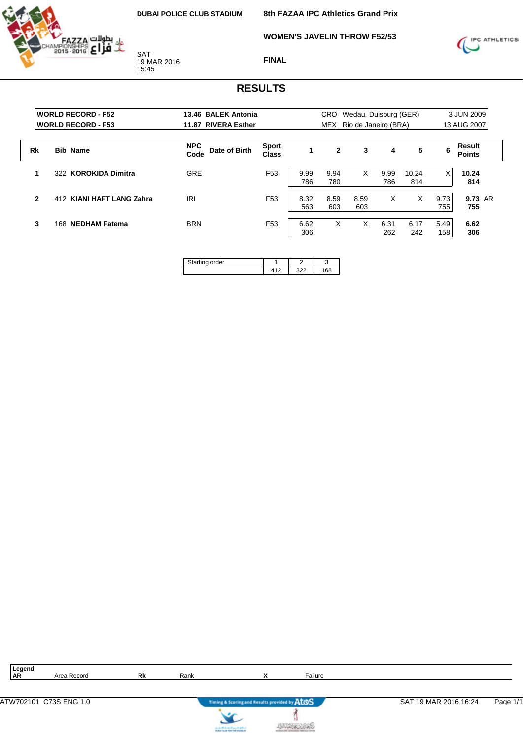DUBAI POLICE CLUB STADIUM

SAT
19 MAR 2016
15:45

**8th FAZAA IPC Athletics Grand Prix**

**WOMEN'S JAVELIN THROW F52/53**

**FINAL**

# RESULTS

| | | | | |
|---|---|---|---|---|
| **WORLD RECORD - F52** | **13.46 BALEK Antonia** | CRO | Wedau, Duisburg (GER) | 3 JUN 2009 |
| **WORLD RECORD - F53** | **11.87 RIVERA Esther** | MEX | Rio de Janeiro (BRA) | 13 AUG 2007 |

| Rk | Bib | Name | NPC Code | Date of Birth | Sport Class | 1 | 2 | 3 | 4 | 5 | 6 | Result Points | |
|---|---|---|---|---|---|---|---|---|---|---|---|---|---|
| 1 | 322 | **KOROKIDA Dimitra** | GRE | | F53 | 9.99 786 | 9.94 780 | X | 9.99 786 | 10.24 814 | X | **10.24 814** | |
| 2 | 412 | **KIANI HAFT LANG Zahra** | IRI | | F53 | 8.32 563 | 8.59 603 | 8.59 603 | X | X | 9.73 755 | **9.73 755** | AR |
| 3 | 168 | **NEDHAM Fatema** | BRN | | F53 | 6.62 306 | X | X | 6.31 262 | 6.17 242 | 5.49 158 | **6.62 306** | |

| Starting order | 1 | 2 | 3 |
|---|---|---|---|
| | 412 | 322 | 168 |

**Legend:**

| | | | | | |
|---|---|---|---|---|---|
| **AR** | Area Record | **Rk** | Rank | **X** | Failure |

ATW702101_C73S ENG 1.0 — Timing & Scoring and Results provided by AtoS — SAT 19 MAR 2016 16:24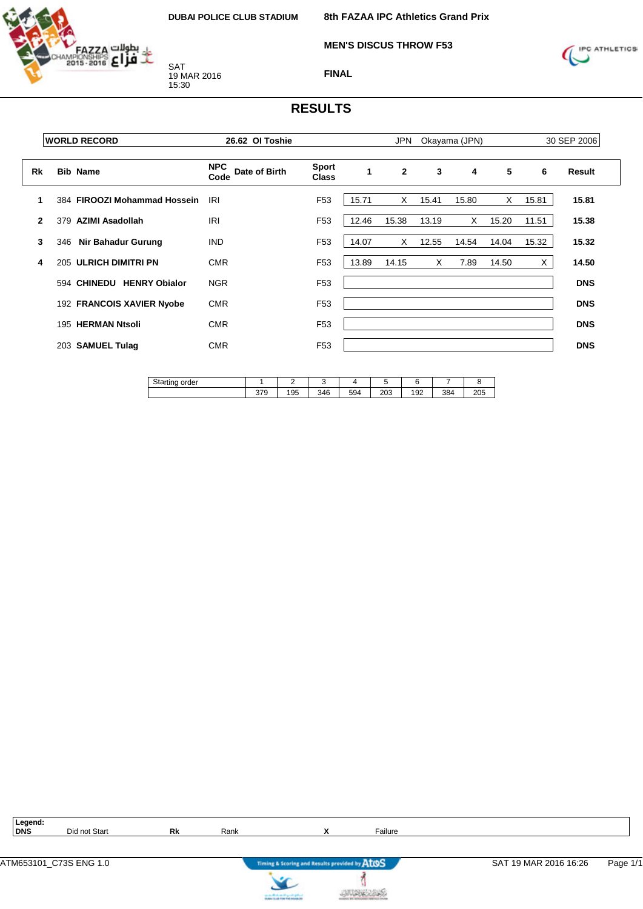DUBAI POLICE CLUB STADIUM

SAT
19 MAR 2016
15:30

# 8th FAZAA IPC Athletics Grand Prix

## MEN'S DISCUS THROW F53

## FINAL

# RESULTS

| WORLD RECORD | 26.62 | OI Toshie | JPN | Okayama (JPN) | 30 SEP 2006 |
|---|---|---|---|---|---|

| Rk | Bib | Name | NPC Code | Date of Birth | Sport Class | 1 | 2 | 3 | 4 | 5 | 6 | Result |
|---|---|---|---|---|---|---|---|---|---|---|---|---|
| 1 | 384 | **FIROOZI Mohammad Hossein** | IRI | | F53 | 15.71 | X | 15.41 | 15.80 | X | 15.81 | **15.81** |
| 2 | 379 | **AZIMI Asadollah** | IRI | | F53 | 12.46 | 15.38 | 13.19 | X | 15.20 | 11.51 | **15.38** |
| 3 | 346 | **Nir Bahadur Gurung** | IND | | F53 | 14.07 | X | 12.55 | 14.54 | 14.04 | 15.32 | **15.32** |
| 4 | 205 | **ULRICH DIMITRI PN** | CMR | | F53 | 13.89 | 14.15 | X | 7.89 | 14.50 | X | **14.50** |
| | 594 | **CHINEDU HENRY Obialor** | NGR | | F53 | | | | | | | **DNS** |
| | 192 | **FRANCOIS XAVIER Nyobe** | CMR | | F53 | | | | | | | **DNS** |
| | 195 | **HERMAN Ntsoli** | CMR | | F53 | | | | | | | **DNS** |
| | 203 | **SAMUEL Tulag** | CMR | | F53 | | | | | | | **DNS** |

| Starting order | 1 | 2 | 3 | 4 | 5 | 6 | 7 | 8 |
|---|---|---|---|---|---|---|---|---|
| | 379 | 195 | 346 | 594 | 203 | 192 | 384 | 205 |

**Legend:**

| | | | | | |
|---|---|---|---|---|---|
| **DNS** | Did not Start | **Rk** | Rank | **X** | Failure |

ATM653101_C73S ENG 1.0 — SAT 19 MAR 2016 16:26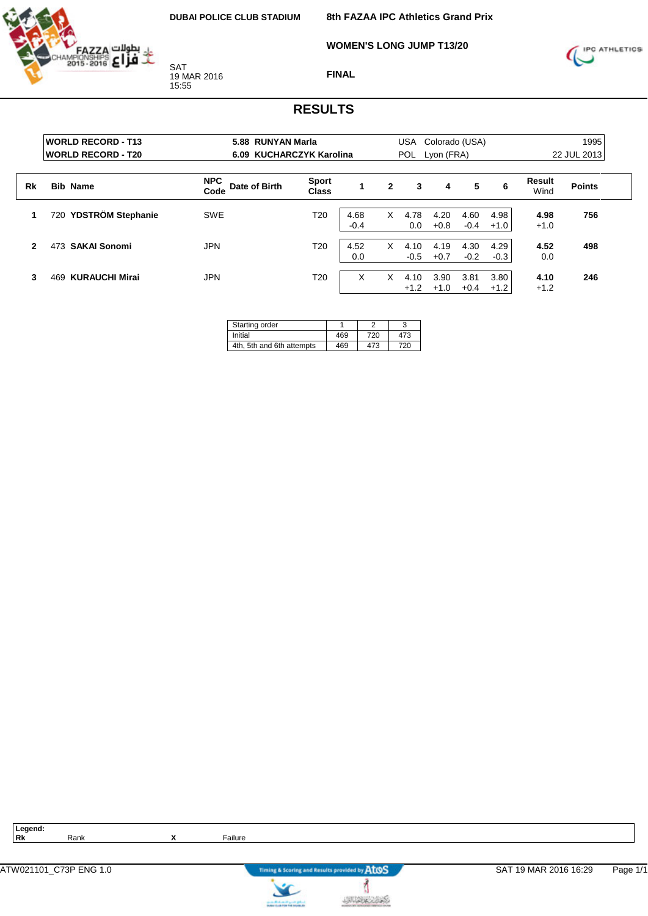DUBAI POLICE CLUB STADIUM

SAT
19 MAR 2016
15:55

**8th FAZAA IPC Athletics Grand Prix**

**WOMEN'S LONG JUMP T13/20**

**FINAL**

# RESULTS

| | | | | |
|---|---|---|---|---|
| **WORLD RECORD - T13** | **5.88 RUNYAN Marla** | USA | Colorado (USA) | 1995 |
| **WORLD RECORD - T20** | **6.09 KUCHARCZYK Karolina** | POL | Lyon (FRA) | 22 JUL 2013 |

| Rk | Bib | Name | NPC Code | Date of Birth | Sport Class | 1 | 2 | 3 | 4 | 5 | 6 | Result Wind | Points |
|---|---|---|---|---|---|---|---|---|---|---|---|---|---|
| 1 | 720 | **YDSTRÖM Stephanie** | SWE | | T20 | 4.68 -0.4 | X | 4.78 0.0 | 4.20 +0.8 | 4.60 -0.4 | 4.98 +1.0 | **4.98** +1.0 | **756** |
| 2 | 473 | **SAKAI Sonomi** | JPN | | T20 | 4.52 0.0 | X | 4.10 -0.5 | 4.19 +0.7 | 4.30 -0.2 | 4.29 -0.3 | **4.52** 0.0 | **498** |
| 3 | 469 | **KURAUCHI Mirai** | JPN | | T20 | X | X | 4.10 +1.2 | 3.90 +1.0 | 3.81 +0.4 | 3.80 +1.2 | **4.10** +1.2 | **246** |

| Starting order | 1 | 2 | 3 |
|---|---|---|---|
| Initial | 469 | 720 | 473 |
| 4th, 5th and 6th attempts | 469 | 473 | 720 |

**Legend:**

| | | | |
|---|---|---|---|
| **Rk** | Rank | **X** | Failure |

ATW021101_C73P ENG 1.0 — Timing & Scoring and Results provided by AtoS — SAT 19 MAR 2016 16:29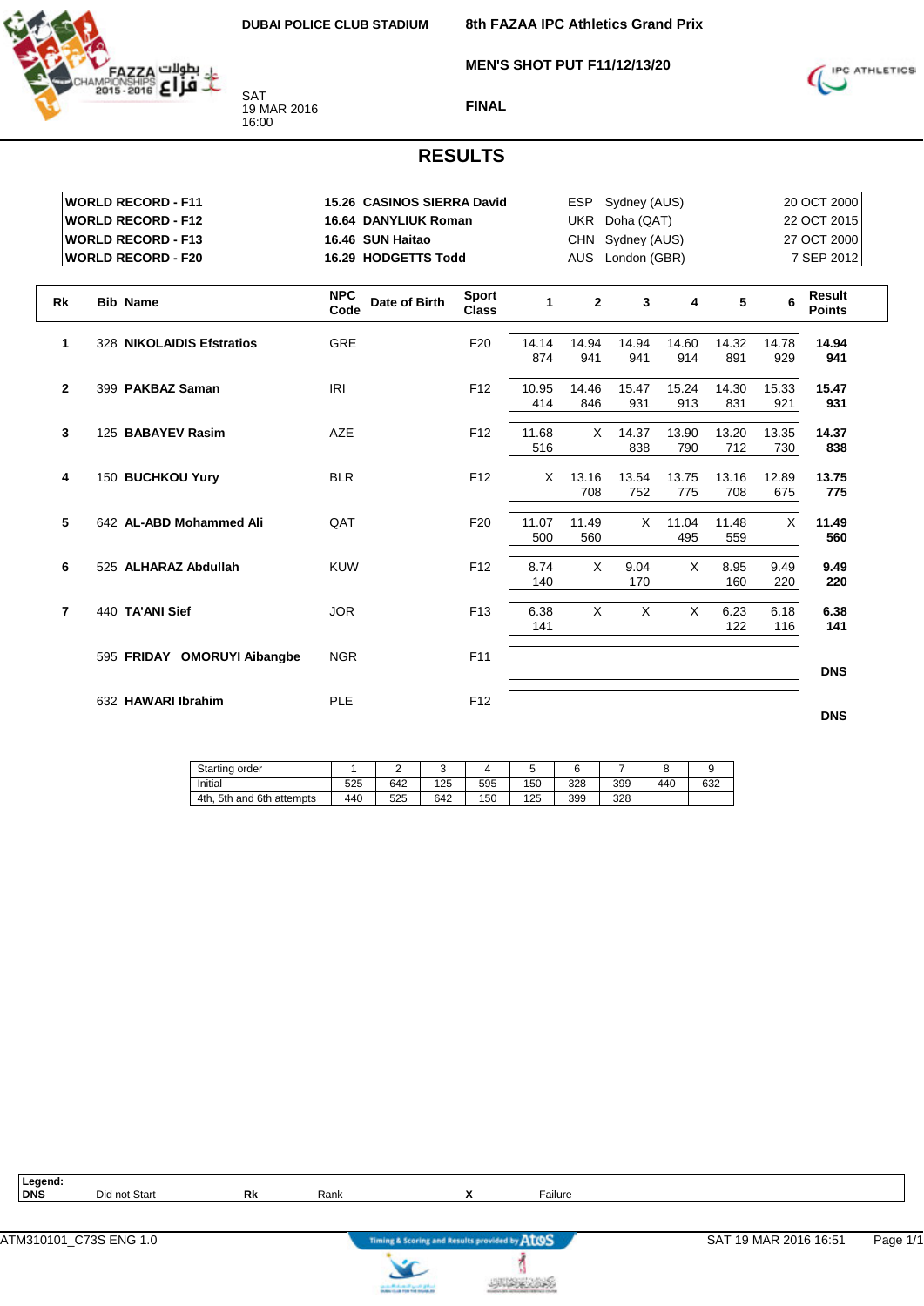DUBAI POLICE CLUB STADIUM

**8th FAZAA IPC Athletics Grand Prix**

**MEN'S SHOT PUT F11/12/13/20**

**FINAL**

SAT
19 MAR 2016
16:00

# RESULTS

| | | | | | |
|---|---|---|---|---|---|
| **WORLD RECORD - F11** | **15.26** | **CASINOS SIERRA David** | ESP | Sydney (AUS) | 20 OCT 2000 |
| **WORLD RECORD - F12** | **16.64** | **DANYLIUK Roman** | UKR | Doha (QAT) | 22 OCT 2015 |
| **WORLD RECORD - F13** | **16.46** | **SUN Haitao** | CHN | Sydney (AUS) | 27 OCT 2000 |
| **WORLD RECORD - F20** | **16.29** | **HODGETTS Todd** | AUS | London (GBR) | 7 SEP 2012 |

| Rk | Bib | Name | NPC Code | Date of Birth | Sport Class | 1 | 2 | 3 | 4 | 5 | 6 | Result Points |
|---|---|---|---|---|---|---|---|---|---|---|---|---|
| 1 | 328 | **NIKOLAIDIS Efstratios** | GRE | | F20 | 14.14 874 | 14.94 941 | 14.94 941 | 14.60 914 | 14.32 891 | 14.78 929 | **14.94 941** |
| 2 | 399 | **PAKBAZ Saman** | IRI | | F12 | 10.95 414 | 14.46 846 | 15.47 931 | 15.24 913 | 14.30 831 | 15.33 921 | **15.47 931** |
| 3 | 125 | **BABAYEV Rasim** | AZE | | F12 | 11.68 516 | X | 14.37 838 | 13.90 790 | 13.20 712 | 13.35 730 | **14.37 838** |
| 4 | 150 | **BUCHKOU Yury** | BLR | | F12 | X | 13.16 708 | 13.54 752 | 13.75 775 | 13.16 708 | 12.89 675 | **13.75 775** |
| 5 | 642 | **AL-ABD Mohammed Ali** | QAT | | F20 | 11.07 500 | 11.49 560 | X | 11.04 495 | 11.48 559 | X | **11.49 560** |
| 6 | 525 | **ALHARAZ Abdullah** | KUW | | F12 | 8.74 140 | X | 9.04 170 | X | 8.95 160 | 9.49 220 | **9.49 220** |
| 7 | 440 | **TA'ANI Sief** | JOR | | F13 | 6.38 141 | X | X | X | 6.23 122 | 6.18 116 | **6.38 141** |
| | 595 | **FRIDAY OMORUYI Aibangbe** | NGR | | F11 | | | | | | | **DNS** |
| | 632 | **HAWARI Ibrahim** | PLE | | F12 | | | | | | | **DNS** |

| Starting order | 1 | 2 | 3 | 4 | 5 | 6 | 7 | 8 | 9 |
|---|---|---|---|---|---|---|---|---|---|
| Initial | 525 | 642 | 125 | 595 | 150 | 328 | 399 | 440 | 632 |
| 4th, 5th and 6th attempts | 440 | 525 | 642 | 150 | 125 | 399 | 328 | | |

**Legend:**
**DNS** Did not Start **Rk** Rank **X** Failure

ATM310101_C73S ENG 1.0 SAT 19 MAR 2016 16:51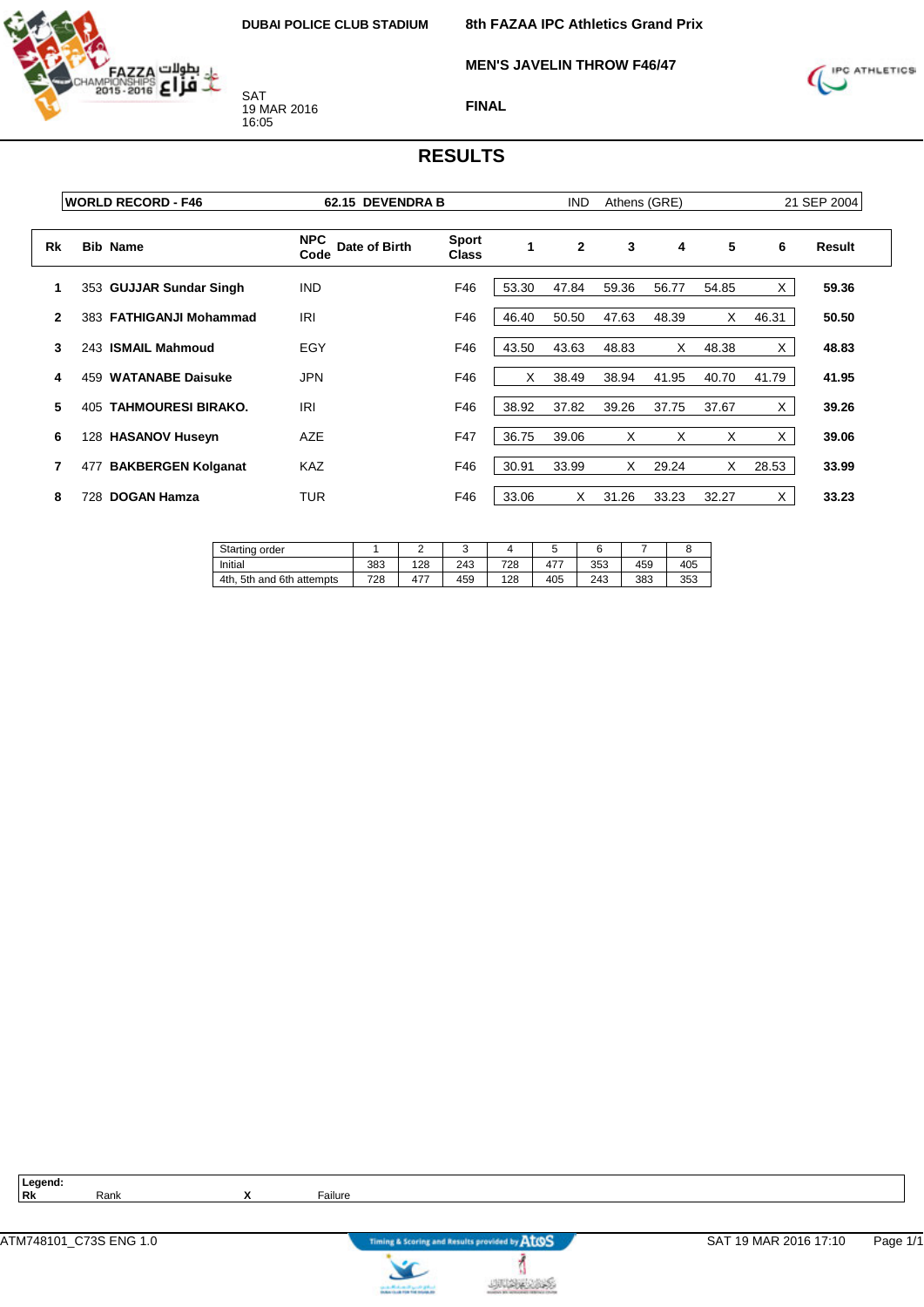DUBAI POLICE CLUB STADIUM

**8th FAZAA IPC Athletics Grand Prix**

**MEN'S JAVELIN THROW F46/47**

**FINAL**

SAT
19 MAR 2016
16:05

# RESULTS

| WORLD RECORD - F46 | 62.15 DEVENDRA B | IND | Athens (GRE) | 21 SEP 2004 |
|---|---|---|---|---|

| Rk | Bib | Name | NPC Code | Date of Birth | Sport Class | 1 | 2 | 3 | 4 | 5 | 6 | Result |
|---|---|---|---|---|---|---|---|---|---|---|---|---|
| 1 | 353 | **GUJJAR Sundar Singh** | IND | | F46 | 53.30 | 47.84 | 59.36 | 56.77 | 54.85 | X | **59.36** |
| 2 | 383 | **FATHIGANJI Mohammad** | IRI | | F46 | 46.40 | 50.50 | 47.63 | 48.39 | X | 46.31 | **50.50** |
| 3 | 243 | **ISMAIL Mahmoud** | EGY | | F46 | 43.50 | 43.63 | 48.83 | X | 48.38 | X | **48.83** |
| 4 | 459 | **WATANABE Daisuke** | JPN | | F46 | X | 38.49 | 38.94 | 41.95 | 40.70 | 41.79 | **41.95** |
| 5 | 405 | **TAHMOURESI BIRAKO.** | IRI | | F46 | 38.92 | 37.82 | 39.26 | 37.75 | 37.67 | X | **39.26** |
| 6 | 128 | **HASANOV Huseyn** | AZE | | F47 | 36.75 | 39.06 | X | X | X | X | **39.06** |
| 7 | 477 | **BAKBERGEN Kolganat** | KAZ | | F46 | 30.91 | 33.99 | X | 29.24 | X | 28.53 | **33.99** |
| 8 | 728 | **DOGAN Hamza** | TUR | | F46 | 33.06 | X | 31.26 | 33.23 | 32.27 | X | **33.23** |

| Starting order | 1 | 2 | 3 | 4 | 5 | 6 | 7 | 8 |
|---|---|---|---|---|---|---|---|---|
| Initial | 383 | 128 | 243 | 728 | 477 | 353 | 459 | 405 |
| 4th, 5th and 6th attempts | 728 | 477 | 459 | 128 | 405 | 243 | 383 | 353 |

**Legend:**

| | | | |
|---|---|---|---|
| **Rk** | Rank | **X** | Failure |

ATM748101_C73S ENG 1.0 — Timing & Scoring and Results provided by AtoS — SAT 19 MAR 2016 17:10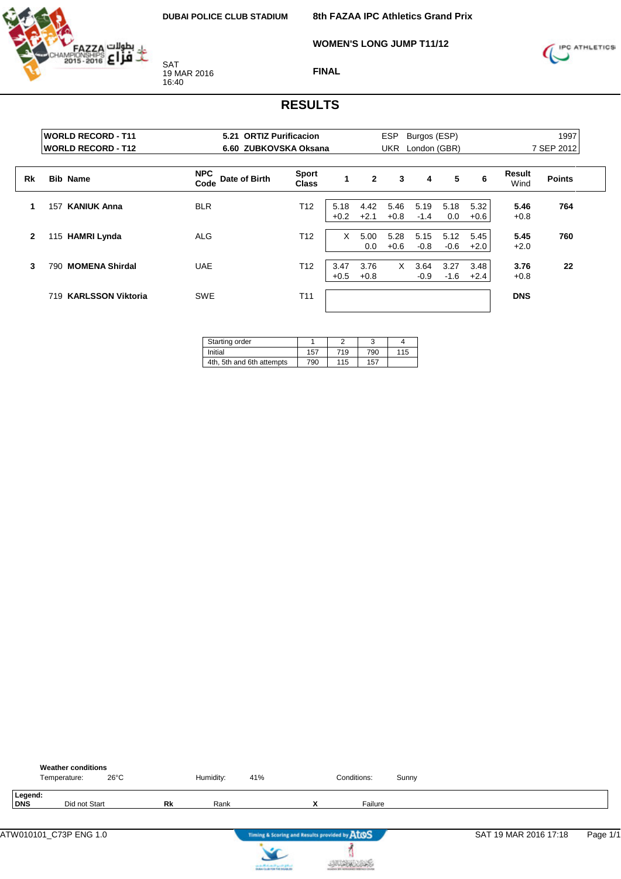DUBAI POLICE CLUB STADIUM

SAT
19 MAR 2016
16:40

# 8th FAZAA IPC Athletics Grand Prix

## WOMEN'S LONG JUMP T11/12

### FINAL

## RESULTS

| | | | | |
|---|---|---|---|---|
| WORLD RECORD - T11 | 5.21 ORTIZ Purificacion | ESP | Burgos (ESP) | 1997 |
| WORLD RECORD - T12 | 6.60 ZUBKOVSKA Oksana | UKR | London (GBR) | 7 SEP 2012 |

| Rk | Bib | Name | NPC Code | Date of Birth | Sport Class | 1 | 2 | 3 | 4 | 5 | 6 | Result Wind | Points |
|---|---|---|---|---|---|---|---|---|---|---|---|---|---|
| 1 | 157 | **KANIUK Anna** | BLR | | T12 | 5.18 +0.2 | 4.42 +2.1 | 5.46 +0.8 | 5.19 -1.4 | 5.18 0.0 | 5.32 +0.6 | **5.46** +0.8 | **764** |
| 2 | 115 | **HAMRI Lynda** | ALG | | T12 | X | 5.00 0.0 | 5.28 +0.6 | 5.15 -0.8 | 5.12 -0.6 | 5.45 +2.0 | **5.45** +2.0 | **760** |
| 3 | 790 | **MOMENA Shirdal** | UAE | | T12 | 3.47 +0.5 | 3.76 +0.8 | X | 3.64 -0.9 | 3.27 -1.6 | 3.48 +2.4 | **3.76** +0.8 | **22** |
| | 719 | **KARLSSON Viktoria** | SWE | | T11 | | | | | | | **DNS** | |

| Starting order | 1 | 2 | 3 | 4 |
|---|---|---|---|---|
| Initial | 157 | 719 | 790 | 115 |
| 4th, 5th and 6th attempts | 790 | 115 | 157 | |

**Weather conditions**

Temperature: 26°C Humidity: 41% Conditions: Sunny

**Legend:**
**DNS** Did not Start **Rk** Rank **X** Failure

ATW010101_C73P ENG 1.0 SAT 19 MAR 2016 17:18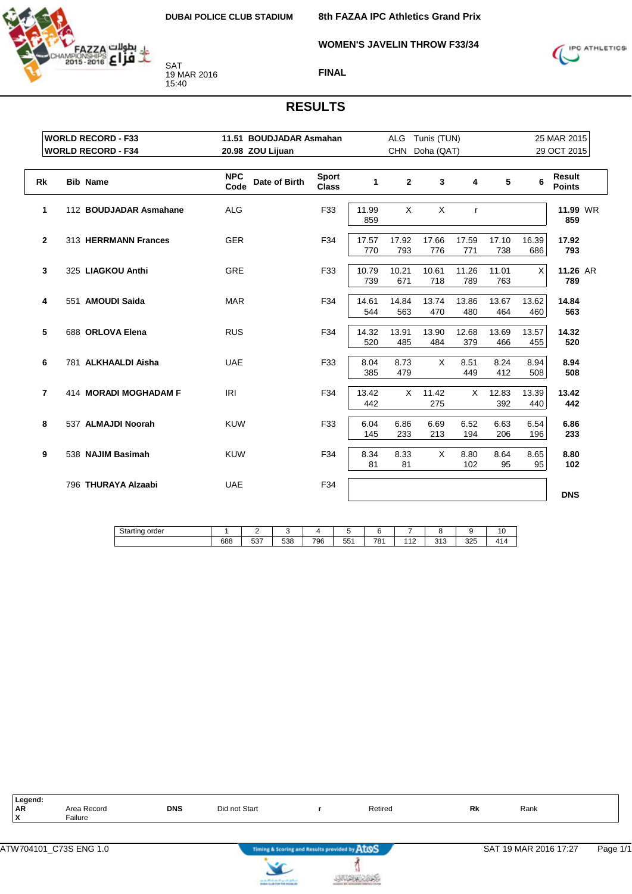DUBAI POLICE CLUB STADIUM

SAT
19 MAR 2016
15:40

**8th FAZAA IPC Athletics Grand Prix**

**WOMEN'S JAVELIN THROW F33/34**

**FINAL**

## RESULTS

| | | | | | |
|---|---|---|---|---|---|
| WORLD RECORD - F33 | 11.51 | BOUDJADAR Asmahan | ALG | Tunis (TUN) | 25 MAR 2015 |
| WORLD RECORD - F34 | 20.98 | ZOU Lijuan | CHN | Doha (QAT) | 29 OCT 2015 |

| Rk | Bib | Name | NPC Code | Date of Birth | Sport Class | 1 | 2 | 3 | 4 | 5 | 6 | Result Points | |
|---|---|---|---|---|---|---|---|---|---|---|---|---|---|
| 1 | 112 | BOUDJADAR Asmahane | ALG | | F33 | 11.99 859 | X | X | r | | | 11.99 859 | WR |
| 2 | 313 | HERRMANN Frances | GER | | F34 | 17.57 770 | 17.92 793 | 17.66 776 | 17.59 771 | 17.10 738 | 16.39 686 | 17.92 793 | |
| 3 | 325 | LIAGKOU Anthi | GRE | | F33 | 10.79 739 | 10.21 671 | 10.61 718 | 11.26 789 | 11.01 763 | X | 11.26 789 | AR |
| 4 | 551 | AMOUDI Saida | MAR | | F34 | 14.61 544 | 14.84 563 | 13.74 470 | 13.86 480 | 13.67 464 | 13.62 460 | 14.84 563 | |
| 5 | 688 | ORLOVA Elena | RUS | | F34 | 14.32 520 | 13.91 485 | 13.90 484 | 12.68 379 | 13.69 466 | 13.57 455 | 14.32 520 | |
| 6 | 781 | ALKHAALDI Aisha | UAE | | F33 | 8.04 385 | 8.73 479 | X | 8.51 449 | 8.24 412 | 8.94 508 | 8.94 508 | |
| 7 | 414 | MORADI MOGHADAM F | IRI | | F34 | 13.42 442 | X | 11.42 275 | X | 12.83 392 | 13.39 440 | 13.42 442 | |
| 8 | 537 | ALMAJDI Noorah | KUW | | F33 | 6.04 145 | 6.86 233 | 6.69 213 | 6.52 194 | 6.63 206 | 6.54 196 | 6.86 233 | |
| 9 | 538 | NAJIM Basimah | KUW | | F34 | 8.34 81 | 8.33 81 | X | 8.80 102 | 8.64 95 | 8.65 95 | 8.80 102 | |
| | 796 | THURAYA Alzaabi | UAE | | F34 | | | | | | | DNS | |

| Starting order | 1 | 2 | 3 | 4 | 5 | 6 | 7 | 8 | 9 | 10 |
|---|---|---|---|---|---|---|---|---|---|---|
| | 688 | 537 | 538 | 796 | 551 | 781 | 112 | 313 | 325 | 414 |

**Legend:**

| | | | | | | | |
|---|---|---|---|---|---|---|---|
| AR | Area Record | DNS | Did not Start | r | Retired | Rk | Rank |
| X | Failure | | | | | | |

ATW704101_C73S ENG 1.0 — SAT 19 MAR 2016 17:27

Timing & Scoring and Results provided by AtoS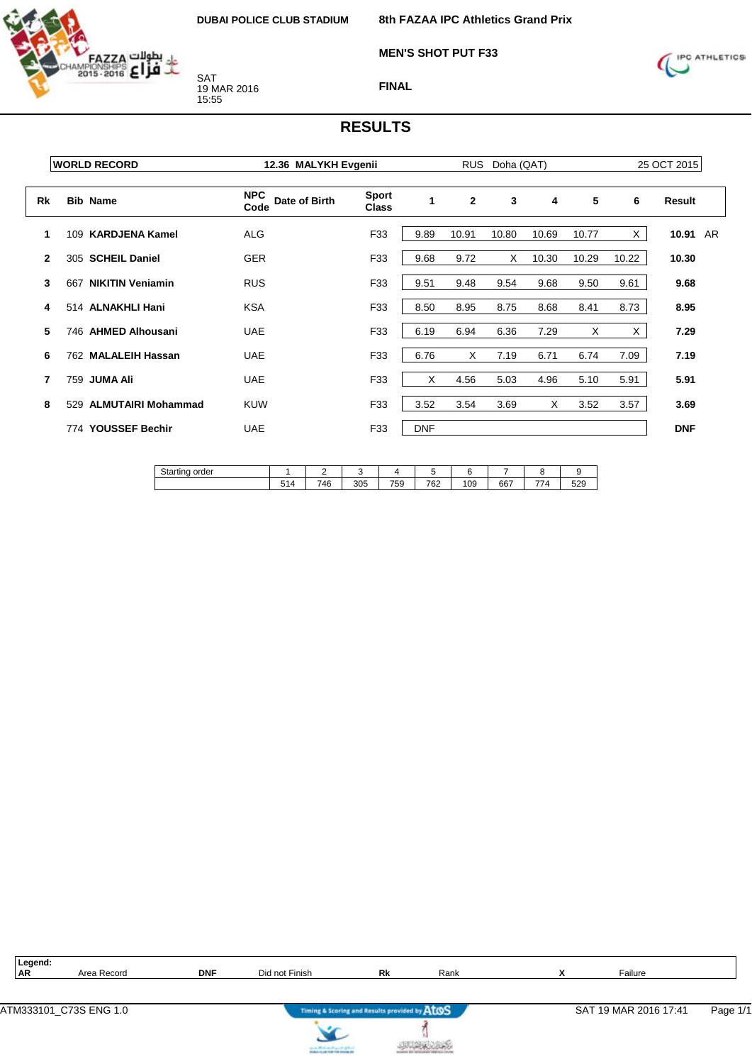DUBAI POLICE CLUB STADIUM

SAT
19 MAR 2016
15:55

# 8th FAZAA IPC Athletics Grand Prix

## MEN'S SHOT PUT F33

### FINAL

## RESULTS

| WORLD RECORD | 12.36 MALYKH Evgenii | RUS | Doha (QAT) | 25 OCT 2015 |
|---|---|---|---|---|

| Rk | Bib | Name | NPC Code | Date of Birth | Sport Class | 1 | 2 | 3 | 4 | 5 | 6 | Result | |
|---|---|---|---|---|---|---|---|---|---|---|---|---|---|
| 1 | 109 | **KARDJENA Kamel** | ALG | | F33 | 9.89 | 10.91 | 10.80 | 10.69 | 10.77 | X | **10.91** | AR |
| 2 | 305 | **SCHEIL Daniel** | GER | | F33 | 9.68 | 9.72 | X | 10.30 | 10.29 | 10.22 | **10.30** | |
| 3 | 667 | **NIKITIN Veniamin** | RUS | | F33 | 9.51 | 9.48 | 9.54 | 9.68 | 9.50 | 9.61 | **9.68** | |
| 4 | 514 | **ALNAKHLI Hani** | KSA | | F33 | 8.50 | 8.95 | 8.75 | 8.68 | 8.41 | 8.73 | **8.95** | |
| 5 | 746 | **AHMED Alhousani** | UAE | | F33 | 6.19 | 6.94 | 6.36 | 7.29 | X | X | **7.29** | |
| 6 | 762 | **MALALEIH Hassan** | UAE | | F33 | 6.76 | X | 7.19 | 6.71 | 6.74 | 7.09 | **7.19** | |
| 7 | 759 | **JUMA Ali** | UAE | | F33 | X | 4.56 | 5.03 | 4.96 | 5.10 | 5.91 | **5.91** | |
| 8 | 529 | **ALMUTAIRI Mohammad** | KUW | | F33 | 3.52 | 3.54 | 3.69 | X | 3.52 | 3.57 | **3.69** | |
| | 774 | **YOUSSEF Bechir** | UAE | | F33 | DNF | | | | | | **DNF** | |

| Starting order | 1 | 2 | 3 | 4 | 5 | 6 | 7 | 8 | 9 |
|---|---|---|---|---|---|---|---|---|---|
| | 514 | 746 | 305 | 759 | 762 | 109 | 667 | 774 | 529 |

**Legend:**

| | | | | | | | |
|---|---|---|---|---|---|---|---|
| **AR** | Area Record | **DNF** | Did not Finish | **Rk** | Rank | **X** | Failure |

ATM333101_C73S ENG 1.0 — Timing & Scoring and Results provided by AtoS — SAT 19 MAR 2016 17:41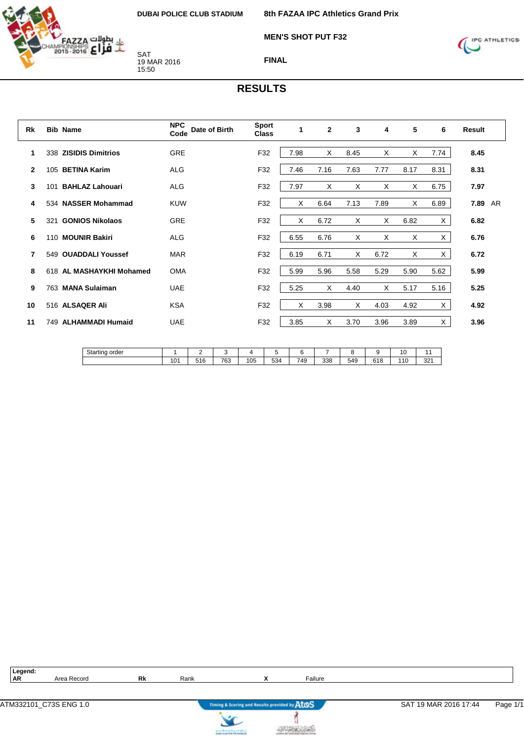DUBAI POLICE CLUB STADIUM

SAT
19 MAR 2016
15:50

**8th FAZAA IPC Athletics Grand Prix**

**MEN'S SHOT PUT F32**

**FINAL**

# RESULTS

| Rk | Bib | Name | NPC Code | Date of Birth | Sport Class | 1 | 2 | 3 | 4 | 5 | 6 | Result | |
|---|---|---|---|---|---|---|---|---|---|---|---|---|---|
| 1 | 338 | **ZISIDIS Dimitrios** | GRE | | F32 | 7.98 | X | 8.45 | X | X | 7.74 | **8.45** | |
| 2 | 105 | **BETINA Karim** | ALG | | F32 | 7.46 | 7.16 | 7.63 | 7.77 | 8.17 | 8.31 | **8.31** | |
| 3 | 101 | **BAHLAZ Lahouari** | ALG | | F32 | 7.97 | X | X | X | X | 6.75 | **7.97** | |
| 4 | 534 | **NASSER Mohammad** | KUW | | F32 | X | 6.64 | 7.13 | 7.89 | X | 6.89 | **7.89** | AR |
| 5 | 321 | **GONIOS Nikolaos** | GRE | | F32 | X | 6.72 | X | X | 6.82 | X | **6.82** | |
| 6 | 110 | **MOUNIR Bakiri** | ALG | | F32 | 6.55 | 6.76 | X | X | X | X | **6.76** | |
| 7 | 549 | **OUADDALI Youssef** | MAR | | F32 | 6.19 | 6.71 | X | 6.72 | X | X | **6.72** | |
| 8 | 618 | **AL MASHAYKHI Mohamed** | OMA | | F32 | 5.99 | 5.96 | 5.58 | 5.29 | 5.90 | 5.62 | **5.99** | |
| 9 | 763 | **MANA Sulaiman** | UAE | | F32 | 5.25 | X | 4.40 | X | 5.17 | 5.16 | **5.25** | |
| 10 | 516 | **ALSAQER Ali** | KSA | | F32 | X | 3.98 | X | 4.03 | 4.92 | X | **4.92** | |
| 11 | 749 | **ALHAMMADI Humaid** | UAE | | F32 | 3.85 | X | 3.70 | 3.96 | 3.89 | X | **3.96** | |

| Starting order | 1 | 2 | 3 | 4 | 5 | 6 | 7 | 8 | 9 | 10 | 11 |
|---|---|---|---|---|---|---|---|---|---|---|---|
| | 101 | 516 | 763 | 105 | 534 | 749 | 338 | 549 | 618 | 110 | 321 |

**Legend:**

| | | | | | |
|---|---|---|---|---|---|
| **AR** | Area Record | **Rk** | Rank | **X** | Failure |

ATM332101_C73S ENG 1.0 — Timing & Scoring and Results provided by AtoS — SAT 19 MAR 2016 17:44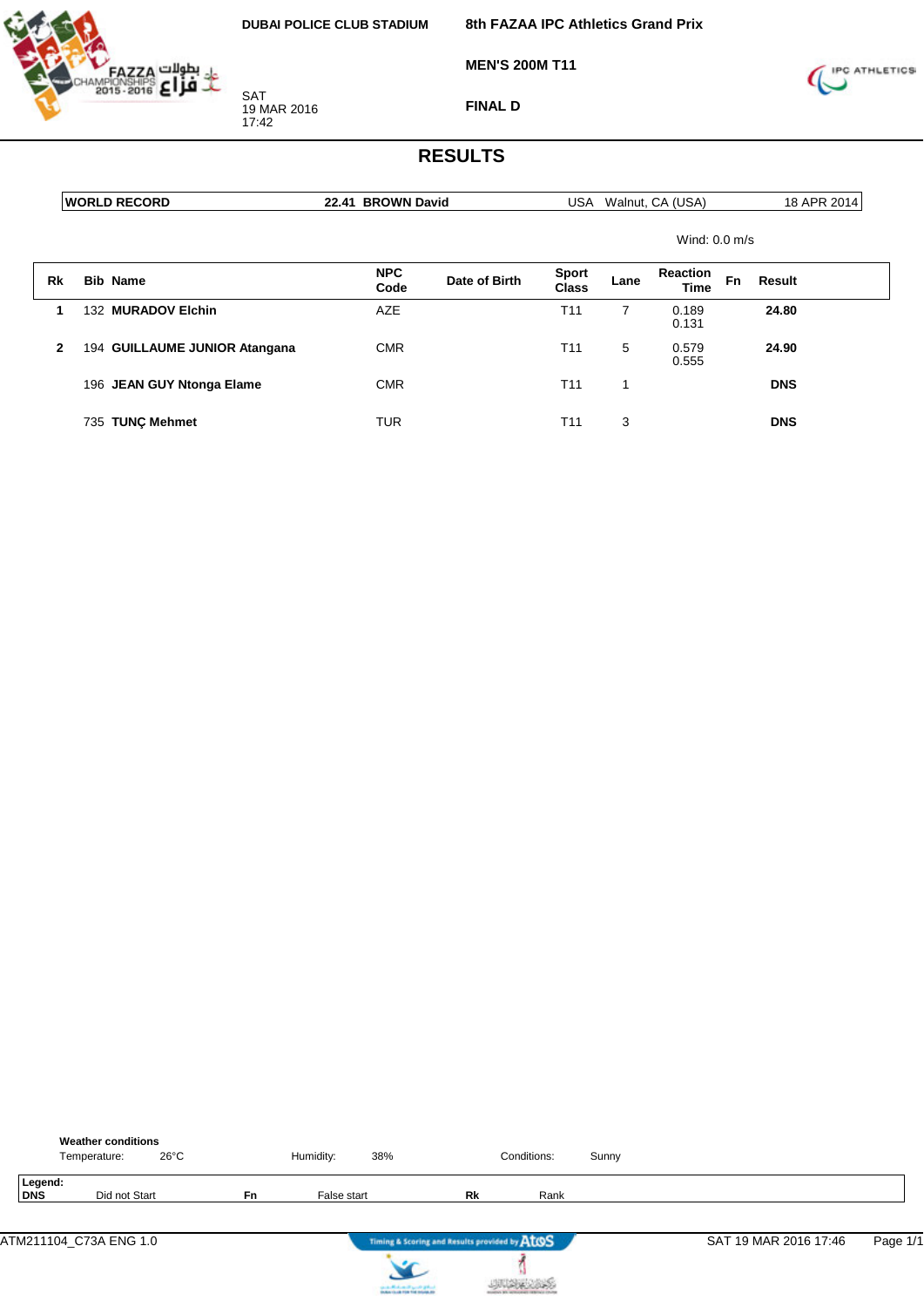DUBAI POLICE CLUB STADIUM

SAT
19 MAR 2016
17:42

**8th FAZAA IPC Athletics Grand Prix**

**MEN'S 200M T11**

**FINAL D**

# RESULTS

| WORLD RECORD | 22.41 BROWN David | USA Walnut, CA (USA) | 18 APR 2014 |
|---|---|---|---|

Wind: 0.0 m/s

| Rk | Bib | Name | NPC Code | Date of Birth | Sport Class | Lane | Reaction Time | Fn | Result |
|---|---|---|---|---|---|---|---|---|---|
| 1 | 132 | **MURADOV Elchin** | AZE | | T11 | 7 | 0.189 0.131 | | **24.80** |
| 2 | 194 | **GUILLAUME JUNIOR Atangana** | CMR | | T11 | 5 | 0.579 0.555 | | **24.90** |
| | 196 | **JEAN GUY Ntonga Elame** | CMR | | T11 | 1 | | | **DNS** |
| | 735 | **TUNÇ Mehmet** | TUR | | T11 | 3 | | | **DNS** |

**Weather conditions**

Temperature: 26°C Humidity: 38% Conditions: Sunny

**Legend:**

| | | | | | |
|---|---|---|---|---|---|
| **DNS** | Did not Start | **Fn** | False start | **Rk** | Rank |

ATM211104_C73A ENG 1.0 SAT 19 MAR 2016 17:46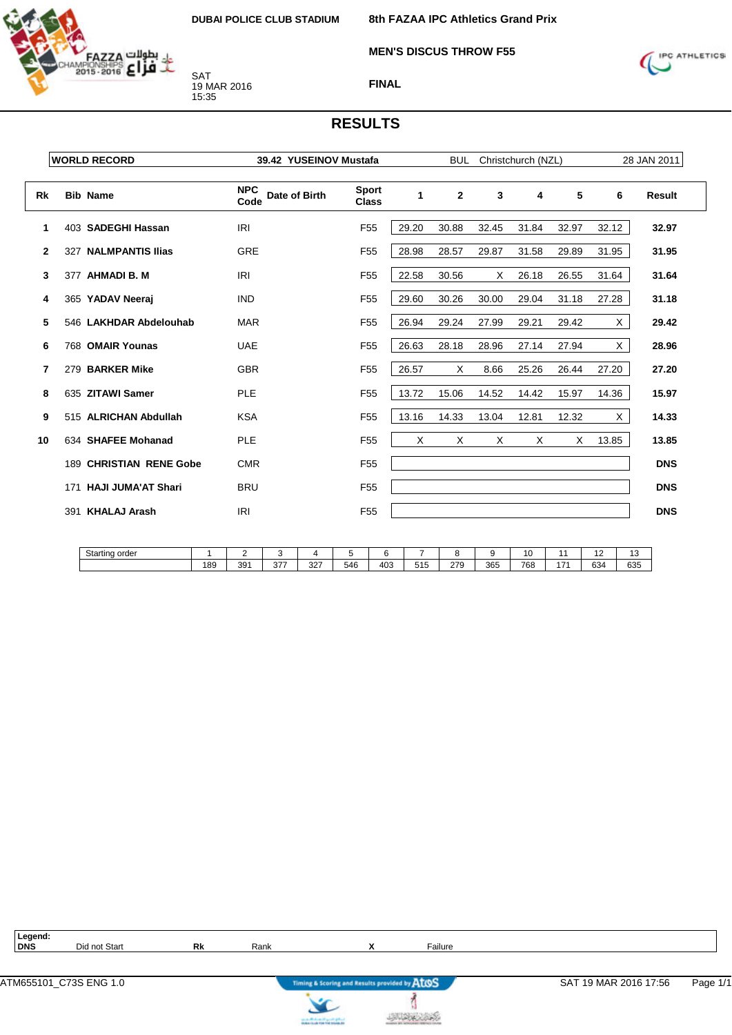DUBAI POLICE CLUB STADIUM

SAT
19 MAR 2016
15:35

# 8th FAZAA IPC Athletics Grand Prix

## MEN'S DISCUS THROW F55

## FINAL

## RESULTS

| WORLD RECORD | 39.42 YUSEINOV Mustafa | BUL | Christchurch (NZL) | 28 JAN 2011 |
|---|---|---|---|---|

| Rk | Bib | Name | NPC Code | Date of Birth | Sport Class | 1 | 2 | 3 | 4 | 5 | 6 | Result |
|---|---|---|---|---|---|---|---|---|---|---|---|---|
| 1 | 403 | SADEGHI Hassan | IRI | | F55 | 29.20 | 30.88 | 32.45 | 31.84 | 32.97 | 32.12 | **32.97** |
| 2 | 327 | NALMPANTIS Ilias | GRE | | F55 | 28.98 | 28.57 | 29.87 | 31.58 | 29.89 | 31.95 | **31.95** |
| 3 | 377 | AHMADI B. M | IRI | | F55 | 22.58 | 30.56 | X | 26.18 | 26.55 | 31.64 | **31.64** |
| 4 | 365 | YADAV Neeraj | IND | | F55 | 29.60 | 30.26 | 30.00 | 29.04 | 31.18 | 27.28 | **31.18** |
| 5 | 546 | LAKHDAR Abdelouhab | MAR | | F55 | 26.94 | 29.24 | 27.99 | 29.21 | 29.42 | X | **29.42** |
| 6 | 768 | OMAIR Younas | UAE | | F55 | 26.63 | 28.18 | 28.96 | 27.14 | 27.94 | X | **28.96** |
| 7 | 279 | BARKER Mike | GBR | | F55 | 26.57 | X | 8.66 | 25.26 | 26.44 | 27.20 | **27.20** |
| 8 | 635 | ZITAWI Samer | PLE | | F55 | 13.72 | 15.06 | 14.52 | 14.42 | 15.97 | 14.36 | **15.97** |
| 9 | 515 | ALRICHAN Abdullah | KSA | | F55 | 13.16 | 14.33 | 13.04 | 12.81 | 12.32 | X | **14.33** |
| 10 | 634 | SHAFEE Mohanad | PLE | | F55 | X | X | X | X | X | 13.85 | **13.85** |
| | 189 | CHRISTIAN RENE Gobe | CMR | | F55 | | | | | | | **DNS** |
| | 171 | HAJI JUMA'AT Shari | BRU | | F55 | | | | | | | **DNS** |
| | 391 | KHALAJ Arash | IRI | | F55 | | | | | | | **DNS** |

| Starting order | 1 | 2 | 3 | 4 | 5 | 6 | 7 | 8 | 9 | 10 | 11 | 12 | 13 |
|---|---|---|---|---|---|---|---|---|---|---|---|---|---|
| | 189 | 391 | 377 | 327 | 546 | 403 | 515 | 279 | 365 | 768 | 171 | 634 | 635 |

**Legend:**

| | | | | | |
|---|---|---|---|---|---|
| **DNS** | Did not Start | **Rk** | Rank | **X** | Failure |

ATM655101_C73S ENG 1.0 — Timing & Scoring and Results provided by AtoS — SAT 19 MAR 2016 17:56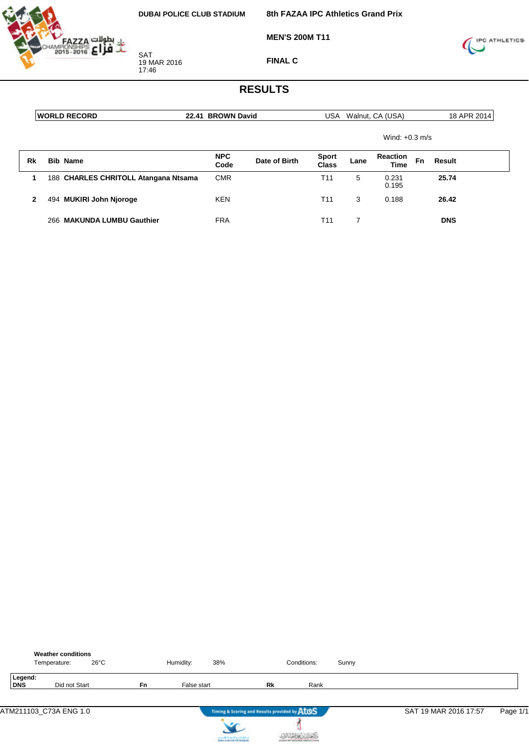DUBAI POLICE CLUB STADIUM

SAT
19 MAR 2016
17:46

**8th FAZAA IPC Athletics Grand Prix**

**MEN'S 200M T11**

**FINAL C**

# RESULTS

| WORLD RECORD | 22.41 BROWN David | USA | Walnut, CA (USA) | 18 APR 2014 |
|---|---|---|---|---|

Wind: +0.3 m/s

| Rk | Bib | Name | NPC Code | Date of Birth | Sport Class | Lane | Reaction Time | Fn | Result |
|---|---|---|---|---|---|---|---|---|---|
| 1 | 188 | **CHARLES CHRITOLL Atangana Ntsama** | CMR | | T11 | 5 | 0.231<br>0.195 | | **25.74** |
| 2 | 494 | **MUKIRI John Njoroge** | KEN | | T11 | 3 | 0.188 | | **26.42** |
| | 266 | **MAKUNDA LUMBU Gauthier** | FRA | | T11 | 7 | | | **DNS** |

**Weather conditions**

Temperature: 26°C    Humidity: 38%    Conditions: Sunny

**Legend:**

| DNS | Did not Start | Fn | False start | Rk | Rank |
|---|---|---|---|---|---|

ATM211103_C73A ENG 1.0    SAT 19 MAR 2016 17:57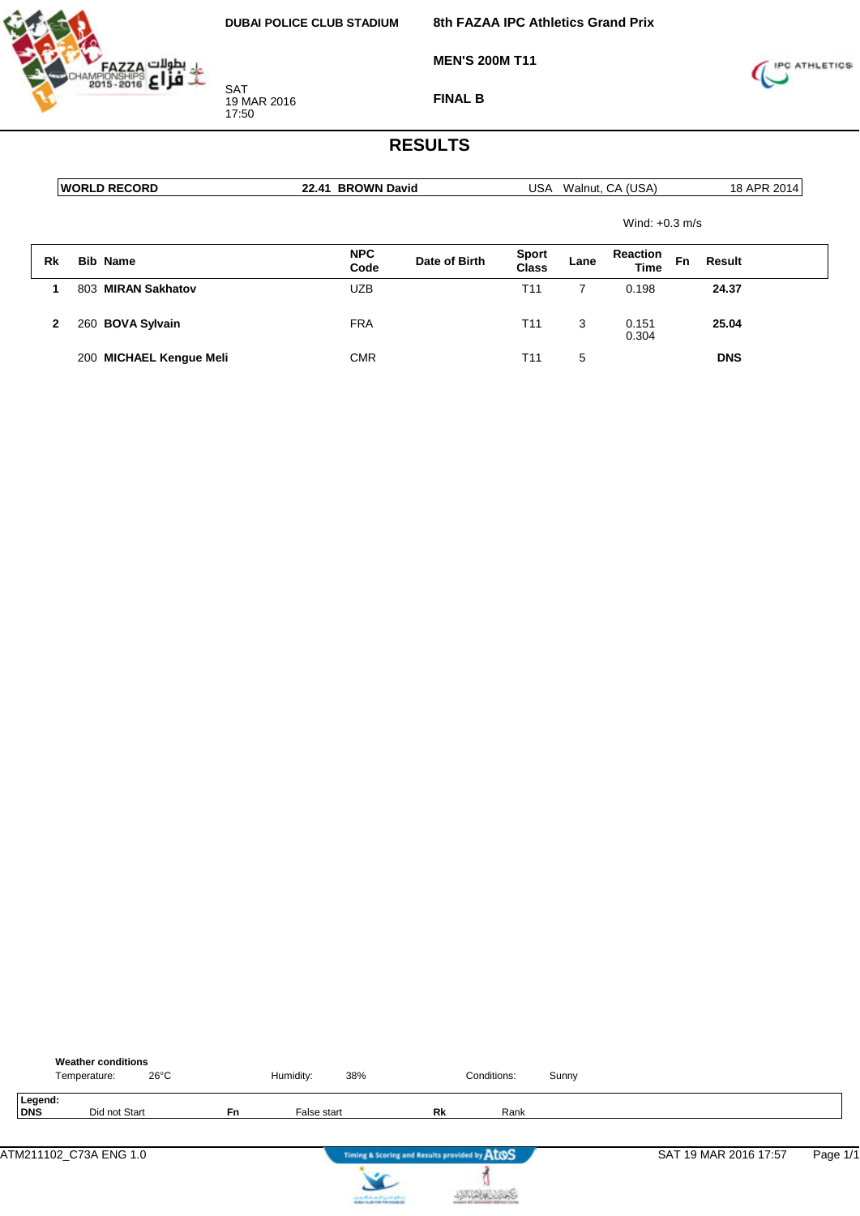DUBAI POLICE CLUB STADIUM

SAT
19 MAR 2016
17:50

**8th FAZAA IPC Athletics Grand Prix**

**MEN'S 200M T11**

**FINAL B**

# RESULTS

| WORLD RECORD | 22.41 BROWN David | USA | Walnut, CA (USA) | 18 APR 2014 |
|---|---|---|---|---|

Wind: +0.3 m/s

| Rk | Bib | Name | NPC Code | Date of Birth | Sport Class | Lane | Reaction Time | Fn | Result |
|---|---|---|---|---|---|---|---|---|---|
| 1 | 803 | **MIRAN Sakhatov** | UZB | | T11 | 7 | 0.198 | | **24.37** |
| 2 | 260 | **BOVA Sylvain** | FRA | | T11 | 3 | 0.151<br>0.304 | | **25.04** |
| | 200 | **MICHAEL Kengue Meli** | CMR | | T11 | 5 | | | **DNS** |

**Weather conditions**

Temperature: 26°C    Humidity: 38%    Conditions: Sunny

**Legend:**

| **DNS** | Did not Start | **Fn** | False start | **Rk** | Rank |
|---|---|---|---|---|---|

ATM211102_C73A ENG 1.0    SAT 19 MAR 2016 17:57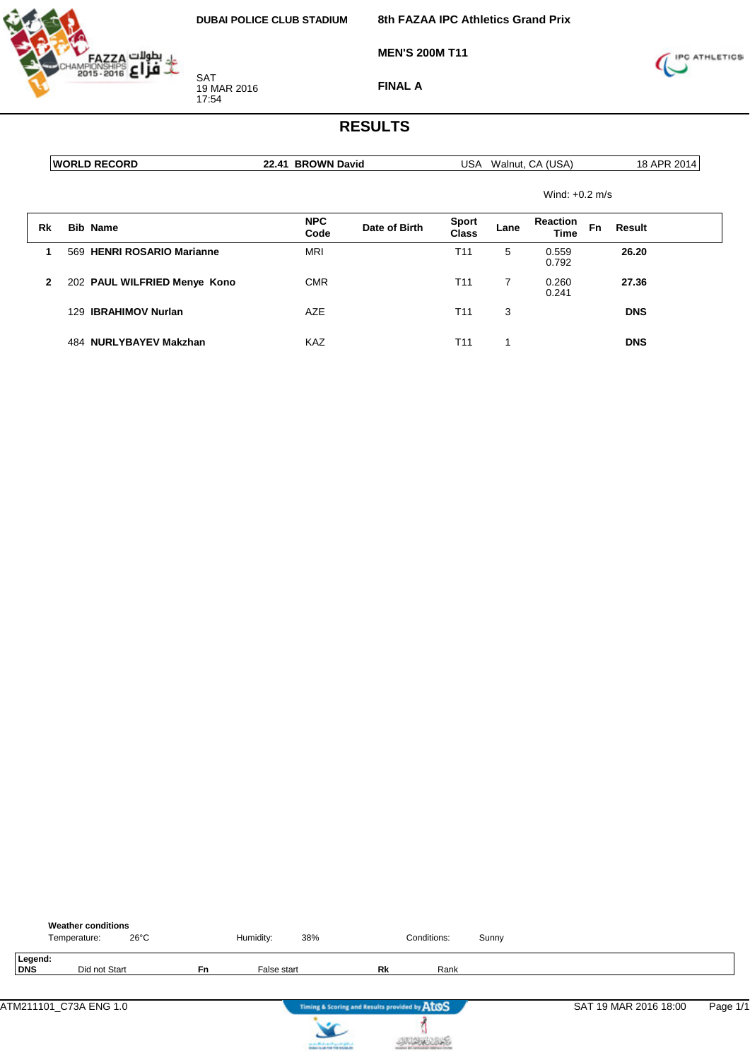DUBAI POLICE CLUB STADIUM

SAT
19 MAR 2016
17:54

**8th FAZAA IPC Athletics Grand Prix**

**MEN'S 200M T11**

**FINAL A**

# RESULTS

| WORLD RECORD | 22.41 BROWN David | USA | Walnut, CA (USA) | 18 APR 2014 |
|---|---|---|---|---|

Wind: +0.2 m/s

| Rk | Bib | Name | NPC Code | Date of Birth | Sport Class | Lane | Reaction Time | Fn | Result |
|---|---|---|---|---|---|---|---|---|---|
| 1 | 569 | **HENRI ROSARIO Marianne** | MRI | | T11 | 5 | 0.559<br>0.792 | | **26.20** |
| 2 | 202 | **PAUL WILFRIED Menye Kono** | CMR | | T11 | 7 | 0.260<br>0.241 | | **27.36** |
| | 129 | **IBRAHIMOV Nurlan** | AZE | | T11 | 3 | | | **DNS** |
| | 484 | **NURLYBAYEV Makzhan** | KAZ | | T11 | 1 | | | **DNS** |

**Weather conditions**

Temperature: 26°C    Humidity: 38%    Conditions: Sunny

**Legend:**

| | | | | | |
|---|---|---|---|---|---|
| **DNS** | Did not Start | **Fn** | False start | **Rk** | Rank |

ATM211101_C73A ENG 1.0    SAT 19 MAR 2016 18:00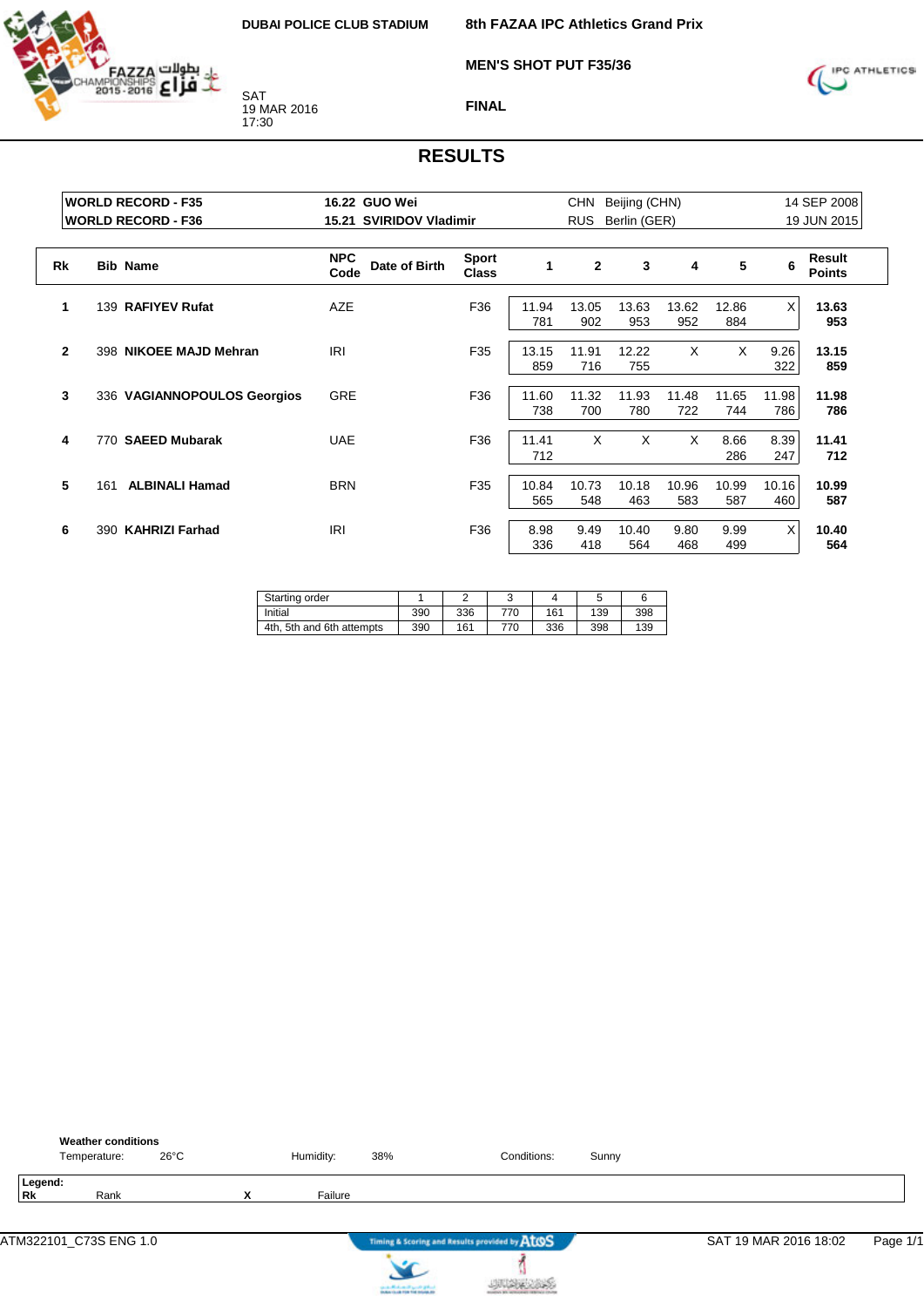DUBAI POLICE CLUB STADIUM

**8th FAZAA IPC Athletics Grand Prix**

**MEN'S SHOT PUT F35/36**

**FINAL**

SAT
19 MAR 2016
17:30

# RESULTS

| | | | | |
|---|---|---|---|---|
| **WORLD RECORD - F35** | **16.22 GUO Wei** | CHN | Beijing (CHN) | 14 SEP 2008 |
| **WORLD RECORD - F36** | **15.21 SVIRIDOV Vladimir** | RUS | Berlin (GER) | 19 JUN 2015 |

| Rk | Bib | Name | NPC Code | Date of Birth | Sport Class | 1 | 2 | 3 | 4 | 5 | 6 | Result Points |
|---|---|---|---|---|---|---|---|---|---|---|---|---|
| 1 | 139 | **RAFIYEV Rufat** | AZE | | F36 | 11.94 781 | 13.05 902 | 13.63 953 | 13.62 952 | 12.86 884 | X | **13.63 953** |
| 2 | 398 | **NIKOEE MAJD Mehran** | IRI | | F35 | 13.15 859 | 11.91 716 | 12.22 755 | X | X | 9.26 322 | **13.15 859** |
| 3 | 336 | **VAGIANNOPOULOS Georgios** | GRE | | F36 | 11.60 738 | 11.32 700 | 11.93 780 | 11.48 722 | 11.65 744 | 11.98 786 | **11.98 786** |
| 4 | 770 | **SAEED Mubarak** | UAE | | F36 | 11.41 712 | X | X | X | 8.66 286 | 8.39 247 | **11.41 712** |
| 5 | 161 | **ALBINALI Hamad** | BRN | | F35 | 10.84 565 | 10.73 548 | 10.18 463 | 10.96 583 | 10.99 587 | 10.16 460 | **10.99 587** |
| 6 | 390 | **KAHRIZI Farhad** | IRI | | F36 | 8.98 336 | 9.49 418 | 10.40 564 | 9.80 468 | 9.99 499 | X | **10.40 564** |

| Starting order | 1 | 2 | 3 | 4 | 5 | 6 |
|---|---|---|---|---|---|---|
| Initial | 390 | 336 | 770 | 161 | 139 | 398 |
| 4th, 5th and 6th attempts | 390 | 161 | 770 | 336 | 398 | 139 |

**Weather conditions**

Temperature: 26°C    Humidity: 38%    Conditions: Sunny

**Legend:**

**Rk** Rank    **X** Failure

ATM322101_C73S ENG 1.0    Timing & Scoring and Results provided by AtoS    SAT 19 MAR 2016 18:02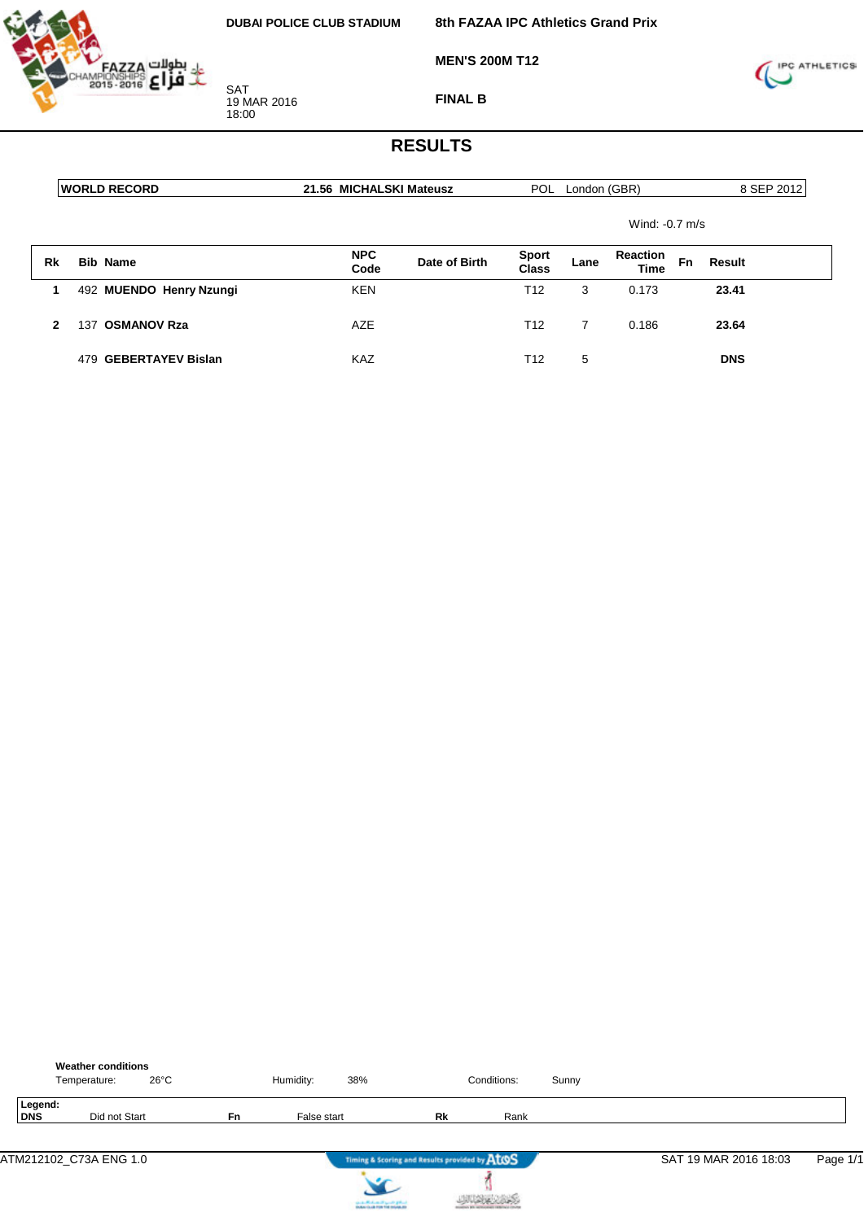DUBAI POLICE CLUB STADIUM

SAT
19 MAR 2016
18:00

**8th FAZAA IPC Athletics Grand Prix**

**MEN'S 200M T12**

**FINAL B**

# RESULTS

| WORLD RECORD | 21.56 MICHALSKI Mateusz | POL | London (GBR) | 8 SEP 2012 |
|---|---|---|---|---|

Wind: -0.7 m/s

| Rk | Bib | Name | NPC Code | Date of Birth | Sport Class | Lane | Reaction Time | Fn | Result |
|---|---|---|---|---|---|---|---|---|---|
| 1 | 492 | **MUENDO Henry Nzungi** | KEN | | T12 | 3 | 0.173 | | **23.41** |
| 2 | 137 | **OSMANOV Rza** | AZE | | T12 | 7 | 0.186 | | **23.64** |
| | 479 | **GEBERTAYEV Bislan** | KAZ | | T12 | 5 | | | **DNS** |

**Weather conditions**

Temperature: 26°C Humidity: 38% Conditions: Sunny

**Legend:**

| | | | | | |
|---|---|---|---|---|---|
| **DNS** | Did not Start | **Fn** | False start | **Rk** | Rank |

ATM212102_C73A ENG 1.0 — SAT 19 MAR 2016 18:03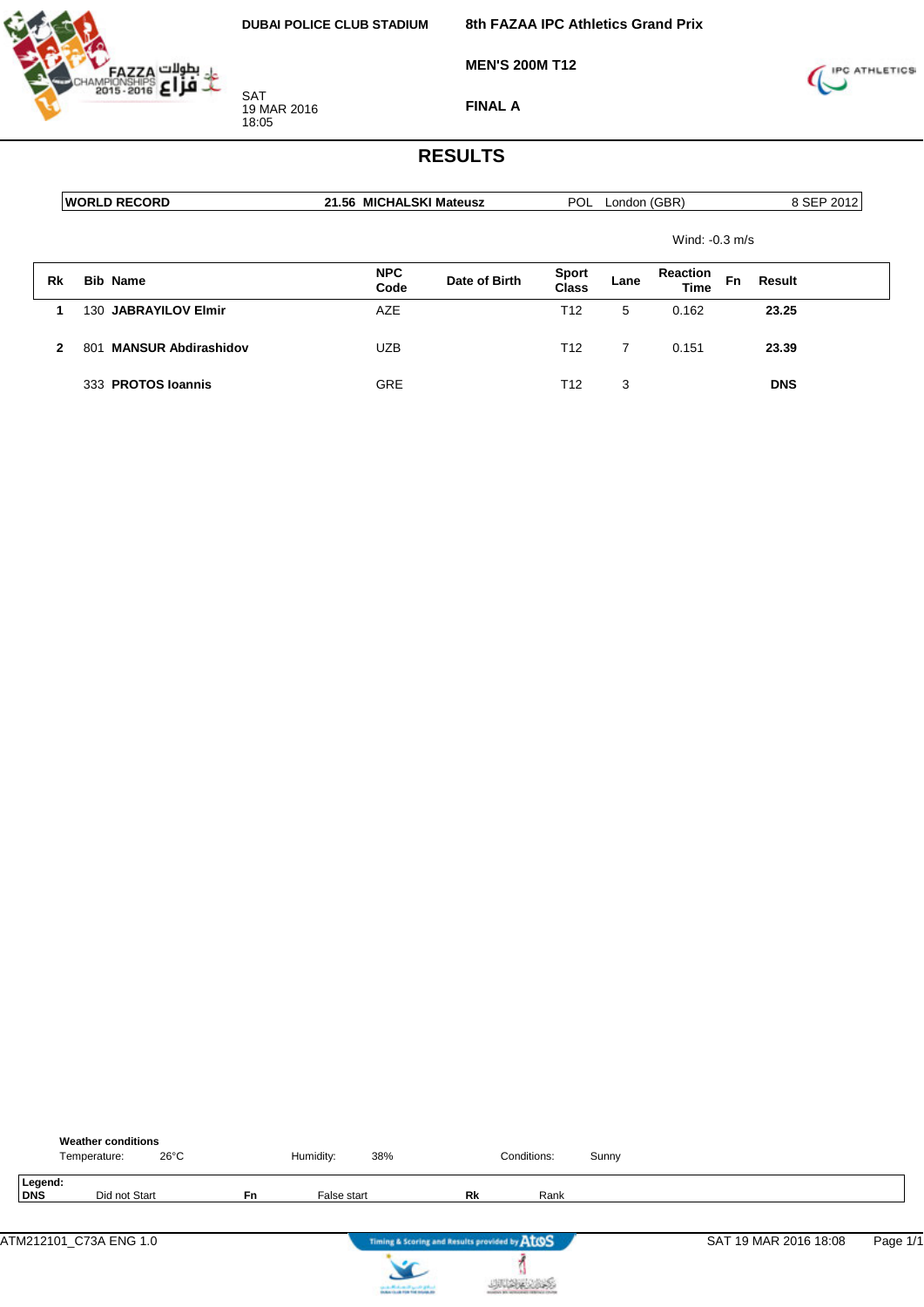DUBAI POLICE CLUB STADIUM

**8th FAZAA IPC Athletics Grand Prix**

**MEN'S 200M T12**

**FINAL A**

SAT
19 MAR 2016
18:05

# RESULTS

| WORLD RECORD | 21.56 MICHALSKI Mateusz | POL | London (GBR) | 8 SEP 2012 |
|---|---|---|---|---|

Wind: -0.3 m/s

| Rk | Bib | Name | NPC Code | Date of Birth | Sport Class | Lane | Reaction Time | Fn | Result |
|---|---|---|---|---|---|---|---|---|---|
| 1 | 130 | **JABRAYILOV Elmir** | AZE | | T12 | 5 | 0.162 | | **23.25** |
| 2 | 801 | **MANSUR Abdirashidov** | UZB | | T12 | 7 | 0.151 | | **23.39** |
| | 333 | **PROTOS Ioannis** | GRE | | T12 | 3 | | | **DNS** |

**Weather conditions**

Temperature: 26°C Humidity: 38% Conditions: Sunny

**Legend:**

| | | | | | |
|---|---|---|---|---|---|
| **DNS** | Did not Start | **Fn** | False start | **Rk** | Rank |

ATM212101_C73A ENG 1.0 Timing & Scoring and Results provided by AtoS SAT 19 MAR 2016 18:08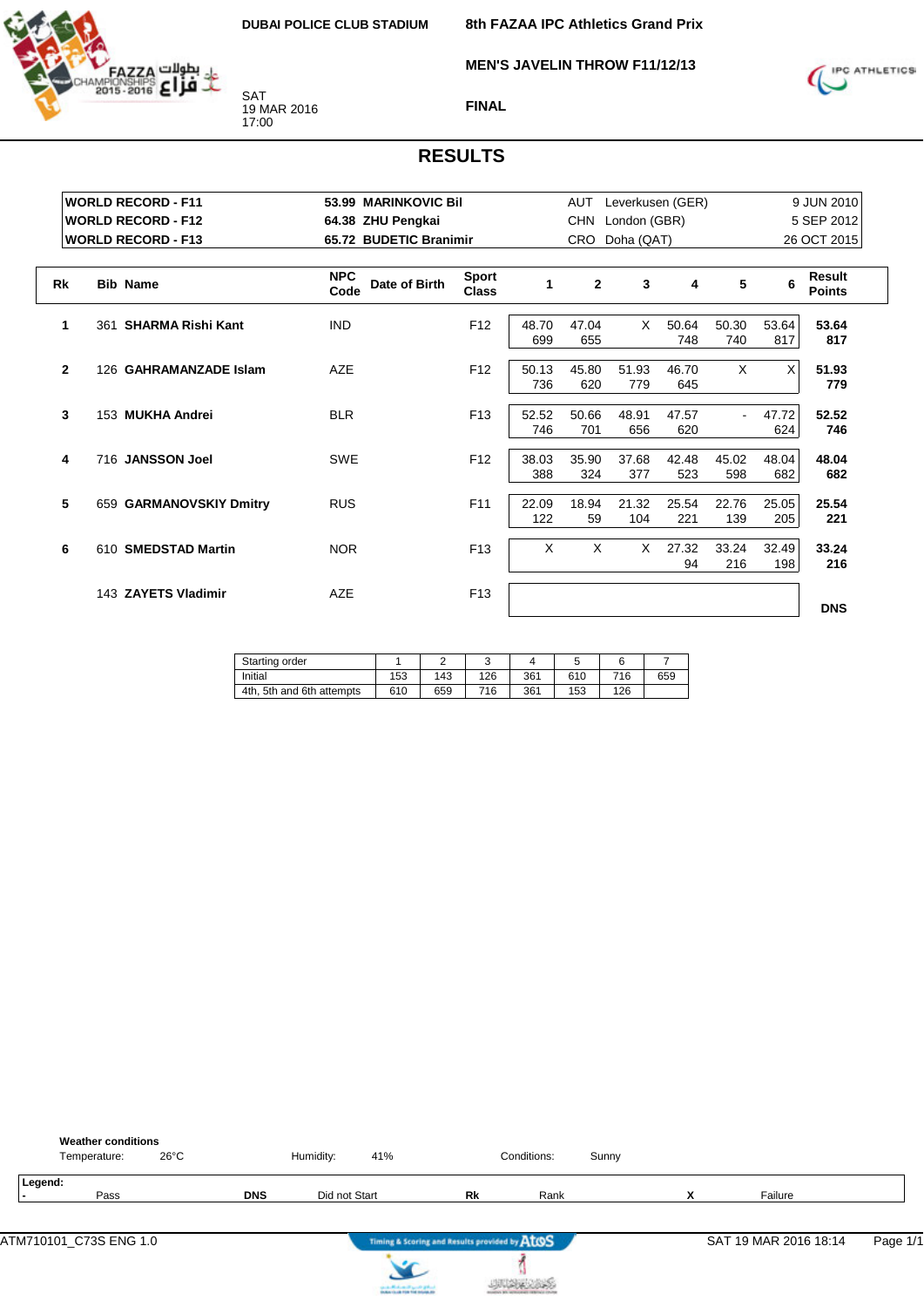DUBAI POLICE CLUB STADIUM

SAT
19 MAR 2016
17:00

# 8th FAZAA IPC Athletics Grand Prix

## MEN'S JAVELIN THROW F11/12/13

### FINAL

## RESULTS

| | | | | |
|---|---|---|---|---|
| **WORLD RECORD - F11** | **53.99 MARINKOVIC Bil** | AUT | Leverkusen (GER) | 9 JUN 2010 |
| **WORLD RECORD - F12** | **64.38 ZHU Pengkai** | CHN | London (GBR) | 5 SEP 2012 |
| **WORLD RECORD - F13** | **65.72 BUDETIC Branimir** | CRO | Doha (QAT) | 26 OCT 2015 |

| Rk | Bib | Name | NPC Code | Date of Birth | Sport Class | 1 | 2 | 3 | 4 | 5 | 6 | Result Points |
|---|---|---|---|---|---|---|---|---|---|---|---|---|
| 1 | 361 | **SHARMA Rishi Kant** | IND | | F12 | 48.70 699 | 47.04 655 | X | 50.64 748 | 50.30 740 | 53.64 817 | **53.64 817** |
| 2 | 126 | **GAHRAMANZADE Islam** | AZE | | F12 | 50.13 736 | 45.80 620 | 51.93 779 | 46.70 645 | X | X | **51.93 779** |
| 3 | 153 | **MUKHA Andrei** | BLR | | F13 | 52.52 746 | 50.66 701 | 48.91 656 | 47.57 620 | - | 47.72 624 | **52.52 746** |
| 4 | 716 | **JANSSON Joel** | SWE | | F12 | 38.03 388 | 35.90 324 | 37.68 377 | 42.48 523 | 45.02 598 | 48.04 682 | **48.04 682** |
| 5 | 659 | **GARMANOVSKIY Dmitry** | RUS | | F11 | 22.09 122 | 18.94 59 | 21.32 104 | 25.54 221 | 22.76 139 | 25.05 205 | **25.54 221** |
| 6 | 610 | **SMEDSTAD Martin** | NOR | | F13 | X | X | X | 27.32 94 | 33.24 216 | 32.49 198 | **33.24 216** |
| | 143 | **ZAYETS Vladimir** | AZE | | F13 | | | | | | | **DNS** |

| Starting order | 1 | 2 | 3 | 4 | 5 | 6 | 7 |
|---|---|---|---|---|---|---|---|
| Initial | 153 | 143 | 126 | 361 | 610 | 716 | 659 |
| 4th, 5th and 6th attempts | 610 | 659 | 716 | 361 | 153 | 126 | |

**Weather conditions**
Temperature: 26°C  Humidity: 41%  Conditions: Sunny

**Legend:**

| | | | |
|---|---|---|---|
| **-** Pass | **DNS** Did not Start | **Rk** Rank | **X** Failure |

ATM710101_C73S ENG 1.0  Timing & Scoring and Results provided by AtoS  SAT 19 MAR 2016 18:14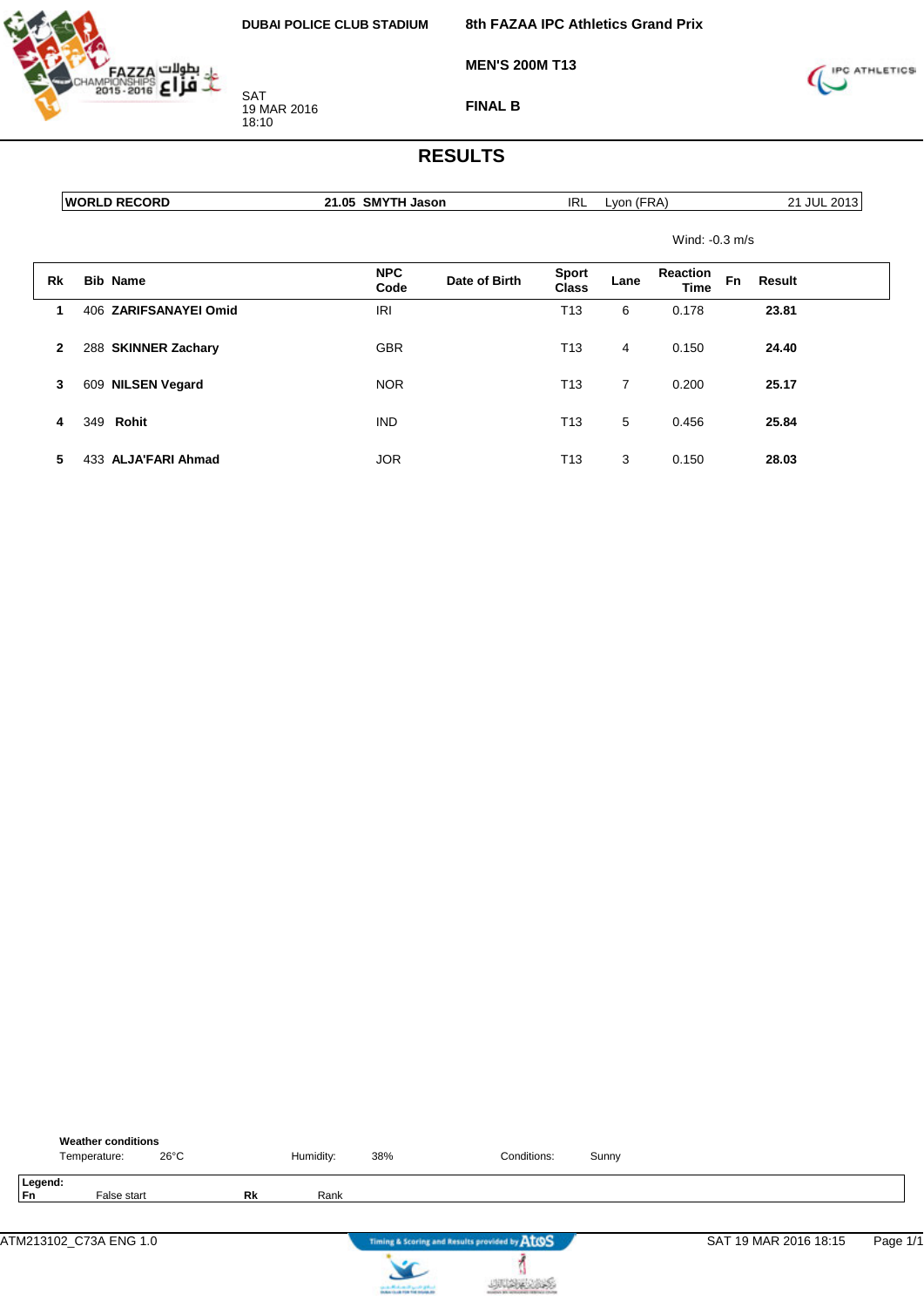DUBAI POLICE CLUB STADIUM

SAT
19 MAR 2016
18:10

**8th FAZAA IPC Athletics Grand Prix**

**MEN'S 200M T13**

**FINAL B**

# RESULTS

| WORLD RECORD | 21.05 SMYTH Jason | IRL | Lyon (FRA) | 21 JUL 2013 |
|---|---|---|---|---|

Wind: -0.3 m/s

| Rk | Bib | Name | NPC Code | Date of Birth | Sport Class | Lane | Reaction Time | Fn | Result |
|---|---|---|---|---|---|---|---|---|---|
| 1 | 406 | ZARIFSANAYEI Omid | IRI | | T13 | 6 | 0.178 | | **23.81** |
| 2 | 288 | SKINNER Zachary | GBR | | T13 | 4 | 0.150 | | **24.40** |
| 3 | 609 | NILSEN Vegard | NOR | | T13 | 7 | 0.200 | | **25.17** |
| 4 | 349 | Rohit | IND | | T13 | 5 | 0.456 | | **25.84** |
| 5 | 433 | ALJA'FARI Ahmad | JOR | | T13 | 3 | 0.150 | | **28.03** |

**Weather conditions**

Temperature: 26°C    Humidity: 38%    Conditions: Sunny

**Legend:**

| Fn | False start | Rk | Rank |
|---|---|---|---|

ATM213102_C73A ENG 1.0    SAT 19 MAR 2016 18:15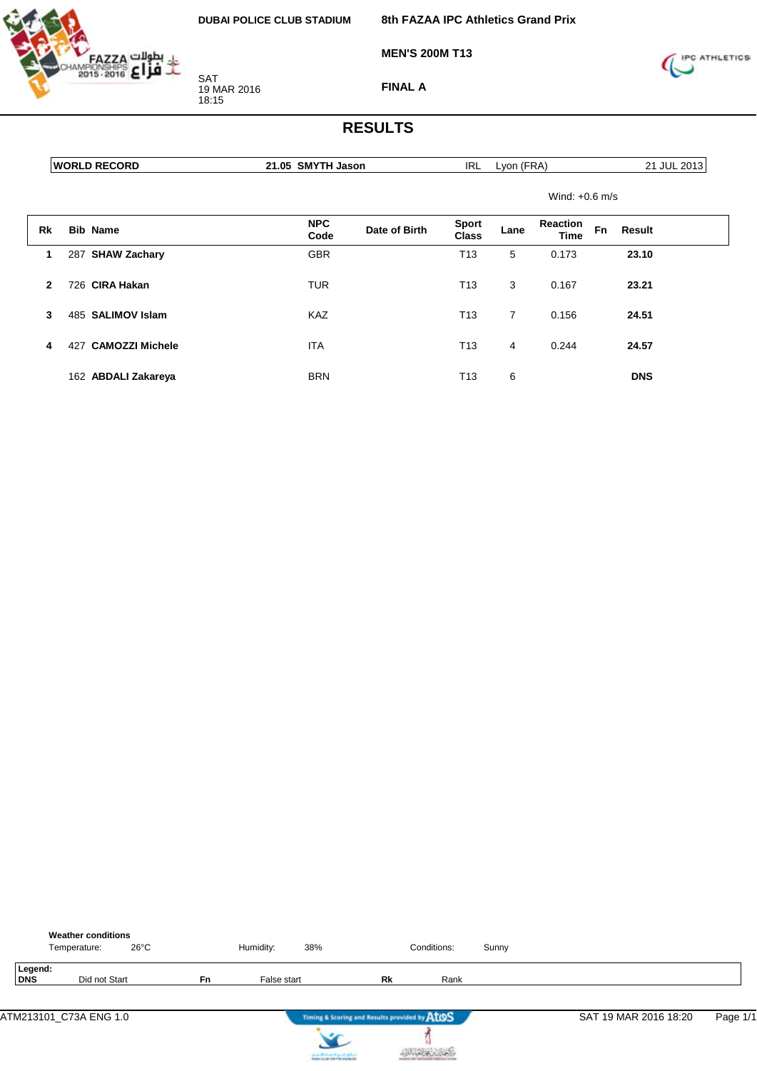DUBAI POLICE CLUB STADIUM

SAT
19 MAR 2016
18:15

**8th FAZAA IPC Athletics Grand Prix**

**MEN'S 200M T13**

**FINAL A**

# RESULTS

| WORLD RECORD | 21.05 SMYTH Jason | IRL | Lyon (FRA) | 21 JUL 2013 |
|---|---|---|---|---|

Wind: +0.6 m/s

| Rk | Bib | Name | NPC Code | Date of Birth | Sport Class | Lane | Reaction Time | Fn | Result |
|---|---|---|---|---|---|---|---|---|---|
| 1 | 287 | **SHAW Zachary** | GBR | | T13 | 5 | 0.173 | | **23.10** |
| 2 | 726 | **CIRA Hakan** | TUR | | T13 | 3 | 0.167 | | **23.21** |
| 3 | 485 | **SALIMOV Islam** | KAZ | | T13 | 7 | 0.156 | | **24.51** |
| 4 | 427 | **CAMOZZI Michele** | ITA | | T13 | 4 | 0.244 | | **24.57** |
| | 162 | **ABDALI Zakareya** | BRN | | T13 | 6 | | | **DNS** |

**Weather conditions**

Temperature: 26°C    Humidity: 38%    Conditions: Sunny

**Legend:**

| DNS | Did not Start | Fn | False start | Rk | Rank |
|---|---|---|---|---|---|

ATM213101_C73A ENG 1.0    SAT 19 MAR 2016 18:20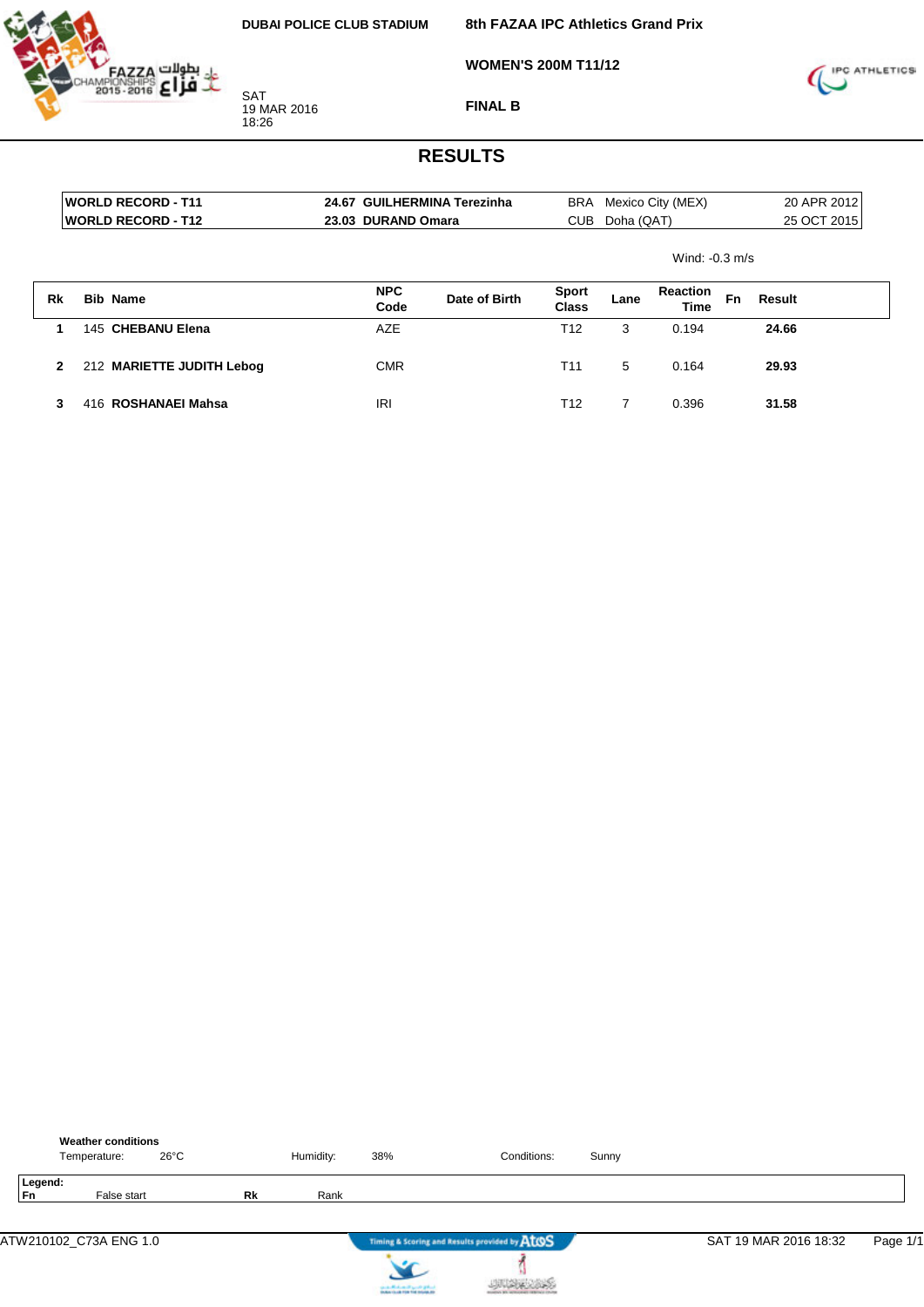DUBAI POLICE CLUB STADIUM

# 8th FAZAA IPC Athletics Grand Prix

## WOMEN'S 200M T11/12

## FINAL B

SAT
19 MAR 2016
18:26

# RESULTS

| | | | | | |
|---|---|---|---|---|---|
| **WORLD RECORD - T11** | **24.67** | **GUILHERMINA Terezinha** | BRA | Mexico City (MEX) | 20 APR 2012 |
| **WORLD RECORD - T12** | **23.03** | **DURAND Omara** | CUB | Doha (QAT) | 25 OCT 2015 |

Wind: -0.3 m/s

| Rk | Bib | Name | NPC Code | Date of Birth | Sport Class | Lane | Reaction Time | Fn | Result |
|---|---|---|---|---|---|---|---|---|---|
| 1 | 145 | **CHEBANU Elena** | AZE | | T12 | 3 | 0.194 | | **24.66** |
| 2 | 212 | **MARIETTE JUDITH Lebog** | CMR | | T11 | 5 | 0.164 | | **29.93** |
| 3 | 416 | **ROSHANAEI Mahsa** | IRI | | T12 | 7 | 0.396 | | **31.58** |

**Weather conditions**

Temperature: 26°C Humidity: 38% Conditions: Sunny

**Legend:**
**Fn** False start **Rk** Rank

ATW210102_C73A ENG 1.0 SAT 19 MAR 2016 18:32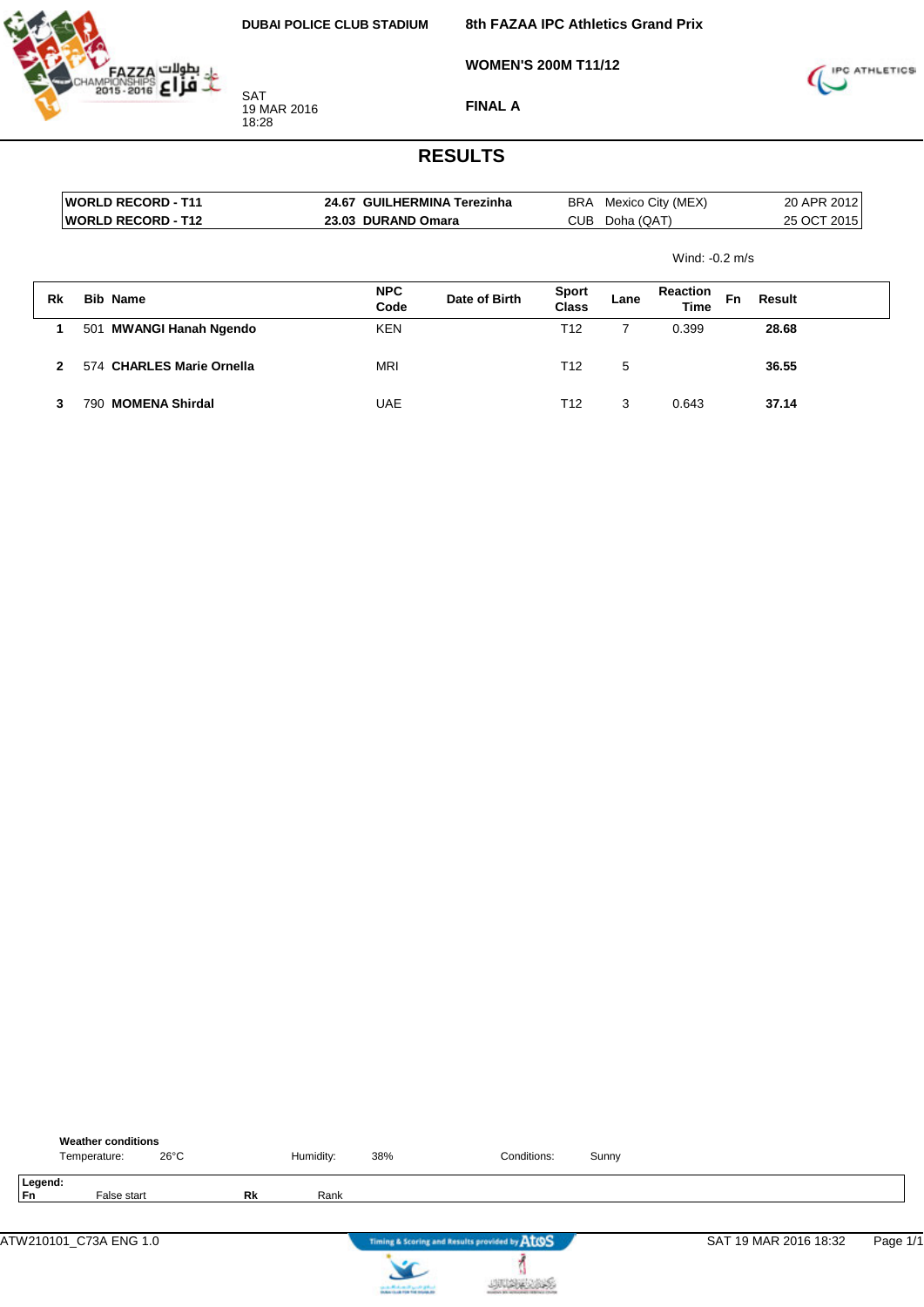DUBAI POLICE CLUB STADIUM

**8th FAZAA IPC Athletics Grand Prix**

**WOMEN'S 200M T11/12**

**FINAL A**

SAT
19 MAR 2016
18:28

# RESULTS

| | | | | | |
|---|---|---|---|---|---|
| WORLD RECORD - T11 | 24.67 | GUILHERMINA Terezinha | BRA | Mexico City (MEX) | 20 APR 2012 |
| WORLD RECORD - T12 | 23.03 | DURAND Omara | CUB | Doha (QAT) | 25 OCT 2015 |

Wind: -0.2 m/s

| Rk | Bib | Name | NPC Code | Date of Birth | Sport Class | Lane | Reaction Time | Fn | Result |
|---|---|---|---|---|---|---|---|---|---|
| 1 | 501 | **MWANGI Hanah Ngendo** | KEN | | T12 | 7 | 0.399 | | **28.68** |
| 2 | 574 | **CHARLES Marie Ornella** | MRI | | T12 | 5 | | | **36.55** |
| 3 | 790 | **MOMENA Shirdal** | UAE | | T12 | 3 | 0.643 | | **37.14** |

**Weather conditions**

Temperature: 26°C    Humidity: 38%    Conditions: Sunny

**Legend:**

| | | | |
|---|---|---|---|
| **Fn** | False start | **Rk** | Rank |

ATW210101_C73A ENG 1.0    Timing & Scoring and Results provided by AtoS    SAT 19 MAR 2016 18:32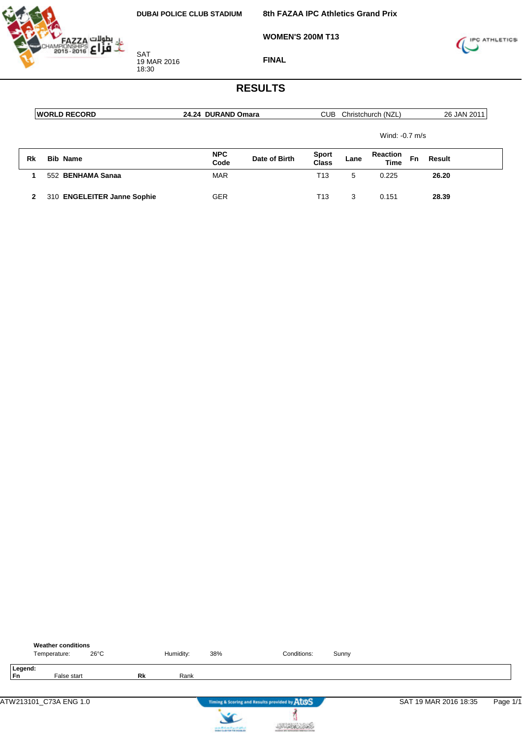DUBAI POLICE CLUB STADIUM

SAT
19 MAR 2016
18:30

**8th FAZAA IPC Athletics Grand Prix**

**WOMEN'S 200M T13**

**FINAL**

# RESULTS

| WORLD RECORD | 24.24 DURAND Omara | CUB | Christchurch (NZL) | 26 JAN 2011 |
|---|---|---|---|---|

Wind: -0.7 m/s

| Rk | Bib | Name | NPC Code | Date of Birth | Sport Class | Lane | Reaction Time | Fn | Result |
|---|---|---|---|---|---|---|---|---|---|
| 1 | 552 | **BENHAMA Sanaa** | MAR | | T13 | 5 | 0.225 | | **26.20** |
| 2 | 310 | **ENGELEITER Janne Sophie** | GER | | T13 | 3 | 0.151 | | **28.39** |

**Weather conditions**

Temperature: 26°C    Humidity: 38%    Conditions: Sunny

**Legend:**

| | | | |
|---|---|---|---|
| **Fn** | False start | **Rk** | Rank |

ATW213101_C73A ENG 1.0    Timing & Scoring and Results provided by AtoS    SAT 19 MAR 2016 18:35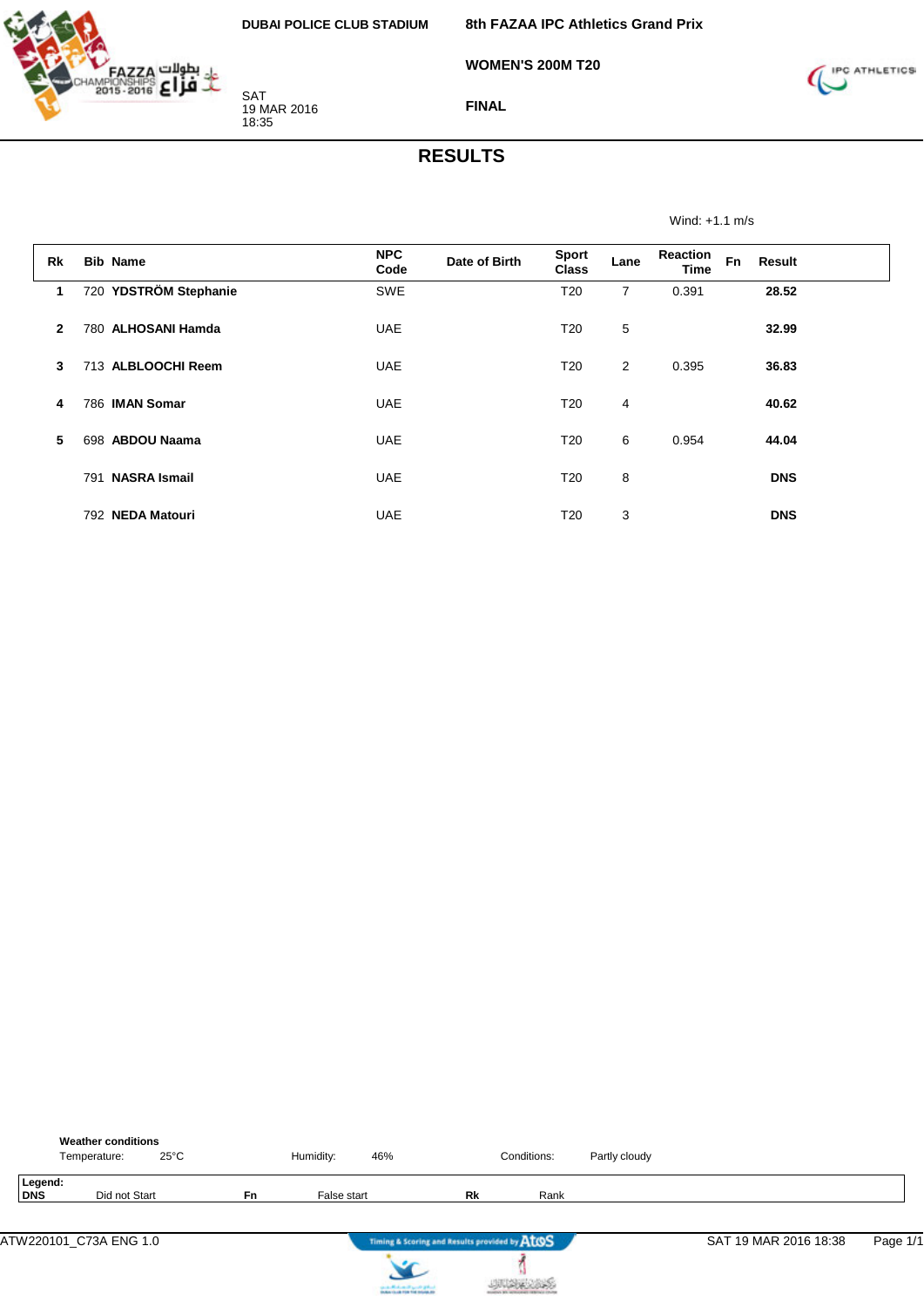DUBAI POLICE CLUB STADIUM

SAT
19 MAR 2016
18:35

**8th FAZAA IPC Athletics Grand Prix**

**WOMEN'S 200M T20**

**FINAL**

# RESULTS

Wind: +1.1 m/s

| Rk | Bib | Name | NPC Code | Date of Birth | Sport Class | Lane | Reaction Time | Fn | Result |
|---|---|---|---|---|---|---|---|---|---|
| 1 | 720 | **YDSTRÖM Stephanie** | SWE | | T20 | 7 | 0.391 | | **28.52** |
| 2 | 780 | **ALHOSANI Hamda** | UAE | | T20 | 5 | | | **32.99** |
| 3 | 713 | **ALBLOOCHI Reem** | UAE | | T20 | 2 | 0.395 | | **36.83** |
| 4 | 786 | **IMAN Somar** | UAE | | T20 | 4 | | | **40.62** |
| 5 | 698 | **ABDOU Naama** | UAE | | T20 | 6 | 0.954 | | **44.04** |
| | 791 | **NASRA Ismail** | UAE | | T20 | 8 | | | **DNS** |
| | 792 | **NEDA Matouri** | UAE | | T20 | 3 | | | **DNS** |

**Weather conditions**

Temperature: 25°C Humidity: 46% Conditions: Partly cloudy

**Legend:**

| | | | | | |
|---|---|---|---|---|---|
| **DNS** | Did not Start | **Fn** | False start | **Rk** | Rank |

ATW220101_C73A ENG 1.0

Timing & Scoring and Results provided by AtoS

SAT 19 MAR 2016 18:38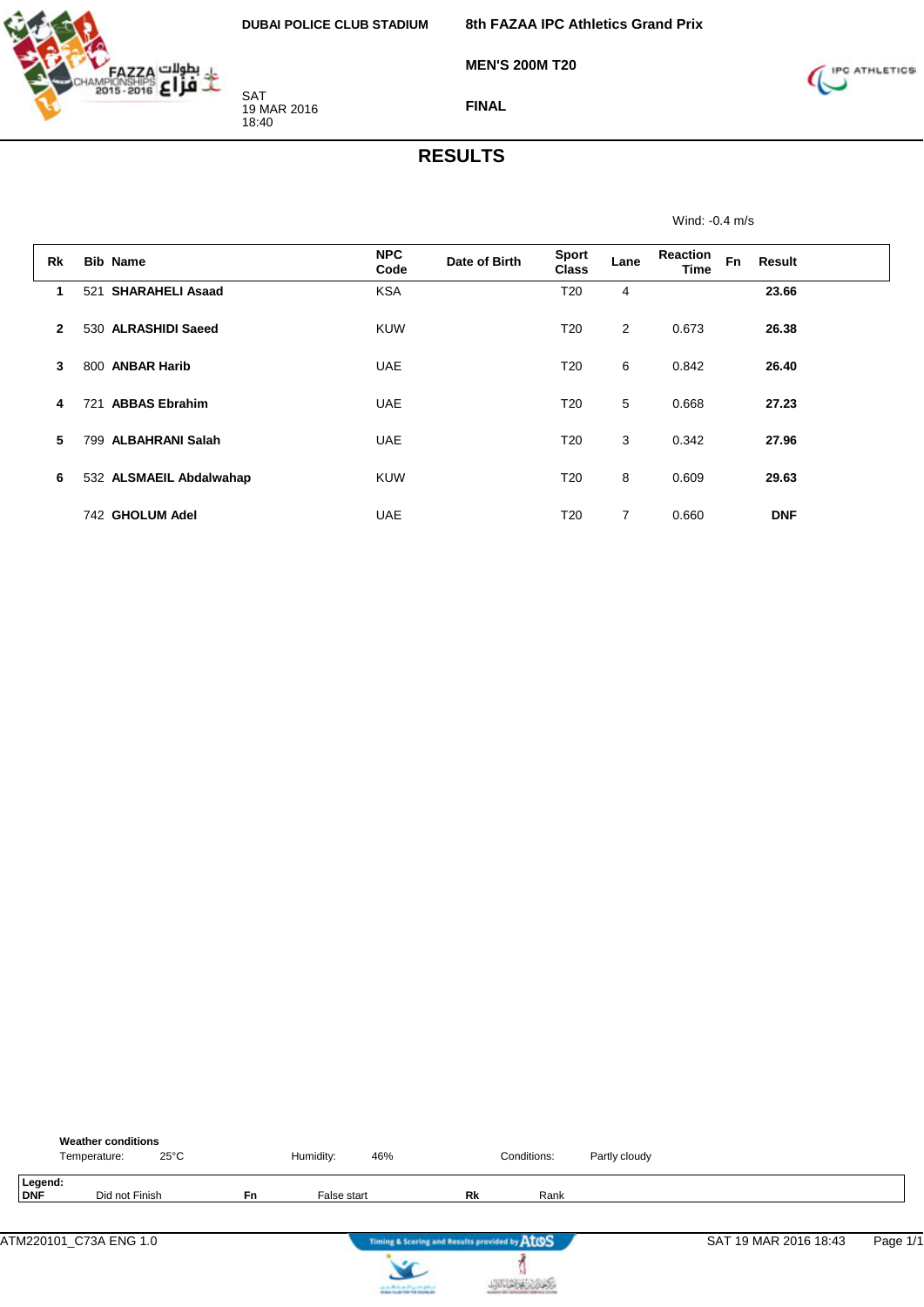DUBAI POLICE CLUB STADIUM

SAT
19 MAR 2016
18:40

**8th FAZAA IPC Athletics Grand Prix**

**MEN'S 200M T20**

**FINAL**

# RESULTS

Wind: -0.4 m/s

| Rk | Bib | Name | NPC Code | Date of Birth | Sport Class | Lane | Reaction Time | Fn | Result |
|---|---|---|---|---|---|---|---|---|---|
| 1 | 521 | **SHARAHELI Asaad** | KSA | | T20 | 4 | | | **23.66** |
| 2 | 530 | **ALRASHIDI Saeed** | KUW | | T20 | 2 | 0.673 | | **26.38** |
| 3 | 800 | **ANBAR Harib** | UAE | | T20 | 6 | 0.842 | | **26.40** |
| 4 | 721 | **ABBAS Ebrahim** | UAE | | T20 | 5 | 0.668 | | **27.23** |
| 5 | 799 | **ALBAHRANI Salah** | UAE | | T20 | 3 | 0.342 | | **27.96** |
| 6 | 532 | **ALSMAEIL Abdalwahap** | KUW | | T20 | 8 | 0.609 | | **29.63** |
| | 742 | **GHOLUM Adel** | UAE | | T20 | 7 | 0.660 | | **DNF** |

**Weather conditions**

Temperature: 25°C — Humidity: 46% — Conditions: Partly cloudy

**Legend:**

| | | | | | |
|---|---|---|---|---|---|
| **DNF** | Did not Finish | **Fn** | False start | **Rk** | Rank |

ATM220101_C73A ENG 1.0 — Timing & Scoring and Results provided by AtoS — SAT 19 MAR 2016 18:43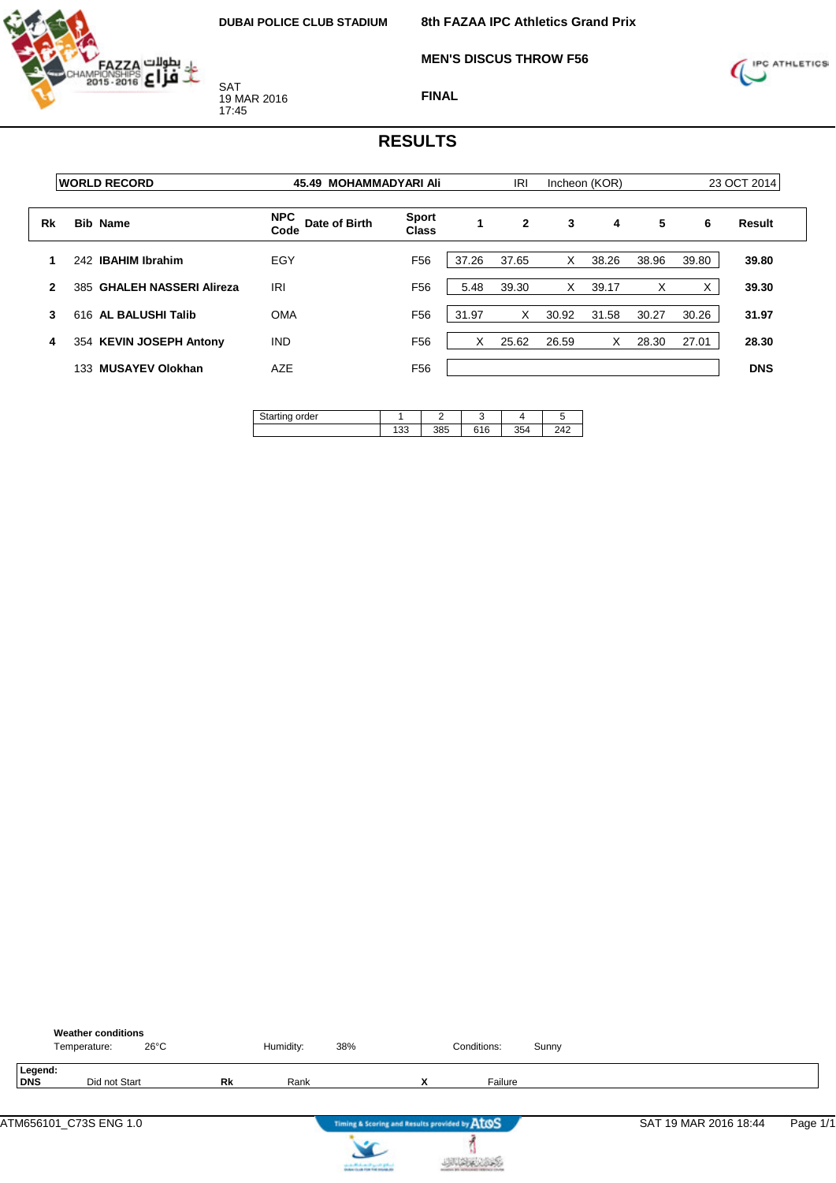DUBAI POLICE CLUB STADIUM

SAT
19 MAR 2016
17:45

# 8th FAZAA IPC Athletics Grand Prix

## MEN'S DISCUS THROW F56

## FINAL

# RESULTS

| WORLD RECORD | 45.49 MOHAMMADYARI Ali | IRI | Incheon (KOR) | 23 OCT 2014 |
|---|---|---|---|---|

| Rk | Bib | Name | NPC Code | Date of Birth | Sport Class | 1 | 2 | 3 | 4 | 5 | 6 | Result |
|---|---|---|---|---|---|---|---|---|---|---|---|---|
| 1 | 242 | **IBAHIM Ibrahim** | EGY | | F56 | 37.26 | 37.65 | X | 38.26 | 38.96 | 39.80 | **39.80** |
| 2 | 385 | **GHALEH NASSERI Alireza** | IRI | | F56 | 5.48 | 39.30 | X | 39.17 | X | X | **39.30** |
| 3 | 616 | **AL BALUSHI Talib** | OMA | | F56 | 31.97 | X | 30.92 | 31.58 | 30.27 | 30.26 | **31.97** |
| 4 | 354 | **KEVIN JOSEPH Antony** | IND | | F56 | X | 25.62 | 26.59 | X | 28.30 | 27.01 | **28.30** |
| | 133 | **MUSAYEV Olokhan** | AZE | | F56 | | | | | | | **DNS** |

| Starting order | 1 | 2 | 3 | 4 | 5 |
|---|---|---|---|---|---|
| | 133 | 385 | 616 | 354 | 242 |

**Weather conditions**

Temperature: 26°C    Humidity: 38%    Conditions: Sunny

**Legend:**

| DNS | Did not Start | Rk | Rank | X | Failure |
|---|---|---|---|---|---|

ATM656101_C73S ENG 1.0    Timing & Scoring and Results provided by AtoS    SAT 19 MAR 2016 18:44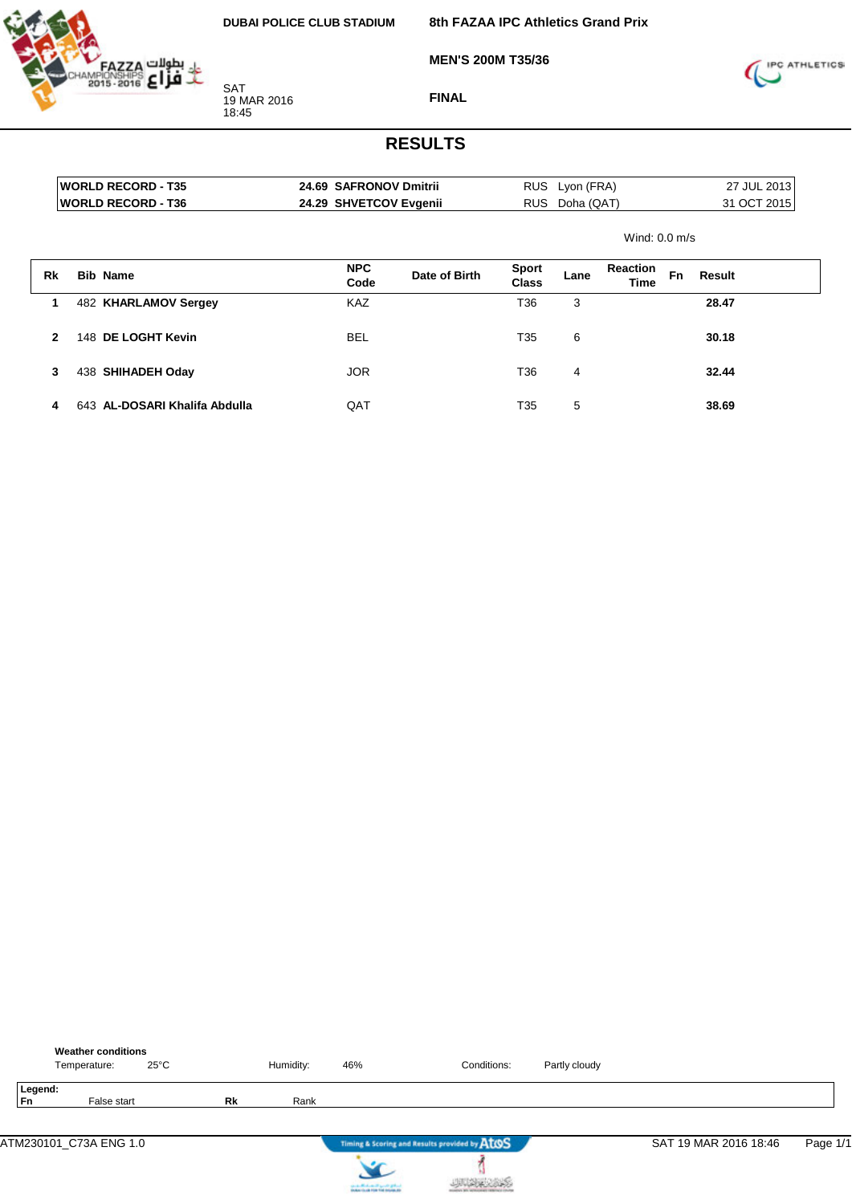DUBAI POLICE CLUB STADIUM

SAT
19 MAR 2016
18:45

**8th FAZAA IPC Athletics Grand Prix**

**MEN'S 200M T35/36**

**FINAL**

# RESULTS

| | | | | | |
|---|---|---|---|---|---|
| **WORLD RECORD - T35** | **24.69** | **SAFRONOV Dmitrii** | RUS | Lyon (FRA) | 27 JUL 2013 |
| **WORLD RECORD - T36** | **24.29** | **SHVETCOV Evgenii** | RUS | Doha (QAT) | 31 OCT 2015 |

Wind: 0.0 m/s

| Rk | Bib | Name | NPC Code | Date of Birth | Sport Class | Lane | Reaction Time | Fn | Result |
|---|---|---|---|---|---|---|---|---|---|
| 1 | 482 | **KHARLAMOV Sergey** | KAZ | | T36 | 3 | | | **28.47** |
| 2 | 148 | **DE LOGHT Kevin** | BEL | | T35 | 6 | | | **30.18** |
| 3 | 438 | **SHIHADEH Oday** | JOR | | T36 | 4 | | | **32.44** |
| 4 | 643 | **AL-DOSARI Khalifa Abdulla** | QAT | | T35 | 5 | | | **38.69** |

**Weather conditions**

Temperature: 25°C    Humidity: 46%    Conditions: Partly cloudy

**Legend:**

| | | | |
|---|---|---|---|
| **Fn** | False start | **Rk** | Rank |

ATM230101_C73A ENG 1.0    Timing & Scoring and Results provided by AtoS    SAT 19 MAR 2016 18:46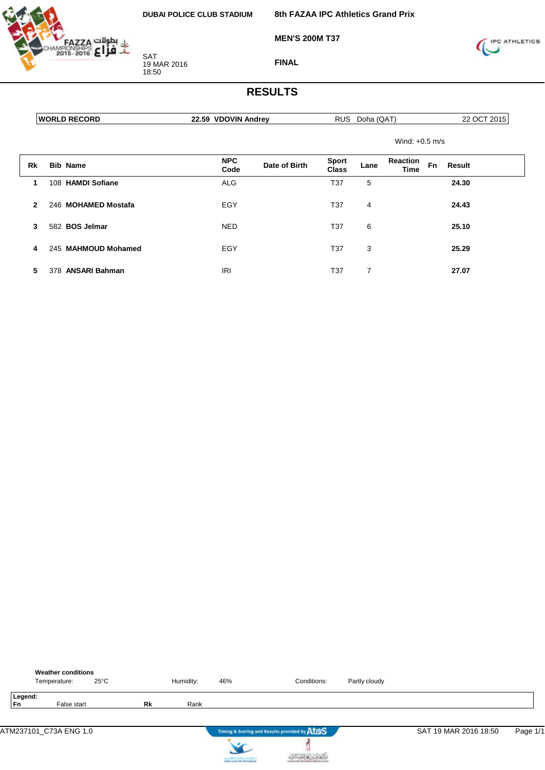DUBAI POLICE CLUB STADIUM

SAT
19 MAR 2016
18:50

**8th FAZAA IPC Athletics Grand Prix**

**MEN'S 200M T37**

**FINAL**

# RESULTS

| WORLD RECORD | 22.59 VDOVIN Andrey | RUS Doha (QAT) | 22 OCT 2015 |
|---|---|---|---|

Wind: +0.5 m/s

| Rk | Bib | Name | NPC Code | Date of Birth | Sport Class | Lane | Reaction Time | Fn | Result |
|---|---|---|---|---|---|---|---|---|---|
| 1 | 108 | **HAMDI Sofiane** | ALG | | T37 | 5 | | | **24.30** |
| 2 | 246 | **MOHAMED Mostafa** | EGY | | T37 | 4 | | | **24.43** |
| 3 | 582 | **BOS Jelmar** | NED | | T37 | 6 | | | **25.10** |
| 4 | 245 | **MAHMOUD Mohamed** | EGY | | T37 | 3 | | | **25.29** |
| 5 | 378 | **ANSARI Bahman** | IRI | | T37 | 7 | | | **27.07** |

**Weather conditions**

Temperature: 25°C Humidity: 46% Conditions: Partly cloudy

**Legend:**
**Fn** False start **Rk** Rank

ATM237101_C73A ENG 1.0 SAT 19 MAR 2016 18:50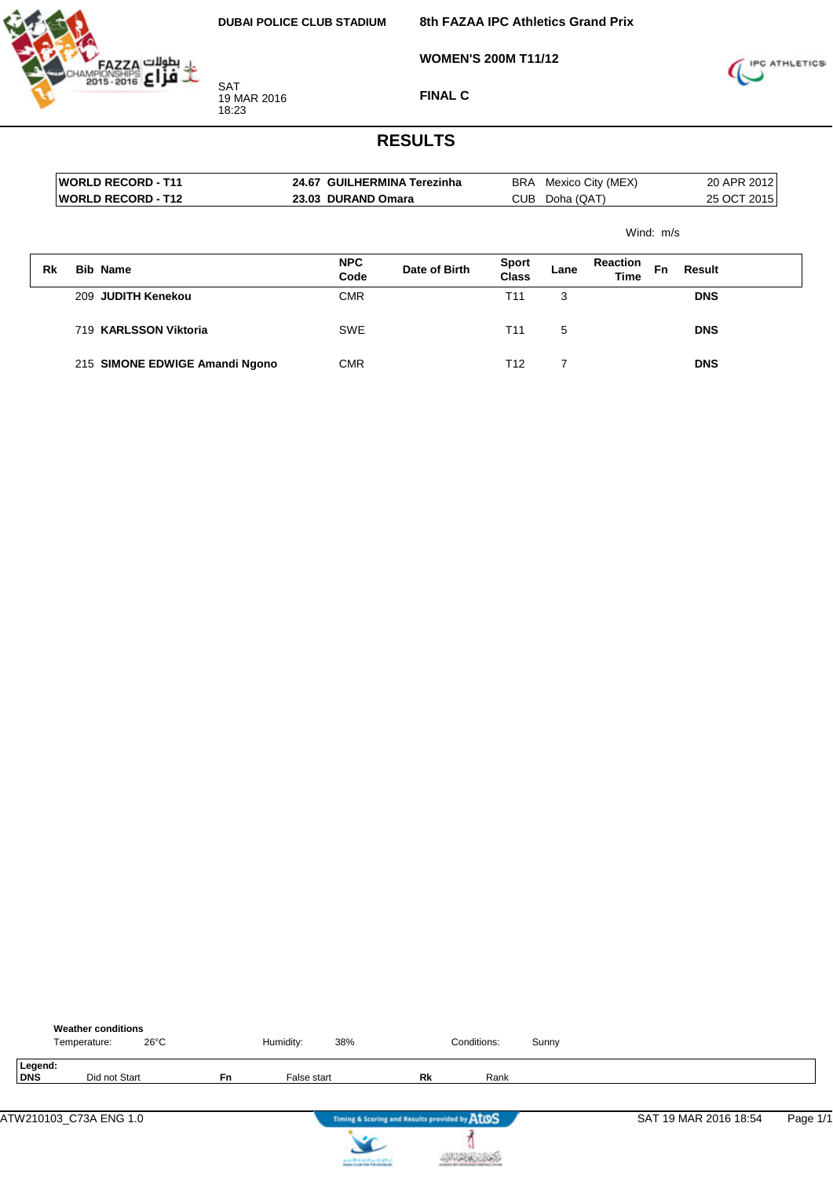DUBAI POLICE CLUB STADIUM

SAT
19 MAR 2016
18:23

# 8th FAZAA IPC Athletics Grand Prix

## WOMEN'S 200M T11/12

## FINAL C

# RESULTS

| | | | | | |
|---|---|---|---|---|---|
| WORLD RECORD - T11 | 24.67 | GUILHERMINA Terezinha | BRA | Mexico City (MEX) | 20 APR 2012 |
| WORLD RECORD - T12 | 23.03 | DURAND Omara | CUB | Doha (QAT) | 25 OCT 2015 |

Wind: m/s

| Rk | Bib | Name | NPC Code | Date of Birth | Sport Class | Lane | Reaction Time | Fn | Result |
|---|---|---|---|---|---|---|---|---|---|
| | 209 | **JUDITH Kenekou** | CMR | | T11 | 3 | | | **DNS** |
| | 719 | **KARLSSON Viktoria** | SWE | | T11 | 5 | | | **DNS** |
| | 215 | **SIMONE EDWIGE Amandi Ngono** | CMR | | T12 | 7 | | | **DNS** |

**Weather conditions**
Temperature: 26°C Humidity: 38% Conditions: Sunny

**Legend:**
**DNS** Did not Start **Fn** False start **Rk** Rank

ATW210103_C73A ENG 1.0 SAT 19 MAR 2016 18:54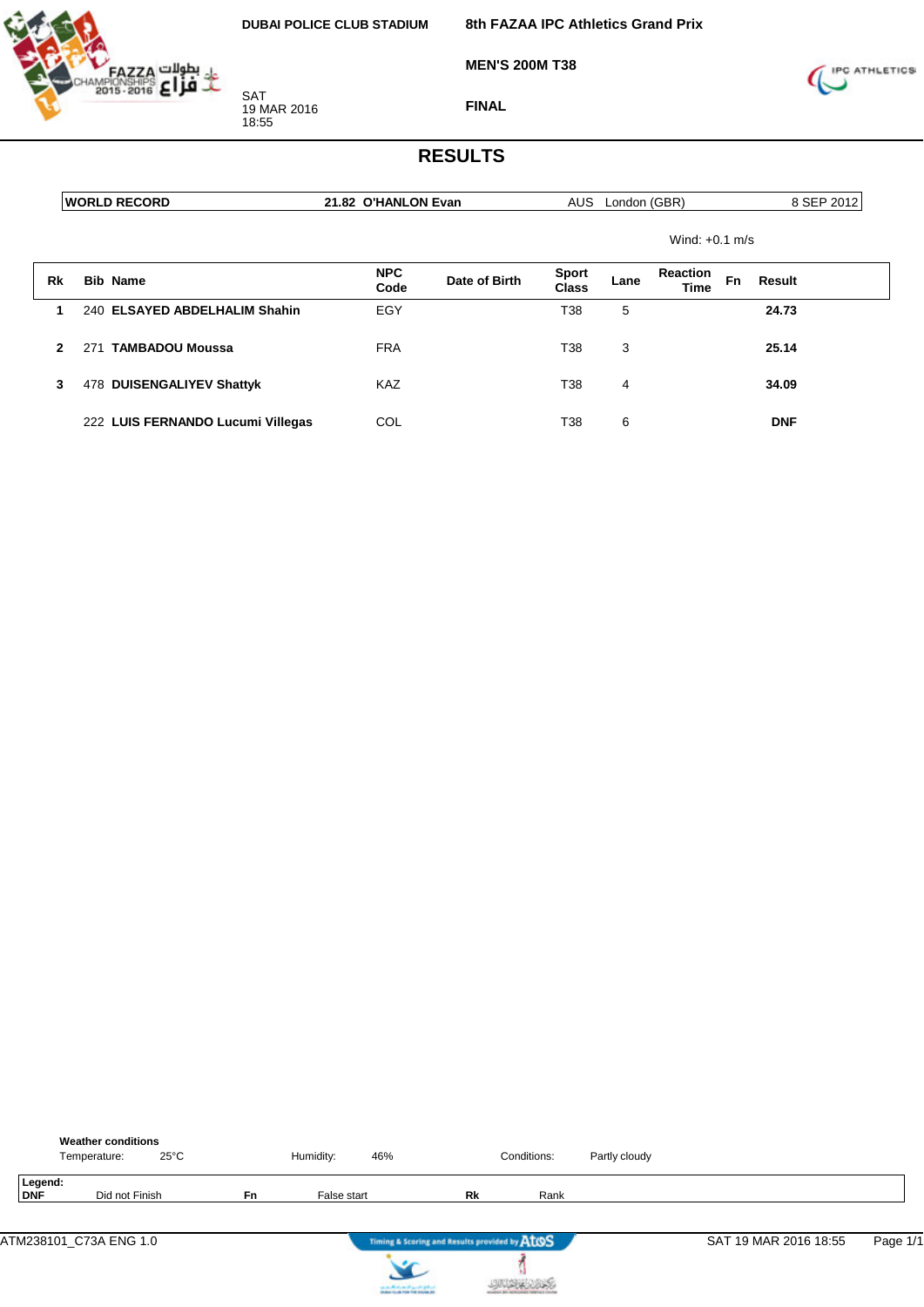DUBAI POLICE CLUB STADIUM

SAT
19 MAR 2016
18:55

**8th FAZAA IPC Athletics Grand Prix**

**MEN'S 200M T38**

**FINAL**

# RESULTS

| WORLD RECORD | 21.82 | O'HANLON Evan | AUS | London (GBR) | 8 SEP 2012 |
|---|---|---|---|---|---|

Wind: +0.1 m/s

| Rk | Bib | Name | NPC Code | Date of Birth | Sport Class | Lane | Reaction Time | Fn | Result |
|---|---|---|---|---|---|---|---|---|---|
| 1 | 240 | **ELSAYED ABDELHALIM Shahin** | EGY | | T38 | 5 | | | **24.73** |
| 2 | 271 | **TAMBADOU Moussa** | FRA | | T38 | 3 | | | **25.14** |
| 3 | 478 | **DUISENGALIYEV Shattyk** | KAZ | | T38 | 4 | | | **34.09** |
| | 222 | **LUIS FERNANDO Lucumi Villegas** | COL | | T38 | 6 | | | **DNF** |

**Weather conditions**

Temperature: 25°C    Humidity: 46%    Conditions: Partly cloudy

**Legend:**

| | | | | | |
|---|---|---|---|---|---|
| **DNF** | Did not Finish | **Fn** | False start | **Rk** | Rank |

ATM238101_C73A ENG 1.0    Timing & Scoring and Results provided by AtoS    SAT 19 MAR 2016 18:55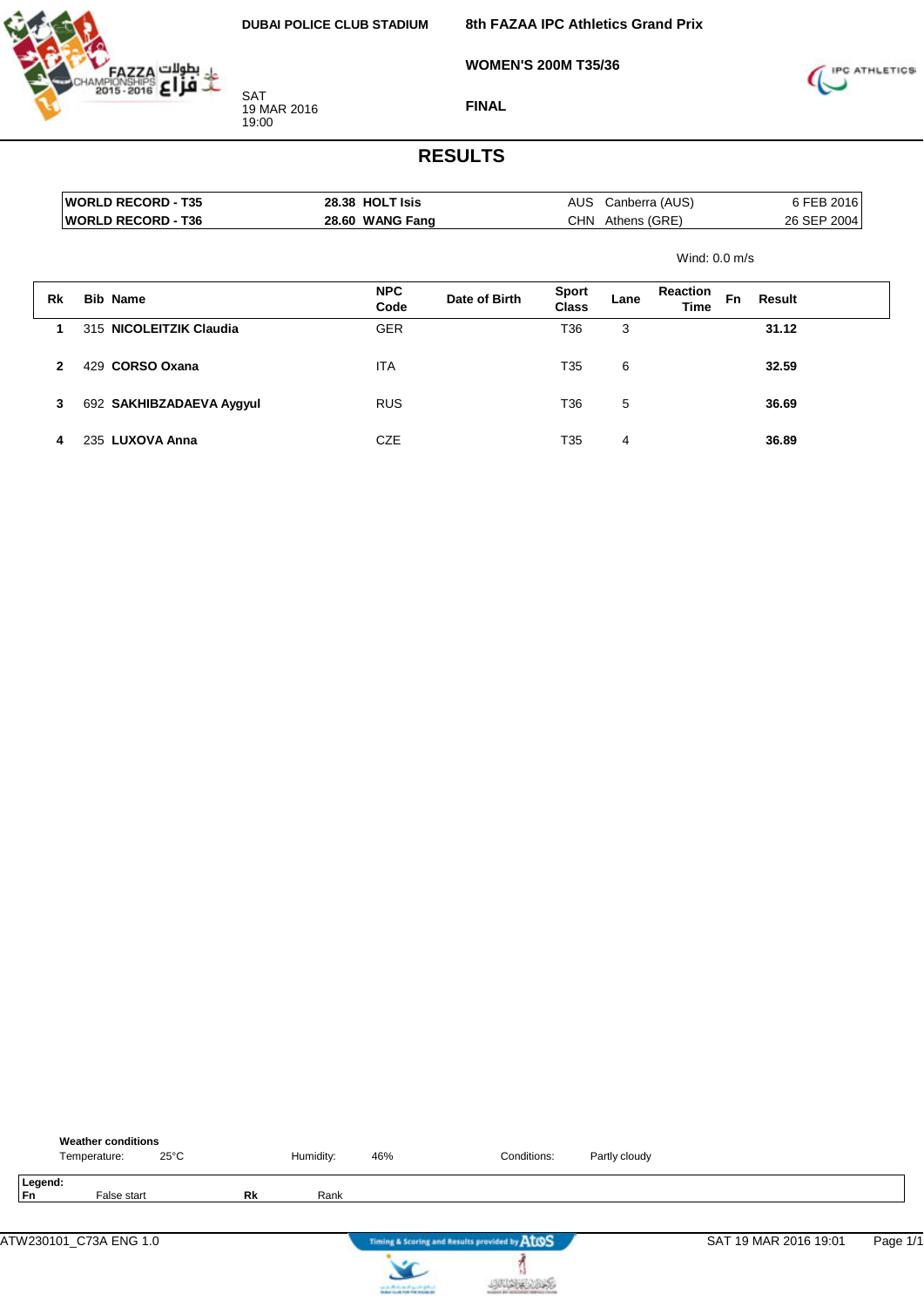DUBAI POLICE CLUB STADIUM

SAT
19 MAR 2016
19:00

**8th FAZAA IPC Athletics Grand Prix**

**WOMEN'S 200M T35/36**

**FINAL**

# RESULTS

| | | | | |
|---|---|---|---|---|
| **WORLD RECORD - T35** | **28.38 HOLT Isis** | AUS | Canberra (AUS) | 6 FEB 2016 |
| **WORLD RECORD - T36** | **28.60 WANG Fang** | CHN | Athens (GRE) | 26 SEP 2004 |

Wind: 0.0 m/s

| Rk | Bib | Name | NPC Code | Date of Birth | Sport Class | Lane | Reaction Time | Fn | Result |
|---|---|---|---|---|---|---|---|---|---|
| 1 | 315 | **NICOLEITZIK Claudia** | GER | | T36 | 3 | | | **31.12** |
| 2 | 429 | **CORSO Oxana** | ITA | | T35 | 6 | | | **32.59** |
| 3 | 692 | **SAKHIBZADAEVA Aygyul** | RUS | | T36 | 5 | | | **36.69** |
| 4 | 235 | **LUXOVA Anna** | CZE | | T35 | 4 | | | **36.89** |

**Weather conditions**

Temperature: 25°C Humidity: 46% Conditions: Partly cloudy

**Legend:**
**Fn** False start **Rk** Rank

ATW230101_C73A ENG 1.0 SAT 19 MAR 2016 19:01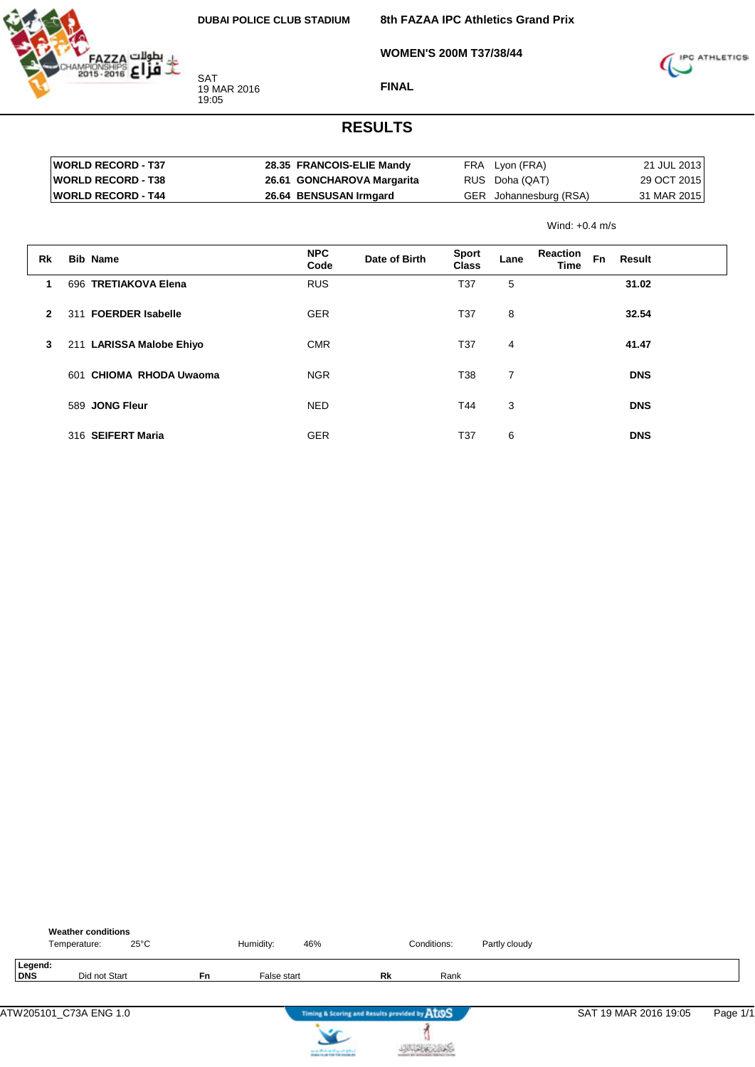DUBAI POLICE CLUB STADIUM

SAT
19 MAR 2016
19:05

**8th FAZAA IPC Athletics Grand Prix**

**WOMEN'S 200M T37/38/44**

**FINAL**

# RESULTS

| | | | | |
|---|---|---|---|---|
| **WORLD RECORD - T37** | **28.35 FRANCOIS-ELIE Mandy** | FRA | Lyon (FRA) | 21 JUL 2013 |
| **WORLD RECORD - T38** | **26.61 GONCHAROVA Margarita** | RUS | Doha (QAT) | 29 OCT 2015 |
| **WORLD RECORD - T44** | **26.64 BENSUSAN Irmgard** | GER | Johannesburg (RSA) | 31 MAR 2015 |

Wind: +0.4 m/s

| Rk | Bib | Name | NPC Code | Date of Birth | Sport Class | Lane | Reaction Time | Fn | Result |
|---|---|---|---|---|---|---|---|---|---|
| **1** | 696 | **TRETIAKOVA Elena** | RUS | | T37 | 5 | | | **31.02** |
| **2** | 311 | **FOERDER Isabelle** | GER | | T37 | 8 | | | **32.54** |
| **3** | 211 | **LARISSA Malobe Ehiyo** | CMR | | T37 | 4 | | | **41.47** |
| | 601 | **CHIOMA RHODA Uwaoma** | NGR | | T38 | 7 | | | **DNS** |
| | 589 | **JONG Fleur** | NED | | T44 | 3 | | | **DNS** |
| | 316 | **SEIFERT Maria** | GER | | T37 | 6 | | | **DNS** |

**Weather conditions**

Temperature: 25°C | Humidity: 46% | Conditions: Partly cloudy

**Legend:**
**DNS** Did not Start | **Fn** False start | **Rk** Rank

ATW205101_C73A ENG 1.0 | SAT 19 MAR 2016 19:05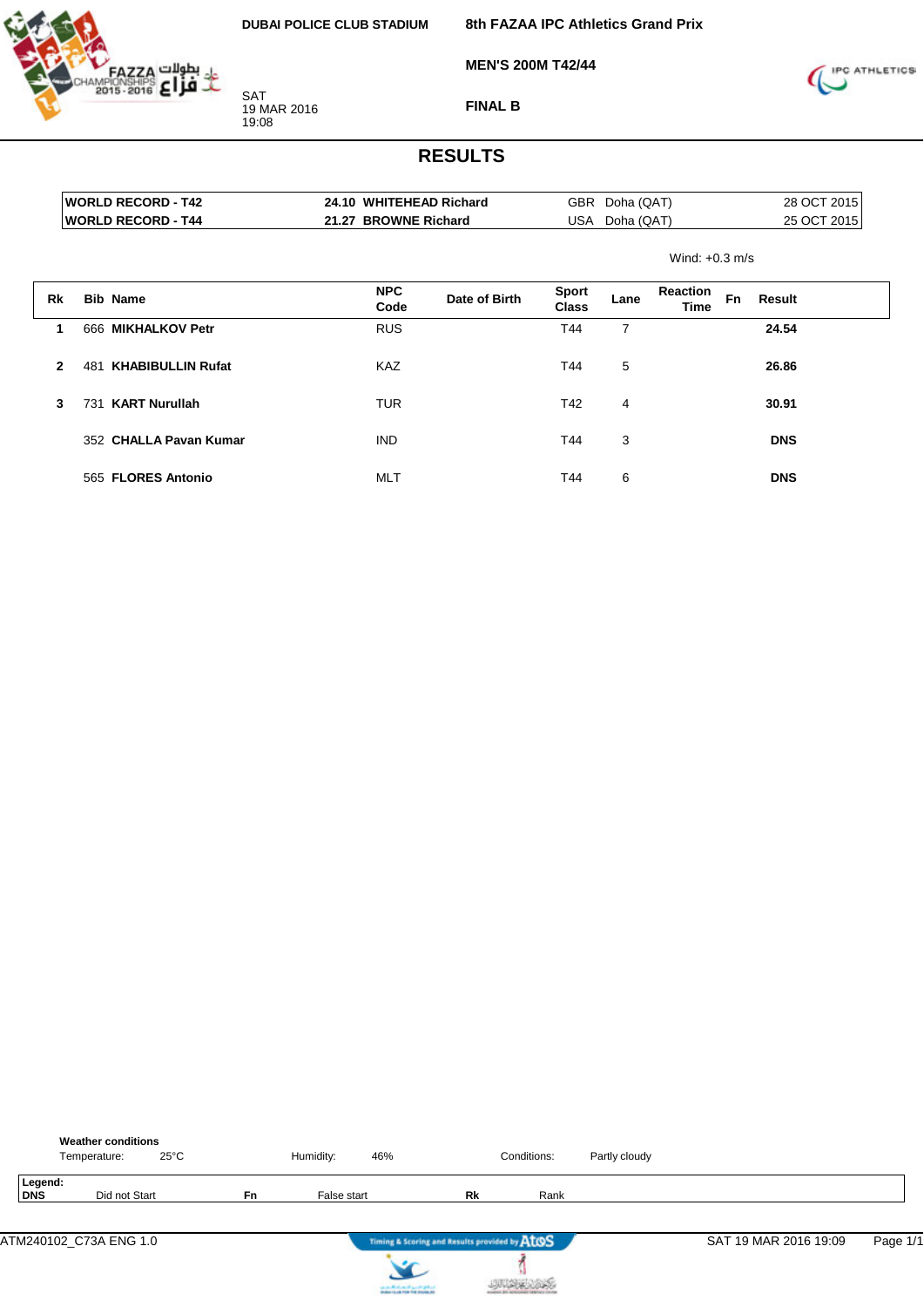DUBAI POLICE CLUB STADIUM

SAT
19 MAR 2016
19:08

**8th FAZAA IPC Athletics Grand Prix**

**MEN'S 200M T42/44**

**FINAL B**

# RESULTS

| | | | | |
|---|---|---|---|---|
| **WORLD RECORD - T42** | **24.10 WHITEHEAD Richard** | GBR | Doha (QAT) | 28 OCT 2015 |
| **WORLD RECORD - T44** | **21.27 BROWNE Richard** | USA | Doha (QAT) | 25 OCT 2015 |

Wind: +0.3 m/s

| Rk | Bib | Name | NPC Code | Date of Birth | Sport Class | Lane | Reaction Time | Fn | Result |
|---|---|---|---|---|---|---|---|---|---|
| **1** | 666 | **MIKHALKOV Petr** | RUS | | T44 | 7 | | | **24.54** |
| **2** | 481 | **KHABIBULLIN Rufat** | KAZ | | T44 | 5 | | | **26.86** |
| **3** | 731 | **KART Nurullah** | TUR | | T42 | 4 | | | **30.91** |
| | 352 | **CHALLA Pavan Kumar** | IND | | T44 | 3 | | | **DNS** |
| | 565 | **FLORES Antonio** | MLT | | T44 | 6 | | | **DNS** |

**Weather conditions**

Temperature: 25°C | Humidity: 46% | Conditions: Partly cloudy

**Legend:**

| | | | | | |
|---|---|---|---|---|---|
| **DNS** | Did not Start | **Fn** | False start | **Rk** | Rank |

ATM240102_C73A ENG 1.0 — Timing & Scoring and Results provided by AtoS — SAT 19 MAR 2016 19:09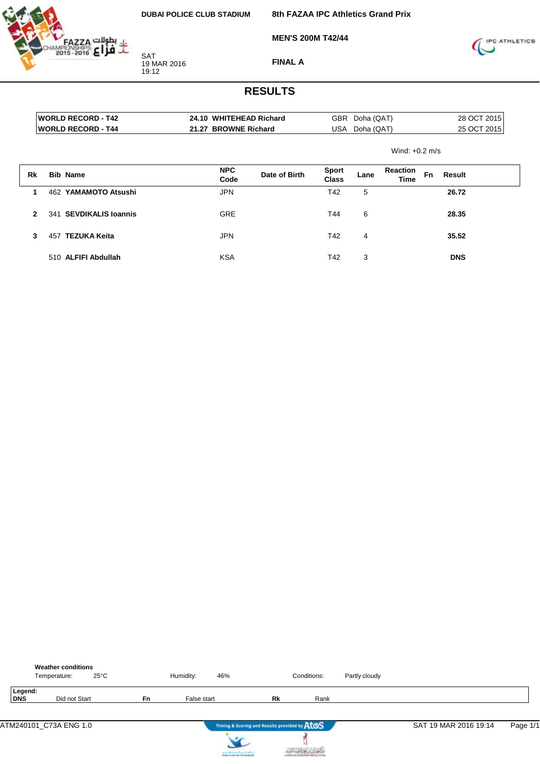DUBAI POLICE CLUB STADIUM

SAT
19 MAR 2016
19:12

**8th FAZAA IPC Athletics Grand Prix**

**MEN'S 200M T42/44**

**FINAL A**

# RESULTS

| | | | | | |
|---|---|---|---|---|---|
| **WORLD RECORD - T42** | **24.10** | **WHITEHEAD Richard** | GBR | Doha (QAT) | 28 OCT 2015 |
| **WORLD RECORD - T44** | **21.27** | **BROWNE Richard** | USA | Doha (QAT) | 25 OCT 2015 |

Wind: +0.2 m/s

| Rk | Bib | Name | NPC Code | Date of Birth | Sport Class | Lane | Reaction Time | Fn | Result |
|---|---|---|---|---|---|---|---|---|---|
| 1 | 462 | **YAMAMOTO Atsushi** | JPN | | T42 | 5 | | | **26.72** |
| 2 | 341 | **SEVDIKALIS Ioannis** | GRE | | T44 | 6 | | | **28.35** |
| 3 | 457 | **TEZUKA Keita** | JPN | | T42 | 4 | | | **35.52** |
| | 510 | **ALFIFI Abdullah** | KSA | | T42 | 3 | | | **DNS** |

**Weather conditions**

Temperature: 25°C    Humidity: 46%    Conditions: Partly cloudy

**Legend:**

| | | | | | |
|---|---|---|---|---|---|
| **DNS** | Did not Start | **Fn** | False start | **Rk** | Rank |

ATM240101_C73A ENG 1.0    SAT 19 MAR 2016 19:14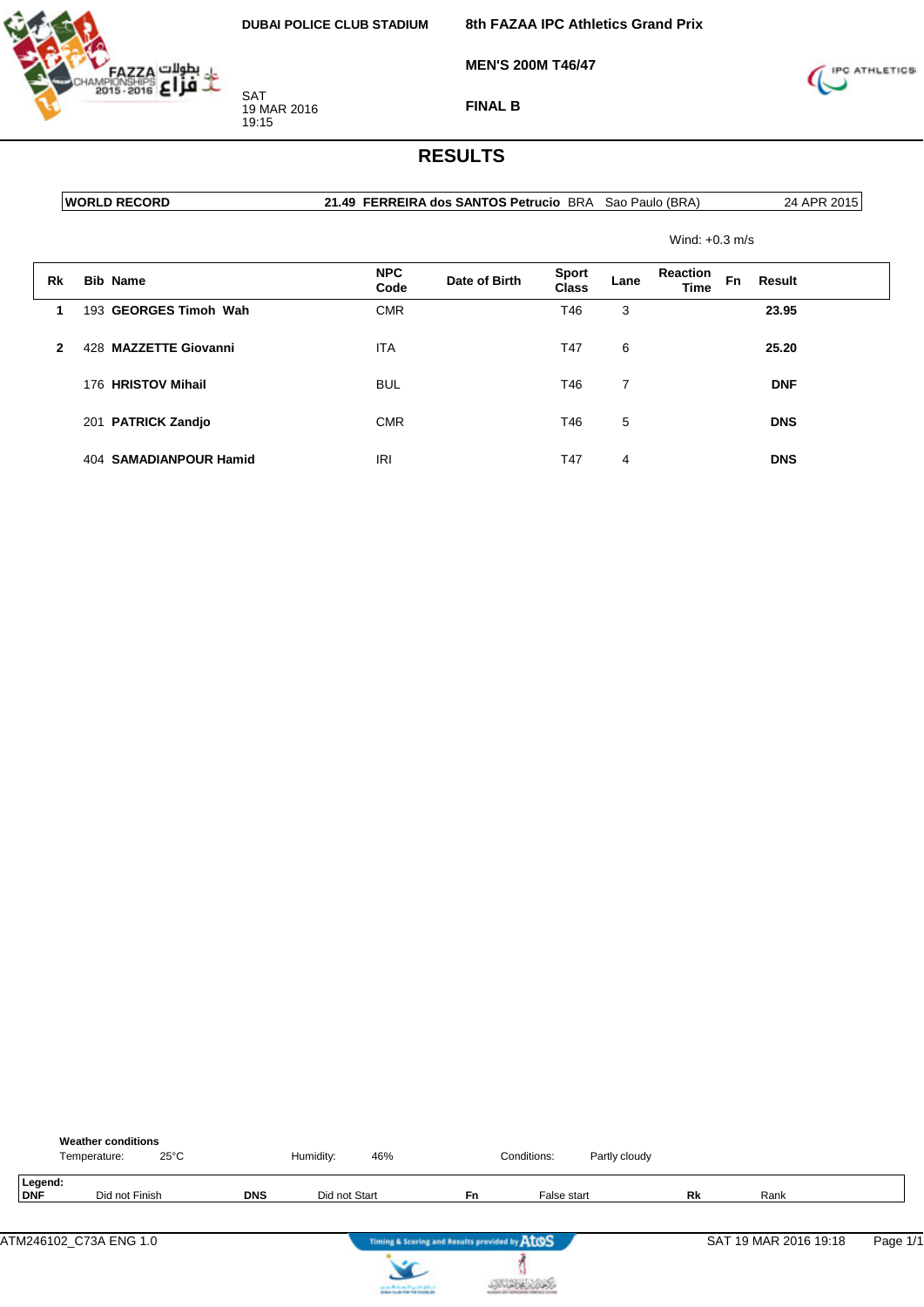DUBAI POLICE CLUB STADIUM

SAT
19 MAR 2016
19:15

**8th FAZAA IPC Athletics Grand Prix**

**MEN'S 200M T46/47**

**FINAL B**

# RESULTS

| WORLD RECORD | 21.49 FERREIRA dos SANTOS Petrucio BRA | Sao Paulo (BRA) | 24 APR 2015 |
|---|---|---|---|

Wind: +0.3 m/s

| Rk | Bib | Name | NPC Code | Date of Birth | Sport Class | Lane | Reaction Time | Fn | Result |
|---|---|---|---|---|---|---|---|---|---|
| 1 | 193 | **GEORGES Timoh Wah** | CMR | | T46 | 3 | | | **23.95** |
| 2 | 428 | **MAZZETTE Giovanni** | ITA | | T47 | 6 | | | **25.20** |
| | 176 | **HRISTOV Mihail** | BUL | | T46 | 7 | | | **DNF** |
| | 201 | **PATRICK Zandjo** | CMR | | T46 | 5 | | | **DNS** |
| | 404 | **SAMADIANPOUR Hamid** | IRI | | T47 | 4 | | | **DNS** |

**Weather conditions**

Temperature: 25°C | Humidity: 46% | Conditions: Partly cloudy

**Legend:**

| DNF | Did not Finish | DNS | Did not Start | Fn | False start | Rk | Rank |
|---|---|---|---|---|---|---|---|

ATM246102_C73A ENG 1.0 | Timing & Scoring and Results provided by AtoS | SAT 19 MAR 2016 19:18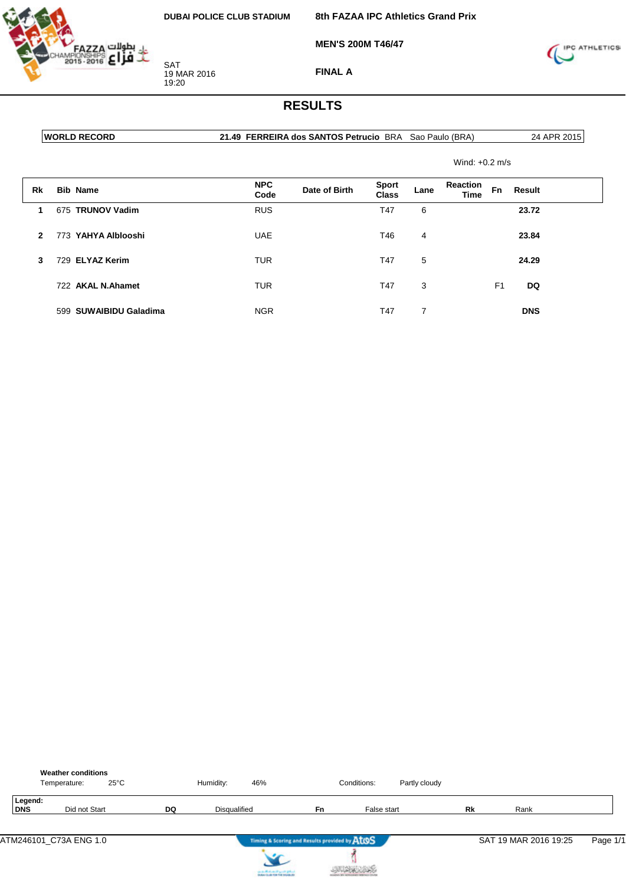DUBAI POLICE CLUB STADIUM

SAT
19 MAR 2016
19:20

**8th FAZAA IPC Athletics Grand Prix**

**MEN'S 200M T46/47**

**FINAL A**

# RESULTS

| WORLD RECORD | 21.49 | FERREIRA dos SANTOS Petrucio | BRA | Sao Paulo (BRA) | 24 APR 2015 |
|---|---|---|---|---|---|

Wind: +0.2 m/s

| Rk | Bib | Name | NPC Code | Date of Birth | Sport Class | Lane | Reaction Time | Fn | Result |
|---|---|---|---|---|---|---|---|---|---|
| 1 | 675 | **TRUNOV Vadim** | RUS | | T47 | 6 | | | **23.72** |
| 2 | 773 | **YAHYA Alblooshi** | UAE | | T46 | 4 | | | **23.84** |
| 3 | 729 | **ELYAZ Kerim** | TUR | | T47 | 5 | | | **24.29** |
| | 722 | **AKAL N.Ahamet** | TUR | | T47 | 3 | | F1 | **DQ** |
| | 599 | **SUWAIBIDU Galadima** | NGR | | T47 | 7 | | | **DNS** |

**Weather conditions**

Temperature: 25°C    Humidity: 46%    Conditions: Partly cloudy

**Legend:**

| DNS | Did not Start | DQ | Disqualified | Fn | False start | Rk | Rank |
|---|---|---|---|---|---|---|---|

ATM246101_C73A ENG 1.0    SAT 19 MAR 2016 19:25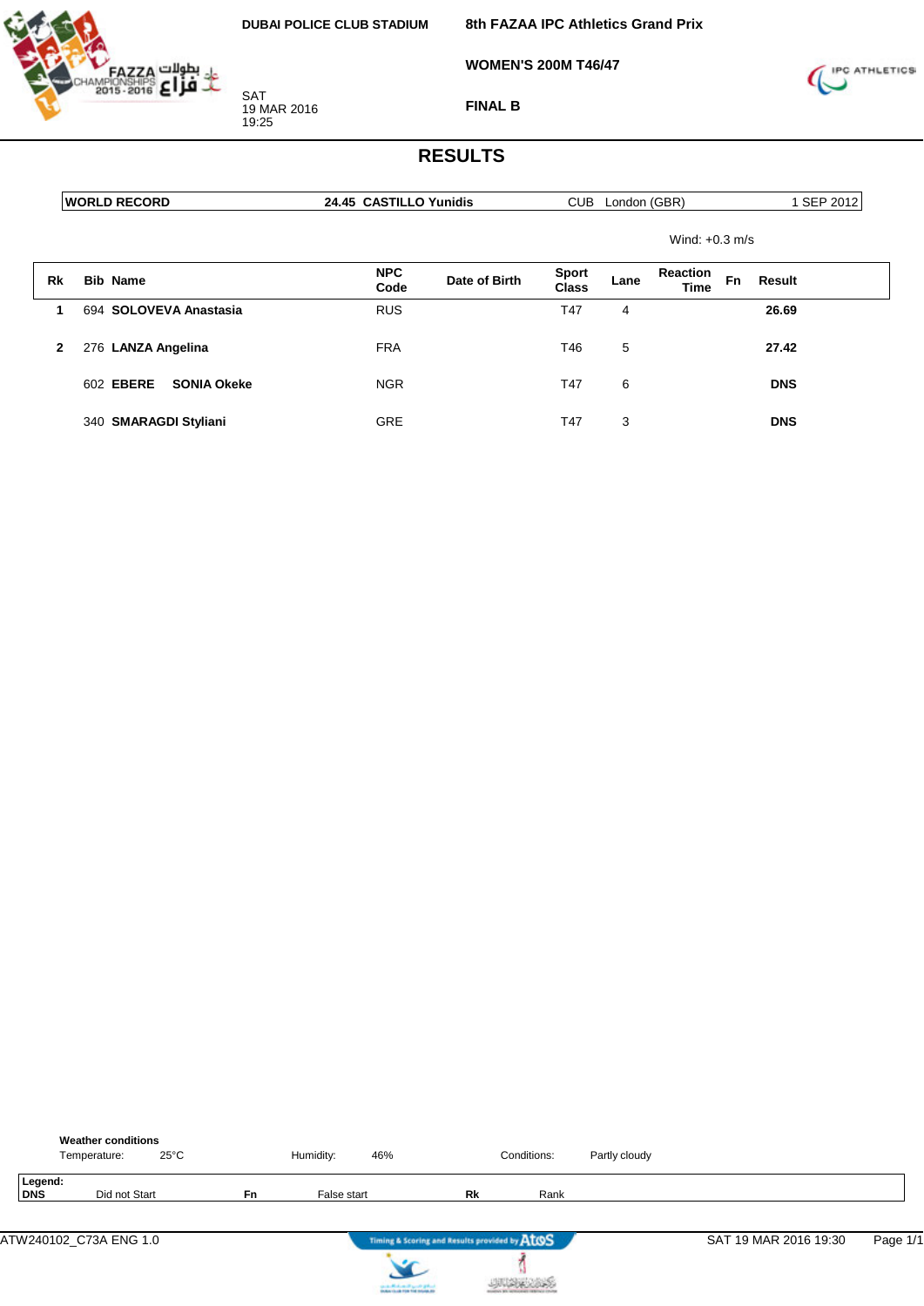DUBAI POLICE CLUB STADIUM

SAT
19 MAR 2016
19:25

**8th FAZAA IPC Athletics Grand Prix**

**WOMEN'S 200M T46/47**

**FINAL B**

# RESULTS

| WORLD RECORD | 24.45 CASTILLO Yunidis | CUB London (GBR) | 1 SEP 2012 |
|---|---|---|---|

Wind: +0.3 m/s

| Rk | Bib | Name | NPC Code | Date of Birth | Sport Class | Lane | Reaction Time | Fn | Result |
|---|---|---|---|---|---|---|---|---|---|
| 1 | 694 | **SOLOVEVA Anastasia** | RUS | | T47 | 4 | | | **26.69** |
| 2 | 276 | **LANZA Angelina** | FRA | | T46 | 5 | | | **27.42** |
| | 602 | **EBERE SONIA Okeke** | NGR | | T47 | 6 | | | **DNS** |
| | 340 | **SMARAGDI Styliani** | GRE | | T47 | 3 | | | **DNS** |

**Weather conditions**

Temperature: 25°C    Humidity: 46%    Conditions: Partly cloudy

**Legend:**

| | | | | | |
|---|---|---|---|---|---|
| **DNS** | Did not Start | **Fn** | False start | **Rk** | Rank |

ATW240102_C73A ENG 1.0    SAT 19 MAR 2016 19:30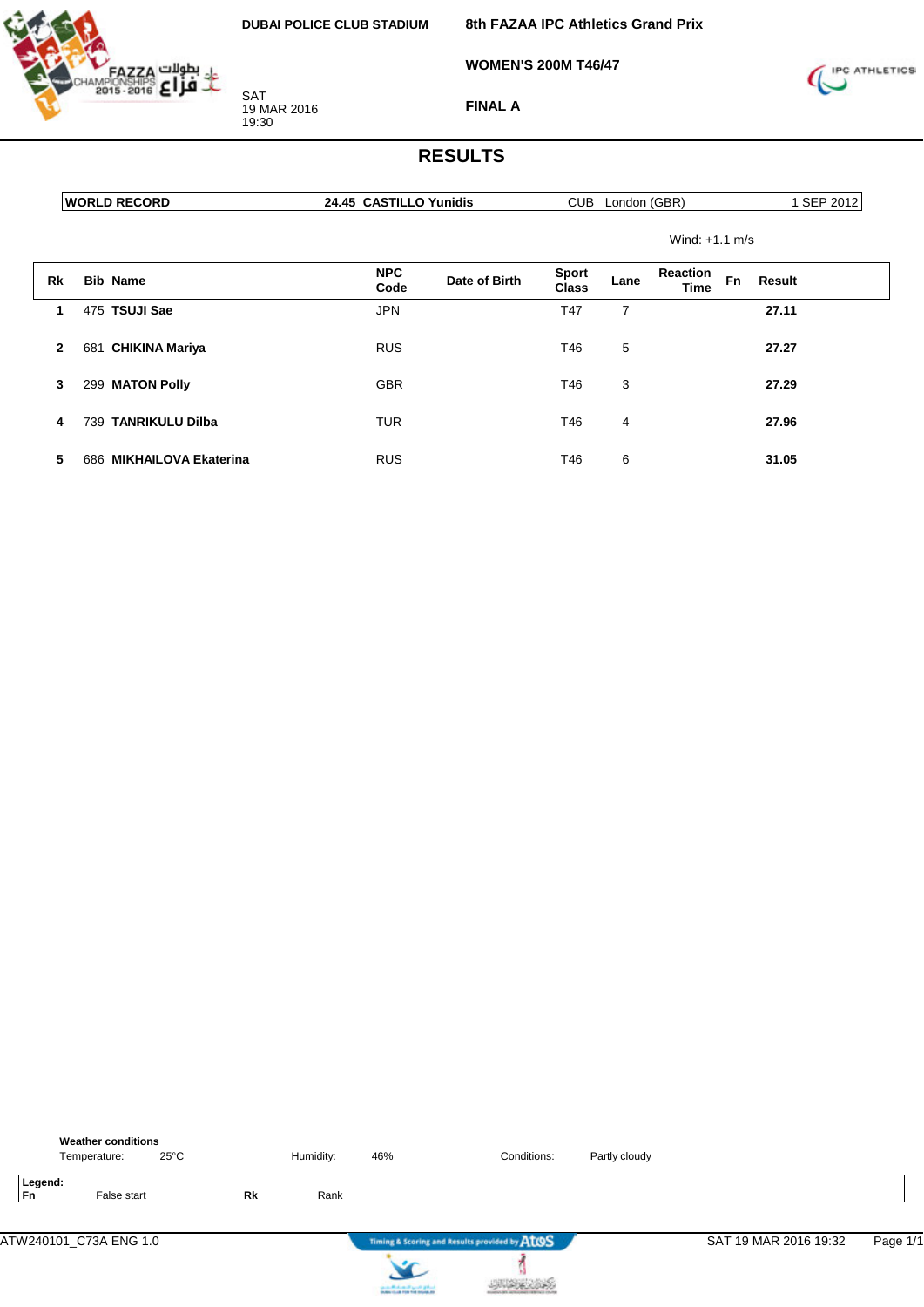DUBAI POLICE CLUB STADIUM

SAT
19 MAR 2016
19:30

**8th FAZAA IPC Athletics Grand Prix**

**WOMEN'S 200M T46/47**

**FINAL A**

# RESULTS

| WORLD RECORD | 24.45 CASTILLO Yunidis | CUB London (GBR) | 1 SEP 2012 |
|---|---|---|---|

Wind: +1.1 m/s

| Rk | Bib | Name | NPC Code | Date of Birth | Sport Class | Lane | Reaction Time | Fn | Result |
|---|---|---|---|---|---|---|---|---|---|
| 1 | 475 | **TSUJI Sae** | JPN | | T47 | 7 | | | **27.11** |
| 2 | 681 | **CHIKINA Mariya** | RUS | | T46 | 5 | | | **27.27** |
| 3 | 299 | **MATON Polly** | GBR | | T46 | 3 | | | **27.29** |
| 4 | 739 | **TANRIKULU Dilba** | TUR | | T46 | 4 | | | **27.96** |
| 5 | 686 | **MIKHAILOVA Ekaterina** | RUS | | T46 | 6 | | | **31.05** |

**Weather conditions**
Temperature: 25°C  Humidity: 46%  Conditions: Partly cloudy

**Legend:**
**Fn** False start  **Rk** Rank

ATW240101_C73A ENG 1.0  SAT 19 MAR 2016 19:32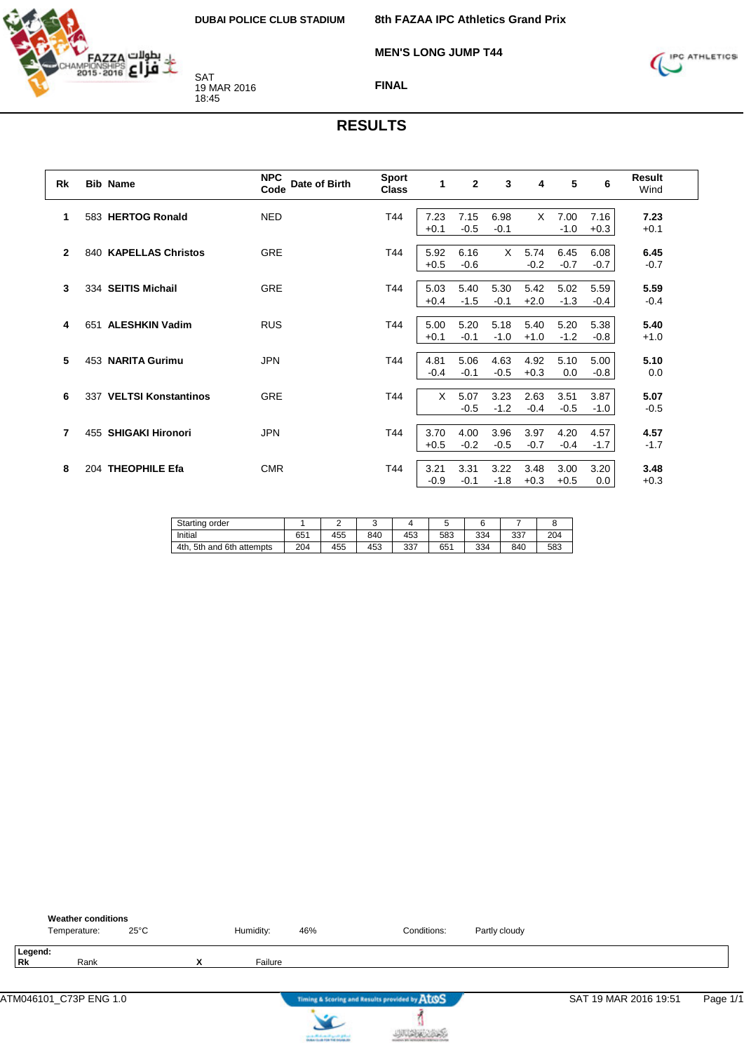DUBAI POLICE CLUB STADIUM

SAT
19 MAR 2016
18:45

**8th FAZAA IPC Athletics Grand Prix**

**MEN'S LONG JUMP T44**

**FINAL**

# RESULTS

| Rk | Bib | Name | NPC Code | Date of Birth | Sport Class | 1 | 2 | 3 | 4 | 5 | 6 | Result Wind |
|---|---|---|---|---|---|---|---|---|---|---|---|---|
| 1 | 583 | **HERTOG Ronald** | NED | | T44 | 7.23 +0.1 | 7.15 -0.5 | 6.98 -0.1 | X | 7.00 -1.0 | 7.16 +0.3 | **7.23** +0.1 |
| 2 | 840 | **KAPELLAS Christos** | GRE | | T44 | 5.92 +0.5 | 6.16 -0.6 | X | 5.74 -0.2 | 6.45 -0.7 | 6.08 -0.7 | **6.45** -0.7 |
| 3 | 334 | **SEITIS Michail** | GRE | | T44 | 5.03 +0.4 | 5.40 -1.5 | 5.30 -0.1 | 5.42 +2.0 | 5.02 -1.3 | 5.59 -0.4 | **5.59** -0.4 |
| 4 | 651 | **ALESHKIN Vadim** | RUS | | T44 | 5.00 +0.1 | 5.20 -0.1 | 5.18 -1.0 | 5.40 +1.0 | 5.20 -1.2 | 5.38 -0.8 | **5.40** +1.0 |
| 5 | 453 | **NARITA Gurimu** | JPN | | T44 | 4.81 -0.4 | 5.06 -0.1 | 4.63 -0.5 | 4.92 +0.3 | 5.10 0.0 | 5.00 -0.8 | **5.10** 0.0 |
| 6 | 337 | **VELTSI Konstantinos** | GRE | | T44 | X | 5.07 -0.5 | 3.23 -1.2 | 2.63 -0.4 | 3.51 -0.5 | 3.87 -1.0 | **5.07** -0.5 |
| 7 | 455 | **SHIGAKI Hironori** | JPN | | T44 | 3.70 +0.5 | 4.00 -0.2 | 3.96 -0.5 | 3.97 -0.7 | 4.20 -0.4 | 4.57 -1.7 | **4.57** -1.7 |
| 8 | 204 | **THEOPHILE Efa** | CMR | | T44 | 3.21 -0.9 | 3.31 -0.1 | 3.22 -1.8 | 3.48 +0.3 | 3.00 +0.5 | 3.20 0.0 | **3.48** +0.3 |

| Starting order | 1 | 2 | 3 | 4 | 5 | 6 | 7 | 8 |
|---|---|---|---|---|---|---|---|---|
| Initial | 651 | 455 | 840 | 453 | 583 | 334 | 337 | 204 |
| 4th, 5th and 6th attempts | 204 | 455 | 453 | 337 | 651 | 334 | 840 | 583 |

**Weather conditions**

Temperature: 25°C    Humidity: 46%    Conditions: Partly cloudy

**Legend:**

| Rk | Rank | X | Failure |
|---|---|---|---|

ATM046101_C73P ENG 1.0    Timing & Scoring and Results provided by AtoS    SAT 19 MAR 2016 19:51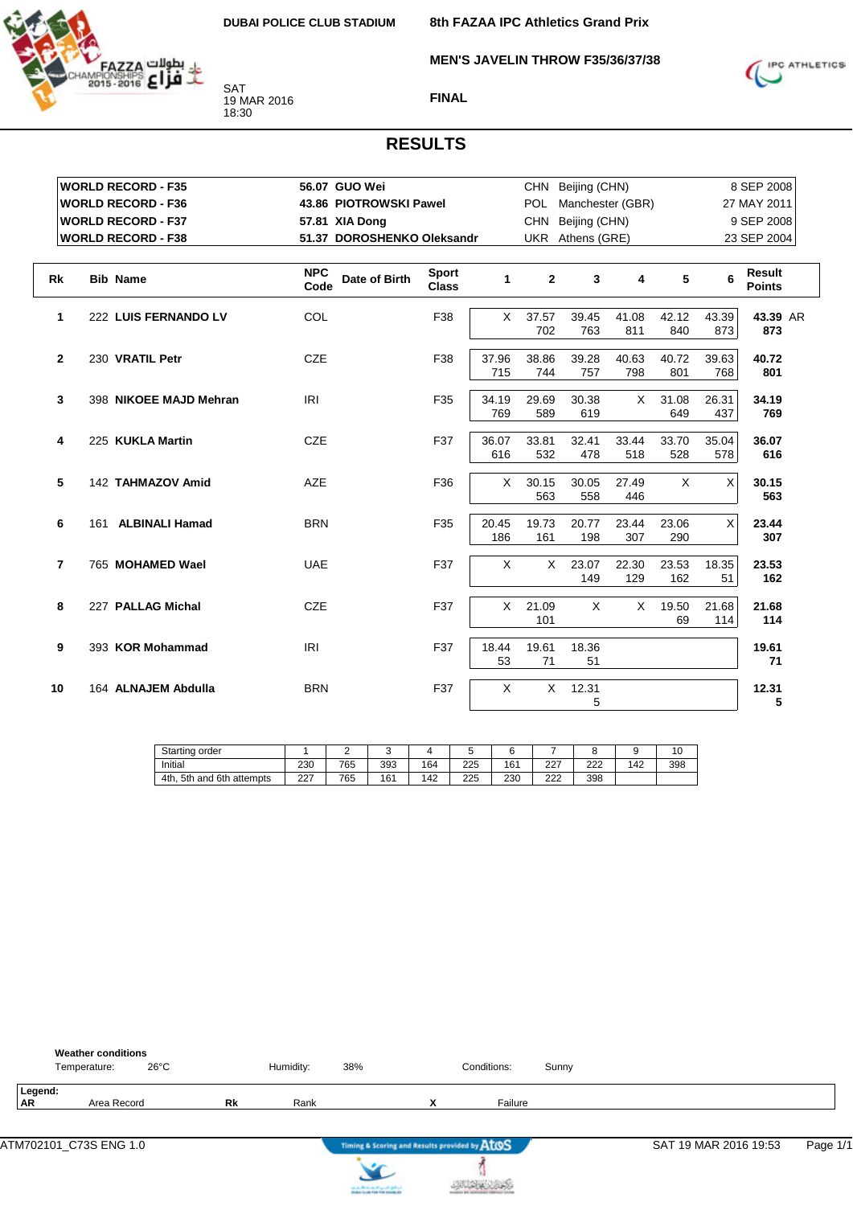DUBAI POLICE CLUB STADIUM

SAT
19 MAR 2016
18:30

# 8th FAZAA IPC Athletics Grand Prix

## MEN'S JAVELIN THROW F35/36/37/38

## FINAL

## RESULTS

| | | | | |
|---|---|---|---|---|
| **WORLD RECORD - F35** | **56.07 GUO Wei** | CHN | Beijing (CHN) | 8 SEP 2008 |
| **WORLD RECORD - F36** | **43.86 PIOTROWSKI Pawel** | POL | Manchester (GBR) | 27 MAY 2011 |
| **WORLD RECORD - F37** | **57.81 XIA Dong** | CHN | Beijing (CHN) | 9 SEP 2008 |
| **WORLD RECORD - F38** | **51.37 DOROSHENKO Oleksandr** | UKR | Athens (GRE) | 23 SEP 2004 |

| Rk | Bib | Name | NPC Code | Date of Birth | Sport Class | 1 | 2 | 3 | 4 | 5 | 6 | Result Points |
|---|---|---|---|---|---|---|---|---|---|---|---|---|
| 1 | 222 | **LUIS FERNANDO LV** | COL | | F38 | X | 37.57 702 | 39.45 763 | 41.08 811 | 42.12 840 | 43.39 873 | **43.39 873** AR |
| 2 | 230 | **VRATIL Petr** | CZE | | F38 | 37.96 715 | 38.86 744 | 39.28 757 | 40.63 798 | 40.72 801 | 39.63 768 | **40.72 801** |
| 3 | 398 | **NIKOEE MAJD Mehran** | IRI | | F35 | 34.19 769 | 29.69 589 | 30.38 619 | X | 31.08 649 | 26.31 437 | **34.19 769** |
| 4 | 225 | **KUKLA Martin** | CZE | | F37 | 36.07 616 | 33.81 532 | 32.41 478 | 33.44 518 | 33.70 528 | 35.04 578 | **36.07 616** |
| 5 | 142 | **TAHMAZOV Amid** | AZE | | F36 | X | 30.15 563 | 30.05 558 | 27.49 446 | X | X | **30.15 563** |
| 6 | 161 | **ALBINALI Hamad** | BRN | | F35 | 20.45 186 | 19.73 161 | 20.77 198 | 23.44 307 | 23.06 290 | X | **23.44 307** |
| 7 | 765 | **MOHAMED Wael** | UAE | | F37 | X | X | 23.07 149 | 22.30 129 | 23.53 162 | 18.35 51 | **23.53 162** |
| 8 | 227 | **PALLAG Michal** | CZE | | F37 | X | 21.09 101 | X | X | 19.50 69 | 21.68 114 | **21.68 114** |
| 9 | 393 | **KOR Mohammad** | IRI | | F37 | 18.44 53 | 19.61 71 | 18.36 51 | | | | **19.61 71** |
| 10 | 164 | **ALNAJEM Abdulla** | BRN | | F37 | X | X | 12.31 5 | | | | **12.31 5** |

| Starting order | 1 | 2 | 3 | 4 | 5 | 6 | 7 | 8 | 9 | 10 |
|---|---|---|---|---|---|---|---|---|---|---|
| Initial | 230 | 765 | 393 | 164 | 225 | 161 | 227 | 222 | 142 | 398 |
| 4th, 5th and 6th attempts | 227 | 765 | 161 | 142 | 225 | 230 | 222 | 398 | | |

**Weather conditions**
Temperature: 26°C Humidity: 38% Conditions: Sunny

**Legend:**
**AR** Area Record **Rk** Rank **X** Failure

ATM702101_C73S ENG 1.0 SAT 19 MAR 2016 19:53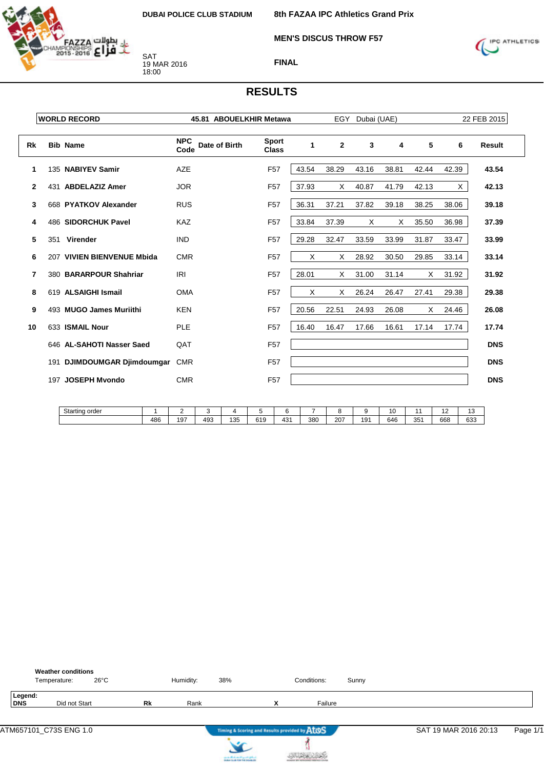DUBAI POLICE CLUB STADIUM

**8th FAZAA IPC Athletics Grand Prix**

**MEN'S DISCUS THROW F57**

**FINAL**

SAT
19 MAR 2016
18:00

# RESULTS

| WORLD RECORD | 45.81 ABOUELKHIR Metawa | EGY | Dubai (UAE) | 22 FEB 2015 |
|---|---|---|---|---|

| Rk | Bib | Name | NPC Code | Date of Birth | Sport Class | 1 | 2 | 3 | 4 | 5 | 6 | Result |
|---|---|---|---|---|---|---|---|---|---|---|---|---|
| 1 | 135 | NABIYEV Samir | AZE | | F57 | 43.54 | 38.29 | 43.16 | 38.81 | 42.44 | 42.39 | **43.54** |
| 2 | 431 | ABDELAZIZ Amer | JOR | | F57 | 37.93 | X | 40.87 | 41.79 | 42.13 | X | **42.13** |
| 3 | 668 | PYATKOV Alexander | RUS | | F57 | 36.31 | 37.21 | 37.82 | 39.18 | 38.25 | 38.06 | **39.18** |
| 4 | 486 | SIDORCHUK Pavel | KAZ | | F57 | 33.84 | 37.39 | X | X | 35.50 | 36.98 | **37.39** |
| 5 | 351 | Virender | IND | | F57 | 29.28 | 32.47 | 33.59 | 33.99 | 31.87 | 33.47 | **33.99** |
| 6 | 207 | VIVIEN BIENVENUE Mbida | CMR | | F57 | X | X | 28.92 | 30.50 | 29.85 | 33.14 | **33.14** |
| 7 | 380 | BARARPOUR Shahriar | IRI | | F57 | 28.01 | X | 31.00 | 31.14 | X | 31.92 | **31.92** |
| 8 | 619 | ALSAIGHI Ismail | OMA | | F57 | X | X | 26.24 | 26.47 | 27.41 | 29.38 | **29.38** |
| 9 | 493 | MUGO James Muriithi | KEN | | F57 | 20.56 | 22.51 | 24.93 | 26.08 | X | 24.46 | **26.08** |
| 10 | 633 | ISMAIL Nour | PLE | | F57 | 16.40 | 16.47 | 17.66 | 16.61 | 17.14 | 17.74 | **17.74** |
| | 646 | AL-SAHOTI Nasser Saed | QAT | | F57 | | | | | | | **DNS** |
| | 191 | DJIMDOUMGAR Djimdoumgar | CMR | | F57 | | | | | | | **DNS** |
| | 197 | JOSEPH Mvondo | CMR | | F57 | | | | | | | **DNS** |

| Starting order | 1 | 2 | 3 | 4 | 5 | 6 | 7 | 8 | 9 | 10 | 11 | 12 | 13 |
|---|---|---|---|---|---|---|---|---|---|---|---|---|---|
| | 486 | 197 | 493 | 135 | 619 | 431 | 380 | 207 | 191 | 646 | 351 | 668 | 633 |

**Weather conditions**
Temperature: 26°C    Humidity: 38%    Conditions: Sunny

**Legend:**
**DNS** Did not Start    **Rk** Rank    **X** Failure

ATM657101_C73S ENG 1.0    Timing & Scoring and Results provided by AtoS    SAT 19 MAR 2016 20:13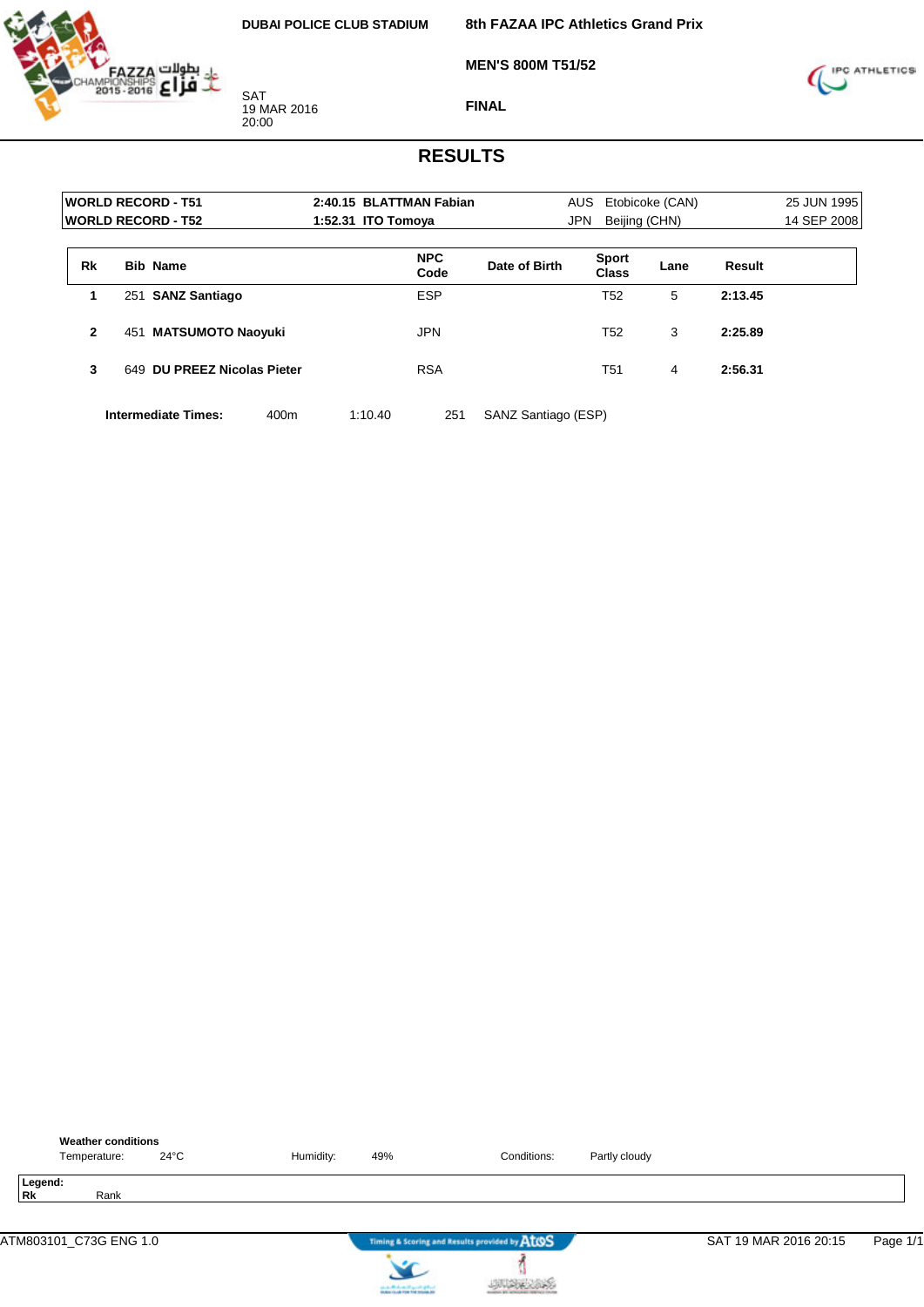DUBAI POLICE CLUB STADIUM

SAT
19 MAR 2016
20:00

# 8th FAZAA IPC Athletics Grand Prix

## MEN'S 800M T51/52

### FINAL

## RESULTS

| | | | | |
|---|---|---|---|---|
| **WORLD RECORD - T51** | **2:40.15 BLATTMAN Fabian** | AUS | Etobicoke (CAN) | 25 JUN 1995 |
| **WORLD RECORD - T52** | **1:52.31 ITO Tomoya** | JPN | Beijing (CHN) | 14 SEP 2008 |

| Rk | Bib | Name | NPC Code | Date of Birth | Sport Class | Lane | Result |
|---|---|---|---|---|---|---|---|
| 1 | 251 | **SANZ Santiago** | ESP | | T52 | 5 | **2:13.45** |
| 2 | 451 | **MATSUMOTO Naoyuki** | JPN | | T52 | 3 | **2:25.89** |
| 3 | 649 | **DU PREEZ Nicolas Pieter** | RSA | | T51 | 4 | **2:56.31** |

**Intermediate Times:** 400m 1:10.40 251 SANZ Santiago (ESP)

**Weather conditions**

Temperature: 24°C Humidity: 49% Conditions: Partly cloudy

**Legend:**
**Rk** Rank

ATM803101_C73G ENG 1.0 SAT 19 MAR 2016 20:15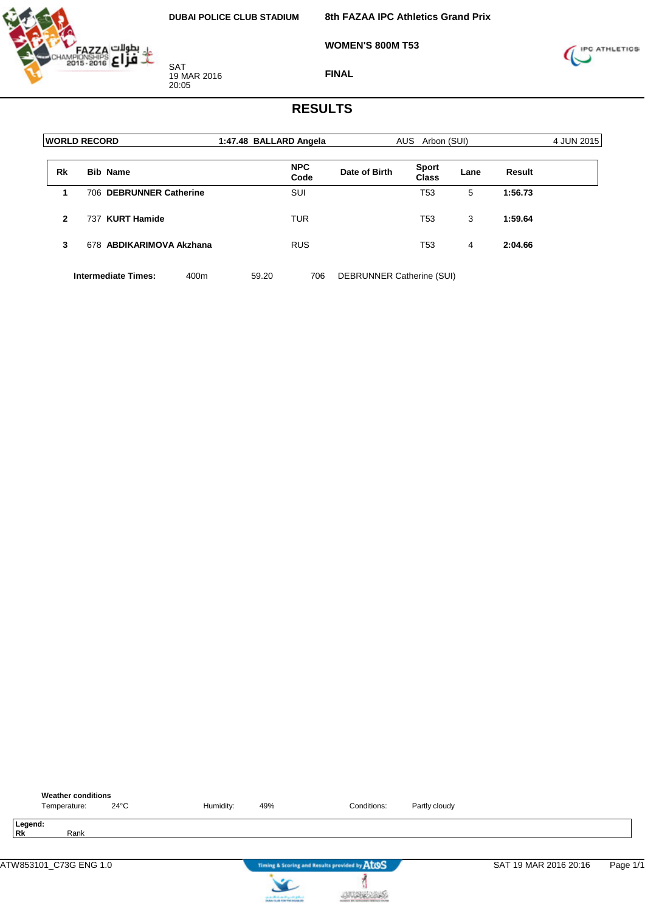DUBAI POLICE CLUB STADIUM

SAT
19 MAR 2016
20:05

8th FAZAA IPC Athletics Grand Prix

WOMEN'S 800M T53

FINAL

# RESULTS

| WORLD RECORD | 1:47.48 BALLARD Angela | AUS | Arbon (SUI) | 4 JUN 2015 |
|---|---|---|---|---|

| Rk | Bib | Name | NPC Code | Date of Birth | Sport Class | Lane | Result |
|---|---|---|---|---|---|---|---|
| 1 | 706 | **DEBRUNNER Catherine** | SUI | | T53 | 5 | **1:56.73** |
| 2 | 737 | **KURT Hamide** | TUR | | T53 | 3 | **1:59.64** |
| 3 | 678 | **ABDIKARIMOVA Akzhana** | RUS | | T53 | 4 | **2:04.66** |

**Intermediate Times:** 400m 59.20 706 DEBRUNNER Catherine (SUI)

**Weather conditions**

Temperature: 24°C Humidity: 49% Conditions: Partly cloudy

**Legend:**
**Rk** Rank

ATW853101_C73G ENG 1.0 SAT 19 MAR 2016 20:16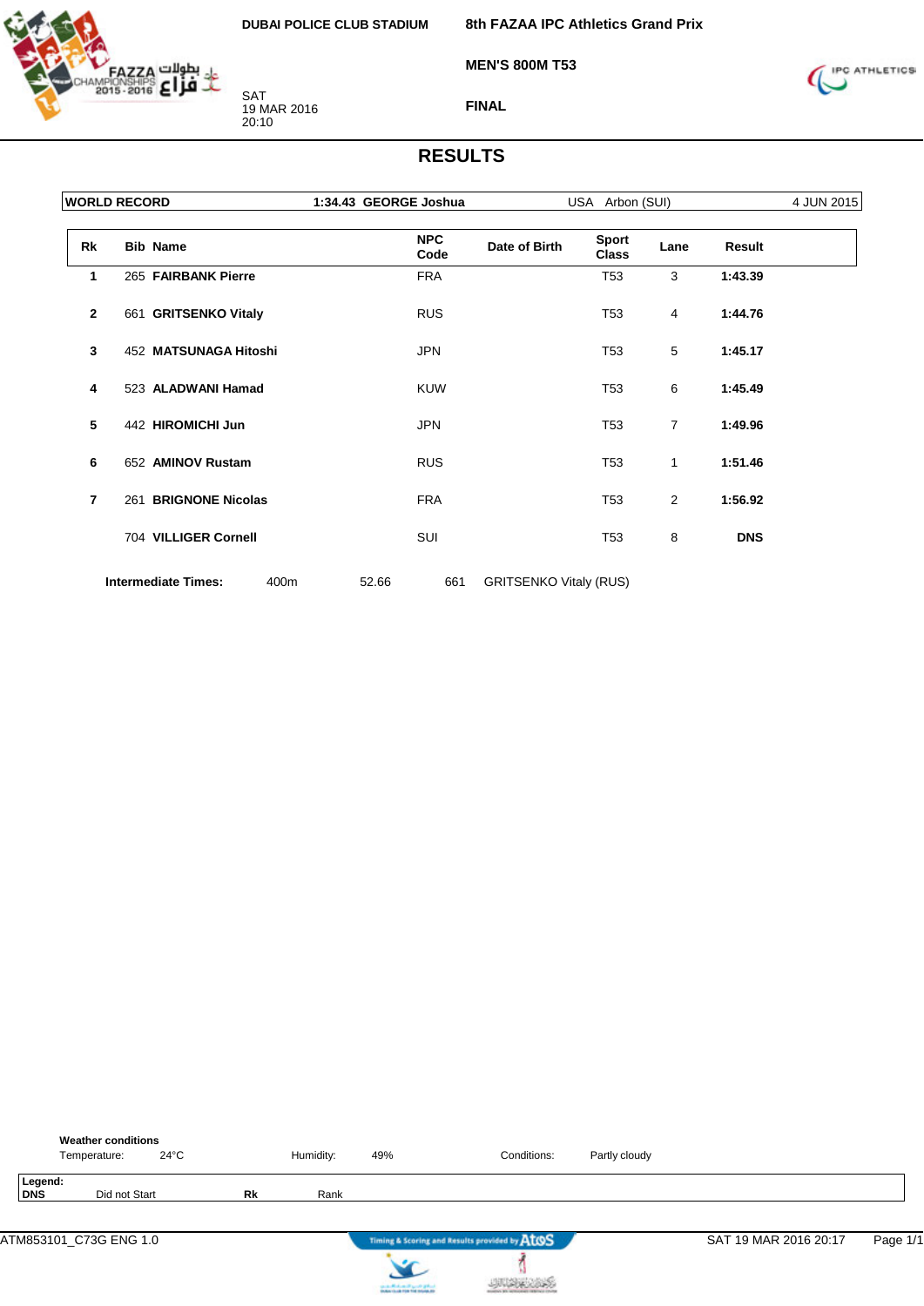DUBAI POLICE CLUB STADIUM

SAT
19 MAR 2016
20:10

**8th FAZAA IPC Athletics Grand Prix**

**MEN'S 800M T53**

**FINAL**

# RESULTS

| WORLD RECORD | 1:34.43 GEORGE Joshua | USA Arbon (SUI) | 4 JUN 2015 |
|---|---|---|---|

| Rk | Bib | Name | NPC Code | Date of Birth | Sport Class | Lane | Result |
|---|---|---|---|---|---|---|---|
| 1 | 265 | **FAIRBANK Pierre** | FRA | | T53 | 3 | **1:43.39** |
| 2 | 661 | **GRITSENKO Vitaly** | RUS | | T53 | 4 | **1:44.76** |
| 3 | 452 | **MATSUNAGA Hitoshi** | JPN | | T53 | 5 | **1:45.17** |
| 4 | 523 | **ALADWANI Hamad** | KUW | | T53 | 6 | **1:45.49** |
| 5 | 442 | **HIROMICHI Jun** | JPN | | T53 | 7 | **1:49.96** |
| 6 | 652 | **AMINOV Rustam** | RUS | | T53 | 1 | **1:51.46** |
| 7 | 261 | **BRIGNONE Nicolas** | FRA | | T53 | 2 | **1:56.92** |
| | 704 | **VILLIGER Cornell** | SUI | | T53 | 8 | **DNS** |

**Intermediate Times:** 400m 52.66 661 GRITSENKO Vitaly (RUS)

**Weather conditions**

Temperature: 24°C Humidity: 49% Conditions: Partly cloudy

**Legend:**

**DNS** Did not Start **Rk** Rank

ATM853101_C73G ENG 1.0 SAT 19 MAR 2016 20:17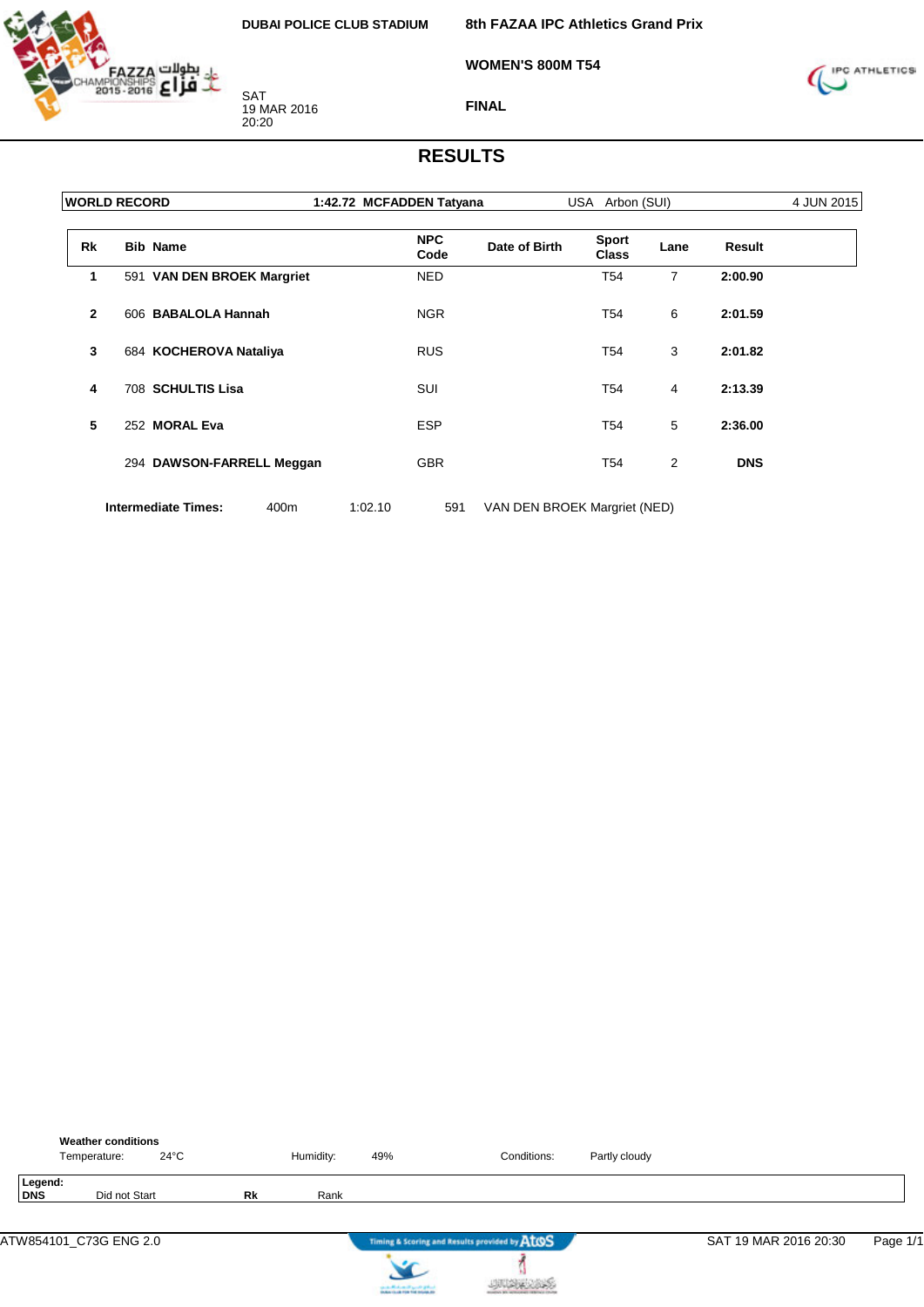DUBAI POLICE CLUB STADIUM

**8th FAZAA IPC Athletics Grand Prix**

**WOMEN'S 800M T54**

SAT
19 MAR 2016
20:20

**FINAL**

# RESULTS

| WORLD RECORD | 1:42.72 MCFADDEN Tatyana | USA Arbon (SUI) | 4 JUN 2015 |
|---|---|---|---|

| Rk | Bib | Name | NPC Code | Date of Birth | Sport Class | Lane | Result |
|---|---|---|---|---|---|---|---|
| 1 | 591 | **VAN DEN BROEK Margriet** | NED | | T54 | 7 | **2:00.90** |
| 2 | 606 | **BABALOLA Hannah** | NGR | | T54 | 6 | **2:01.59** |
| 3 | 684 | **KOCHEROVA Nataliya** | RUS | | T54 | 3 | **2:01.82** |
| 4 | 708 | **SCHULTIS Lisa** | SUI | | T54 | 4 | **2:13.39** |
| 5 | 252 | **MORAL Eva** | ESP | | T54 | 5 | **2:36.00** |
| | 294 | **DAWSON-FARRELL Meggan** | GBR | | T54 | 2 | **DNS** |

**Intermediate Times:** 400m 1:02.10 591 VAN DEN BROEK Margriet (NED)

**Weather conditions**

Temperature: 24°C Humidity: 49% Conditions: Partly cloudy

**Legend:**
**DNS** Did not Start **Rk** Rank

ATW854101_C73G ENG 2.0 SAT 19 MAR 2016 20:30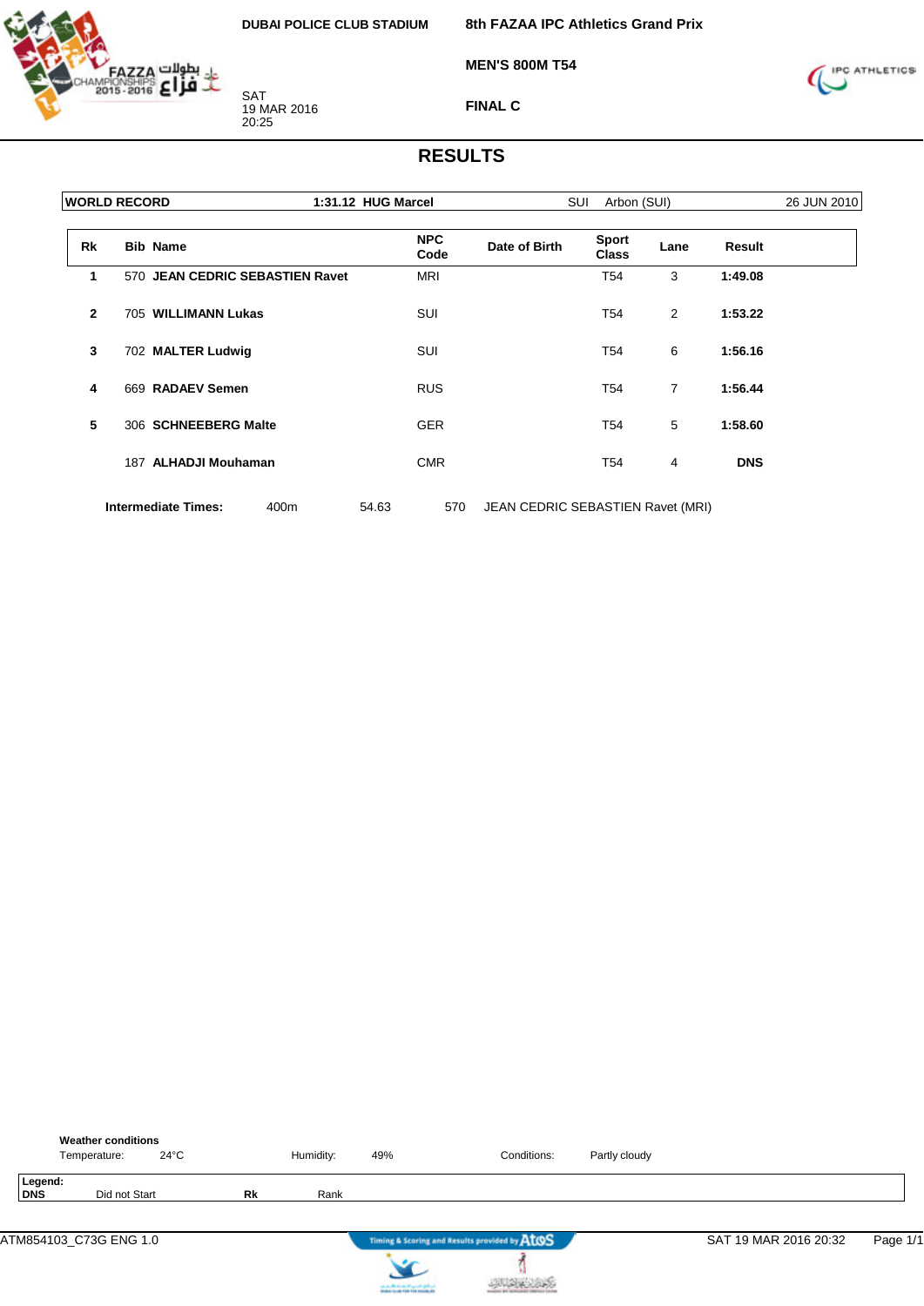DUBAI POLICE CLUB STADIUM

SAT
19 MAR 2016
20:25

**8th FAZZA IPC Athletics Grand Prix**

**MEN'S 800M T54**

**FINAL C**

## RESULTS

| WORLD RECORD | 1:31.12 HUG Marcel | SUI | Arbon (SUI) | 26 JUN 2010 |
|---|---|---|---|---|

| Rk | Bib | Name | NPC Code | Date of Birth | Sport Class | Lane | Result |
|---|---|---|---|---|---|---|---|
| 1 | 570 | **JEAN CEDRIC SEBASTIEN Ravet** | MRI | | T54 | 3 | **1:49.08** |
| 2 | 705 | **WILLIMANN Lukas** | SUI | | T54 | 2 | **1:53.22** |
| 3 | 702 | **MALTER Ludwig** | SUI | | T54 | 6 | **1:56.16** |
| 4 | 669 | **RADAEV Semen** | RUS | | T54 | 7 | **1:56.44** |
| 5 | 306 | **SCHNEEBERG Malte** | GER | | T54 | 5 | **1:58.60** |
| | 187 | **ALHADJI Mouhaman** | CMR | | T54 | 4 | **DNS** |

**Intermediate Times:** 400m 54.63 570 JEAN CEDRIC SEBASTIEN Ravet (MRI)

**Weather conditions**
Temperature: 24°C Humidity: 49% Conditions: Partly cloudy

**Legend:**
**DNS** Did not Start **Rk** Rank

ATM854103_C73G ENG 1.0 SAT 19 MAR 2016 20:32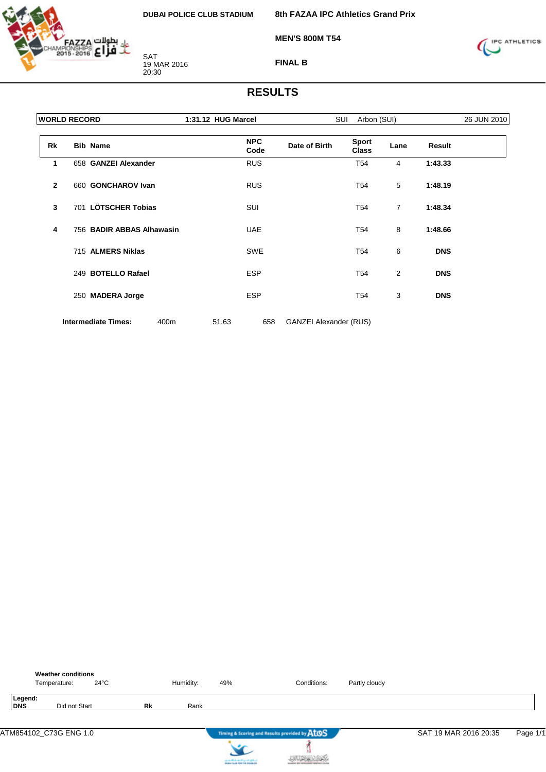DUBAI POLICE CLUB STADIUM

SAT
19 MAR 2016
20:30

**8th FAZAA IPC Athletics Grand Prix**

**MEN'S 800M T54**

**FINAL B**

# RESULTS

| WORLD RECORD | 1:31.12 HUG Marcel | SUI | Arbon (SUI) | 26 JUN 2010 |
|---|---|---|---|---|

| Rk | Bib | Name | NPC Code | Date of Birth | Sport Class | Lane | Result |
|---|---|---|---|---|---|---|---|
| 1 | 658 | **GANZEI Alexander** | RUS | | T54 | 4 | **1:43.33** |
| 2 | 660 | **GONCHAROV Ivan** | RUS | | T54 | 5 | **1:48.19** |
| 3 | 701 | **LÖTSCHER Tobias** | SUI | | T54 | 7 | **1:48.34** |
| 4 | 756 | **BADIR ABBAS Alhawasin** | UAE | | T54 | 8 | **1:48.66** |
| | 715 | **ALMERS Niklas** | SWE | | T54 | 6 | **DNS** |
| | 249 | **BOTELLO Rafael** | ESP | | T54 | 2 | **DNS** |
| | 250 | **MADERA Jorge** | ESP | | T54 | 3 | **DNS** |

**Intermediate Times:** 400m 51.63 658 GANZEI Alexander (RUS)

**Weather conditions**
Temperature: 24°C  Humidity: 49%  Conditions: Partly cloudy

**Legend:**
**DNS** Did not Start  **Rk** Rank

ATM854102_C73G ENG 1.0  SAT 19 MAR 2016 20:35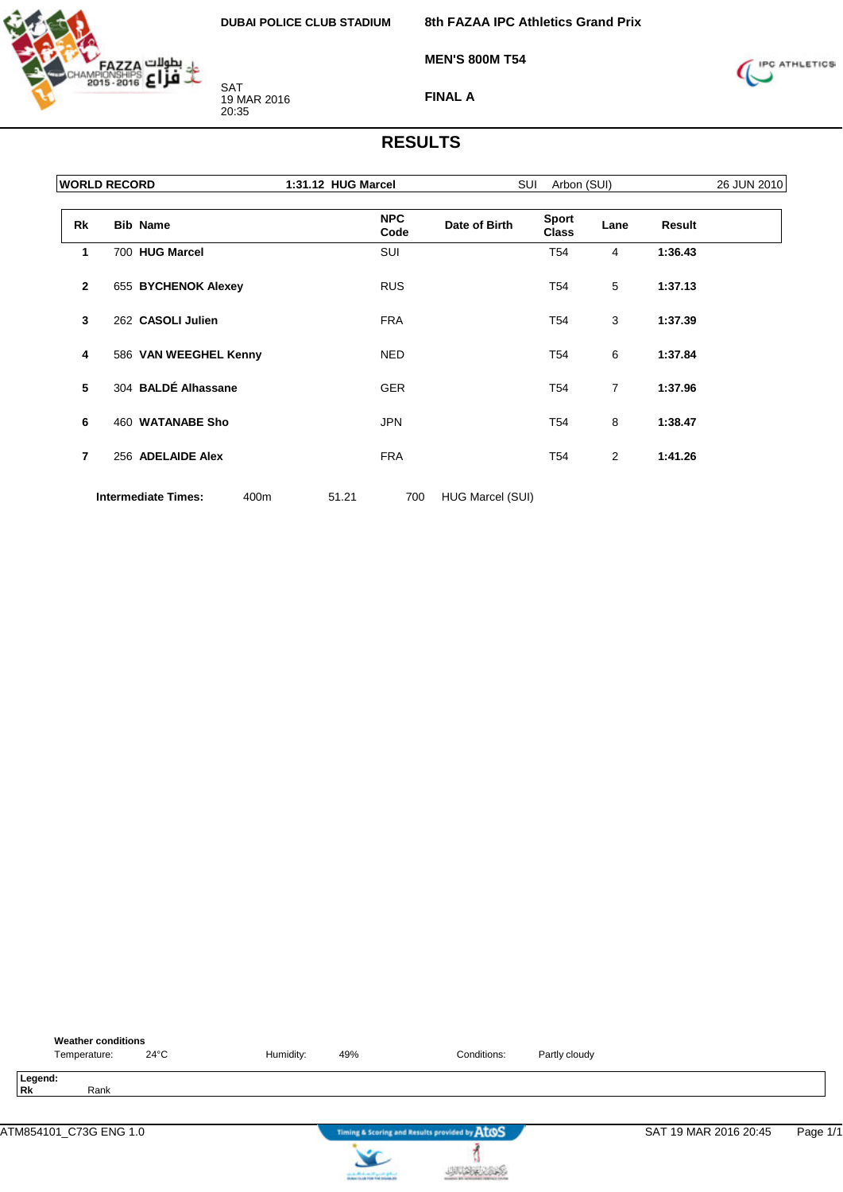DUBAI POLICE CLUB STADIUM

SAT
19 MAR 2016
20:35

**8th FAZAA IPC Athletics Grand Prix**

**MEN'S 800M T54**

**FINAL A**

## RESULTS

| WORLD RECORD | 1:31.12 HUG Marcel | SUI | Arbon (SUI) | 26 JUN 2010 |
|---|---|---|---|---|

| Rk | Bib | Name | NPC Code | Date of Birth | Sport Class | Lane | Result |
|---|---|---|---|---|---|---|---|
| 1 | 700 | **HUG Marcel** | SUI | | T54 | 4 | **1:36.43** |
| 2 | 655 | **BYCHENOK Alexey** | RUS | | T54 | 5 | **1:37.13** |
| 3 | 262 | **CASOLI Julien** | FRA | | T54 | 3 | **1:37.39** |
| 4 | 586 | **VAN WEEGHEL Kenny** | NED | | T54 | 6 | **1:37.84** |
| 5 | 304 | **BALDÉ Alhassane** | GER | | T54 | 7 | **1:37.96** |
| 6 | 460 | **WATANABE Sho** | JPN | | T54 | 8 | **1:38.47** |
| 7 | 256 | **ADELAIDE Alex** | FRA | | T54 | 2 | **1:41.26** |

**Intermediate Times:** 400m 51.21 700 HUG Marcel (SUI)

**Weather conditions**

Temperature: 24°C Humidity: 49% Conditions: Partly cloudy

**Legend:**
**Rk** Rank

ATM854101_C73G ENG 1.0 SAT 19 MAR 2016 20:45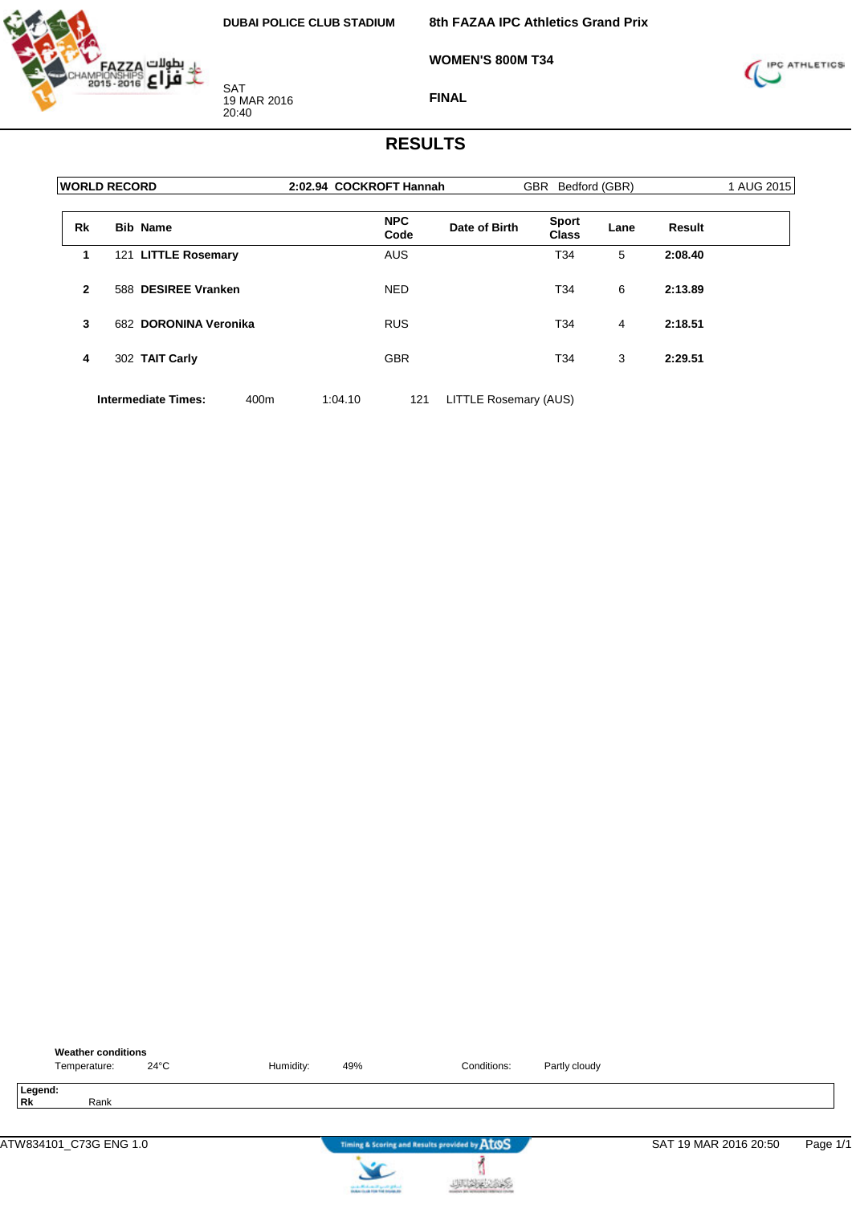DUBAI POLICE CLUB STADIUM

**8th FAZAA IPC Athletics Grand Prix**

**WOMEN'S 800M T34**

**FINAL**

SAT
19 MAR 2016
20:40

## RESULTS

| WORLD RECORD | 2:02.94 COCKROFT Hannah | GBR Bedford (GBR) | 1 AUG 2015 |
|---|---|---|---|

| Rk | Bib | Name | NPC Code | Date of Birth | Sport Class | Lane | Result |
|---|---|---|---|---|---|---|---|
| 1 | 121 | LITTLE Rosemary | AUS | | T34 | 5 | 2:08.40 |
| 2 | 588 | DESIREE Vranken | NED | | T34 | 6 | 2:13.89 |
| 3 | 682 | DORONINA Veronika | RUS | | T34 | 4 | 2:18.51 |
| 4 | 302 | TAIT Carly | GBR | | T34 | 3 | 2:29.51 |

**Intermediate Times:** 400m 1:04.10 121 LITTLE Rosemary (AUS)

**Weather conditions**
Temperature: 24°C Humidity: 49% Conditions: Partly cloudy

**Legend:**
**Rk** Rank

ATW834101_C73G ENG 1.0 — Timing & Scoring and Results provided by AtoS — SAT 19 MAR 2016 20:50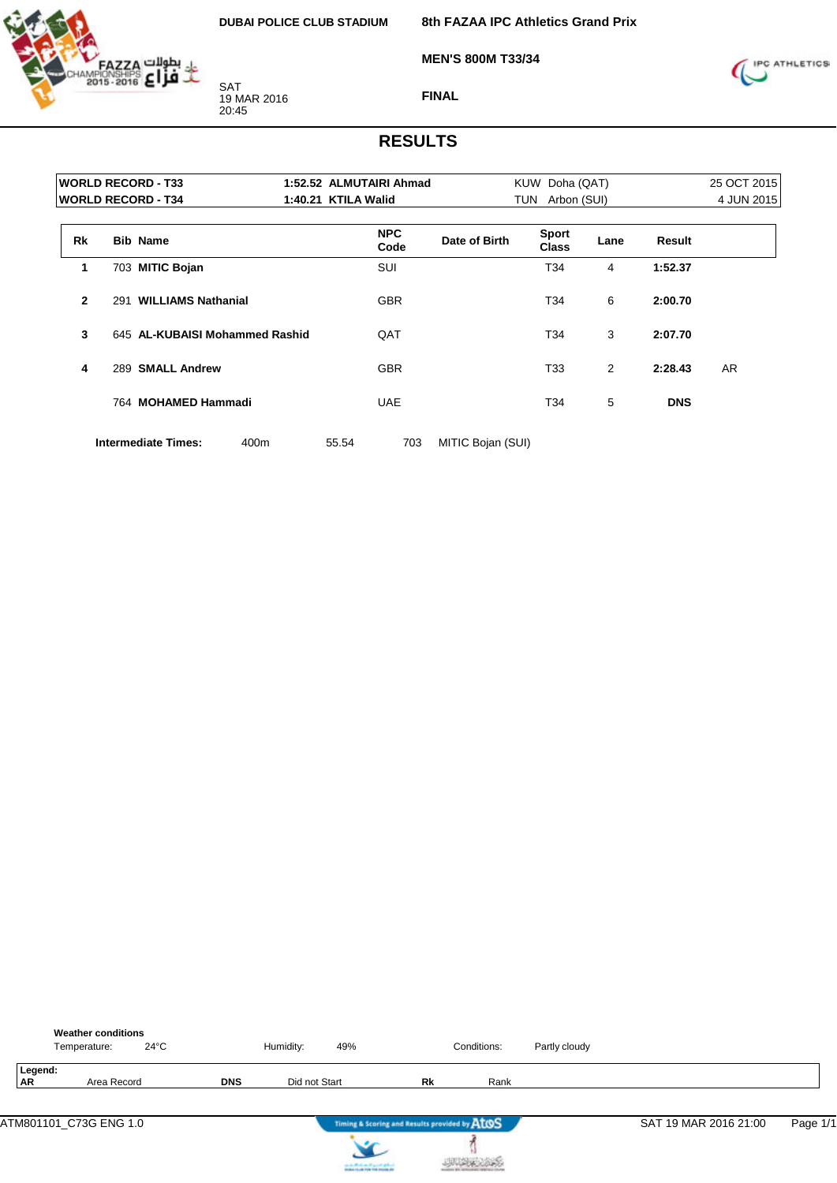DUBAI POLICE CLUB STADIUM

**8th FAZAA IPC Athletics Grand Prix**

**MEN'S 800M T33/34**

**FINAL**

SAT
19 MAR 2016
20:45

# RESULTS

| | | | | |
|---|---|---|---|---|
| **WORLD RECORD - T33** | **1:52.52 ALMUTAIRI Ahmad** | KUW | Doha (QAT) | 25 OCT 2015 |
| **WORLD RECORD - T34** | **1:40.21 KTILA Walid** | TUN | Arbon (SUI) | 4 JUN 2015 |

| Rk | Bib | Name | NPC Code | Date of Birth | Sport Class | Lane | Result | |
|---|---|---|---|---|---|---|---|---|
| 1 | 703 | **MITIC Bojan** | SUI | | T34 | 4 | **1:52.37** | |
| 2 | 291 | **WILLIAMS Nathanial** | GBR | | T34 | 6 | **2:00.70** | |
| 3 | 645 | **AL-KUBAISI Mohammed Rashid** | QAT | | T34 | 3 | **2:07.70** | |
| 4 | 289 | **SMALL Andrew** | GBR | | T33 | 2 | **2:28.43** | AR |
| | 764 | **MOHAMED Hammadi** | UAE | | T34 | 5 | **DNS** | |

**Intermediate Times:** 400m 55.54 703 MITIC Bojan (SUI)

**Weather conditions**

Temperature: 24°C Humidity: 49% Conditions: Partly cloudy

**Legend:**

| | | | | | |
|---|---|---|---|---|---|
| **AR** | Area Record | **DNS** | Did not Start | **Rk** | Rank |

ATM801101_C73G ENG 1.0 — Timing & Scoring and Results provided by AtoS — SAT 19 MAR 2016 21:00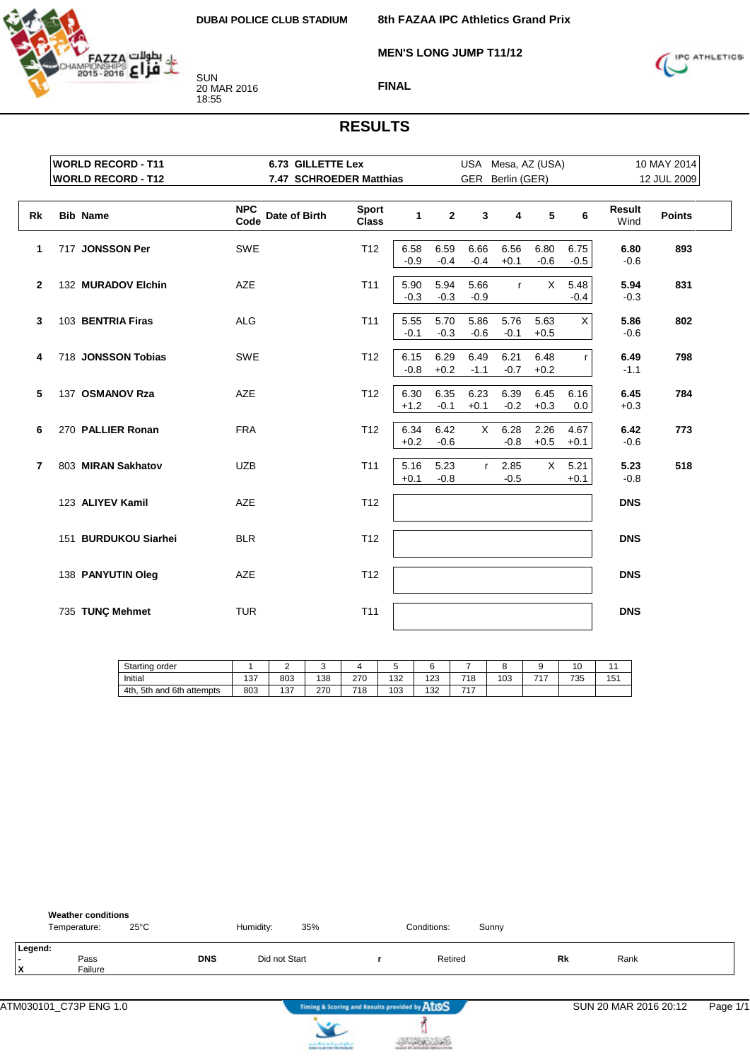DUBAI POLICE CLUB STADIUM

SUN
20 MAR 2016
18:55

# 8th FAZAA IPC Athletics Grand Prix

## MEN'S LONG JUMP T11/12

## FINAL

## RESULTS

| | | | | |
|---|---|---|---|---|
| WORLD RECORD - T11 | 6.73 GILLETTE Lex | USA | Mesa, AZ (USA) | 10 MAY 2014 |
| WORLD RECORD - T12 | 7.47 SCHROEDER Matthias | GER | Berlin (GER) | 12 JUL 2009 |

| Rk | Bib | Name | NPC Code | Date of Birth | Sport Class | 1 | 2 | 3 | 4 | 5 | 6 | Result Wind | Points |
|---|---|---|---|---|---|---|---|---|---|---|---|---|---|
| 1 | 717 | **JONSSON Per** | SWE | | T12 | 6.58 -0.9 | 6.59 -0.4 | 6.66 -0.4 | 6.56 +0.1 | 6.80 -0.6 | 6.75 -0.5 | **6.80** -0.6 | **893** |
| 2 | 132 | **MURADOV Elchin** | AZE | | T11 | 5.90 -0.3 | 5.94 -0.3 | 5.66 -0.9 | r | X | 5.48 -0.4 | **5.94** -0.3 | **831** |
| 3 | 103 | **BENTRIA Firas** | ALG | | T11 | 5.55 -0.1 | 5.70 -0.3 | 5.86 -0.6 | 5.76 -0.1 | 5.63 +0.5 | X | **5.86** -0.6 | **802** |
| 4 | 718 | **JONSSON Tobias** | SWE | | T12 | 6.15 -0.8 | 6.29 +0.2 | 6.49 -1.1 | 6.21 -0.7 | 6.48 +0.2 | r | **6.49** -1.1 | **798** |
| 5 | 137 | **OSMANOV Rza** | AZE | | T12 | 6.30 +1.2 | 6.35 -0.1 | 6.23 +0.1 | 6.39 -0.2 | 6.45 +0.3 | 6.16 0.0 | **6.45** +0.3 | **784** |
| 6 | 270 | **PALLIER Ronan** | FRA | | T12 | 6.34 +0.2 | 6.42 -0.6 | X | 6.28 -0.8 | 2.26 +0.5 | 4.67 +0.1 | **6.42** -0.6 | **773** |
| 7 | 803 | **MIRAN Sakhatov** | UZB | | T11 | 5.16 +0.1 | 5.23 -0.8 | r | 2.85 -0.5 | X | 5.21 +0.1 | **5.23** -0.8 | **518** |
| | 123 | **ALIYEV Kamil** | AZE | | T12 | | | | | | | **DNS** | |
| | 151 | **BURDUKOU Siarhei** | BLR | | T12 | | | | | | | **DNS** | |
| | 138 | **PANYUTIN Oleg** | AZE | | T12 | | | | | | | **DNS** | |
| | 735 | **TUNÇ Mehmet** | TUR | | T11 | | | | | | | **DNS** | |

| Starting order | 1 | 2 | 3 | 4 | 5 | 6 | 7 | 8 | 9 | 10 | 11 |
|---|---|---|---|---|---|---|---|---|---|---|---|
| Initial | 137 | 803 | 138 | 270 | 132 | 123 | 718 | 103 | 717 | 735 | 151 |
| 4th, 5th and 6th attempts | 803 | 137 | 270 | 718 | 103 | 132 | 717 | | | | |

**Weather conditions**

Temperature: 25°C    Humidity: 35%    Conditions: Sunny

**Legend:**

| | | | | | | | |
|---|---|---|---|---|---|---|---|
| - | Pass | DNS | Did not Start | r | Retired | Rk | Rank |
| X | Failure | | | | | | |

ATM030101_C73P ENG 1.0    Timing & Scoring and Results provided by AtoS    SUN 20 MAR 2016 20:12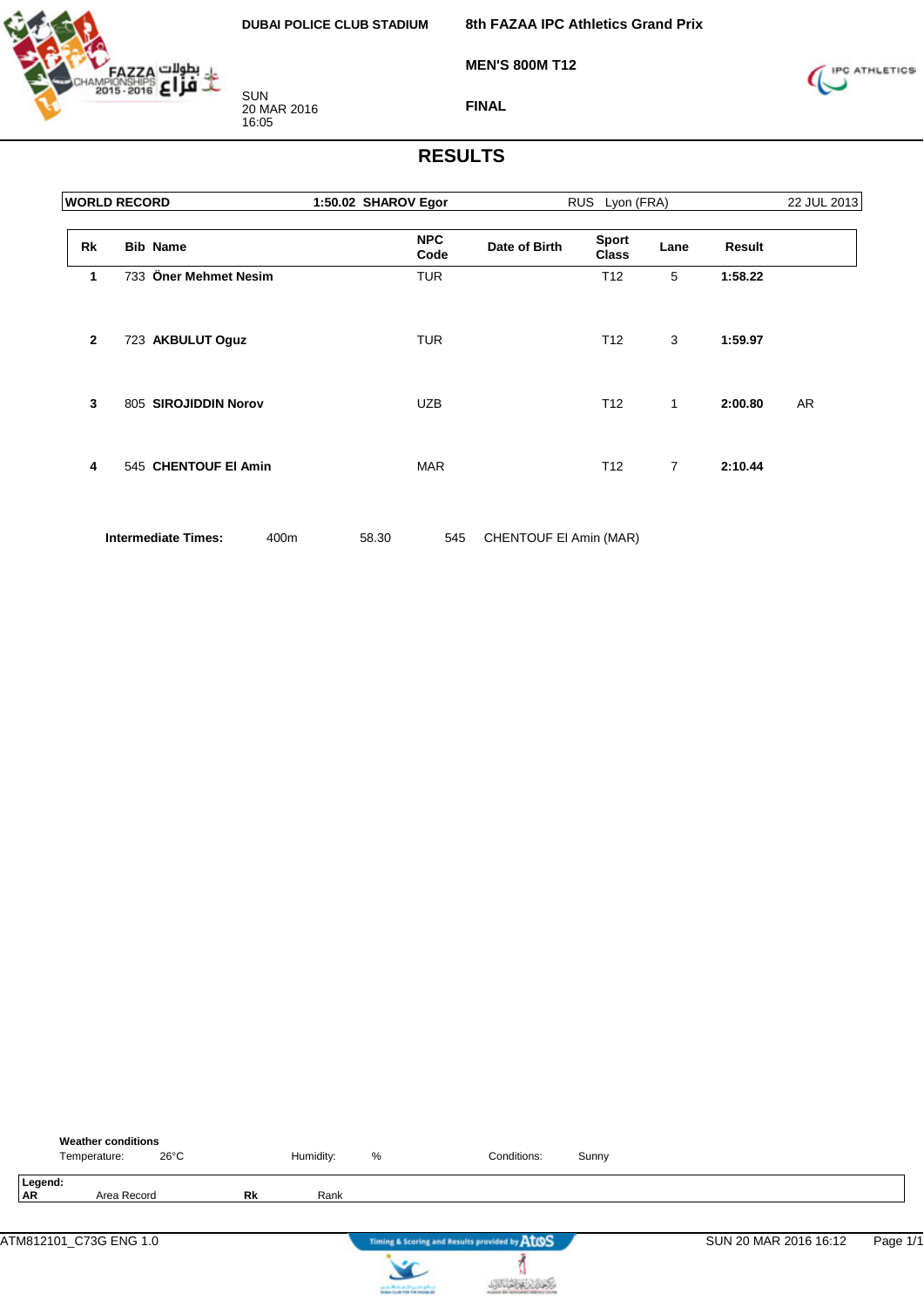DUBAI POLICE CLUB STADIUM

SUN
20 MAR 2016
16:05

**8th FAZAA IPC Athletics Grand Prix**

**MEN'S 800M T12**

**FINAL**

# RESULTS

| WORLD RECORD | 1:50.02 SHAROV Egor | RUS Lyon (FRA) | 22 JUL 2013 |
|---|---|---|---|

| Rk | Bib | Name | NPC Code | Date of Birth | Sport Class | Lane | Result | |
|---|---|---|---|---|---|---|---|---|
| 1 | 733 | **Öner Mehmet Nesim** | TUR | | T12 | 5 | **1:58.22** | |
| 2 | 723 | **AKBULUT Oguz** | TUR | | T12 | 3 | **1:59.97** | |
| 3 | 805 | **SIROJIDDIN Norov** | UZB | | T12 | 1 | **2:00.80** | AR |
| 4 | 545 | **CHENTOUF El Amin** | MAR | | T12 | 7 | **2:10.44** | |

**Intermediate Times:** 400m 58.30 545 CHENTOUF El Amin (MAR)

**Weather conditions**

Temperature: 26°C Humidity: % Conditions: Sunny

**Legend:**
**AR** Area Record **Rk** Rank

ATM812101_C73G ENG 1.0 SUN 20 MAR 2016 16:12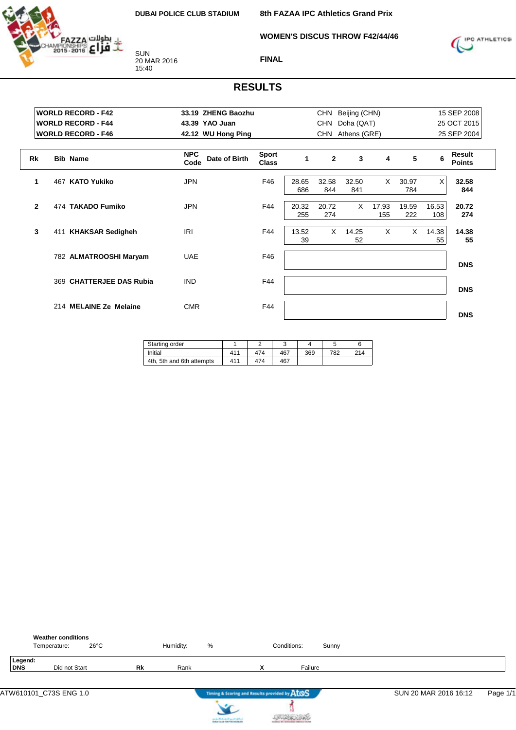DUBAI POLICE CLUB STADIUM

**8th FAZAA IPC Athletics Grand Prix**

**WOMEN'S DISCUS THROW F42/44/46**

SUN
20 MAR 2016
15:40

**FINAL**

# RESULTS

| | | | | |
|---|---|---|---|---|
| **WORLD RECORD - F42** | **33.19 ZHENG Baozhu** | CHN | Beijing (CHN) | 15 SEP 2008 |
| **WORLD RECORD - F44** | **43.39 YAO Juan** | CHN | Doha (QAT) | 25 OCT 2015 |
| **WORLD RECORD - F46** | **42.12 WU Hong Ping** | CHN | Athens (GRE) | 25 SEP 2004 |

| Rk | Bib | Name | NPC Code | Date of Birth | Sport Class | 1 | 2 | 3 | 4 | 5 | 6 | Result Points |
|---|---|---|---|---|---|---|---|---|---|---|---|---|
| 1 | 467 | **KATO Yukiko** | JPN | | F46 | 28.65 686 | 32.58 844 | 32.50 841 | X | 30.97 784 | X | **32.58 844** |
| 2 | 474 | **TAKADO Fumiko** | JPN | | F44 | 20.32 255 | 20.72 274 | X | 17.93 155 | 19.59 222 | 16.53 108 | **20.72 274** |
| 3 | 411 | **KHAKSAR Sedigheh** | IRI | | F44 | 13.52 39 | X | 14.25 52 | X | X | 14.38 55 | **14.38 55** |
| | 782 | **ALMATROOSHI Maryam** | UAE | | F46 | | | | | | | **DNS** |
| | 369 | **CHATTERJEE DAS Rubia** | IND | | F44 | | | | | | | **DNS** |
| | 214 | **MELAINE Ze Melaine** | CMR | | F44 | | | | | | | **DNS** |

| Starting order | 1 | 2 | 3 | 4 | 5 | 6 |
|---|---|---|---|---|---|---|
| Initial | 411 | 474 | 467 | 369 | 782 | 214 |
| 4th, 5th and 6th attempts | 411 | 474 | 467 | | | |

**Weather conditions**
Temperature: 26°C  Humidity: %  Conditions: Sunny

**Legend:**
**DNS** Did not Start  **Rk** Rank  **X** Failure

ATW610101_C73S ENG 1.0  Timing & Scoring and Results provided by AtoS  SUN 20 MAR 2016 16:12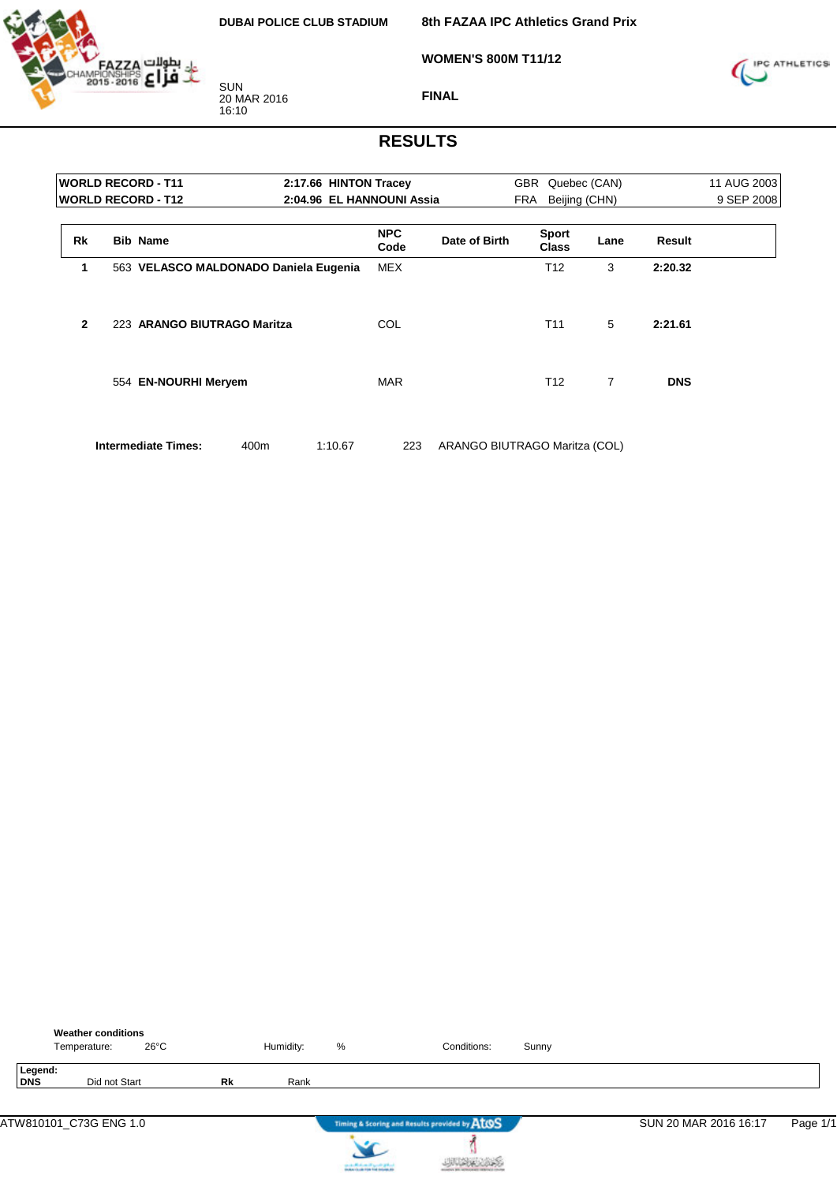DUBAI POLICE CLUB STADIUM

SUN
20 MAR 2016
16:10

**8th FAZAA IPC Athletics Grand Prix**

**WOMEN'S 800M T11/12**

**FINAL**

## RESULTS

| | | | | |
|---|---|---|---|---|
| **WORLD RECORD - T11** | **2:17.66 HINTON Tracey** | GBR | Quebec (CAN) | 11 AUG 2003 |
| **WORLD RECORD - T12** | **2:04.96 EL HANNOUNI Assia** | FRA | Beijing (CHN) | 9 SEP 2008 |

| Rk | Bib | Name | NPC Code | Date of Birth | Sport Class | Lane | Result |
|---|---|---|---|---|---|---|---|
| 1 | 563 | **VELASCO MALDONADO Daniela Eugenia** | MEX | | T12 | 3 | **2:20.32** |
| 2 | 223 | **ARANGO BIUTRAGO Maritza** | COL | | T11 | 5 | **2:21.61** |
| | 554 | **EN-NOURHI Meryem** | MAR | | T12 | 7 | **DNS** |

**Intermediate Times:** 400m 1:10.67 223 ARANGO BIUTRAGO Maritza (COL)

**Weather conditions**
Temperature: 26°C Humidity: % Conditions: Sunny

**Legend:**
**DNS** Did not Start **Rk** Rank

ATW810101_C73G ENG 1.0 SUN 20 MAR 2016 16:17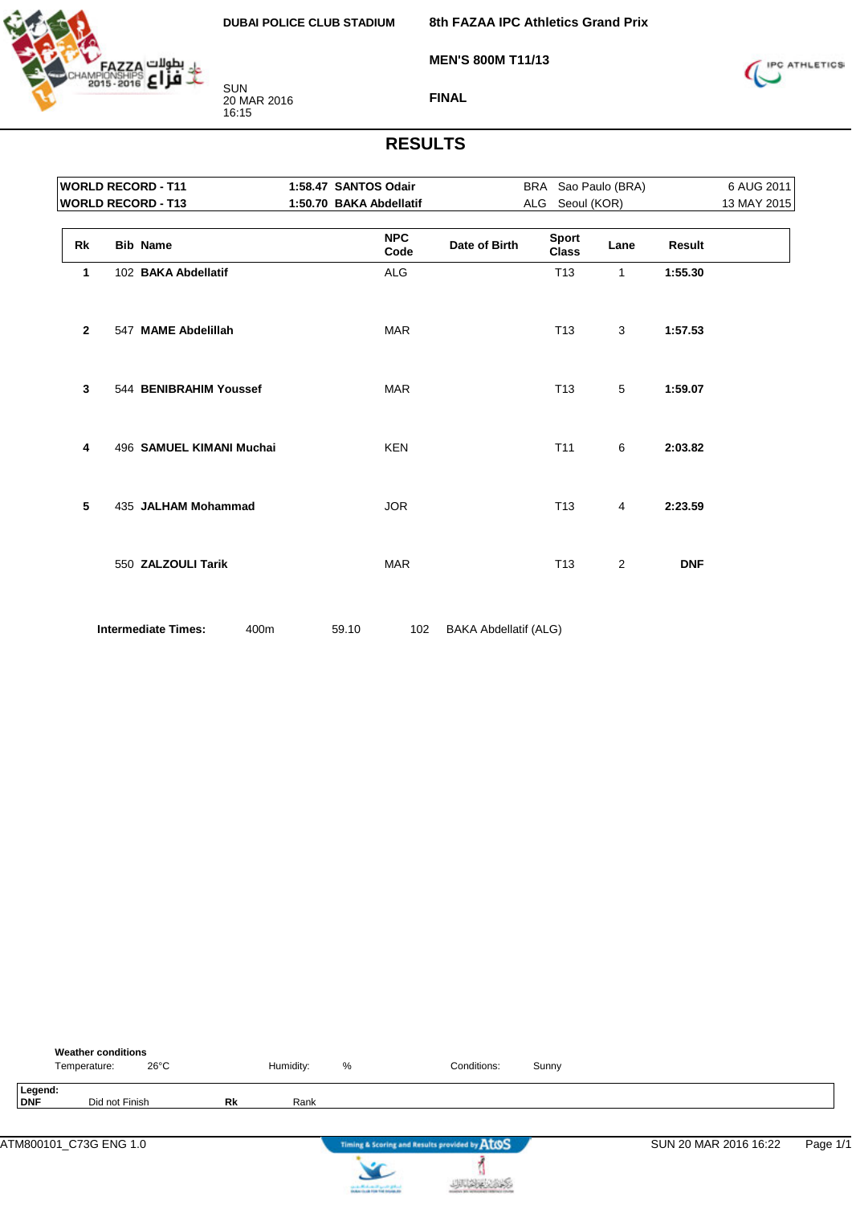DUBAI POLICE CLUB STADIUM

SUN
20 MAR 2016
16:15

**8th FAZZA IPC Athletics Grand Prix**

**MEN'S 800M T11/13**

**FINAL**

# RESULTS

| | | | | |
|---|---|---|---|---|
| **WORLD RECORD - T11** | **1:58.47 SANTOS Odair** | BRA | Sao Paulo (BRA) | 6 AUG 2011 |
| **WORLD RECORD - T13** | **1:50.70 BAKA Abdellatif** | ALG | Seoul (KOR) | 13 MAY 2015 |

| Rk | Bib | Name | NPC Code | Date of Birth | Sport Class | Lane | Result |
|---|---|---|---|---|---|---|---|
| **1** | 102 | **BAKA Abdellatif** | ALG | | T13 | 1 | **1:55.30** |
| **2** | 547 | **MAME Abdelillah** | MAR | | T13 | 3 | **1:57.53** |
| **3** | 544 | **BENIBRAHIM Youssef** | MAR | | T13 | 5 | **1:59.07** |
| **4** | 496 | **SAMUEL KIMANI Muchai** | KEN | | T11 | 6 | **2:03.82** |
| **5** | 435 | **JALHAM Mohammad** | JOR | | T13 | 4 | **2:23.59** |
| | 550 | **ZALZOULI Tarik** | MAR | | T13 | 2 | **DNF** |

**Intermediate Times:** 400m 59.10 102 BAKA Abdellatif (ALG)

**Weather conditions**
Temperature: 26°C Humidity: % Conditions: Sunny

**Legend:**
**DNF** Did not Finish **Rk** Rank

ATM800101_C73G ENG 1.0 SUN 20 MAR 2016 16:22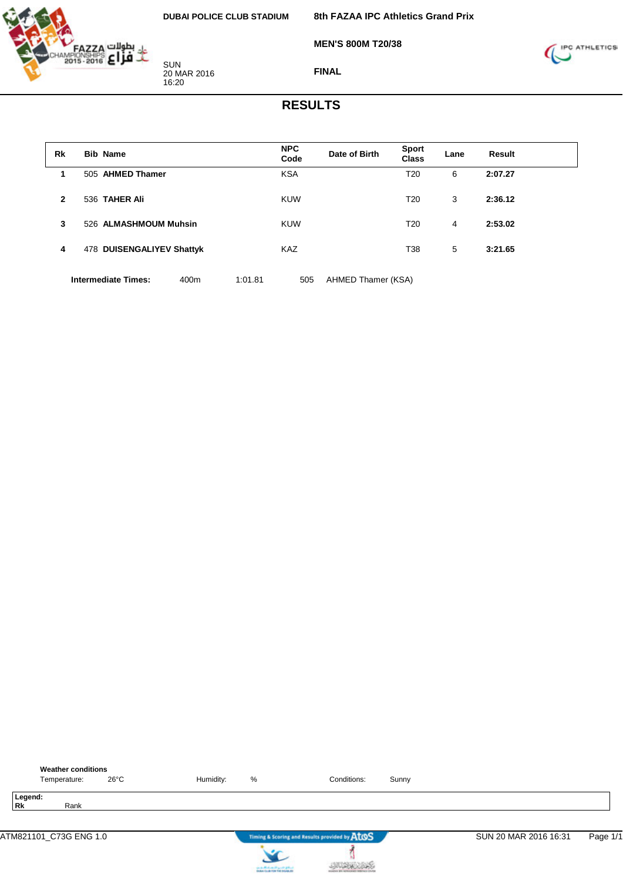DUBAI POLICE CLUB STADIUM

SUN
20 MAR 2016
16:20

8th FAZAA IPC Athletics Grand Prix

MEN'S 800M T20/38

FINAL

# RESULTS

| Rk | Bib | Name | NPC Code | Date of Birth | Sport Class | Lane | Result |
|---|---|---|---|---|---|---|---|
| 1 | 505 | **AHMED Thamer** | KSA | | T20 | 6 | **2:07.27** |
| 2 | 536 | **TAHER Ali** | KUW | | T20 | 3 | **2:36.12** |
| 3 | 526 | **ALMASHMOUM Muhsin** | KUW | | T20 | 4 | **2:53.02** |
| 4 | 478 | **DUISENGALIYEV Shattyk** | KAZ | | T38 | 5 | **3:21.65** |

**Intermediate Times:** 400m 1:01.81 505 AHMED Thamer (KSA)

**Weather conditions**

Temperature: 26°C Humidity: % Conditions: Sunny

**Legend:**
**Rk** Rank

ATM821101_C73G ENG 1.0

Timing & Scoring and Results provided by AtoS

SUN 20 MAR 2016 16:31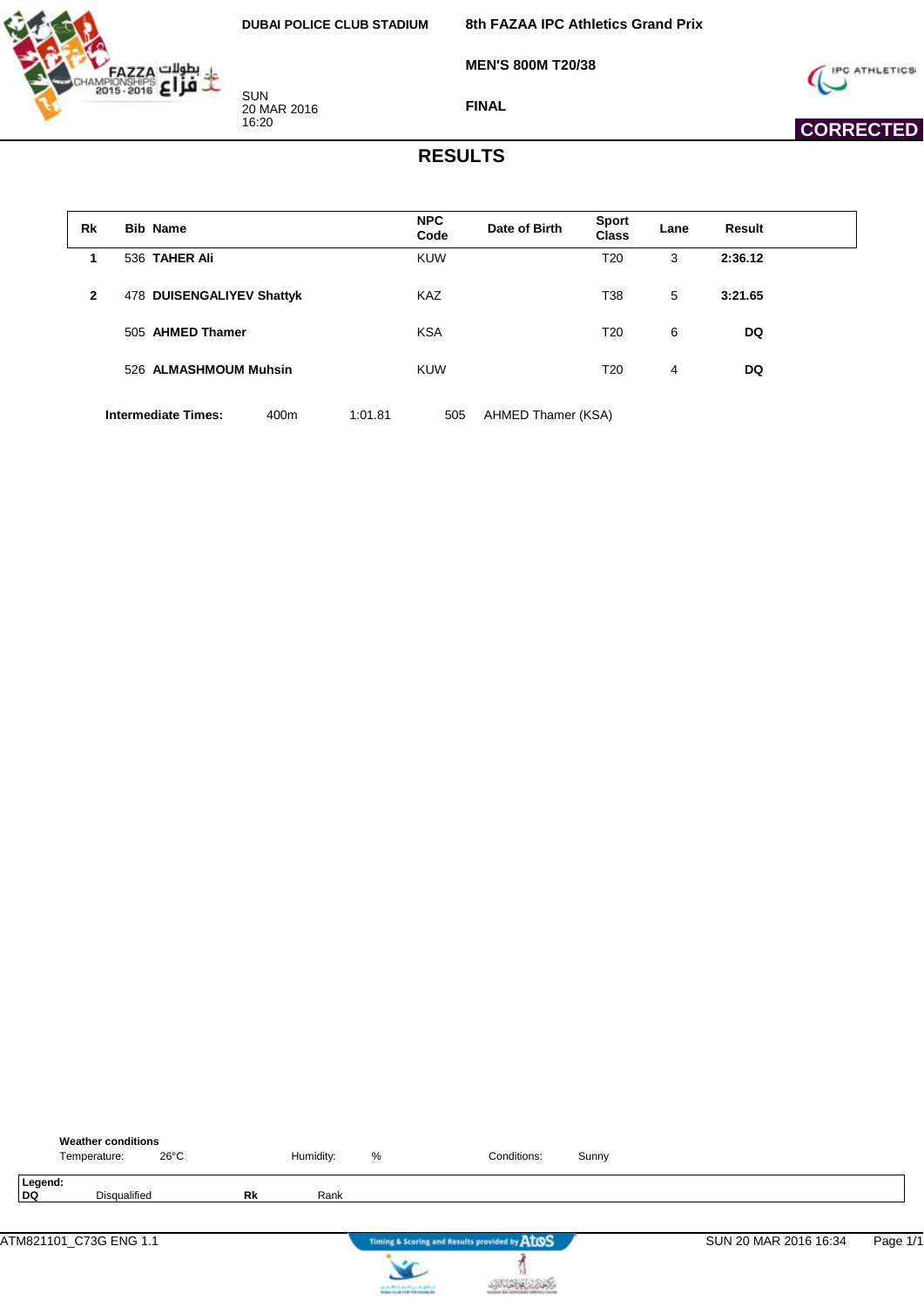DUBAI POLICE CLUB STADIUM

**8th FAZAA IPC Athletics Grand Prix**

**MEN'S 800M T20/38**

**FINAL**

SUN
20 MAR 2016
16:20

**CORRECTED**

# RESULTS

| Rk | Bib | Name | NPC Code | Date of Birth | Sport Class | Lane | Result |
|---|---|---|---|---|---|---|---|
| 1 | 536 | **TAHER Ali** | KUW | | T20 | 3 | **2:36.12** |
| 2 | 478 | **DUISENGALIYEV Shattyk** | KAZ | | T38 | 5 | **3:21.65** |
| | 505 | **AHMED Thamer** | KSA | | T20 | 6 | **DQ** |
| | 526 | **ALMASHMOUM Muhsin** | KUW | | T20 | 4 | **DQ** |

**Intermediate Times:** 400m 1:01.81 505 AHMED Thamer (KSA)

**Weather conditions**
Temperature: 26°C Humidity: % Conditions: Sunny

**Legend:**
**DQ** Disqualified **Rk** Rank

ATM821101_C73G ENG 1.1 SUN 20 MAR 2016 16:34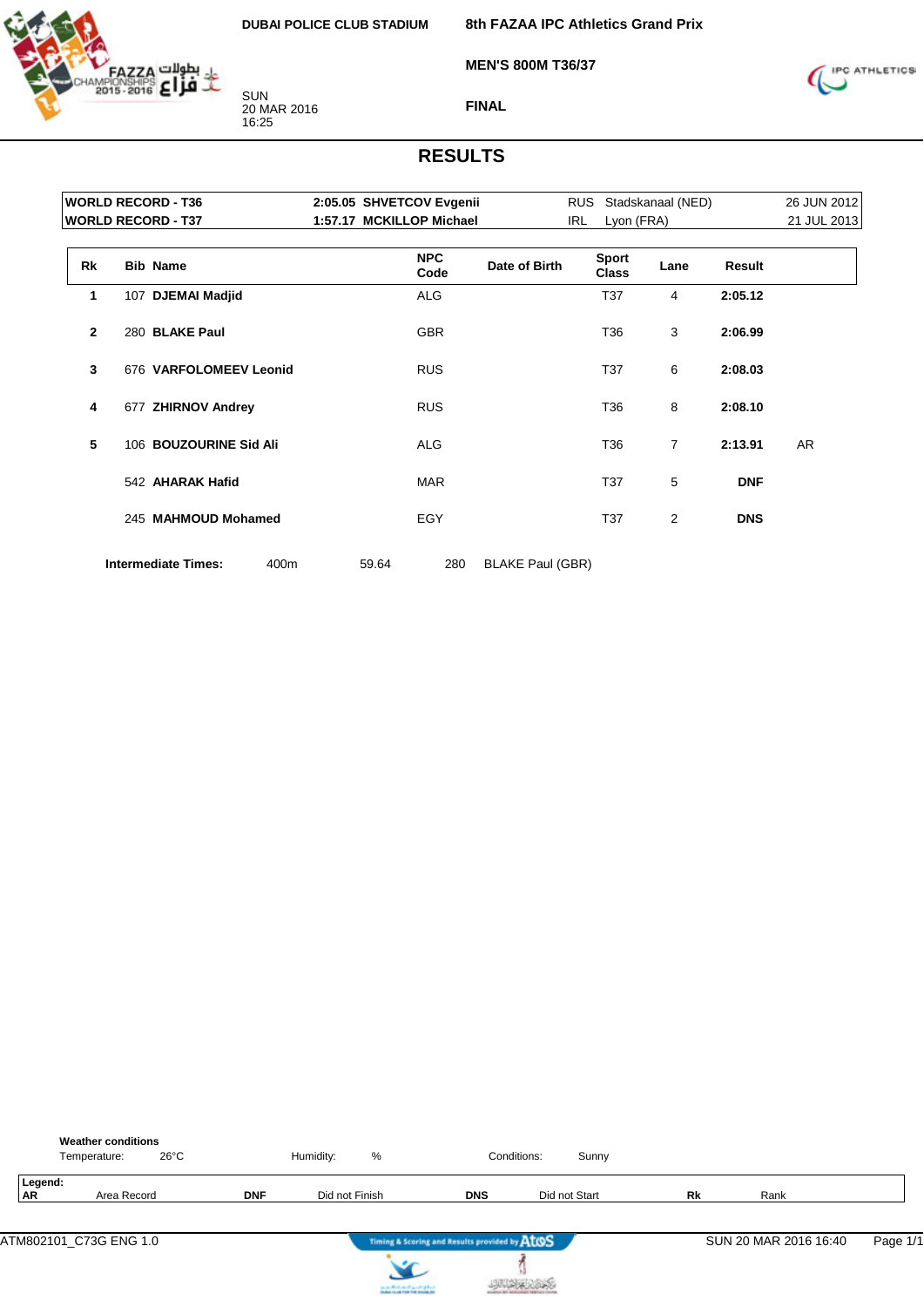DUBAI POLICE CLUB STADIUM

**8th FAZAA IPC Athletics Grand Prix**

**MEN'S 800M T36/37**

**FINAL**

SUN
20 MAR 2016
16:25

# RESULTS

| | | | | |
|---|---|---|---|---|
| **WORLD RECORD - T36** | **2:05.05 SHVETCOV Evgenii** | RUS | Stadskanaal (NED) | 26 JUN 2012 |
| **WORLD RECORD - T37** | **1:57.17 MCKILLOP Michael** | IRL | Lyon (FRA) | 21 JUL 2013 |

| Rk | Bib | Name | NPC Code | Date of Birth | Sport Class | Lane | Result | |
|---|---|---|---|---|---|---|---|---|
| 1 | 107 | **DJEMAI Madjid** | ALG | | T37 | 4 | **2:05.12** | |
| 2 | 280 | **BLAKE Paul** | GBR | | T36 | 3 | **2:06.99** | |
| 3 | 676 | **VARFOLOMEEV Leonid** | RUS | | T37 | 6 | **2:08.03** | |
| 4 | 677 | **ZHIRNOV Andrey** | RUS | | T36 | 8 | **2:08.10** | |
| 5 | 106 | **BOUZOURINE Sid Ali** | ALG | | T36 | 7 | **2:13.91** | AR |
| | 542 | **AHARAK Hafid** | MAR | | T37 | 5 | **DNF** | |
| | 245 | **MAHMOUD Mohamed** | EGY | | T37 | 2 | **DNS** | |

**Intermediate Times:** 400m 59.64 280 BLAKE Paul (GBR)

**Weather conditions**
Temperature: 26°C Humidity: % Conditions: Sunny

**Legend:**
**AR** Area Record **DNF** Did not Finish **DNS** Did not Start **Rk** Rank

ATM802101_C73G ENG 1.0 SUN 20 MAR 2016 16:40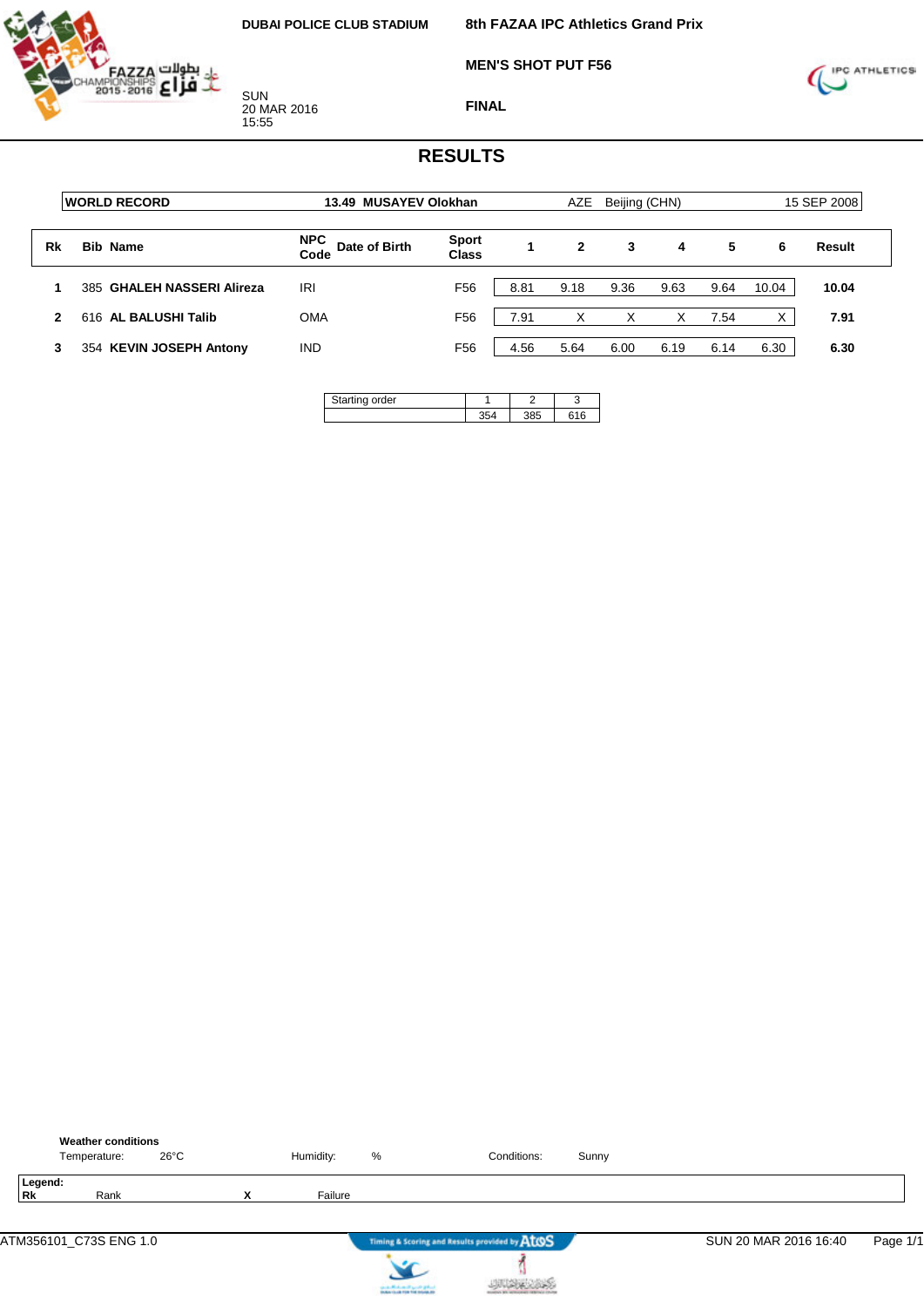DUBAI POLICE CLUB STADIUM

SUN
20 MAR 2016
15:55

**8th FAZAA IPC Athletics Grand Prix**

**MEN'S SHOT PUT F56**

**FINAL**

# RESULTS

| WORLD RECORD | 13.49 MUSAYEV Olokhan | AZE | Beijing (CHN) | 15 SEP 2008 |
|---|---|---|---|---|

| Rk | Bib | Name | NPC Code | Date of Birth | Sport Class | 1 | 2 | 3 | 4 | 5 | 6 | Result |
|---|---|---|---|---|---|---|---|---|---|---|---|---|
| 1 | 385 | **GHALEH NASSERI Alireza** | IRI | | F56 | 8.81 | 9.18 | 9.36 | 9.63 | 9.64 | 10.04 | **10.04** |
| 2 | 616 | **AL BALUSHI Talib** | OMA | | F56 | 7.91 | X | X | X | 7.54 | X | **7.91** |
| 3 | 354 | **KEVIN JOSEPH Antony** | IND | | F56 | 4.56 | 5.64 | 6.00 | 6.19 | 6.14 | 6.30 | **6.30** |

| Starting order | 1 | 2 | 3 |
|---|---|---|---|
| | 354 | 385 | 616 |

**Weather conditions**

Temperature: 26°C    Humidity: %    Conditions: Sunny

**Legend:**

| Rk | Rank | X | Failure |
|---|---|---|---|

ATM356101_C73S ENG 1.0    SUN 20 MAR 2016 16:40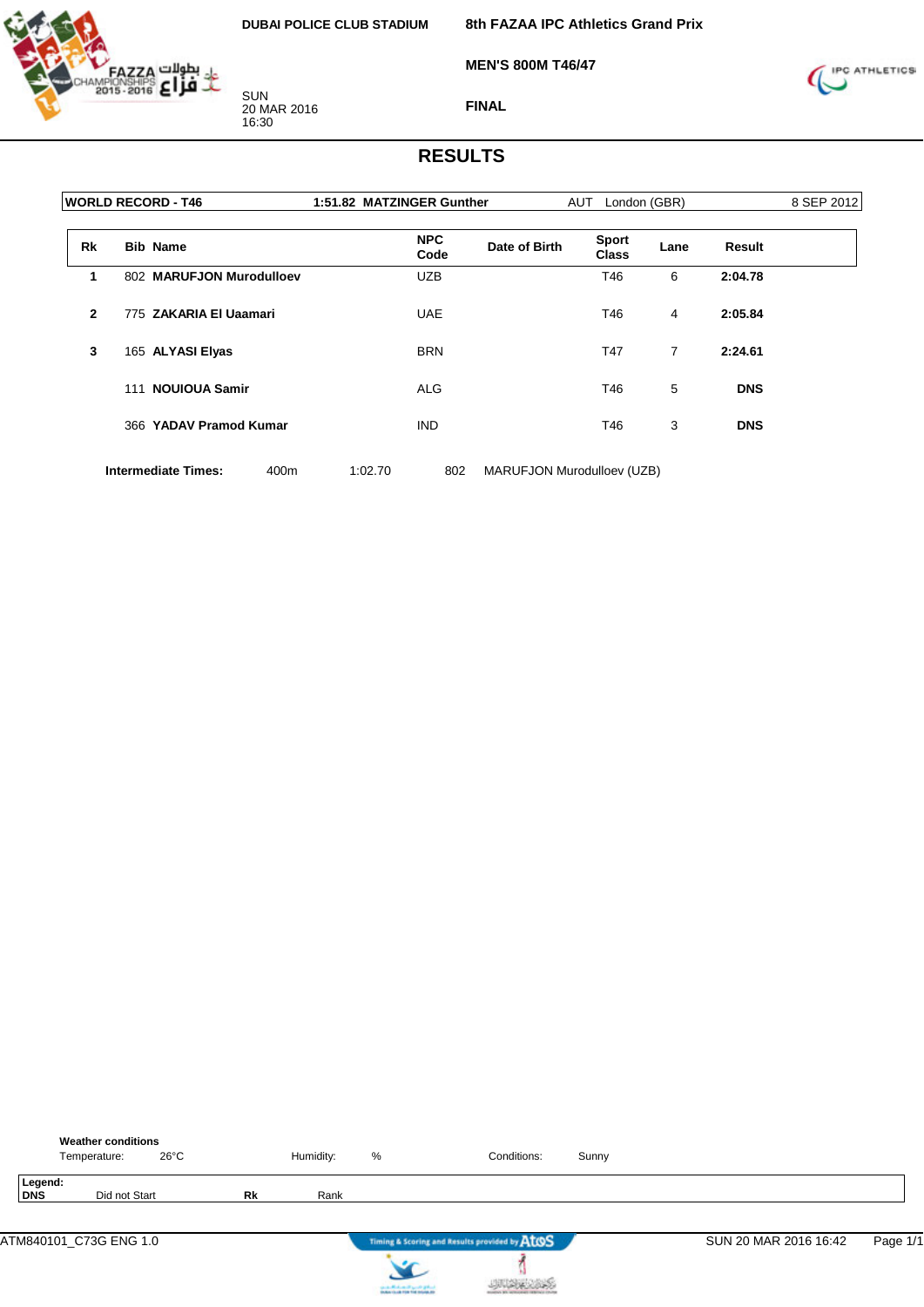DUBAI POLICE CLUB STADIUM

SUN
20 MAR 2016
16:30

8th FAZAA IPC Athletics Grand Prix

MEN'S 800M T46/47

FINAL

# RESULTS

| WORLD RECORD - T46 | 1:51.82 MATZINGER Gunther | AUT | London (GBR) | 8 SEP 2012 |
|---|---|---|---|---|

| Rk | Bib | Name | NPC Code | Date of Birth | Sport Class | Lane | Result |
|---|---|---|---|---|---|---|---|
| 1 | 802 | **MARUFJON Murodulloev** | UZB | | T46 | 6 | **2:04.78** |
| 2 | 775 | **ZAKARIA El Uaamari** | UAE | | T46 | 4 | **2:05.84** |
| 3 | 165 | **ALYASI Elyas** | BRN | | T47 | 7 | **2:24.61** |
| | 111 | **NOUIOUA Samir** | ALG | | T46 | 5 | **DNS** |
| | 366 | **YADAV Pramod Kumar** | IND | | T46 | 3 | **DNS** |

**Intermediate Times:** 400m 1:02.70 802 MARUFJON Murodulloev (UZB)

**Weather conditions**
Temperature: 26°C Humidity: % Conditions: Sunny

**Legend:**
**DNS** Did not Start **Rk** Rank

ATM840101_C73G ENG 1.0 SUN 20 MAR 2016 16:42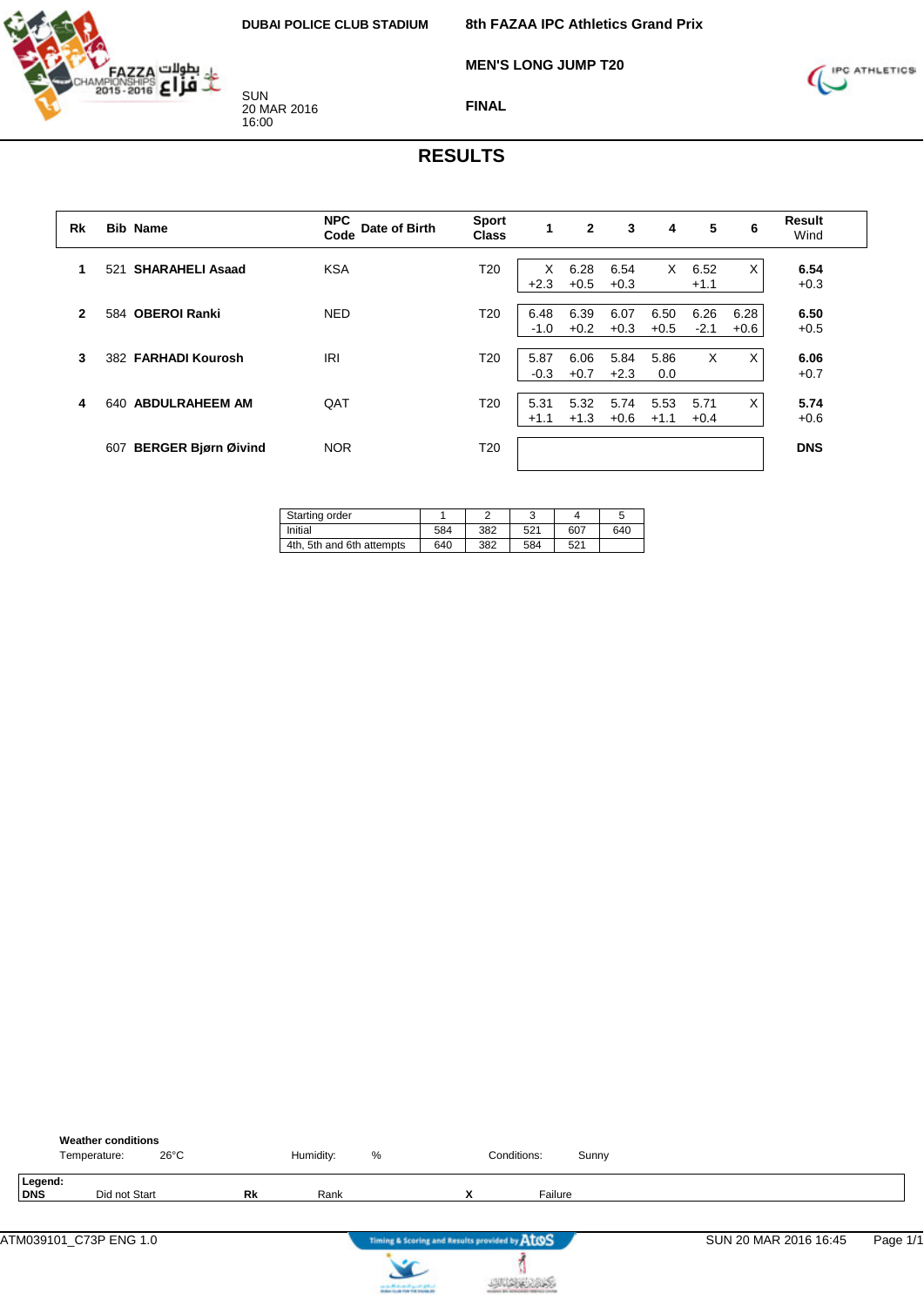DUBAI POLICE CLUB STADIUM

SUN
20 MAR 2016
16:00

**8th FAZAA IPC Athletics Grand Prix**

**MEN'S LONG JUMP T20**

**FINAL**

# RESULTS

| Rk | Bib | Name | NPC Code | Date of Birth | Sport Class | 1 | 2 | 3 | 4 | 5 | 6 | Result Wind |
|---|---|---|---|---|---|---|---|---|---|---|---|---|
| 1 | 521 | SHARAHELI Asaad | KSA | | T20 | X +2.3 | 6.28 +0.5 | 6.54 +0.3 | X | 6.52 +1.1 | X | **6.54** +0.3 |
| 2 | 584 | OBEROI Ranki | NED | | T20 | 6.48 -1.0 | 6.39 +0.2 | 6.07 +0.3 | 6.50 +0.5 | 6.26 -2.1 | 6.28 +0.6 | **6.50** +0.5 |
| 3 | 382 | FARHADI Kourosh | IRI | | T20 | 5.87 -0.3 | 6.06 +0.7 | 5.84 +2.3 | 5.86 0.0 | X | X | **6.06** +0.7 |
| 4 | 640 | ABDULRAHEEM AM | QAT | | T20 | 5.31 +1.1 | 5.32 +1.3 | 5.74 +0.6 | 5.53 +1.1 | 5.71 +0.4 | X | **5.74** +0.6 |
| | 607 | BERGER Bjørn Øivind | NOR | | T20 | | | | | | | **DNS** |

| Starting order | 1 | 2 | 3 | 4 | 5 |
|---|---|---|---|---|---|
| Initial | 584 | 382 | 521 | 607 | 640 |
| 4th, 5th and 6th attempts | 640 | 382 | 584 | 521 | |

**Weather conditions**
Temperature: 26°C    Humidity: %    Conditions: Sunny

**Legend:**
**DNS** Did not Start    **Rk** Rank    **X** Failure

ATM039101_C73P ENG 1.0    Timing & Scoring and Results provided by AtoS    SUN 20 MAR 2016 16:45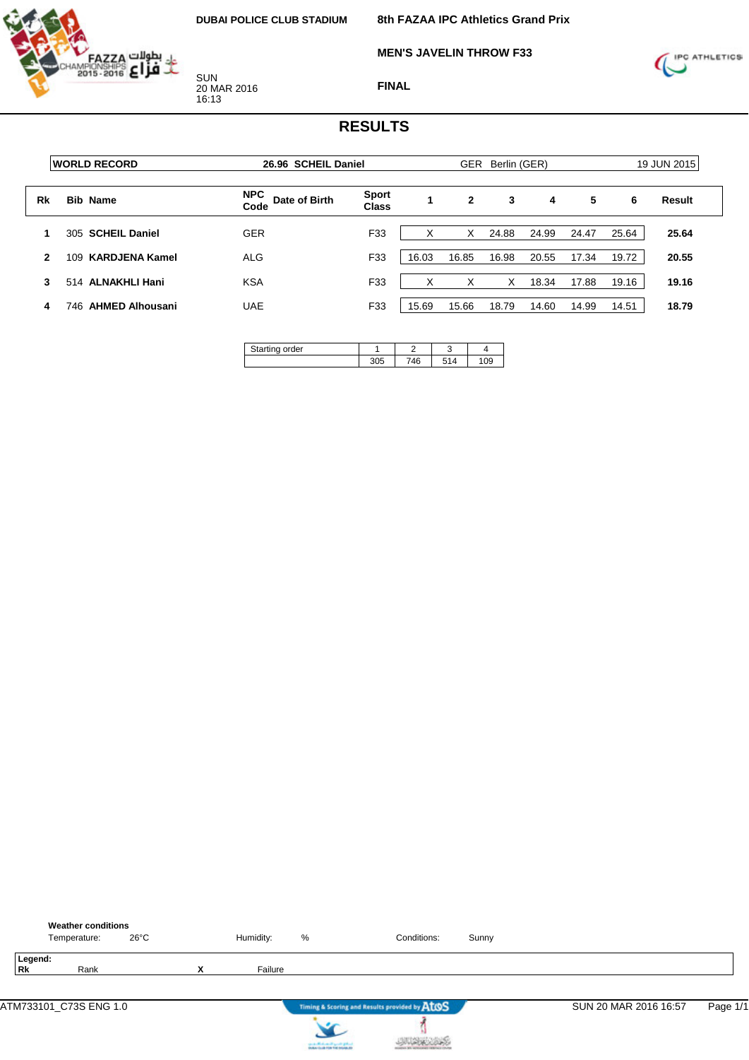DUBAI POLICE CLUB STADIUM

SUN
20 MAR 2016
16:13

**8th FAZAA IPC Athletics Grand Prix**

**MEN'S JAVELIN THROW F33**

**FINAL**

# RESULTS

| WORLD RECORD | 26.96 SCHEIL Daniel | GER Berlin (GER) | 19 JUN 2015 |
|---|---|---|---|

| Rk | Bib | Name | NPC Code | Date of Birth | Sport Class | 1 | 2 | 3 | 4 | 5 | 6 | Result |
|---|---|---|---|---|---|---|---|---|---|---|---|---|
| 1 | 305 | **SCHEIL Daniel** | GER | | F33 | X | X | 24.88 | 24.99 | 24.47 | 25.64 | **25.64** |
| 2 | 109 | **KARDJENA Kamel** | ALG | | F33 | 16.03 | 16.85 | 16.98 | 20.55 | 17.34 | 19.72 | **20.55** |
| 3 | 514 | **ALNAKHLI Hani** | KSA | | F33 | X | X | X | 18.34 | 17.88 | 19.16 | **19.16** |
| 4 | 746 | **AHMED Alhousani** | UAE | | F33 | 15.69 | 15.66 | 18.79 | 14.60 | 14.99 | 14.51 | **18.79** |

| Starting order | 1 | 2 | 3 | 4 |
|---|---|---|---|---|
| | 305 | 746 | 514 | 109 |

**Weather conditions**

Temperature: 26°C | Humidity: % | Conditions: Sunny

**Legend:**
**Rk** Rank | **X** Failure

ATM733101_C73S ENG 1.0 — SUN 20 MAR 2016 16:57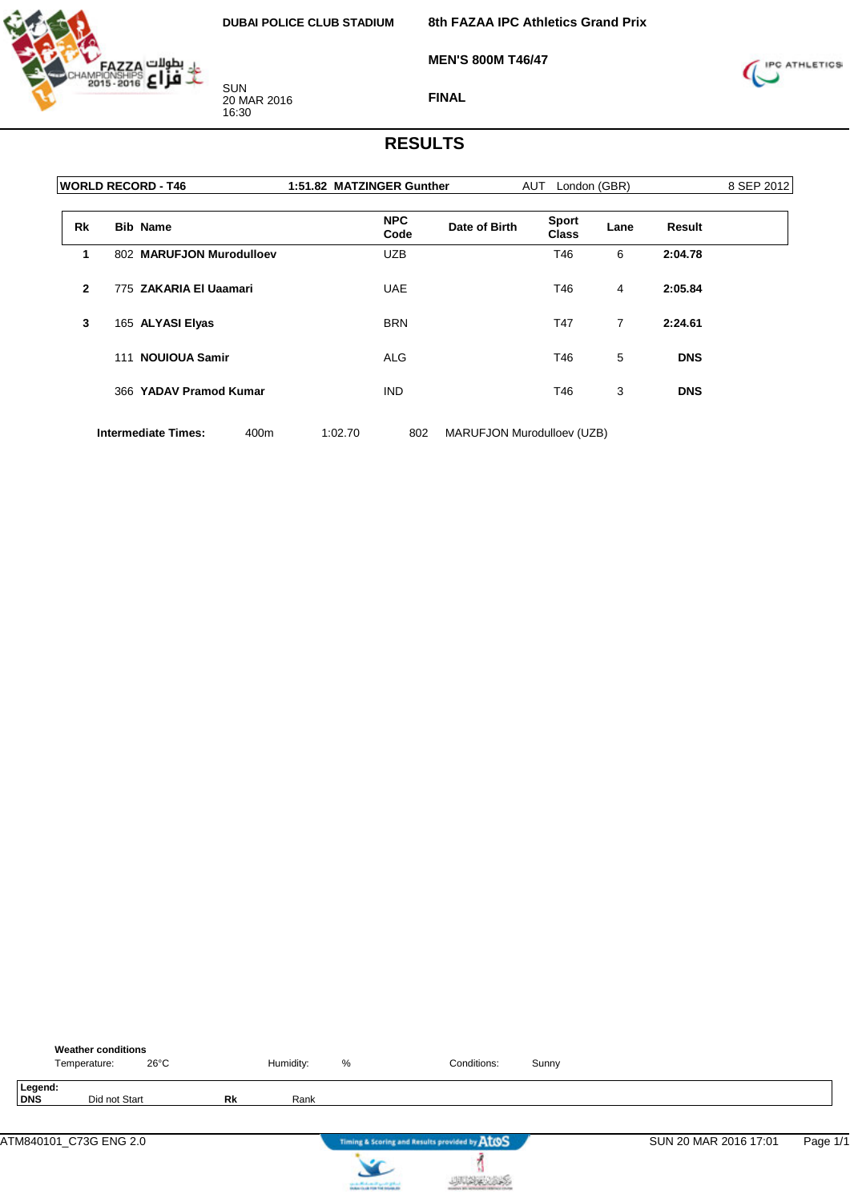DUBAI POLICE CLUB STADIUM

**8th FAZAA IPC Athletics Grand Prix**

**MEN'S 800M T46/47**

**FINAL**

SUN
20 MAR 2016
16:30

# RESULTS

| WORLD RECORD - T46 | 1:51.82 MATZINGER Gunther | AUT | London (GBR) | 8 SEP 2012 |
|---|---|---|---|---|

| Rk | Bib | Name | NPC Code | Date of Birth | Sport Class | Lane | Result |
|---|---|---|---|---|---|---|---|
| 1 | 802 | **MARUFJON Murodulloev** | UZB | | T46 | 6 | **2:04.78** |
| 2 | 775 | **ZAKARIA El Uaamari** | UAE | | T46 | 4 | **2:05.84** |
| 3 | 165 | **ALYASI Elyas** | BRN | | T47 | 7 | **2:24.61** |
| | 111 | **NOUIOUA Samir** | ALG | | T46 | 5 | **DNS** |
| | 366 | **YADAV Pramod Kumar** | IND | | T46 | 3 | **DNS** |

**Intermediate Times:** 400m 1:02.70 802 MARUFJON Murodulloev (UZB)

**Weather conditions**

Temperature: 26°C Humidity: % Conditions: Sunny

**Legend:**
**DNS** Did not Start **Rk** Rank

ATM840101_C73G ENG 2.0 SUN 20 MAR 2016 17:01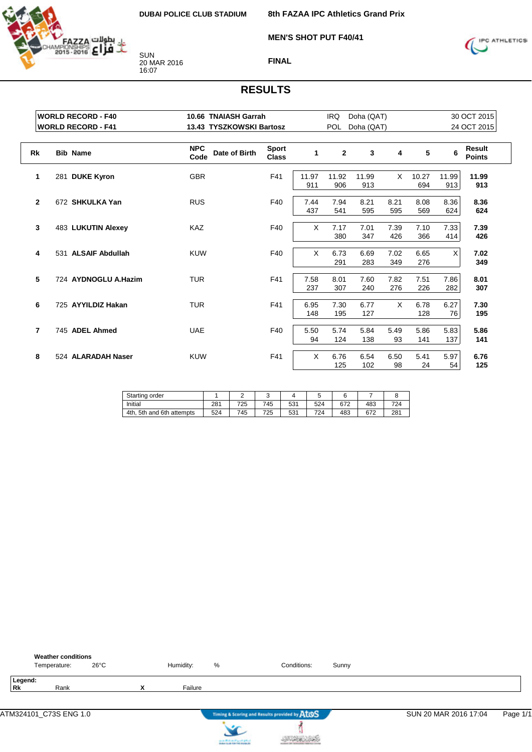**DUBAI POLICE CLUB STADIUM**

SUN
20 MAR 2016
16:07

**8th FAZAA IPC Athletics Grand Prix**

**MEN'S SHOT PUT F40/41**

**FINAL**

# RESULTS

| | | | | |
|---|---|---|---|---|
| **WORLD RECORD - F40** | **10.66 TNAIASH Garrah** | IRQ | Doha (QAT) | 30 OCT 2015 |
| **WORLD RECORD - F41** | **13.43 TYSZKOWSKI Bartosz** | POL | Doha (QAT) | 24 OCT 2015 |

| Rk | Bib | Name | NPC Code | Date of Birth | Sport Class | 1 | 2 | 3 | 4 | 5 | 6 | Result Points |
|---|---|---|---|---|---|---|---|---|---|---|---|---|
| 1 | 281 | **DUKE Kyron** | GBR | | F41 | 11.97 911 | 11.92 906 | 11.99 913 | X | 10.27 694 | 11.99 913 | **11.99 913** |
| 2 | 672 | **SHKULKA Yan** | RUS | | F40 | 7.44 437 | 7.94 541 | 8.21 595 | 8.21 595 | 8.08 569 | 8.36 624 | **8.36 624** |
| 3 | 483 | **LUKUTIN Alexey** | KAZ | | F40 | X | 7.17 380 | 7.01 347 | 7.39 426 | 7.10 366 | 7.33 414 | **7.39 426** |
| 4 | 531 | **ALSAIF Abdullah** | KUW | | F40 | X | 6.73 291 | 6.69 283 | 7.02 349 | 6.65 276 | X | **7.02 349** |
| 5 | 724 | **AYDNOGLU A.Hazim** | TUR | | F41 | 7.58 237 | 8.01 307 | 7.60 240 | 7.82 276 | 7.51 226 | 7.86 282 | **8.01 307** |
| 6 | 725 | **AYYILDIZ Hakan** | TUR | | F41 | 6.95 148 | 7.30 195 | 6.77 127 | X | 6.78 128 | 6.27 76 | **7.30 195** |
| 7 | 745 | **ADEL Ahmed** | UAE | | F40 | 5.50 94 | 5.74 124 | 5.84 138 | 5.49 93 | 5.86 141 | 5.83 137 | **5.86 141** |
| 8 | 524 | **ALARADAH Naser** | KUW | | F41 | X | 6.76 125 | 6.54 102 | 6.50 98 | 5.41 24 | 5.97 54 | **6.76 125** |

| Starting order | 1 | 2 | 3 | 4 | 5 | 6 | 7 | 8 |
|---|---|---|---|---|---|---|---|---|
| Initial | 281 | 725 | 745 | 531 | 524 | 672 | 483 | 724 |
| 4th, 5th and 6th attempts | 524 | 745 | 725 | 531 | 724 | 483 | 672 | 281 |

**Weather conditions**

Temperature: 26°C    Humidity: %    Conditions: Sunny

**Legend:**
**Rk** Rank    **X** Failure

ATM324101_C73S ENG 1.0    Timing & Scoring and Results provided by AtoS    SUN 20 MAR 2016 17:04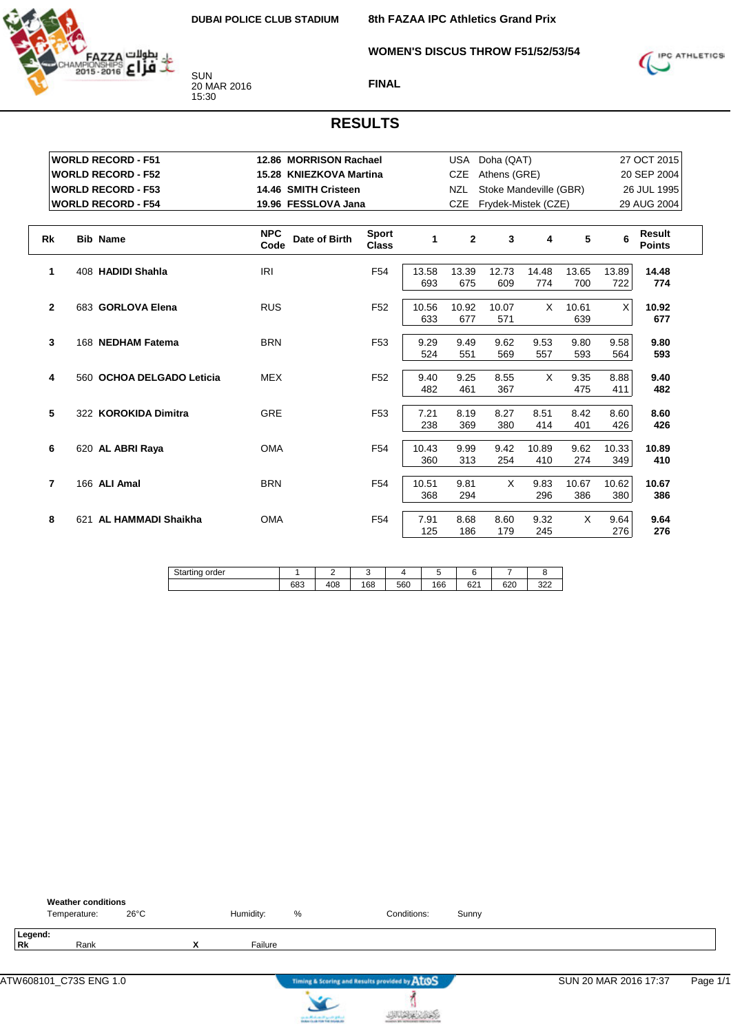DUBAI POLICE CLUB STADIUM

SUN
20 MAR 2016
15:30

8th FAZAA IPC Athletics Grand Prix

WOMEN'S DISCUS THROW F51/52/53/54

FINAL

# RESULTS

| | | | | |
|---|---|---|---|---|
| WORLD RECORD - F51 | 12.86 MORRISON Rachael | USA | Doha (QAT) | 27 OCT 2015 |
| WORLD RECORD - F52 | 15.28 KNIEZKOVA Martina | CZE | Athens (GRE) | 20 SEP 2004 |
| WORLD RECORD - F53 | 14.46 SMITH Cristeen | NZL | Stoke Mandeville (GBR) | 26 JUL 1995 |
| WORLD RECORD - F54 | 19.96 FESSLOVA Jana | CZE | Frydek-Mistek (CZE) | 29 AUG 2004 |

| Rk | Bib | Name | NPC Code | Date of Birth | Sport Class | 1 | 2 | 3 | 4 | 5 | 6 | Result Points |
|---|---|---|---|---|---|---|---|---|---|---|---|---|
| 1 | 408 | HADIDI Shahla | IRI | | F54 | 13.58 693 | 13.39 675 | 12.73 609 | 14.48 774 | 13.65 700 | 13.89 722 | 14.48 774 |
| 2 | 683 | GORLOVA Elena | RUS | | F52 | 10.56 633 | 10.92 677 | 10.07 571 | X | 10.61 639 | X | 10.92 677 |
| 3 | 168 | NEDHAM Fatema | BRN | | F53 | 9.29 524 | 9.49 551 | 9.62 569 | 9.53 557 | 9.80 593 | 9.58 564 | 9.80 593 |
| 4 | 560 | OCHOA DELGADO Leticia | MEX | | F52 | 9.40 482 | 9.25 461 | 8.55 367 | X | 9.35 475 | 8.88 411 | 9.40 482 |
| 5 | 322 | KOROKIDA Dimitra | GRE | | F53 | 7.21 238 | 8.19 369 | 8.27 380 | 8.51 414 | 8.42 401 | 8.60 426 | 8.60 426 |
| 6 | 620 | AL ABRI Raya | OMA | | F54 | 10.43 360 | 9.99 313 | 9.42 254 | 10.89 410 | 9.62 274 | 10.33 349 | 10.89 410 |
| 7 | 166 | ALI Amal | BRN | | F54 | 10.51 368 | 9.81 294 | X | 9.83 296 | 10.67 386 | 10.62 380 | 10.67 386 |
| 8 | 621 | AL HAMMADI Shaikha | OMA | | F54 | 7.91 125 | 8.68 186 | 8.60 179 | 9.32 245 | X | 9.64 276 | 9.64 276 |

| Starting order | 1 | 2 | 3 | 4 | 5 | 6 | 7 | 8 |
|---|---|---|---|---|---|---|---|---|
| | 683 | 408 | 168 | 560 | 166 | 621 | 620 | 322 |

**Weather conditions**

Temperature: 26°C &nbsp;&nbsp; Humidity: % &nbsp;&nbsp; Conditions: Sunny

**Legend:**

| | | | |
|---|---|---|---|
| Rk | Rank | X | Failure |

ATW608101_C73S ENG 1.0 &nbsp;&nbsp; SUN 20 MAR 2016 17:37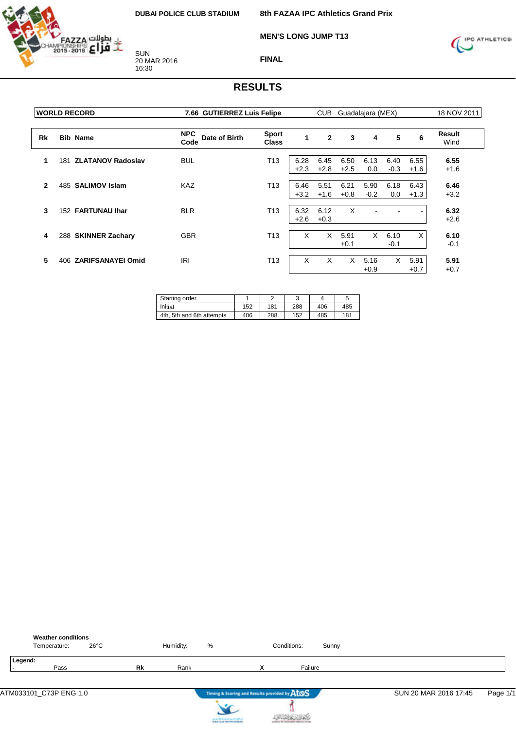**DUBAI POLICE CLUB STADIUM**

SUN
20 MAR 2016
16:30

**8th FAZAA IPC Athletics Grand Prix**

**MEN'S LONG JUMP T13**

**FINAL**

# RESULTS

| WORLD RECORD | 7.66 GUTIERREZ Luis Felipe | CUB | Guadalajara (MEX) | 18 NOV 2011 |
|---|---|---|---|---|

| Rk | Bib | Name | NPC Code | Date of Birth | Sport Class | 1 | 2 | 3 | 4 | 5 | 6 | Result Wind |
|---|---|---|---|---|---|---|---|---|---|---|---|---|
| 1 | 181 | **ZLATANOV Radoslav** | BUL | | T13 | 6.28 +2.3 | 6.45 +2.8 | 6.50 +2.5 | 6.13 0.0 | 6.40 -0.3 | 6.55 +1.6 | **6.55** +1.6 |
| 2 | 485 | **SALIMOV Islam** | KAZ | | T13 | 6.46 +3.2 | 5.51 +1.6 | 6.21 +0.8 | 5.90 -0.2 | 6.18 0.0 | 6.43 +1.3 | **6.46** +3.2 |
| 3 | 152 | **FARTUNAU Ihar** | BLR | | T13 | 6.32 +2.6 | 6.12 +0.3 | X | - | - | - | **6.32** +2.6 |
| 4 | 288 | **SKINNER Zachary** | GBR | | T13 | X | X | 5.91 +0.1 | X | 6.10 -0.1 | X | **6.10** -0.1 |
| 5 | 406 | **ZARIFSANAYEI Omid** | IRI | | T13 | X | X | X | 5.16 +0.9 | X | 5.91 +0.7 | **5.91** +0.7 |

| Starting order | 1 | 2 | 3 | 4 | 5 |
|---|---|---|---|---|---|
| Initial | 152 | 181 | 288 | 406 | 485 |
| 4th, 5th and 6th attempts | 406 | 288 | 152 | 485 | 181 |

**Weather conditions**

Temperature: 26°C | Humidity: % | Conditions: Sunny

**Legend:**

- Pass | **Rk** Rank | **X** Failure

ATM033101_C73P ENG 1.0 — SUN 20 MAR 2016 17:45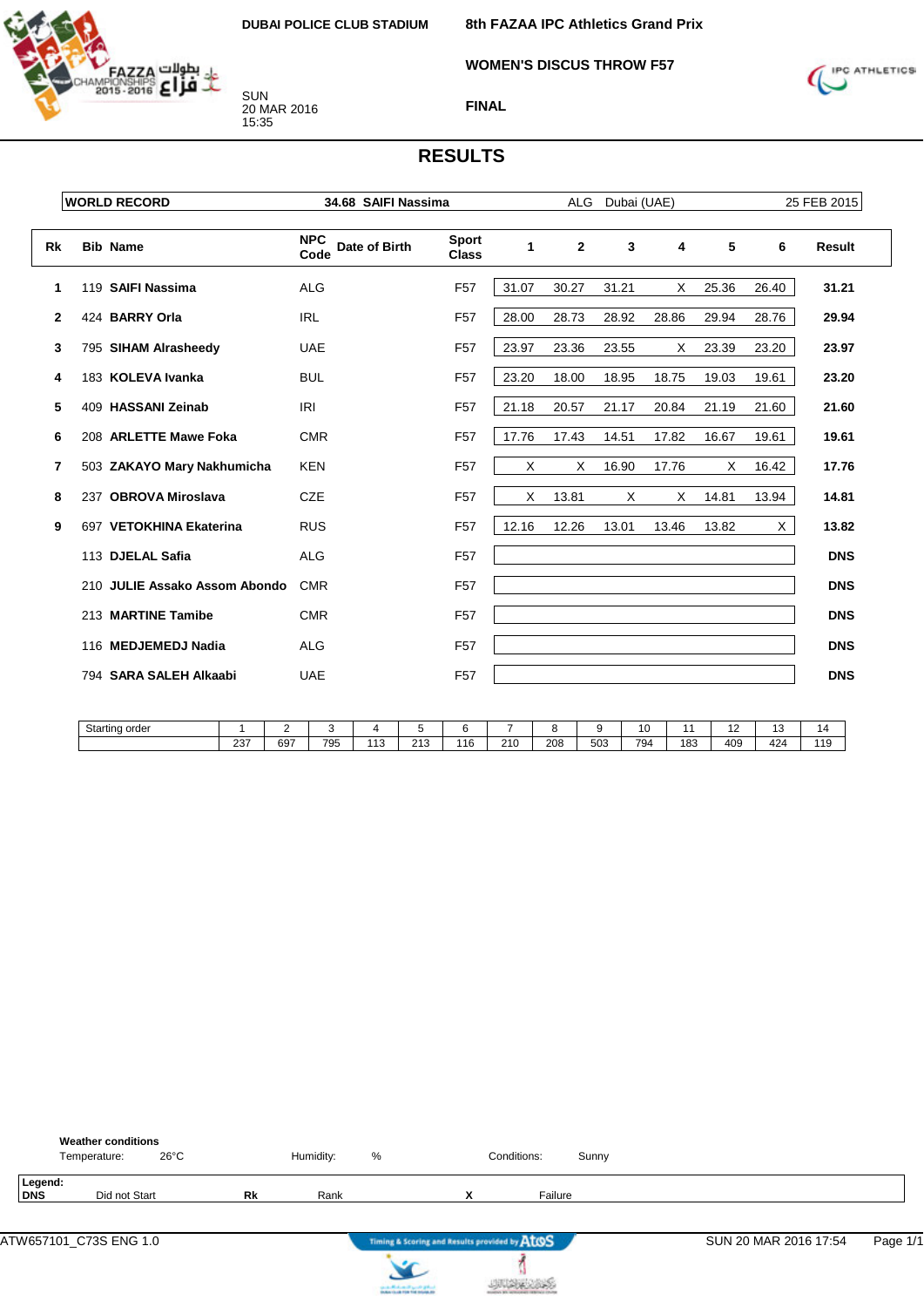DUBAI POLICE CLUB STADIUM

SUN
20 MAR 2016
15:35

**8th FAZAA IPC Athletics Grand Prix**

**WOMEN'S DISCUS THROW F57**

**FINAL**

# RESULTS

| WORLD RECORD | 34.68 SAIFI Nassima | ALG | Dubai (UAE) | 25 FEB 2015 |
|---|---|---|---|---|

| Rk | Bib | Name | NPC Code | Date of Birth | Sport Class | 1 | 2 | 3 | 4 | 5 | 6 | Result |
|---|---|---|---|---|---|---|---|---|---|---|---|---|
| 1 | 119 | **SAIFI Nassima** | ALG | | F57 | 31.07 | 30.27 | 31.21 | X | 25.36 | 26.40 | **31.21** |
| 2 | 424 | **BARRY Orla** | IRL | | F57 | 28.00 | 28.73 | 28.92 | 28.86 | 29.94 | 28.76 | **29.94** |
| 3 | 795 | **SIHAM Alrasheedy** | UAE | | F57 | 23.97 | 23.36 | 23.55 | X | 23.39 | 23.20 | **23.97** |
| 4 | 183 | **KOLEVA Ivanka** | BUL | | F57 | 23.20 | 18.00 | 18.95 | 18.75 | 19.03 | 19.61 | **23.20** |
| 5 | 409 | **HASSANI Zeinab** | IRI | | F57 | 21.18 | 20.57 | 21.17 | 20.84 | 21.19 | 21.60 | **21.60** |
| 6 | 208 | **ARLETTE Mawe Foka** | CMR | | F57 | 17.76 | 17.43 | 14.51 | 17.82 | 16.67 | 19.61 | **19.61** |
| 7 | 503 | **ZAKAYO Mary Nakhumicha** | KEN | | F57 | X | X | 16.90 | 17.76 | X | 16.42 | **17.76** |
| 8 | 237 | **OBROVA Miroslava** | CZE | | F57 | X | 13.81 | X | X | 14.81 | 13.94 | **14.81** |
| 9 | 697 | **VETOKHINA Ekaterina** | RUS | | F57 | 12.16 | 12.26 | 13.01 | 13.46 | 13.82 | X | **13.82** |
| | 113 | **DJELAL Safia** | ALG | | F57 | | | | | | | **DNS** |
| | 210 | **JULIE Assako Assom Abondo** | CMR | | F57 | | | | | | | **DNS** |
| | 213 | **MARTINE Tamibe** | CMR | | F57 | | | | | | | **DNS** |
| | 116 | **MEDJEMEDJ Nadia** | ALG | | F57 | | | | | | | **DNS** |
| | 794 | **SARA SALEH Alkaabi** | UAE | | F57 | | | | | | | **DNS** |

| Starting order | 1 | 2 | 3 | 4 | 5 | 6 | 7 | 8 | 9 | 10 | 11 | 12 | 13 | 14 |
|---|---|---|---|---|---|---|---|---|---|---|---|---|---|---|
| | 237 | 697 | 795 | 113 | 213 | 116 | 210 | 208 | 503 | 794 | 183 | 409 | 424 | 119 |

**Weather conditions**

Temperature: 26°C    Humidity: %    Conditions: Sunny

**Legend:**

| DNS | Did not Start | Rk | Rank | X | Failure |
|---|---|---|---|---|---|

ATW657101_C73S ENG 1.0    Timing & Scoring and Results provided by AtoS    SUN 20 MAR 2016 17:54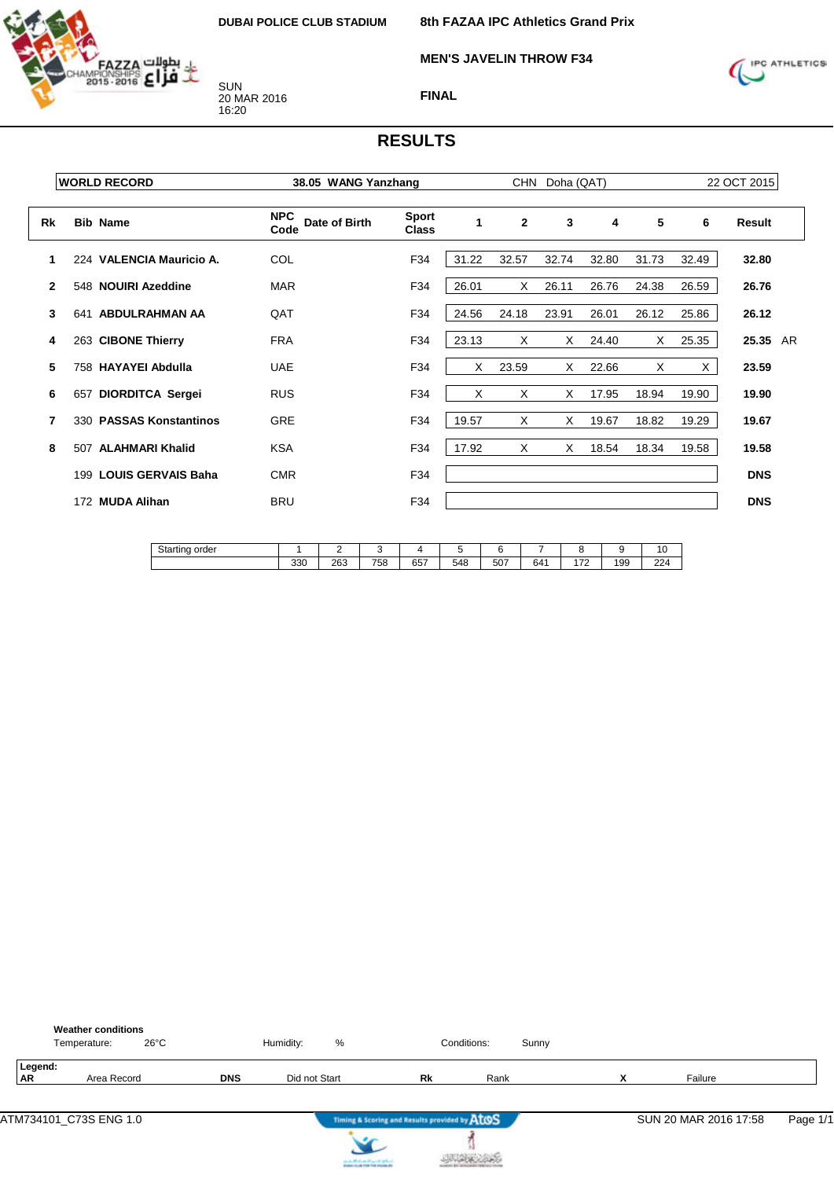DUBAI POLICE CLUB STADIUM

SUN
20 MAR 2016
16:20

**8th FAZAA IPC Athletics Grand Prix**

**MEN'S JAVELIN THROW F34**

**FINAL**

# RESULTS

| WORLD RECORD | 38.05 WANG Yanzhang | CHN | Doha (QAT) | 22 OCT 2015 |
|---|---|---|---|---|

| Rk | Bib | Name | NPC Code | Date of Birth | Sport Class | 1 | 2 | 3 | 4 | 5 | 6 | Result | |
|---|---|---|---|---|---|---|---|---|---|---|---|---|---|
| 1 | 224 | **VALENCIA Mauricio A.** | COL | | F34 | 31.22 | 32.57 | 32.74 | 32.80 | 31.73 | 32.49 | **32.80** | |
| 2 | 548 | **NOUIRI Azeddine** | MAR | | F34 | 26.01 | X | 26.11 | 26.76 | 24.38 | 26.59 | **26.76** | |
| 3 | 641 | **ABDULRAHMAN AA** | QAT | | F34 | 24.56 | 24.18 | 23.91 | 26.01 | 26.12 | 25.86 | **26.12** | |
| 4 | 263 | **CIBONE Thierry** | FRA | | F34 | 23.13 | X | X | 24.40 | X | 25.35 | **25.35** | AR |
| 5 | 758 | **HAYAYEI Abdulla** | UAE | | F34 | X | 23.59 | X | 22.66 | X | X | **23.59** | |
| 6 | 657 | **DIORDITCA Sergei** | RUS | | F34 | X | X | X | 17.95 | 18.94 | 19.90 | **19.90** | |
| 7 | 330 | **PASSAS Konstantinos** | GRE | | F34 | 19.57 | X | X | 19.67 | 18.82 | 19.29 | **19.67** | |
| 8 | 507 | **ALAHMARI Khalid** | KSA | | F34 | 17.92 | X | X | 18.54 | 18.34 | 19.58 | **19.58** | |
| | 199 | **LOUIS GERVAIS Baha** | CMR | | F34 | | | | | | | **DNS** | |
| | 172 | **MUDA Alihan** | BRU | | F34 | | | | | | | **DNS** | |

| Starting order | 1 | 2 | 3 | 4 | 5 | 6 | 7 | 8 | 9 | 10 |
|---|---|---|---|---|---|---|---|---|---|---|
| | 330 | 263 | 758 | 657 | 548 | 507 | 641 | 172 | 199 | 224 |

**Weather conditions**
Temperature: 26°C Humidity: % Conditions: Sunny

**Legend:**
**AR** Area Record **DNS** Did not Start **Rk** Rank **X** Failure

ATM734101_C73S ENG 1.0 SUN 20 MAR 2016 17:58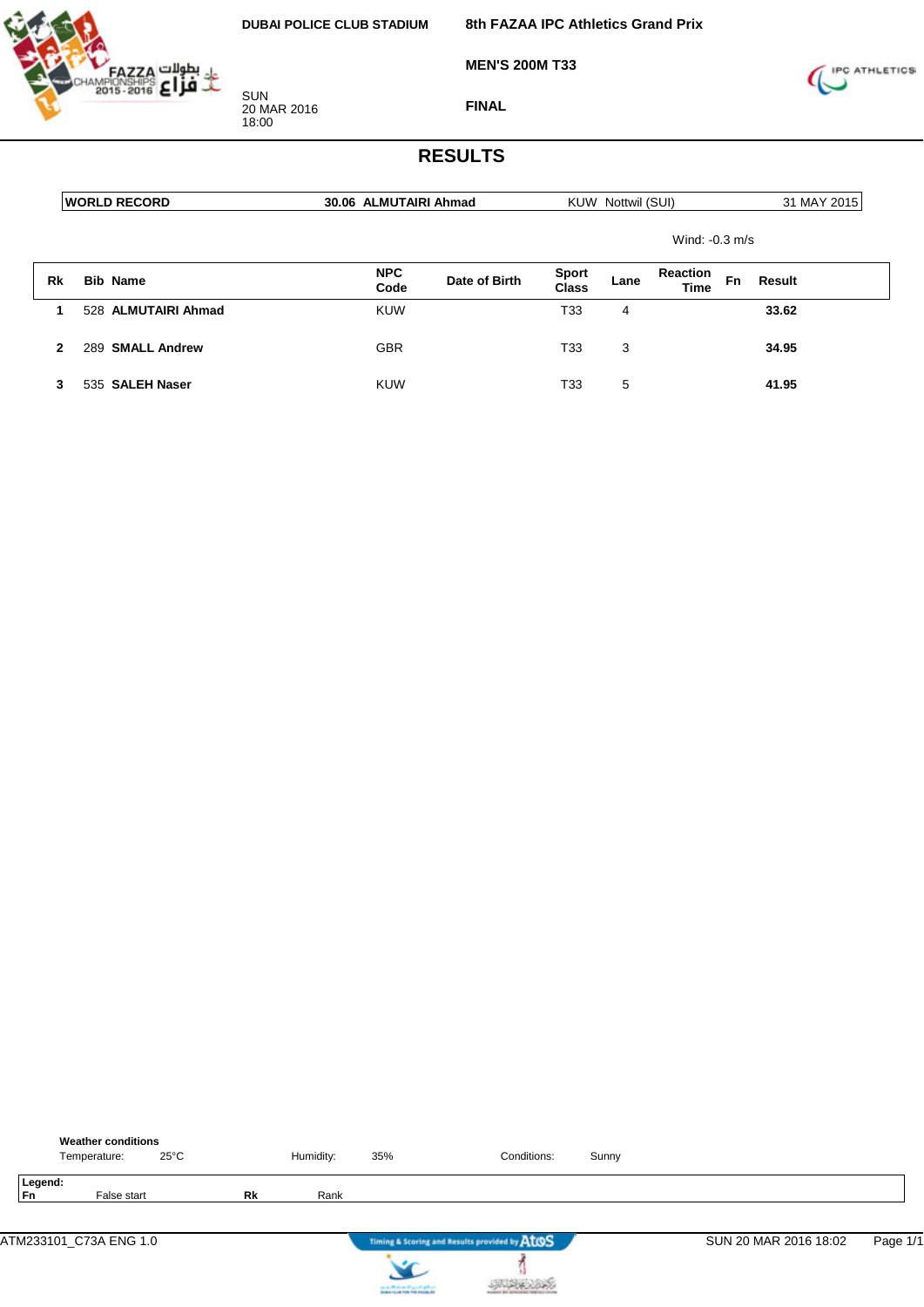DUBAI POLICE CLUB STADIUM

**8th FAZAA IPC Athletics Grand Prix**

**MEN'S 200M T33**

SUN
20 MAR 2016
18:00

**FINAL**

# RESULTS

| WORLD RECORD | 30.06 ALMUTAIRI Ahmad | KUW Nottwil (SUI) | 31 MAY 2015 |
|---|---|---|---|

Wind: -0.3 m/s

| Rk | Bib | Name | NPC Code | Date of Birth | Sport Class | Lane | Reaction Time | Fn | Result |
|---|---|---|---|---|---|---|---|---|---|
| 1 | 528 | **ALMUTAIRI Ahmad** | KUW | | T33 | 4 | | | **33.62** |
| 2 | 289 | **SMALL Andrew** | GBR | | T33 | 3 | | | **34.95** |
| 3 | 535 | **SALEH Naser** | KUW | | T33 | 5 | | | **41.95** |

**Weather conditions**

Temperature: 25°C    Humidity: 35%    Conditions: Sunny

**Legend:**

| Fn | False start | Rk | Rank |
|---|---|---|---|

ATM233101_C73A ENG 1.0    SUN 20 MAR 2016 18:02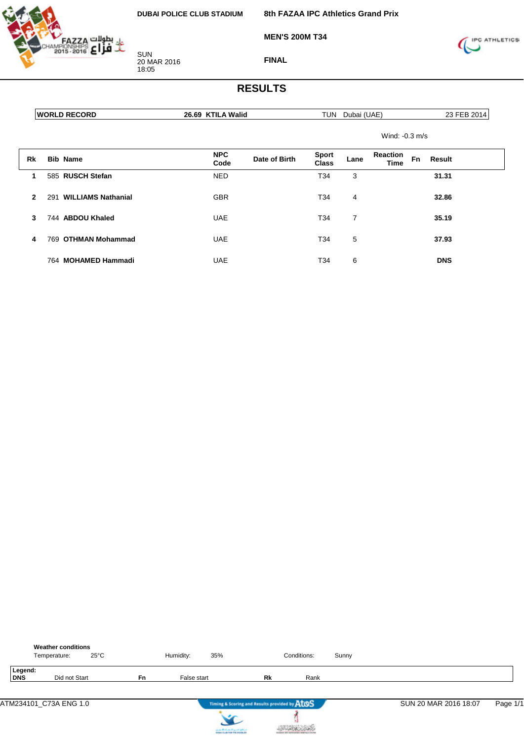DUBAI POLICE CLUB STADIUM

SUN
20 MAR 2016
18:05

**8th FAZAA IPC Athletics Grand Prix**

**MEN'S 200M T34**

**FINAL**

# RESULTS

| WORLD RECORD | 26.69 KTILA Walid | TUN | Dubai (UAE) | 23 FEB 2014 |
|---|---|---|---|---|

Wind: -0.3 m/s

| Rk | Bib | Name | NPC Code | Date of Birth | Sport Class | Lane | Reaction Time | Fn | Result |
|---|---|---|---|---|---|---|---|---|---|
| 1 | 585 | **RUSCH Stefan** | NED | | T34 | 3 | | | **31.31** |
| 2 | 291 | **WILLIAMS Nathanial** | GBR | | T34 | 4 | | | **32.86** |
| 3 | 744 | **ABDOU Khaled** | UAE | | T34 | 7 | | | **35.19** |
| 4 | 769 | **OTHMAN Mohammad** | UAE | | T34 | 5 | | | **37.93** |
| | 764 | **MOHAMED Hammadi** | UAE | | T34 | 6 | | | **DNS** |

**Weather conditions**

Temperature: 25°C    Humidity: 35%    Conditions: Sunny

**Legend:**

| **DNS** | Did not Start | **Fn** | False start | **Rk** | Rank |
|---|---|---|---|---|---|

ATM234101_C73A ENG 1.0    SUN 20 MAR 2016 18:07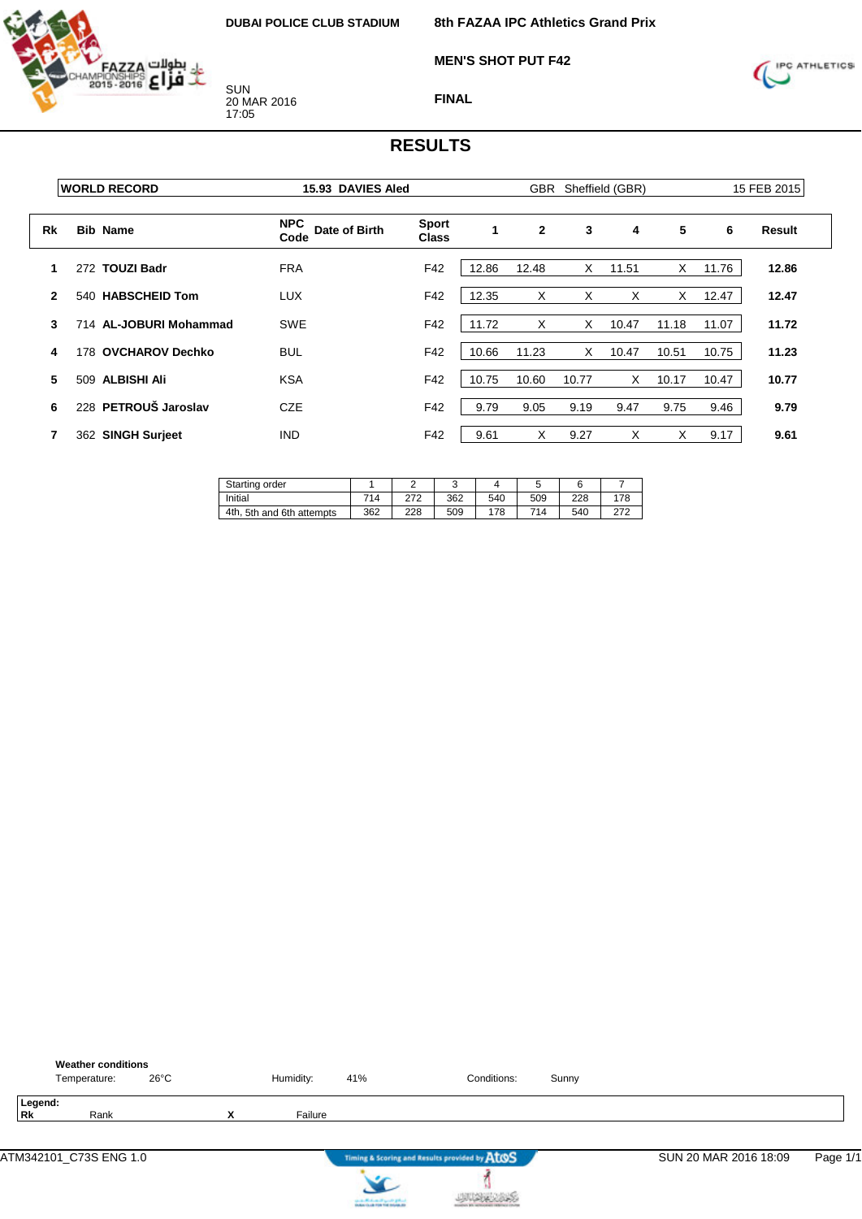DUBAI POLICE CLUB STADIUM

SUN
20 MAR 2016
17:05

**8th FAZAA IPC Athletics Grand Prix**

**MEN'S SHOT PUT F42**

**FINAL**

# RESULTS

| WORLD RECORD | 15.93 DAVIES Aled | GBR | Sheffield (GBR) | 15 FEB 2015 |
|---|---|---|---|---|

| Rk | Bib | Name | NPC Code | Date of Birth | Sport Class | 1 | 2 | 3 | 4 | 5 | 6 | Result |
|---|---|---|---|---|---|---|---|---|---|---|---|---|
| 1 | 272 | **TOUZI Badr** | FRA | | F42 | 12.86 | 12.48 | X | 11.51 | X | 11.76 | **12.86** |
| 2 | 540 | **HABSCHEID Tom** | LUX | | F42 | 12.35 | X | X | X | X | 12.47 | **12.47** |
| 3 | 714 | **AL-JOBURI Mohammad** | SWE | | F42 | 11.72 | X | X | 10.47 | 11.18 | 11.07 | **11.72** |
| 4 | 178 | **OVCHAROV Dechko** | BUL | | F42 | 10.66 | 11.23 | X | 10.47 | 10.51 | 10.75 | **11.23** |
| 5 | 509 | **ALBISHI Ali** | KSA | | F42 | 10.75 | 10.60 | 10.77 | X | 10.17 | 10.47 | **10.77** |
| 6 | 228 | **PETROUŠ Jaroslav** | CZE | | F42 | 9.79 | 9.05 | 9.19 | 9.47 | 9.75 | 9.46 | **9.79** |
| 7 | 362 | **SINGH Surjeet** | IND | | F42 | 9.61 | X | 9.27 | X | X | 9.17 | **9.61** |

| Starting order | 1 | 2 | 3 | 4 | 5 | 6 | 7 |
|---|---|---|---|---|---|---|---|
| Initial | 714 | 272 | 362 | 540 | 509 | 228 | 178 |
| 4th, 5th and 6th attempts | 362 | 228 | 509 | 178 | 714 | 540 | 272 |

**Weather conditions**

Temperature: 26°C　　Humidity: 41%　　Conditions: Sunny

**Legend:**

| **Rk** | Rank | **X** | Failure |
|---|---|---|---|

ATM342101_C73S ENG 1.0　　Timing & Scoring and Results provided by AtoS　　SUN 20 MAR 2016 18:09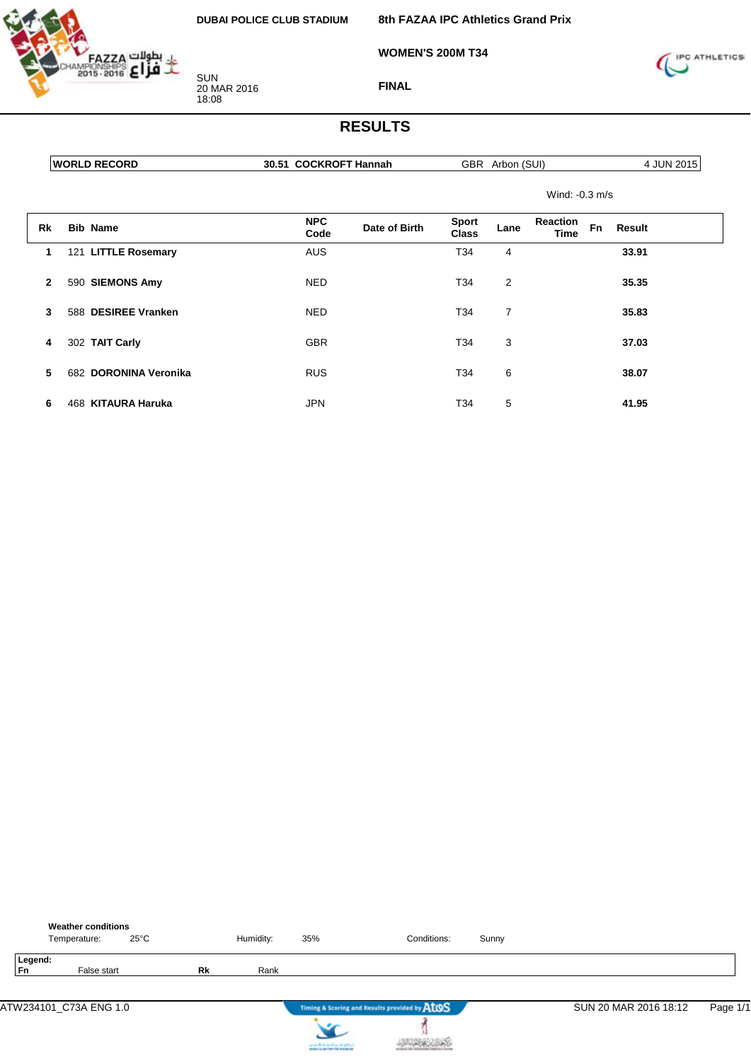DUBAI POLICE CLUB STADIUM

SUN
20 MAR 2016
18:08

**8th FAZAA IPC Athletics Grand Prix**

**WOMEN'S 200M T34**

**FINAL**

# RESULTS

| WORLD RECORD | 30.51 COCKROFT Hannah | GBR Arbon (SUI) | 4 JUN 2015 |
|---|---|---|---|

Wind: -0.3 m/s

| Rk | Bib | Name | NPC Code | Date of Birth | Sport Class | Lane | Reaction Time | Fn | Result |
|---|---|---|---|---|---|---|---|---|---|
| 1 | 121 | **LITTLE Rosemary** | AUS | | T34 | 4 | | | **33.91** |
| 2 | 590 | **SIEMONS Amy** | NED | | T34 | 2 | | | **35.35** |
| 3 | 588 | **DESIREE Vranken** | NED | | T34 | 7 | | | **35.83** |
| 4 | 302 | **TAIT Carly** | GBR | | T34 | 3 | | | **37.03** |
| 5 | 682 | **DORONINA Veronika** | RUS | | T34 | 6 | | | **38.07** |
| 6 | 468 | **KITAURA Haruka** | JPN | | T34 | 5 | | | **41.95** |

**Weather conditions**

Temperature: 25°C    Humidity: 35%    Conditions: Sunny

**Legend:**
**Fn** False start    **Rk** Rank

ATW234101_C73A ENG 1.0    SUN 20 MAR 2016 18:12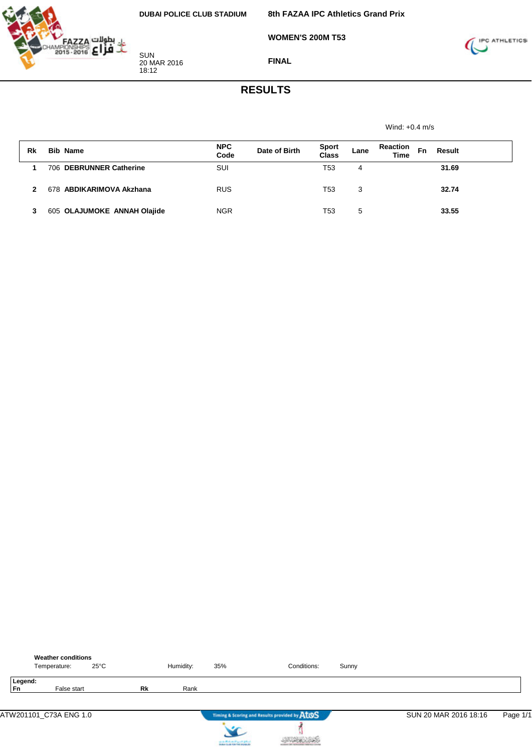DUBAI POLICE CLUB STADIUM

SUN
20 MAR 2016
18:12

8th FAZAA IPC Athletics Grand Prix

WOMEN'S 200M T53

FINAL

# RESULTS

Wind: +0.4 m/s

| Rk | Bib | Name | NPC Code | Date of Birth | Sport Class | Lane | Reaction Time | Fn | Result |
|---|---|---|---|---|---|---|---|---|---|
| 1 | 706 | **DEBRUNNER Catherine** | SUI | | T53 | 4 | | | **31.69** |
| 2 | 678 | **ABDIKARIMOVA Akzhana** | RUS | | T53 | 3 | | | **32.74** |
| 3 | 605 | **OLAJUMOKE ANNAH Olajide** | NGR | | T53 | 5 | | | **33.55** |

**Weather conditions**

Temperature: 25°C    Humidity: 35%    Conditions: Sunny

**Legend:**

| | | | |
|---|---|---|---|
| **Fn** | False start | **Rk** | Rank |

ATW201101_C73A ENG 1.0    SUN 20 MAR 2016 18:16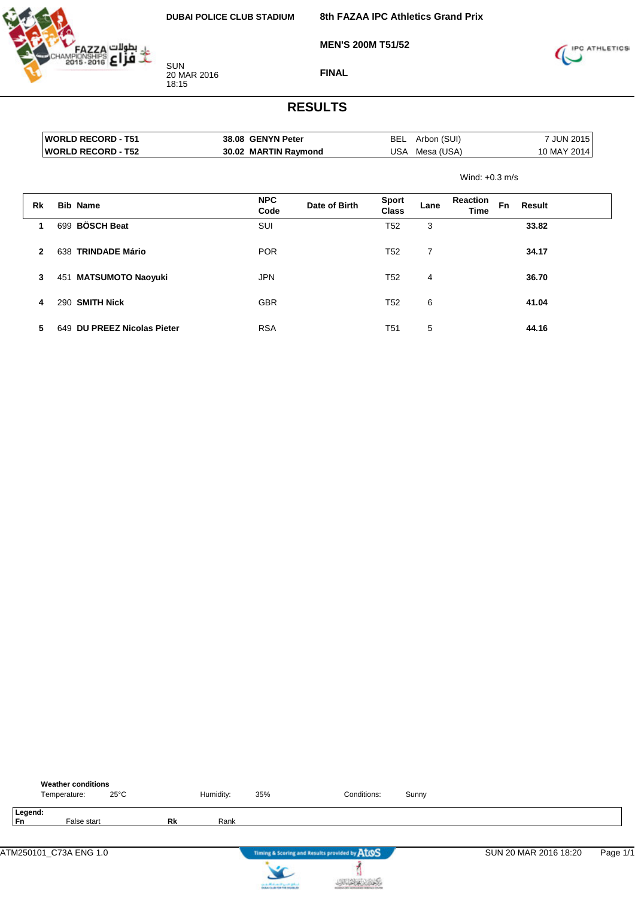DUBAI POLICE CLUB STADIUM

SUN
20 MAR 2016
18:15

**8th FAZAA IPC Athletics Grand Prix**

**MEN'S 200M T51/52**

**FINAL**

# RESULTS

| | | | | | |
|---|---|---|---|---|---|
| **WORLD RECORD - T51** | **38.08** | **GENYN Peter** | BEL | Arbon (SUI) | 7 JUN 2015 |
| **WORLD RECORD - T52** | **30.02** | **MARTIN Raymond** | USA | Mesa (USA) | 10 MAY 2014 |

Wind: +0.3 m/s

| Rk | Bib | Name | NPC Code | Date of Birth | Sport Class | Lane | Reaction Time | Fn | Result |
|---|---|---|---|---|---|---|---|---|---|
| 1 | 699 | **BÖSCH Beat** | SUI | | T52 | 3 | | | **33.82** |
| 2 | 638 | **TRINDADE Mário** | POR | | T52 | 7 | | | **34.17** |
| 3 | 451 | **MATSUMOTO Naoyuki** | JPN | | T52 | 4 | | | **36.70** |
| 4 | 290 | **SMITH Nick** | GBR | | T52 | 6 | | | **41.04** |
| 5 | 649 | **DU PREEZ Nicolas Pieter** | RSA | | T51 | 5 | | | **44.16** |

**Weather conditions**

Temperature: 25°C    Humidity: 35%    Conditions: Sunny

**Legend:**
**Fn** False start    **Rk** Rank

ATM250101_C73A ENG 1.0    Timing & Scoring and Results provided by AtoS    SUN 20 MAR 2016 18:20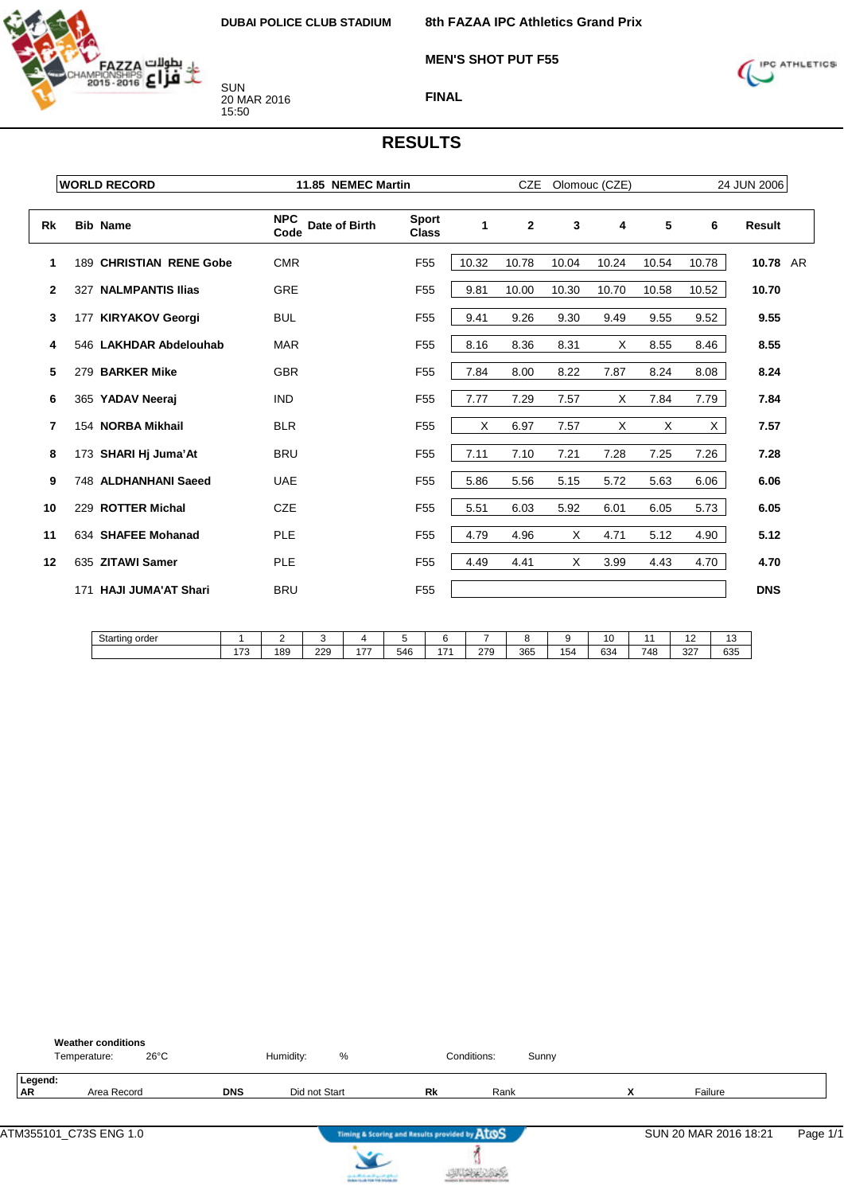DUBAI POLICE CLUB STADIUM

SUN
20 MAR 2016
15:50

**8th FAZAA IPC Athletics Grand Prix**

**MEN'S SHOT PUT F55**

**FINAL**

## RESULTS

| WORLD RECORD | 11.85 NEMEC Martin | CZE | Olomouc (CZE) | 24 JUN 2006 |
|---|---|---|---|---|

| Rk | Bib | Name | NPC Code | Date of Birth | Sport Class | 1 | 2 | 3 | 4 | 5 | 6 | Result | |
|---|---|---|---|---|---|---|---|---|---|---|---|---|---|
| 1 | 189 | **CHRISTIAN RENE Gobe** | CMR | | F55 | 10.32 | 10.78 | 10.04 | 10.24 | 10.54 | 10.78 | **10.78** | AR |
| 2 | 327 | **NALMPANTIS Ilias** | GRE | | F55 | 9.81 | 10.00 | 10.30 | 10.70 | 10.58 | 10.52 | **10.70** | |
| 3 | 177 | **KIRYAKOV Georgi** | BUL | | F55 | 9.41 | 9.26 | 9.30 | 9.49 | 9.55 | 9.52 | **9.55** | |
| 4 | 546 | **LAKHDAR Abdelouhab** | MAR | | F55 | 8.16 | 8.36 | 8.31 | X | 8.55 | 8.46 | **8.55** | |
| 5 | 279 | **BARKER Mike** | GBR | | F55 | 7.84 | 8.00 | 8.22 | 7.87 | 8.24 | 8.08 | **8.24** | |
| 6 | 365 | **YADAV Neeraj** | IND | | F55 | 7.77 | 7.29 | 7.57 | X | 7.84 | 7.79 | **7.84** | |
| 7 | 154 | **NORBA Mikhail** | BLR | | F55 | X | 6.97 | 7.57 | X | X | X | **7.57** | |
| 8 | 173 | **SHARI Hj Juma'At** | BRU | | F55 | 7.11 | 7.10 | 7.21 | 7.28 | 7.25 | 7.26 | **7.28** | |
| 9 | 748 | **ALDHANHANI Saeed** | UAE | | F55 | 5.86 | 5.56 | 5.15 | 5.72 | 5.63 | 6.06 | **6.06** | |
| 10 | 229 | **ROTTER Michal** | CZE | | F55 | 5.51 | 6.03 | 5.92 | 6.01 | 6.05 | 5.73 | **6.05** | |
| 11 | 634 | **SHAFEE Mohanad** | PLE | | F55 | 4.79 | 4.96 | X | 4.71 | 5.12 | 4.90 | **5.12** | |
| 12 | 635 | **ZITAWI Samer** | PLE | | F55 | 4.49 | 4.41 | X | 3.99 | 4.43 | 4.70 | **4.70** | |
| | 171 | **HAJI JUMA'AT Shari** | BRU | | F55 | | | | | | | **DNS** | |

| Starting order | 1 | 2 | 3 | 4 | 5 | 6 | 7 | 8 | 9 | 10 | 11 | 12 | 13 |
|---|---|---|---|---|---|---|---|---|---|---|---|---|---|
| | 173 | 189 | 229 | 177 | 546 | 171 | 279 | 365 | 154 | 634 | 748 | 327 | 635 |

**Weather conditions**
Temperature: 26°C  Humidity: %  Conditions: Sunny

**Legend:**
**AR** Area Record  **DNS** Did not Start  **Rk** Rank  **X** Failure

ATM355101_C73S ENG 1.0  Timing & Scoring and Results provided by AtoS  SUN 20 MAR 2016 18:21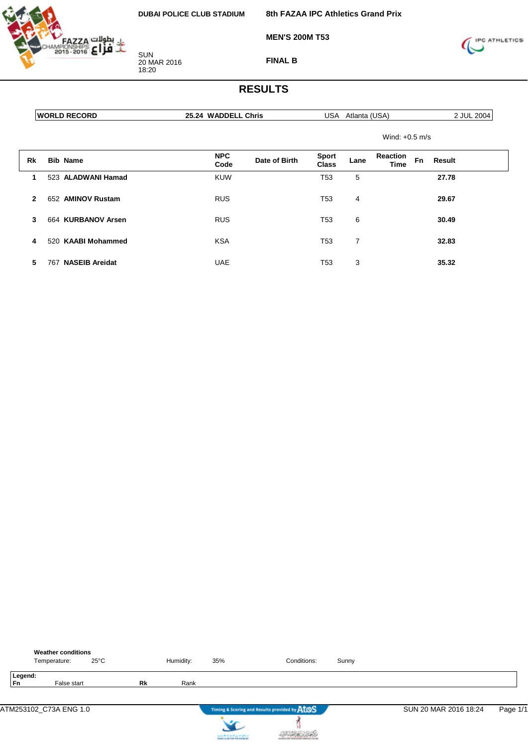DUBAI POLICE CLUB STADIUM

SUN
20 MAR 2016
18:20

**8th FAZAA IPC Athletics Grand Prix**

**MEN'S 200M T53**

**FINAL B**

# RESULTS

| WORLD RECORD | 25.24 WADDELL Chris | USA | Atlanta (USA) | 2 JUL 2004 |
|---|---|---|---|---|

Wind: +0.5 m/s

| Rk | Bib | Name | NPC Code | Date of Birth | Sport Class | Lane | Reaction Time | Fn | Result |
|---|---|---|---|---|---|---|---|---|---|
| 1 | 523 | **ALADWANI Hamad** | KUW | | T53 | 5 | | | **27.78** |
| 2 | 652 | **AMINOV Rustam** | RUS | | T53 | 4 | | | **29.67** |
| 3 | 664 | **KURBANOV Arsen** | RUS | | T53 | 6 | | | **30.49** |
| 4 | 520 | **KAABI Mohammed** | KSA | | T53 | 7 | | | **32.83** |
| 5 | 767 | **NASEIB Areidat** | UAE | | T53 | 3 | | | **35.32** |

**Weather conditions**

Temperature: 25°C    Humidity: 35%    Conditions: Sunny

**Legend:**

| Fn | False start | Rk | Rank |
|---|---|---|---|

ATM253102_C73A ENG 1.0    SUN 20 MAR 2016 18:24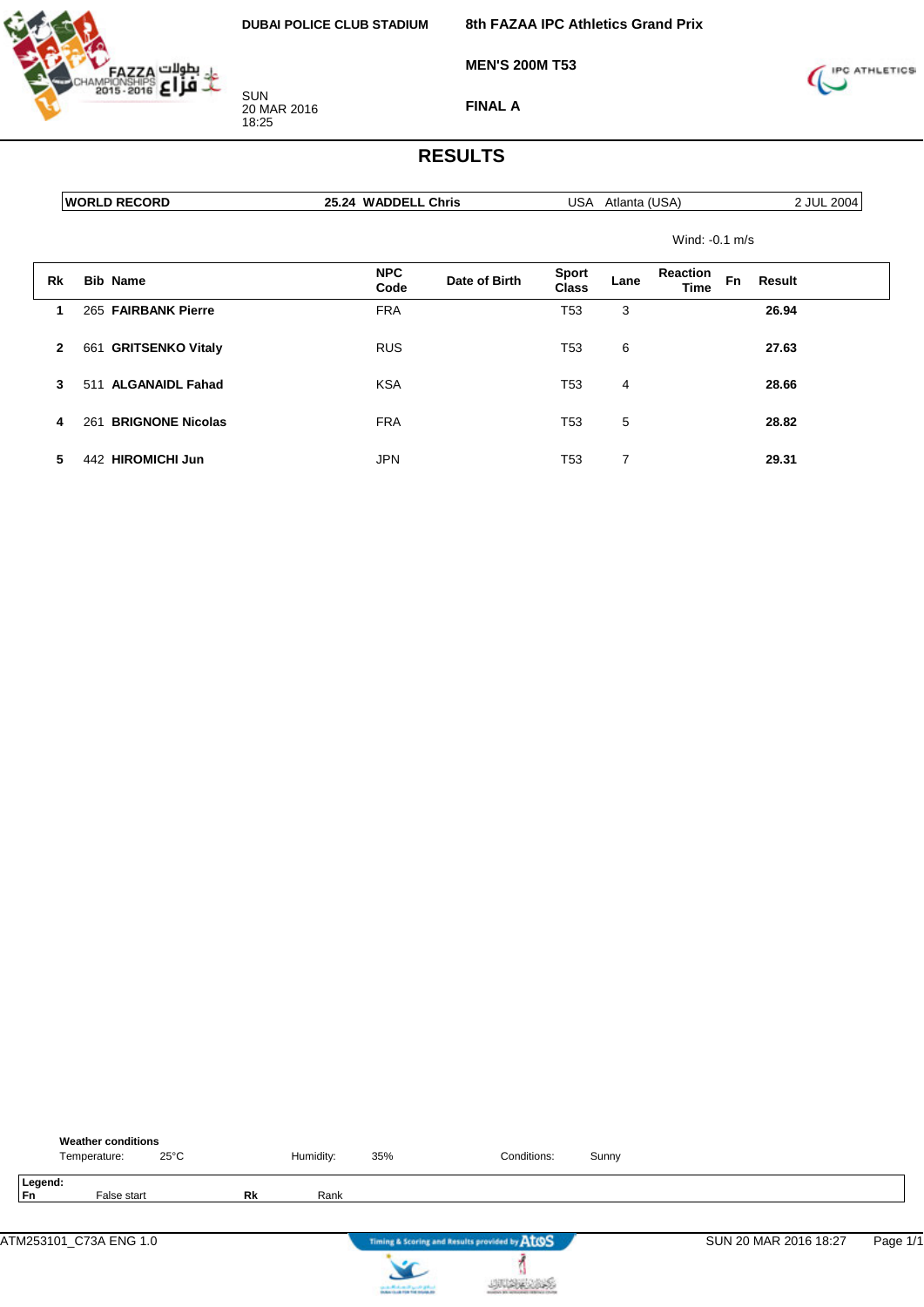DUBAI POLICE CLUB STADIUM

SUN
20 MAR 2016
18:25

**8th FAZAA IPC Athletics Grand Prix**

**MEN'S 200M T53**

**FINAL A**

# RESULTS

| WORLD RECORD | 25.24 WADDELL Chris | USA | Atlanta (USA) | 2 JUL 2004 |
|---|---|---|---|---|

Wind: -0.1 m/s

| Rk | Bib | Name | NPC Code | Date of Birth | Sport Class | Lane | Reaction Time | Fn | Result |
|---|---|---|---|---|---|---|---|---|---|
| 1 | 265 | **FAIRBANK Pierre** | FRA | | T53 | 3 | | | **26.94** |
| 2 | 661 | **GRITSENKO Vitaly** | RUS | | T53 | 6 | | | **27.63** |
| 3 | 511 | **ALGANAIDL Fahad** | KSA | | T53 | 4 | | | **28.66** |
| 4 | 261 | **BRIGNONE Nicolas** | FRA | | T53 | 5 | | | **28.82** |
| 5 | 442 | **HIROMICHI Jun** | JPN | | T53 | 7 | | | **29.31** |

**Weather conditions**

Temperature: 25°C    Humidity: 35%    Conditions: Sunny

**Legend:**
**Fn** False start    **Rk** Rank

ATM253101_C73A ENG 1.0    SUN 20 MAR 2016 18:27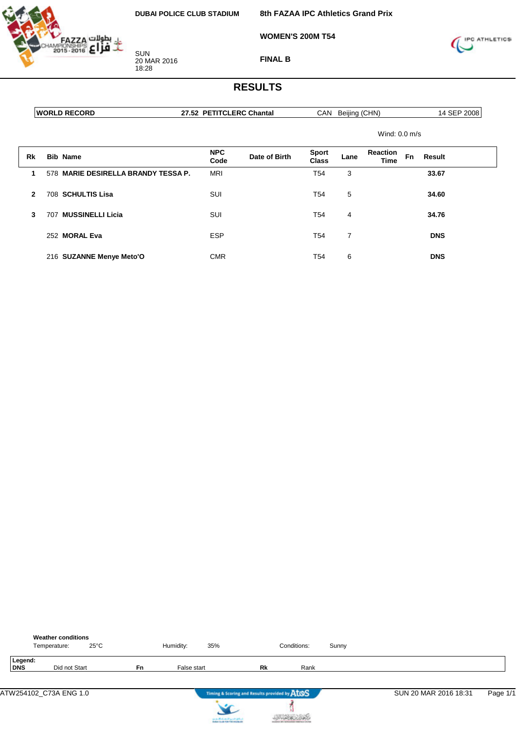DUBAI POLICE CLUB STADIUM

SUN
20 MAR 2016
18:28

# 8th FAZAA IPC Athletics Grand Prix

## WOMEN'S 200M T54

## FINAL B

# RESULTS

| WORLD RECORD | 27.52 PETITCLERC Chantal | CAN Beijing (CHN) | 14 SEP 2008 |
|---|---|---|---|

Wind: 0.0 m/s

| Rk | Bib | Name | NPC Code | Date of Birth | Sport Class | Lane | Reaction Time | Fn | Result |
|---|---|---|---|---|---|---|---|---|---|
| 1 | 578 | MARIE DESIRELLA BRANDY TESSA P. | MRI | | T54 | 3 | | | 33.67 |
| 2 | 708 | SCHULTIS Lisa | SUI | | T54 | 5 | | | 34.60 |
| 3 | 707 | MUSSINELLI Licia | SUI | | T54 | 4 | | | 34.76 |
| | 252 | MORAL Eva | ESP | | T54 | 7 | | | DNS |
| | 216 | SUZANNE Menye Meto'O | CMR | | T54 | 6 | | | DNS |

**Weather conditions**

Temperature: 25°C Humidity: 35% Conditions: Sunny

**Legend:**

| DNS | Did not Start | Fn | False start | Rk | Rank |
|---|---|---|---|---|---|

ATW254102_C73A ENG 1.0 — Timing & Scoring and Results provided by AtoS — SUN 20 MAR 2016 18:31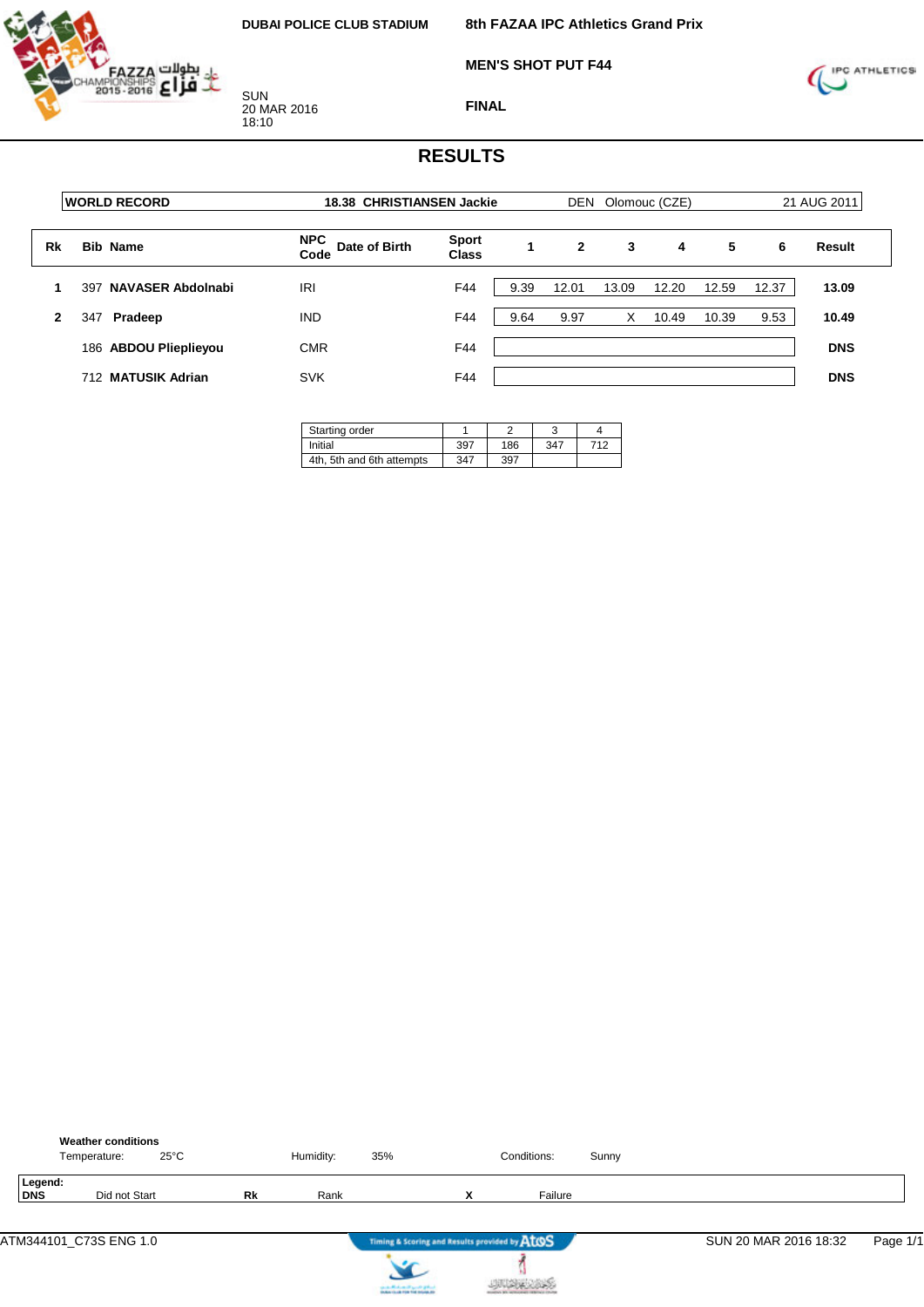DUBAI POLICE CLUB STADIUM

SUN
20 MAR 2016
18:10

**8th FAZAA IPC Athletics Grand Prix**

**MEN'S SHOT PUT F44**

**FINAL**

# RESULTS

| WORLD RECORD | 18.38 CHRISTIANSEN Jackie | DEN | Olomouc (CZE) | 21 AUG 2011 |
|---|---|---|---|---|

| Rk | Bib | Name | NPC Code | Date of Birth | Sport Class | 1 | 2 | 3 | 4 | 5 | 6 | Result |
|---|---|---|---|---|---|---|---|---|---|---|---|---|
| 1 | 397 | **NAVASER Abdolnabi** | IRI | | F44 | 9.39 | 12.01 | 13.09 | 12.20 | 12.59 | 12.37 | **13.09** |
| 2 | 347 | **Pradeep** | IND | | F44 | 9.64 | 9.97 | X | 10.49 | 10.39 | 9.53 | **10.49** |
| | 186 | **ABDOU Plieplieyou** | CMR | | F44 | | | | | | | **DNS** |
| | 712 | **MATUSIK Adrian** | SVK | | F44 | | | | | | | **DNS** |

| Starting order | 1 | 2 | 3 | 4 |
|---|---|---|---|---|
| Initial | 397 | 186 | 347 | 712 |
| 4th, 5th and 6th attempts | 347 | 397 | | |

**Weather conditions**
Temperature: 25°C  Humidity: 35%  Conditions: Sunny

**Legend:**
**DNS** Did not Start  **Rk** Rank  **X** Failure

ATM344101_C73S ENG 1.0  Timing & Scoring and Results provided by AtoS  SUN 20 MAR 2016 18:32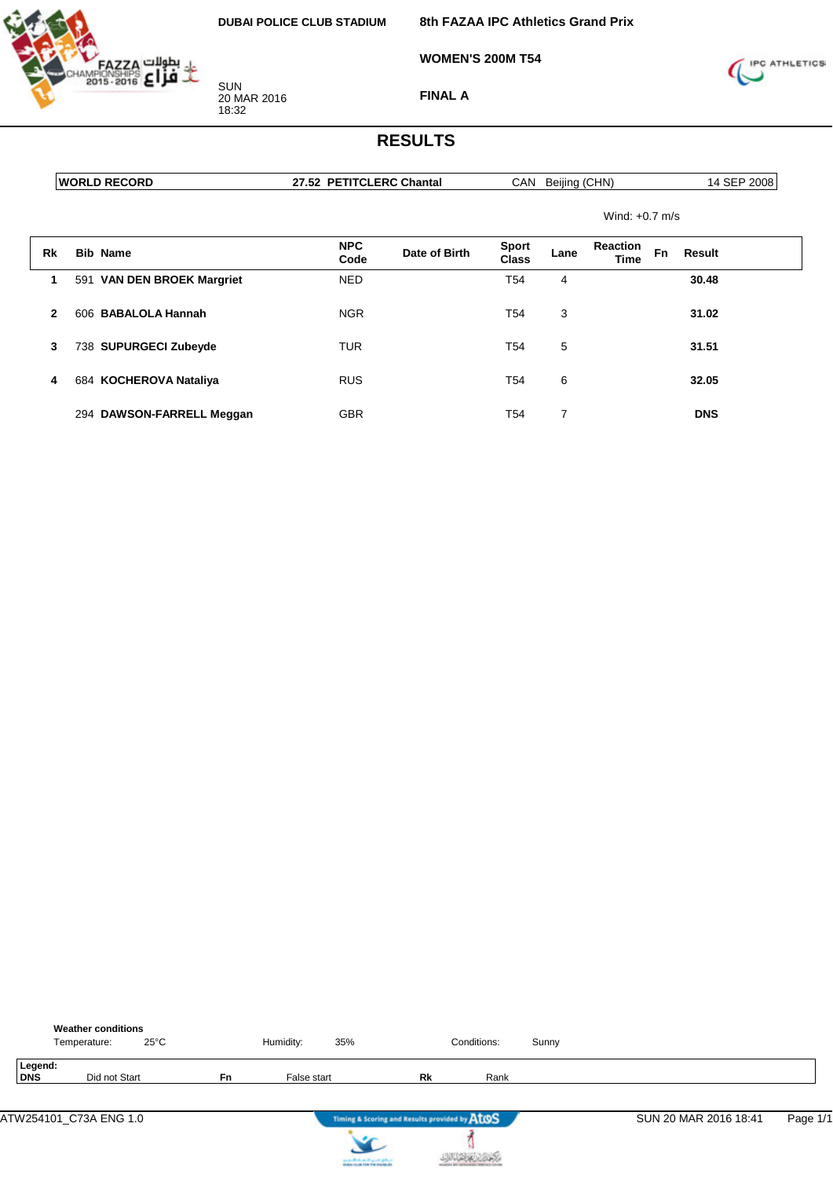DUBAI POLICE CLUB STADIUM

SUN
20 MAR 2016
18:32

**8th FAZAA IPC Athletics Grand Prix**

**WOMEN'S 200M T54**

**FINAL A**

# RESULTS

| WORLD RECORD | 27.52 PETITCLERC Chantal | CAN Beijing (CHN) | 14 SEP 2008 |
|---|---|---|---|

Wind: +0.7 m/s

| Rk | Bib | Name | NPC Code | Date of Birth | Sport Class | Lane | Reaction Time | Fn | Result |
|---|---|---|---|---|---|---|---|---|---|
| 1 | 591 | **VAN DEN BROEK Margriet** | NED | | T54 | 4 | | | **30.48** |
| 2 | 606 | **BABALOLA Hannah** | NGR | | T54 | 3 | | | **31.02** |
| 3 | 738 | **SUPURGECI Zubeyde** | TUR | | T54 | 5 | | | **31.51** |
| 4 | 684 | **KOCHEROVA Nataliya** | RUS | | T54 | 6 | | | **32.05** |
| | 294 | **DAWSON-FARRELL Meggan** | GBR | | T54 | 7 | | | **DNS** |

**Weather conditions**
Temperature: 25°C    Humidity: 35%    Conditions: Sunny

**Legend:**
**DNS** Did not Start    **Fn** False start    **Rk** Rank

ATW254101_C73A ENG 1.0    Timing & Scoring and Results provided by Atos    SUN 20 MAR 2016 18:41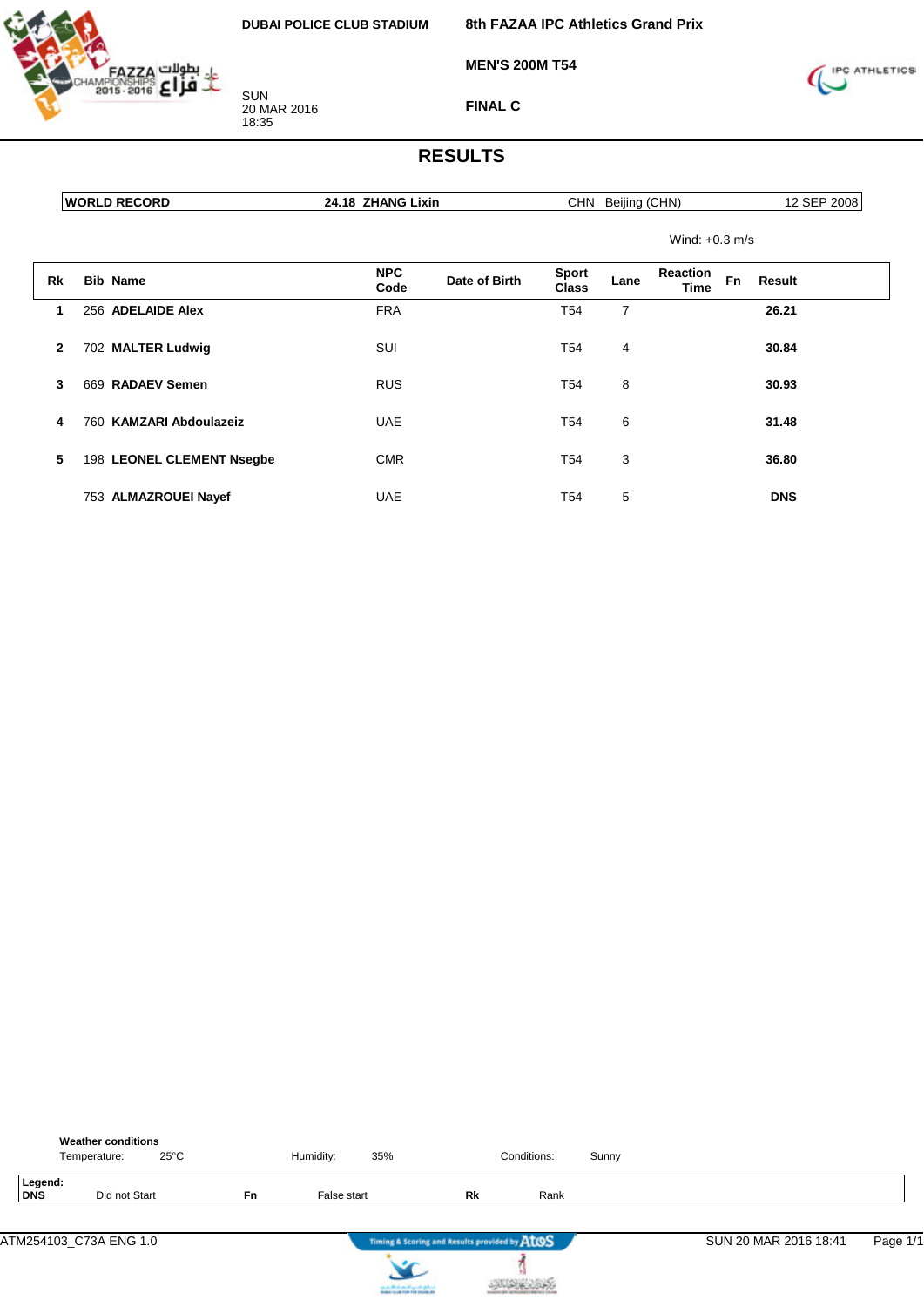DUBAI POLICE CLUB STADIUM

SUN
20 MAR 2016
18:35

**8th FAZAA IPC Athletics Grand Prix**

**MEN'S 200M T54**

**FINAL C**

# RESULTS

| WORLD RECORD | 24.18 ZHANG Lixin | CHN Beijing (CHN) | 12 SEP 2008 |
|---|---|---|---|

Wind: +0.3 m/s

| Rk | Bib | Name | NPC Code | Date of Birth | Sport Class | Lane | Reaction Time | Fn | Result |
|---|---|---|---|---|---|---|---|---|---|
| 1 | 256 | **ADELAIDE Alex** | FRA | | T54 | 7 | | | **26.21** |
| 2 | 702 | **MALTER Ludwig** | SUI | | T54 | 4 | | | **30.84** |
| 3 | 669 | **RADAEV Semen** | RUS | | T54 | 8 | | | **30.93** |
| 4 | 760 | **KAMZARI Abdoulazeiz** | UAE | | T54 | 6 | | | **31.48** |
| 5 | 198 | **LEONEL CLEMENT Nsegbe** | CMR | | T54 | 3 | | | **36.80** |
| | 753 | **ALMAZROUEI Nayef** | UAE | | T54 | 5 | | | **DNS** |

**Weather conditions**

Temperature: 25°C Humidity: 35% Conditions: Sunny

**Legend:**
**DNS** Did not Start **Fn** False start **Rk** Rank

ATM254103_C73A ENG 1.0 SUN 20 MAR 2016 18:41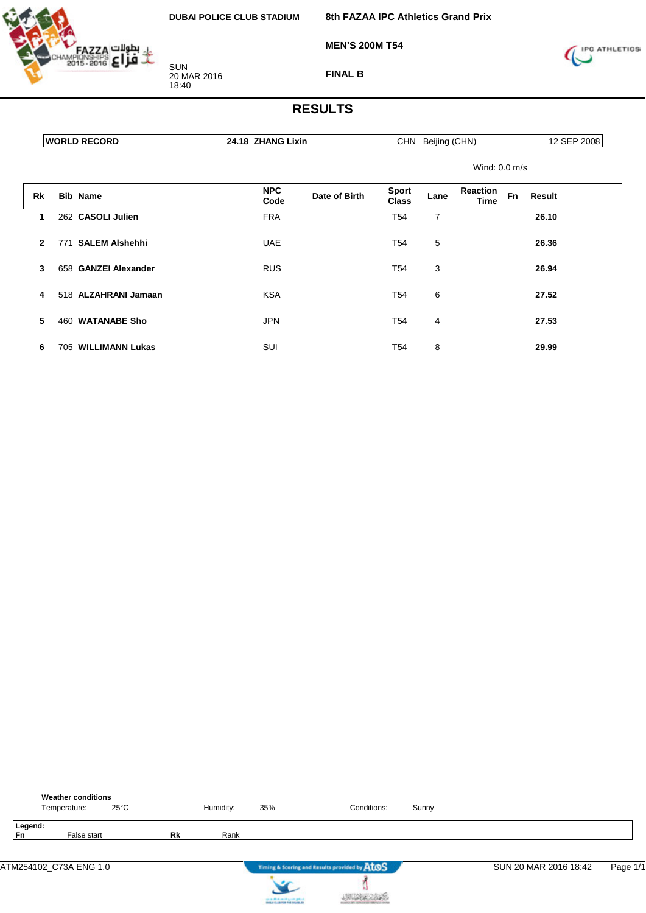DUBAI POLICE CLUB STADIUM

SUN
20 MAR 2016
18:40

**8th FAZAA IPC Athletics Grand Prix**

**MEN'S 200M T54**

**FINAL B**

# RESULTS

| WORLD RECORD | 24.18 ZHANG Lixin | CHN Beijing (CHN) | 12 SEP 2008 |
|---|---|---|---|

Wind: 0.0 m/s

| Rk | Bib | Name | NPC Code | Date of Birth | Sport Class | Lane | Reaction Time | Fn | Result |
|---|---|---|---|---|---|---|---|---|---|
| 1 | 262 | **CASOLI Julien** | FRA | | T54 | 7 | | | **26.10** |
| 2 | 771 | **SALEM Alshehhi** | UAE | | T54 | 5 | | | **26.36** |
| 3 | 658 | **GANZEI Alexander** | RUS | | T54 | 3 | | | **26.94** |
| 4 | 518 | **ALZAHRANI Jamaan** | KSA | | T54 | 6 | | | **27.52** |
| 5 | 460 | **WATANABE Sho** | JPN | | T54 | 4 | | | **27.53** |
| 6 | 705 | **WILLIMANN Lukas** | SUI | | T54 | 8 | | | **29.99** |

**Weather conditions**

Temperature: 25°C Humidity: 35% Conditions: Sunny

**Legend:**

| **Fn** | False start | **Rk** | Rank |
|---|---|---|---|

ATM254102_C73A ENG 1.0 SUN 20 MAR 2016 18:42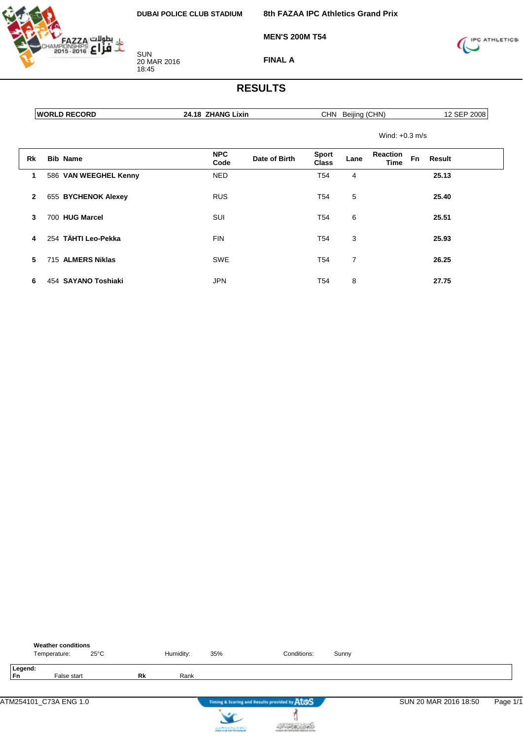DUBAI POLICE CLUB STADIUM

**8th FAZAA IPC Athletics Grand Prix**

**MEN'S 200M T54**

**FINAL A**

SUN
20 MAR 2016
18:45

# RESULTS

| WORLD RECORD | 24.18 ZHANG Lixin | CHN Beijing (CHN) | 12 SEP 2008 |
|---|---|---|---|

Wind: +0.3 m/s

| Rk | Bib | Name | NPC Code | Date of Birth | Sport Class | Lane | Reaction Time | Fn | Result |
|---|---|---|---|---|---|---|---|---|---|
| 1 | 586 | **VAN WEEGHEL Kenny** | NED | | T54 | 4 | | | **25.13** |
| 2 | 655 | **BYCHENOK Alexey** | RUS | | T54 | 5 | | | **25.40** |
| 3 | 700 | **HUG Marcel** | SUI | | T54 | 6 | | | **25.51** |
| 4 | 254 | **TÄHTI Leo-Pekka** | FIN | | T54 | 3 | | | **25.93** |
| 5 | 715 | **ALMERS Niklas** | SWE | | T54 | 7 | | | **26.25** |
| 6 | 454 | **SAYANO Toshiaki** | JPN | | T54 | 8 | | | **27.75** |

**Weather conditions**

Temperature: 25°C    Humidity: 35%    Conditions: Sunny

**Legend:**
**Fn** False start    **Rk** Rank

ATM254101_C73A ENG 1.0    Timing & Scoring and Results provided by AtoS    SUN 20 MAR 2016 18:50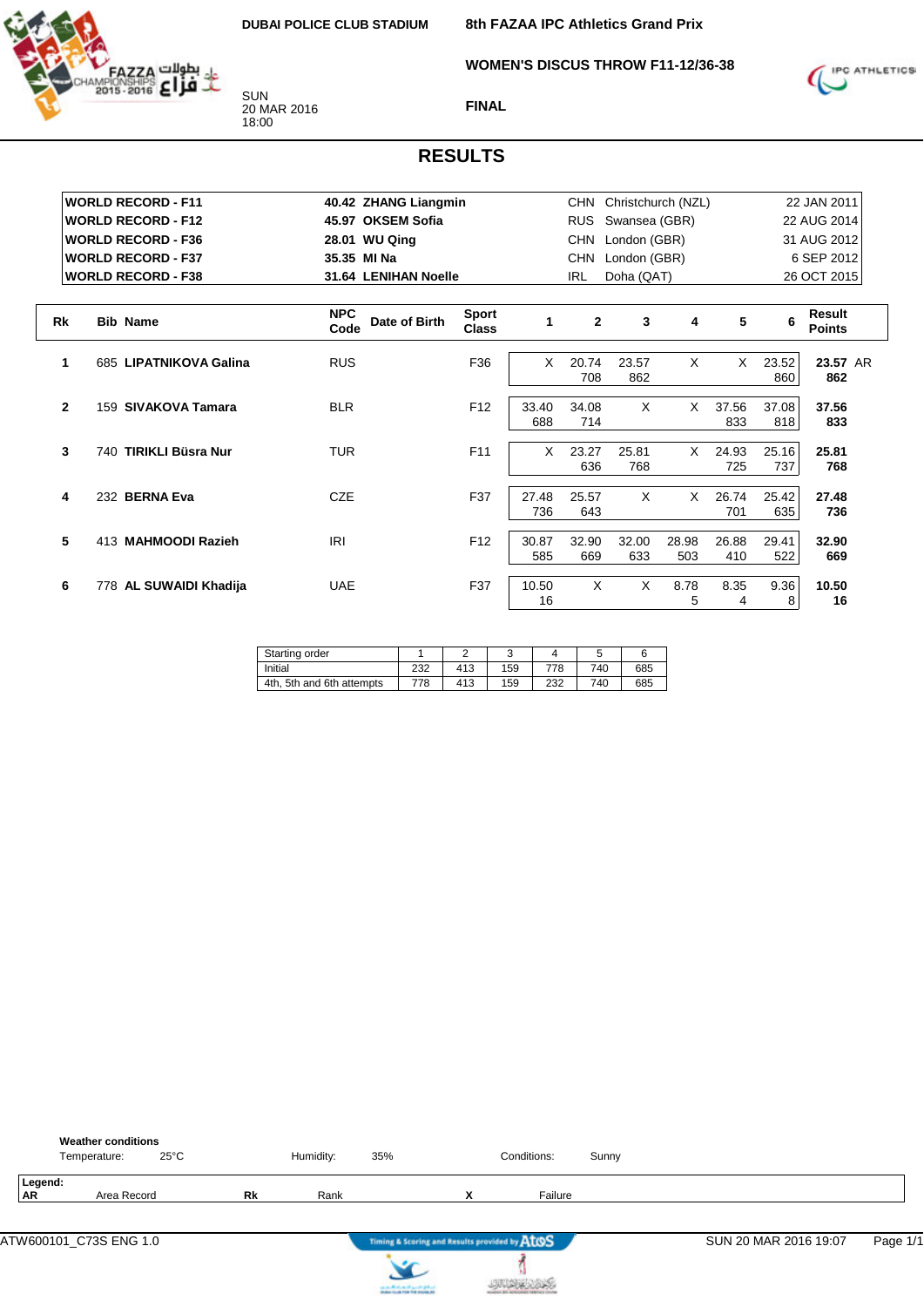DUBAI POLICE CLUB STADIUM

SUN
20 MAR 2016
18:00

**8th FAZAA IPC Athletics Grand Prix**

**WOMEN'S DISCUS THROW F11-12/36-38**

**FINAL**

## RESULTS

| | | | | |
|---|---|---|---|---|
| **WORLD RECORD - F11** | **40.42 ZHANG Liangmin** | CHN | Christchurch (NZL) | 22 JAN 2011 |
| **WORLD RECORD - F12** | **45.97 OKSEM Sofia** | RUS | Swansea (GBR) | 22 AUG 2014 |
| **WORLD RECORD - F36** | **28.01 WU Qing** | CHN | London (GBR) | 31 AUG 2012 |
| **WORLD RECORD - F37** | **35.35 MI Na** | CHN | London (GBR) | 6 SEP 2012 |
| **WORLD RECORD - F38** | **31.64 LENIHAN Noelle** | IRL | Doha (QAT) | 26 OCT 2015 |

| Rk | Bib | Name | NPC Code | Date of Birth | Sport Class | 1 | 2 | 3 | 4 | 5 | 6 | Result Points | |
|---|---|---|---|---|---|---|---|---|---|---|---|---|---|
| 1 | 685 | **LIPATNIKOVA Galina** | RUS | | F36 | X | 20.74 708 | 23.57 862 | X | X | 23.52 860 | **23.57 862** | AR |
| 2 | 159 | **SIVAKOVA Tamara** | BLR | | F12 | 33.40 688 | 34.08 714 | X | X | 37.56 833 | 37.08 818 | **37.56 833** | |
| 3 | 740 | **TIRIKLI Büsra Nur** | TUR | | F11 | X | 23.27 636 | 25.81 768 | X | 24.93 725 | 25.16 737 | **25.81 768** | |
| 4 | 232 | **BERNA Eva** | CZE | | F37 | 27.48 736 | 25.57 643 | X | X | 26.74 701 | 25.42 635 | **27.48 736** | |
| 5 | 413 | **MAHMOODI Razieh** | IRI | | F12 | 30.87 585 | 32.90 669 | 32.00 633 | 28.98 503 | 26.88 410 | 29.41 522 | **32.90 669** | |
| 6 | 778 | **AL SUWAIDI Khadija** | UAE | | F37 | 10.50 16 | X | X | 8.78 5 | 8.35 4 | 9.36 8 | **10.50 16** | |

| Starting order | 1 | 2 | 3 | 4 | 5 | 6 |
|---|---|---|---|---|---|---|
| Initial | 232 | 413 | 159 | 778 | 740 | 685 |
| 4th, 5th and 6th attempts | 778 | 413 | 159 | 232 | 740 | 685 |

**Weather conditions**

Temperature: 25°C — Humidity: 35% — Conditions: Sunny

**Legend:**

| | | | | | |
|---|---|---|---|---|---|
| **AR** | Area Record | **Rk** | Rank | **X** | Failure |

ATW600101_C73S ENG 1.0 — Timing & Scoring and Results provided by AtoS — SUN 20 MAR 2016 19:07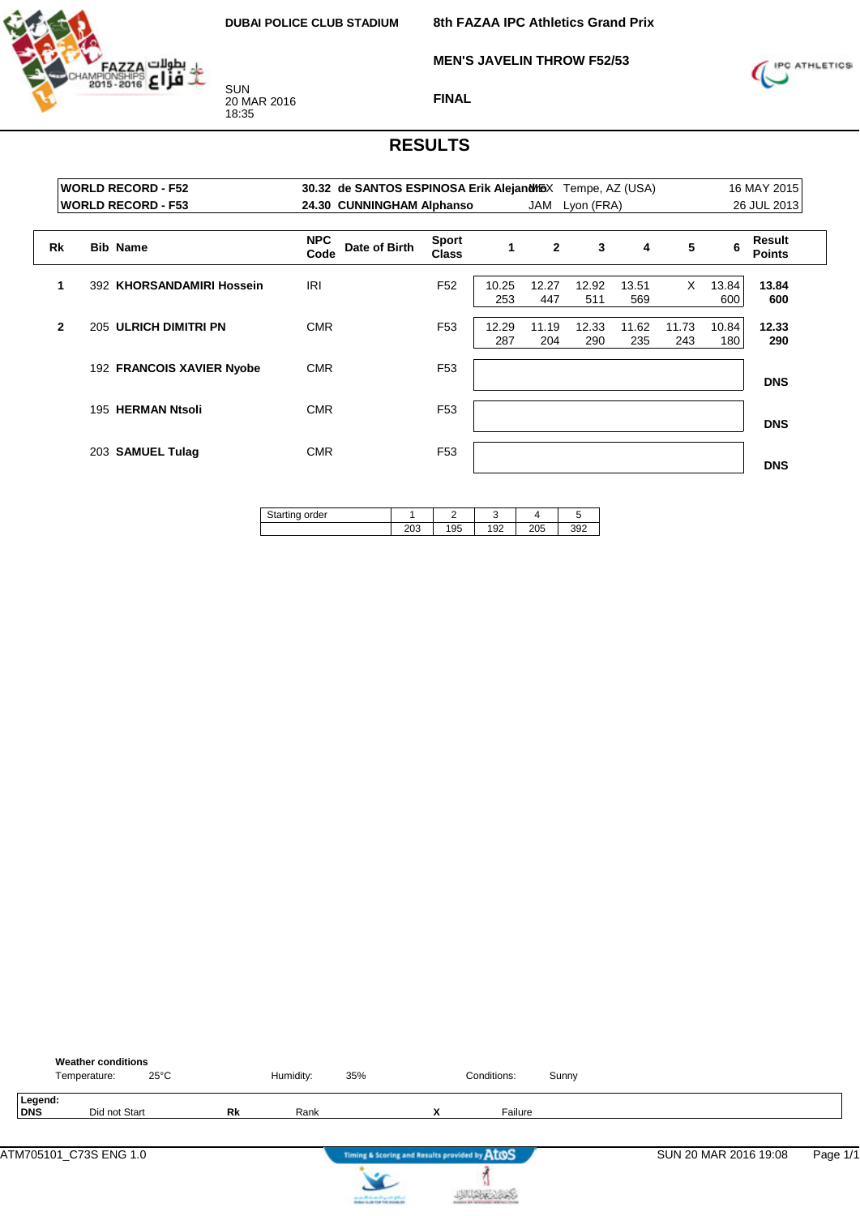DUBAI POLICE CLUB STADIUM

SUN
20 MAR 2016
18:35

**8th FAZAA IPC Athletics Grand Prix**

**MEN'S JAVELIN THROW F52/53**

**FINAL**

# RESULTS

| | | | | | |
|---|---|---|---|---|---|
| **WORLD RECORD - F52** | **30.32** | **de SANTOS ESPINOSA Erik Alejandro** | MEX | Tempe, AZ (USA) | 16 MAY 2015 |
| **WORLD RECORD - F53** | **24.30** | **CUNNINGHAM Alphanso** | JAM | Lyon (FRA) | 26 JUL 2013 |

| Rk | Bib | Name | NPC Code | Date of Birth | Sport Class | 1 | 2 | 3 | 4 | 5 | 6 | Result Points |
|---|---|---|---|---|---|---|---|---|---|---|---|---|
| **1** | 392 | **KHORSANDAMIRI Hossein** | IRI | | F52 | 10.25 253 | 12.27 447 | 12.92 511 | 13.51 569 | X | 13.84 600 | **13.84 600** |
| **2** | 205 | **ULRICH DIMITRI PN** | CMR | | F53 | 12.29 287 | 11.19 204 | 12.33 290 | 11.62 235 | 11.73 243 | 10.84 180 | **12.33 290** |
| | 192 | **FRANCOIS XAVIER Nyobe** | CMR | | F53 | | | | | | | **DNS** |
| | 195 | **HERMAN Ntsoli** | CMR | | F53 | | | | | | | **DNS** |
| | 203 | **SAMUEL Tulag** | CMR | | F53 | | | | | | | **DNS** |

| Starting order | 1 | 2 | 3 | 4 | 5 |
|---|---|---|---|---|---|
| | 203 | 195 | 192 | 205 | 392 |

**Weather conditions**
Temperature: 25°C | Humidity: 35% | Conditions: Sunny

**Legend:**
**DNS** Did not Start | **Rk** Rank | **X** Failure

ATM705101_C73S ENG 1.0 | Timing & Scoring and Results provided by AtoS | SUN 20 MAR 2016 19:08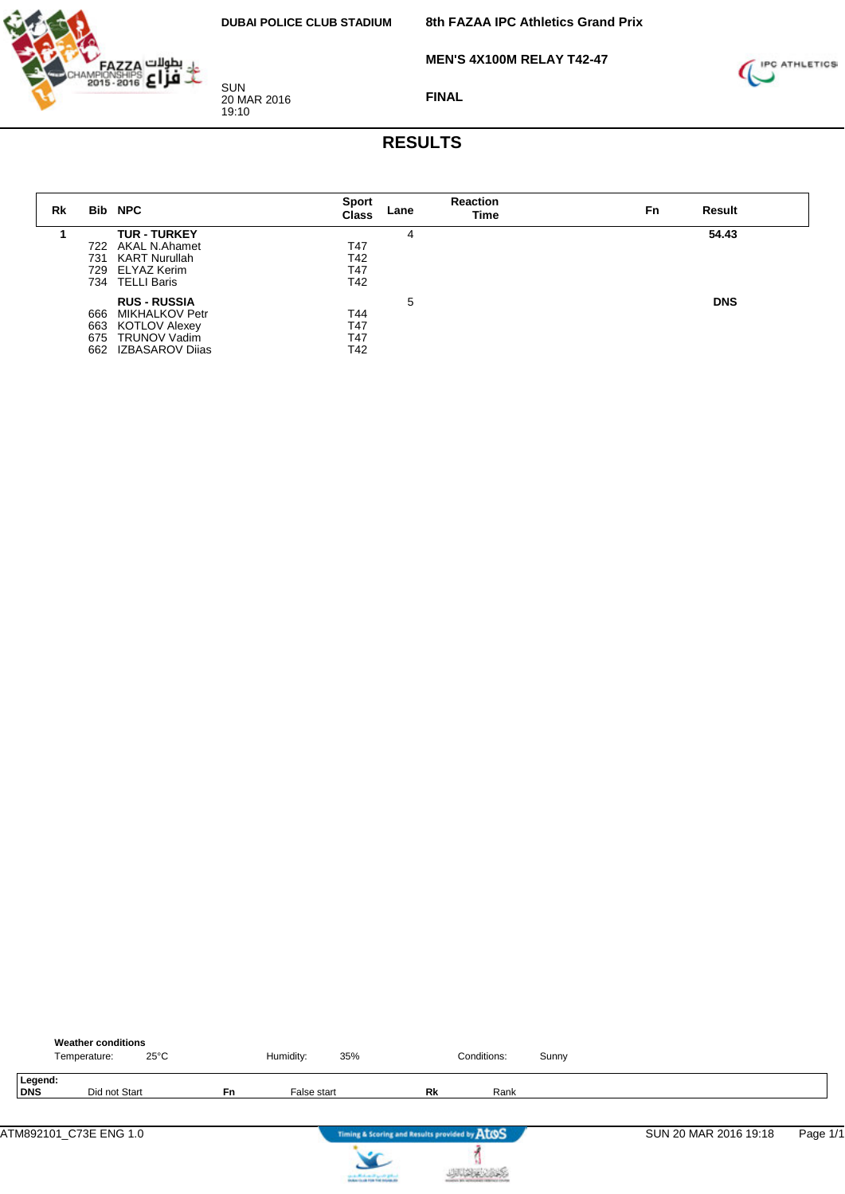DUBAI POLICE CLUB STADIUM

# 8th FAZAA IPC Athletics Grand Prix

## MEN'S 4X100M RELAY T42-47

SUN
20 MAR 2016
19:10

FINAL

## RESULTS

| Rk | Bib | NPC | Sport Class | Lane | Reaction Time | Fn | Result |
|---|---|---|---|---|---|---|---|
| 1 | | **TUR - TURKEY** | | 4 | | | **54.43** |
| | 722 | AKAL N.Ahamet | T47 | | | | |
| | 731 | KART Nurullah | T42 | | | | |
| | 729 | ELYAZ Kerim | T47 | | | | |
| | 734 | TELLI Baris | T42 | | | | |
| | | **RUS - RUSSIA** | | 5 | | | **DNS** |
| | 666 | MIKHALKOV Petr | T44 | | | | |
| | 663 | KOTLOV Alexey | T47 | | | | |
| | 675 | TRUNOV Vadim | T47 | | | | |
| | 662 | IZBASAROV Diias | T42 | | | | |

**Weather conditions**
Temperature: 25°C Humidity: 35% Conditions: Sunny

**Legend:**
**DNS** Did not Start **Fn** False start **Rk** Rank

ATM892101_C73E ENG 1.0 SUN 20 MAR 2016 19:18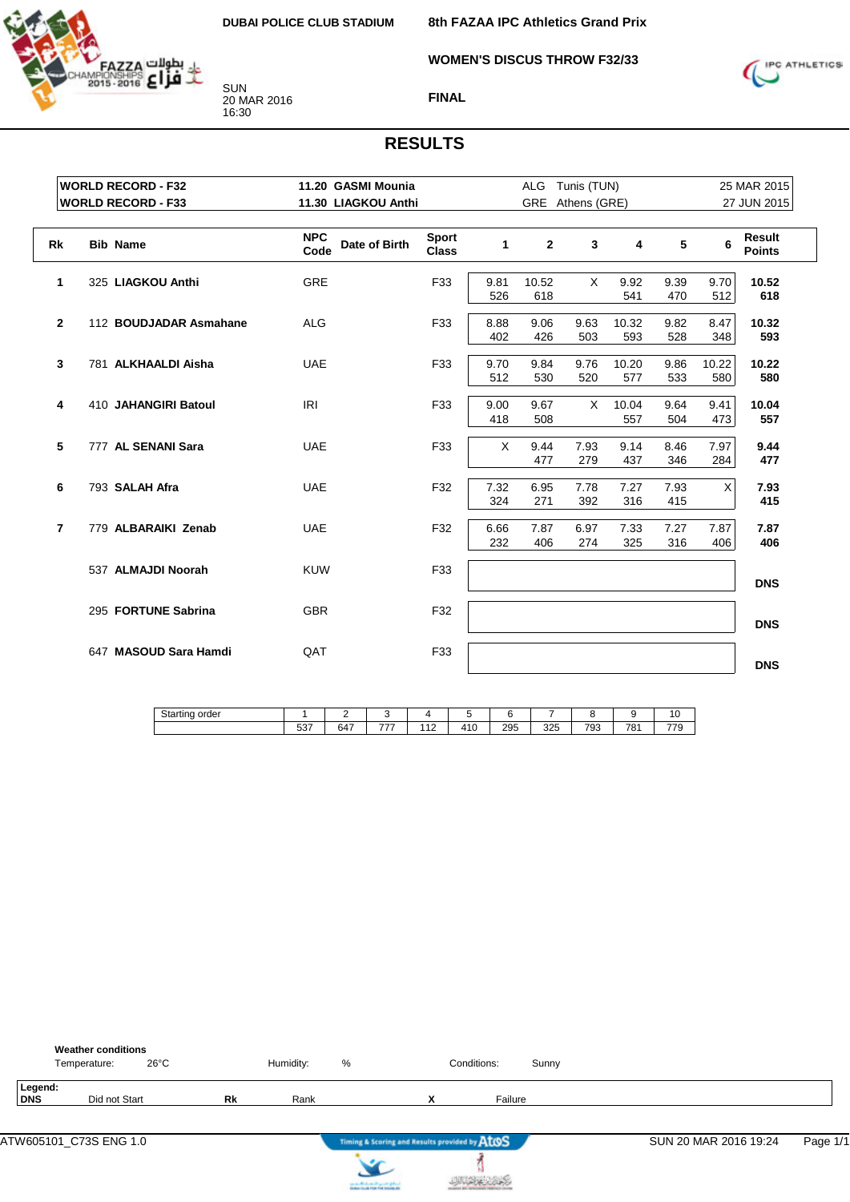DUBAI POLICE CLUB STADIUM

SUN
20 MAR 2016
16:30

**8th FAZAA IPC Athletics Grand Prix**

**WOMEN'S DISCUS THROW F32/33**

**FINAL**

## RESULTS

| | | | | |
|---|---|---|---|---|
| WORLD RECORD - F32 | 11.20 GASMI Mounia | ALG | Tunis (TUN) | 25 MAR 2015 |
| WORLD RECORD - F33 | 11.30 LIAGKOU Anthi | GRE | Athens (GRE) | 27 JUN 2015 |

| Rk | Bib | Name | NPC Code | Date of Birth | Sport Class | 1 | 2 | 3 | 4 | 5 | 6 | Result Points |
|---|---|---|---|---|---|---|---|---|---|---|---|---|
| 1 | 325 | **LIAGKOU Anthi** | GRE | | F33 | 9.81 526 | 10.52 618 | X | 9.92 541 | 9.39 470 | 9.70 512 | **10.52 618** |
| 2 | 112 | **BOUDJADAR Asmahane** | ALG | | F33 | 8.88 402 | 9.06 426 | 9.63 503 | 10.32 593 | 9.82 528 | 8.47 348 | **10.32 593** |
| 3 | 781 | **ALKHAALDI Aisha** | UAE | | F33 | 9.70 512 | 9.84 530 | 9.76 520 | 10.20 577 | 9.86 533 | 10.22 580 | **10.22 580** |
| 4 | 410 | **JAHANGIRI Batoul** | IRI | | F33 | 9.00 418 | 9.67 508 | X | 10.04 557 | 9.64 504 | 9.41 473 | **10.04 557** |
| 5 | 777 | **AL SENANI Sara** | UAE | | F33 | X | 9.44 477 | 7.93 279 | 9.14 437 | 8.46 346 | 7.97 284 | **9.44 477** |
| 6 | 793 | **SALAH Afra** | UAE | | F32 | 7.32 324 | 6.95 271 | 7.78 392 | 7.27 316 | 7.93 415 | X | **7.93 415** |
| 7 | 779 | **ALBARAIKI Zenab** | UAE | | F32 | 6.66 232 | 7.87 406 | 6.97 274 | 7.33 325 | 7.27 316 | 7.87 406 | **7.87 406** |
| | 537 | **ALMAJDI Noorah** | KUW | | F33 | | | | | | | **DNS** |
| | 295 | **FORTUNE Sabrina** | GBR | | F32 | | | | | | | **DNS** |
| | 647 | **MASOUD Sara Hamdi** | QAT | | F33 | | | | | | | **DNS** |

| Starting order | 1 | 2 | 3 | 4 | 5 | 6 | 7 | 8 | 9 | 10 |
|---|---|---|---|---|---|---|---|---|---|---|
| | 537 | 647 | 777 | 112 | 410 | 295 | 325 | 793 | 781 | 779 |

**Weather conditions**
Temperature: 26°C Humidity: % Conditions: Sunny

**Legend:**
**DNS** Did not Start **Rk** Rank **X** Failure

ATW605101_C73S ENG 1.0 SUN 20 MAR 2016 19:24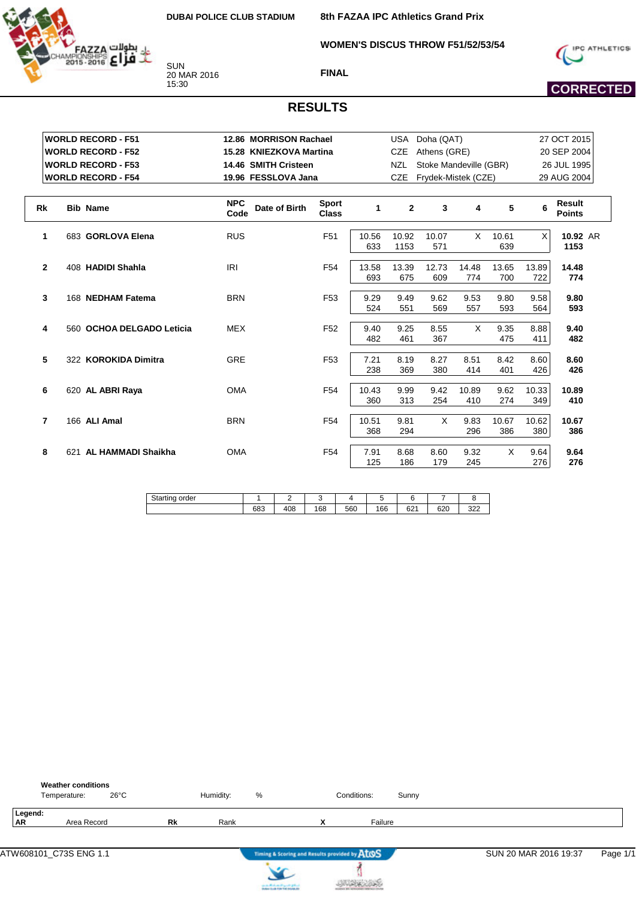DUBAI POLICE CLUB STADIUM

SUN
20 MAR 2016
15:30

# 8th FAZAA IPC Athletics Grand Prix

## WOMEN'S DISCUS THROW F51/52/53/54

### FINAL

**CORRECTED**

## RESULTS

| | | | | |
|---|---|---|---|---|
| **WORLD RECORD - F51** | **12.86 MORRISON Rachael** | USA | Doha (QAT) | 27 OCT 2015 |
| **WORLD RECORD - F52** | **15.28 KNIEZKOVA Martina** | CZE | Athens (GRE) | 20 SEP 2004 |
| **WORLD RECORD - F53** | **14.46 SMITH Cristeen** | NZL | Stoke Mandeville (GBR) | 26 JUL 1995 |
| **WORLD RECORD - F54** | **19.96 FESSLOVA Jana** | CZE | Frydek-Mistek (CZE) | 29 AUG 2004 |

| Rk | Bib | Name | NPC Code | Date of Birth | Sport Class | 1 | 2 | 3 | 4 | 5 | 6 | Result Points |
|---|---|---|---|---|---|---|---|---|---|---|---|---|
| 1 | 683 | **GORLOVA Elena** | RUS | | F51 | 10.56 633 | 10.92 1153 | 10.07 571 | X | 10.61 639 | X | **10.92** AR **1153** |
| 2 | 408 | **HADIDI Shahla** | IRI | | F54 | 13.58 693 | 13.39 675 | 12.73 609 | 14.48 774 | 13.65 700 | 13.89 722 | **14.48 774** |
| 3 | 168 | **NEDHAM Fatema** | BRN | | F53 | 9.29 524 | 9.49 551 | 9.62 569 | 9.53 557 | 9.80 593 | 9.58 564 | **9.80 593** |
| 4 | 560 | **OCHOA DELGADO Leticia** | MEX | | F52 | 9.40 482 | 9.25 461 | 8.55 367 | X | 9.35 475 | 8.88 411 | **9.40 482** |
| 5 | 322 | **KOROKIDA Dimitra** | GRE | | F53 | 7.21 238 | 8.19 369 | 8.27 380 | 8.51 414 | 8.42 401 | 8.60 426 | **8.60 426** |
| 6 | 620 | **AL ABRI Raya** | OMA | | F54 | 10.43 360 | 9.99 313 | 9.42 254 | 10.89 410 | 9.62 274 | 10.33 349 | **10.89 410** |
| 7 | 166 | **ALI Amal** | BRN | | F54 | 10.51 368 | 9.81 294 | X | 9.83 296 | 10.67 386 | 10.62 380 | **10.67 386** |
| 8 | 621 | **AL HAMMADI Shaikha** | OMA | | F54 | 7.91 125 | 8.68 186 | 8.60 179 | 9.32 245 | X | 9.64 276 | **9.64 276** |

| Starting order | 1 | 2 | 3 | 4 | 5 | 6 | 7 | 8 |
|---|---|---|---|---|---|---|---|---|
| | 683 | 408 | 168 | 560 | 166 | 621 | 620 | 322 |

**Weather conditions**
Temperature: 26°C | Humidity: % | Conditions: Sunny

**Legend:**
**AR** Area Record | **Rk** Rank | **X** Failure

ATW608101_C73S ENG 1.1 — SUN 20 MAR 2016 19:37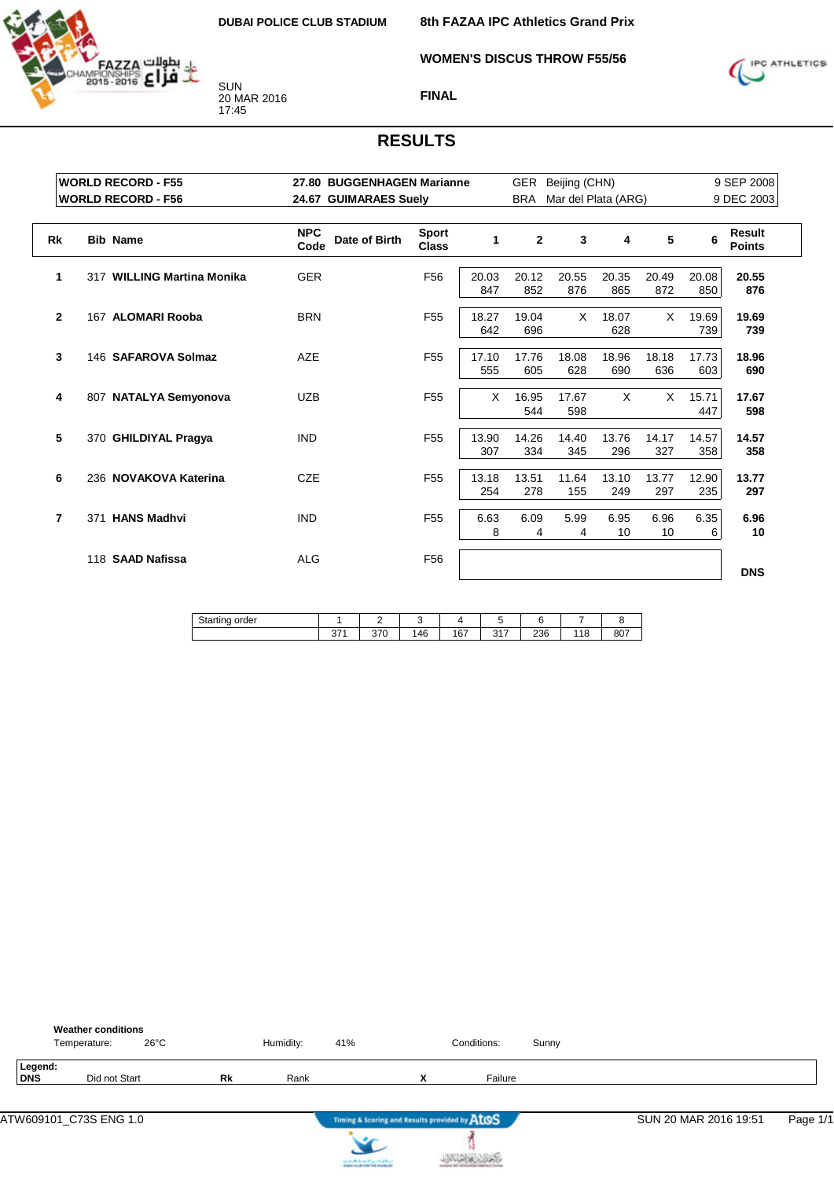DUBAI POLICE CLUB STADIUM

SUN
20 MAR 2016
17:45

**8th FAZAA IPC Athletics Grand Prix**

**WOMEN'S DISCUS THROW F55/56**

**FINAL**

## RESULTS

| | | | | | |
|---|---|---|---|---|---|
| **WORLD RECORD - F55** | **27.80** | **BUGGENHAGEN Marianne** | GER | Beijing (CHN) | 9 SEP 2008 |
| **WORLD RECORD - F56** | **24.67** | **GUIMARAES Suely** | BRA | Mar del Plata (ARG) | 9 DEC 2003 |

| Rk | Bib | Name | NPC Code | Date of Birth | Sport Class | 1 | 2 | 3 | 4 | 5 | 6 | Result Points |
|---|---|---|---|---|---|---|---|---|---|---|---|---|
| 1 | 317 | **WILLING Martina Monika** | GER | | F56 | 20.03 847 | 20.12 852 | 20.55 876 | 20.35 865 | 20.49 872 | 20.08 850 | **20.55 876** |
| 2 | 167 | **ALOMARI Rooba** | BRN | | F55 | 18.27 642 | 19.04 696 | X | 18.07 628 | X | 19.69 739 | **19.69 739** |
| 3 | 146 | **SAFAROVA Solmaz** | AZE | | F55 | 17.10 555 | 17.76 605 | 18.08 628 | 18.96 690 | 18.18 636 | 17.73 603 | **18.96 690** |
| 4 | 807 | **NATALYA Semyonova** | UZB | | F55 | X | 16.95 544 | 17.67 598 | X | X | 15.71 447 | **17.67 598** |
| 5 | 370 | **GHILDIYAL Pragya** | IND | | F55 | 13.90 307 | 14.26 334 | 14.40 345 | 13.76 296 | 14.17 327 | 14.57 358 | **14.57 358** |
| 6 | 236 | **NOVAKOVA Katerina** | CZE | | F55 | 13.18 254 | 13.51 278 | 11.64 155 | 13.10 249 | 13.77 297 | 12.90 235 | **13.77 297** |
| 7 | 371 | **HANS Madhvi** | IND | | F55 | 6.63 8 | 6.09 4 | 5.99 4 | 6.95 10 | 6.96 10 | 6.35 6 | **6.96 10** |
| | 118 | **SAAD Nafissa** | ALG | | F56 | | | | | | | **DNS** |

| Starting order | 1 | 2 | 3 | 4 | 5 | 6 | 7 | 8 |
|---|---|---|---|---|---|---|---|---|
| | 371 | 370 | 146 | 167 | 317 | 236 | 118 | 807 |

**Weather conditions**
Temperature: 26°C    Humidity: 41%    Conditions: Sunny

**Legend:**
**DNS** Did not Start    **Rk** Rank    **X** Failure

ATW609101_C73S ENG 1.0    Timing & Scoring and Results provided by AtoS    SUN 20 MAR 2016 19:51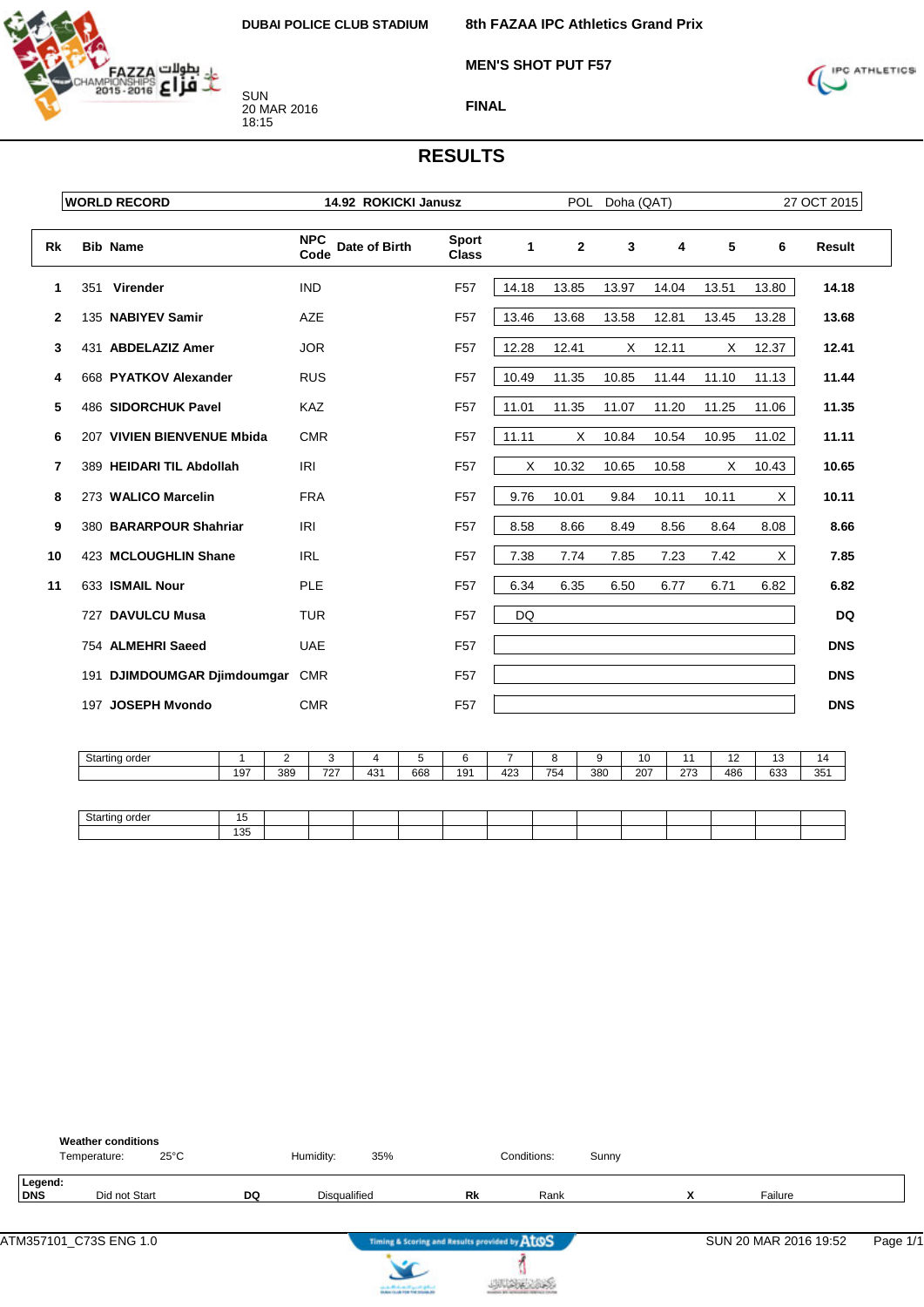DUBAI POLICE CLUB STADIUM

SUN
20 MAR 2016
18:15

**8th FAZAA IPC Athletics Grand Prix**

**MEN'S SHOT PUT F57**

**FINAL**

# RESULTS

| WORLD RECORD | 14.92 ROKICKI Janusz | POL | Doha (QAT) | 27 OCT 2015 |
|---|---|---|---|---|

| Rk | Bib | Name | NPC Code | Date of Birth | Sport Class | 1 | 2 | 3 | 4 | 5 | 6 | Result |
|---|---|---|---|---|---|---|---|---|---|---|---|---|
| 1 | 351 | Virender | IND | | F57 | 14.18 | 13.85 | 13.97 | 14.04 | 13.51 | 13.80 | **14.18** |
| 2 | 135 | NABIYEV Samir | AZE | | F57 | 13.46 | 13.68 | 13.58 | 12.81 | 13.45 | 13.28 | **13.68** |
| 3 | 431 | ABDELAZIZ Amer | JOR | | F57 | 12.28 | 12.41 | X | 12.11 | X | 12.37 | **12.41** |
| 4 | 668 | PYATKOV Alexander | RUS | | F57 | 10.49 | 11.35 | 10.85 | 11.44 | 11.10 | 11.13 | **11.44** |
| 5 | 486 | SIDORCHUK Pavel | KAZ | | F57 | 11.01 | 11.35 | 11.07 | 11.20 | 11.25 | 11.06 | **11.35** |
| 6 | 207 | VIVIEN BIENVENUE Mbida | CMR | | F57 | 11.11 | X | 10.84 | 10.54 | 10.95 | 11.02 | **11.11** |
| 7 | 389 | HEIDARI TIL Abdollah | IRI | | F57 | X | 10.32 | 10.65 | 10.58 | X | 10.43 | **10.65** |
| 8 | 273 | WALICO Marcelin | FRA | | F57 | 9.76 | 10.01 | 9.84 | 10.11 | 10.11 | X | **10.11** |
| 9 | 380 | BARARPOUR Shahriar | IRI | | F57 | 8.58 | 8.66 | 8.49 | 8.56 | 8.64 | 8.08 | **8.66** |
| 10 | 423 | MCLOUGHLIN Shane | IRL | | F57 | 7.38 | 7.74 | 7.85 | 7.23 | 7.42 | X | **7.85** |
| 11 | 633 | ISMAIL Nour | PLE | | F57 | 6.34 | 6.35 | 6.50 | 6.77 | 6.71 | 6.82 | **6.82** |
| | 727 | DAVULCU Musa | TUR | | F57 | DQ | | | | | | **DQ** |
| | 754 | ALMEHRI Saeed | UAE | | F57 | | | | | | | **DNS** |
| | 191 | DJIMDOUMGAR Djimdoumgar | CMR | | F57 | | | | | | | **DNS** |
| | 197 | JOSEPH Mvondo | CMR | | F57 | | | | | | | **DNS** |

| Starting order | 1 | 2 | 3 | 4 | 5 | 6 | 7 | 8 | 9 | 10 | 11 | 12 | 13 | 14 |
|---|---|---|---|---|---|---|---|---|---|---|---|---|---|---|
| | 197 | 389 | 727 | 431 | 668 | 191 | 423 | 754 | 380 | 207 | 273 | 486 | 633 | 351 |

| Starting order | 15 |
|---|---|
| | 135 |

**Weather conditions**

Temperature: 25°C Humidity: 35% Conditions: Sunny

**Legend:**

| **DNS** | Did not Start | **DQ** | Disqualified | **Rk** | Rank | **X** | Failure |
|---|---|---|---|---|---|---|---|

ATM357101_C73S ENG 1.0 — Timing & Scoring and Results provided by AtoS — SUN 20 MAR 2016 19:52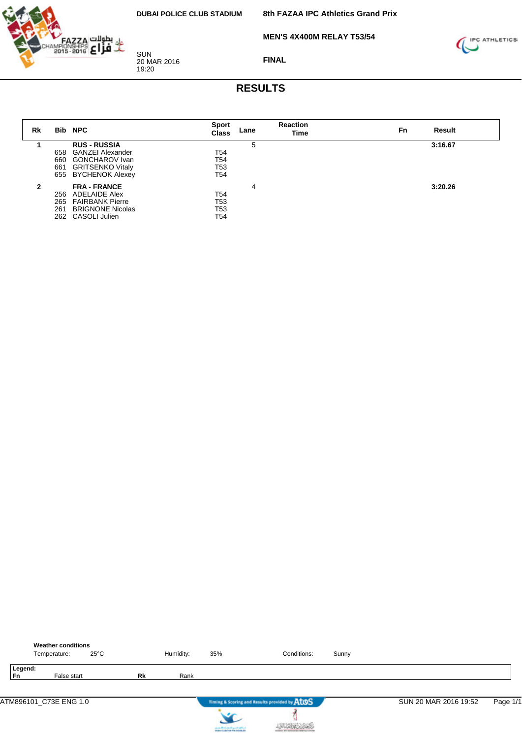DUBAI POLICE CLUB STADIUM

SUN
20 MAR 2016
19:20

**8th FAZAA IPC Athletics Grand Prix**

**MEN'S 4X400M RELAY T53/54**

**FINAL**

# RESULTS

| Rk | Bib | NPC | Sport Class | Lane | Reaction Time | Fn | Result |
|---|---|---|---|---|---|---|---|
| **1** | | **RUS - RUSSIA** | | 5 | | | **3:16.67** |
| | 658 | GANZEI Alexander | T54 | | | | |
| | 660 | GONCHAROV Ivan | T54 | | | | |
| | 661 | GRITSENKO Vitaly | T53 | | | | |
| | 655 | BYCHENOK Alexey | T54 | | | | |
| **2** | | **FRA - FRANCE** | | 4 | | | **3:20.26** |
| | 256 | ADELAIDE Alex | T54 | | | | |
| | 265 | FAIRBANK Pierre | T53 | | | | |
| | 261 | BRIGNONE Nicolas | T53 | | | | |
| | 262 | CASOLI Julien | T54 | | | | |

**Weather conditions**
Temperature: 25°C    Humidity: 35%    Conditions: Sunny

**Legend:**
**Fn** False start    **Rk** Rank

ATM896101_C73E ENG 1.0    SUN 20 MAR 2016 19:52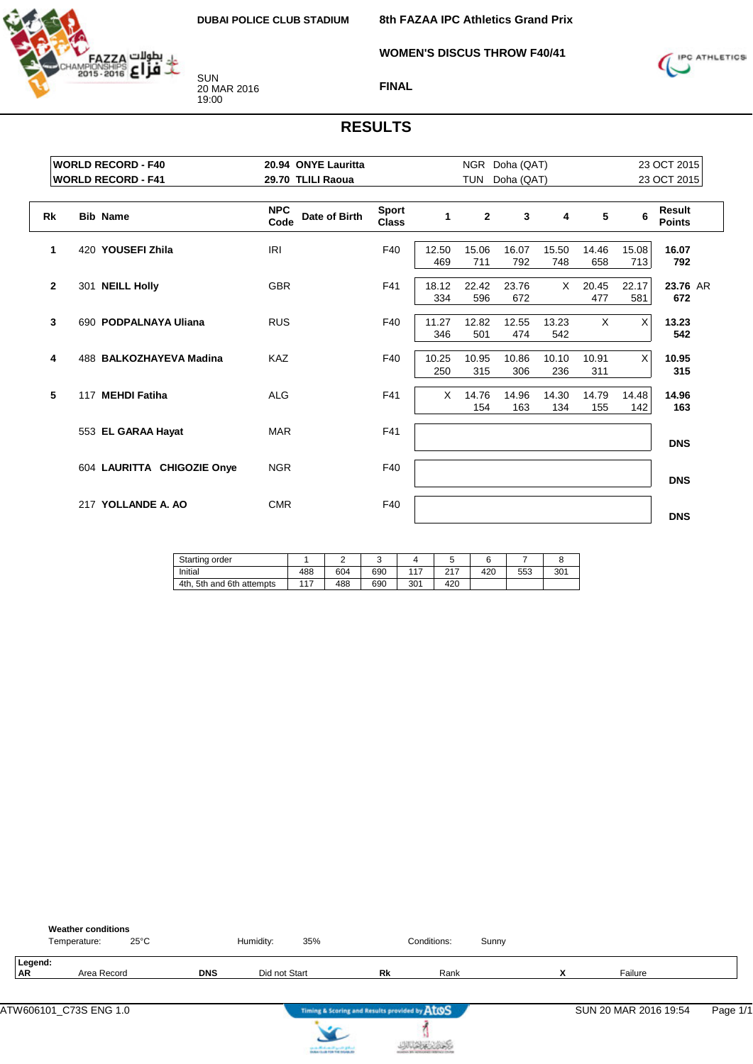DUBAI POLICE CLUB STADIUM

SUN
20 MAR 2016
19:00

**8th FAZAA IPC Athletics Grand Prix**

**WOMEN'S DISCUS THROW F40/41**

**FINAL**

## RESULTS

| | | | | |
|---|---|---|---|---|
| **WORLD RECORD - F40** | **20.94 ONYE Lauritta** | NGR | Doha (QAT) | 23 OCT 2015 |
| **WORLD RECORD - F41** | **29.70 TLILI Raoua** | TUN | Doha (QAT) | 23 OCT 2015 |

| Rk | Bib | Name | NPC Code | Date of Birth | Sport Class | 1 | 2 | 3 | 4 | 5 | 6 | Result Points |
|---|---|---|---|---|---|---|---|---|---|---|---|---|
| 1 | 420 | **YOUSEFI Zhila** | IRI | | F40 | 12.50 469 | 15.06 711 | 16.07 792 | 15.50 748 | 14.46 658 | 15.08 713 | **16.07 792** |
| 2 | 301 | **NEILL Holly** | GBR | | F41 | 18.12 334 | 22.42 596 | 23.76 672 | X | 20.45 477 | 22.17 581 | **23.76** AR **672** |
| 3 | 690 | **PODPALNAYA Uliana** | RUS | | F40 | 11.27 346 | 12.82 501 | 12.55 474 | 13.23 542 | X | X | **13.23 542** |
| 4 | 488 | **BALKOZHAYEVA Madina** | KAZ | | F40 | 10.25 250 | 10.95 315 | 10.86 306 | 10.10 236 | 10.91 311 | X | **10.95 315** |
| 5 | 117 | **MEHDI Fatiha** | ALG | | F41 | X | 14.76 154 | 14.96 163 | 14.30 134 | 14.79 155 | 14.48 142 | **14.96 163** |
| | 553 | **EL GARAA Hayat** | MAR | | F41 | | | | | | | **DNS** |
| | 604 | **LAURITTA CHIGOZIE Onye** | NGR | | F40 | | | | | | | **DNS** |
| | 217 | **YOLLANDE A. AO** | CMR | | F40 | | | | | | | **DNS** |

| Starting order | 1 | 2 | 3 | 4 | 5 | 6 | 7 | 8 |
|---|---|---|---|---|---|---|---|---|
| Initial | 488 | 604 | 690 | 117 | 217 | 420 | 553 | 301 |
| 4th, 5th and 6th attempts | 117 | 488 | 690 | 301 | 420 | | | |

**Weather conditions**
Temperature: 25°C    Humidity: 35%    Conditions: Sunny

**Legend:**
**AR** Area Record    **DNS** Did not Start    **Rk** Rank    **X** Failure

ATW606101_C73S ENG 1.0    SUN 20 MAR 2016 19:54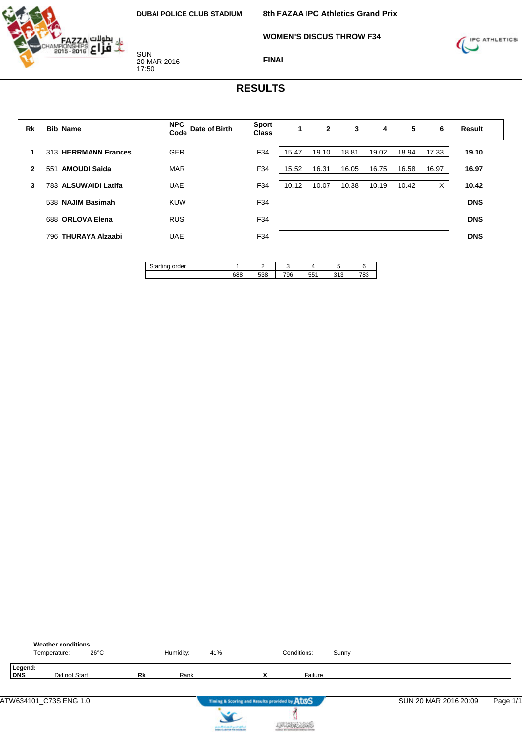DUBAI POLICE CLUB STADIUM

SUN
20 MAR 2016
17:50

# 8th FAZAA IPC Athletics Grand Prix

## WOMEN'S DISCUS THROW F34

### FINAL

## RESULTS

| Rk | Bib | Name | NPC Code | Date of Birth | Sport Class | 1 | 2 | 3 | 4 | 5 | 6 | Result |
|---|---|---|---|---|---|---|---|---|---|---|---|---|
| 1 | 313 | **HERRMANN Frances** | GER | | F34 | 15.47 | 19.10 | 18.81 | 19.02 | 18.94 | 17.33 | **19.10** |
| 2 | 551 | **AMOUDI Saida** | MAR | | F34 | 15.52 | 16.31 | 16.05 | 16.75 | 16.58 | 16.97 | **16.97** |
| 3 | 783 | **ALSUWAIDI Latifa** | UAE | | F34 | 10.12 | 10.07 | 10.38 | 10.19 | 10.42 | X | **10.42** |
| | 538 | **NAJIM Basimah** | KUW | | F34 | | | | | | | **DNS** |
| | 688 | **ORLOVA Elena** | RUS | | F34 | | | | | | | **DNS** |
| | 796 | **THURAYA Alzaabi** | UAE | | F34 | | | | | | | **DNS** |

| Starting order | 1 | 2 | 3 | 4 | 5 | 6 |
|---|---|---|---|---|---|---|
| | 688 | 538 | 796 | 551 | 313 | 783 |

**Weather conditions**
Temperature: 26°C   Humidity: 41%   Conditions: Sunny

**Legend:**
**DNS** Did not Start   **Rk** Rank   **X** Failure

ATW634101_C73S ENG 1.0   Timing & Scoring and Results provided by AtoS   SUN 20 MAR 2016 20:09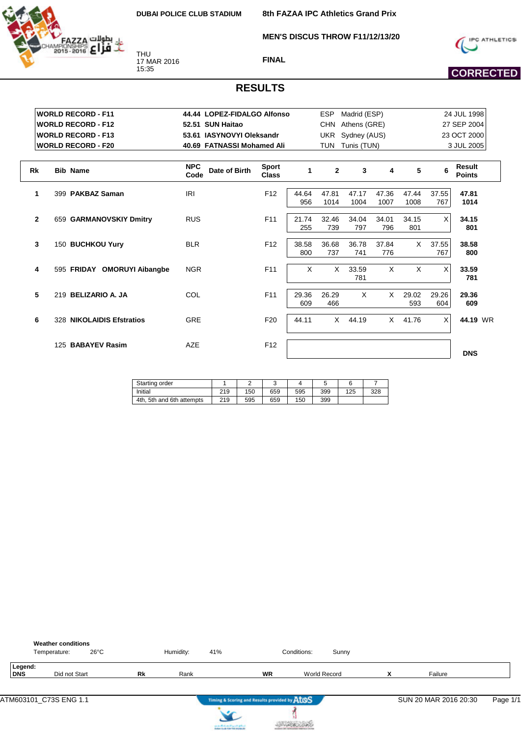DUBAI POLICE CLUB STADIUM

THU
17 MAR 2016
15:35

## 8th FAZAA IPC Athletics Grand Prix

## MEN'S DISCUS THROW F11/12/13/20

## FINAL

**CORRECTED**

# RESULTS

| | | | | |
|---|---|---|---|---|
| **WORLD RECORD - F11** | **44.44 LOPEZ-FIDALGO Alfonso** | ESP | Madrid (ESP) | 24 JUL 1998 |
| **WORLD RECORD - F12** | **52.51 SUN Haitao** | CHN | Athens (GRE) | 27 SEP 2004 |
| **WORLD RECORD - F13** | **53.61 IASYNOVYI Oleksandr** | UKR | Sydney (AUS) | 23 OCT 2000 |
| **WORLD RECORD - F20** | **40.69 FATNASSI Mohamed Ali** | TUN | Tunis (TUN) | 3 JUL 2005 |

| Rk | Bib | Name | NPC Code | Date of Birth | Sport Class | 1 | 2 | 3 | 4 | 5 | 6 | Result Points |
|---|---|---|---|---|---|---|---|---|---|---|---|---|
| 1 | 399 | **PAKBAZ Saman** | IRI | | F12 | 44.64 956 | 47.81 1014 | 47.17 1004 | 47.36 1007 | 47.44 1008 | 37.55 767 | **47.81 1014** |
| 2 | 659 | **GARMANOVSKIY Dmitry** | RUS | | F11 | 21.74 255 | 32.46 739 | 34.04 797 | 34.01 796 | 34.15 801 | X | **34.15 801** |
| 3 | 150 | **BUCHKOU Yury** | BLR | | F12 | 38.58 800 | 36.68 737 | 36.78 741 | 37.84 776 | X | 37.55 767 | **38.58 800** |
| 4 | 595 | **FRIDAY OMORUYI Aibangbe** | NGR | | F11 | X | X | 33.59 781 | X | X | X | **33.59 781** |
| 5 | 219 | **BELIZARIO A. JA** | COL | | F11 | 29.36 609 | 26.29 466 | X | X | 29.02 593 | 29.26 604 | **29.36 609** |
| 6 | 328 | **NIKOLAIDIS Efstratios** | GRE | | F20 | 44.11 | X | 44.19 | X | 41.76 | X | **44.19** WR |
| | 125 | **BABAYEV Rasim** | AZE | | F12 | | | | | | | **DNS** |

| Starting order | 1 | 2 | 3 | 4 | 5 | 6 | 7 |
|---|---|---|---|---|---|---|---|
| Initial | 219 | 150 | 659 | 595 | 399 | 125 | 328 |
| 4th, 5th and 6th attempts | 219 | 595 | 659 | 150 | 399 | | |

**Weather conditions**
Temperature: 26°C    Humidity: 41%    Conditions: Sunny

**Legend:**
**DNS** Did not Start    **Rk** Rank    **WR** World Record    **X** Failure

ATM603101_C73S ENG 1.1    Timing & Scoring and Results provided by AtoS    SUN 20 MAR 2016 20:30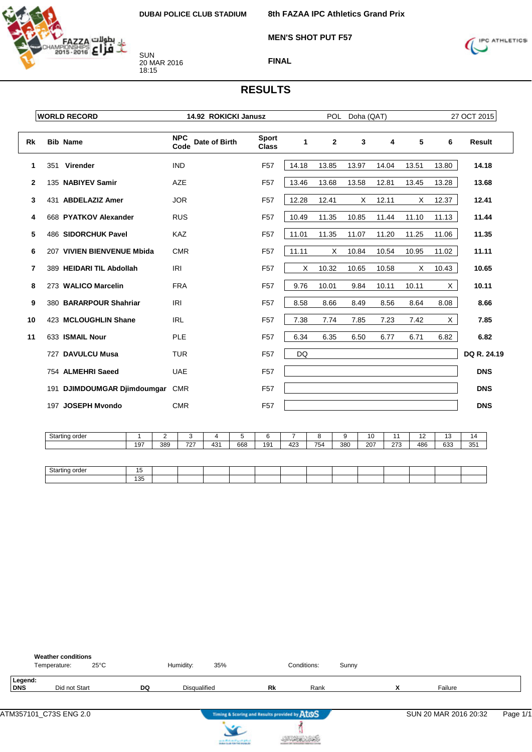DUBAI POLICE CLUB STADIUM

SUN
20 MAR 2016
18:15

**8th FAZAA IPC Athletics Grand Prix**

**MEN'S SHOT PUT F57**

**FINAL**

## RESULTS

| WORLD RECORD | 14.92 ROKICKI Janusz | POL | Doha (QAT) | 27 OCT 2015 |
|---|---|---|---|---|

| Rk | Bib | Name | NPC Code | Date of Birth | Sport Class | 1 | 2 | 3 | 4 | 5 | 6 | Result |
|---|---|---|---|---|---|---|---|---|---|---|---|---|
| 1 | 351 | Virender | IND | | F57 | 14.18 | 13.85 | 13.97 | 14.04 | 13.51 | 13.80 | **14.18** |
| 2 | 135 | NABIYEV Samir | AZE | | F57 | 13.46 | 13.68 | 13.58 | 12.81 | 13.45 | 13.28 | **13.68** |
| 3 | 431 | ABDELAZIZ Amer | JOR | | F57 | 12.28 | 12.41 | X | 12.11 | X | 12.37 | **12.41** |
| 4 | 668 | PYATKOV Alexander | RUS | | F57 | 10.49 | 11.35 | 10.85 | 11.44 | 11.10 | 11.13 | **11.44** |
| 5 | 486 | SIDORCHUK Pavel | KAZ | | F57 | 11.01 | 11.35 | 11.07 | 11.20 | 11.25 | 11.06 | **11.35** |
| 6 | 207 | VIVIEN BIENVENUE Mbida | CMR | | F57 | 11.11 | X | 10.84 | 10.54 | 10.95 | 11.02 | **11.11** |
| 7 | 389 | HEIDARI TIL Abdollah | IRI | | F57 | X | 10.32 | 10.65 | 10.58 | X | 10.43 | **10.65** |
| 8 | 273 | WALICO Marcelin | FRA | | F57 | 9.76 | 10.01 | 9.84 | 10.11 | 10.11 | X | **10.11** |
| 9 | 380 | BARARPOUR Shahriar | IRI | | F57 | 8.58 | 8.66 | 8.49 | 8.56 | 8.64 | 8.08 | **8.66** |
| 10 | 423 | MCLOUGHLIN Shane | IRL | | F57 | 7.38 | 7.74 | 7.85 | 7.23 | 7.42 | X | **7.85** |
| 11 | 633 | ISMAIL Nour | PLE | | F57 | 6.34 | 6.35 | 6.50 | 6.77 | 6.71 | 6.82 | **6.82** |
| | 727 | DAVULCU Musa | TUR | | F57 | DQ | | | | | | **DQ R. 24.19** |
| | 754 | ALMEHRI Saeed | UAE | | F57 | | | | | | | **DNS** |
| | 191 | DJIMDOUMGAR Djimdoumgar | CMR | | F57 | | | | | | | **DNS** |
| | 197 | JOSEPH Mvondo | CMR | | F57 | | | | | | | **DNS** |

| Starting order | 1 | 2 | 3 | 4 | 5 | 6 | 7 | 8 | 9 | 10 | 11 | 12 | 13 | 14 |
|---|---|---|---|---|---|---|---|---|---|---|---|---|---|---|
| | 197 | 389 | 727 | 431 | 668 | 191 | 423 | 754 | 380 | 207 | 273 | 486 | 633 | 351 |

| Starting order | 15 |
|---|---|
| | 135 |

**Weather conditions**

Temperature: 25°C  Humidity: 35%  Conditions: Sunny

**Legend:**
**DNS** Did not Start **DQ** Disqualified **Rk** Rank **X** Failure

ATM357101_C73S ENG 2.0 — SUN 20 MAR 2016 20:32